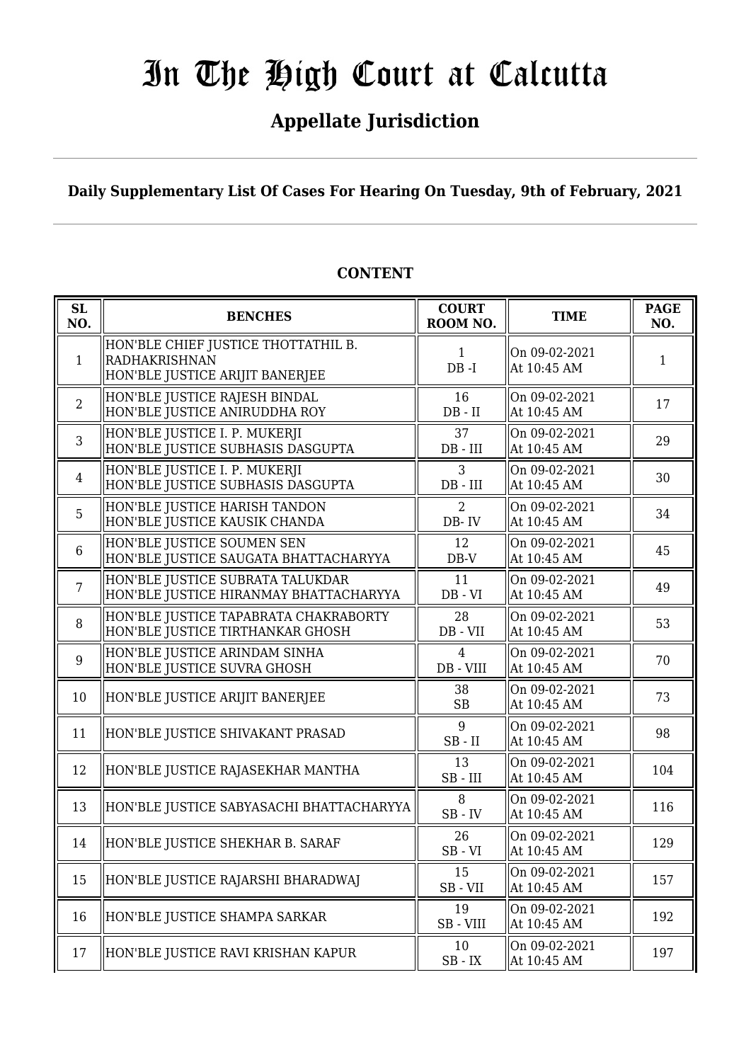# In The High Court at Calcutta

## Appellate Jurisdiction

**Daily Supplementary List Of Cases For Hearing On Tuesday, 9th of February, 2021**

**CONTENT**

| SL NO. | BENCHES | COURT ROOM NO. | TIME | PAGE NO. |
|---|---|---|---|---|
| 1 | HON'BLE CHIEF JUSTICE THOTTATHIL B. RADHAKRISHNAN<br>HON'BLE JUSTICE ARIJIT BANERJEE | 1<br>DB -I | On 09-02-2021<br>At 10:45 AM | 1 |
| 2 | HON'BLE JUSTICE RAJESH BINDAL<br>HON'BLE JUSTICE ANIRUDDHA ROY | 16<br>DB - II | On 09-02-2021<br>At 10:45 AM | 17 |
| 3 | HON'BLE JUSTICE I. P. MUKERJI<br>HON'BLE JUSTICE SUBHASIS DASGUPTA | 37<br>DB - III | On 09-02-2021<br>At 10:45 AM | 29 |
| 4 | HON'BLE JUSTICE I. P. MUKERJI<br>HON'BLE JUSTICE SUBHASIS DASGUPTA | 3<br>DB - III | On 09-02-2021<br>At 10:45 AM | 30 |
| 5 | HON'BLE JUSTICE HARISH TANDON<br>HON'BLE JUSTICE KAUSIK CHANDA | 2<br>DB- IV | On 09-02-2021<br>At 10:45 AM | 34 |
| 6 | HON'BLE JUSTICE SOUMEN SEN<br>HON'BLE JUSTICE SAUGATA BHATTACHARYYA | 12<br>DB-V | On 09-02-2021<br>At 10:45 AM | 45 |
| 7 | HON'BLE JUSTICE SUBRATA TALUKDAR<br>HON'BLE JUSTICE HIRANMAY BHATTACHARYYA | 11<br>DB - VI | On 09-02-2021<br>At 10:45 AM | 49 |
| 8 | HON'BLE JUSTICE TAPABRATA CHAKRABORTY<br>HON'BLE JUSTICE TIRTHANKAR GHOSH | 28<br>DB - VII | On 09-02-2021<br>At 10:45 AM | 53 |
| 9 | HON'BLE JUSTICE ARINDAM SINHA<br>HON'BLE JUSTICE SUVRA GHOSH | 4<br>DB - VIII | On 09-02-2021<br>At 10:45 AM | 70 |
| 10 | HON'BLE JUSTICE ARIJIT BANERJEE | 38<br>SB | On 09-02-2021<br>At 10:45 AM | 73 |
| 11 | HON'BLE JUSTICE SHIVAKANT PRASAD | 9<br>SB - II | On 09-02-2021<br>At 10:45 AM | 98 |
| 12 | HON'BLE JUSTICE RAJASEKHAR MANTHA | 13<br>SB - III | On 09-02-2021<br>At 10:45 AM | 104 |
| 13 | HON'BLE JUSTICE SABYASACHI BHATTACHARYYA | 8<br>SB - IV | On 09-02-2021<br>At 10:45 AM | 116 |
| 14 | HON'BLE JUSTICE SHEKHAR B. SARAF | 26<br>SB - VI | On 09-02-2021<br>At 10:45 AM | 129 |
| 15 | HON'BLE JUSTICE RAJARSHI BHARADWAJ | 15<br>SB - VII | On 09-02-2021<br>At 10:45 AM | 157 |
| 16 | HON'BLE JUSTICE SHAMPA SARKAR | 19<br>SB - VIII | On 09-02-2021<br>At 10:45 AM | 192 |
| 17 | HON'BLE JUSTICE RAVI KRISHAN KAPUR | 10<br>SB - IX | On 09-02-2021<br>At 10:45 AM | 197 |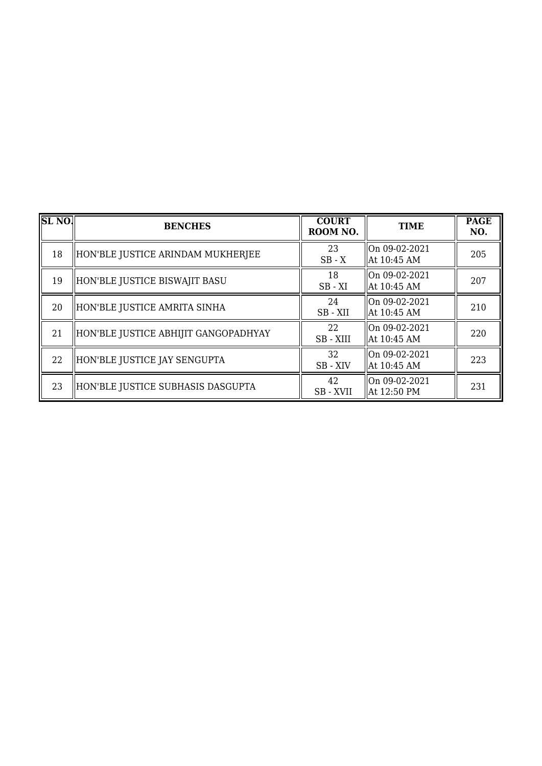| SL NO. | BENCHES | COURT ROOM NO. | TIME | PAGE NO. |
|---|---|---|---|---|
| 18 | HON'BLE JUSTICE ARINDAM MUKHERJEE | 23<br>SB - X | On 09-02-2021<br>At 10:45 AM | 205 |
| 19 | HON'BLE JUSTICE BISWAJIT BASU | 18<br>SB - XI | On 09-02-2021<br>At 10:45 AM | 207 |
| 20 | HON'BLE JUSTICE AMRITA SINHA | 24<br>SB - XII | On 09-02-2021<br>At 10:45 AM | 210 |
| 21 | HON'BLE JUSTICE ABHIJIT GANGOPADHYAY | 22<br>SB - XIII | On 09-02-2021<br>At 10:45 AM | 220 |
| 22 | HON'BLE JUSTICE JAY SENGUPTA | 32<br>SB - XIV | On 09-02-2021<br>At 10:45 AM | 223 |
| 23 | HON'BLE JUSTICE SUBHASIS DASGUPTA | 42<br>SB - XVII | On 09-02-2021<br>At 12:50 PM | 231 |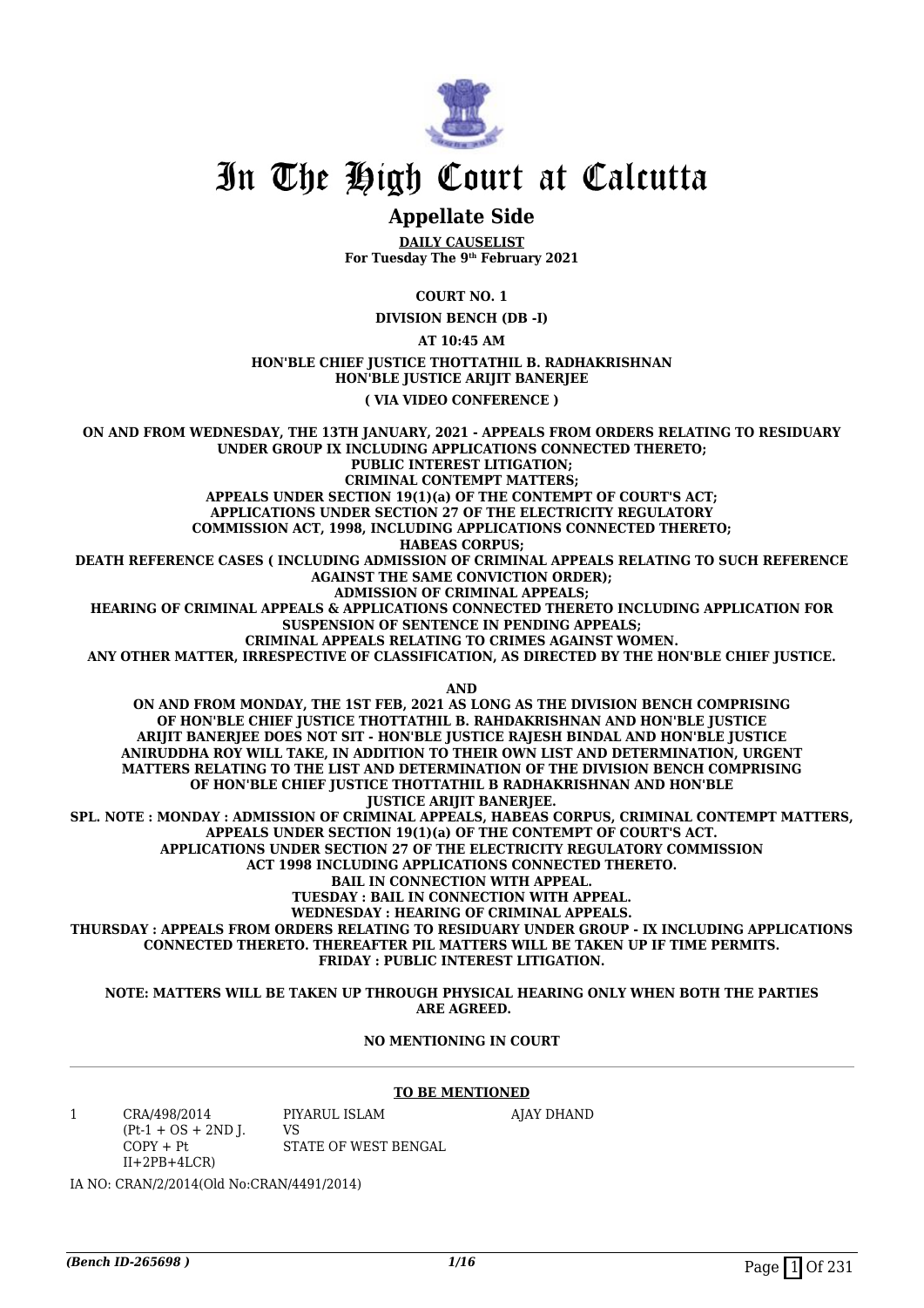# In The High Court at Calcutta

## Appellate Side

**DAILY CAUSELIST**
**For Tuesday The 9th February 2021**

**COURT NO. 1**

**DIVISION BENCH (DB -I)**

**AT 10:45 AM**

**HON'BLE CHIEF JUSTICE THOTTATHIL B. RADHAKRISHNAN**
**HON'BLE JUSTICE ARIJIT BANERJEE**

**( VIA VIDEO CONFERENCE )**

**ON AND FROM WEDNESDAY, THE 13TH JANUARY, 2021 - APPEALS FROM ORDERS RELATING TO RESIDUARY UNDER GROUP IX INCLUDING APPLICATIONS CONNECTED THERETO;**
**PUBLIC INTEREST LITIGATION;**
**CRIMINAL CONTEMPT MATTERS;**
**APPEALS UNDER SECTION 19(1)(a) OF THE CONTEMPT OF COURT'S ACT;**
**APPLICATIONS UNDER SECTION 27 OF THE ELECTRICITY REGULATORY COMMISSION ACT, 1998, INCLUDING APPLICATIONS CONNECTED THERETO;**
**HABEAS CORPUS;**
**DEATH REFERENCE CASES ( INCLUDING ADMISSION OF CRIMINAL APPEALS RELATING TO SUCH REFERENCE AGAINST THE SAME CONVICTION ORDER);**
**ADMISSION OF CRIMINAL APPEALS;**
**HEARING OF CRIMINAL APPEALS & APPLICATIONS CONNECTED THERETO INCLUDING APPLICATION FOR SUSPENSION OF SENTENCE IN PENDING APPEALS;**
**CRIMINAL APPEALS RELATING TO CRIMES AGAINST WOMEN.**
**ANY OTHER MATTER, IRRESPECTIVE OF CLASSIFICATION, AS DIRECTED BY THE HON'BLE CHIEF JUSTICE.**

**AND**

**ON AND FROM MONDAY, THE 1ST FEB, 2021 AS LONG AS THE DIVISION BENCH COMPRISING OF HON'BLE CHIEF JUSTICE THOTTATHIL B. RAHDAKRISHNAN AND HON'BLE JUSTICE ARIJIT BANERJEE DOES NOT SIT - HON'BLE JUSTICE RAJESH BINDAL AND HON'BLE JUSTICE ANIRUDDHA ROY WILL TAKE, IN ADDITION TO THEIR OWN LIST AND DETERMINATION, URGENT MATTERS RELATING TO THE LIST AND DETERMINATION OF THE DIVISION BENCH COMPRISING OF HON'BLE CHIEF JUSTICE THOTTATHIL B RADHAKRISHNAN AND HON'BLE JUSTICE ARIJIT BANERJEE.**
**SPL. NOTE : MONDAY : ADMISSION OF CRIMINAL APPEALS, HABEAS CORPUS, CRIMINAL CONTEMPT MATTERS, APPEALS UNDER SECTION 19(1)(a) OF THE CONTEMPT OF COURT'S ACT.**
**APPLICATIONS UNDER SECTION 27 OF THE ELECTRICITY REGULATORY COMMISSION ACT 1998 INCLUDING APPLICATIONS CONNECTED THERETO.**
**BAIL IN CONNECTION WITH APPEAL.**
**TUESDAY : BAIL IN CONNECTION WITH APPEAL.**
**WEDNESDAY : HEARING OF CRIMINAL APPEALS.**
**THURSDAY : APPEALS FROM ORDERS RELATING TO RESIDUARY UNDER GROUP - IX INCLUDING APPLICATIONS CONNECTED THERETO. THEREAFTER PIL MATTERS WILL BE TAKEN UP IF TIME PERMITS.**
**FRIDAY : PUBLIC INTEREST LITIGATION.**

**NOTE: MATTERS WILL BE TAKEN UP THROUGH PHYSICAL HEARING ONLY WHEN BOTH THE PARTIES ARE AGREED.**

**NO MENTIONING IN COURT**

**TO BE MENTIONED**

| | | | |
|---|---|---|---|
| 1 | CRA/498/2014 (Pt-1 + OS + 2ND J. COPY + Pt II+2PB+4LCR) | PIYARUL ISLAM VS STATE OF WEST BENGAL | AJAY DHAND |

IA NO: CRAN/2/2014(Old No:CRAN/4491/2014)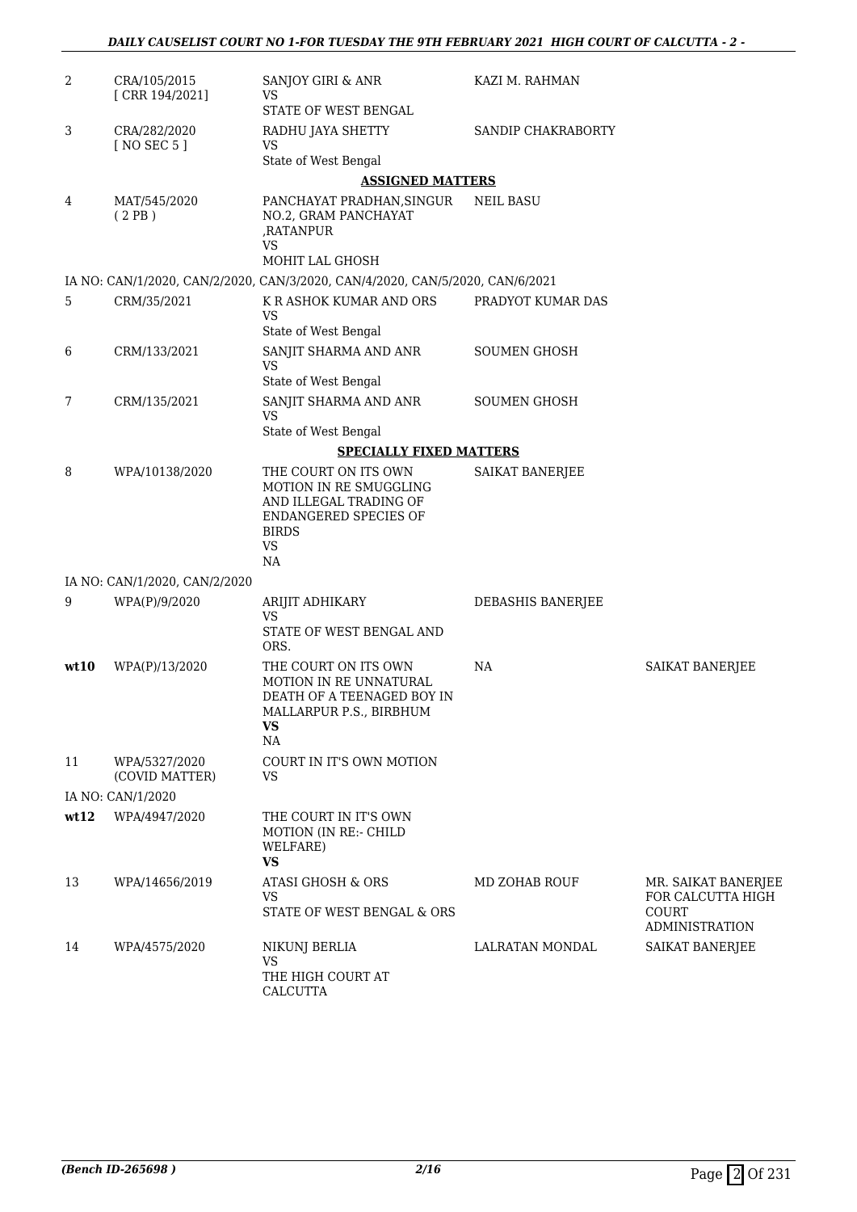| | | | | |
|---|---|---|---|---|
| 2 | CRA/105/2015 [ CRR 194/2021] | SANJOY GIRI & ANR VS STATE OF WEST BENGAL | KAZI M. RAHMAN | |
| 3 | CRA/282/2020 [ NO SEC 5 ] | RADHU JAYA SHETTY VS State of West Bengal | SANDIP CHAKRABORTY | |
| | | **ASSIGNED MATTERS** | | |
| 4 | MAT/545/2020 ( 2 PB ) | PANCHAYAT PRADHAN,SINGUR NO.2, GRAM PANCHAYAT ,RATANPUR VS MOHIT LAL GHOSH | NEIL BASU | |
| | IA NO: CAN/1/2020, CAN/2/2020, CAN/3/2020, CAN/4/2020, CAN/5/2020, CAN/6/2021 | | | |
| 5 | CRM/35/2021 | K R ASHOK KUMAR AND ORS VS State of West Bengal | PRADYOT KUMAR DAS | |
| 6 | CRM/133/2021 | SANJIT SHARMA AND ANR VS State of West Bengal | SOUMEN GHOSH | |
| 7 | CRM/135/2021 | SANJIT SHARMA AND ANR VS State of West Bengal | SOUMEN GHOSH | |
| | | **SPECIALLY FIXED MATTERS** | | |
| 8 | WPA/10138/2020 | THE COURT ON ITS OWN MOTION IN RE SMUGGLING AND ILLEGAL TRADING OF ENDANGERED SPECIES OF BIRDS VS NA | SAIKAT BANERJEE | |
| | IA NO: CAN/1/2020, CAN/2/2020 | | | |
| 9 | WPA(P)/9/2020 | ARIJIT ADHIKARY VS STATE OF WEST BENGAL AND ORS. | DEBASHIS BANERJEE | |
| **wt10** | WPA(P)/13/2020 | THE COURT ON ITS OWN MOTION IN RE UNNATURAL DEATH OF A TEENAGED BOY IN MALLARPUR P.S., BIRBHUM **VS** NA | NA | SAIKAT BANERJEE |
| 11 | WPA/5327/2020 (COVID MATTER) | COURT IN IT'S OWN MOTION VS | | |
| | IA NO: CAN/1/2020 | | | |
| **wt12** | WPA/4947/2020 | THE COURT IN IT'S OWN MOTION (IN RE:- CHILD WELFARE) **VS** | | |
| 13 | WPA/14656/2019 | ATASI GHOSH & ORS VS STATE OF WEST BENGAL & ORS | MD ZOHAB ROUF | MR. SAIKAT BANERJEE FOR CALCUTTA HIGH COURT ADMINISTRATION |
| 14 | WPA/4575/2020 | NIKUNJ BERLIA VS THE HIGH COURT AT CALCUTTA | LALRATAN MONDAL | SAIKAT BANERJEE |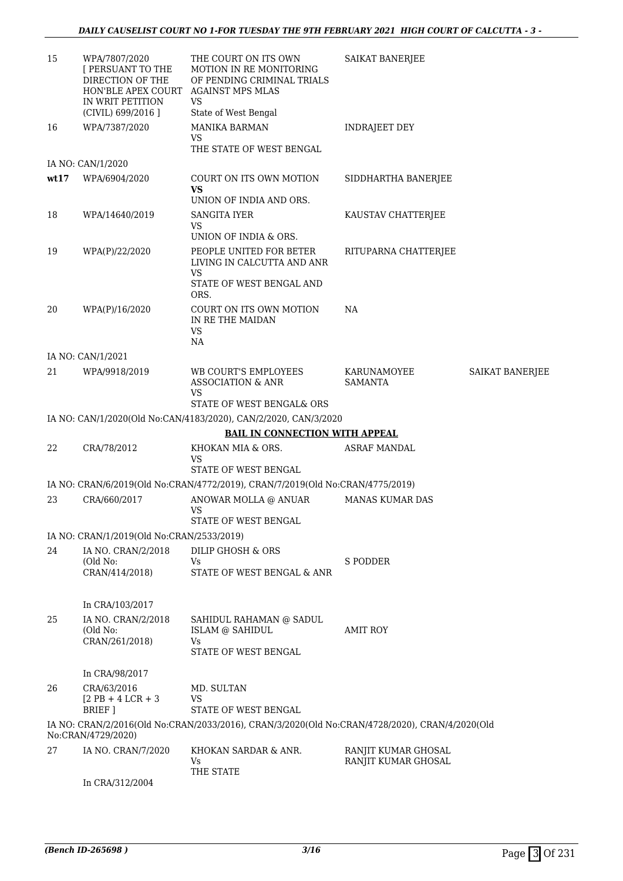| | | | | |
|---|---|---|---|---|
| 15 | WPA/7807/2020 [ PERSUANT TO THE DIRECTION OF THE HON'BLE APEX COURT IN WRIT PETITION (CIVIL) 699/2016 ] | THE COURT ON ITS OWN MOTION IN RE MONITORING OF PENDING CRIMINAL TRIALS AGAINST MPS MLAS VS State of West Bengal | SAIKAT BANERJEE | |
| 16 | WPA/7387/2020 | MANIKA BARMAN VS THE STATE OF WEST BENGAL | INDRAJEET DEY | |
| | IA NO: CAN/1/2020 | | | |
| wt17 | WPA/6904/2020 | COURT ON ITS OWN MOTION **VS** UNION OF INDIA AND ORS. | SIDDHARTHA BANERJEE | |
| 18 | WPA/14640/2019 | SANGITA IYER VS UNION OF INDIA & ORS. | KAUSTAV CHATTERJEE | |
| 19 | WPA(P)/22/2020 | PEOPLE UNITED FOR BETER LIVING IN CALCUTTA AND ANR VS STATE OF WEST BENGAL AND ORS. | RITUPARNA CHATTERJEE | |
| 20 | WPA(P)/16/2020 | COURT ON ITS OWN MOTION IN RE THE MAIDAN VS NA | NA | |
| | IA NO: CAN/1/2021 | | | |
| 21 | WPA/9918/2019 | WB COURT'S EMPLOYEES ASSOCIATION & ANR VS STATE OF WEST BENGAL& ORS | KARUNAMOYEE SAMANTA | SAIKAT BANERJEE |
| | IA NO: CAN/1/2020(Old No:CAN/4183/2020), CAN/2/2020, CAN/3/2020 | | | |

**BAIL IN CONNECTION WITH APPEAL**

| | | | | |
|---|---|---|---|---|
| 22 | CRA/78/2012 | KHOKAN MIA & ORS. VS STATE OF WEST BENGAL | ASRAF MANDAL | |
| | IA NO: CRAN/6/2019(Old No:CRAN/4772/2019), CRAN/7/2019(Old No:CRAN/4775/2019) | | | |
| 23 | CRA/660/2017 | ANOWAR MOLLA @ ANUAR VS STATE OF WEST BENGAL | MANAS KUMAR DAS | |
| | IA NO: CRAN/1/2019(Old No:CRAN/2533/2019) | | | |
| 24 | IA NO. CRAN/2/2018 (Old No: CRAN/414/2018) In CRA/103/2017 | DILIP GHOSH & ORS Vs STATE OF WEST BENGAL & ANR | S PODDER | |
| 25 | IA NO. CRAN/2/2018 (Old No: CRAN/261/2018) In CRA/98/2017 | SAHIDUL RAHAMAN @ SADUL ISLAM @ SAHIDUL Vs STATE OF WEST BENGAL | AMIT ROY | |
| 26 | CRA/63/2016 [2 PB + 4 LCR + 3 BRIEF ] | MD. SULTAN VS STATE OF WEST BENGAL | | |
| | IA NO: CRAN/2/2016(Old No:CRAN/2033/2016), CRAN/3/2020(Old No:CRAN/4728/2020), CRAN/4/2020(Old No:CRAN/4729/2020) | | | |
| 27 | IA NO. CRAN/7/2020 In CRA/312/2004 | KHOKAN SARDAR & ANR. Vs THE STATE | RANJIT KUMAR GHOSAL RANJIT KUMAR GHOSAL | |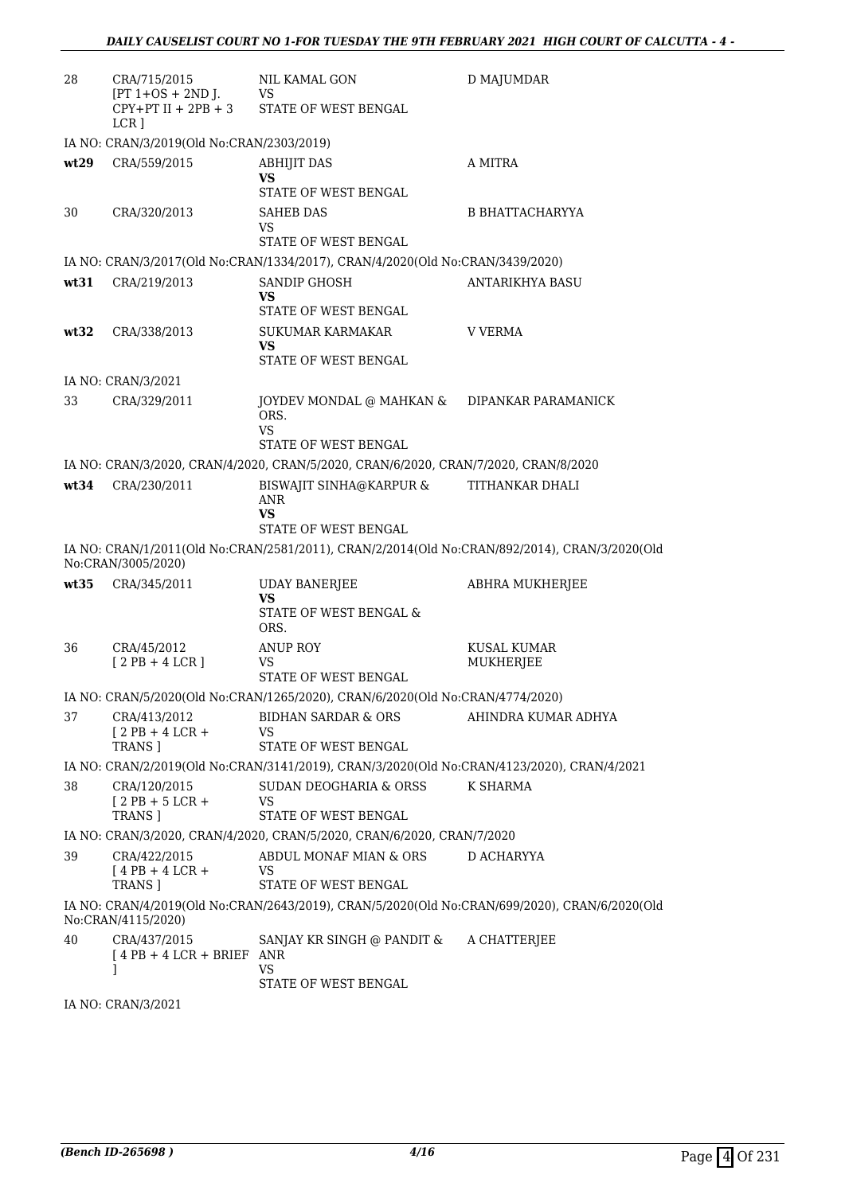| | | | |
|---|---|---|---|
| 28 | CRA/715/2015 [PT 1+OS + 2ND J. CPY+PT II + 2PB + 3 LCR ] | NIL KAMAL GON VS STATE OF WEST BENGAL | D MAJUMDAR |

IA NO: CRAN/3/2019(Old No:CRAN/2303/2019)

| | | | |
|---|---|---|---|
| **wt29** | CRA/559/2015 | ABHIJIT DAS **VS** STATE OF WEST BENGAL | A MITRA |
| 30 | CRA/320/2013 | SAHEB DAS VS STATE OF WEST BENGAL | B BHATTACHARYYA |

IA NO: CRAN/3/2017(Old No:CRAN/1334/2017), CRAN/4/2020(Old No:CRAN/3439/2020)

| | | | |
|---|---|---|---|
| **wt31** | CRA/219/2013 | SANDIP GHOSH **VS** STATE OF WEST BENGAL | ANTARIKHYA BASU |
| **wt32** | CRA/338/2013 | SUKUMAR KARMAKAR **VS** STATE OF WEST BENGAL | V VERMA |

IA NO: CRAN/3/2021

| | | | |
|---|---|---|---|
| 33 | CRA/329/2011 | JOYDEV MONDAL @ MAHKAN & ORS. VS STATE OF WEST BENGAL | DIPANKAR PARAMANICK |

IA NO: CRAN/3/2020, CRAN/4/2020, CRAN/5/2020, CRAN/6/2020, CRAN/7/2020, CRAN/8/2020

| | | | |
|---|---|---|---|
| **wt34** | CRA/230/2011 | BISWAJIT SINHA@KARPUR & ANR **VS** STATE OF WEST BENGAL | TITHANKAR DHALI |

IA NO: CRAN/1/2011(Old No:CRAN/2581/2011), CRAN/2/2014(Old No:CRAN/892/2014), CRAN/3/2020(Old No:CRAN/3005/2020)

| | | | |
|---|---|---|---|
| **wt35** | CRA/345/2011 | UDAY BANERJEE **VS** STATE OF WEST BENGAL & ORS. | ABHRA MUKHERJEE |
| 36 | CRA/45/2012 [ 2 PB + 4 LCR ] | ANUP ROY VS STATE OF WEST BENGAL | KUSAL KUMAR MUKHERJEE |

IA NO: CRAN/5/2020(Old No:CRAN/1265/2020), CRAN/6/2020(Old No:CRAN/4774/2020)

| | | | |
|---|---|---|---|
| 37 | CRA/413/2012 [ 2 PB + 4 LCR + TRANS ] | BIDHAN SARDAR & ORS VS STATE OF WEST BENGAL | AHINDRA KUMAR ADHYA |

IA NO: CRAN/2/2019(Old No:CRAN/3141/2019), CRAN/3/2020(Old No:CRAN/4123/2020), CRAN/4/2021

| | | | |
|---|---|---|---|
| 38 | CRA/120/2015 [ 2 PB + 5 LCR + TRANS ] | SUDAN DEOGHARIA & ORSS VS STATE OF WEST BENGAL | K SHARMA |

IA NO: CRAN/3/2020, CRAN/4/2020, CRAN/5/2020, CRAN/6/2020, CRAN/7/2020

| | | | |
|---|---|---|---|
| 39 | CRA/422/2015 [ 4 PB + 4 LCR + TRANS ] | ABDUL MONAF MIAN & ORS VS STATE OF WEST BENGAL | D ACHARYYA |

IA NO: CRAN/4/2019(Old No:CRAN/2643/2019), CRAN/5/2020(Old No:CRAN/699/2020), CRAN/6/2020(Old No:CRAN/4115/2020)

| | | | |
|---|---|---|---|
| 40 | CRA/437/2015 [ 4 PB + 4 LCR + BRIEF ] | SANJAY KR SINGH @ PANDIT & ANR VS STATE OF WEST BENGAL | A CHATTERJEE |

IA NO: CRAN/3/2021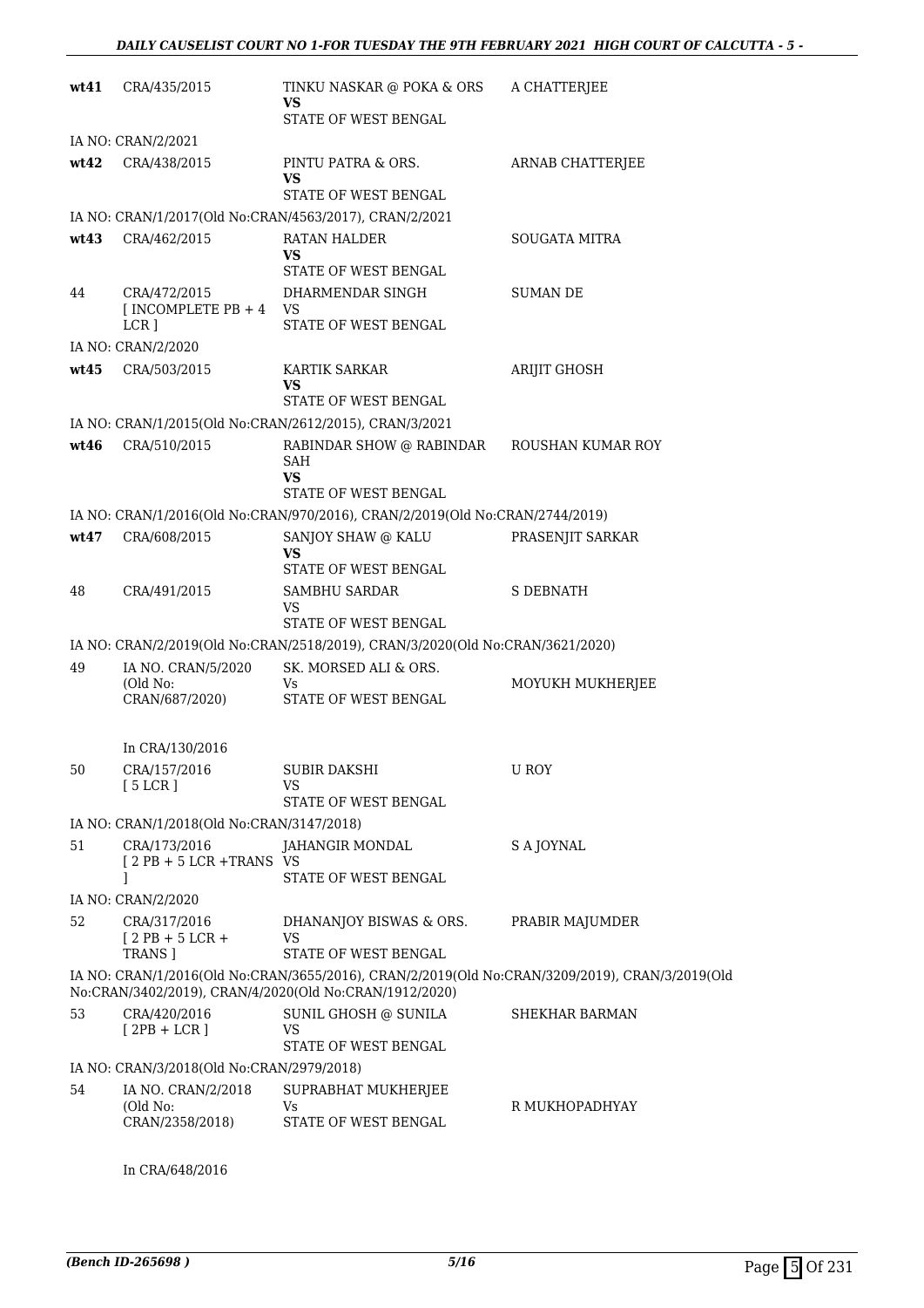| | | | |
|---|---|---|---|
| **wt41** | CRA/435/2015 | TINKU NASKAR @ POKA & ORS **VS** STATE OF WEST BENGAL | A CHATTERJEE |
| | IA NO: CRAN/2/2021 | | |
| **wt42** | CRA/438/2015 | PINTU PATRA & ORS. **VS** STATE OF WEST BENGAL | ARNAB CHATTERJEE |
| | IA NO: CRAN/1/2017(Old No:CRAN/4563/2017), CRAN/2/2021 | | |
| **wt43** | CRA/462/2015 | RATAN HALDER **VS** STATE OF WEST BENGAL | SOUGATA MITRA |
| 44 | CRA/472/2015 [ INCOMPLETE PB + 4 LCR ] | DHARMENDAR SINGH VS STATE OF WEST BENGAL | SUMAN DE |
| | IA NO: CRAN/2/2020 | | |
| **wt45** | CRA/503/2015 | KARTIK SARKAR **VS** STATE OF WEST BENGAL | ARIJIT GHOSH |
| | IA NO: CRAN/1/2015(Old No:CRAN/2612/2015), CRAN/3/2021 | | |
| **wt46** | CRA/510/2015 | RABINDAR SHOW @ RABINDAR SAH **VS** STATE OF WEST BENGAL | ROUSHAN KUMAR ROY |
| | IA NO: CRAN/1/2016(Old No:CRAN/970/2016), CRAN/2/2019(Old No:CRAN/2744/2019) | | |
| **wt47** | CRA/608/2015 | SANJOY SHAW @ KALU **VS** STATE OF WEST BENGAL | PRASENJIT SARKAR |
| 48 | CRA/491/2015 | SAMBHU SARDAR VS STATE OF WEST BENGAL | S DEBNATH |
| | IA NO: CRAN/2/2019(Old No:CRAN/2518/2019), CRAN/3/2020(Old No:CRAN/3621/2020) | | |
| 49 | IA NO. CRAN/5/2020 (Old No: CRAN/687/2020) In CRA/130/2016 | SK. MORSED ALI & ORS. Vs STATE OF WEST BENGAL | MOYUKH MUKHERJEE |
| 50 | CRA/157/2016 [ 5 LCR ] | SUBIR DAKSHI VS STATE OF WEST BENGAL | U ROY |
| | IA NO: CRAN/1/2018(Old No:CRAN/3147/2018) | | |
| 51 | CRA/173/2016 [ 2 PB + 5 LCR +TRANS ] | JAHANGIR MONDAL VS STATE OF WEST BENGAL | S A JOYNAL |
| | IA NO: CRAN/2/2020 | | |
| 52 | CRA/317/2016 [ 2 PB + 5 LCR + TRANS ] | DHANANJOY BISWAS & ORS. VS STATE OF WEST BENGAL | PRABIR MAJUMDER |
| | IA NO: CRAN/1/2016(Old No:CRAN/3655/2016), CRAN/2/2019(Old No:CRAN/3209/2019), CRAN/3/2019(Old No:CRAN/3402/2019), CRAN/4/2020(Old No:CRAN/1912/2020) | | |
| 53 | CRA/420/2016 [ 2PB + LCR ] | SUNIL GHOSH @ SUNILA VS STATE OF WEST BENGAL | SHEKHAR BARMAN |
| | IA NO: CRAN/3/2018(Old No:CRAN/2979/2018) | | |
| 54 | IA NO. CRAN/2/2018 (Old No: CRAN/2358/2018) In CRA/648/2016 | SUPRABHAT MUKHERJEE Vs STATE OF WEST BENGAL | R MUKHOPADHYAY |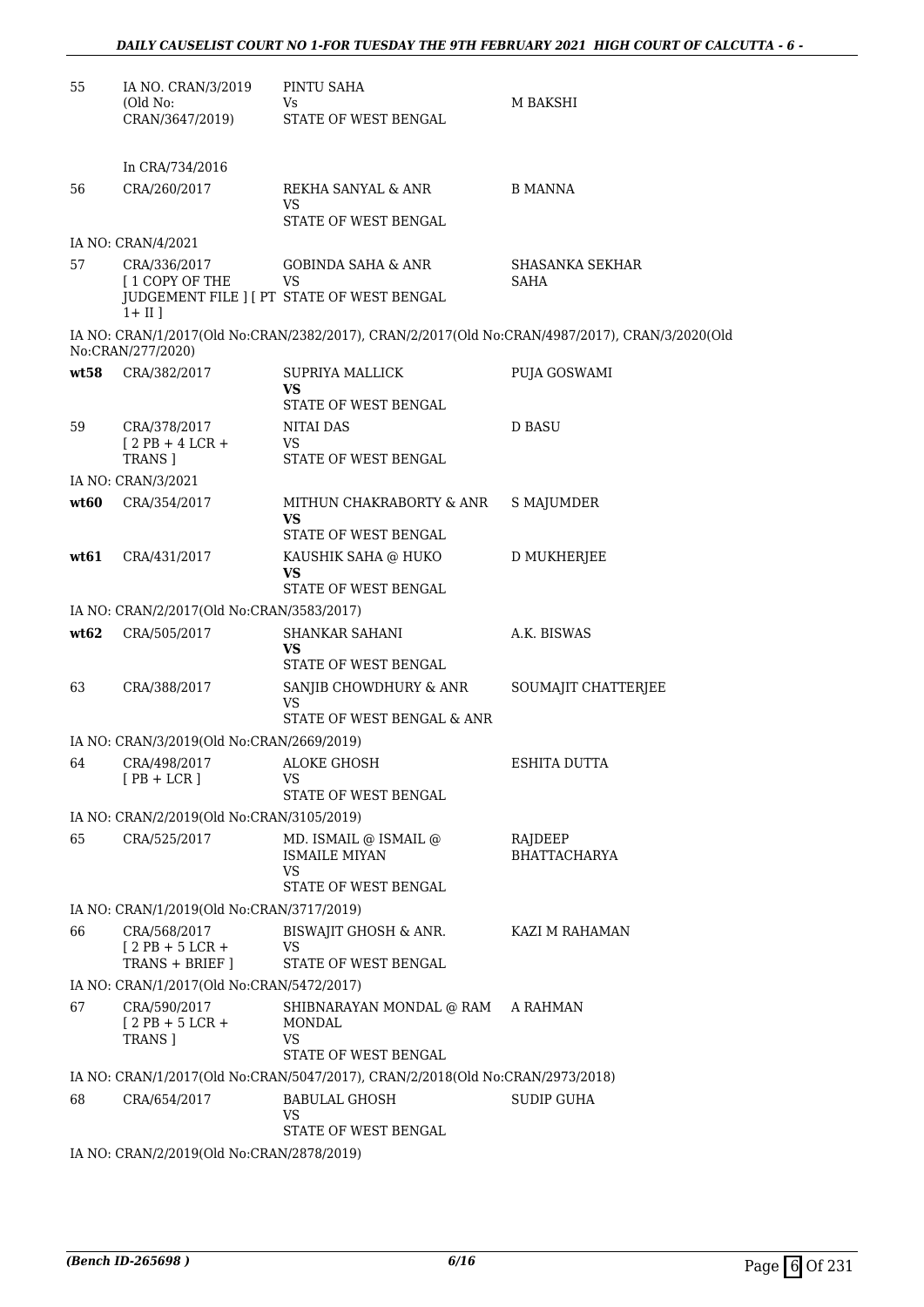| | | | |
|---|---|---|---|
| 55 | IA NO. CRAN/3/2019 (Old No: CRAN/3647/2019) | PINTU SAHA Vs STATE OF WEST BENGAL | M BAKSHI |
| | In CRA/734/2016 | | |
| 56 | CRA/260/2017 | REKHA SANYAL & ANR VS STATE OF WEST BENGAL | B MANNA |
| IA NO: CRAN/4/2021 | | | |
| 57 | CRA/336/2017 [ 1 COPY OF THE JUDGEMENT FILE ] [ PT 1+ II ] | GOBINDA SAHA & ANR VS STATE OF WEST BENGAL | SHASANKA SEKHAR SAHA |
| IA NO: CRAN/1/2017(Old No:CRAN/2382/2017), CRAN/2/2017(Old No:CRAN/4987/2017), CRAN/3/2020(Old No:CRAN/277/2020) | | | |
| **wt58** | CRA/382/2017 | SUPRIYA MALLICK **VS** STATE OF WEST BENGAL | PUJA GOSWAMI |
| 59 | CRA/378/2017 [ 2 PB + 4 LCR + TRANS ] | NITAI DAS VS STATE OF WEST BENGAL | D BASU |
| IA NO: CRAN/3/2021 | | | |
| **wt60** | CRA/354/2017 | MITHUN CHAKRABORTY & ANR **VS** STATE OF WEST BENGAL | S MAJUMDER |
| **wt61** | CRA/431/2017 | KAUSHIK SAHA @ HUKO **VS** STATE OF WEST BENGAL | D MUKHERJEE |
| IA NO: CRAN/2/2017(Old No:CRAN/3583/2017) | | | |
| **wt62** | CRA/505/2017 | SHANKAR SAHANI **VS** STATE OF WEST BENGAL | A.K. BISWAS |
| 63 | CRA/388/2017 | SANJIB CHOWDHURY & ANR VS STATE OF WEST BENGAL & ANR | SOUMAJIT CHATTERJEE |
| IA NO: CRAN/3/2019(Old No:CRAN/2669/2019) | | | |
| 64 | CRA/498/2017 [ PB + LCR ] | ALOKE GHOSH VS STATE OF WEST BENGAL | ESHITA DUTTA |
| IA NO: CRAN/2/2019(Old No:CRAN/3105/2019) | | | |
| 65 | CRA/525/2017 | MD. ISMAIL @ ISMAIL @ ISMAILE MIYAN VS STATE OF WEST BENGAL | RAJDEEP BHATTACHARYA |
| IA NO: CRAN/1/2019(Old No:CRAN/3717/2019) | | | |
| 66 | CRA/568/2017 [ 2 PB + 5 LCR + TRANS + BRIEF ] | BISWAJIT GHOSH & ANR. VS STATE OF WEST BENGAL | KAZI M RAHAMAN |
| IA NO: CRAN/1/2017(Old No:CRAN/5472/2017) | | | |
| 67 | CRA/590/2017 [ 2 PB + 5 LCR + TRANS ] | SHIBNARAYAN MONDAL @ RAM MONDAL VS STATE OF WEST BENGAL | A RAHMAN |
| IA NO: CRAN/1/2017(Old No:CRAN/5047/2017), CRAN/2/2018(Old No:CRAN/2973/2018) | | | |
| 68 | CRA/654/2017 | BABULAL GHOSH VS STATE OF WEST BENGAL | SUDIP GUHA |
| IA NO: CRAN/2/2019(Old No:CRAN/2878/2019) | | | |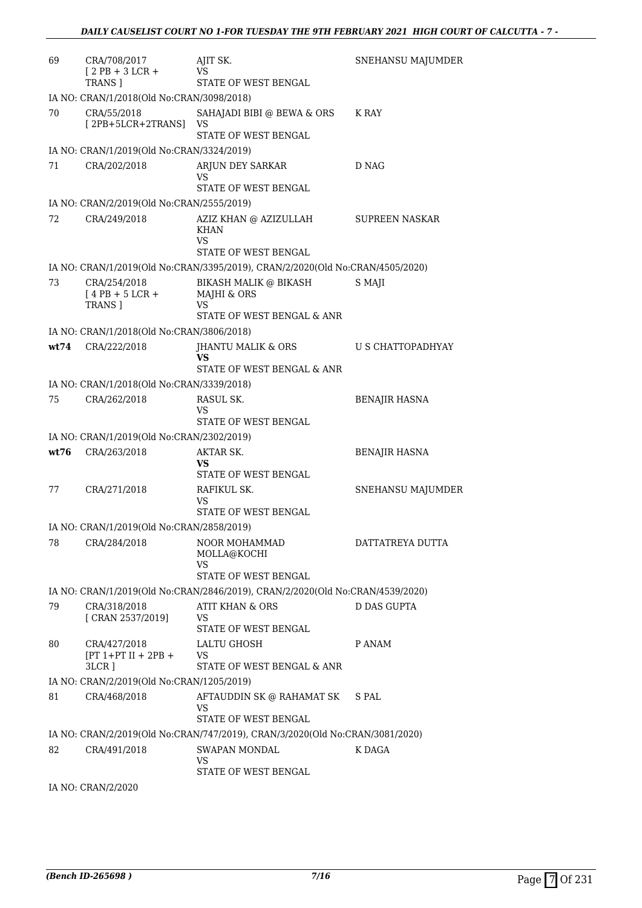| | | | |
|---|---|---|---|
| 69 | CRA/708/2017 [ 2 PB + 3 LCR + TRANS ] | AJIT SK. VS STATE OF WEST BENGAL | SNEHANSU MAJUMDER |
| | IA NO: CRAN/1/2018(Old No:CRAN/3098/2018) | | |
| 70 | CRA/55/2018 [ 2PB+5LCR+2TRANS] | SAHAJADI BIBI @ BEWA & ORS VS STATE OF WEST BENGAL | K RAY |
| | IA NO: CRAN/1/2019(Old No:CRAN/3324/2019) | | |
| 71 | CRA/202/2018 | ARJUN DEY SARKAR VS STATE OF WEST BENGAL | D NAG |
| | IA NO: CRAN/2/2019(Old No:CRAN/2555/2019) | | |
| 72 | CRA/249/2018 | AZIZ KHAN @ AZIZULLAH KHAN VS STATE OF WEST BENGAL | SUPREEN NASKAR |
| | IA NO: CRAN/1/2019(Old No:CRAN/3395/2019), CRAN/2/2020(Old No:CRAN/4505/2020) | | |
| 73 | CRA/254/2018 [ 4 PB + 5 LCR + TRANS ] | BIKASH MALIK @ BIKASH MAJHI & ORS VS STATE OF WEST BENGAL & ANR | S MAJI |
| | IA NO: CRAN/1/2018(Old No:CRAN/3806/2018) | | |
| **wt74** | CRA/222/2018 | JHANTU MALIK & ORS **VS** STATE OF WEST BENGAL & ANR | U S CHATTOPADHYAY |
| | IA NO: CRAN/1/2018(Old No:CRAN/3339/2018) | | |
| 75 | CRA/262/2018 | RASUL SK. VS STATE OF WEST BENGAL | BENAJIR HASNA |
| | IA NO: CRAN/1/2019(Old No:CRAN/2302/2019) | | |
| **wt76** | CRA/263/2018 | AKTAR SK. **VS** STATE OF WEST BENGAL | BENAJIR HASNA |
| 77 | CRA/271/2018 | RAFIKUL SK. VS STATE OF WEST BENGAL | SNEHANSU MAJUMDER |
| | IA NO: CRAN/1/2019(Old No:CRAN/2858/2019) | | |
| 78 | CRA/284/2018 | NOOR MOHAMMAD MOLLA@KOCHI VS STATE OF WEST BENGAL | DATTATREYA DUTTA |
| | IA NO: CRAN/1/2019(Old No:CRAN/2846/2019), CRAN/2/2020(Old No:CRAN/4539/2020) | | |
| 79 | CRA/318/2018 [ CRAN 2537/2019] | ATIT KHAN & ORS VS STATE OF WEST BENGAL | D DAS GUPTA |
| 80 | CRA/427/2018 [PT 1+PT II + 2PB + 3LCR ] | LALTU GHOSH VS STATE OF WEST BENGAL & ANR | P ANAM |
| | IA NO: CRAN/2/2019(Old No:CRAN/1205/2019) | | |
| 81 | CRA/468/2018 | AFTAUDDIN SK @ RAHAMAT SK VS STATE OF WEST BENGAL | S PAL |
| | IA NO: CRAN/2/2019(Old No:CRAN/747/2019), CRAN/3/2020(Old No:CRAN/3081/2020) | | |
| 82 | CRA/491/2018 | SWAPAN MONDAL VS STATE OF WEST BENGAL | K DAGA |
| | IA NO: CRAN/2/2020 | | |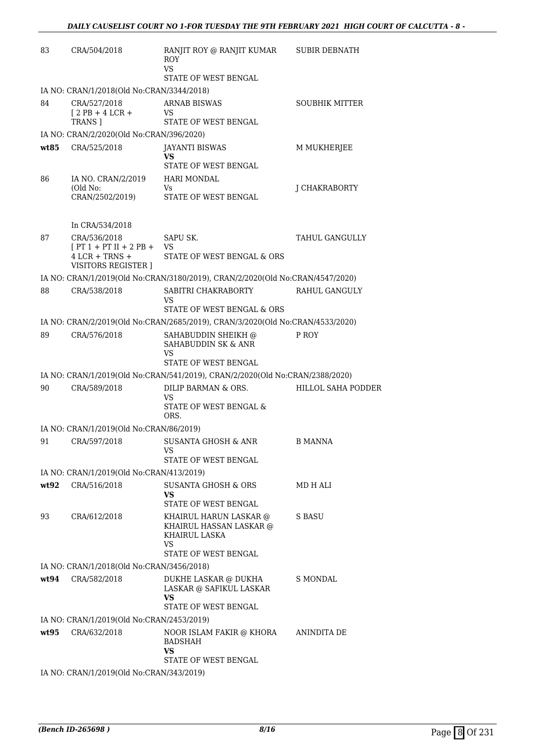| | | | |
|---|---|---|---|
| 83 | CRA/504/2018 | RANJIT ROY @ RANJIT KUMAR ROY<br>VS<br>STATE OF WEST BENGAL | SUBIR DEBNATH |
| | IA NO: CRAN/1/2018(Old No:CRAN/3344/2018) | | |
| 84 | CRA/527/2018<br>[ 2 PB + 4 LCR + TRANS ] | ARNAB BISWAS<br>VS<br>STATE OF WEST BENGAL | SOUBHIK MITTER |
| | IA NO: CRAN/2/2020(Old No:CRAN/396/2020) | | |
| **wt85** | CRA/525/2018 | JAYANTI BISWAS<br>**VS**<br>STATE OF WEST BENGAL | M MUKHERJEE |
| 86 | IA NO. CRAN/2/2019 (Old No: CRAN/2502/2019)<br><br>In CRA/534/2018 | HARI MONDAL<br>Vs<br>STATE OF WEST BENGAL | J CHAKRABORTY |
| 87 | CRA/536/2018<br>[ PT 1 + PT II + 2 PB + 4 LCR + TRNS + VISITORS REGISTER ] | SAPU SK.<br>VS<br>STATE OF WEST BENGAL & ORS | TAHUL GANGULLY |
| | IA NO: CRAN/1/2019(Old No:CRAN/3180/2019), CRAN/2/2020(Old No:CRAN/4547/2020) | | |
| 88 | CRA/538/2018 | SABITRI CHAKRABORTY<br>VS<br>STATE OF WEST BENGAL & ORS | RAHUL GANGULY |
| | IA NO: CRAN/2/2019(Old No:CRAN/2685/2019), CRAN/3/2020(Old No:CRAN/4533/2020) | | |
| 89 | CRA/576/2018 | SAHABUDDIN SHEIKH @ SAHABUDDIN SK & ANR<br>VS<br>STATE OF WEST BENGAL | P ROY |
| | IA NO: CRAN/1/2019(Old No:CRAN/541/2019), CRAN/2/2020(Old No:CRAN/2388/2020) | | |
| 90 | CRA/589/2018 | DILIP BARMAN & ORS.<br>VS<br>STATE OF WEST BENGAL & ORS. | HILLOL SAHA PODDER |
| | IA NO: CRAN/1/2019(Old No:CRAN/86/2019) | | |
| 91 | CRA/597/2018 | SUSANTA GHOSH & ANR<br>VS<br>STATE OF WEST BENGAL | B MANNA |
| | IA NO: CRAN/1/2019(Old No:CRAN/413/2019) | | |
| **wt92** | CRA/516/2018 | SUSANTA GHOSH & ORS<br>**VS**<br>STATE OF WEST BENGAL | MD H ALI |
| 93 | CRA/612/2018 | KHAIRUL HARUN LASKAR @ KHAIRUL HASSAN LASKAR @ KHAIRUL LASKA<br>VS<br>STATE OF WEST BENGAL | S BASU |
| | IA NO: CRAN/1/2018(Old No:CRAN/3456/2018) | | |
| **wt94** | CRA/582/2018 | DUKHE LASKAR @ DUKHA LASKAR @ SAFIKUL LASKAR<br>**VS**<br>STATE OF WEST BENGAL | S MONDAL |
| | IA NO: CRAN/1/2019(Old No:CRAN/2453/2019) | | |
| **wt95** | CRA/632/2018 | NOOR ISLAM FAKIR @ KHORA BADSHAH<br>**VS**<br>STATE OF WEST BENGAL | ANINDITA DE |
| | IA NO: CRAN/1/2019(Old No:CRAN/343/2019) | | |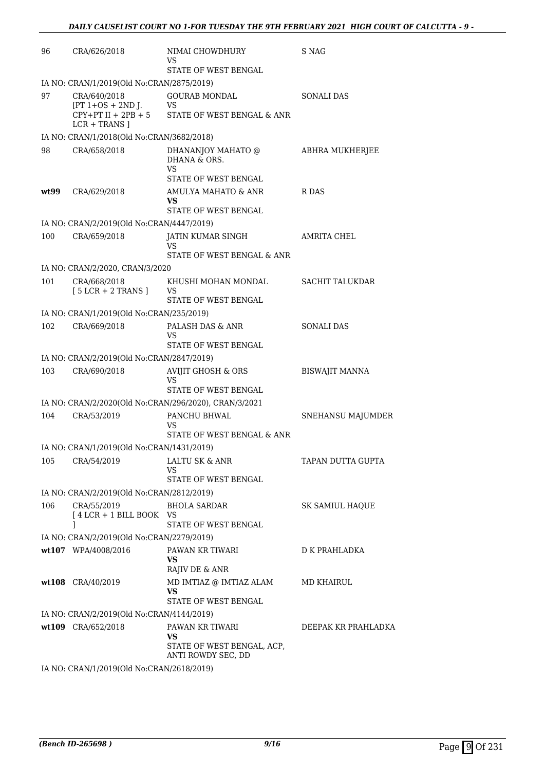| | | | |
|---|---|---|---|
| 96 | CRA/626/2018 | NIMAI CHOWDHURY<br>VS<br>STATE OF WEST BENGAL | S NAG |
| | IA NO: CRAN/1/2019(Old No:CRAN/2875/2019) | | |
| 97 | CRA/640/2018<br>[PT 1+OS + 2ND J. CPY+PT II + 2PB + 5 LCR + TRANS ] | GOURAB MONDAL<br>VS<br>STATE OF WEST BENGAL & ANR | SONALI DAS |
| | IA NO: CRAN/1/2018(Old No:CRAN/3682/2018) | | |
| 98 | CRA/658/2018 | DHANANJOY MAHATO @ DHANA & ORS.<br>VS<br>STATE OF WEST BENGAL | ABHRA MUKHERJEE |
| **wt99** | CRA/629/2018 | AMULYA MAHATO & ANR<br>**VS**<br>STATE OF WEST BENGAL | R DAS |
| | IA NO: CRAN/2/2019(Old No:CRAN/4447/2019) | | |
| 100 | CRA/659/2018 | JATIN KUMAR SINGH<br>VS<br>STATE OF WEST BENGAL & ANR | AMRITA CHEL |
| | IA NO: CRAN/2/2020, CRAN/3/2020 | | |
| 101 | CRA/668/2018<br>[ 5 LCR + 2 TRANS ] | KHUSHI MOHAN MONDAL<br>VS<br>STATE OF WEST BENGAL | SACHIT TALUKDAR |
| | IA NO: CRAN/1/2019(Old No:CRAN/235/2019) | | |
| 102 | CRA/669/2018 | PALASH DAS & ANR<br>VS<br>STATE OF WEST BENGAL | SONALI DAS |
| | IA NO: CRAN/2/2019(Old No:CRAN/2847/2019) | | |
| 103 | CRA/690/2018 | AVIJIT GHOSH & ORS<br>VS<br>STATE OF WEST BENGAL | BISWAJIT MANNA |
| | IA NO: CRAN/2/2020(Old No:CRAN/296/2020), CRAN/3/2021 | | |
| 104 | CRA/53/2019 | PANCHU BHWAL<br>VS<br>STATE OF WEST BENGAL & ANR | SNEHANSU MAJUMDER |
| | IA NO: CRAN/1/2019(Old No:CRAN/1431/2019) | | |
| 105 | CRA/54/2019 | LALTU SK & ANR<br>VS<br>STATE OF WEST BENGAL | TAPAN DUTTA GUPTA |
| | IA NO: CRAN/2/2019(Old No:CRAN/2812/2019) | | |
| 106 | CRA/55/2019<br>[ 4 LCR + 1 BILL BOOK ] | BHOLA SARDAR<br>VS<br>STATE OF WEST BENGAL | SK SAMIUL HAQUE |
| | IA NO: CRAN/2/2019(Old No:CRAN/2279/2019) | | |
| **wt107** | WPA/4008/2016 | PAWAN KR TIWARI<br>**VS**<br>RAJIV DE & ANR | D K PRAHLADKA |
| **wt108** | CRA/40/2019 | MD IMTIAZ @ IMTIAZ ALAM<br>**VS**<br>STATE OF WEST BENGAL | MD KHAIRUL |
| | IA NO: CRAN/2/2019(Old No:CRAN/4144/2019) | | |
| **wt109** | CRA/652/2018 | PAWAN KR TIWARI<br>**VS**<br>STATE OF WEST BENGAL, ACP, ANTI ROWDY SEC, DD | DEEPAK KR PRAHLADKA |
| | IA NO: CRAN/1/2019(Old No:CRAN/2618/2019) | | |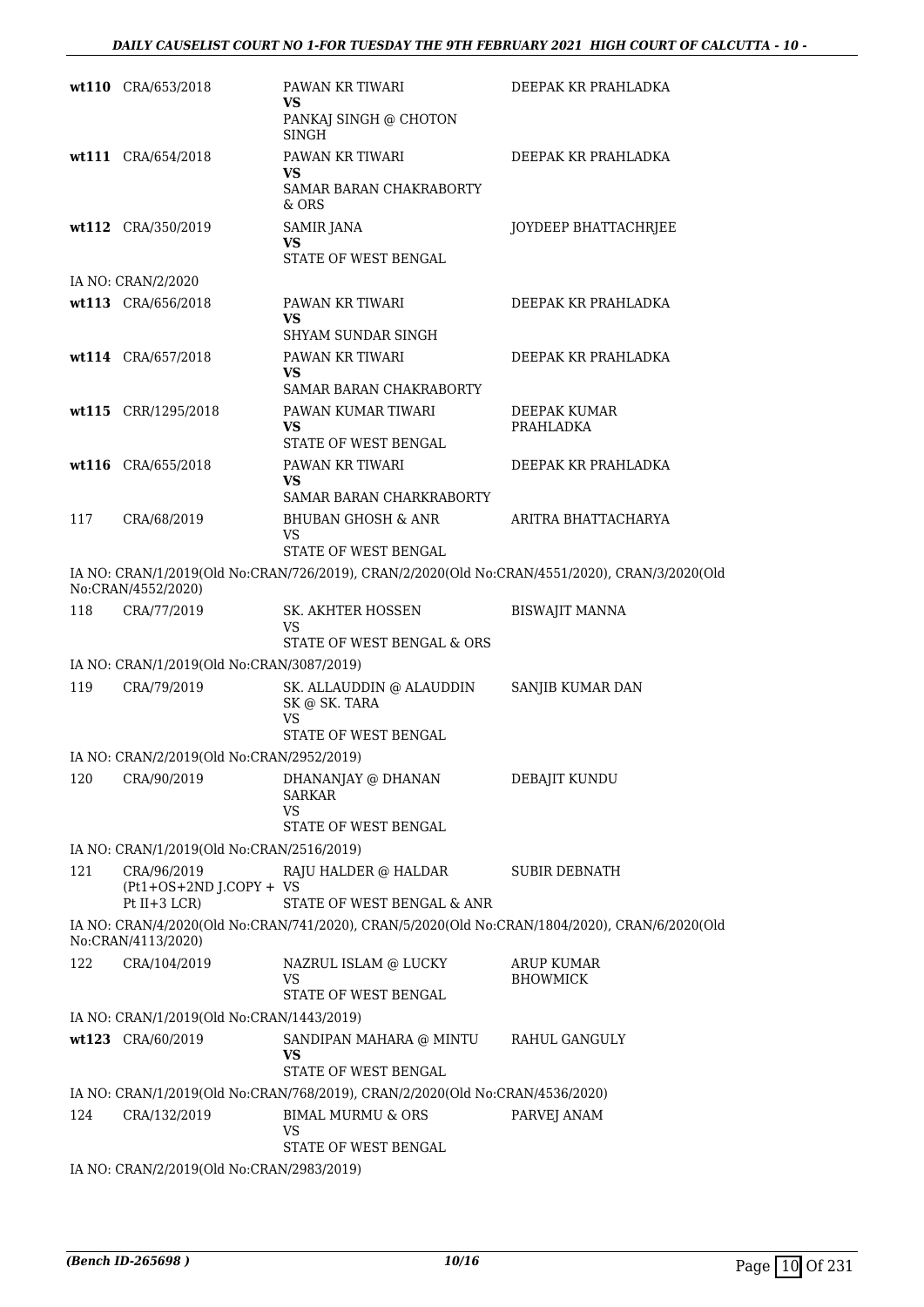| | | | |
|---|---|---|---|
| wt110 | CRA/653/2018 | PAWAN KR TIWARI **VS** PANKAJ SINGH @ CHOTON SINGH | DEEPAK KR PRAHLADKA |
| wt111 | CRA/654/2018 | PAWAN KR TIWARI **VS** SAMAR BARAN CHAKRABORTY & ORS | DEEPAK KR PRAHLADKA |
| wt112 | CRA/350/2019 | SAMIR JANA **VS** STATE OF WEST BENGAL | JOYDEEP BHATTACHRJEE |
| IA NO: CRAN/2/2020 | | | |
| wt113 | CRA/656/2018 | PAWAN KR TIWARI **VS** SHYAM SUNDAR SINGH | DEEPAK KR PRAHLADKA |
| wt114 | CRA/657/2018 | PAWAN KR TIWARI **VS** SAMAR BARAN CHAKRABORTY | DEEPAK KR PRAHLADKA |
| wt115 | CRR/1295/2018 | PAWAN KUMAR TIWARI **VS** STATE OF WEST BENGAL | DEEPAK KUMAR PRAHLADKA |
| wt116 | CRA/655/2018 | PAWAN KR TIWARI **VS** SAMAR BARAN CHARKRABORTY | DEEPAK KR PRAHLADKA |
| 117 | CRA/68/2019 | BHUBAN GHOSH & ANR VS STATE OF WEST BENGAL | ARITRA BHATTACHARYA |
| IA NO: CRAN/1/2019(Old No:CRAN/726/2019), CRAN/2/2020(Old No:CRAN/4551/2020), CRAN/3/2020(Old No:CRAN/4552/2020) | | | |
| 118 | CRA/77/2019 | SK. AKHTER HOSSEN VS STATE OF WEST BENGAL & ORS | BISWAJIT MANNA |
| IA NO: CRAN/1/2019(Old No:CRAN/3087/2019) | | | |
| 119 | CRA/79/2019 | SK. ALLAUDDIN @ ALAUDDIN SK @ SK. TARA VS STATE OF WEST BENGAL | SANJIB KUMAR DAN |
| IA NO: CRAN/2/2019(Old No:CRAN/2952/2019) | | | |
| 120 | CRA/90/2019 | DHANANJAY @ DHANAN SARKAR VS STATE OF WEST BENGAL | DEBAJIT KUNDU |
| IA NO: CRAN/1/2019(Old No:CRAN/2516/2019) | | | |
| 121 | CRA/96/2019 (Pt1+OS+2ND J.COPY + Pt II+3 LCR) | RAJU HALDER @ HALDAR VS STATE OF WEST BENGAL & ANR | SUBIR DEBNATH |
| IA NO: CRAN/4/2020(Old No:CRAN/741/2020), CRAN/5/2020(Old No:CRAN/1804/2020), CRAN/6/2020(Old No:CRAN/4113/2020) | | | |
| 122 | CRA/104/2019 | NAZRUL ISLAM @ LUCKY VS STATE OF WEST BENGAL | ARUP KUMAR BHOWMICK |
| IA NO: CRAN/1/2019(Old No:CRAN/1443/2019) | | | |
| wt123 | CRA/60/2019 | SANDIPAN MAHARA @ MINTU **VS** STATE OF WEST BENGAL | RAHUL GANGULY |
| IA NO: CRAN/1/2019(Old No:CRAN/768/2019), CRAN/2/2020(Old No:CRAN/4536/2020) | | | |
| 124 | CRA/132/2019 | BIMAL MURMU & ORS VS STATE OF WEST BENGAL | PARVEJ ANAM |
| IA NO: CRAN/2/2019(Old No:CRAN/2983/2019) | | | |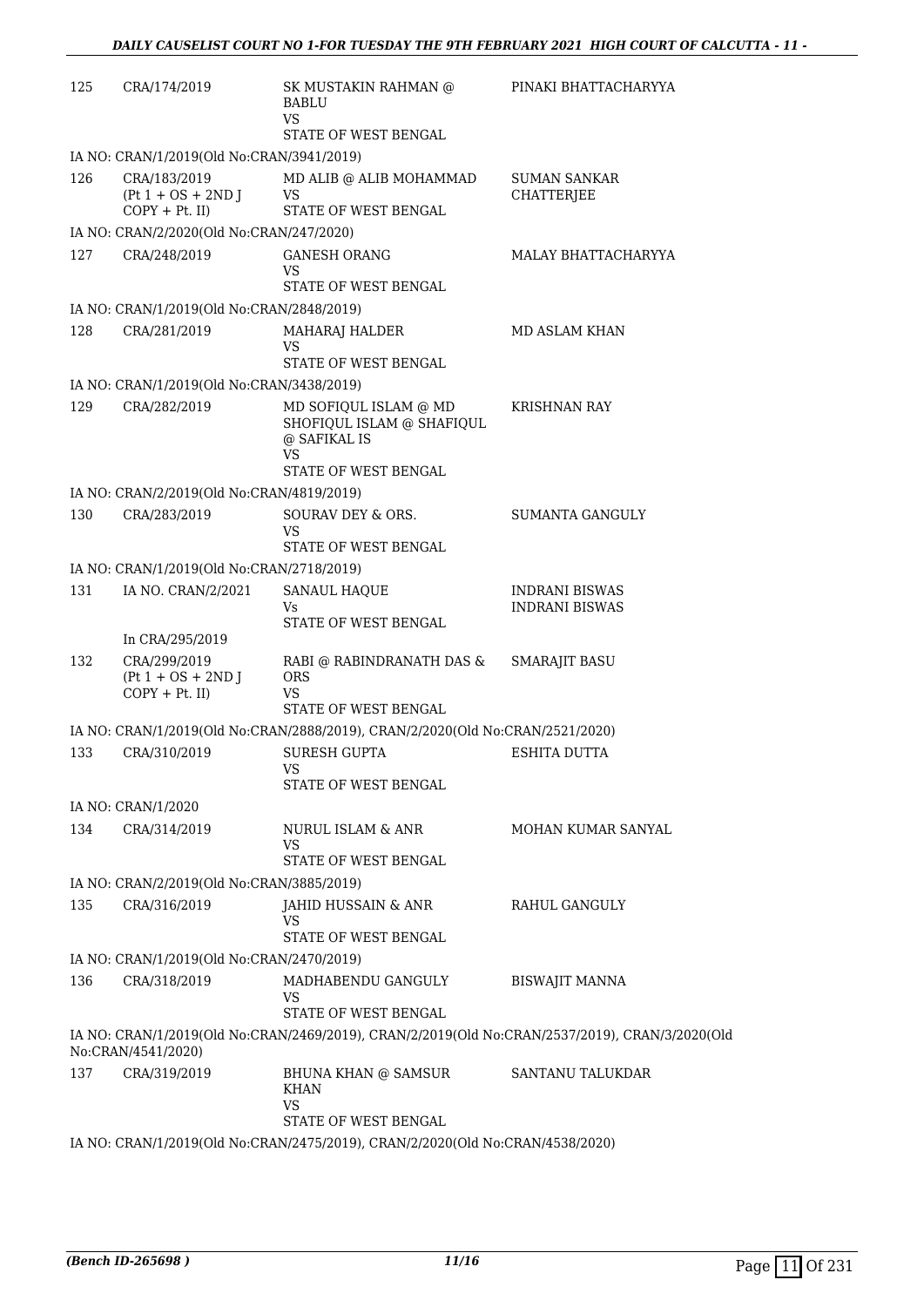| | | | |
|---|---|---|---|
| 125 | CRA/174/2019 | SK MUSTAKIN RAHMAN @ BABLU<br>VS<br>STATE OF WEST BENGAL | PINAKI BHATTACHARYYA |
| | IA NO: CRAN/1/2019(Old No:CRAN/3941/2019) | | |
| 126 | CRA/183/2019<br>(Pt 1 + OS + 2ND J COPY + Pt. II) | MD ALIB @ ALIB MOHAMMAD<br>VS<br>STATE OF WEST BENGAL | SUMAN SANKAR CHATTERJEE |
| | IA NO: CRAN/2/2020(Old No:CRAN/247/2020) | | |
| 127 | CRA/248/2019 | GANESH ORANG<br>VS<br>STATE OF WEST BENGAL | MALAY BHATTACHARYYA |
| | IA NO: CRAN/1/2019(Old No:CRAN/2848/2019) | | |
| 128 | CRA/281/2019 | MAHARAJ HALDER<br>VS<br>STATE OF WEST BENGAL | MD ASLAM KHAN |
| | IA NO: CRAN/1/2019(Old No:CRAN/3438/2019) | | |
| 129 | CRA/282/2019 | MD SOFIQUL ISLAM @ MD SHOFIQUL ISLAM @ SHAFIQUL @ SAFIKAL IS<br>VS<br>STATE OF WEST BENGAL | KRISHNAN RAY |
| | IA NO: CRAN/2/2019(Old No:CRAN/4819/2019) | | |
| 130 | CRA/283/2019 | SOURAV DEY & ORS.<br>VS<br>STATE OF WEST BENGAL | SUMANTA GANGULY |
| | IA NO: CRAN/1/2019(Old No:CRAN/2718/2019) | | |
| 131 | IA NO. CRAN/2/2021<br>In CRA/295/2019 | SANAUL HAQUE<br>Vs<br>STATE OF WEST BENGAL | INDRANI BISWAS<br>INDRANI BISWAS |
| 132 | CRA/299/2019<br>(Pt 1 + OS + 2ND J COPY + Pt. II) | RABI @ RABINDRANATH DAS & ORS<br>VS<br>STATE OF WEST BENGAL | SMARAJIT BASU |
| | IA NO: CRAN/1/2019(Old No:CRAN/2888/2019), CRAN/2/2020(Old No:CRAN/2521/2020) | | |
| 133 | CRA/310/2019 | SURESH GUPTA<br>VS<br>STATE OF WEST BENGAL | ESHITA DUTTA |
| | IA NO: CRAN/1/2020 | | |
| 134 | CRA/314/2019 | NURUL ISLAM & ANR<br>VS<br>STATE OF WEST BENGAL | MOHAN KUMAR SANYAL |
| | IA NO: CRAN/2/2019(Old No:CRAN/3885/2019) | | |
| 135 | CRA/316/2019 | JAHID HUSSAIN & ANR<br>VS<br>STATE OF WEST BENGAL | RAHUL GANGULY |
| | IA NO: CRAN/1/2019(Old No:CRAN/2470/2019) | | |
| 136 | CRA/318/2019 | MADHABENDU GANGULY<br>VS<br>STATE OF WEST BENGAL | BISWAJIT MANNA |
| | IA NO: CRAN/1/2019(Old No:CRAN/2469/2019), CRAN/2/2019(Old No:CRAN/2537/2019), CRAN/3/2020(Old No:CRAN/4541/2020) | | |
| 137 | CRA/319/2019 | BHUNA KHAN @ SAMSUR KHAN<br>VS<br>STATE OF WEST BENGAL | SANTANU TALUKDAR |
| | IA NO: CRAN/1/2019(Old No:CRAN/2475/2019), CRAN/2/2020(Old No:CRAN/4538/2020) | | |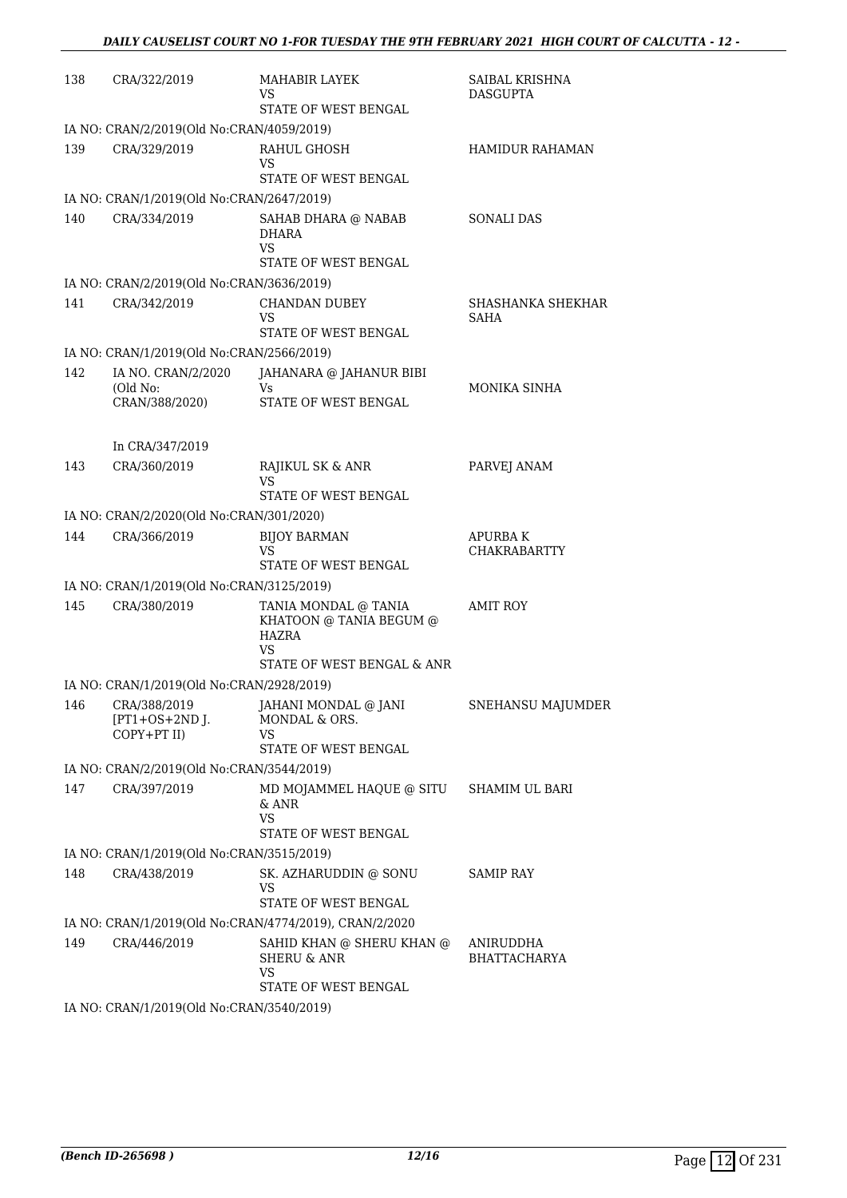| | | | |
|---|---|---|---|
| 138 | CRA/322/2019 | MAHABIR LAYEK<br>VS<br>STATE OF WEST BENGAL | SAIBAL KRISHNA DASGUPTA |
| IA NO: CRAN/2/2019(Old No:CRAN/4059/2019) | | | |
| 139 | CRA/329/2019 | RAHUL GHOSH<br>VS<br>STATE OF WEST BENGAL | HAMIDUR RAHAMAN |
| IA NO: CRAN/1/2019(Old No:CRAN/2647/2019) | | | |
| 140 | CRA/334/2019 | SAHAB DHARA @ NABAB DHARA<br>VS<br>STATE OF WEST BENGAL | SONALI DAS |
| IA NO: CRAN/2/2019(Old No:CRAN/3636/2019) | | | |
| 141 | CRA/342/2019 | CHANDAN DUBEY<br>VS<br>STATE OF WEST BENGAL | SHASHANKA SHEKHAR SAHA |
| IA NO: CRAN/1/2019(Old No:CRAN/2566/2019) | | | |
| 142 | IA NO. CRAN/2/2020 (Old No: CRAN/388/2020)<br><br>In CRA/347/2019 | JAHANARA @ JAHANUR BIBI<br>Vs<br>STATE OF WEST BENGAL | MONIKA SINHA |
| 143 | CRA/360/2019 | RAJIKUL SK & ANR<br>VS<br>STATE OF WEST BENGAL | PARVEJ ANAM |
| IA NO: CRAN/2/2020(Old No:CRAN/301/2020) | | | |
| 144 | CRA/366/2019 | BIJOY BARMAN<br>VS<br>STATE OF WEST BENGAL | APURBA K CHAKRABARTTY |
| IA NO: CRAN/1/2019(Old No:CRAN/3125/2019) | | | |
| 145 | CRA/380/2019 | TANIA MONDAL @ TANIA KHATOON @ TANIA BEGUM @ HAZRA<br>VS<br>STATE OF WEST BENGAL & ANR | AMIT ROY |
| IA NO: CRAN/1/2019(Old No:CRAN/2928/2019) | | | |
| 146 | CRA/388/2019 [PT1+OS+2ND J. COPY+PT II) | JAHANI MONDAL @ JANI MONDAL & ORS.<br>VS<br>STATE OF WEST BENGAL | SNEHANSU MAJUMDER |
| IA NO: CRAN/2/2019(Old No:CRAN/3544/2019) | | | |
| 147 | CRA/397/2019 | MD MOJAMMEL HAQUE @ SITU & ANR<br>VS<br>STATE OF WEST BENGAL | SHAMIM UL BARI |
| IA NO: CRAN/1/2019(Old No:CRAN/3515/2019) | | | |
| 148 | CRA/438/2019 | SK. AZHARUDDIN @ SONU<br>VS<br>STATE OF WEST BENGAL | SAMIP RAY |
| IA NO: CRAN/1/2019(Old No:CRAN/4774/2019), CRAN/2/2020 | | | |
| 149 | CRA/446/2019 | SAHID KHAN @ SHERU KHAN @ SHERU & ANR<br>VS<br>STATE OF WEST BENGAL | ANIRUDDHA BHATTACHARYA |
| IA NO: CRAN/1/2019(Old No:CRAN/3540/2019) | | | |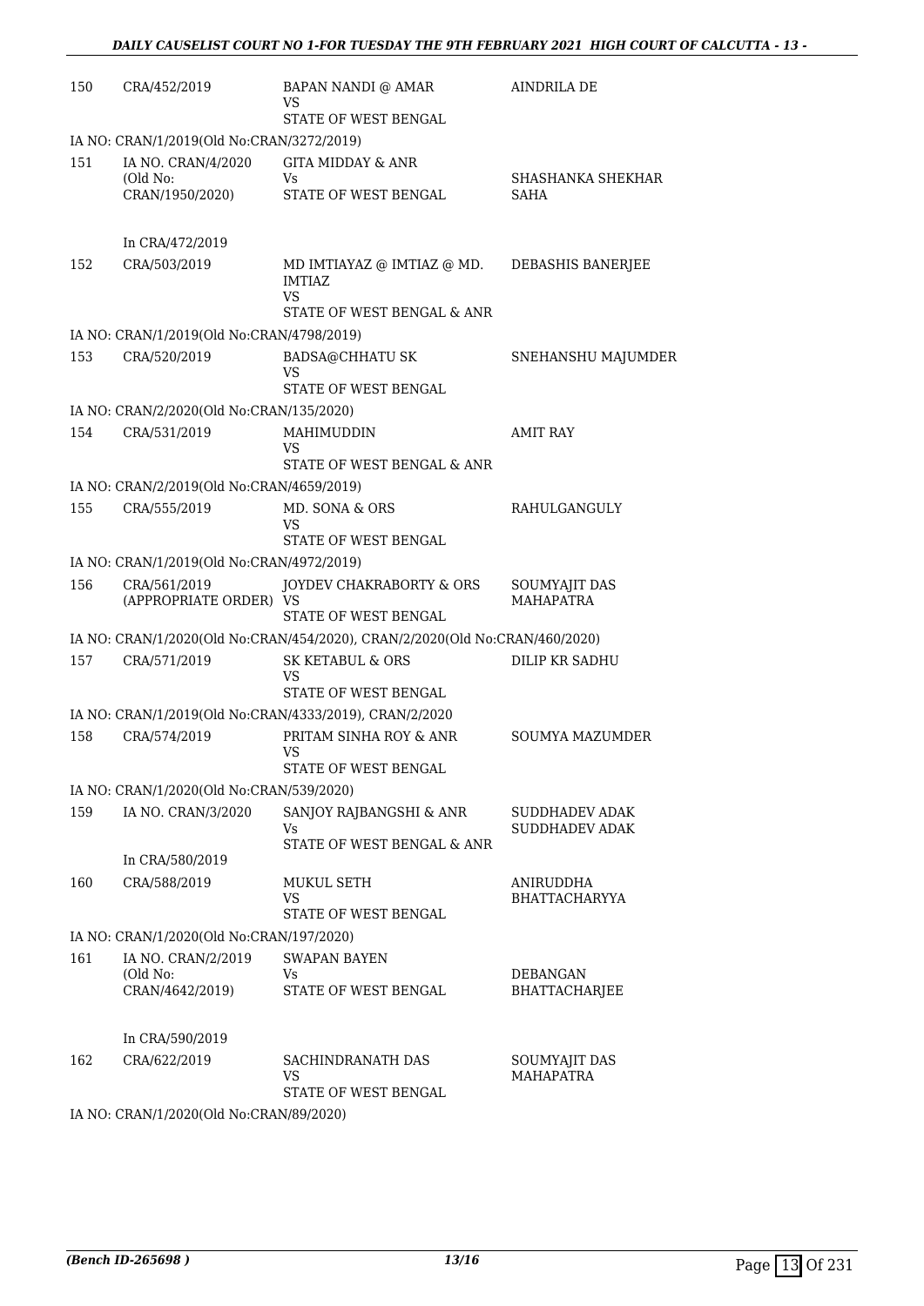| | | | |
|---|---|---|---|
| 150 | CRA/452/2019 | BAPAN NANDI @ AMAR<br>VS<br>STATE OF WEST BENGAL | AINDRILA DE |
| IA NO: CRAN/1/2019(Old No:CRAN/3272/2019) | | | |
| 151 | IA NO. CRAN/4/2020<br>(Old No:<br>CRAN/1950/2020)<br><br>In CRA/472/2019 | GITA MIDDAY & ANR<br>Vs<br>STATE OF WEST BENGAL | SHASHANKA SHEKHAR SAHA |
| 152 | CRA/503/2019 | MD IMTIAYAZ @ IMTIAZ @ MD. IMTIAZ<br>VS<br>STATE OF WEST BENGAL & ANR | DEBASHIS BANERJEE |
| IA NO: CRAN/1/2019(Old No:CRAN/4798/2019) | | | |
| 153 | CRA/520/2019 | BADSA@CHHATU SK<br>VS<br>STATE OF WEST BENGAL | SNEHANSHU MAJUMDER |
| IA NO: CRAN/2/2020(Old No:CRAN/135/2020) | | | |
| 154 | CRA/531/2019 | MAHIMUDDIN<br>VS<br>STATE OF WEST BENGAL & ANR | AMIT RAY |
| IA NO: CRAN/2/2019(Old No:CRAN/4659/2019) | | | |
| 155 | CRA/555/2019 | MD. SONA & ORS<br>VS<br>STATE OF WEST BENGAL | RAHULGANGULY |
| IA NO: CRAN/1/2019(Old No:CRAN/4972/2019) | | | |
| 156 | CRA/561/2019<br>(APPROPRIATE ORDER) | JOYDEV CHAKRABORTY & ORS<br>VS<br>STATE OF WEST BENGAL | SOUMYAJIT DAS MAHAPATRA |
| IA NO: CRAN/1/2020(Old No:CRAN/454/2020), CRAN/2/2020(Old No:CRAN/460/2020) | | | |
| 157 | CRA/571/2019 | SK KETABUL & ORS<br>VS<br>STATE OF WEST BENGAL | DILIP KR SADHU |
| IA NO: CRAN/1/2019(Old No:CRAN/4333/2019), CRAN/2/2020 | | | |
| 158 | CRA/574/2019 | PRITAM SINHA ROY & ANR<br>VS<br>STATE OF WEST BENGAL | SOUMYA MAZUMDER |
| IA NO: CRAN/1/2020(Old No:CRAN/539/2020) | | | |
| 159 | IA NO. CRAN/3/2020<br><br>In CRA/580/2019 | SANJOY RAJBANGSHI & ANR<br>Vs<br>STATE OF WEST BENGAL & ANR | SUDDHADEV ADAK<br>SUDDHADEV ADAK |
| 160 | CRA/588/2019 | MUKUL SETH<br>VS<br>STATE OF WEST BENGAL | ANIRUDDHA BHATTACHARYYA |
| IA NO: CRAN/1/2020(Old No:CRAN/197/2020) | | | |
| 161 | IA NO. CRAN/2/2019<br>(Old No:<br>CRAN/4642/2019)<br><br>In CRA/590/2019 | SWAPAN BAYEN<br>Vs<br>STATE OF WEST BENGAL | DEBANGAN BHATTACHARJEE |
| 162 | CRA/622/2019 | SACHINDRANATH DAS<br>VS<br>STATE OF WEST BENGAL | SOUMYAJIT DAS MAHAPATRA |
| IA NO: CRAN/1/2020(Old No:CRAN/89/2020) | | | |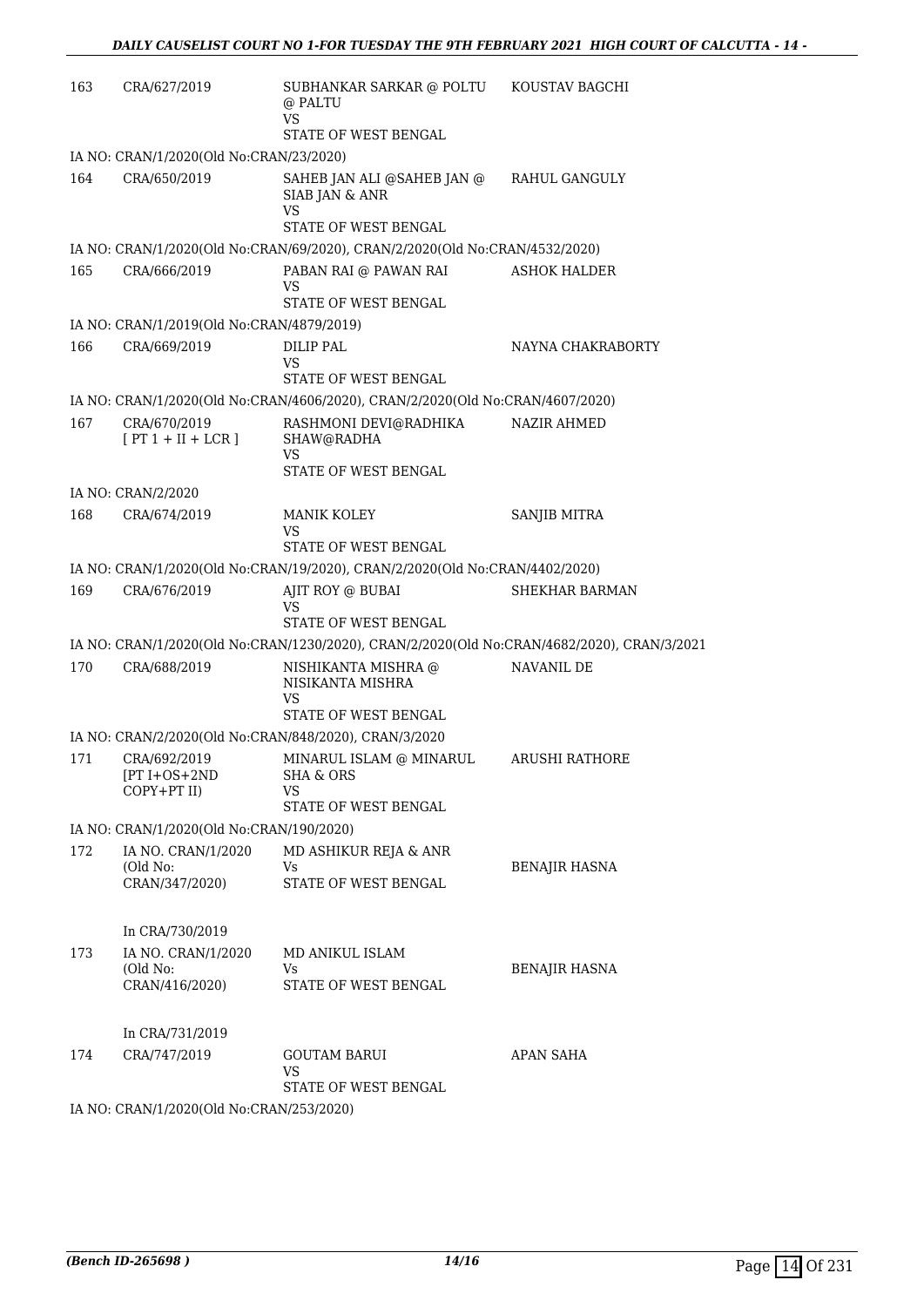| | | | |
|---|---|---|---|
| 163 | CRA/627/2019 | SUBHANKAR SARKAR @ POLTU @ PALTU<br>VS<br>STATE OF WEST BENGAL | KOUSTAV BAGCHI |
| | IA NO: CRAN/1/2020(Old No:CRAN/23/2020) | | |
| 164 | CRA/650/2019 | SAHEB JAN ALI @SAHEB JAN @ SIAB JAN & ANR<br>VS<br>STATE OF WEST BENGAL | RAHUL GANGULY |
| | IA NO: CRAN/1/2020(Old No:CRAN/69/2020), CRAN/2/2020(Old No:CRAN/4532/2020) | | |
| 165 | CRA/666/2019 | PABAN RAI @ PAWAN RAI<br>VS<br>STATE OF WEST BENGAL | ASHOK HALDER |
| | IA NO: CRAN/1/2019(Old No:CRAN/4879/2019) | | |
| 166 | CRA/669/2019 | DILIP PAL<br>VS<br>STATE OF WEST BENGAL | NAYNA CHAKRABORTY |
| | IA NO: CRAN/1/2020(Old No:CRAN/4606/2020), CRAN/2/2020(Old No:CRAN/4607/2020) | | |
| 167 | CRA/670/2019<br>[ PT 1 + II + LCR ] | RASHMONI DEVI@RADHIKA SHAW@RADHA<br>VS<br>STATE OF WEST BENGAL | NAZIR AHMED |
| | IA NO: CRAN/2/2020 | | |
| 168 | CRA/674/2019 | MANIK KOLEY<br>VS<br>STATE OF WEST BENGAL | SANJIB MITRA |
| | IA NO: CRAN/1/2020(Old No:CRAN/19/2020), CRAN/2/2020(Old No:CRAN/4402/2020) | | |
| 169 | CRA/676/2019 | AJIT ROY @ BUBAI<br>VS<br>STATE OF WEST BENGAL | SHEKHAR BARMAN |
| | IA NO: CRAN/1/2020(Old No:CRAN/1230/2020), CRAN/2/2020(Old No:CRAN/4682/2020), CRAN/3/2021 | | |
| 170 | CRA/688/2019 | NISHIKANTA MISHRA @ NISIKANTA MISHRA<br>VS<br>STATE OF WEST BENGAL | NAVANIL DE |
| | IA NO: CRAN/2/2020(Old No:CRAN/848/2020), CRAN/3/2020 | | |
| 171 | CRA/692/2019<br>[PT I+OS+2ND COPY+PT II) | MINARUL ISLAM @ MINARUL SHA & ORS<br>VS<br>STATE OF WEST BENGAL | ARUSHI RATHORE |
| | IA NO: CRAN/1/2020(Old No:CRAN/190/2020) | | |
| 172 | IA NO. CRAN/1/2020<br>(Old No: CRAN/347/2020)<br><br>In CRA/730/2019 | MD ASHIKUR REJA & ANR<br>Vs<br>STATE OF WEST BENGAL | BENAJIR HASNA |
| 173 | IA NO. CRAN/1/2020<br>(Old No: CRAN/416/2020)<br><br>In CRA/731/2019 | MD ANIKUL ISLAM<br>Vs<br>STATE OF WEST BENGAL | BENAJIR HASNA |
| 174 | CRA/747/2019 | GOUTAM BARUI<br>VS<br>STATE OF WEST BENGAL | APAN SAHA |
| | IA NO: CRAN/1/2020(Old No:CRAN/253/2020) | | |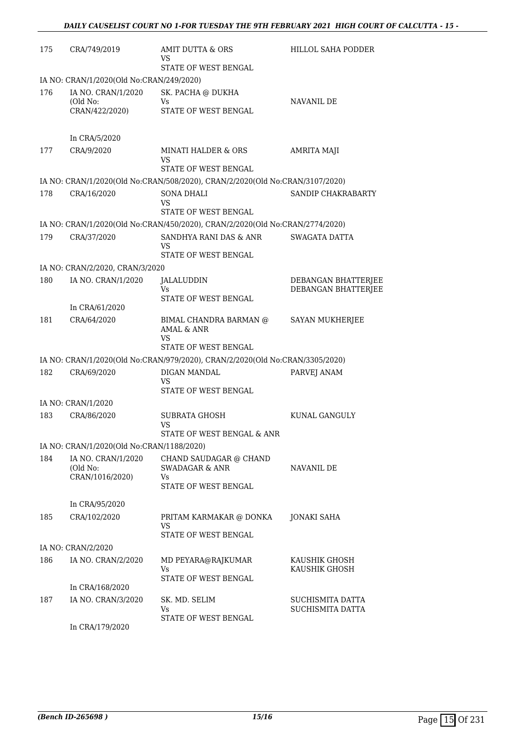| | | | |
|---|---|---|---|
| 175 | CRA/749/2019 | AMIT DUTTA & ORS<br>VS<br>STATE OF WEST BENGAL | HILLOL SAHA PODDER |
| IA NO: CRAN/1/2020(Old No:CRAN/249/2020) | | | |
| 176 | IA NO. CRAN/1/2020<br>(Old No:<br>CRAN/422/2020)<br><br>In CRA/5/2020 | SK. PACHA @ DUKHA<br>Vs<br>STATE OF WEST BENGAL | NAVANIL DE |
| 177 | CRA/9/2020 | MINATI HALDER & ORS<br>VS<br>STATE OF WEST BENGAL | AMRITA MAJI |
| IA NO: CRAN/1/2020(Old No:CRAN/508/2020), CRAN/2/2020(Old No:CRAN/3107/2020) | | | |
| 178 | CRA/16/2020 | SONA DHALI<br>VS<br>STATE OF WEST BENGAL | SANDIP CHAKRABARTY |
| IA NO: CRAN/1/2020(Old No:CRAN/450/2020), CRAN/2/2020(Old No:CRAN/2774/2020) | | | |
| 179 | CRA/37/2020 | SANDHYA RANI DAS & ANR<br>VS<br>STATE OF WEST BENGAL | SWAGATA DATTA |
| IA NO: CRAN/2/2020, CRAN/3/2020 | | | |
| 180 | IA NO. CRAN/1/2020<br><br>In CRA/61/2020 | JALALUDDIN<br>Vs<br>STATE OF WEST BENGAL | DEBANGAN BHATTERJEE<br>DEBANGAN BHATTERJEE |
| 181 | CRA/64/2020 | BIMAL CHANDRA BARMAN @ AMAL & ANR<br>VS<br>STATE OF WEST BENGAL | SAYAN MUKHERJEE |
| IA NO: CRAN/1/2020(Old No:CRAN/979/2020), CRAN/2/2020(Old No:CRAN/3305/2020) | | | |
| 182 | CRA/69/2020 | DIGAN MANDAL<br>VS<br>STATE OF WEST BENGAL | PARVEJ ANAM |
| IA NO: CRAN/1/2020 | | | |
| 183 | CRA/86/2020 | SUBRATA GHOSH<br>VS<br>STATE OF WEST BENGAL & ANR | KUNAL GANGULY |
| IA NO: CRAN/1/2020(Old No:CRAN/1188/2020) | | | |
| 184 | IA NO. CRAN/1/2020<br>(Old No:<br>CRAN/1016/2020)<br><br>In CRA/95/2020 | CHAND SAUDAGAR @ CHAND SWADAGAR & ANR<br>Vs<br>STATE OF WEST BENGAL | NAVANIL DE |
| 185 | CRA/102/2020 | PRITAM KARMAKAR @ DONKA<br>VS<br>STATE OF WEST BENGAL | JONAKI SAHA |
| IA NO: CRAN/2/2020 | | | |
| 186 | IA NO. CRAN/2/2020<br><br>In CRA/168/2020 | MD PEYARA@RAJKUMAR<br>Vs<br>STATE OF WEST BENGAL | KAUSHIK GHOSH<br>KAUSHIK GHOSH |
| 187 | IA NO. CRAN/3/2020<br><br>In CRA/179/2020 | SK. MD. SELIM<br>Vs<br>STATE OF WEST BENGAL | SUCHISMITA DATTA<br>SUCHISMITA DATTA |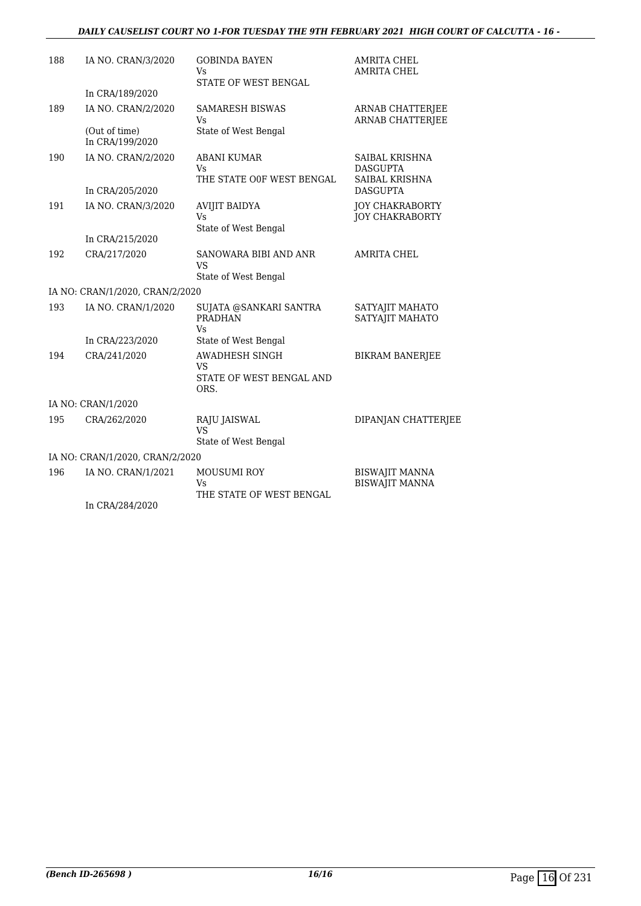| | | | |
|---|---|---|---|
| 188 | IA NO. CRAN/3/2020<br><br>In CRA/189/2020 | GOBINDA BAYEN<br>Vs<br>STATE OF WEST BENGAL | AMRITA CHEL<br>AMRITA CHEL |
| 189 | IA NO. CRAN/2/2020<br><br>(Out of time)<br>In CRA/199/2020 | SAMARESH BISWAS<br>Vs<br>State of West Bengal | ARNAB CHATTERJEE<br>ARNAB CHATTERJEE |
| 190 | IA NO. CRAN/2/2020<br><br>In CRA/205/2020 | ABANI KUMAR<br>Vs<br>THE STATE O0F WEST BENGAL | SAIBAL KRISHNA DASGUPTA<br>SAIBAL KRISHNA DASGUPTA |
| 191 | IA NO. CRAN/3/2020<br><br>In CRA/215/2020 | AVIJIT BAIDYA<br>Vs<br>State of West Bengal | JOY CHAKRABORTY<br>JOY CHAKRABORTY |
| 192 | CRA/217/2020 | SANOWARA BIBI AND ANR<br>VS<br>State of West Bengal | AMRITA CHEL |
| | IA NO: CRAN/1/2020, CRAN/2/2020 | | |
| 193 | IA NO. CRAN/1/2020<br><br>In CRA/223/2020 | SUJATA @SANKARI SANTRA PRADHAN<br>Vs<br>State of West Bengal | SATYAJIT MAHATO<br>SATYAJIT MAHATO |
| 194 | CRA/241/2020 | AWADHESH SINGH<br>VS<br>STATE OF WEST BENGAL AND ORS. | BIKRAM BANERJEE |
| | IA NO: CRAN/1/2020 | | |
| 195 | CRA/262/2020 | RAJU JAISWAL<br>VS<br>State of West Bengal | DIPANJAN CHATTERJEE |
| | IA NO: CRAN/1/2020, CRAN/2/2020 | | |
| 196 | IA NO. CRAN/1/2021<br><br>In CRA/284/2020 | MOUSUMI ROY<br>Vs<br>THE STATE OF WEST BENGAL | BISWAJIT MANNA<br>BISWAJIT MANNA |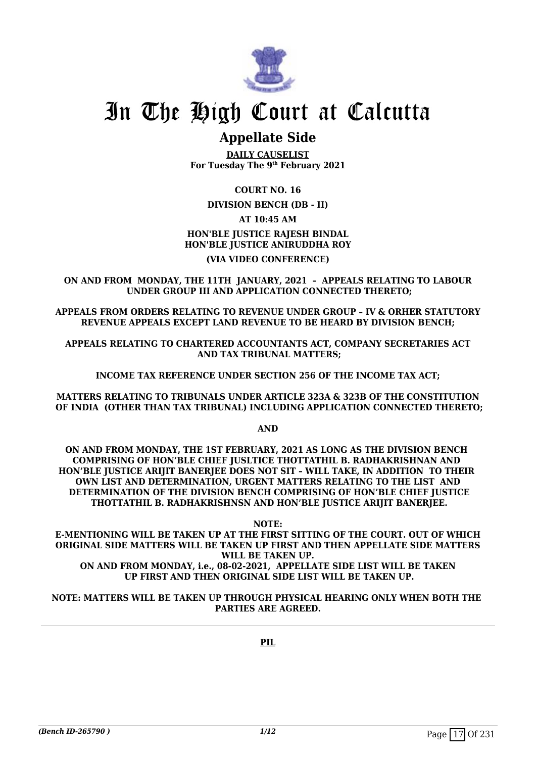# In The High Court at Calcutta

## Appellate Side

**DAILY CAUSELIST**
**For Tuesday The 9th February 2021**

**COURT NO. 16**

**DIVISION BENCH (DB - II)**

**AT 10:45 AM**

**HON'BLE JUSTICE RAJESH BINDAL**
**HON'BLE JUSTICE ANIRUDDHA ROY**

**(VIA VIDEO CONFERENCE)**

**ON AND FROM MONDAY, THE 11TH JANUARY, 2021 – APPEALS RELATING TO LABOUR UNDER GROUP III AND APPLICATION CONNECTED THERETO;**

**APPEALS FROM ORDERS RELATING TO REVENUE UNDER GROUP – IV & ORHER STATUTORY REVENUE APPEALS EXCEPT LAND REVENUE TO BE HEARD BY DIVISION BENCH;**

**APPEALS RELATING TO CHARTERED ACCOUNTANTS ACT, COMPANY SECRETARIES ACT AND TAX TRIBUNAL MATTERS;**

**INCOME TAX REFERENCE UNDER SECTION 256 OF THE INCOME TAX ACT;**

**MATTERS RELATING TO TRIBUNALS UNDER ARTICLE 323A & 323B OF THE CONSTITUTION OF INDIA (OTHER THAN TAX TRIBUNAL) INCLUDING APPLICATION CONNECTED THERETO;**

**AND**

**ON AND FROM MONDAY, THE 1ST FEBRUARY, 2021 AS LONG AS THE DIVISION BENCH COMPRISING OF HON'BLE CHIEF JUSLTICE THOTTATHIL B. RADHAKRISHNAN AND HON'BLE JUSTICE ARIJIT BANERJEE DOES NOT SIT – WILL TAKE, IN ADDITION TO THEIR OWN LIST AND DETERMINATION, URGENT MATTERS RELATING TO THE LIST AND DETERMINATION OF THE DIVISION BENCH COMPRISING OF HON'BLE CHIEF JUSTICE THOTTATHIL B. RADHAKRISHNSN AND HON'BLE JUSTICE ARIJIT BANERJEE.**

**NOTE:**
**E-MENTIONING WILL BE TAKEN UP AT THE FIRST SITTING OF THE COURT. OUT OF WHICH ORIGINAL SIDE MATTERS WILL BE TAKEN UP FIRST AND THEN APPELLATE SIDE MATTERS WILL BE TAKEN UP.**
**ON AND FROM MONDAY, i.e., 08-02-2021, APPELLATE SIDE LIST WILL BE TAKEN UP FIRST AND THEN ORIGINAL SIDE LIST WILL BE TAKEN UP.**

**NOTE: MATTERS WILL BE TAKEN UP THROUGH PHYSICAL HEARING ONLY WHEN BOTH THE PARTIES ARE AGREED.**

---

**PIL**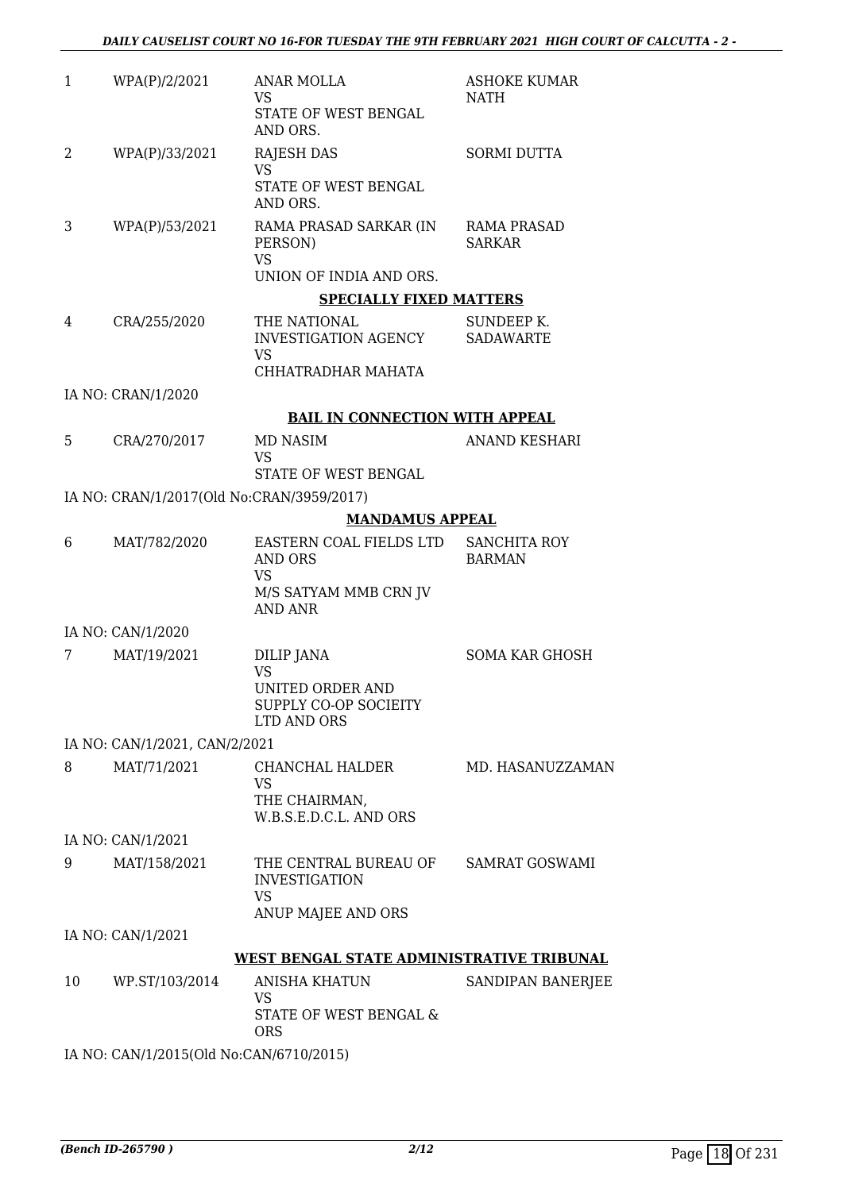| | | | |
|---|---|---|---|
| 1 | WPA(P)/2/2021 | ANAR MOLLA<br>VS<br>STATE OF WEST BENGAL AND ORS. | ASHOKE KUMAR NATH |
| 2 | WPA(P)/33/2021 | RAJESH DAS<br>VS<br>STATE OF WEST BENGAL AND ORS. | SORMI DUTTA |
| 3 | WPA(P)/53/2021 | RAMA PRASAD SARKAR (IN PERSON)<br>VS<br>UNION OF INDIA AND ORS. | RAMA PRASAD SARKAR |

**SPECIALLY FIXED MATTERS**

| | | | |
|---|---|---|---|
| 4 | CRA/255/2020 | THE NATIONAL INVESTIGATION AGENCY<br>VS<br>CHHATRADHAR MAHATA | SUNDEEP K. SADAWARTE |

IA NO: CRAN/1/2020

**BAIL IN CONNECTION WITH APPEAL**

| | | | |
|---|---|---|---|
| 5 | CRA/270/2017 | MD NASIM<br>VS<br>STATE OF WEST BENGAL | ANAND KESHARI |

IA NO: CRAN/1/2017(Old No:CRAN/3959/2017)

**MANDAMUS APPEAL**

| | | | |
|---|---|---|---|
| 6 | MAT/782/2020 | EASTERN COAL FIELDS LTD AND ORS<br>VS<br>M/S SATYAM MMB CRN JV AND ANR | SANCHITA ROY BARMAN |

IA NO: CAN/1/2020

| | | | |
|---|---|---|---|
| 7 | MAT/19/2021 | DILIP JANA<br>VS<br>UNITED ORDER AND SUPPLY CO-OP SOCIEITY LTD AND ORS | SOMA KAR GHOSH |

IA NO: CAN/1/2021, CAN/2/2021

| | | | |
|---|---|---|---|
| 8 | MAT/71/2021 | CHANCHAL HALDER<br>VS<br>THE CHAIRMAN, W.B.S.E.D.C.L. AND ORS | MD. HASANUZZAMAN |

IA NO: CAN/1/2021

| | | | |
|---|---|---|---|
| 9 | MAT/158/2021 | THE CENTRAL BUREAU OF INVESTIGATION<br>VS<br>ANUP MAJEE AND ORS | SAMRAT GOSWAMI |

IA NO: CAN/1/2021

**WEST BENGAL STATE ADMINISTRATIVE TRIBUNAL**

| | | | |
|---|---|---|---|
| 10 | WP.ST/103/2014 | ANISHA KHATUN<br>VS<br>STATE OF WEST BENGAL & ORS | SANDIPAN BANERJEE |

IA NO: CAN/1/2015(Old No:CAN/6710/2015)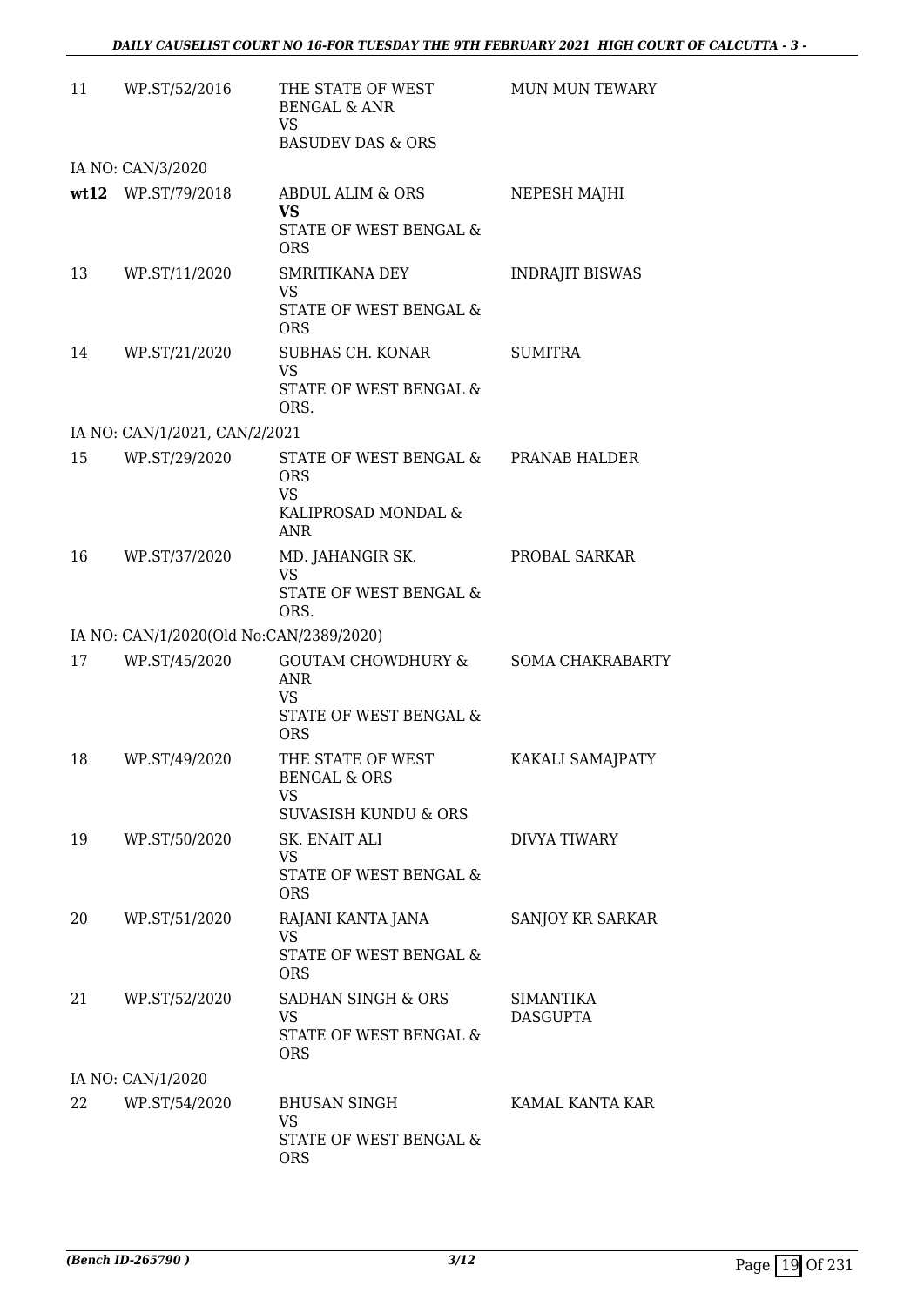| | | | |
|---|---|---|---|
| 11 | WP.ST/52/2016 | THE STATE OF WEST BENGAL & ANR<br>VS<br>BASUDEV DAS & ORS | MUN MUN TEWARY |
| IA NO: CAN/3/2020 | | | |
| **wt12** | WP.ST/79/2018 | ABDUL ALIM & ORS<br>**VS**<br>STATE OF WEST BENGAL & ORS | NEPESH MAJHI |
| 13 | WP.ST/11/2020 | SMRITIKANA DEY<br>VS<br>STATE OF WEST BENGAL & ORS | INDRAJIT BISWAS |
| 14 | WP.ST/21/2020 | SUBHAS CH. KONAR<br>VS<br>STATE OF WEST BENGAL & ORS. | SUMITRA |
| IA NO: CAN/1/2021, CAN/2/2021 | | | |
| 15 | WP.ST/29/2020 | STATE OF WEST BENGAL & ORS<br>VS<br>KALIPROSAD MONDAL & ANR | PRANAB HALDER |
| 16 | WP.ST/37/2020 | MD. JAHANGIR SK.<br>VS<br>STATE OF WEST BENGAL & ORS. | PROBAL SARKAR |
| IA NO: CAN/1/2020(Old No:CAN/2389/2020) | | | |
| 17 | WP.ST/45/2020 | GOUTAM CHOWDHURY & ANR<br>VS<br>STATE OF WEST BENGAL & ORS | SOMA CHAKRABARTY |
| 18 | WP.ST/49/2020 | THE STATE OF WEST BENGAL & ORS<br>VS<br>SUVASISH KUNDU & ORS | KAKALI SAMAJPATY |
| 19 | WP.ST/50/2020 | SK. ENAIT ALI<br>VS<br>STATE OF WEST BENGAL & ORS | DIVYA TIWARY |
| 20 | WP.ST/51/2020 | RAJANI KANTA JANA<br>VS<br>STATE OF WEST BENGAL & ORS | SANJOY KR SARKAR |
| 21 | WP.ST/52/2020 | SADHAN SINGH & ORS<br>VS<br>STATE OF WEST BENGAL & ORS | SIMANTIKA DASGUPTA |
| IA NO: CAN/1/2020 | | | |
| 22 | WP.ST/54/2020 | BHUSAN SINGH<br>VS<br>STATE OF WEST BENGAL & ORS | KAMAL KANTA KAR |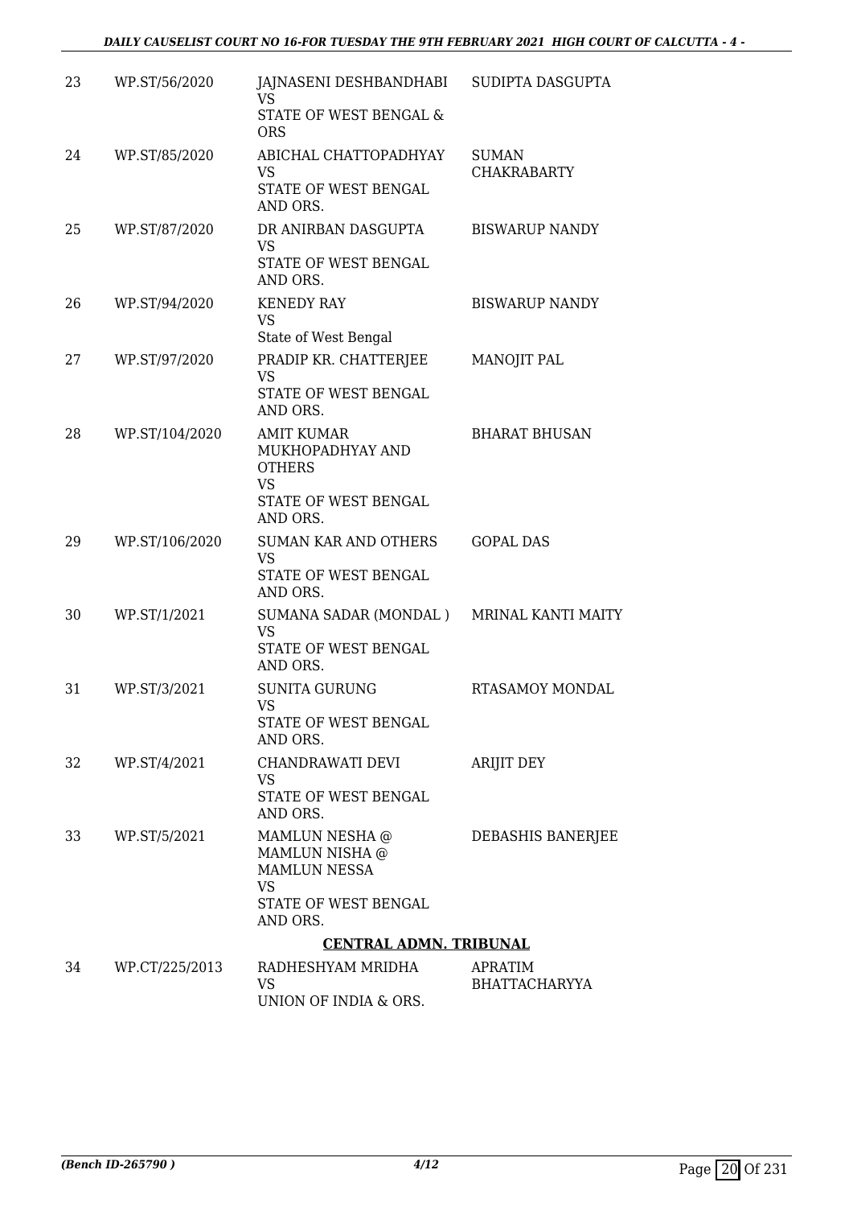| 23 | WP.ST/56/2020 | JAJNASENI DESHBANDHABI<br>VS<br>STATE OF WEST BENGAL & ORS | SUDIPTA DASGUPTA |
|---|---|---|---|
| 24 | WP.ST/85/2020 | ABICHAL CHATTOPADHYAY<br>VS<br>STATE OF WEST BENGAL AND ORS. | SUMAN CHAKRABARTY |
| 25 | WP.ST/87/2020 | DR ANIRBAN DASGUPTA<br>VS<br>STATE OF WEST BENGAL AND ORS. | BISWARUP NANDY |
| 26 | WP.ST/94/2020 | KENEDY RAY<br>VS<br>State of West Bengal | BISWARUP NANDY |
| 27 | WP.ST/97/2020 | PRADIP KR. CHATTERJEE<br>VS<br>STATE OF WEST BENGAL AND ORS. | MANOJIT PAL |
| 28 | WP.ST/104/2020 | AMIT KUMAR MUKHOPADHYAY AND OTHERS<br>VS<br>STATE OF WEST BENGAL AND ORS. | BHARAT BHUSAN |
| 29 | WP.ST/106/2020 | SUMAN KAR AND OTHERS<br>VS<br>STATE OF WEST BENGAL AND ORS. | GOPAL DAS |
| 30 | WP.ST/1/2021 | SUMANA SADAR (MONDAL )<br>VS<br>STATE OF WEST BENGAL AND ORS. | MRINAL KANTI MAITY |
| 31 | WP.ST/3/2021 | SUNITA GURUNG<br>VS<br>STATE OF WEST BENGAL AND ORS. | RTASAMOY MONDAL |
| 32 | WP.ST/4/2021 | CHANDRAWATI DEVI<br>VS<br>STATE OF WEST BENGAL AND ORS. | ARIJIT DEY |
| 33 | WP.ST/5/2021 | MAMLUN NESHA @ MAMLUN NISHA @ MAMLUN NESSA<br>VS<br>STATE OF WEST BENGAL AND ORS. | DEBASHIS BANERJEE |

**CENTRAL ADMN. TRIBUNAL**

| 34 | WP.CT/225/2013 | RADHESHYAM MRIDHA<br>VS<br>UNION OF INDIA & ORS. | APRATIM BHATTACHARYYA |
|---|---|---|---|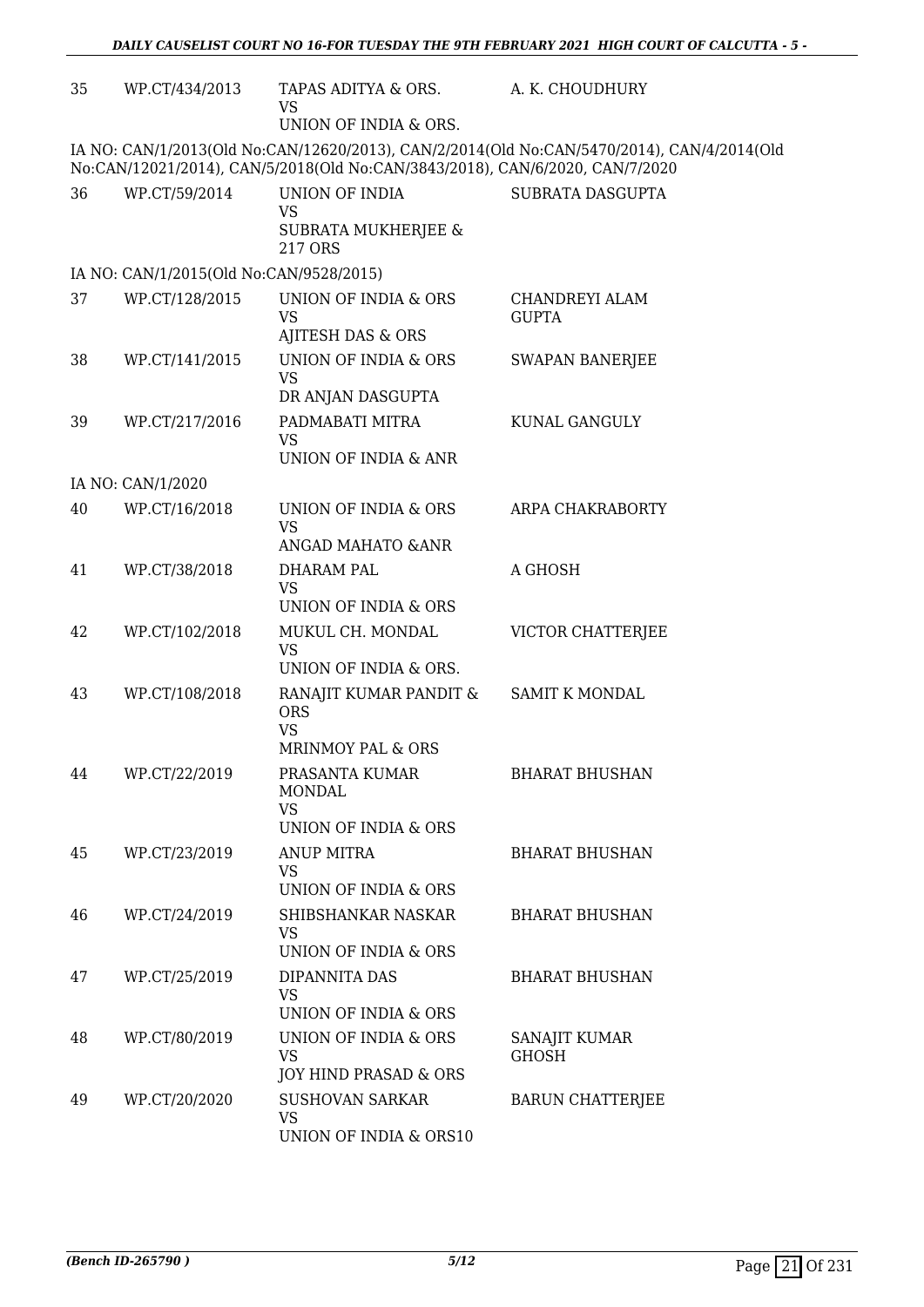| | | | |
|---|---|---|---|
| 35 | WP.CT/434/2013 | TAPAS ADITYA & ORS.<br>VS<br>UNION OF INDIA & ORS. | A. K. CHOUDHURY |

IA NO: CAN/1/2013(Old No:CAN/12620/2013), CAN/2/2014(Old No:CAN/5470/2014), CAN/4/2014(Old No:CAN/12021/2014), CAN/5/2018(Old No:CAN/3843/2018), CAN/6/2020, CAN/7/2020

| | | | |
|---|---|---|---|
| 36 | WP.CT/59/2014 | UNION OF INDIA<br>VS<br>SUBRATA MUKHERJEE & 217 ORS | SUBRATA DASGUPTA |

IA NO: CAN/1/2015(Old No:CAN/9528/2015)

| | | | |
|---|---|---|---|
| 37 | WP.CT/128/2015 | UNION OF INDIA & ORS<br>VS<br>AJITESH DAS & ORS | CHANDREYI ALAM GUPTA |
| 38 | WP.CT/141/2015 | UNION OF INDIA & ORS<br>VS<br>DR ANJAN DASGUPTA | SWAPAN BANERJEE |
| 39 | WP.CT/217/2016 | PADMABATI MITRA<br>VS<br>UNION OF INDIA & ANR | KUNAL GANGULY |

IA NO: CAN/1/2020

| | | | |
|---|---|---|---|
| 40 | WP.CT/16/2018 | UNION OF INDIA & ORS<br>VS<br>ANGAD MAHATO &ANR | ARPA CHAKRABORTY |
| 41 | WP.CT/38/2018 | DHARAM PAL<br>VS<br>UNION OF INDIA & ORS | A GHOSH |
| 42 | WP.CT/102/2018 | MUKUL CH. MONDAL<br>VS<br>UNION OF INDIA & ORS. | VICTOR CHATTERJEE |
| 43 | WP.CT/108/2018 | RANAJIT KUMAR PANDIT & ORS<br>VS<br>MRINMOY PAL & ORS | SAMIT K MONDAL |
| 44 | WP.CT/22/2019 | PRASANTA KUMAR MONDAL<br>VS<br>UNION OF INDIA & ORS | BHARAT BHUSHAN |
| 45 | WP.CT/23/2019 | ANUP MITRA<br>VS<br>UNION OF INDIA & ORS | BHARAT BHUSHAN |
| 46 | WP.CT/24/2019 | SHIBSHANKAR NASKAR<br>VS<br>UNION OF INDIA & ORS | BHARAT BHUSHAN |
| 47 | WP.CT/25/2019 | DIPANNITA DAS<br>VS<br>UNION OF INDIA & ORS | BHARAT BHUSHAN |
| 48 | WP.CT/80/2019 | UNION OF INDIA & ORS<br>VS<br>JOY HIND PRASAD & ORS | SANAJIT KUMAR GHOSH |
| 49 | WP.CT/20/2020 | SUSHOVAN SARKAR<br>VS<br>UNION OF INDIA & ORS10 | BARUN CHATTERJEE |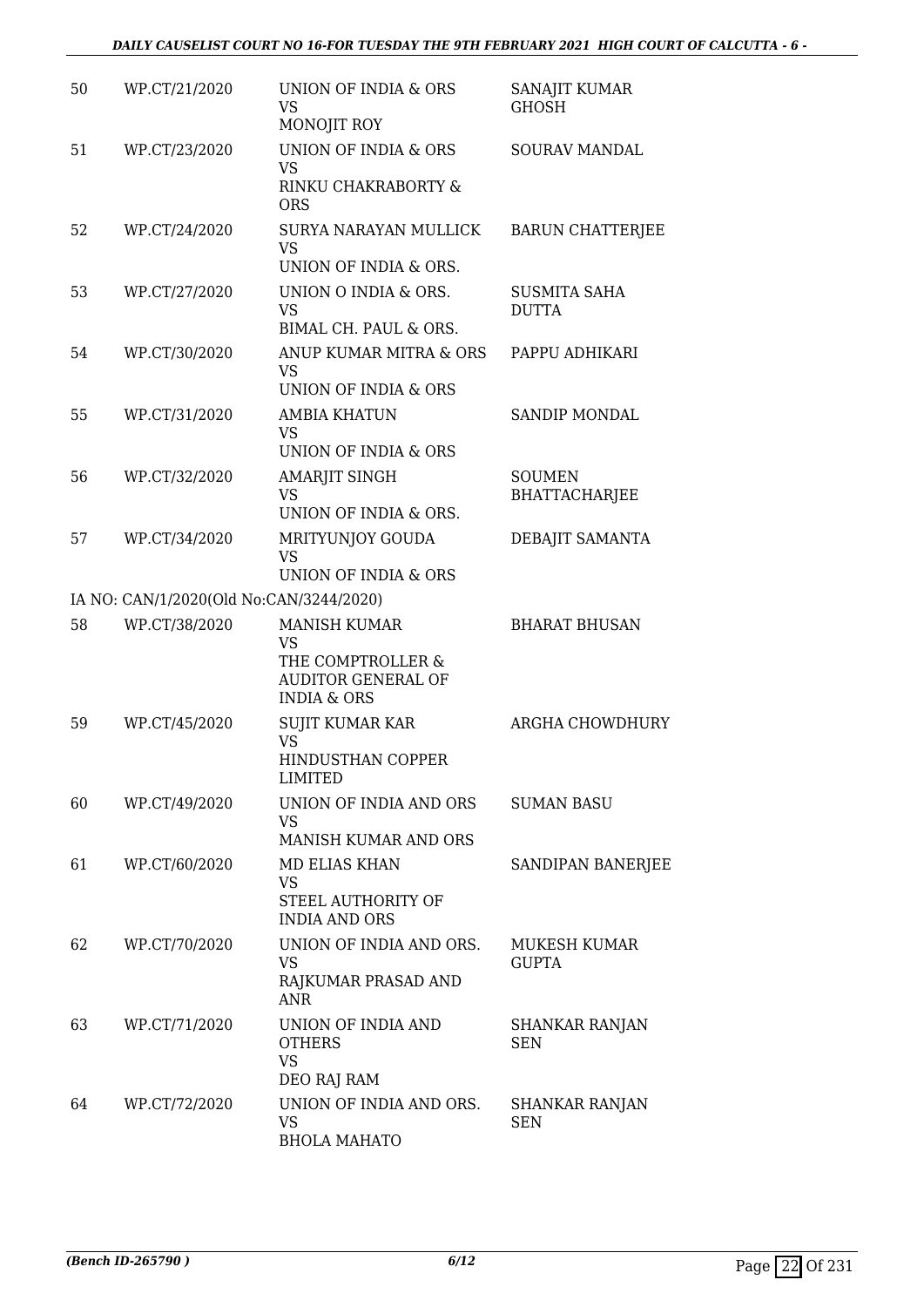| | | | |
|---|---|---|---|
| 50 | WP.CT/21/2020 | UNION OF INDIA & ORS<br>VS<br>MONOJIT ROY | SANAJIT KUMAR GHOSH |
| 51 | WP.CT/23/2020 | UNION OF INDIA & ORS<br>VS<br>RINKU CHAKRABORTY & ORS | SOURAV MANDAL |
| 52 | WP.CT/24/2020 | SURYA NARAYAN MULLICK<br>VS<br>UNION OF INDIA & ORS. | BARUN CHATTERJEE |
| 53 | WP.CT/27/2020 | UNION O INDIA & ORS.<br>VS<br>BIMAL CH. PAUL & ORS. | SUSMITA SAHA DUTTA |
| 54 | WP.CT/30/2020 | ANUP KUMAR MITRA & ORS<br>VS<br>UNION OF INDIA & ORS | PAPPU ADHIKARI |
| 55 | WP.CT/31/2020 | AMBIA KHATUN<br>VS<br>UNION OF INDIA & ORS | SANDIP MONDAL |
| 56 | WP.CT/32/2020 | AMARJIT SINGH<br>VS<br>UNION OF INDIA & ORS. | SOUMEN BHATTACHARJEE |
| 57 | WP.CT/34/2020 | MRITYUNJOY GOUDA<br>VS<br>UNION OF INDIA & ORS | DEBAJIT SAMANTA |
| | IA NO: CAN/1/2020(Old No:CAN/3244/2020) | | |
| 58 | WP.CT/38/2020 | MANISH KUMAR<br>VS<br>THE COMPTROLLER & AUDITOR GENERAL OF INDIA & ORS | BHARAT BHUSAN |
| 59 | WP.CT/45/2020 | SUJIT KUMAR KAR<br>VS<br>HINDUSTHAN COPPER LIMITED | ARGHA CHOWDHURY |
| 60 | WP.CT/49/2020 | UNION OF INDIA AND ORS<br>VS<br>MANISH KUMAR AND ORS | SUMAN BASU |
| 61 | WP.CT/60/2020 | MD ELIAS KHAN<br>VS<br>STEEL AUTHORITY OF INDIA AND ORS | SANDIPAN BANERJEE |
| 62 | WP.CT/70/2020 | UNION OF INDIA AND ORS.<br>VS<br>RAJKUMAR PRASAD AND ANR | MUKESH KUMAR GUPTA |
| 63 | WP.CT/71/2020 | UNION OF INDIA AND OTHERS<br>VS<br>DEO RAJ RAM | SHANKAR RANJAN SEN |
| 64 | WP.CT/72/2020 | UNION OF INDIA AND ORS.<br>VS<br>BHOLA MAHATO | SHANKAR RANJAN SEN |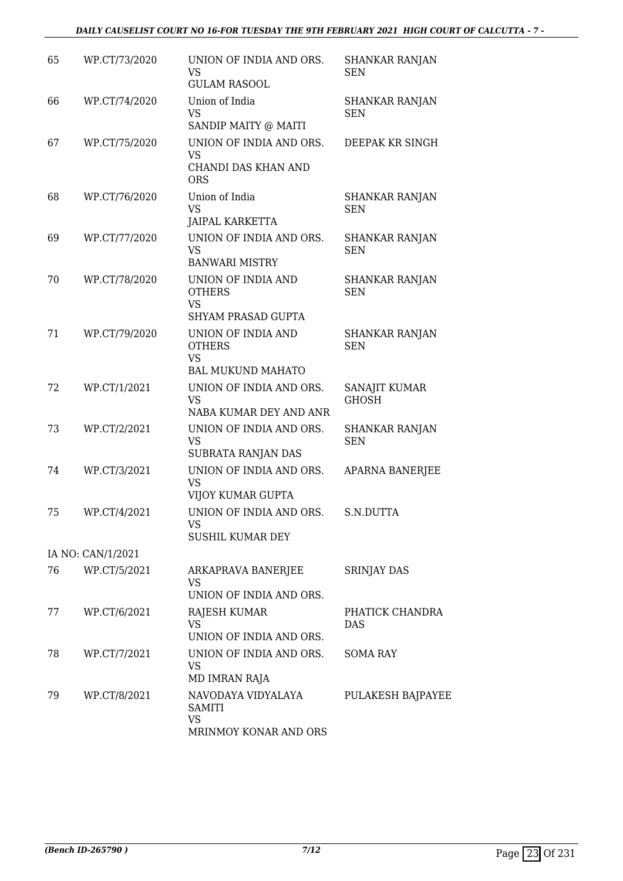| | | | |
|---|---|---|---|
| 65 | WP.CT/73/2020 | UNION OF INDIA AND ORS.<br>VS<br>GULAM RASOOL | SHANKAR RANJAN SEN |
| 66 | WP.CT/74/2020 | Union of India<br>VS<br>SANDIP MAITY @ MAITI | SHANKAR RANJAN SEN |
| 67 | WP.CT/75/2020 | UNION OF INDIA AND ORS.<br>VS<br>CHANDI DAS KHAN AND ORS | DEEPAK KR SINGH |
| 68 | WP.CT/76/2020 | Union of India<br>VS<br>JAIPAL KARKETTA | SHANKAR RANJAN SEN |
| 69 | WP.CT/77/2020 | UNION OF INDIA AND ORS.<br>VS<br>BANWARI MISTRY | SHANKAR RANJAN SEN |
| 70 | WP.CT/78/2020 | UNION OF INDIA AND OTHERS<br>VS<br>SHYAM PRASAD GUPTA | SHANKAR RANJAN SEN |
| 71 | WP.CT/79/2020 | UNION OF INDIA AND OTHERS<br>VS<br>BAL MUKUND MAHATO | SHANKAR RANJAN SEN |
| 72 | WP.CT/1/2021 | UNION OF INDIA AND ORS.<br>VS<br>NABA KUMAR DEY AND ANR | SANAJIT KUMAR GHOSH |
| 73 | WP.CT/2/2021 | UNION OF INDIA AND ORS.<br>VS<br>SUBRATA RANJAN DAS | SHANKAR RANJAN SEN |
| 74 | WP.CT/3/2021 | UNION OF INDIA AND ORS.<br>VS<br>VIJOY KUMAR GUPTA | APARNA BANERJEE |
| 75 | WP.CT/4/2021 | UNION OF INDIA AND ORS.<br>VS<br>SUSHIL KUMAR DEY | S.N.DUTTA |
| IA NO: CAN/1/2021 | | | |
| 76 | WP.CT/5/2021 | ARKAPRAVA BANERJEE<br>VS<br>UNION OF INDIA AND ORS. | SRINJAY DAS |
| 77 | WP.CT/6/2021 | RAJESH KUMAR<br>VS<br>UNION OF INDIA AND ORS. | PHATICK CHANDRA DAS |
| 78 | WP.CT/7/2021 | UNION OF INDIA AND ORS.<br>VS<br>MD IMRAN RAJA | SOMA RAY |
| 79 | WP.CT/8/2021 | NAVODAYA VIDYALAYA SAMITI<br>VS<br>MRINMOY KONAR AND ORS | PULAKESH BAJPAYEE |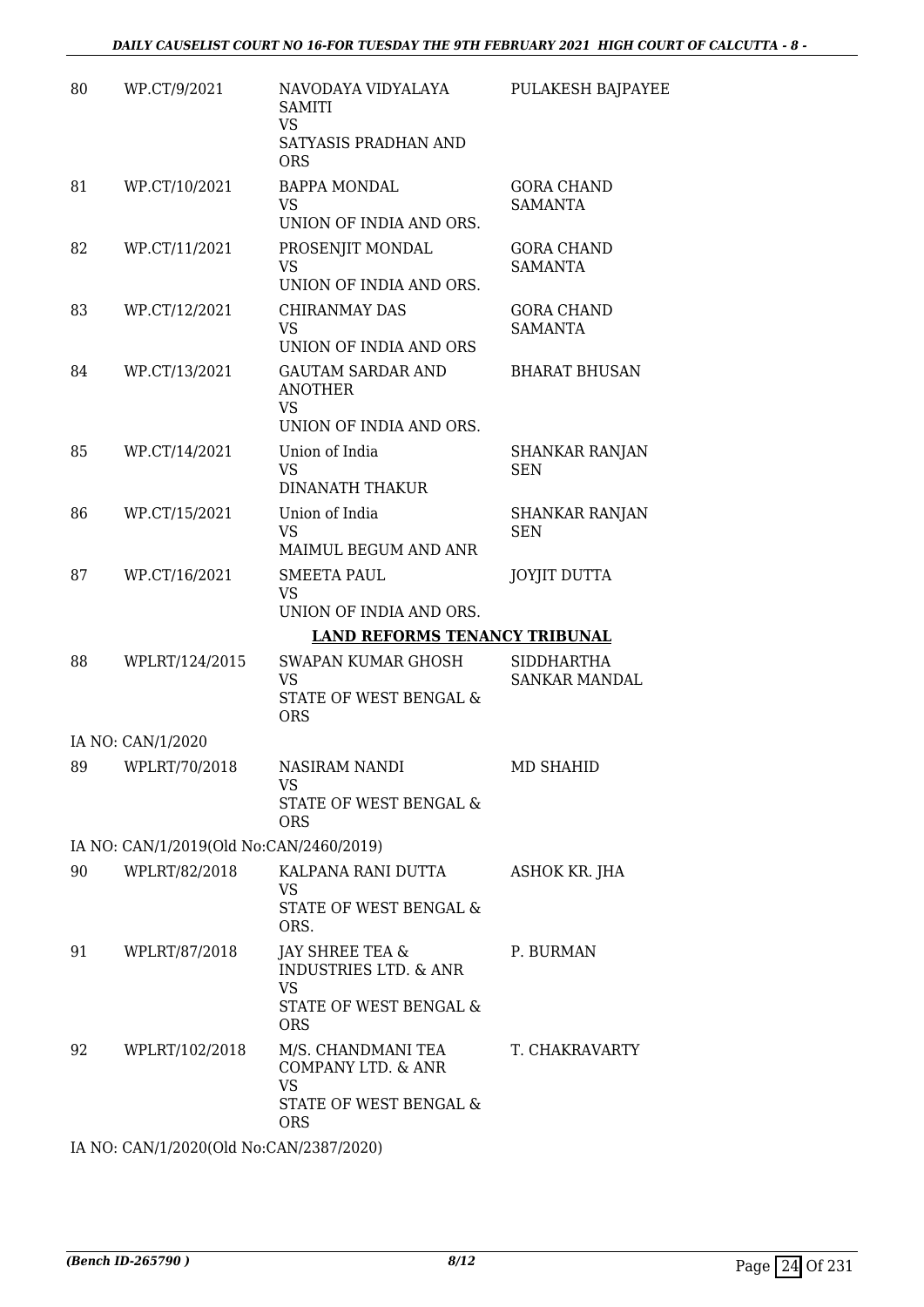| 80 | WP.CT/9/2021 | NAVODAYA VIDYALAYA SAMITI<br>VS<br>SATYASIS PRADHAN AND ORS | PULAKESH BAJPAYEE |
|---|---|---|---|
| 81 | WP.CT/10/2021 | BAPPA MONDAL<br>VS<br>UNION OF INDIA AND ORS. | GORA CHAND SAMANTA |
| 82 | WP.CT/11/2021 | PROSENJIT MONDAL<br>VS<br>UNION OF INDIA AND ORS. | GORA CHAND SAMANTA |
| 83 | WP.CT/12/2021 | CHIRANMAY DAS<br>VS<br>UNION OF INDIA AND ORS | GORA CHAND SAMANTA |
| 84 | WP.CT/13/2021 | GAUTAM SARDAR AND ANOTHER<br>VS<br>UNION OF INDIA AND ORS. | BHARAT BHUSAN |
| 85 | WP.CT/14/2021 | Union of India<br>VS<br>DINANATH THAKUR | SHANKAR RANJAN SEN |
| 86 | WP.CT/15/2021 | Union of India<br>VS<br>MAIMUL BEGUM AND ANR | SHANKAR RANJAN SEN |
| 87 | WP.CT/16/2021 | SMEETA PAUL<br>VS<br>UNION OF INDIA AND ORS. | JOYJIT DUTTA |

## LAND REFORMS TENANCY TRIBUNAL

| 88 | WPLRT/124/2015 | SWAPAN KUMAR GHOSH<br>VS<br>STATE OF WEST BENGAL & ORS | SIDDHARTHA SANKAR MANDAL |
|---|---|---|---|
| | IA NO: CAN/1/2020 | | |
| 89 | WPLRT/70/2018 | NASIRAM NANDI<br>VS<br>STATE OF WEST BENGAL & ORS | MD SHAHID |
| | IA NO: CAN/1/2019(Old No:CAN/2460/2019) | | |
| 90 | WPLRT/82/2018 | KALPANA RANI DUTTA<br>VS<br>STATE OF WEST BENGAL & ORS. | ASHOK KR. JHA |
| 91 | WPLRT/87/2018 | JAY SHREE TEA & INDUSTRIES LTD. & ANR<br>VS<br>STATE OF WEST BENGAL & ORS | P. BURMAN |
| 92 | WPLRT/102/2018 | M/S. CHANDMANI TEA COMPANY LTD. & ANR<br>VS<br>STATE OF WEST BENGAL & ORS | T. CHAKRAVARTY |
| | IA NO: CAN/1/2020(Old No:CAN/2387/2020) | | |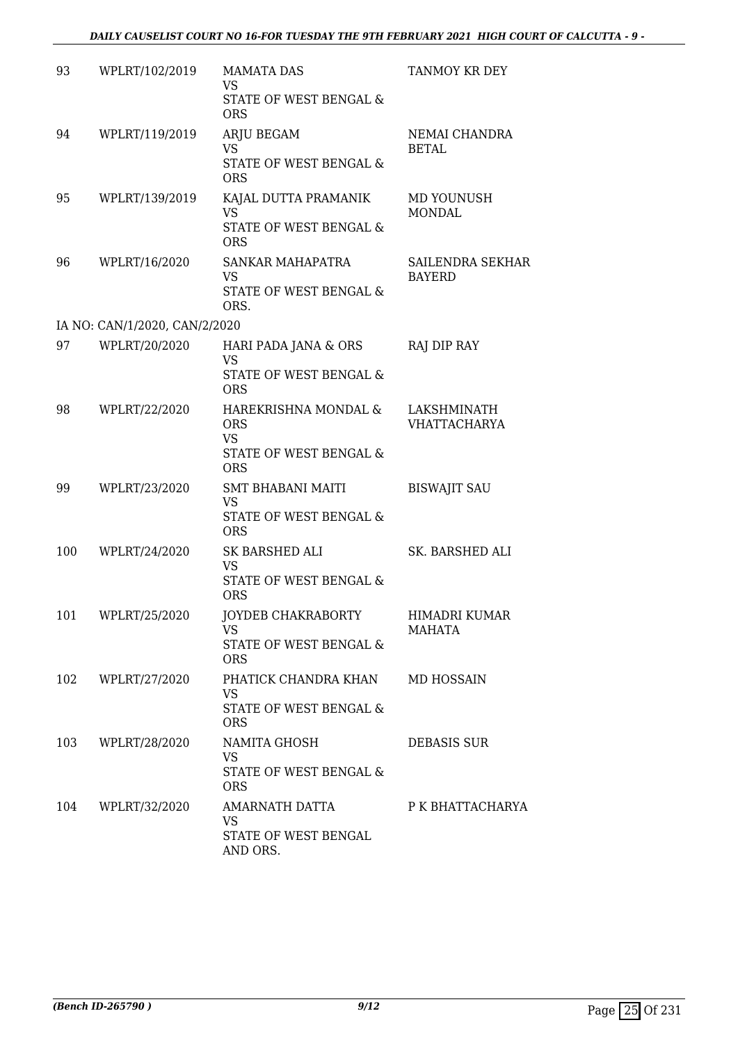| | | | |
|---|---|---|---|
| 93 | WPLRT/102/2019 | MAMATA DAS<br>VS<br>STATE OF WEST BENGAL & ORS | TANMOY KR DEY |
| 94 | WPLRT/119/2019 | ARJU BEGAM<br>VS<br>STATE OF WEST BENGAL & ORS | NEMAI CHANDRA BETAL |
| 95 | WPLRT/139/2019 | KAJAL DUTTA PRAMANIK<br>VS<br>STATE OF WEST BENGAL & ORS | MD YOUNUSH MONDAL |
| 96 | WPLRT/16/2020 | SANKAR MAHAPATRA<br>VS<br>STATE OF WEST BENGAL & ORS. | SAILENDRA SEKHAR BAYERD |
| IA NO: CAN/1/2020, CAN/2/2020 | | | |
| 97 | WPLRT/20/2020 | HARI PADA JANA & ORS<br>VS<br>STATE OF WEST BENGAL & ORS | RAJ DIP RAY |
| 98 | WPLRT/22/2020 | HAREKRISHNA MONDAL & ORS<br>VS<br>STATE OF WEST BENGAL & ORS | LAKSHMINATH VHATTACHARYA |
| 99 | WPLRT/23/2020 | SMT BHABANI MAITI<br>VS<br>STATE OF WEST BENGAL & ORS | BISWAJIT SAU |
| 100 | WPLRT/24/2020 | SK BARSHED ALI<br>VS<br>STATE OF WEST BENGAL & ORS | SK. BARSHED ALI |
| 101 | WPLRT/25/2020 | JOYDEB CHAKRABORTY<br>VS<br>STATE OF WEST BENGAL & ORS | HIMADRI KUMAR MAHATA |
| 102 | WPLRT/27/2020 | PHATICK CHANDRA KHAN<br>VS<br>STATE OF WEST BENGAL & ORS | MD HOSSAIN |
| 103 | WPLRT/28/2020 | NAMITA GHOSH<br>VS<br>STATE OF WEST BENGAL & ORS | DEBASIS SUR |
| 104 | WPLRT/32/2020 | AMARNATH DATTA<br>VS<br>STATE OF WEST BENGAL AND ORS. | P K BHATTACHARYA |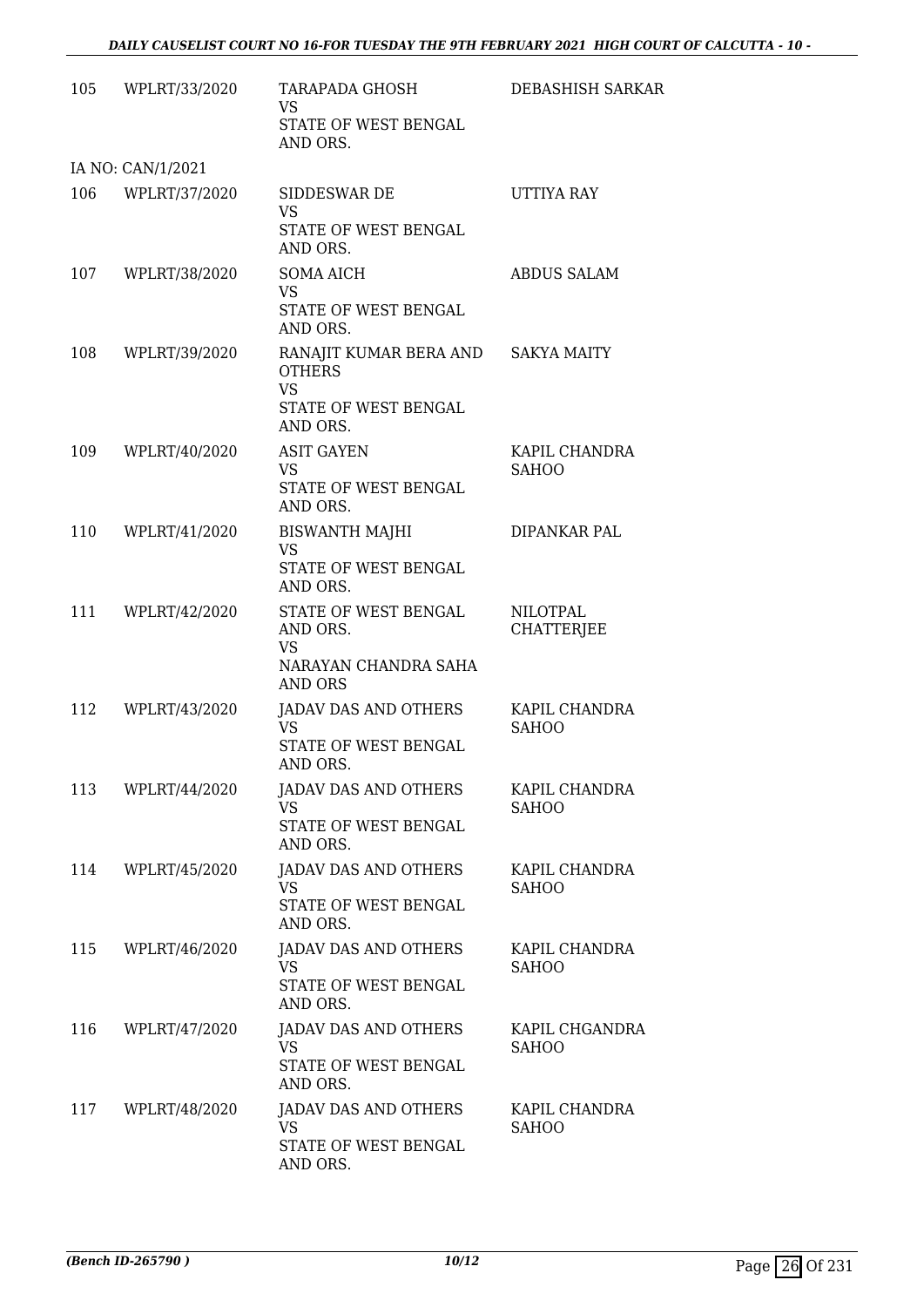| | | | |
|---|---|---|---|
| 105 | WPLRT/33/2020 | TARAPADA GHOSH<br>VS<br>STATE OF WEST BENGAL AND ORS. | DEBASHISH SARKAR |
| IA NO: CAN/1/2021 | | | |
| 106 | WPLRT/37/2020 | SIDDESWAR DE<br>VS<br>STATE OF WEST BENGAL AND ORS. | UTTIYA RAY |
| 107 | WPLRT/38/2020 | SOMA AICH<br>VS<br>STATE OF WEST BENGAL AND ORS. | ABDUS SALAM |
| 108 | WPLRT/39/2020 | RANAJIT KUMAR BERA AND OTHERS<br>VS<br>STATE OF WEST BENGAL AND ORS. | SAKYA MAITY |
| 109 | WPLRT/40/2020 | ASIT GAYEN<br>VS<br>STATE OF WEST BENGAL AND ORS. | KAPIL CHANDRA SAHOO |
| 110 | WPLRT/41/2020 | BISWANTH MAJHI<br>VS<br>STATE OF WEST BENGAL AND ORS. | DIPANKAR PAL |
| 111 | WPLRT/42/2020 | STATE OF WEST BENGAL AND ORS.<br>VS<br>NARAYAN CHANDRA SAHA AND ORS | NILOTPAL CHATTERJEE |
| 112 | WPLRT/43/2020 | JADAV DAS AND OTHERS<br>VS<br>STATE OF WEST BENGAL AND ORS. | KAPIL CHANDRA SAHOO |
| 113 | WPLRT/44/2020 | JADAV DAS AND OTHERS<br>VS<br>STATE OF WEST BENGAL AND ORS. | KAPIL CHANDRA SAHOO |
| 114 | WPLRT/45/2020 | JADAV DAS AND OTHERS<br>VS<br>STATE OF WEST BENGAL AND ORS. | KAPIL CHANDRA SAHOO |
| 115 | WPLRT/46/2020 | JADAV DAS AND OTHERS<br>VS<br>STATE OF WEST BENGAL AND ORS. | KAPIL CHANDRA SAHOO |
| 116 | WPLRT/47/2020 | JADAV DAS AND OTHERS<br>VS<br>STATE OF WEST BENGAL AND ORS. | KAPIL CHGANDRA SAHOO |
| 117 | WPLRT/48/2020 | JADAV DAS AND OTHERS<br>VS<br>STATE OF WEST BENGAL AND ORS. | KAPIL CHANDRA SAHOO |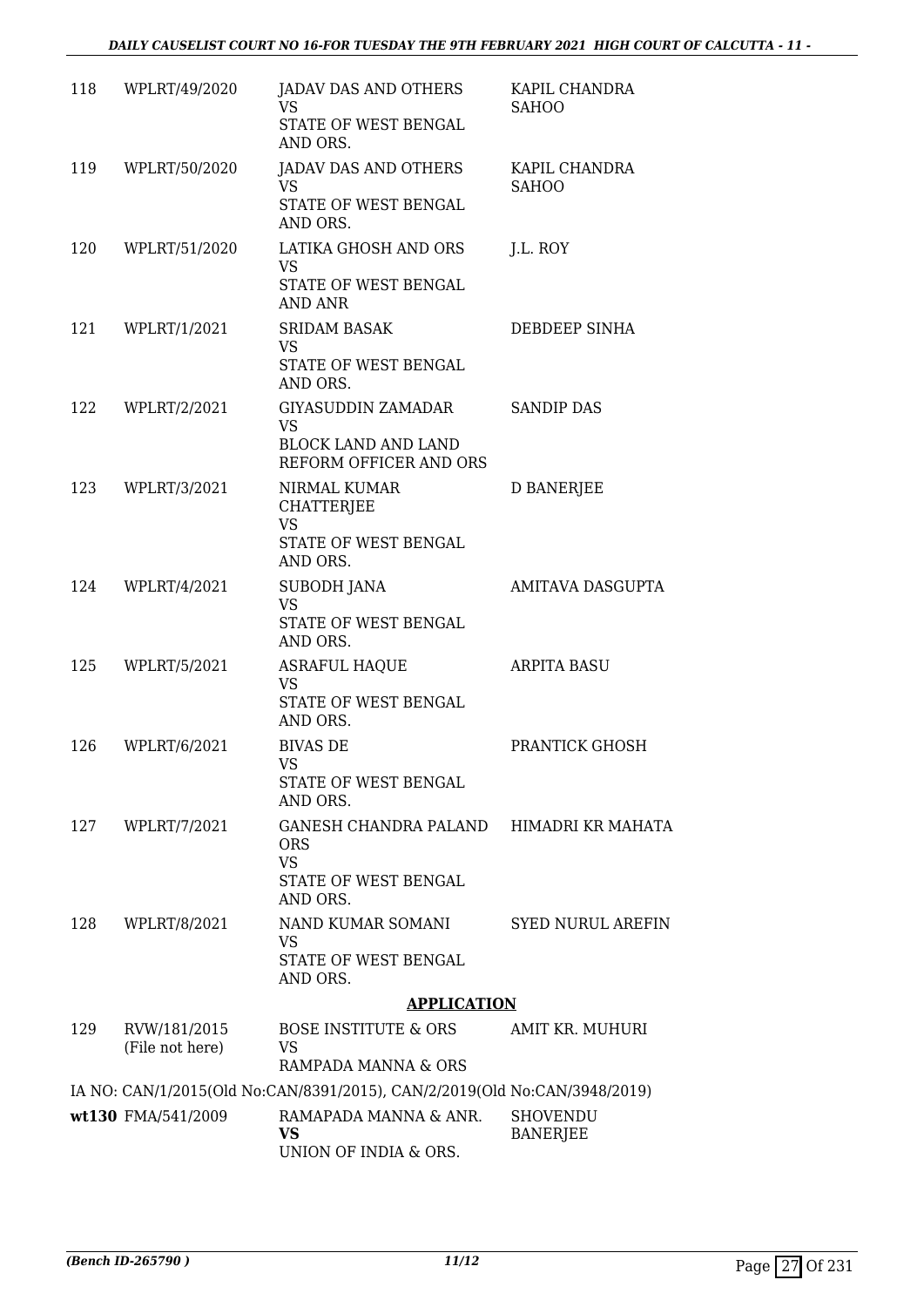| | | | |
|---|---|---|---|
| 118 | WPLRT/49/2020 | JADAV DAS AND OTHERS<br>VS<br>STATE OF WEST BENGAL AND ORS. | KAPIL CHANDRA SAHOO |
| 119 | WPLRT/50/2020 | JADAV DAS AND OTHERS<br>VS<br>STATE OF WEST BENGAL AND ORS. | KAPIL CHANDRA SAHOO |
| 120 | WPLRT/51/2020 | LATIKA GHOSH AND ORS<br>VS<br>STATE OF WEST BENGAL AND ANR | J.L. ROY |
| 121 | WPLRT/1/2021 | SRIDAM BASAK<br>VS<br>STATE OF WEST BENGAL AND ORS. | DEBDEEP SINHA |
| 122 | WPLRT/2/2021 | GIYASUDDIN ZAMADAR<br>VS<br>BLOCK LAND AND LAND REFORM OFFICER AND ORS | SANDIP DAS |
| 123 | WPLRT/3/2021 | NIRMAL KUMAR CHATTERJEE<br>VS<br>STATE OF WEST BENGAL AND ORS. | D BANERJEE |
| 124 | WPLRT/4/2021 | SUBODH JANA<br>VS<br>STATE OF WEST BENGAL AND ORS. | AMITAVA DASGUPTA |
| 125 | WPLRT/5/2021 | ASRAFUL HAQUE<br>VS<br>STATE OF WEST BENGAL AND ORS. | ARPITA BASU |
| 126 | WPLRT/6/2021 | BIVAS DE<br>VS<br>STATE OF WEST BENGAL AND ORS. | PRANTICK GHOSH |
| 127 | WPLRT/7/2021 | GANESH CHANDRA PALAND ORS<br>VS<br>STATE OF WEST BENGAL AND ORS. | HIMADRI KR MAHATA |
| 128 | WPLRT/8/2021 | NAND KUMAR SOMANI<br>VS<br>STATE OF WEST BENGAL AND ORS. | SYED NURUL AREFIN |

**APPLICATION**

| | | | |
|---|---|---|---|
| 129 | RVW/181/2015<br>(File not here) | BOSE INSTITUTE & ORS<br>VS<br>RAMPADA MANNA & ORS | AMIT KR. MUHURI |

IA NO: CAN/1/2015(Old No:CAN/8391/2015), CAN/2/2019(Old No:CAN/3948/2019)

| | | | |
|---|---|---|---|
| wt130 | FMA/541/2009 | RAMAPADA MANNA & ANR.<br>**VS**<br>UNION OF INDIA & ORS. | SHOVENDU BANERJEE |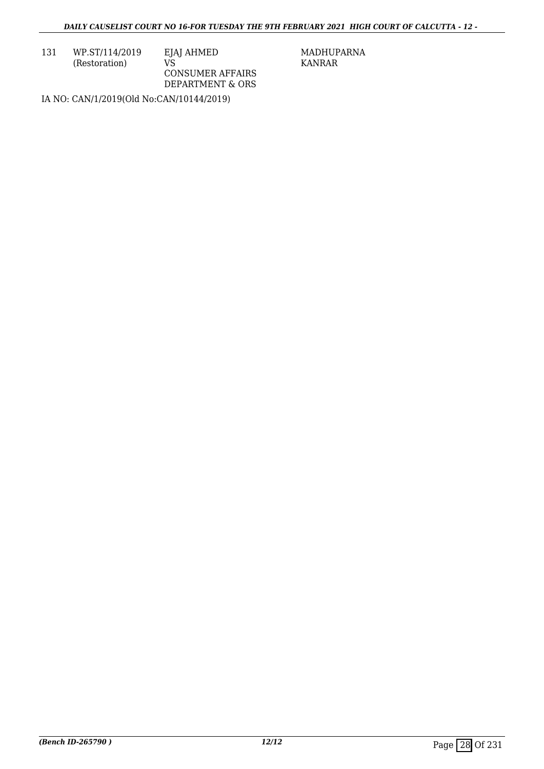| 131 | WP.ST/114/2019 (Restoration) | EJAJ AHMED VS CONSUMER AFFAIRS DEPARTMENT & ORS | MADHUPARNA KANRAR |
|---|---|---|---|

IA NO: CAN/1/2019(Old No:CAN/10144/2019)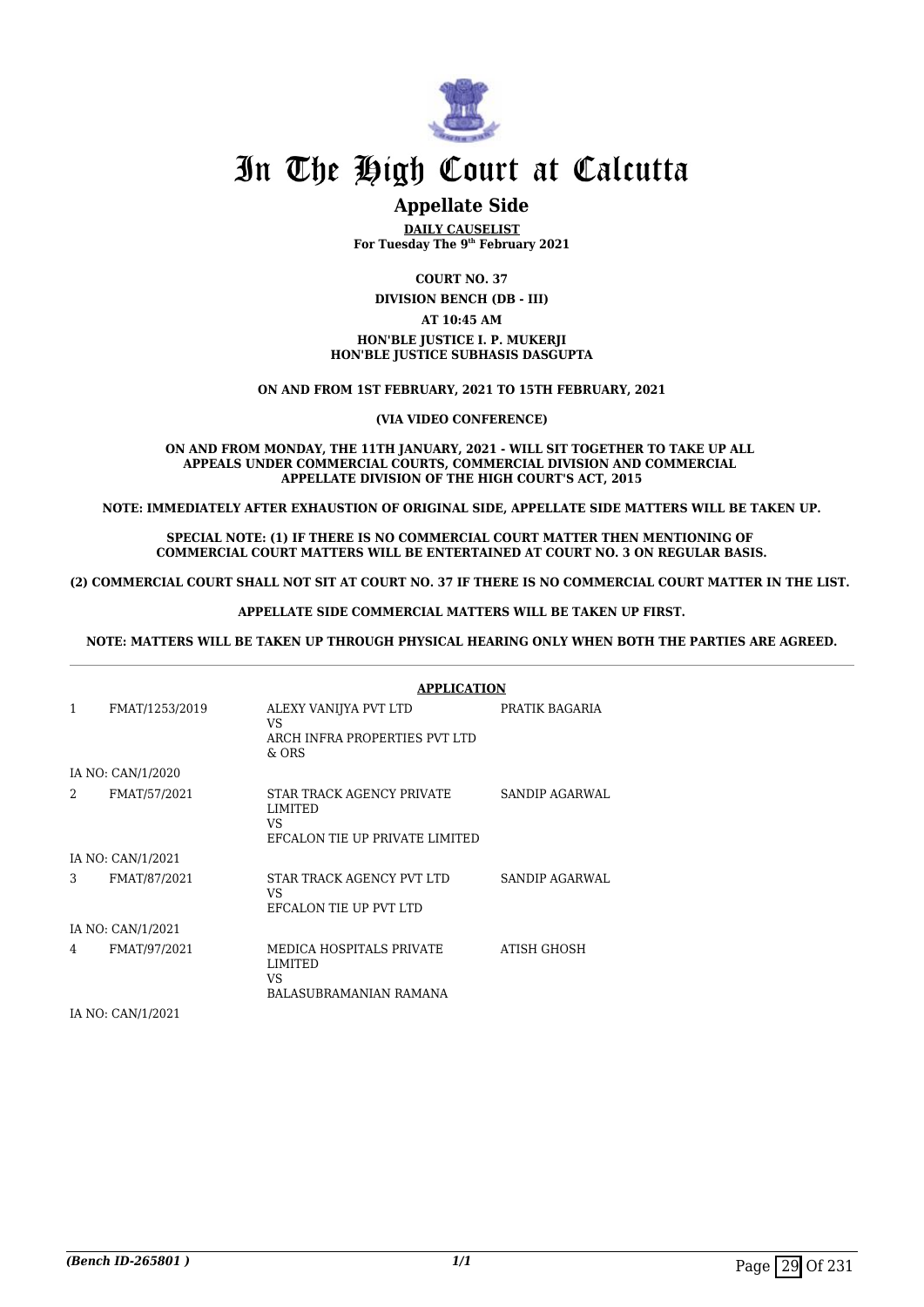# In The High Court at Calcutta

## Appellate Side

**DAILY CAUSELIST**
**For Tuesday The 9th February 2021**

**COURT NO. 37**

**DIVISION BENCH (DB - III)**

**AT 10:45 AM**

**HON'BLE JUSTICE I. P. MUKERJI**
**HON'BLE JUSTICE SUBHASIS DASGUPTA**

**ON AND FROM 1ST FEBRUARY, 2021 TO 15TH FEBRUARY, 2021**

**(VIA VIDEO CONFERENCE)**

**ON AND FROM MONDAY, THE 11TH JANUARY, 2021 - WILL SIT TOGETHER TO TAKE UP ALL APPEALS UNDER COMMERCIAL COURTS, COMMERCIAL DIVISION AND COMMERCIAL APPELLATE DIVISION OF THE HIGH COURT'S ACT, 2015**

**NOTE: IMMEDIATELY AFTER EXHAUSTION OF ORIGINAL SIDE, APPELLATE SIDE MATTERS WILL BE TAKEN UP.**

**SPECIAL NOTE: (1) IF THERE IS NO COMMERCIAL COURT MATTER THEN MENTIONING OF COMMERCIAL COURT MATTERS WILL BE ENTERTAINED AT COURT NO. 3 ON REGULAR BASIS.**

**(2) COMMERCIAL COURT SHALL NOT SIT AT COURT NO. 37 IF THERE IS NO COMMERCIAL COURT MATTER IN THE LIST.**

**APPELLATE SIDE COMMERCIAL MATTERS WILL BE TAKEN UP FIRST.**

**NOTE: MATTERS WILL BE TAKEN UP THROUGH PHYSICAL HEARING ONLY WHEN BOTH THE PARTIES ARE AGREED.**

**APPLICATION**

| | | | |
|---|---|---|---|
| 1 | FMAT/1253/2019 | ALEXY VANIJYA PVT LTD<br>VS<br>ARCH INFRA PROPERTIES PVT LTD & ORS | PRATIK BAGARIA |
| | IA NO: CAN/1/2020 | | |
| 2 | FMAT/57/2021 | STAR TRACK AGENCY PRIVATE LIMITED<br>VS<br>EFCALON TIE UP PRIVATE LIMITED | SANDIP AGARWAL |
| | IA NO: CAN/1/2021 | | |
| 3 | FMAT/87/2021 | STAR TRACK AGENCY PVT LTD<br>VS<br>EFCALON TIE UP PVT LTD | SANDIP AGARWAL |
| | IA NO: CAN/1/2021 | | |
| 4 | FMAT/97/2021 | MEDICA HOSPITALS PRIVATE LIMITED<br>VS<br>BALASUBRAMANIAN RAMANA | ATISH GHOSH |
| | IA NO: CAN/1/2021 | | |

*(Bench ID-265801 )* 1/1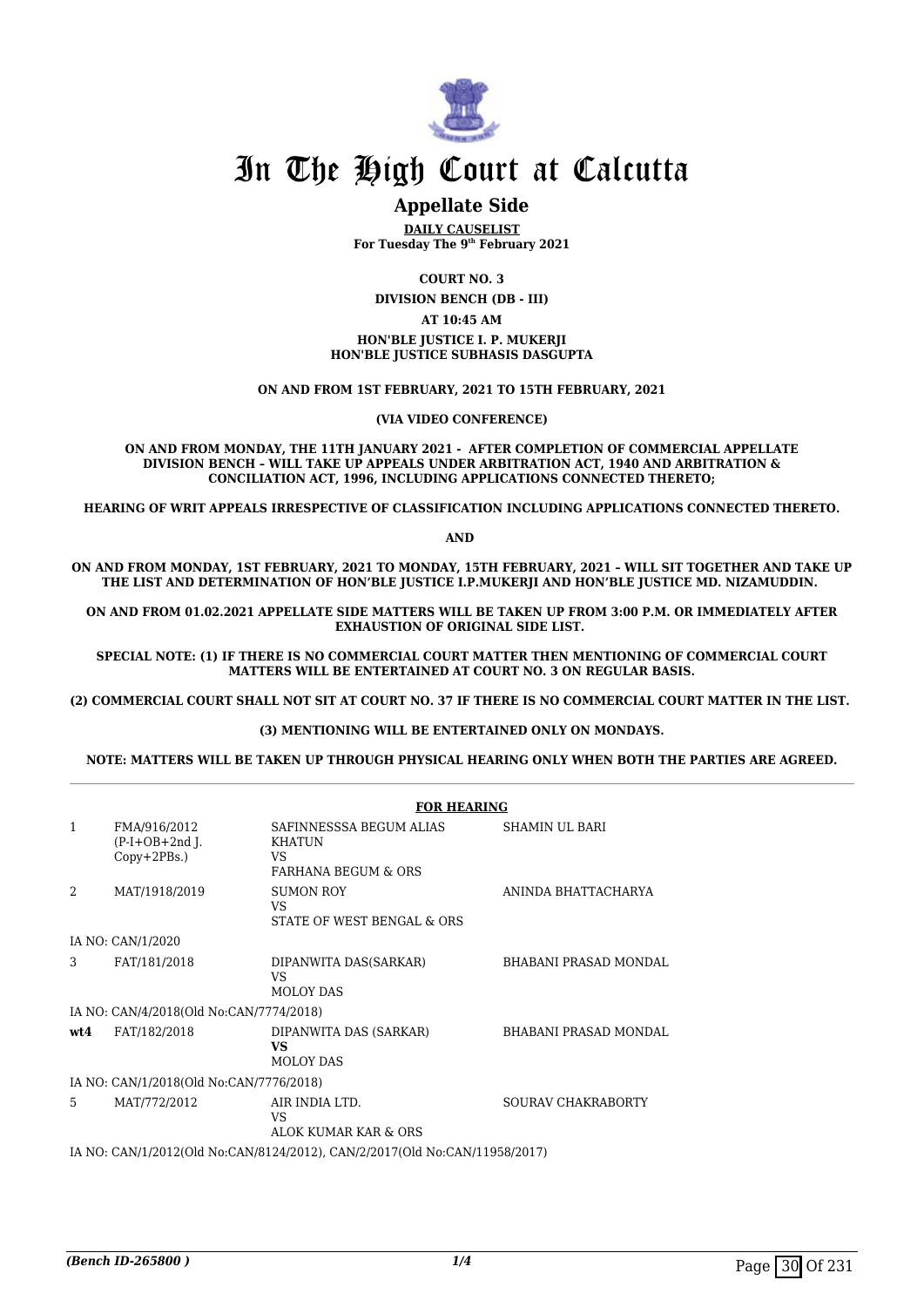# In The High Court at Calcutta

## Appellate Side

**DAILY CAUSELIST**
**For Tuesday The 9th February 2021**

**COURT NO. 3**

**DIVISION BENCH (DB - III)**

**AT 10:45 AM**

**HON'BLE JUSTICE I. P. MUKERJI**
**HON'BLE JUSTICE SUBHASIS DASGUPTA**

**ON AND FROM 1ST FEBRUARY, 2021 TO 15TH FEBRUARY, 2021**

**(VIA VIDEO CONFERENCE)**

**ON AND FROM MONDAY, THE 11TH JANUARY 2021 - AFTER COMPLETION OF COMMERCIAL APPELLATE DIVISION BENCH – WILL TAKE UP APPEALS UNDER ARBITRATION ACT, 1940 AND ARBITRATION & CONCILIATION ACT, 1996, INCLUDING APPLICATIONS CONNECTED THERETO;**

**HEARING OF WRIT APPEALS IRRESPECTIVE OF CLASSIFICATION INCLUDING APPLICATIONS CONNECTED THERETO.**

**AND**

**ON AND FROM MONDAY, 1ST FEBRUARY, 2021 TO MONDAY, 15TH FEBRUARY, 2021 – WILL SIT TOGETHER AND TAKE UP THE LIST AND DETERMINATION OF HON'BLE JUSTICE I.P.MUKERJI AND HON'BLE JUSTICE MD. NIZAMUDDIN.**

**ON AND FROM 01.02.2021 APPELLATE SIDE MATTERS WILL BE TAKEN UP FROM 3:00 P.M. OR IMMEDIATELY AFTER EXHAUSTION OF ORIGINAL SIDE LIST.**

**SPECIAL NOTE: (1) IF THERE IS NO COMMERCIAL COURT MATTER THEN MENTIONING OF COMMERCIAL COURT MATTERS WILL BE ENTERTAINED AT COURT NO. 3 ON REGULAR BASIS.**

**(2) COMMERCIAL COURT SHALL NOT SIT AT COURT NO. 37 IF THERE IS NO COMMERCIAL COURT MATTER IN THE LIST.**

**(3) MENTIONING WILL BE ENTERTAINED ONLY ON MONDAYS.**

**NOTE: MATTERS WILL BE TAKEN UP THROUGH PHYSICAL HEARING ONLY WHEN BOTH THE PARTIES ARE AGREED.**

**FOR HEARING**

| | | | |
|---|---|---|---|
| 1 | FMA/916/2012 (P-I+OB+2nd J. Copy+2PBs.) | SAFINNESSSA BEGUM ALIAS KHATUN VS FARHANA BEGUM & ORS | SHAMIN UL BARI |
| 2 | MAT/1918/2019 | SUMON ROY VS STATE OF WEST BENGAL & ORS | ANINDA BHATTACHARYA |
| | IA NO: CAN/1/2020 | | |
| 3 | FAT/181/2018 | DIPANWITA DAS(SARKAR) VS MOLOY DAS | BHABANI PRASAD MONDAL |
| | IA NO: CAN/4/2018(Old No:CAN/7774/2018) | | |
| **wt4** | FAT/182/2018 | DIPANWITA DAS (SARKAR) **VS** MOLOY DAS | BHABANI PRASAD MONDAL |
| | IA NO: CAN/1/2018(Old No:CAN/7776/2018) | | |
| 5 | MAT/772/2012 | AIR INDIA LTD. VS ALOK KUMAR KAR & ORS | SOURAV CHAKRABORTY |
| | IA NO: CAN/1/2012(Old No:CAN/8124/2012), CAN/2/2017(Old No:CAN/11958/2017) | | |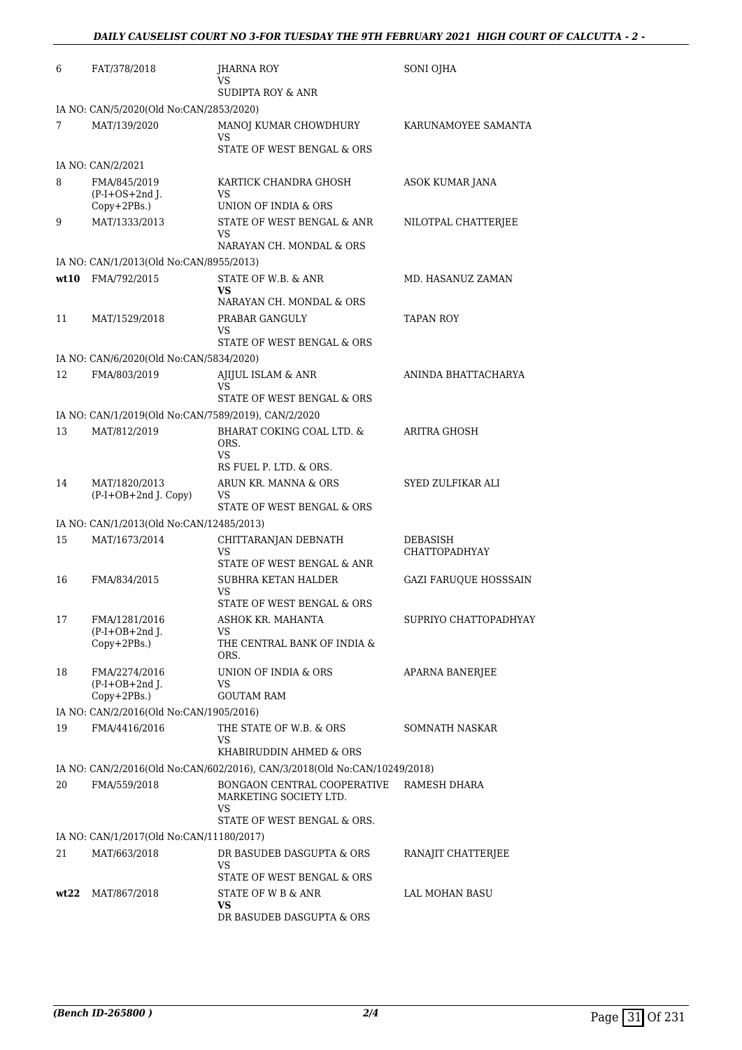| | | | |
|---|---|---|---|
| 6 | FAT/378/2018 | JHARNA ROY<br>VS<br>SUDIPTA ROY & ANR | SONI OJHA |
| IA NO: CAN/5/2020(Old No:CAN/2853/2020) | | | |
| 7 | MAT/139/2020 | MANOJ KUMAR CHOWDHURY<br>VS<br>STATE OF WEST BENGAL & ORS | KARUNAMOYEE SAMANTA |
| IA NO: CAN/2/2021 | | | |
| 8 | FMA/845/2019<br>(P-I+OS+2nd J. Copy+2PBs.) | KARTICK CHANDRA GHOSH<br>VS<br>UNION OF INDIA & ORS | ASOK KUMAR JANA |
| 9 | MAT/1333/2013 | STATE OF WEST BENGAL & ANR<br>VS<br>NARAYAN CH. MONDAL & ORS | NILOTPAL CHATTERJEE |
| IA NO: CAN/1/2013(Old No:CAN/8955/2013) | | | |
| **wt10** | FMA/792/2015 | STATE OF W.B. & ANR<br>**VS**<br>NARAYAN CH. MONDAL & ORS | MD. HASANUZ ZAMAN |
| 11 | MAT/1529/2018 | PRABAR GANGULY<br>VS<br>STATE OF WEST BENGAL & ORS | TAPAN ROY |
| IA NO: CAN/6/2020(Old No:CAN/5834/2020) | | | |
| 12 | FMA/803/2019 | AJIJUL ISLAM & ANR<br>VS<br>STATE OF WEST BENGAL & ORS | ANINDA BHATTACHARYA |
| IA NO: CAN/1/2019(Old No:CAN/7589/2019), CAN/2/2020 | | | |
| 13 | MAT/812/2019 | BHARAT COKING COAL LTD. & ORS.<br>VS<br>RS FUEL P. LTD. & ORS. | ARITRA GHOSH |
| 14 | MAT/1820/2013<br>(P-I+OB+2nd J. Copy) | ARUN KR. MANNA & ORS<br>VS<br>STATE OF WEST BENGAL & ORS | SYED ZULFIKAR ALI |
| IA NO: CAN/1/2013(Old No:CAN/12485/2013) | | | |
| 15 | MAT/1673/2014 | CHITTARANJAN DEBNATH<br>VS<br>STATE OF WEST BENGAL & ANR | DEBASISH CHATTOPADHYAY |
| 16 | FMA/834/2015 | SUBHRA KETAN HALDER<br>VS<br>STATE OF WEST BENGAL & ORS | GAZI FARUQUE HOSSSAIN |
| 17 | FMA/1281/2016<br>(P-I+OB+2nd J. Copy+2PBs.) | ASHOK KR. MAHANTA<br>VS<br>THE CENTRAL BANK OF INDIA & ORS. | SUPRIYO CHATTOPADHYAY |
| 18 | FMA/2274/2016<br>(P-I+OB+2nd J. Copy+2PBs.) | UNION OF INDIA & ORS<br>VS<br>GOUTAM RAM | APARNA BANERJEE |
| IA NO: CAN/2/2016(Old No:CAN/1905/2016) | | | |
| 19 | FMA/4416/2016 | THE STATE OF W.B. & ORS<br>VS<br>KHABIRUDDIN AHMED & ORS | SOMNATH NASKAR |
| IA NO: CAN/2/2016(Old No:CAN/602/2016), CAN/3/2018(Old No:CAN/10249/2018) | | | |
| 20 | FMA/559/2018 | BONGAON CENTRAL COOPERATIVE MARKETING SOCIETY LTD.<br>VS<br>STATE OF WEST BENGAL & ORS. | RAMESH DHARA |
| IA NO: CAN/1/2017(Old No:CAN/11180/2017) | | | |
| 21 | MAT/663/2018 | DR BASUDEB DASGUPTA & ORS<br>VS<br>STATE OF WEST BENGAL & ORS | RANAJIT CHATTERJEE |
| **wt22** | MAT/867/2018 | STATE OF W B & ANR<br>**VS**<br>DR BASUDEB DASGUPTA & ORS | LAL MOHAN BASU |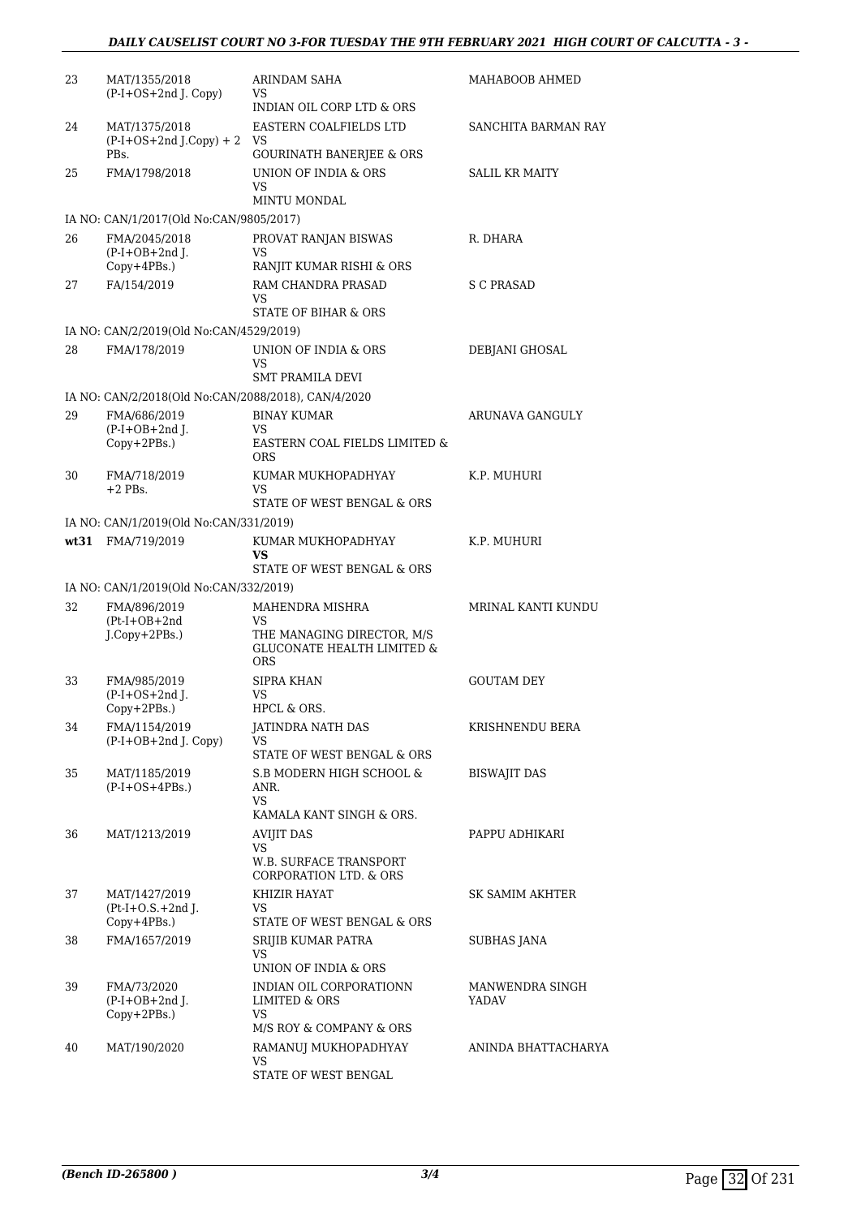| | | | |
|---|---|---|---|
| 23 | MAT/1355/2018 (P-I+OS+2nd J. Copy) | ARINDAM SAHA VS INDIAN OIL CORP LTD & ORS | MAHABOOB AHMED |
| 24 | MAT/1375/2018 (P-I+OS+2nd J.Copy) + 2 PBs. | EASTERN COALFIELDS LTD VS GOURINATH BANERJEE & ORS | SANCHITA BARMAN RAY |
| 25 | FMA/1798/2018 | UNION OF INDIA & ORS VS MINTU MONDAL | SALIL KR MAITY |
| | IA NO: CAN/1/2017(Old No:CAN/9805/2017) | | |
| 26 | FMA/2045/2018 (P-I+OB+2nd J. Copy+4PBs.) | PROVAT RANJAN BISWAS VS RANJIT KUMAR RISHI & ORS | R. DHARA |
| 27 | FA/154/2019 | RAM CHANDRA PRASAD VS STATE OF BIHAR & ORS | S C PRASAD |
| | IA NO: CAN/2/2019(Old No:CAN/4529/2019) | | |
| 28 | FMA/178/2019 | UNION OF INDIA & ORS VS SMT PRAMILA DEVI | DEBJANI GHOSAL |
| | IA NO: CAN/2/2018(Old No:CAN/2088/2018), CAN/4/2020 | | |
| 29 | FMA/686/2019 (P-I+OB+2nd J. Copy+2PBs.) | BINAY KUMAR VS EASTERN COAL FIELDS LIMITED & ORS | ARUNAVA GANGULY |
| 30 | FMA/718/2019 +2 PBs. | KUMAR MUKHOPADHYAY VS STATE OF WEST BENGAL & ORS | K.P. MUHURI |
| | IA NO: CAN/1/2019(Old No:CAN/331/2019) | | |
| **wt31** | FMA/719/2019 | KUMAR MUKHOPADHYAY **VS** STATE OF WEST BENGAL & ORS | K.P. MUHURI |
| | IA NO: CAN/1/2019(Old No:CAN/332/2019) | | |
| 32 | FMA/896/2019 (Pt-I+OB+2nd J.Copy+2PBs.) | MAHENDRA MISHRA VS THE MANAGING DIRECTOR, M/S GLUCONATE HEALTH LIMITED & ORS | MRINAL KANTI KUNDU |
| 33 | FMA/985/2019 (P-I+OS+2nd J. Copy+2PBs.) | SIPRA KHAN VS HPCL & ORS. | GOUTAM DEY |
| 34 | FMA/1154/2019 (P-I+OB+2nd J. Copy) | JATINDRA NATH DAS VS STATE OF WEST BENGAL & ORS | KRISHNENDU BERA |
| 35 | MAT/1185/2019 (P-I+OS+4PBs.) | S.B MODERN HIGH SCHOOL & ANR. VS KAMALA KANT SINGH & ORS. | BISWAJIT DAS |
| 36 | MAT/1213/2019 | AVIJIT DAS VS W.B. SURFACE TRANSPORT CORPORATION LTD. & ORS | PAPPU ADHIKARI |
| 37 | MAT/1427/2019 (Pt-I+O.S.+2nd J. Copy+4PBs.) | KHIZIR HAYAT VS STATE OF WEST BENGAL & ORS | SK SAMIM AKHTER |
| 38 | FMA/1657/2019 | SRIJIB KUMAR PATRA VS UNION OF INDIA & ORS | SUBHAS JANA |
| 39 | FMA/73/2020 (P-I+OB+2nd J. Copy+2PBs.) | INDIAN OIL CORPORATIONN LIMITED & ORS VS M/S ROY & COMPANY & ORS | MANWENDRA SINGH YADAV |
| 40 | MAT/190/2020 | RAMANUJ MUKHOPADHYAY VS STATE OF WEST BENGAL | ANINDA BHATTACHARYA |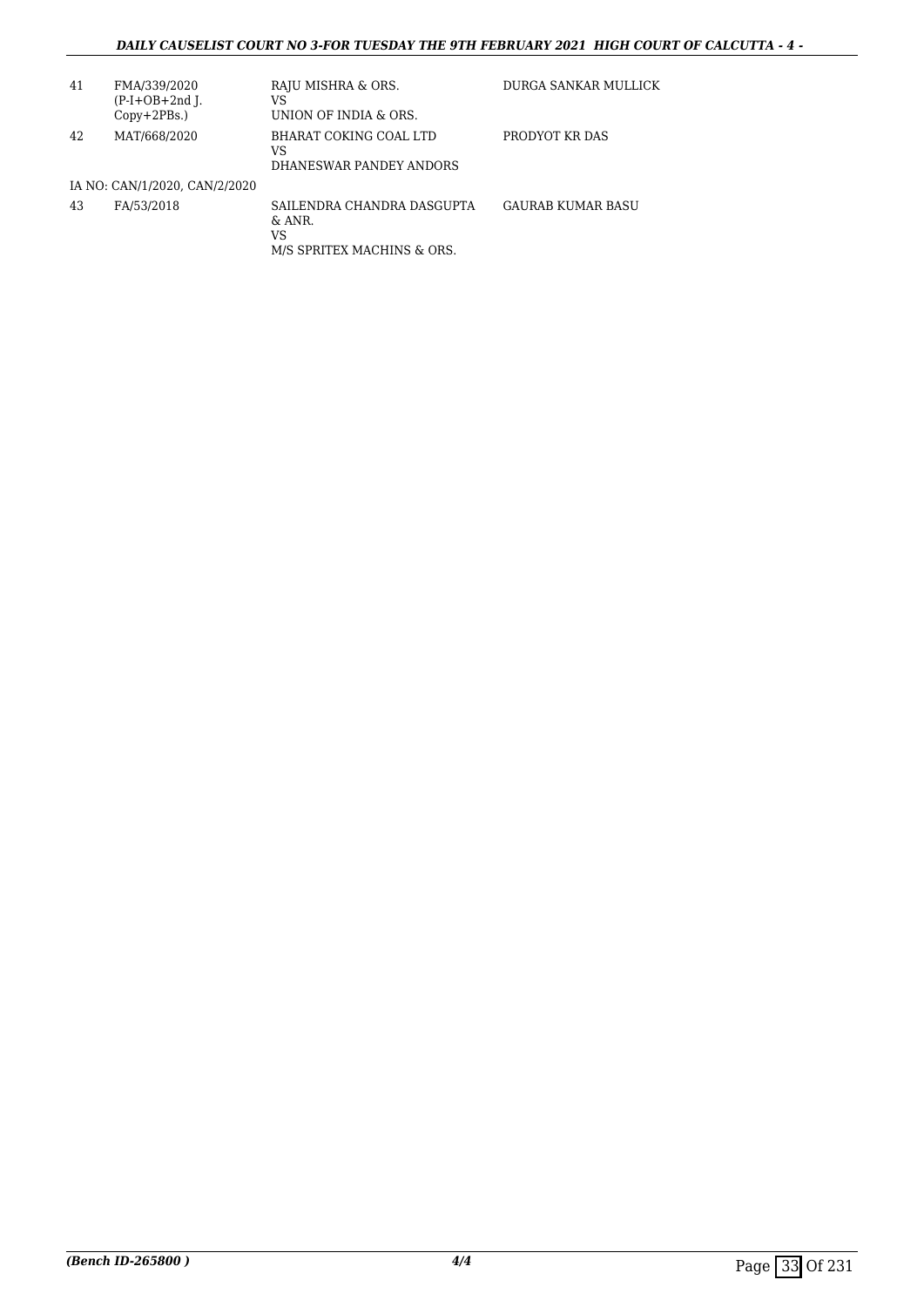| | | | |
|---|---|---|---|
| 41 | FMA/339/2020 (P-I+OB+2nd J. Copy+2PBs.) | RAJU MISHRA & ORS. VS UNION OF INDIA & ORS. | DURGA SANKAR MULLICK |
| 42 | MAT/668/2020 | BHARAT COKING COAL LTD VS DHANESWAR PANDEY ANDORS | PRODYOT KR DAS |
| | IA NO: CAN/1/2020, CAN/2/2020 | | |
| 43 | FA/53/2018 | SAILENDRA CHANDRA DASGUPTA & ANR. VS M/S SPRITEX MACHINS & ORS. | GAURAB KUMAR BASU |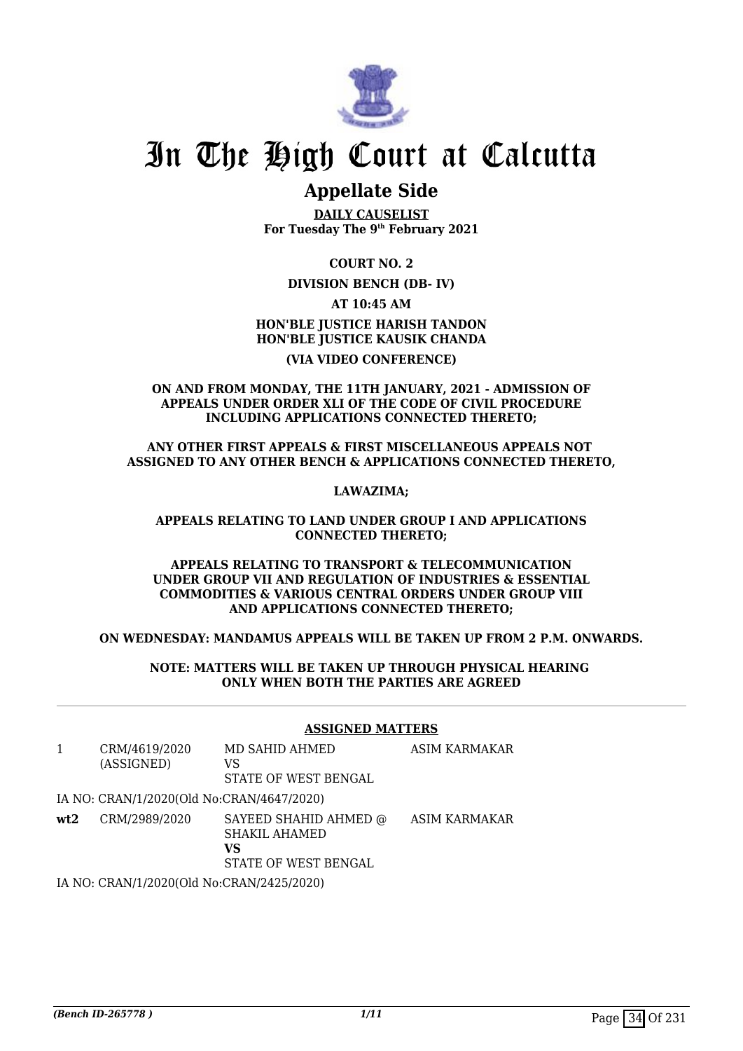# In The High Court at Calcutta

## Appellate Side

**DAILY CAUSELIST**
**For Tuesday The 9th February 2021**

**COURT NO. 2**

**DIVISION BENCH (DB- IV)**

**AT 10:45 AM**

**HON'BLE JUSTICE HARISH TANDON**
**HON'BLE JUSTICE KAUSIK CHANDA**

**(VIA VIDEO CONFERENCE)**

**ON AND FROM MONDAY, THE 11TH JANUARY, 2021 - ADMISSION OF APPEALS UNDER ORDER XLI OF THE CODE OF CIVIL PROCEDURE INCLUDING APPLICATIONS CONNECTED THERETO;**

**ANY OTHER FIRST APPEALS & FIRST MISCELLANEOUS APPEALS NOT ASSIGNED TO ANY OTHER BENCH & APPLICATIONS CONNECTED THERETO,**

**LAWAZIMA;**

**APPEALS RELATING TO LAND UNDER GROUP I AND APPLICATIONS CONNECTED THERETO;**

**APPEALS RELATING TO TRANSPORT & TELECOMMUNICATION UNDER GROUP VII AND REGULATION OF INDUSTRIES & ESSENTIAL COMMODITIES & VARIOUS CENTRAL ORDERS UNDER GROUP VIII AND APPLICATIONS CONNECTED THERETO;**

**ON WEDNESDAY: MANDAMUS APPEALS WILL BE TAKEN UP FROM 2 P.M. ONWARDS.**

**NOTE: MATTERS WILL BE TAKEN UP THROUGH PHYSICAL HEARING ONLY WHEN BOTH THE PARTIES ARE AGREED**

---

**ASSIGNED MATTERS**

| | | | |
|---|---|---|---|
| 1 | CRM/4619/2020 (ASSIGNED) | MD SAHID AHMED<br>VS<br>STATE OF WEST BENGAL | ASIM KARMAKAR |

IA NO: CRAN/1/2020(Old No:CRAN/4647/2020)

| | | | |
|---|---|---|---|
| **wt2** | CRM/2989/2020 | SAYEED SHAHID AHMED @ SHAKIL AHAMED<br>**VS**<br>STATE OF WEST BENGAL | ASIM KARMAKAR |

IA NO: CRAN/1/2020(Old No:CRAN/2425/2020)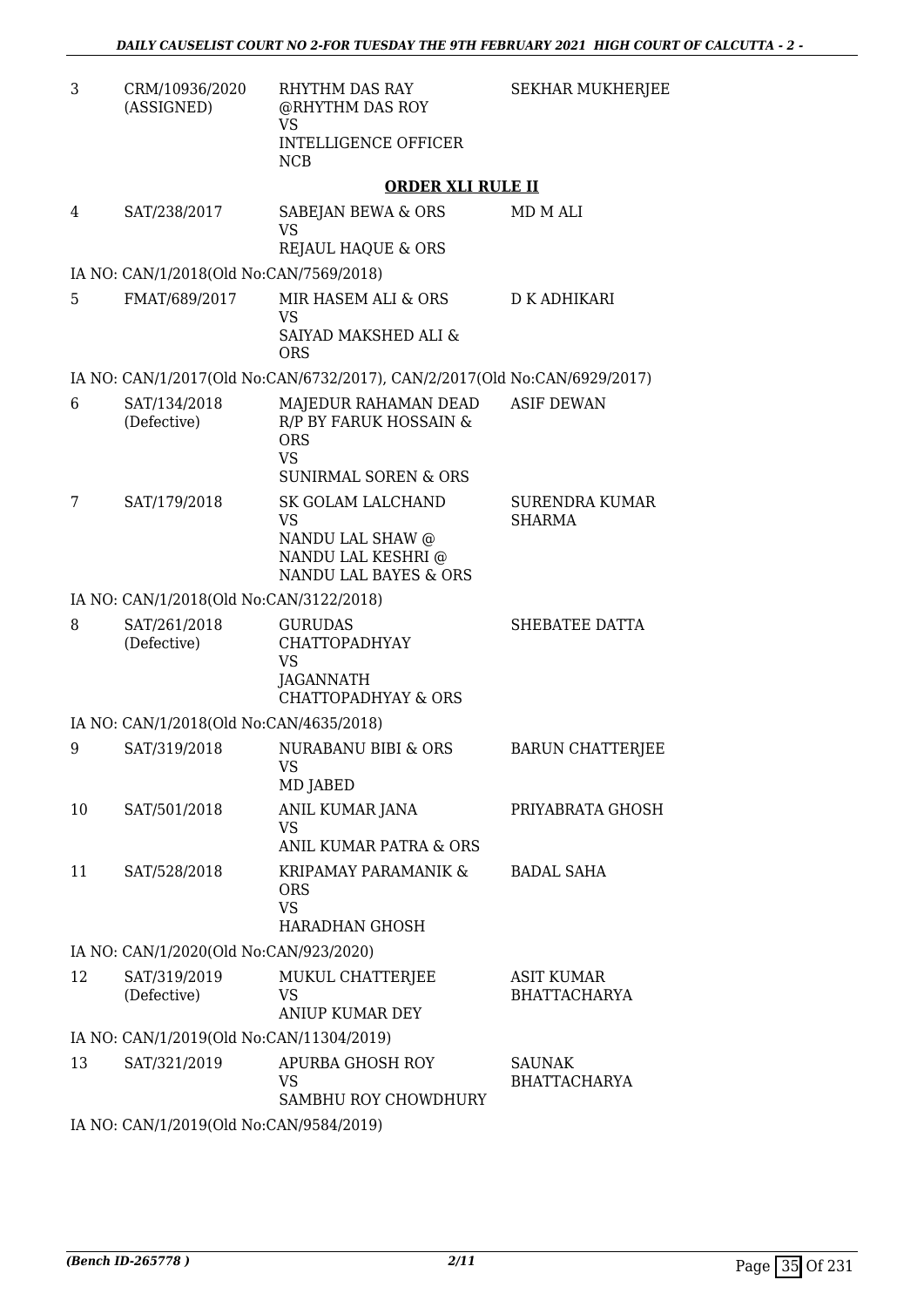| | | | |
|---|---|---|---|
| 3 | CRM/10936/2020 (ASSIGNED) | RHYTHM DAS RAY @RHYTHM DAS ROY VS INTELLIGENCE OFFICER NCB | SEKHAR MUKHERJEE |

**ORDER XLI RULE II**

| | | | |
|---|---|---|---|
| 4 | SAT/238/2017 | SABEJAN BEWA & ORS VS REJAUL HAQUE & ORS | MD M ALI |
| | IA NO: CAN/1/2018(Old No:CAN/7569/2018) | | |
| 5 | FMAT/689/2017 | MIR HASEM ALI & ORS VS SAIYAD MAKSHED ALI & ORS | D K ADHIKARI |
| | IA NO: CAN/1/2017(Old No:CAN/6732/2017), CAN/2/2017(Old No:CAN/6929/2017) | | |
| 6 | SAT/134/2018 (Defective) | MAJEDUR RAHAMAN DEAD R/P BY FARUK HOSSAIN & ORS VS SUNIRMAL SOREN & ORS | ASIF DEWAN |
| 7 | SAT/179/2018 | SK GOLAM LALCHAND VS NANDU LAL SHAW @ NANDU LAL KESHRI @ NANDU LAL BAYES & ORS | SURENDRA KUMAR SHARMA |
| | IA NO: CAN/1/2018(Old No:CAN/3122/2018) | | |
| 8 | SAT/261/2018 (Defective) | GURUDAS CHATTOPADHYAY VS JAGANNATH CHATTOPADHYAY & ORS | SHEBATEE DATTA |
| | IA NO: CAN/1/2018(Old No:CAN/4635/2018) | | |
| 9 | SAT/319/2018 | NURABANU BIBI & ORS VS MD JABED | BARUN CHATTERJEE |
| 10 | SAT/501/2018 | ANIL KUMAR JANA VS ANIL KUMAR PATRA & ORS | PRIYABRATA GHOSH |
| 11 | SAT/528/2018 | KRIPAMAY PARAMANIK & ORS VS HARADHAN GHOSH | BADAL SAHA |
| | IA NO: CAN/1/2020(Old No:CAN/923/2020) | | |
| 12 | SAT/319/2019 (Defective) | MUKUL CHATTERJEE VS ANIUP KUMAR DEY | ASIT KUMAR BHATTACHARYA |
| | IA NO: CAN/1/2019(Old No:CAN/11304/2019) | | |
| 13 | SAT/321/2019 | APURBA GHOSH ROY VS SAMBHU ROY CHOWDHURY | SAUNAK BHATTACHARYA |
| | IA NO: CAN/1/2019(Old No:CAN/9584/2019) | | |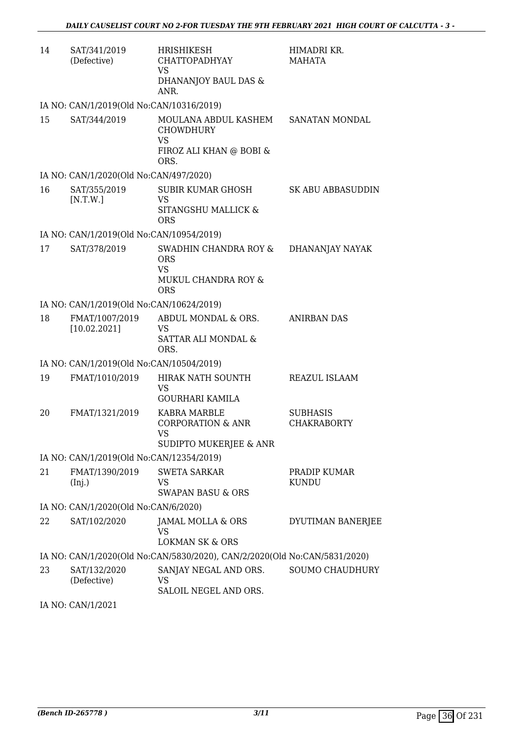| 14 | SAT/341/2019 (Defective) | HRISHIKESH CHATTOPADHYAY VS DHANANJOY BAUL DAS & ANR. | HIMADRI KR. MAHATA |
|---|---|---|---|
| | IA NO: CAN/1/2019(Old No:CAN/10316/2019) | | |
| 15 | SAT/344/2019 | MOULANA ABDUL KASHEM CHOWDHURY VS FIROZ ALI KHAN @ BOBI & ORS. | SANATAN MONDAL |
| | IA NO: CAN/1/2020(Old No:CAN/497/2020) | | |
| 16 | SAT/355/2019 [N.T.W.] | SUBIR KUMAR GHOSH VS SITANGSHU MALLICK & ORS | SK ABU ABBASUDDIN |
| | IA NO: CAN/1/2019(Old No:CAN/10954/2019) | | |
| 17 | SAT/378/2019 | SWADHIN CHANDRA ROY & ORS VS MUKUL CHANDRA ROY & ORS | DHANANJAY NAYAK |
| | IA NO: CAN/1/2019(Old No:CAN/10624/2019) | | |
| 18 | FMAT/1007/2019 [10.02.2021] | ABDUL MONDAL & ORS. VS SATTAR ALI MONDAL & ORS. | ANIRBAN DAS |
| | IA NO: CAN/1/2019(Old No:CAN/10504/2019) | | |
| 19 | FMAT/1010/2019 | HIRAK NATH SOUNTH VS GOURHARI KAMILA | REAZUL ISLAAM |
| 20 | FMAT/1321/2019 | KABRA MARBLE CORPORATION & ANR VS SUDIPTO MUKERJEE & ANR | SUBHASIS CHAKRABORTY |
| | IA NO: CAN/1/2019(Old No:CAN/12354/2019) | | |
| 21 | FMAT/1390/2019 (Inj.) | SWETA SARKAR VS SWAPAN BASU & ORS | PRADIP KUMAR KUNDU |
| | IA NO: CAN/1/2020(Old No:CAN/6/2020) | | |
| 22 | SAT/102/2020 | JAMAL MOLLA & ORS VS LOKMAN SK & ORS | DYUTIMAN BANERJEE |
| | IA NO: CAN/1/2020(Old No:CAN/5830/2020), CAN/2/2020(Old No:CAN/5831/2020) | | |
| 23 | SAT/132/2020 (Defective) | SANJAY NEGAL AND ORS. VS SALOIL NEGEL AND ORS. | SOUMO CHAUDHURY |
| | IA NO: CAN/1/2021 | | |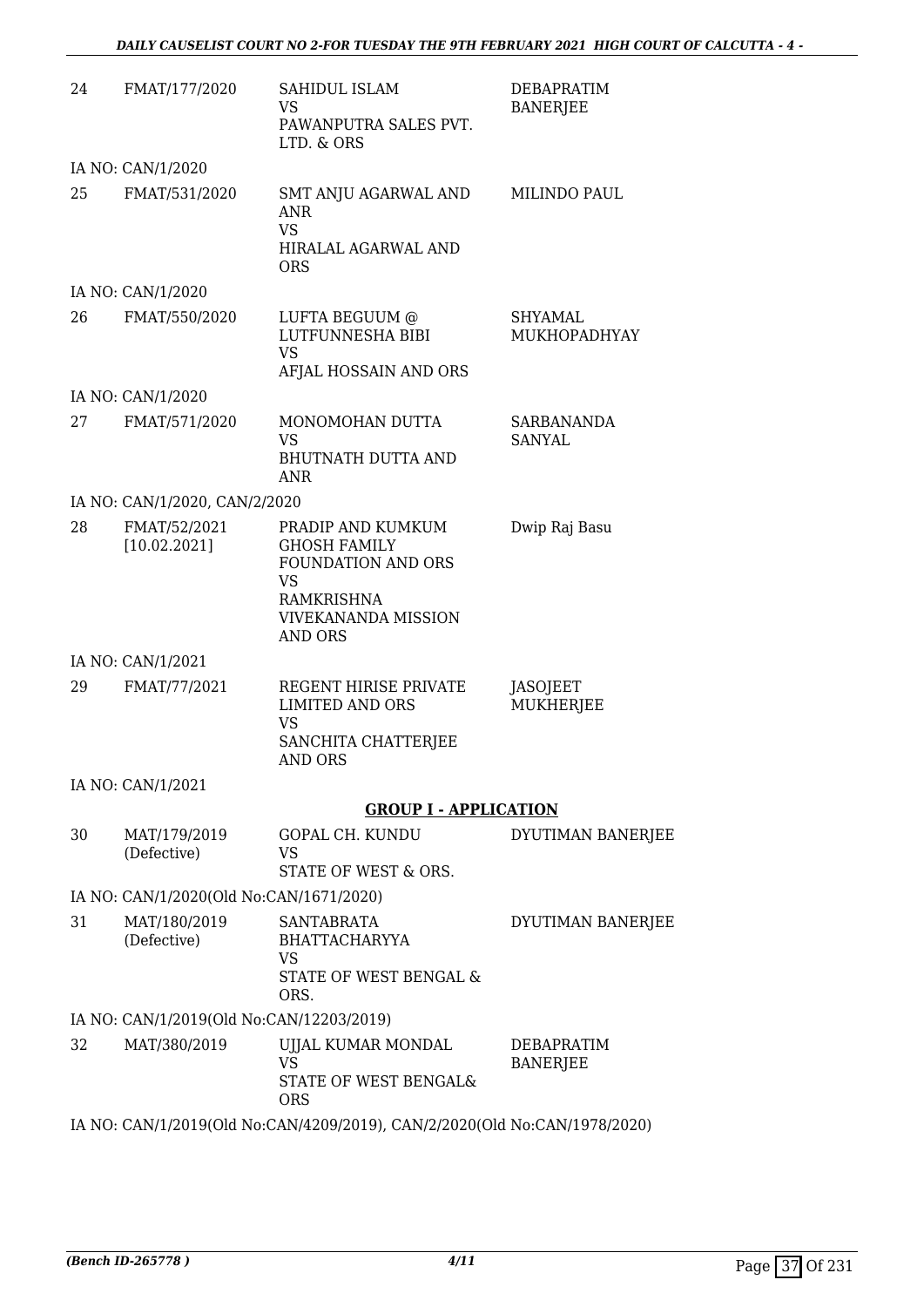| | | | |
|---|---|---|---|
| 24 | FMAT/177/2020 | SAHIDUL ISLAM<br>VS<br>PAWANPUTRA SALES PVT. LTD. & ORS | DEBAPRATIM BANERJEE |
| IA NO: CAN/1/2020 | | | |
| 25 | FMAT/531/2020 | SMT ANJU AGARWAL AND ANR<br>VS<br>HIRALAL AGARWAL AND ORS | MILINDO PAUL |
| IA NO: CAN/1/2020 | | | |
| 26 | FMAT/550/2020 | LUFTA BEGUUM @ LUTFUNNESHA BIBI<br>VS<br>AFJAL HOSSAIN AND ORS | SHYAMAL MUKHOPADHYAY |
| IA NO: CAN/1/2020 | | | |
| 27 | FMAT/571/2020 | MONOMOHAN DUTTA<br>VS<br>BHUTNATH DUTTA AND ANR | SARBANANDA SANYAL |
| IA NO: CAN/1/2020, CAN/2/2020 | | | |
| 28 | FMAT/52/2021 [10.02.2021] | PRADIP AND KUMKUM GHOSH FAMILY FOUNDATION AND ORS<br>VS<br>RAMKRISHNA VIVEKANANDA MISSION AND ORS | Dwip Raj Basu |
| IA NO: CAN/1/2021 | | | |
| 29 | FMAT/77/2021 | REGENT HIRISE PRIVATE LIMITED AND ORS<br>VS<br>SANCHITA CHATTERJEE AND ORS | JASOJEET MUKHERJEE |
| IA NO: CAN/1/2021 | | | |

**GROUP I - APPLICATION**

| | | | |
|---|---|---|---|
| 30 | MAT/179/2019 (Defective) | GOPAL CH. KUNDU<br>VS<br>STATE OF WEST & ORS. | DYUTIMAN BANERJEE |
| IA NO: CAN/1/2020(Old No:CAN/1671/2020) | | | |
| 31 | MAT/180/2019 (Defective) | SANTABRATA BHATTACHARYYA<br>VS<br>STATE OF WEST BENGAL & ORS. | DYUTIMAN BANERJEE |
| IA NO: CAN/1/2019(Old No:CAN/12203/2019) | | | |
| 32 | MAT/380/2019 | UJJAL KUMAR MONDAL<br>VS<br>STATE OF WEST BENGAL& ORS | DEBAPRATIM BANERJEE |
| IA NO: CAN/1/2019(Old No:CAN/4209/2019), CAN/2/2020(Old No:CAN/1978/2020) | | | |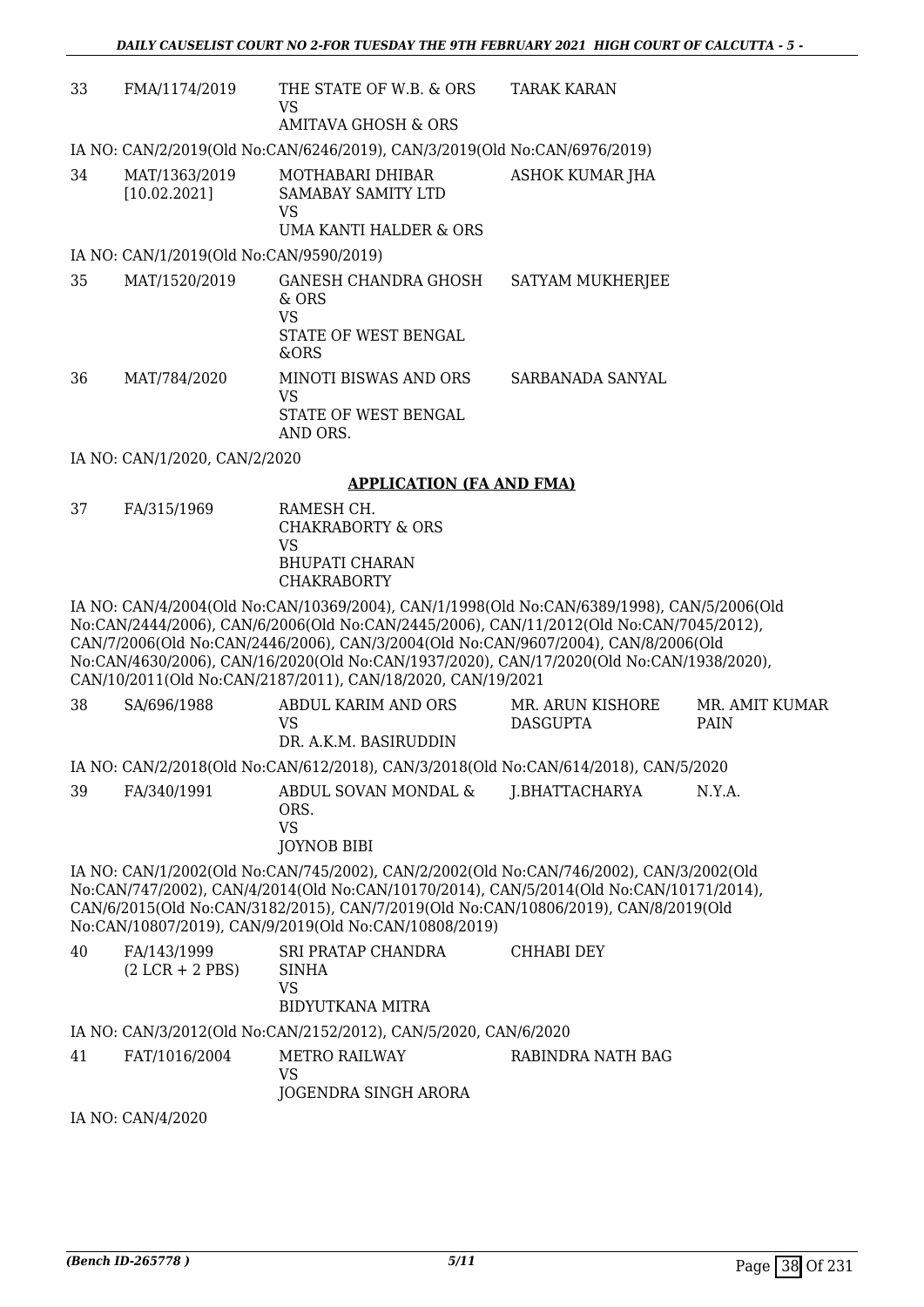| | | | | |
|---|---|---|---|---|
| 33 | FMA/1174/2019 | THE STATE OF W.B. & ORS<br>VS<br>AMITAVA GHOSH & ORS | TARAK KARAN | |

IA NO: CAN/2/2019(Old No:CAN/6246/2019), CAN/3/2019(Old No:CAN/6976/2019)

| | | | | |
|---|---|---|---|---|
| 34 | MAT/1363/2019<br>[10.02.2021] | MOTHABARI DHIBAR SAMABAY SAMITY LTD<br>VS<br>UMA KANTI HALDER & ORS | ASHOK KUMAR JHA | |

IA NO: CAN/1/2019(Old No:CAN/9590/2019)

| | | | | |
|---|---|---|---|---|
| 35 | MAT/1520/2019 | GANESH CHANDRA GHOSH & ORS<br>VS<br>STATE OF WEST BENGAL &ORS | SATYAM MUKHERJEE | |
| 36 | MAT/784/2020 | MINOTI BISWAS AND ORS<br>VS<br>STATE OF WEST BENGAL AND ORS. | SARBANADA SANYAL | |

IA NO: CAN/1/2020, CAN/2/2020

**APPLICATION (FA AND FMA)**

| | | | | |
|---|---|---|---|---|
| 37 | FA/315/1969 | RAMESH CH. CHAKRABORTY & ORS<br>VS<br>BHUPATI CHARAN CHAKRABORTY | | |

IA NO: CAN/4/2004(Old No:CAN/10369/2004), CAN/1/1998(Old No:CAN/6389/1998), CAN/5/2006(Old No:CAN/2444/2006), CAN/6/2006(Old No:CAN/2445/2006), CAN/11/2012(Old No:CAN/7045/2012), CAN/7/2006(Old No:CAN/2446/2006), CAN/3/2004(Old No:CAN/9607/2004), CAN/8/2006(Old No:CAN/4630/2006), CAN/16/2020(Old No:CAN/1937/2020), CAN/17/2020(Old No:CAN/1938/2020), CAN/10/2011(Old No:CAN/2187/2011), CAN/18/2020, CAN/19/2021

| | | | | |
|---|---|---|---|---|
| 38 | SA/696/1988 | ABDUL KARIM AND ORS<br>VS<br>DR. A.K.M. BASIRUDDIN | MR. ARUN KISHORE DASGUPTA | MR. AMIT KUMAR PAIN |

IA NO: CAN/2/2018(Old No:CAN/612/2018), CAN/3/2018(Old No:CAN/614/2018), CAN/5/2020

| | | | | |
|---|---|---|---|---|
| 39 | FA/340/1991 | ABDUL SOVAN MONDAL & ORS.<br>VS<br>JOYNOB BIBI | J.BHATTACHARYA | N.Y.A. |

IA NO: CAN/1/2002(Old No:CAN/745/2002), CAN/2/2002(Old No:CAN/746/2002), CAN/3/2002(Old No:CAN/747/2002), CAN/4/2014(Old No:CAN/10170/2014), CAN/5/2014(Old No:CAN/10171/2014), CAN/6/2015(Old No:CAN/3182/2015), CAN/7/2019(Old No:CAN/10806/2019), CAN/8/2019(Old No:CAN/10807/2019), CAN/9/2019(Old No:CAN/10808/2019)

| | | | | |
|---|---|---|---|---|
| 40 | FA/143/1999<br>(2 LCR + 2 PBS) | SRI PRATAP CHANDRA SINHA<br>VS<br>BIDYUTKANA MITRA | CHHABI DEY | |

IA NO: CAN/3/2012(Old No:CAN/2152/2012), CAN/5/2020, CAN/6/2020

| | | | | |
|---|---|---|---|---|
| 41 | FAT/1016/2004 | METRO RAILWAY<br>VS<br>JOGENDRA SINGH ARORA | RABINDRA NATH BAG | |

IA NO: CAN/4/2020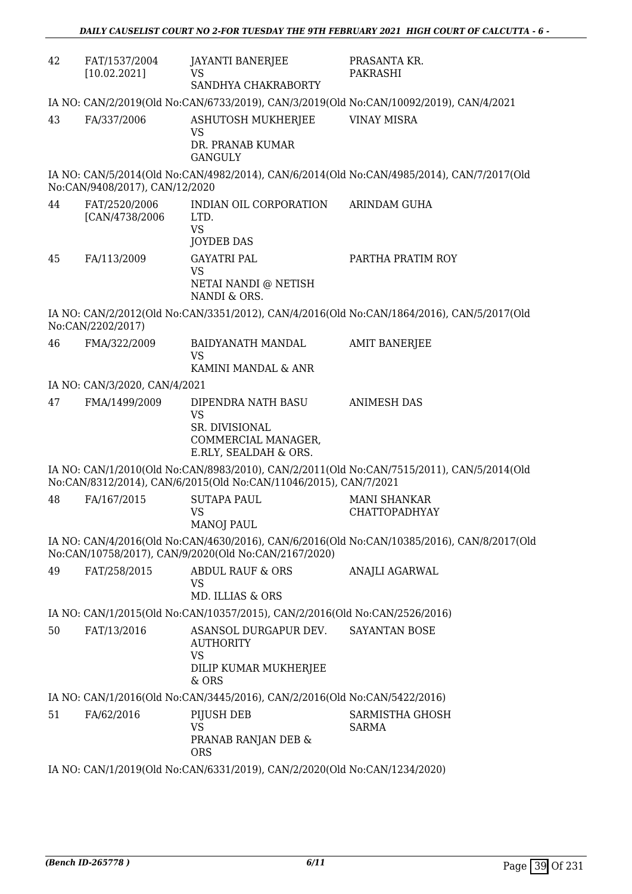| 42 | FAT/1537/2004 [10.02.2021] | JAYANTI BANERJEE VS SANDHYA CHAKRABORTY | PRASANTA KR. PAKRASHI |
|---|---|---|---|

IA NO: CAN/2/2019(Old No:CAN/6733/2019), CAN/3/2019(Old No:CAN/10092/2019), CAN/4/2021

| 43 | FA/337/2006 | ASHUTOSH MUKHERJEE VS DR. PRANAB KUMAR GANGULY | VINAY MISRA |
|---|---|---|---|

IA NO: CAN/5/2014(Old No:CAN/4982/2014), CAN/6/2014(Old No:CAN/4985/2014), CAN/7/2017(Old No:CAN/9408/2017), CAN/12/2020

| 44 | FAT/2520/2006 [CAN/4738/2006 | INDIAN OIL CORPORATION LTD. VS JOYDEB DAS | ARINDAM GUHA |
|---|---|---|---|
| 45 | FA/113/2009 | GAYATRI PAL VS NETAI NANDI @ NETISH NANDI & ORS. | PARTHA PRATIM ROY |

IA NO: CAN/2/2012(Old No:CAN/3351/2012), CAN/4/2016(Old No:CAN/1864/2016), CAN/5/2017(Old No:CAN/2202/2017)

| 46 | FMA/322/2009 | BAIDYANATH MANDAL VS KAMINI MANDAL & ANR | AMIT BANERJEE |
|---|---|---|---|

IA NO: CAN/3/2020, CAN/4/2021

| 47 | FMA/1499/2009 | DIPENDRA NATH BASU VS SR. DIVISIONAL COMMERCIAL MANAGER, E.RLY, SEALDAH & ORS. | ANIMESH DAS |
|---|---|---|---|

IA NO: CAN/1/2010(Old No:CAN/8983/2010), CAN/2/2011(Old No:CAN/7515/2011), CAN/5/2014(Old No:CAN/8312/2014), CAN/6/2015(Old No:CAN/11046/2015), CAN/7/2021

| 48 | FA/167/2015 | SUTAPA PAUL VS MANOJ PAUL | MANI SHANKAR CHATTOPADHYAY |
|---|---|---|---|

IA NO: CAN/4/2016(Old No:CAN/4630/2016), CAN/6/2016(Old No:CAN/10385/2016), CAN/8/2017(Old No:CAN/10758/2017), CAN/9/2020(Old No:CAN/2167/2020)

| 49 | FAT/258/2015 | ABDUL RAUF & ORS VS MD. ILLIAS & ORS | ANAJLI AGARWAL |
|---|---|---|---|

IA NO: CAN/1/2015(Old No:CAN/10357/2015), CAN/2/2016(Old No:CAN/2526/2016)

| 50 | FAT/13/2016 | ASANSOL DURGAPUR DEV. AUTHORITY VS DILIP KUMAR MUKHERJEE & ORS | SAYANTAN BOSE |
|---|---|---|---|

IA NO: CAN/1/2016(Old No:CAN/3445/2016), CAN/2/2016(Old No:CAN/5422/2016)

| 51 | FA/62/2016 | PIJUSH DEB VS PRANAB RANJAN DEB & ORS | SARMISTHA GHOSH SARMA |
|---|---|---|---|

IA NO: CAN/1/2019(Old No:CAN/6331/2019), CAN/2/2020(Old No:CAN/1234/2020)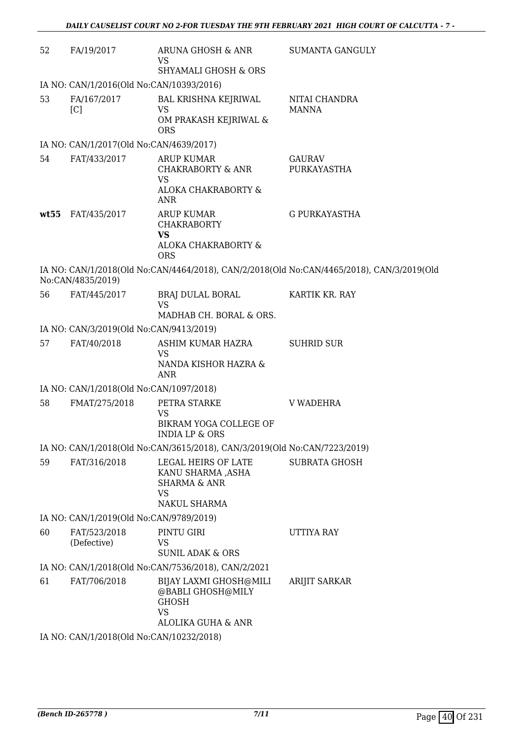| | | | |
|---|---|---|---|
| 52 | FA/19/2017 | ARUNA GHOSH & ANR<br>VS<br>SHYAMALI GHOSH & ORS | SUMANTA GANGULY |

IA NO: CAN/1/2016(Old No:CAN/10393/2016)

| | | | |
|---|---|---|---|
| 53 | FA/167/2017<br>[C] | BAL KRISHNA KEJRIWAL<br>VS<br>OM PRAKASH KEJRIWAL & ORS | NITAI CHANDRA MANNA |

IA NO: CAN/1/2017(Old No:CAN/4639/2017)

| | | | |
|---|---|---|---|
| 54 | FAT/433/2017 | ARUP KUMAR CHAKRABORTY & ANR<br>VS<br>ALOKA CHAKRABORTY & ANR | GAURAV PURKAYASTHA |
| **wt55** | FAT/435/2017 | ARUP KUMAR CHAKRABORTY<br>**VS**<br>ALOKA CHAKRABORTY & ORS | G PURKAYASTHA |

IA NO: CAN/1/2018(Old No:CAN/4464/2018), CAN/2/2018(Old No:CAN/4465/2018), CAN/3/2019(Old No:CAN/4835/2019)

| | | | |
|---|---|---|---|
| 56 | FAT/445/2017 | BRAJ DULAL BORAL<br>VS<br>MADHAB CH. BORAL & ORS. | KARTIK KR. RAY |

IA NO: CAN/3/2019(Old No:CAN/9413/2019)

| | | | |
|---|---|---|---|
| 57 | FAT/40/2018 | ASHIM KUMAR HAZRA<br>VS<br>NANDA KISHOR HAZRA & ANR | SUHRID SUR |

IA NO: CAN/1/2018(Old No:CAN/1097/2018)

| | | | |
|---|---|---|---|
| 58 | FMAT/275/2018 | PETRA STARKE<br>VS<br>BIKRAM YOGA COLLEGE OF INDIA LP & ORS | V WADEHRA |

IA NO: CAN/1/2018(Old No:CAN/3615/2018), CAN/3/2019(Old No:CAN/7223/2019)

| | | | |
|---|---|---|---|
| 59 | FAT/316/2018 | LEGAL HEIRS OF LATE KANU SHARMA ,ASHA SHARMA & ANR<br>VS<br>NAKUL SHARMA | SUBRATA GHOSH |

IA NO: CAN/1/2019(Old No:CAN/9789/2019)

| | | | |
|---|---|---|---|
| 60 | FAT/523/2018<br>(Defective) | PINTU GIRI<br>VS<br>SUNIL ADAK & ORS | UTTIYA RAY |

IA NO: CAN/1/2018(Old No:CAN/7536/2018), CAN/2/2021

| | | | |
|---|---|---|---|
| 61 | FAT/706/2018 | BIJAY LAXMI GHOSH@MILI @BABLI GHOSH@MILY GHOSH<br>VS<br>ALOLIKA GUHA & ANR | ARIJIT SARKAR |

IA NO: CAN/1/2018(Old No:CAN/10232/2018)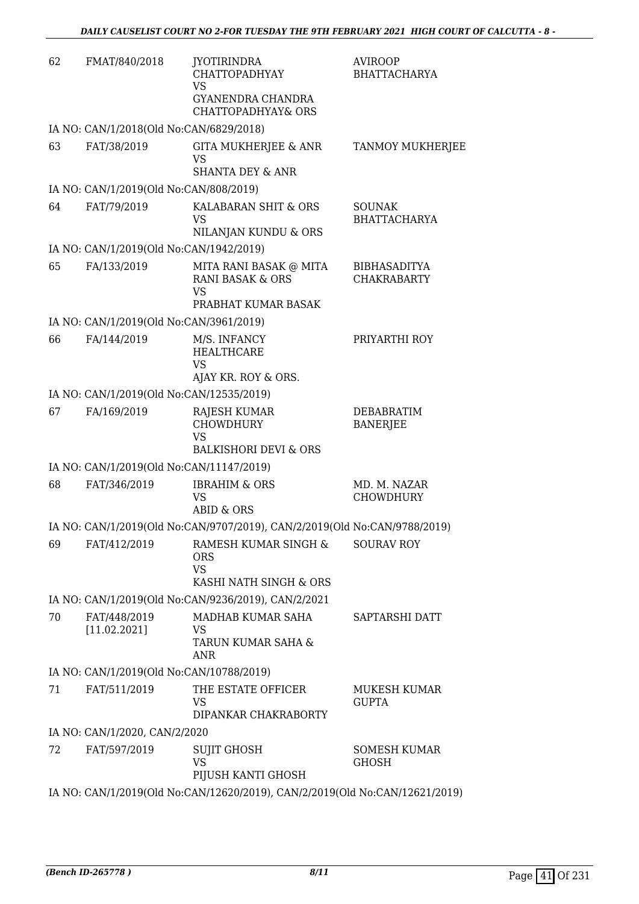| 62 | FMAT/840/2018 | JYOTIRINDRA CHATTOPADHYAY VS GYANENDRA CHANDRA CHATTOPADHYAY& ORS | AVIROOP BHATTACHARYA |
|---|---|---|---|
| | IA NO: CAN/1/2018(Old No:CAN/6829/2018) | | |
| 63 | FAT/38/2019 | GITA MUKHERJEE & ANR VS SHANTA DEY & ANR | TANMOY MUKHERJEE |
| | IA NO: CAN/1/2019(Old No:CAN/808/2019) | | |
| 64 | FAT/79/2019 | KALABARAN SHIT & ORS VS NILANJAN KUNDU & ORS | SOUNAK BHATTACHARYA |
| | IA NO: CAN/1/2019(Old No:CAN/1942/2019) | | |
| 65 | FA/133/2019 | MITA RANI BASAK @ MITA RANI BASAK & ORS VS PRABHAT KUMAR BASAK | BIBHASADITYA CHAKRABARTY |
| | IA NO: CAN/1/2019(Old No:CAN/3961/2019) | | |
| 66 | FA/144/2019 | M/S. INFANCY HEALTHCARE VS AJAY KR. ROY & ORS. | PRIYARTHI ROY |
| | IA NO: CAN/1/2019(Old No:CAN/12535/2019) | | |
| 67 | FA/169/2019 | RAJESH KUMAR CHOWDHURY VS BALKISHORI DEVI & ORS | DEBABRATIM BANERJEE |
| | IA NO: CAN/1/2019(Old No:CAN/11147/2019) | | |
| 68 | FAT/346/2019 | IBRAHIM & ORS VS ABID & ORS | MD. M. NAZAR CHOWDHURY |
| | IA NO: CAN/1/2019(Old No:CAN/9707/2019), CAN/2/2019(Old No:CAN/9788/2019) | | |
| 69 | FAT/412/2019 | RAMESH KUMAR SINGH & ORS VS KASHI NATH SINGH & ORS | SOURAV ROY |
| | IA NO: CAN/1/2019(Old No:CAN/9236/2019), CAN/2/2021 | | |
| 70 | FAT/448/2019 [11.02.2021] | MADHAB KUMAR SAHA VS TARUN KUMAR SAHA & ANR | SAPTARSHI DATT |
| | IA NO: CAN/1/2019(Old No:CAN/10788/2019) | | |
| 71 | FAT/511/2019 | THE ESTATE OFFICER VS DIPANKAR CHAKRABORTY | MUKESH KUMAR GUPTA |
| | IA NO: CAN/1/2020, CAN/2/2020 | | |
| 72 | FAT/597/2019 | SUJIT GHOSH VS PIJUSH KANTI GHOSH | SOMESH KUMAR GHOSH |
| | IA NO: CAN/1/2019(Old No:CAN/12620/2019), CAN/2/2019(Old No:CAN/12621/2019) | | |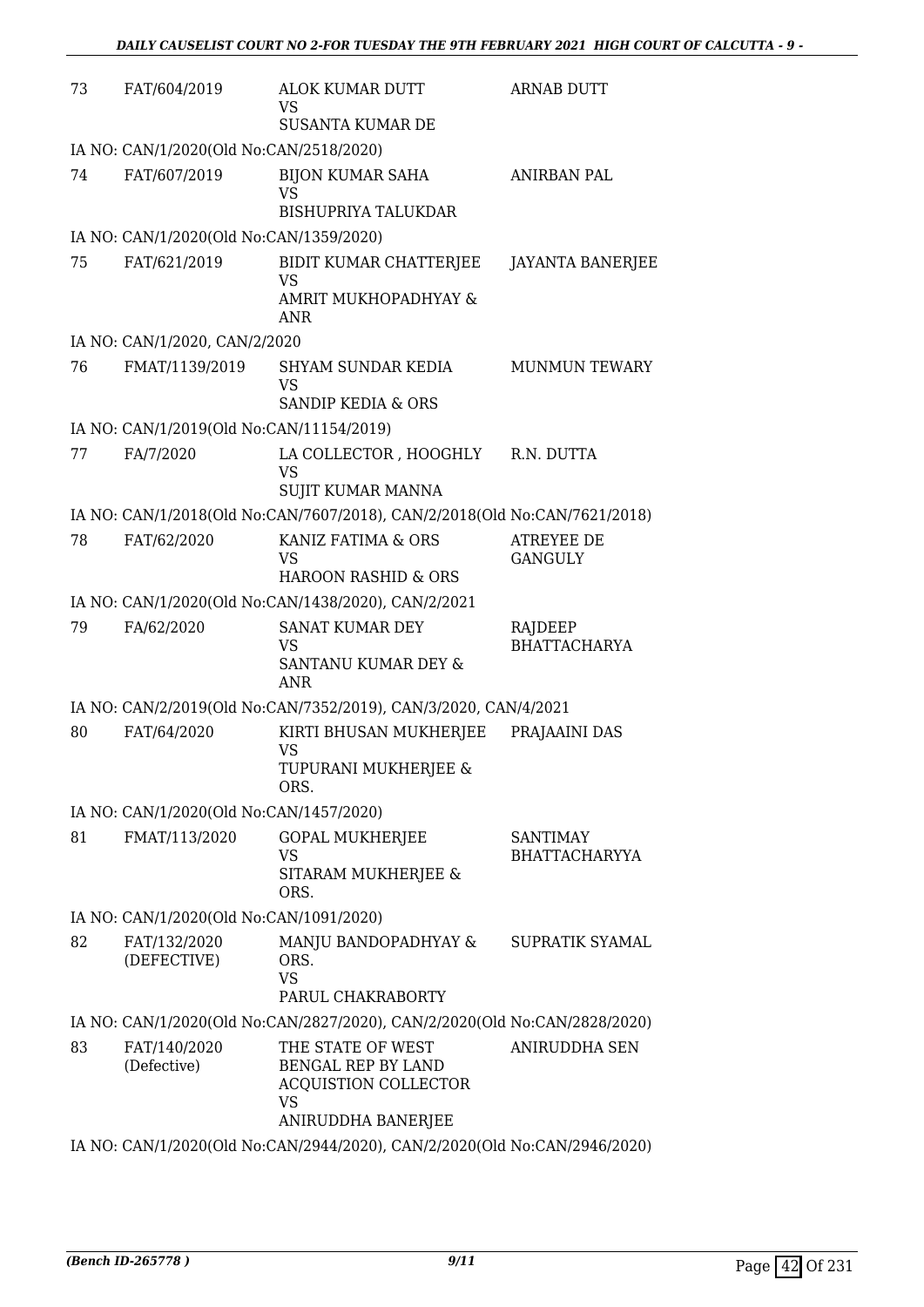| | | | |
|---|---|---|---|
| 73 | FAT/604/2019 | ALOK KUMAR DUTT<br>VS<br>SUSANTA KUMAR DE | ARNAB DUTT |
| IA NO: CAN/1/2020(Old No:CAN/2518/2020) | | | |
| 74 | FAT/607/2019 | BIJON KUMAR SAHA<br>VS<br>BISHUPRIYA TALUKDAR | ANIRBAN PAL |
| IA NO: CAN/1/2020(Old No:CAN/1359/2020) | | | |
| 75 | FAT/621/2019 | BIDIT KUMAR CHATTERJEE<br>VS<br>AMRIT MUKHOPADHYAY & ANR | JAYANTA BANERJEE |
| IA NO: CAN/1/2020, CAN/2/2020 | | | |
| 76 | FMAT/1139/2019 | SHYAM SUNDAR KEDIA<br>VS<br>SANDIP KEDIA & ORS | MUNMUN TEWARY |
| IA NO: CAN/1/2019(Old No:CAN/11154/2019) | | | |
| 77 | FA/7/2020 | LA COLLECTOR , HOOGHLY<br>VS<br>SUJIT KUMAR MANNA | R.N. DUTTA |
| IA NO: CAN/1/2018(Old No:CAN/7607/2018), CAN/2/2018(Old No:CAN/7621/2018) | | | |
| 78 | FAT/62/2020 | KANIZ FATIMA & ORS<br>VS<br>HAROON RASHID & ORS | ATREYEE DE GANGULY |
| IA NO: CAN/1/2020(Old No:CAN/1438/2020), CAN/2/2021 | | | |
| 79 | FA/62/2020 | SANAT KUMAR DEY<br>VS<br>SANTANU KUMAR DEY & ANR | RAJDEEP BHATTACHARYA |
| IA NO: CAN/2/2019(Old No:CAN/7352/2019), CAN/3/2020, CAN/4/2021 | | | |
| 80 | FAT/64/2020 | KIRTI BHUSAN MUKHERJEE<br>VS<br>TUPURANI MUKHERJEE & ORS. | PRAJAAINI DAS |
| IA NO: CAN/1/2020(Old No:CAN/1457/2020) | | | |
| 81 | FMAT/113/2020 | GOPAL MUKHERJEE<br>VS<br>SITARAM MUKHERJEE & ORS. | SANTIMAY BHATTACHARYYA |
| IA NO: CAN/1/2020(Old No:CAN/1091/2020) | | | |
| 82 | FAT/132/2020 (DEFECTIVE) | MANJU BANDOPADHYAY & ORS.<br>VS<br>PARUL CHAKRABORTY | SUPRATIK SYAMAL |
| IA NO: CAN/1/2020(Old No:CAN/2827/2020), CAN/2/2020(Old No:CAN/2828/2020) | | | |
| 83 | FAT/140/2020 (Defective) | THE STATE OF WEST BENGAL REP BY LAND ACQUISTION COLLECTOR<br>VS<br>ANIRUDDHA BANERJEE | ANIRUDDHA SEN |
| IA NO: CAN/1/2020(Old No:CAN/2944/2020), CAN/2/2020(Old No:CAN/2946/2020) | | | |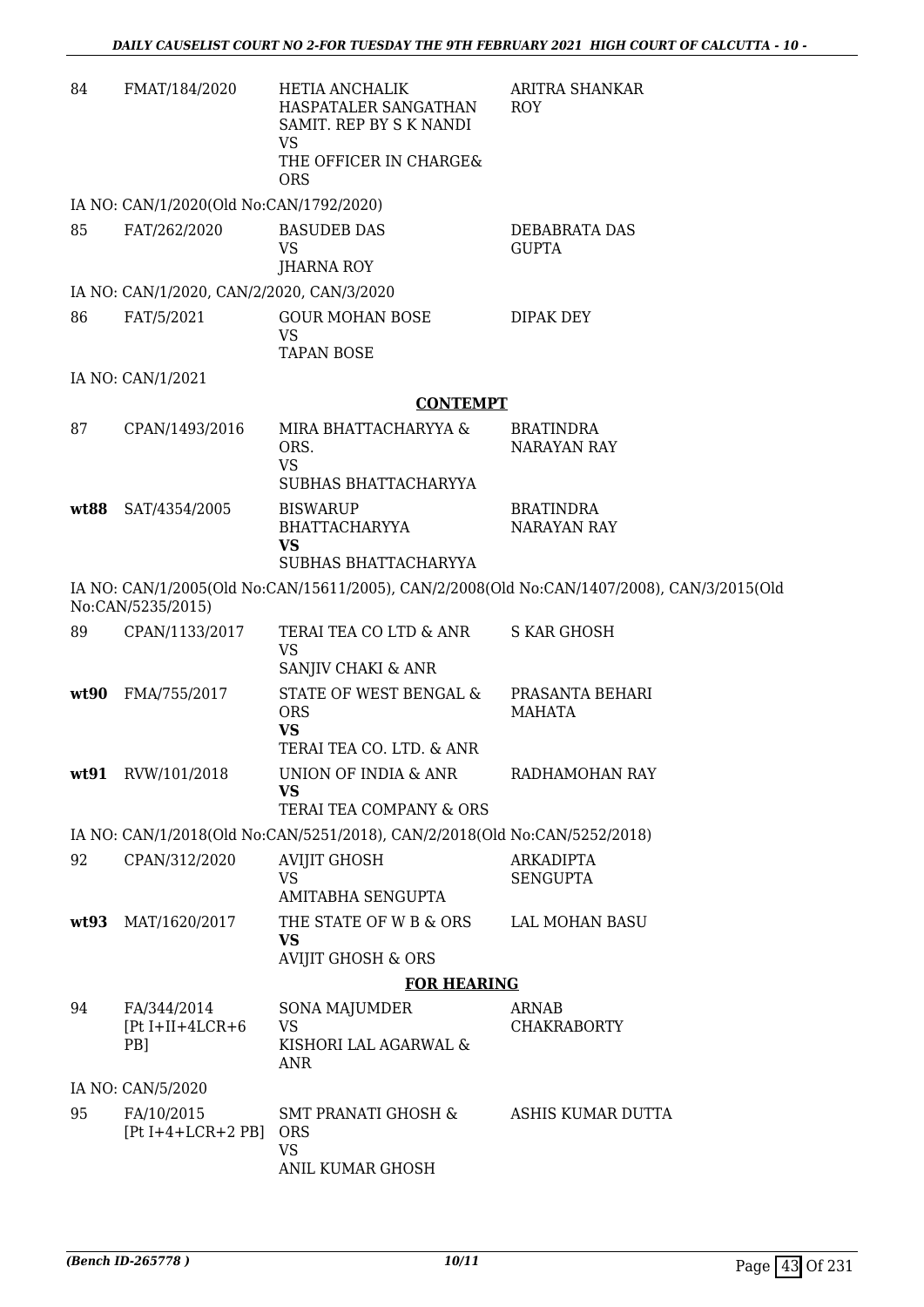| 84 | FMAT/184/2020 | HETIA ANCHALIK HASPATALER SANGATHAN SAMIT. REP BY S K NANDI<br>VS<br>THE OFFICER IN CHARGE& ORS | ARITRA SHANKAR ROY |
|---|---|---|---|

IA NO: CAN/1/2020(Old No:CAN/1792/2020)

| 85 | FAT/262/2020 | BASUDEB DAS<br>VS<br>JHARNA ROY | DEBABRATA DAS GUPTA |
|---|---|---|---|

IA NO: CAN/1/2020, CAN/2/2020, CAN/3/2020

| 86 | FAT/5/2021 | GOUR MOHAN BOSE<br>VS<br>TAPAN BOSE | DIPAK DEY |
|---|---|---|---|

IA NO: CAN/1/2021

## CONTEMPT

| 87 | CPAN/1493/2016 | MIRA BHATTACHARYYA & ORS.<br>VS<br>SUBHAS BHATTACHARYYA | BRATINDRA NARAYAN RAY |
|---|---|---|---|
| **wt88** | SAT/4354/2005 | BISWARUP BHATTACHARYYA<br>**VS**<br>SUBHAS BHATTACHARYYA | BRATINDRA NARAYAN RAY |

IA NO: CAN/1/2005(Old No:CAN/15611/2005), CAN/2/2008(Old No:CAN/1407/2008), CAN/3/2015(Old No:CAN/5235/2015)

| 89 | CPAN/1133/2017 | TERAI TEA CO LTD & ANR<br>VS<br>SANJIV CHAKI & ANR | S KAR GHOSH |
|---|---|---|---|
| **wt90** | FMA/755/2017 | STATE OF WEST BENGAL & ORS<br>**VS**<br>TERAI TEA CO. LTD. & ANR | PRASANTA BEHARI MAHATA |
| **wt91** | RVW/101/2018 | UNION OF INDIA & ANR<br>**VS**<br>TERAI TEA COMPANY & ORS | RADHAMOHAN RAY |

IA NO: CAN/1/2018(Old No:CAN/5251/2018), CAN/2/2018(Old No:CAN/5252/2018)

| 92 | CPAN/312/2020 | AVIJIT GHOSH<br>VS<br>AMITABHA SENGUPTA | ARKADIPTA SENGUPTA |
|---|---|---|---|
| **wt93** | MAT/1620/2017 | THE STATE OF W B & ORS<br>**VS**<br>AVIJIT GHOSH & ORS | LAL MOHAN BASU |

## FOR HEARING

| 94 | FA/344/2014 [Pt I+II+4LCR+6 PB] | SONA MAJUMDER<br>VS<br>KISHORI LAL AGARWAL & ANR | ARNAB CHAKRABORTY |
|---|---|---|---|

IA NO: CAN/5/2020

| 95 | FA/10/2015 [Pt I+4+LCR+2 PB] | SMT PRANATI GHOSH & ORS<br>VS<br>ANIL KUMAR GHOSH | ASHIS KUMAR DUTTA |
|---|---|---|---|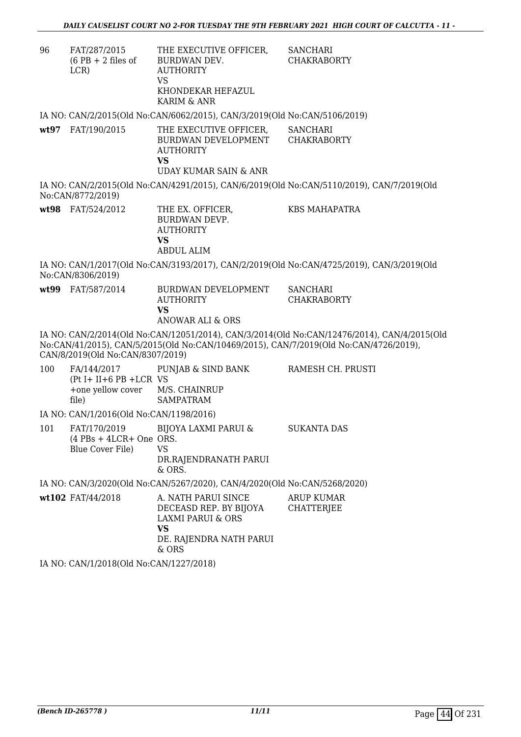| | | | |
|---|---|---|---|
| 96 | FAT/287/2015 (6 PB + 2 files of LCR) | THE EXECUTIVE OFFICER, BURDWAN DEV. AUTHORITY VS KHONDEKAR HEFAZUL KARIM & ANR | SANCHARI CHAKRABORTY |

IA NO: CAN/2/2015(Old No:CAN/6062/2015), CAN/3/2019(Old No:CAN/5106/2019)

| | | | |
|---|---|---|---|
| **wt97** | FAT/190/2015 | THE EXECUTIVE OFFICER, BURDWAN DEVELOPMENT AUTHORITY **VS** UDAY KUMAR SAIN & ANR | SANCHARI CHAKRABORTY |

IA NO: CAN/2/2015(Old No:CAN/4291/2015), CAN/6/2019(Old No:CAN/5110/2019), CAN/7/2019(Old No:CAN/8772/2019)

| | | | |
|---|---|---|---|
| **wt98** | FAT/524/2012 | THE EX. OFFICER, BURDWAN DEVP. AUTHORITY **VS** ABDUL ALIM | KBS MAHAPATRA |

IA NO: CAN/1/2017(Old No:CAN/3193/2017), CAN/2/2019(Old No:CAN/4725/2019), CAN/3/2019(Old No:CAN/8306/2019)

| | | | |
|---|---|---|---|
| **wt99** | FAT/587/2014 | BURDWAN DEVELOPMENT AUTHORITY **VS** ANOWAR ALI & ORS | SANCHARI CHAKRABORTY |

IA NO: CAN/2/2014(Old No:CAN/12051/2014), CAN/3/2014(Old No:CAN/12476/2014), CAN/4/2015(Old No:CAN/41/2015), CAN/5/2015(Old No:CAN/10469/2015), CAN/7/2019(Old No:CAN/4726/2019), CAN/8/2019(Old No:CAN/8307/2019)

| | | | |
|---|---|---|---|
| 100 | FA/144/2017 (Pt I+ II+6 PB +LCR +one yellow cover file) | PUNJAB & SIND BANK VS M/S. CHAINRUP SAMPATRAM | RAMESH CH. PRUSTI |

IA NO: CAN/1/2016(Old No:CAN/1198/2016)

| | | | |
|---|---|---|---|
| 101 | FAT/170/2019 (4 PBs + 4LCR+ One Blue Cover File) | BIJOYA LAXMI PARUI & ORS. VS DR.RAJENDRANATH PARUI & ORS. | SUKANTA DAS |

IA NO: CAN/3/2020(Old No:CAN/5267/2020), CAN/4/2020(Old No:CAN/5268/2020)

| | | | |
|---|---|---|---|
| **wt102** | FAT/44/2018 | A. NATH PARUI SINCE DECEASD REP. BY BIJOYA LAXMI PARUI & ORS **VS** DE. RAJENDRA NATH PARUI & ORS | ARUP KUMAR CHATTERJEE |

IA NO: CAN/1/2018(Old No:CAN/1227/2018)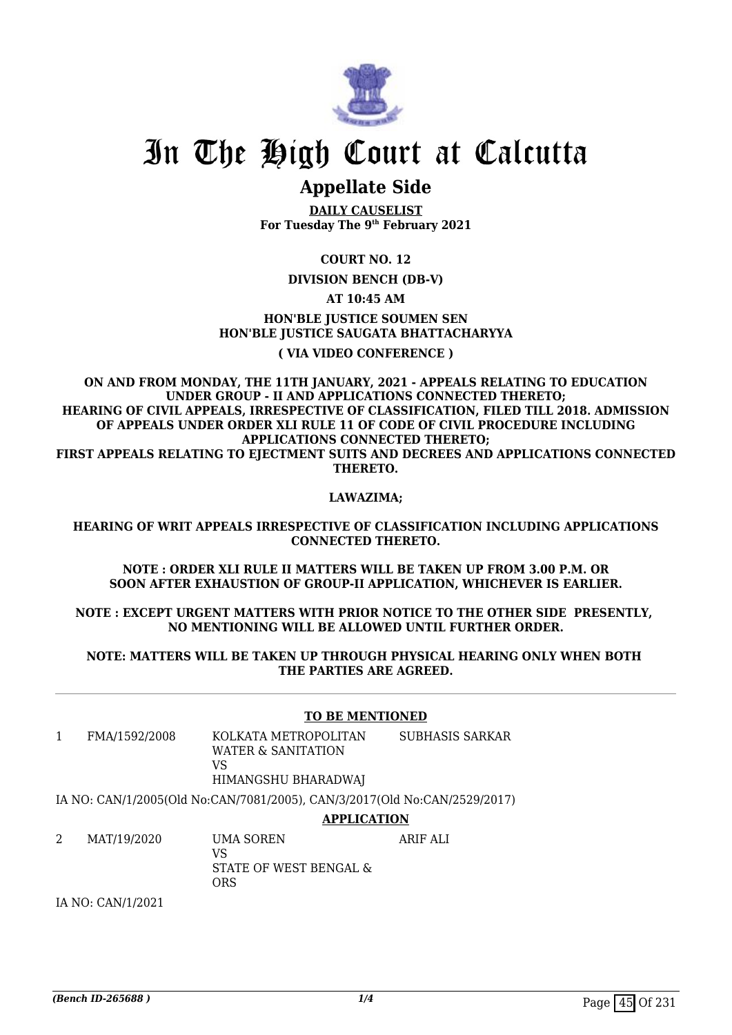# In The High Court at Calcutta

## Appellate Side

**DAILY CAUSELIST**
**For Tuesday The 9th February 2021**

**COURT NO. 12**

**DIVISION BENCH (DB-V)**

**AT 10:45 AM**

**HON'BLE JUSTICE SOUMEN SEN**
**HON'BLE JUSTICE SAUGATA BHATTACHARYYA**

**( VIA VIDEO CONFERENCE )**

**ON AND FROM MONDAY, THE 11TH JANUARY, 2021 - APPEALS RELATING TO EDUCATION UNDER GROUP - II AND APPLICATIONS CONNECTED THERETO; HEARING OF CIVIL APPEALS, IRRESPECTIVE OF CLASSIFICATION, FILED TILL 2018. ADMISSION OF APPEALS UNDER ORDER XLI RULE 11 OF CODE OF CIVIL PROCEDURE INCLUDING APPLICATIONS CONNECTED THERETO; FIRST APPEALS RELATING TO EJECTMENT SUITS AND DECREES AND APPLICATIONS CONNECTED THERETO.**

**LAWAZIMA;**

**HEARING OF WRIT APPEALS IRRESPECTIVE OF CLASSIFICATION INCLUDING APPLICATIONS CONNECTED THERETO.**

**NOTE : ORDER XLI RULE II MATTERS WILL BE TAKEN UP FROM 3.00 P.M. OR SOON AFTER EXHAUSTION OF GROUP-II APPLICATION, WHICHEVER IS EARLIER.**

**NOTE : EXCEPT URGENT MATTERS WITH PRIOR NOTICE TO THE OTHER SIDE PRESENTLY, NO MENTIONING WILL BE ALLOWED UNTIL FURTHER ORDER.**

**NOTE: MATTERS WILL BE TAKEN UP THROUGH PHYSICAL HEARING ONLY WHEN BOTH THE PARTIES ARE AGREED.**

---

**TO BE MENTIONED**

| | | | |
|---|---|---|---|
| 1 | FMA/1592/2008 | KOLKATA METROPOLITAN WATER & SANITATION<br>VS<br>HIMANGSHU BHARADWAJ | SUBHASIS SARKAR |

IA NO: CAN/1/2005(Old No:CAN/7081/2005), CAN/3/2017(Old No:CAN/2529/2017)

**APPLICATION**

| | | | |
|---|---|---|---|
| 2 | MAT/19/2020 | UMA SOREN<br>VS<br>STATE OF WEST BENGAL & ORS | ARIF ALI |

IA NO: CAN/1/2021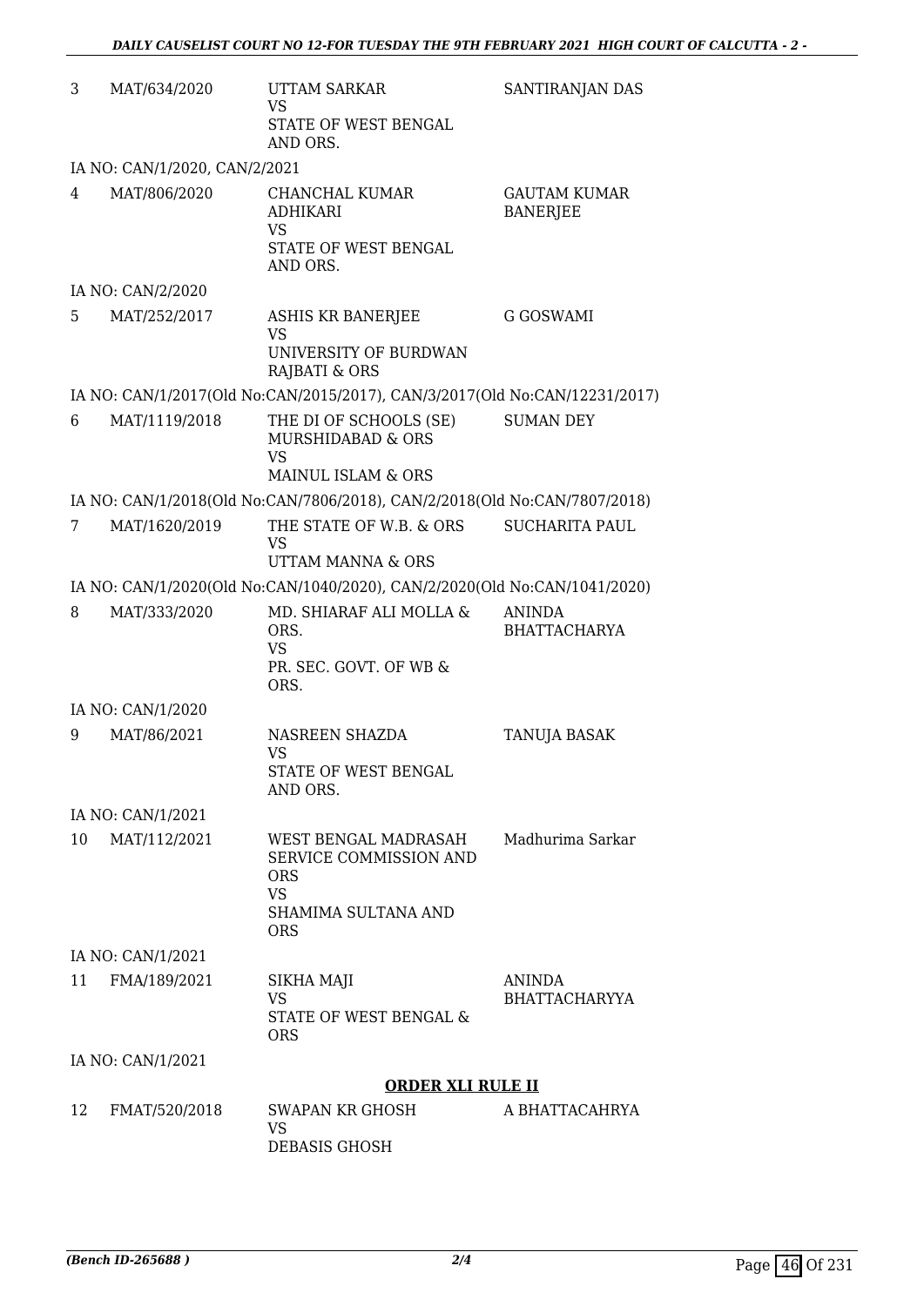| | | | |
|---|---|---|---|
| 3 | MAT/634/2020 | UTTAM SARKAR<br>VS<br>STATE OF WEST BENGAL AND ORS. | SANTIRANJAN DAS |

IA NO: CAN/1/2020, CAN/2/2021

| | | | |
|---|---|---|---|
| 4 | MAT/806/2020 | CHANCHAL KUMAR ADHIKARI<br>VS<br>STATE OF WEST BENGAL AND ORS. | GAUTAM KUMAR BANERJEE |

IA NO: CAN/2/2020

| | | | |
|---|---|---|---|
| 5 | MAT/252/2017 | ASHIS KR BANERJEE<br>VS<br>UNIVERSITY OF BURDWAN RAJBATI & ORS | G GOSWAMI |

IA NO: CAN/1/2017(Old No:CAN/2015/2017), CAN/3/2017(Old No:CAN/12231/2017)

| | | | |
|---|---|---|---|
| 6 | MAT/1119/2018 | THE DI OF SCHOOLS (SE) MURSHIDABAD & ORS<br>VS<br>MAINUL ISLAM & ORS | SUMAN DEY |

IA NO: CAN/1/2018(Old No:CAN/7806/2018), CAN/2/2018(Old No:CAN/7807/2018)

| | | | |
|---|---|---|---|
| 7 | MAT/1620/2019 | THE STATE OF W.B. & ORS<br>VS<br>UTTAM MANNA & ORS | SUCHARITA PAUL |

IA NO: CAN/1/2020(Old No:CAN/1040/2020), CAN/2/2020(Old No:CAN/1041/2020)

| | | | |
|---|---|---|---|
| 8 | MAT/333/2020 | MD. SHIARAF ALI MOLLA & ORS.<br>VS<br>PR. SEC. GOVT. OF WB & ORS. | ANINDA BHATTACHARYA |

IA NO: CAN/1/2020

| | | | |
|---|---|---|---|
| 9 | MAT/86/2021 | NASREEN SHAZDA<br>VS<br>STATE OF WEST BENGAL AND ORS. | TANUJA BASAK |

IA NO: CAN/1/2021

| | | | |
|---|---|---|---|
| 10 | MAT/112/2021 | WEST BENGAL MADRASAH SERVICE COMMISSION AND ORS<br>VS<br>SHAMIMA SULTANA AND ORS | Madhurima Sarkar |

IA NO: CAN/1/2021

| | | | |
|---|---|---|---|
| 11 | FMA/189/2021 | SIKHA MAJI<br>VS<br>STATE OF WEST BENGAL & ORS | ANINDA BHATTACHARYYA |

IA NO: CAN/1/2021

## ORDER XLI RULE II

| | | | |
|---|---|---|---|
| 12 | FMAT/520/2018 | SWAPAN KR GHOSH<br>VS<br>DEBASIS GHOSH | A BHATTACAHRYA |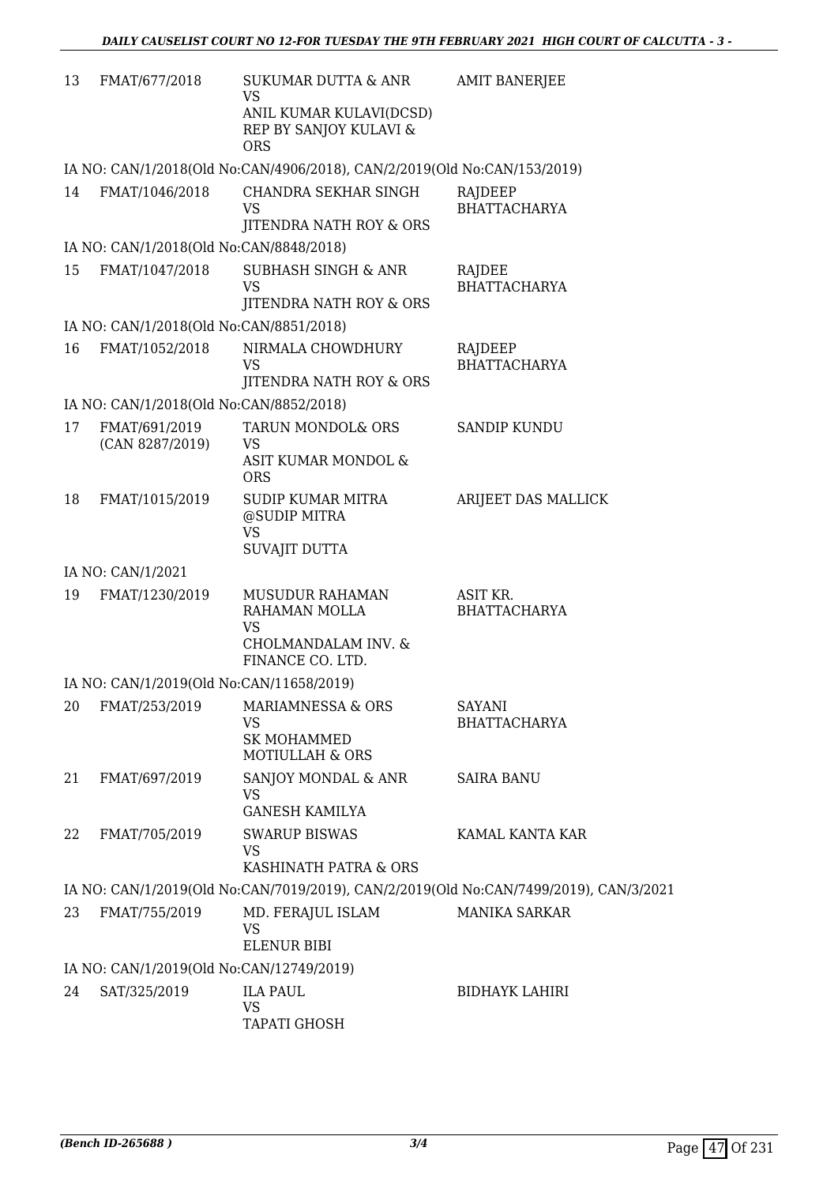| | | | |
|---|---|---|---|
| 13 | FMAT/677/2018 | SUKUMAR DUTTA & ANR<br>VS<br>ANIL KUMAR KULAVI(DCSD) REP BY SANJOY KULAVI & ORS | AMIT BANERJEE |
| | IA NO: CAN/1/2018(Old No:CAN/4906/2018), CAN/2/2019(Old No:CAN/153/2019) | | |
| 14 | FMAT/1046/2018 | CHANDRA SEKHAR SINGH<br>VS<br>JITENDRA NATH ROY & ORS | RAJDEEP BHATTACHARYA |
| | IA NO: CAN/1/2018(Old No:CAN/8848/2018) | | |
| 15 | FMAT/1047/2018 | SUBHASH SINGH & ANR<br>VS<br>JITENDRA NATH ROY & ORS | RAJDEE BHATTACHARYA |
| | IA NO: CAN/1/2018(Old No:CAN/8851/2018) | | |
| 16 | FMAT/1052/2018 | NIRMALA CHOWDHURY<br>VS<br>JITENDRA NATH ROY & ORS | RAJDEEP BHATTACHARYA |
| | IA NO: CAN/1/2018(Old No:CAN/8852/2018) | | |
| 17 | FMAT/691/2019<br>(CAN 8287/2019) | TARUN MONDOL& ORS<br>VS<br>ASIT KUMAR MONDOL & ORS | SANDIP KUNDU |
| 18 | FMAT/1015/2019 | SUDIP KUMAR MITRA @SUDIP MITRA<br>VS<br>SUVAJIT DUTTA | ARIJEET DAS MALLICK |
| | IA NO: CAN/1/2021 | | |
| 19 | FMAT/1230/2019 | MUSUDUR RAHAMAN RAHAMAN MOLLA<br>VS<br>CHOLMANDALAM INV. & FINANCE CO. LTD. | ASIT KR. BHATTACHARYA |
| | IA NO: CAN/1/2019(Old No:CAN/11658/2019) | | |
| 20 | FMAT/253/2019 | MARIAMNESSA & ORS<br>VS<br>SK MOHAMMED MOTIULLAH & ORS | SAYANI BHATTACHARYA |
| 21 | FMAT/697/2019 | SANJOY MONDAL & ANR<br>VS<br>GANESH KAMILYA | SAIRA BANU |
| 22 | FMAT/705/2019 | SWARUP BISWAS<br>VS<br>KASHINATH PATRA & ORS | KAMAL KANTA KAR |
| | IA NO: CAN/1/2019(Old No:CAN/7019/2019), CAN/2/2019(Old No:CAN/7499/2019), CAN/3/2021 | | |
| 23 | FMAT/755/2019 | MD. FERAJUL ISLAM<br>VS<br>ELENUR BIBI | MANIKA SARKAR |
| | IA NO: CAN/1/2019(Old No:CAN/12749/2019) | | |
| 24 | SAT/325/2019 | ILA PAUL<br>VS<br>TAPATI GHOSH | BIDHAYK LAHIRI |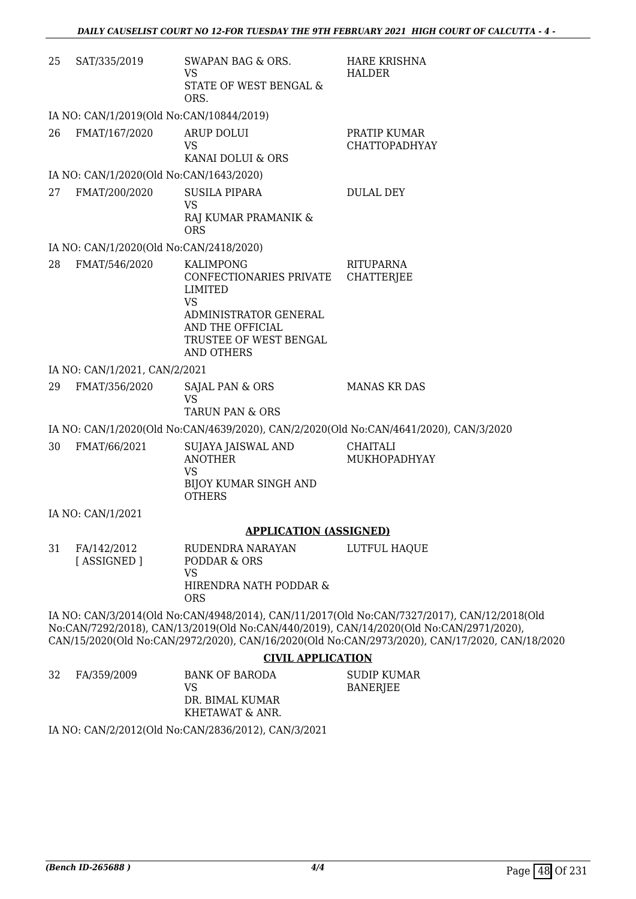| | | | |
|---|---|---|---|
| 25 | SAT/335/2019 | SWAPAN BAG & ORS.<br>VS<br>STATE OF WEST BENGAL & ORS. | HARE KRISHNA HALDER |

IA NO: CAN/1/2019(Old No:CAN/10844/2019)

| | | | |
|---|---|---|---|
| 26 | FMAT/167/2020 | ARUP DOLUI<br>VS<br>KANAI DOLUI & ORS | PRATIP KUMAR CHATTOPADHYAY |

IA NO: CAN/1/2020(Old No:CAN/1643/2020)

| | | | |
|---|---|---|---|
| 27 | FMAT/200/2020 | SUSILA PIPARA<br>VS<br>RAJ KUMAR PRAMANIK & ORS | DULAL DEY |

IA NO: CAN/1/2020(Old No:CAN/2418/2020)

| | | | |
|---|---|---|---|
| 28 | FMAT/546/2020 | KALIMPONG CONFECTIONARIES PRIVATE LIMITED<br>VS<br>ADMINISTRATOR GENERAL AND THE OFFICIAL TRUSTEE OF WEST BENGAL AND OTHERS | RITUPARNA CHATTERJEE |

IA NO: CAN/1/2021, CAN/2/2021

| | | | |
|---|---|---|---|
| 29 | FMAT/356/2020 | SAJAL PAN & ORS<br>VS<br>TARUN PAN & ORS | MANAS KR DAS |

IA NO: CAN/1/2020(Old No:CAN/4639/2020), CAN/2/2020(Old No:CAN/4641/2020), CAN/3/2020

| | | | |
|---|---|---|---|
| 30 | FMAT/66/2021 | SUJAYA JAISWAL AND ANOTHER<br>VS<br>BIJOY KUMAR SINGH AND OTHERS | CHAITALI MUKHOPADHYAY |

IA NO: CAN/1/2021

**APPLICATION (ASSIGNED)**

| | | | |
|---|---|---|---|
| 31 | FA/142/2012 [ ASSIGNED ] | RUDENDRA NARAYAN PODDAR & ORS<br>VS<br>HIRENDRA NATH PODDAR & ORS | LUTFUL HAQUE |

IA NO: CAN/3/2014(Old No:CAN/4948/2014), CAN/11/2017(Old No:CAN/7327/2017), CAN/12/2018(Old No:CAN/7292/2018), CAN/13/2019(Old No:CAN/440/2019), CAN/14/2020(Old No:CAN/2971/2020), CAN/15/2020(Old No:CAN/2972/2020), CAN/16/2020(Old No:CAN/2973/2020), CAN/17/2020, CAN/18/2020

**CIVIL APPLICATION**

| | | | |
|---|---|---|---|
| 32 | FA/359/2009 | BANK OF BARODA<br>VS<br>DR. BIMAL KUMAR KHETAWAT & ANR. | SUDIP KUMAR BANERJEE |

IA NO: CAN/2/2012(Old No:CAN/2836/2012), CAN/3/2021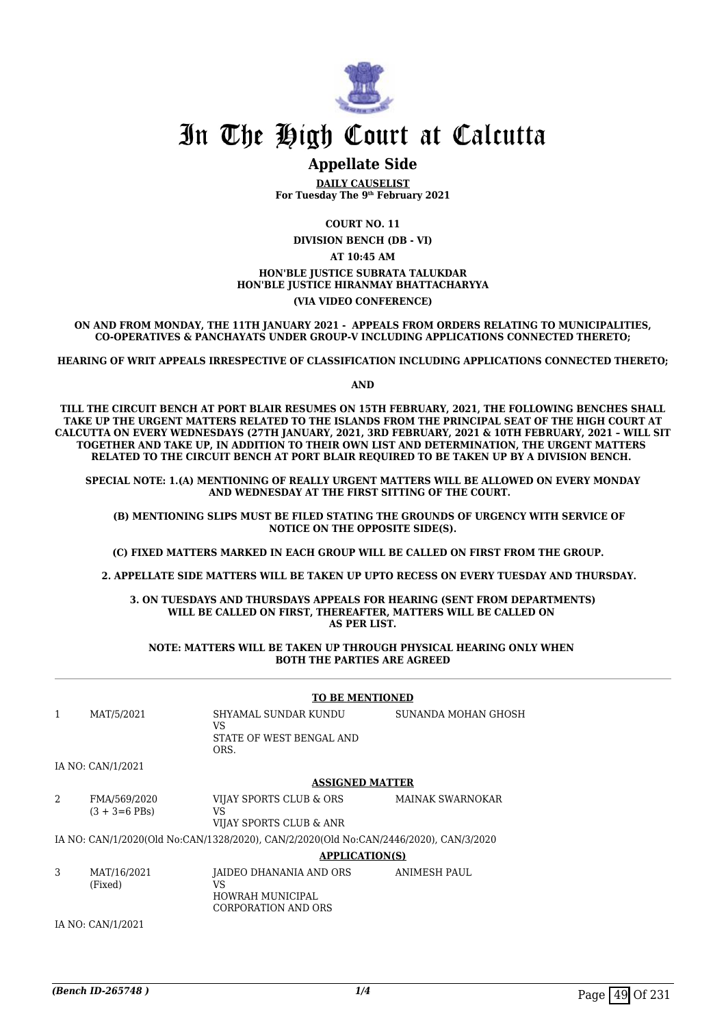# In The High Court at Calcutta

## Appellate Side

**DAILY CAUSELIST**
**For Tuesday The 9th February 2021**

**COURT NO. 11**

**DIVISION BENCH (DB - VI)**

**AT 10:45 AM**

**HON'BLE JUSTICE SUBRATA TALUKDAR**
**HON'BLE JUSTICE HIRANMAY BHATTACHARYYA**

**(VIA VIDEO CONFERENCE)**

**ON AND FROM MONDAY, THE 11TH JANUARY 2021 - APPEALS FROM ORDERS RELATING TO MUNICIPALITIES, CO-OPERATIVES & PANCHAYATS UNDER GROUP-V INCLUDING APPLICATIONS CONNECTED THERETO;**

**HEARING OF WRIT APPEALS IRRESPECTIVE OF CLASSIFICATION INCLUDING APPLICATIONS CONNECTED THERETO;**

**AND**

**TILL THE CIRCUIT BENCH AT PORT BLAIR RESUMES ON 15TH FEBRUARY, 2021, THE FOLLOWING BENCHES SHALL TAKE UP THE URGENT MATTERS RELATED TO THE ISLANDS FROM THE PRINCIPAL SEAT OF THE HIGH COURT AT CALCUTTA ON EVERY WEDNESDAYS (27TH JANUARY, 2021, 3RD FEBRUARY, 2021 & 10TH FEBRUARY, 2021 – WILL SIT TOGETHER AND TAKE UP, IN ADDITION TO THEIR OWN LIST AND DETERMINATION, THE URGENT MATTERS RELATED TO THE CIRCUIT BENCH AT PORT BLAIR REQUIRED TO BE TAKEN UP BY A DIVISION BENCH.**

**SPECIAL NOTE: 1.(A) MENTIONING OF REALLY URGENT MATTERS WILL BE ALLOWED ON EVERY MONDAY AND WEDNESDAY AT THE FIRST SITTING OF THE COURT.**

**(B) MENTIONING SLIPS MUST BE FILED STATING THE GROUNDS OF URGENCY WITH SERVICE OF NOTICE ON THE OPPOSITE SIDE(S).**

**(C) FIXED MATTERS MARKED IN EACH GROUP WILL BE CALLED ON FIRST FROM THE GROUP.**

**2. APPELLATE SIDE MATTERS WILL BE TAKEN UP UPTO RECESS ON EVERY TUESDAY AND THURSDAY.**

**3. ON TUESDAYS AND THURSDAYS APPEALS FOR HEARING (SENT FROM DEPARTMENTS) WILL BE CALLED ON FIRST, THEREAFTER, MATTERS WILL BE CALLED ON AS PER LIST.**

**NOTE: MATTERS WILL BE TAKEN UP THROUGH PHYSICAL HEARING ONLY WHEN BOTH THE PARTIES ARE AGREED**

**TO BE MENTIONED**

| | | | |
|---|---|---|---|
| 1 | MAT/5/2021 | SHYAMAL SUNDAR KUNDU<br>VS<br>STATE OF WEST BENGAL AND ORS. | SUNANDA MOHAN GHOSH |

IA NO: CAN/1/2021

**ASSIGNED MATTER**

| | | | |
|---|---|---|---|
| 2 | FMA/569/2020<br>(3 + 3=6 PBs) | VIJAY SPORTS CLUB & ORS<br>VS<br>VIJAY SPORTS CLUB & ANR | MAINAK SWARNOKAR |

IA NO: CAN/1/2020(Old No:CAN/1328/2020), CAN/2/2020(Old No:CAN/2446/2020), CAN/3/2020

**APPLICATION(S)**

| | | | |
|---|---|---|---|
| 3 | MAT/16/2021<br>(Fixed) | JAIDEO DHANANIA AND ORS<br>VS<br>HOWRAH MUNICIPAL CORPORATION AND ORS | ANIMESH PAUL |

IA NO: CAN/1/2021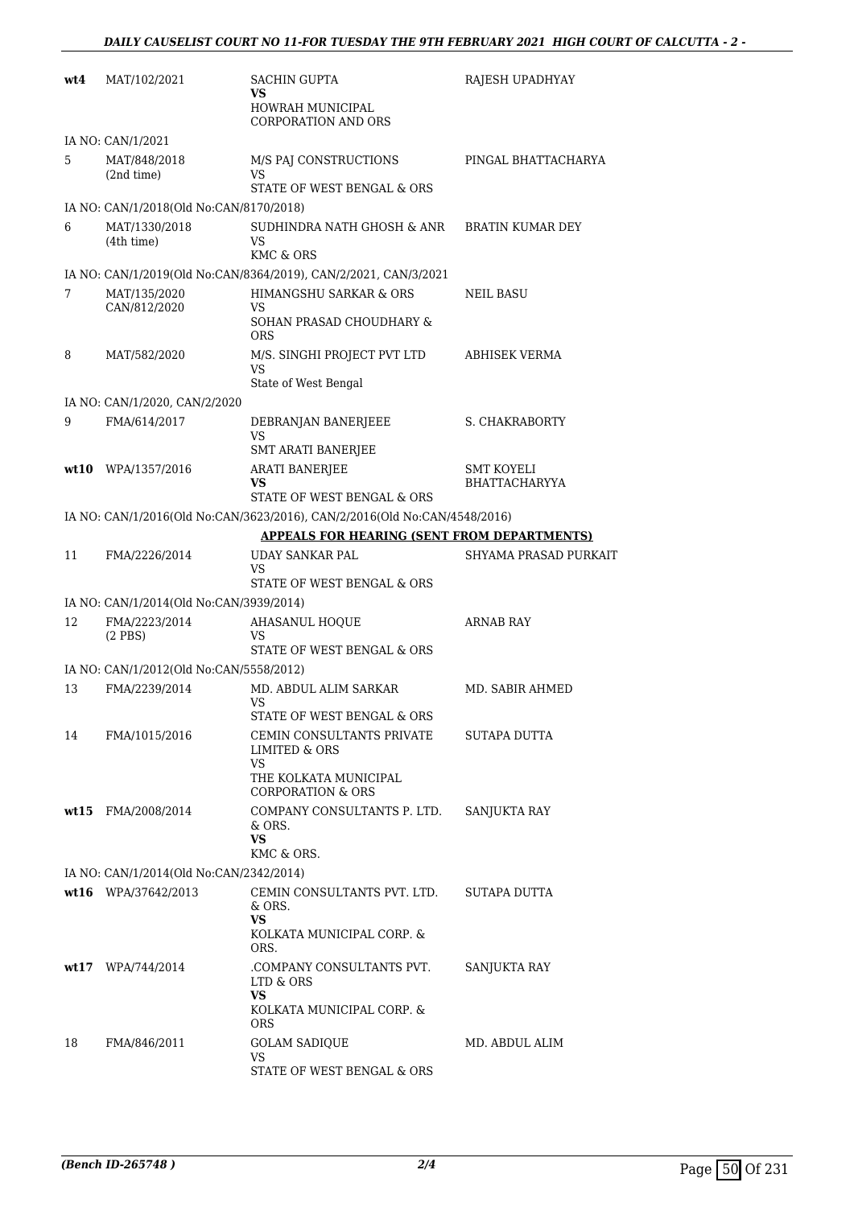| | | | |
|---|---|---|---|
| wt4 | MAT/102/2021 | SACHIN GUPTA<br>**VS**<br>HOWRAH MUNICIPAL CORPORATION AND ORS | RAJESH UPADHYAY |
| | IA NO: CAN/1/2021 | | |
| 5 | MAT/848/2018<br>(2nd time) | M/S PAJ CONSTRUCTIONS<br>VS<br>STATE OF WEST BENGAL & ORS | PINGAL BHATTACHARYA |
| | IA NO: CAN/1/2018(Old No:CAN/8170/2018) | | |
| 6 | MAT/1330/2018<br>(4th time) | SUDHINDRA NATH GHOSH & ANR<br>VS<br>KMC & ORS | BRATIN KUMAR DEY |
| | IA NO: CAN/1/2019(Old No:CAN/8364/2019), CAN/2/2021, CAN/3/2021 | | |
| 7 | MAT/135/2020<br>CAN/812/2020 | HIMANGSHU SARKAR & ORS<br>VS<br>SOHAN PRASAD CHOUDHARY & ORS | NEIL BASU |
| 8 | MAT/582/2020 | M/S. SINGHI PROJECT PVT LTD<br>VS<br>State of West Bengal | ABHISEK VERMA |
| | IA NO: CAN/1/2020, CAN/2/2020 | | |
| 9 | FMA/614/2017 | DEBRANJAN BANERJEEE<br>VS<br>SMT ARATI BANERJEE | S. CHAKRABORTY |
| wt10 | WPA/1357/2016 | ARATI BANERJEE<br>**VS**<br>STATE OF WEST BENGAL & ORS | SMT KOYELI BHATTACHARYYA |
| | IA NO: CAN/1/2016(Old No:CAN/3623/2016), CAN/2/2016(Old No:CAN/4548/2016) | | |
| | | **APPEALS FOR HEARING (SENT FROM DEPARTMENTS)** | |
| 11 | FMA/2226/2014 | UDAY SANKAR PAL<br>VS<br>STATE OF WEST BENGAL & ORS | SHYAMA PRASAD PURKAIT |
| | IA NO: CAN/1/2014(Old No:CAN/3939/2014) | | |
| 12 | FMA/2223/2014<br>(2 PBS) | AHASANUL HOQUE<br>VS<br>STATE OF WEST BENGAL & ORS | ARNAB RAY |
| | IA NO: CAN/1/2012(Old No:CAN/5558/2012) | | |
| 13 | FMA/2239/2014 | MD. ABDUL ALIM SARKAR<br>VS<br>STATE OF WEST BENGAL & ORS | MD. SABIR AHMED |
| 14 | FMA/1015/2016 | CEMIN CONSULTANTS PRIVATE LIMITED & ORS<br>VS<br>THE KOLKATA MUNICIPAL CORPORATION & ORS | SUTAPA DUTTA |
| wt15 | FMA/2008/2014 | COMPANY CONSULTANTS P. LTD. & ORS.<br>**VS**<br>KMC & ORS. | SANJUKTA RAY |
| | IA NO: CAN/1/2014(Old No:CAN/2342/2014) | | |
| wt16 | WPA/37642/2013 | CEMIN CONSULTANTS PVT. LTD. & ORS.<br>**VS**<br>KOLKATA MUNICIPAL CORP. & ORS. | SUTAPA DUTTA |
| wt17 | WPA/744/2014 | .COMPANY CONSULTANTS PVT. LTD & ORS<br>**VS**<br>KOLKATA MUNICIPAL CORP. & ORS | SANJUKTA RAY |
| 18 | FMA/846/2011 | GOLAM SADIQUE<br>VS<br>STATE OF WEST BENGAL & ORS | MD. ABDUL ALIM |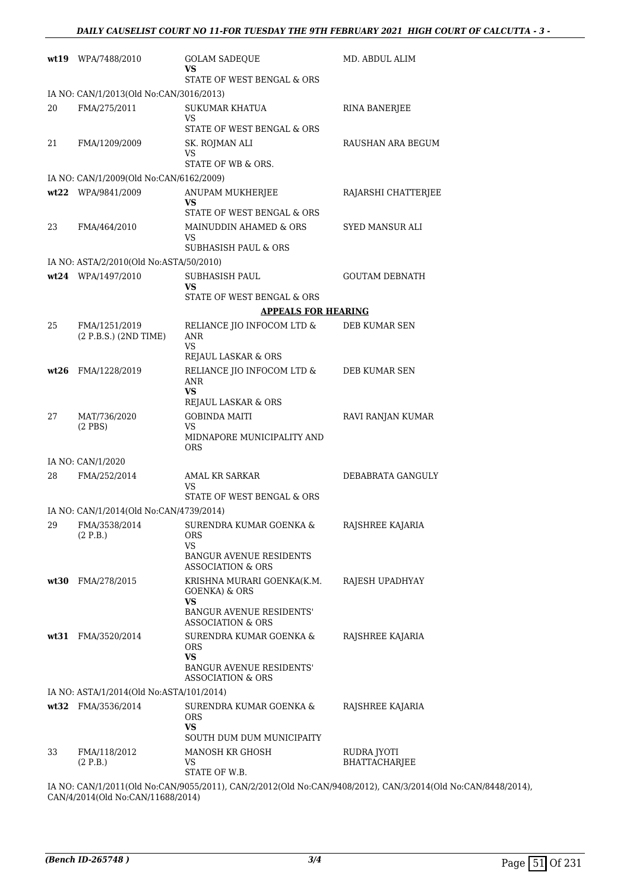| | | | |
|---|---|---|---|
| **wt19** | WPA/7488/2010 | GOLAM SADEQUE<br>**VS**<br>STATE OF WEST BENGAL & ORS | MD. ABDUL ALIM |
| IA NO: CAN/1/2013(Old No:CAN/3016/2013) | | | |
| 20 | FMA/275/2011 | SUKUMAR KHATUA<br>VS<br>STATE OF WEST BENGAL & ORS | RINA BANERJEE |
| 21 | FMA/1209/2009 | SK. ROJMAN ALI<br>VS<br>STATE OF WB & ORS. | RAUSHAN ARA BEGUM |
| IA NO: CAN/1/2009(Old No:CAN/6162/2009) | | | |
| **wt22** | WPA/9841/2009 | ANUPAM MUKHERJEE<br>**VS**<br>STATE OF WEST BENGAL & ORS | RAJARSHI CHATTERJEE |
| 23 | FMA/464/2010 | MAINUDDIN AHAMED & ORS<br>VS<br>SUBHASISH PAUL & ORS | SYED MANSUR ALI |
| IA NO: ASTA/2/2010(Old No:ASTA/50/2010) | | | |
| **wt24** | WPA/1497/2010 | SUBHASISH PAUL<br>**VS**<br>STATE OF WEST BENGAL & ORS | GOUTAM DEBNATH |
| | | **APPEALS FOR HEARING** | |
| 25 | FMA/1251/2019<br>(2 P.B.S.) (2ND TIME) | RELIANCE JIO INFOCOM LTD & ANR<br>VS<br>REJAUL LASKAR & ORS | DEB KUMAR SEN |
| **wt26** | FMA/1228/2019 | RELIANCE JIO INFOCOM LTD & ANR<br>**VS**<br>REJAUL LASKAR & ORS | DEB KUMAR SEN |
| 27 | MAT/736/2020<br>(2 PBS) | GOBINDA MAITI<br>VS<br>MIDNAPORE MUNICIPALITY AND ORS | RAVI RANJAN KUMAR |
| IA NO: CAN/1/2020 | | | |
| 28 | FMA/252/2014 | AMAL KR SARKAR<br>VS<br>STATE OF WEST BENGAL & ORS | DEBABRATA GANGULY |
| IA NO: CAN/1/2014(Old No:CAN/4739/2014) | | | |
| 29 | FMA/3538/2014<br>(2 P.B.) | SURENDRA KUMAR GOENKA & ORS<br>VS<br>BANGUR AVENUE RESIDENTS ASSOCIATION & ORS | RAJSHREE KAJARIA |
| **wt30** | FMA/278/2015 | KRISHNA MURARI GOENKA(K.M. GOENKA) & ORS<br>**VS**<br>BANGUR AVENUE RESIDENTS' ASSOCIATION & ORS | RAJESH UPADHYAY |
| **wt31** | FMA/3520/2014 | SURENDRA KUMAR GOENKA & ORS<br>**VS**<br>BANGUR AVENUE RESIDENTS' ASSOCIATION & ORS | RAJSHREE KAJARIA |
| IA NO: ASTA/1/2014(Old No:ASTA/101/2014) | | | |
| **wt32** | FMA/3536/2014 | SURENDRA KUMAR GOENKA & ORS<br>**VS**<br>SOUTH DUM DUM MUNICIPAITY | RAJSHREE KAJARIA |
| 33 | FMA/118/2012<br>(2 P.B.) | MANOSH KR GHOSH<br>VS<br>STATE OF W.B. | RUDRA JYOTI BHATTACHARJEE |

IA NO: CAN/1/2011(Old No:CAN/9055/2011), CAN/2/2012(Old No:CAN/9408/2012), CAN/3/2014(Old No:CAN/8448/2014), CAN/4/2014(Old No:CAN/11688/2014)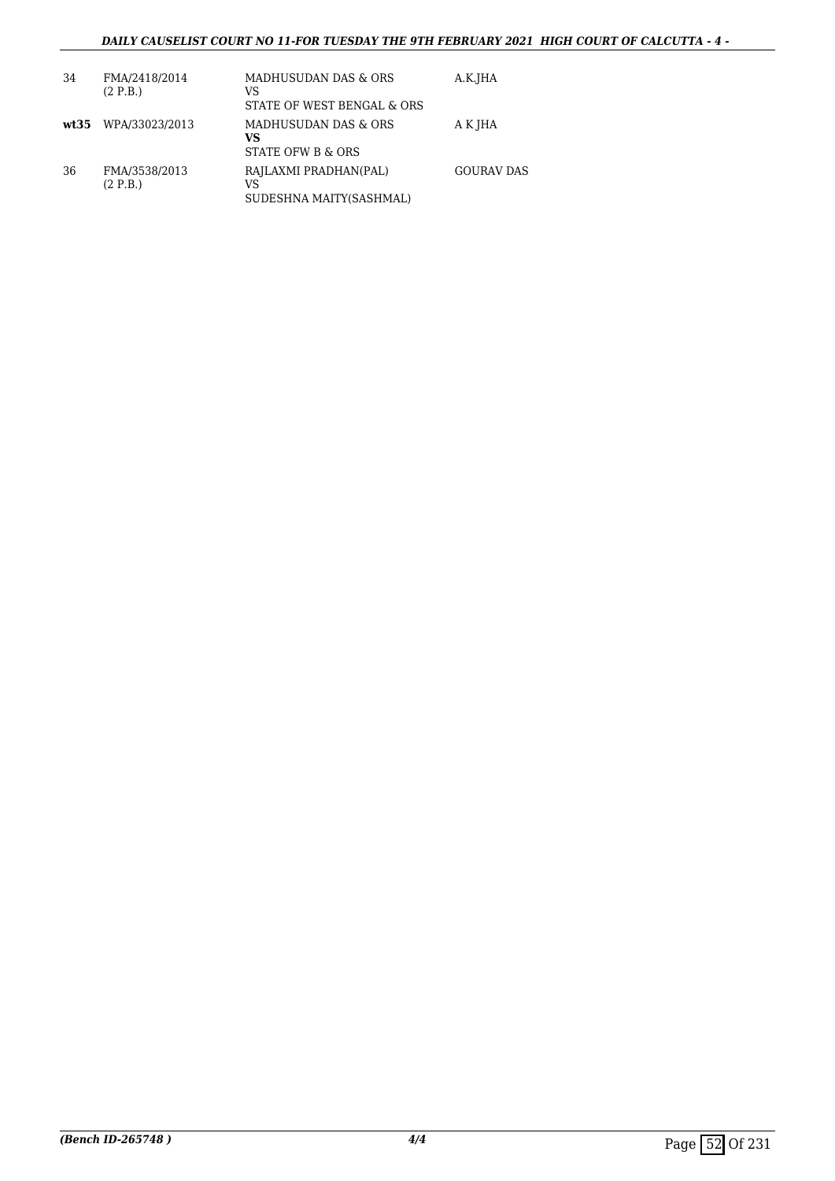| | | | |
|---|---|---|---|
| 34 | FMA/2418/2014 (2 P.B.) | MADHUSUDAN DAS & ORS<br>VS<br>STATE OF WEST BENGAL & ORS | A.K.JHA |
| **wt35** | WPA/33023/2013 | MADHUSUDAN DAS & ORS<br>**VS**<br>STATE OFW B & ORS | A K JHA |
| 36 | FMA/3538/2013 (2 P.B.) | RAJLAXMI PRADHAN(PAL)<br>VS<br>SUDESHNA MAITY(SASHMAL) | GOURAV DAS |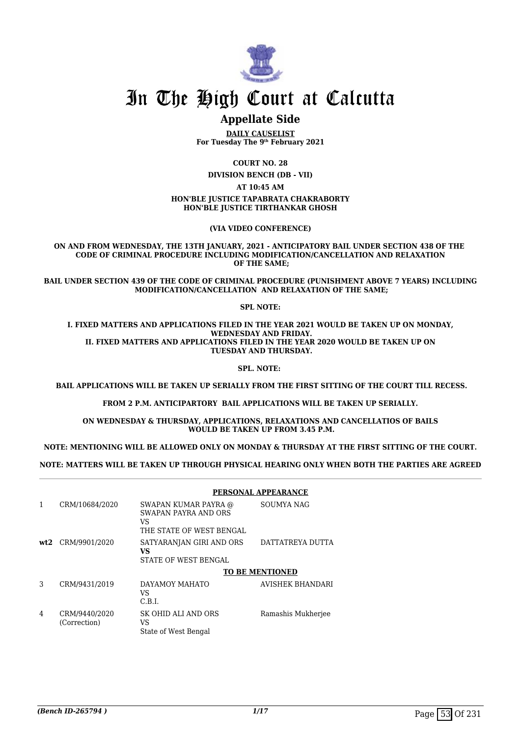# In The High Court at Calcutta

## Appellate Side

**DAILY CAUSELIST**
**For Tuesday The 9th February 2021**

**COURT NO. 28**

**DIVISION BENCH (DB - VII)**

**AT 10:45 AM**

**HON'BLE JUSTICE TAPABRATA CHAKRABORTY**
**HON'BLE JUSTICE TIRTHANKAR GHOSH**

**(VIA VIDEO CONFERENCE)**

**ON AND FROM WEDNESDAY, THE 13TH JANUARY, 2021 - ANTICIPATORY BAIL UNDER SECTION 438 OF THE CODE OF CRIMINAL PROCEDURE INCLUDING MODIFICATION/CANCELLATION AND RELAXATION OF THE SAME;**

**BAIL UNDER SECTION 439 OF THE CODE OF CRIMINAL PROCEDURE (PUNISHMENT ABOVE 7 YEARS) INCLUDING MODIFICATION/CANCELLATION AND RELAXATION OF THE SAME;**

**SPL NOTE:**

**I. FIXED MATTERS AND APPLICATIONS FILED IN THE YEAR 2021 WOULD BE TAKEN UP ON MONDAY, WEDNESDAY AND FRIDAY.**
**II. FIXED MATTERS AND APPLICATIONS FILED IN THE YEAR 2020 WOULD BE TAKEN UP ON TUESDAY AND THURSDAY.**

**SPL. NOTE:**

**BAIL APPLICATIONS WILL BE TAKEN UP SERIALLY FROM THE FIRST SITTING OF THE COURT TILL RECESS.**

**FROM 2 P.M. ANTICIPARTORY BAIL APPLICATIONS WILL BE TAKEN UP SERIALLY.**

**ON WEDNESDAY & THURSDAY, APPLICATIONS, RELAXATIONS AND CANCELLATIOS OF BAILS WOULD BE TAKEN UP FROM 3.45 P.M.**

**NOTE: MENTIONING WILL BE ALLOWED ONLY ON MONDAY & THURSDAY AT THE FIRST SITTING OF THE COURT.**

**NOTE: MATTERS WILL BE TAKEN UP THROUGH PHYSICAL HEARING ONLY WHEN BOTH THE PARTIES ARE AGREED**

**PERSONAL APPEARANCE**

| | | | |
|---|---|---|---|
| 1 | CRM/10684/2020 | SWAPAN KUMAR PAYRA @ SWAPAN PAYRA AND ORS<br>VS<br>THE STATE OF WEST BENGAL | SOUMYA NAG |
| **wt2** | CRM/9901/2020 | SATYARANJAN GIRI AND ORS<br>**VS**<br>STATE OF WEST BENGAL | DATTATREYA DUTTA |

**TO BE MENTIONED**

| | | | |
|---|---|---|---|
| 3 | CRM/9431/2019 | DAYAMOY MAHATO<br>VS<br>C.B.I. | AVISHEK BHANDARI |
| 4 | CRM/9440/2020 (Correction) | SK OHID ALI AND ORS<br>VS<br>State of West Bengal | Ramashis Mukherjee |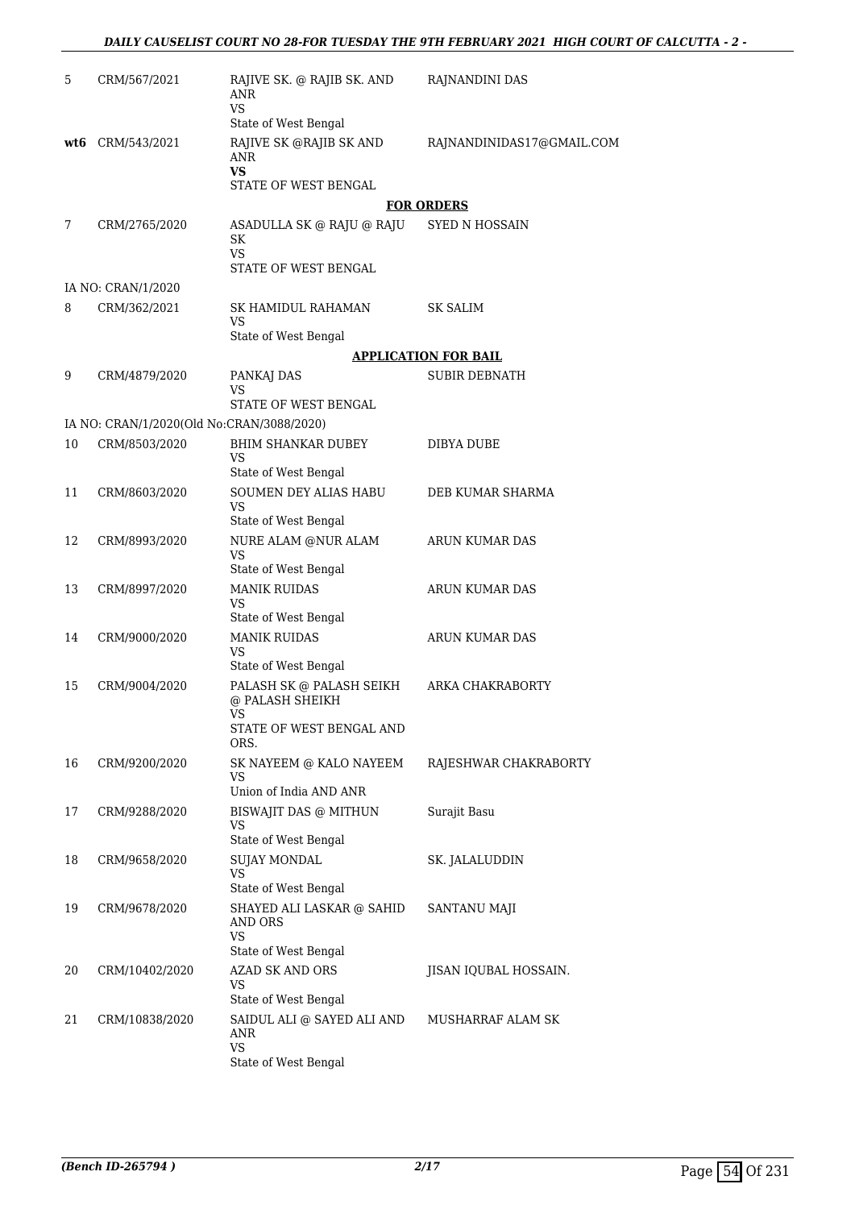| | | | |
|---|---|---|---|
| 5 | CRM/567/2021 | RAJIVE SK. @ RAJIB SK. AND ANR<br>VS<br>State of West Bengal | RAJNANDINI DAS |
| **wt6** | CRM/543/2021 | RAJIVE SK @RAJIB SK AND ANR<br>**VS**<br>STATE OF WEST BENGAL | RAJNANDINIDAS17@GMAIL.COM |

**FOR ORDERS**

| | | | |
|---|---|---|---|
| 7 | CRM/2765/2020 | ASADULLA SK @ RAJU @ RAJU SK<br>VS<br>STATE OF WEST BENGAL | SYED N HOSSAIN |
| | IA NO: CRAN/1/2020 | | |
| 8 | CRM/362/2021 | SK HAMIDUL RAHAMAN<br>VS<br>State of West Bengal | SK SALIM |

**APPLICATION FOR BAIL**

| | | | |
|---|---|---|---|
| 9 | CRM/4879/2020 | PANKAJ DAS<br>VS<br>STATE OF WEST BENGAL | SUBIR DEBNATH |
| | IA NO: CRAN/1/2020(Old No:CRAN/3088/2020) | | |
| 10 | CRM/8503/2020 | BHIM SHANKAR DUBEY<br>VS<br>State of West Bengal | DIBYA DUBE |
| 11 | CRM/8603/2020 | SOUMEN DEY ALIAS HABU<br>VS<br>State of West Bengal | DEB KUMAR SHARMA |
| 12 | CRM/8993/2020 | NURE ALAM @NUR ALAM<br>VS<br>State of West Bengal | ARUN KUMAR DAS |
| 13 | CRM/8997/2020 | MANIK RUIDAS<br>VS<br>State of West Bengal | ARUN KUMAR DAS |
| 14 | CRM/9000/2020 | MANIK RUIDAS<br>VS<br>State of West Bengal | ARUN KUMAR DAS |
| 15 | CRM/9004/2020 | PALASH SK @ PALASH SEIKH @ PALASH SHEIKH<br>VS<br>STATE OF WEST BENGAL AND ORS. | ARKA CHAKRABORTY |
| 16 | CRM/9200/2020 | SK NAYEEM @ KALO NAYEEM<br>VS<br>Union of India AND ANR | RAJESHWAR CHAKRABORTY |
| 17 | CRM/9288/2020 | BISWAJIT DAS @ MITHUN<br>VS<br>State of West Bengal | Surajit Basu |
| 18 | CRM/9658/2020 | SUJAY MONDAL<br>VS<br>State of West Bengal | SK. JALALUDDIN |
| 19 | CRM/9678/2020 | SHAYED ALI LASKAR @ SAHID AND ORS<br>VS<br>State of West Bengal | SANTANU MAJI |
| 20 | CRM/10402/2020 | AZAD SK AND ORS<br>VS<br>State of West Bengal | JISAN IQUBAL HOSSAIN. |
| 21 | CRM/10838/2020 | SAIDUL ALI @ SAYED ALI AND ANR<br>VS<br>State of West Bengal | MUSHARRAF ALAM SK |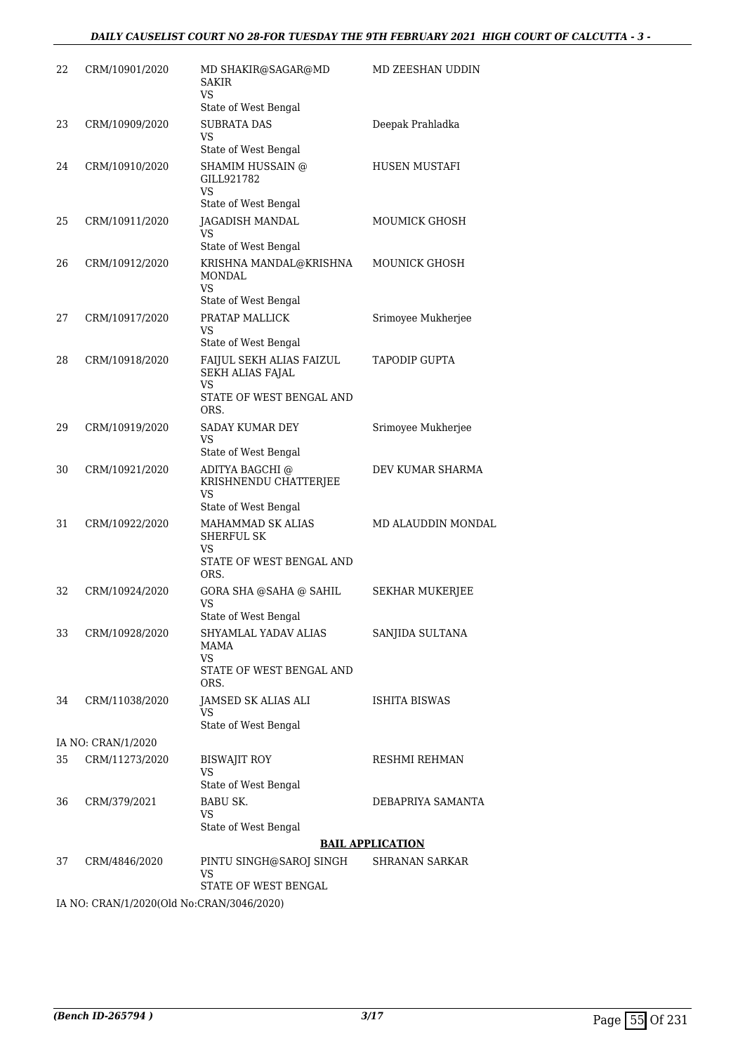| | | | |
|---|---|---|---|
| 22 | CRM/10901/2020 | MD SHAKIR@SAGAR@MD SAKIR<br>VS<br>State of West Bengal | MD ZEESHAN UDDIN |
| 23 | CRM/10909/2020 | SUBRATA DAS<br>VS<br>State of West Bengal | Deepak Prahladka |
| 24 | CRM/10910/2020 | SHAMIM HUSSAIN @ GILL921782<br>VS<br>State of West Bengal | HUSEN MUSTAFI |
| 25 | CRM/10911/2020 | JAGADISH MANDAL<br>VS<br>State of West Bengal | MOUMICK GHOSH |
| 26 | CRM/10912/2020 | KRISHNA MANDAL@KRISHNA MONDAL<br>VS<br>State of West Bengal | MOUNICK GHOSH |
| 27 | CRM/10917/2020 | PRATAP MALLICK<br>VS<br>State of West Bengal | Srimoyee Mukherjee |
| 28 | CRM/10918/2020 | FAIJUL SEKH ALIAS FAIZUL SEKH ALIAS FAJAL<br>VS<br>STATE OF WEST BENGAL AND ORS. | TAPODIP GUPTA |
| 29 | CRM/10919/2020 | SADAY KUMAR DEY<br>VS<br>State of West Bengal | Srimoyee Mukherjee |
| 30 | CRM/10921/2020 | ADITYA BAGCHI @ KRISHNENDU CHATTERJEE<br>VS<br>State of West Bengal | DEV KUMAR SHARMA |
| 31 | CRM/10922/2020 | MAHAMMAD SK ALIAS SHERFUL SK<br>VS<br>STATE OF WEST BENGAL AND ORS. | MD ALAUDDIN MONDAL |
| 32 | CRM/10924/2020 | GORA SHA @SAHA @ SAHIL<br>VS<br>State of West Bengal | SEKHAR MUKERJEE |
| 33 | CRM/10928/2020 | SHYAMLAL YADAV ALIAS MAMA<br>VS<br>STATE OF WEST BENGAL AND ORS. | SANJIDA SULTANA |
| 34 | CRM/11038/2020 | JAMSED SK ALIAS ALI<br>VS<br>State of West Bengal | ISHITA BISWAS |
| | IA NO: CRAN/1/2020 | | |
| 35 | CRM/11273/2020 | BISWAJIT ROY<br>VS<br>State of West Bengal | RESHMI REHMAN |
| 36 | CRM/379/2021 | BABU SK.<br>VS<br>State of West Bengal | DEBAPRIYA SAMANTA |

**BAIL APPLICATION**

| | | | |
|---|---|---|---|
| 37 | CRM/4846/2020 | PINTU SINGH@SAROJ SINGH<br>VS<br>STATE OF WEST BENGAL | SHRANAN SARKAR |
| | IA NO: CRAN/1/2020(Old No:CRAN/3046/2020) | | |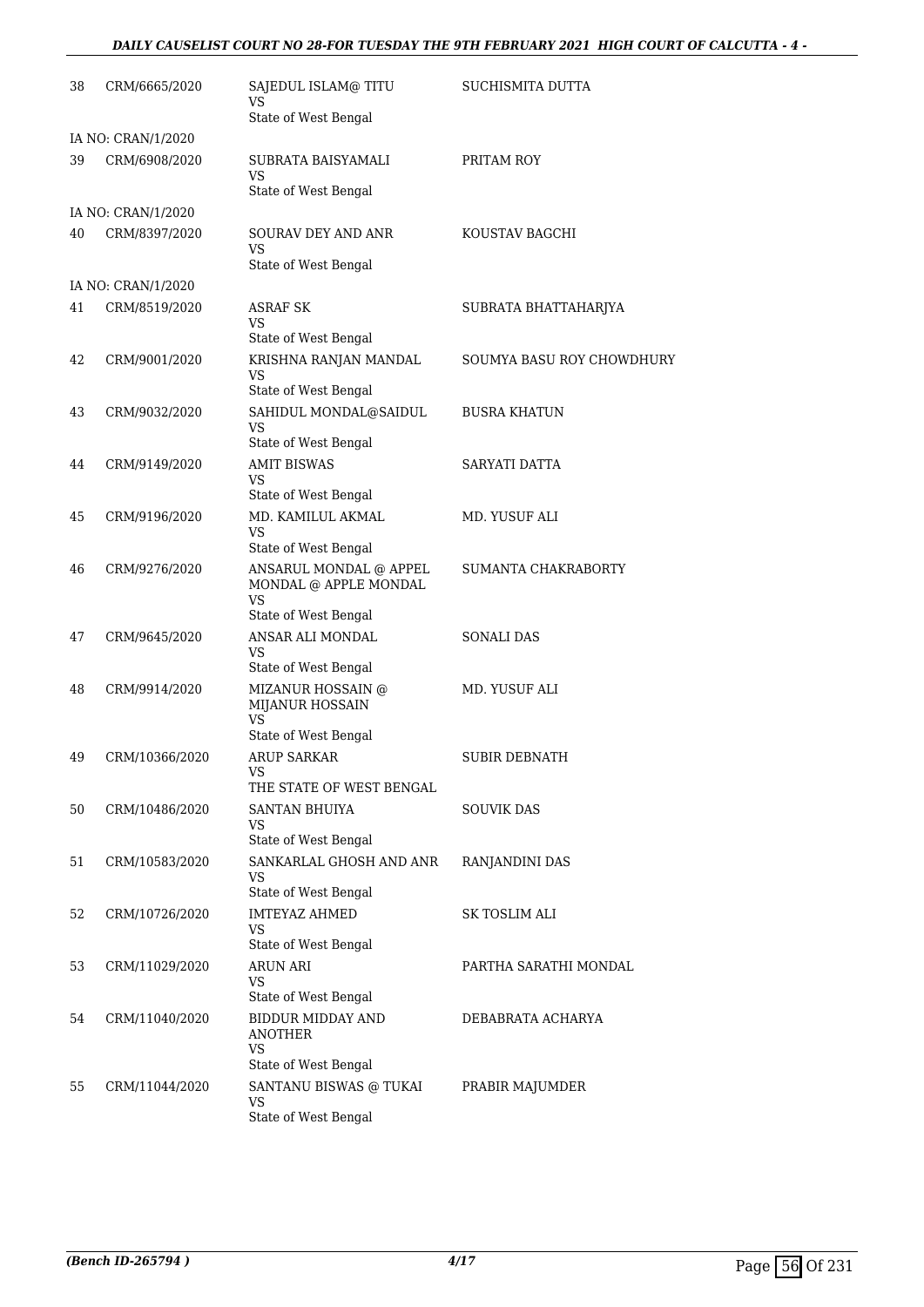| 38 | CRM/6665/2020 | SAJEDUL ISLAM@ TITU<br>VS<br>State of West Bengal | SUCHISMITA DUTTA |
|---|---|---|---|
| | IA NO: CRAN/1/2020 | | |
| 39 | CRM/6908/2020 | SUBRATA BAISYAMALI<br>VS<br>State of West Bengal | PRITAM ROY |
| | IA NO: CRAN/1/2020 | | |
| 40 | CRM/8397/2020 | SOURAV DEY AND ANR<br>VS<br>State of West Bengal | KOUSTAV BAGCHI |
| | IA NO: CRAN/1/2020 | | |
| 41 | CRM/8519/2020 | ASRAF SK<br>VS<br>State of West Bengal | SUBRATA BHATTAHARJYA |
| 42 | CRM/9001/2020 | KRISHNA RANJAN MANDAL<br>VS<br>State of West Bengal | SOUMYA BASU ROY CHOWDHURY |
| 43 | CRM/9032/2020 | SAHIDUL MONDAL@SAIDUL<br>VS<br>State of West Bengal | BUSRA KHATUN |
| 44 | CRM/9149/2020 | AMIT BISWAS<br>VS<br>State of West Bengal | SARYATI DATTA |
| 45 | CRM/9196/2020 | MD. KAMILUL AKMAL<br>VS<br>State of West Bengal | MD. YUSUF ALI |
| 46 | CRM/9276/2020 | ANSARUL MONDAL @ APPEL MONDAL @ APPLE MONDAL<br>VS<br>State of West Bengal | SUMANTA CHAKRABORTY |
| 47 | CRM/9645/2020 | ANSAR ALI MONDAL<br>VS<br>State of West Bengal | SONALI DAS |
| 48 | CRM/9914/2020 | MIZANUR HOSSAIN @ MIJANUR HOSSAIN<br>VS<br>State of West Bengal | MD. YUSUF ALI |
| 49 | CRM/10366/2020 | ARUP SARKAR<br>VS<br>THE STATE OF WEST BENGAL | SUBIR DEBNATH |
| 50 | CRM/10486/2020 | SANTAN BHUIYA<br>VS<br>State of West Bengal | SOUVIK DAS |
| 51 | CRM/10583/2020 | SANKARLAL GHOSH AND ANR<br>VS<br>State of West Bengal | RANJANDINI DAS |
| 52 | CRM/10726/2020 | IMTEYAZ AHMED<br>VS<br>State of West Bengal | SK TOSLIM ALI |
| 53 | CRM/11029/2020 | ARUN ARI<br>VS<br>State of West Bengal | PARTHA SARATHI MONDAL |
| 54 | CRM/11040/2020 | BIDDUR MIDDAY AND ANOTHER<br>VS<br>State of West Bengal | DEBABRATA ACHARYA |
| 55 | CRM/11044/2020 | SANTANU BISWAS @ TUKAI<br>VS<br>State of West Bengal | PRABIR MAJUMDER |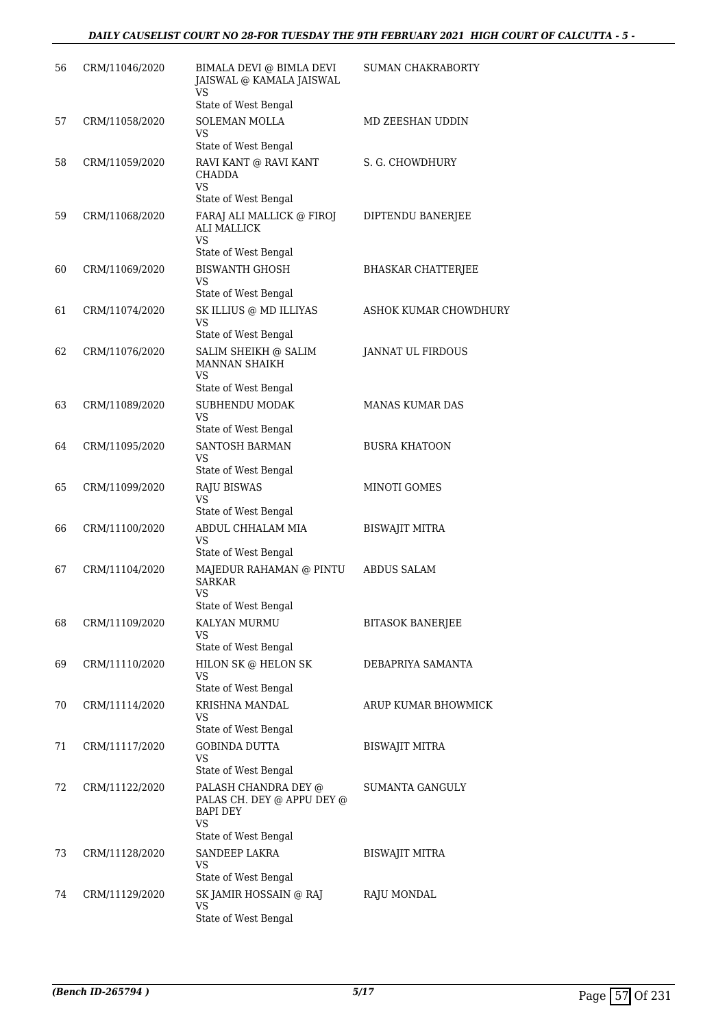| | | | |
|---|---|---|---|
| 56 | CRM/11046/2020 | BIMALA DEVI @ BIMLA DEVI JAISWAL @ KAMALA JAISWAL<br>VS<br>State of West Bengal | SUMAN CHAKRABORTY |
| 57 | CRM/11058/2020 | SOLEMAN MOLLA<br>VS<br>State of West Bengal | MD ZEESHAN UDDIN |
| 58 | CRM/11059/2020 | RAVI KANT @ RAVI KANT CHADDA<br>VS<br>State of West Bengal | S. G. CHOWDHURY |
| 59 | CRM/11068/2020 | FARAJ ALI MALLICK @ FIROJ ALI MALLICK<br>VS<br>State of West Bengal | DIPTENDU BANERJEE |
| 60 | CRM/11069/2020 | BISWANTH GHOSH<br>VS<br>State of West Bengal | BHASKAR CHATTERJEE |
| 61 | CRM/11074/2020 | SK ILLIUS @ MD ILLIYAS<br>VS<br>State of West Bengal | ASHOK KUMAR CHOWDHURY |
| 62 | CRM/11076/2020 | SALIM SHEIKH @ SALIM MANNAN SHAIKH<br>VS<br>State of West Bengal | JANNAT UL FIRDOUS |
| 63 | CRM/11089/2020 | SUBHENDU MODAK<br>VS<br>State of West Bengal | MANAS KUMAR DAS |
| 64 | CRM/11095/2020 | SANTOSH BARMAN<br>VS<br>State of West Bengal | BUSRA KHATOON |
| 65 | CRM/11099/2020 | RAJU BISWAS<br>VS<br>State of West Bengal | MINOTI GOMES |
| 66 | CRM/11100/2020 | ABDUL CHHALAM MIA<br>VS<br>State of West Bengal | BISWAJIT MITRA |
| 67 | CRM/11104/2020 | MAJEDUR RAHAMAN @ PINTU SARKAR<br>VS<br>State of West Bengal | ABDUS SALAM |
| 68 | CRM/11109/2020 | KALYAN MURMU<br>VS<br>State of West Bengal | BITASOK BANERJEE |
| 69 | CRM/11110/2020 | HILON SK @ HELON SK<br>VS<br>State of West Bengal | DEBAPRIYA SAMANTA |
| 70 | CRM/11114/2020 | KRISHNA MANDAL<br>VS<br>State of West Bengal | ARUP KUMAR BHOWMICK |
| 71 | CRM/11117/2020 | GOBINDA DUTTA<br>VS<br>State of West Bengal | BISWAJIT MITRA |
| 72 | CRM/11122/2020 | PALASH CHANDRA DEY @ PALAS CH. DEY @ APPU DEY @ BAPI DEY<br>VS<br>State of West Bengal | SUMANTA GANGULY |
| 73 | CRM/11128/2020 | SANDEEP LAKRA<br>VS<br>State of West Bengal | BISWAJIT MITRA |
| 74 | CRM/11129/2020 | SK JAMIR HOSSAIN @ RAJ<br>VS<br>State of West Bengal | RAJU MONDAL |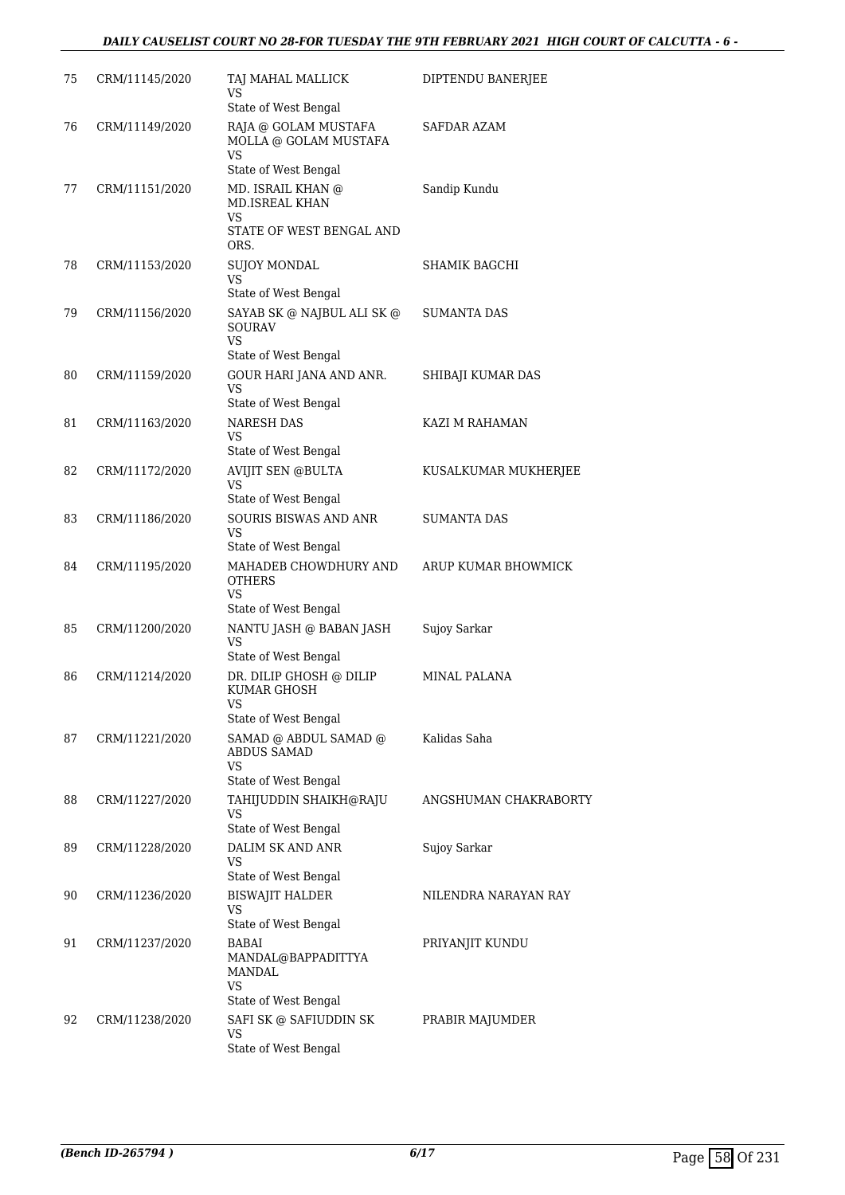| | | | |
|---|---|---|---|
| 75 | CRM/11145/2020 | TAJ MAHAL MALLICK<br>VS<br>State of West Bengal | DIPTENDU BANERJEE |
| 76 | CRM/11149/2020 | RAJA @ GOLAM MUSTAFA MOLLA @ GOLAM MUSTAFA<br>VS<br>State of West Bengal | SAFDAR AZAM |
| 77 | CRM/11151/2020 | MD. ISRAIL KHAN @ MD.ISREAL KHAN<br>VS<br>STATE OF WEST BENGAL AND ORS. | Sandip Kundu |
| 78 | CRM/11153/2020 | SUJOY MONDAL<br>VS<br>State of West Bengal | SHAMIK BAGCHI |
| 79 | CRM/11156/2020 | SAYAB SK @ NAJBUL ALI SK @ SOURAV<br>VS<br>State of West Bengal | SUMANTA DAS |
| 80 | CRM/11159/2020 | GOUR HARI JANA AND ANR.<br>VS<br>State of West Bengal | SHIBAJI KUMAR DAS |
| 81 | CRM/11163/2020 | NARESH DAS<br>VS<br>State of West Bengal | KAZI M RAHAMAN |
| 82 | CRM/11172/2020 | AVIJIT SEN @BULTA<br>VS<br>State of West Bengal | KUSALKUMAR MUKHERJEE |
| 83 | CRM/11186/2020 | SOURIS BISWAS AND ANR<br>VS<br>State of West Bengal | SUMANTA DAS |
| 84 | CRM/11195/2020 | MAHADEB CHOWDHURY AND OTHERS<br>VS<br>State of West Bengal | ARUP KUMAR BHOWMICK |
| 85 | CRM/11200/2020 | NANTU JASH @ BABAN JASH<br>VS<br>State of West Bengal | Sujoy Sarkar |
| 86 | CRM/11214/2020 | DR. DILIP GHOSH @ DILIP KUMAR GHOSH<br>VS<br>State of West Bengal | MINAL PALANA |
| 87 | CRM/11221/2020 | SAMAD @ ABDUL SAMAD @ ABDUS SAMAD<br>VS<br>State of West Bengal | Kalidas Saha |
| 88 | CRM/11227/2020 | TAHIJUDDIN SHAIKH@RAJU<br>VS<br>State of West Bengal | ANGSHUMAN CHAKRABORTY |
| 89 | CRM/11228/2020 | DALIM SK AND ANR<br>VS<br>State of West Bengal | Sujoy Sarkar |
| 90 | CRM/11236/2020 | BISWAJIT HALDER<br>VS<br>State of West Bengal | NILENDRA NARAYAN RAY |
| 91 | CRM/11237/2020 | BABAI MANDAL@BAPPADITTYA MANDAL<br>VS<br>State of West Bengal | PRIYANJIT KUNDU |
| 92 | CRM/11238/2020 | SAFI SK @ SAFIUDDIN SK<br>VS<br>State of West Bengal | PRABIR MAJUMDER |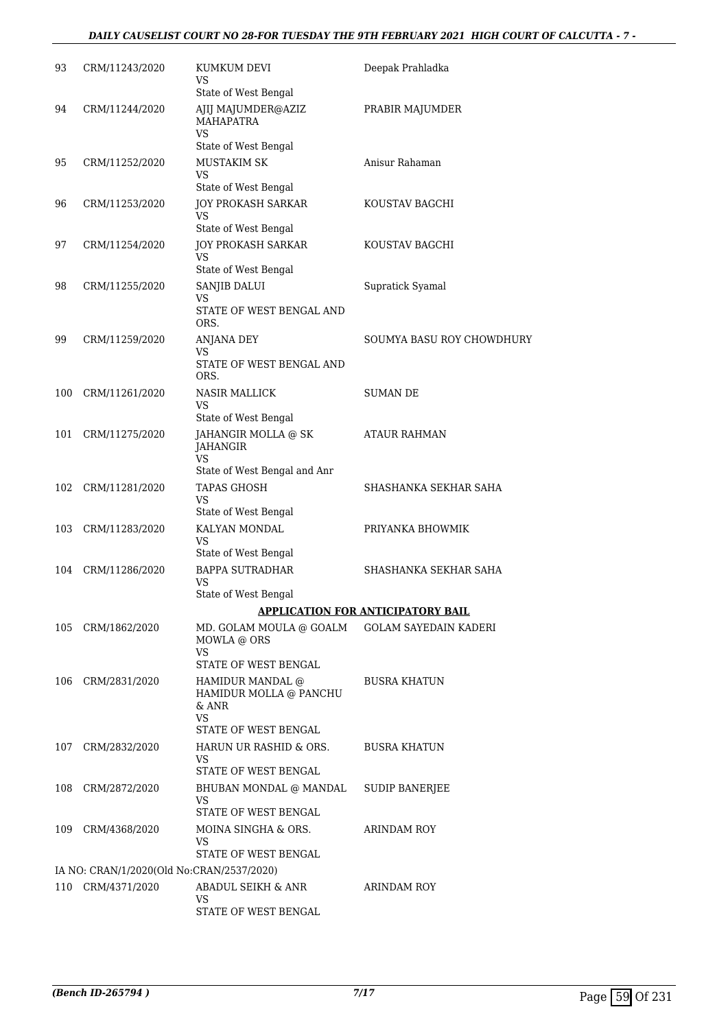| | | | |
|---|---|---|---|
| 93 | CRM/11243/2020 | KUMKUM DEVI<br>VS<br>State of West Bengal | Deepak Prahladka |
| 94 | CRM/11244/2020 | AJIJ MAJUMDER@AZIZ MAHAPATRA<br>VS<br>State of West Bengal | PRABIR MAJUMDER |
| 95 | CRM/11252/2020 | MUSTAKIM SK<br>VS<br>State of West Bengal | Anisur Rahaman |
| 96 | CRM/11253/2020 | JOY PROKASH SARKAR<br>VS<br>State of West Bengal | KOUSTAV BAGCHI |
| 97 | CRM/11254/2020 | JOY PROKASH SARKAR<br>VS<br>State of West Bengal | KOUSTAV BAGCHI |
| 98 | CRM/11255/2020 | SANJIB DALUI<br>VS<br>STATE OF WEST BENGAL AND ORS. | Supratick Syamal |
| 99 | CRM/11259/2020 | ANJANA DEY<br>VS<br>STATE OF WEST BENGAL AND ORS. | SOUMYA BASU ROY CHOWDHURY |
| 100 | CRM/11261/2020 | NASIR MALLICK<br>VS<br>State of West Bengal | SUMAN DE |
| 101 | CRM/11275/2020 | JAHANGIR MOLLA @ SK JAHANGIR<br>VS<br>State of West Bengal and Anr | ATAUR RAHMAN |
| 102 | CRM/11281/2020 | TAPAS GHOSH<br>VS<br>State of West Bengal | SHASHANKA SEKHAR SAHA |
| 103 | CRM/11283/2020 | KALYAN MONDAL<br>VS<br>State of West Bengal | PRIYANKA BHOWMIK |
| 104 | CRM/11286/2020 | BAPPA SUTRADHAR<br>VS<br>State of West Bengal | SHASHANKA SEKHAR SAHA |

**APPLICATION FOR ANTICIPATORY BAIL**

| | | | |
|---|---|---|---|
| 105 | CRM/1862/2020 | MD. GOLAM MOULA @ GOALM MOWLA @ ORS<br>VS<br>STATE OF WEST BENGAL | GOLAM SAYEDAIN KADERI |
| 106 | CRM/2831/2020 | HAMIDUR MANDAL @ HAMIDUR MOLLA @ PANCHU & ANR<br>VS<br>STATE OF WEST BENGAL | BUSRA KHATUN |
| 107 | CRM/2832/2020 | HARUN UR RASHID & ORS.<br>VS<br>STATE OF WEST BENGAL | BUSRA KHATUN |
| 108 | CRM/2872/2020 | BHUBAN MONDAL @ MANDAL<br>VS<br>STATE OF WEST BENGAL | SUDIP BANERJEE |
| 109 | CRM/4368/2020 | MOINA SINGHA & ORS.<br>VS<br>STATE OF WEST BENGAL | ARINDAM ROY |

IA NO: CRAN/1/2020(Old No:CRAN/2537/2020)

| | | | |
|---|---|---|---|
| 110 | CRM/4371/2020 | ABADUL SEIKH & ANR<br>VS<br>STATE OF WEST BENGAL | ARINDAM ROY |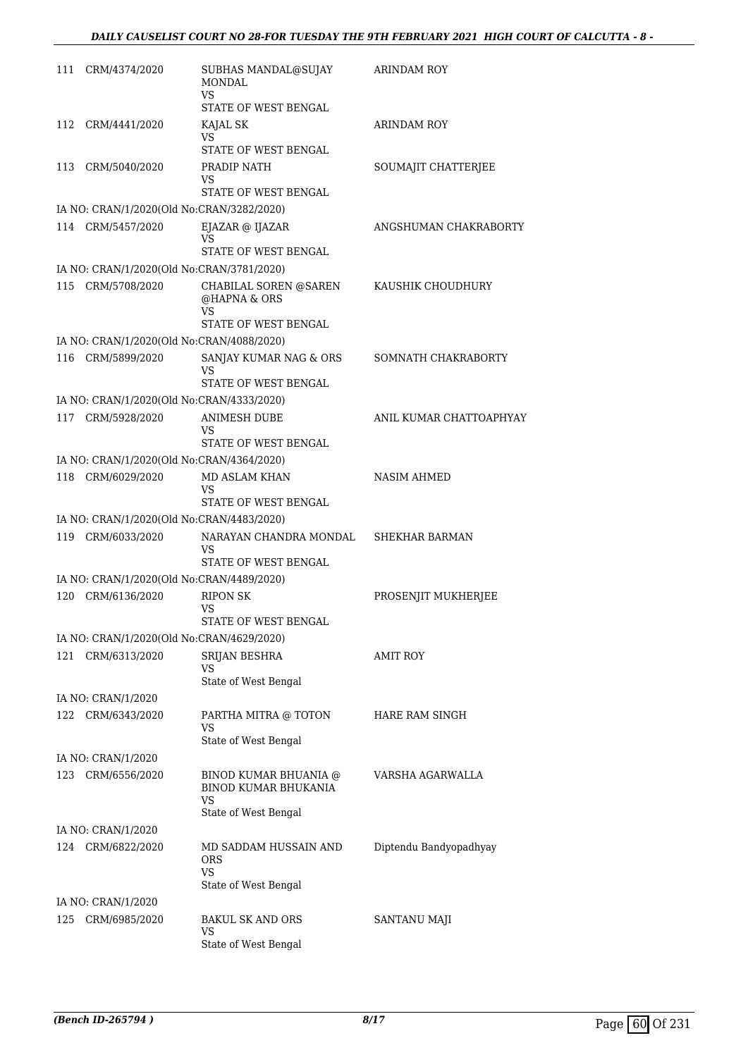| | | | |
|---|---|---|---|
| 111 | CRM/4374/2020 | SUBHAS MANDAL@SUJAY MONDAL<br>VS<br>STATE OF WEST BENGAL | ARINDAM ROY |
| 112 | CRM/4441/2020 | KAJAL SK<br>VS<br>STATE OF WEST BENGAL | ARINDAM ROY |
| 113 | CRM/5040/2020 | PRADIP NATH<br>VS<br>STATE OF WEST BENGAL | SOUMAJIT CHATTERJEE |
| | IA NO: CRAN/1/2020(Old No:CRAN/3282/2020) | | |
| 114 | CRM/5457/2020 | EJAZAR @ IJAZAR<br>VS<br>STATE OF WEST BENGAL | ANGSHUMAN CHAKRABORTY |
| | IA NO: CRAN/1/2020(Old No:CRAN/3781/2020) | | |
| 115 | CRM/5708/2020 | CHABILAL SOREN @SAREN @HAPNA & ORS<br>VS<br>STATE OF WEST BENGAL | KAUSHIK CHOUDHURY |
| | IA NO: CRAN/1/2020(Old No:CRAN/4088/2020) | | |
| 116 | CRM/5899/2020 | SANJAY KUMAR NAG & ORS<br>VS<br>STATE OF WEST BENGAL | SOMNATH CHAKRABORTY |
| | IA NO: CRAN/1/2020(Old No:CRAN/4333/2020) | | |
| 117 | CRM/5928/2020 | ANIMESH DUBE<br>VS<br>STATE OF WEST BENGAL | ANIL KUMAR CHATTOAPHYAY |
| | IA NO: CRAN/1/2020(Old No:CRAN/4364/2020) | | |
| 118 | CRM/6029/2020 | MD ASLAM KHAN<br>VS<br>STATE OF WEST BENGAL | NASIM AHMED |
| | IA NO: CRAN/1/2020(Old No:CRAN/4483/2020) | | |
| 119 | CRM/6033/2020 | NARAYAN CHANDRA MONDAL<br>VS<br>STATE OF WEST BENGAL | SHEKHAR BARMAN |
| | IA NO: CRAN/1/2020(Old No:CRAN/4489/2020) | | |
| 120 | CRM/6136/2020 | RIPON SK<br>VS<br>STATE OF WEST BENGAL | PROSENJIT MUKHERJEE |
| | IA NO: CRAN/1/2020(Old No:CRAN/4629/2020) | | |
| 121 | CRM/6313/2020 | SRIJAN BESHRA<br>VS<br>State of West Bengal | AMIT ROY |
| | IA NO: CRAN/1/2020 | | |
| 122 | CRM/6343/2020 | PARTHA MITRA @ TOTON<br>VS<br>State of West Bengal | HARE RAM SINGH |
| | IA NO: CRAN/1/2020 | | |
| 123 | CRM/6556/2020 | BINOD KUMAR BHUANIA @ BINOD KUMAR BHUKANIA<br>VS<br>State of West Bengal | VARSHA AGARWALLA |
| | IA NO: CRAN/1/2020 | | |
| 124 | CRM/6822/2020 | MD SADDAM HUSSAIN AND ORS<br>VS<br>State of West Bengal | Diptendu Bandyopadhyay |
| | IA NO: CRAN/1/2020 | | |
| 125 | CRM/6985/2020 | BAKUL SK AND ORS<br>VS<br>State of West Bengal | SANTANU MAJI |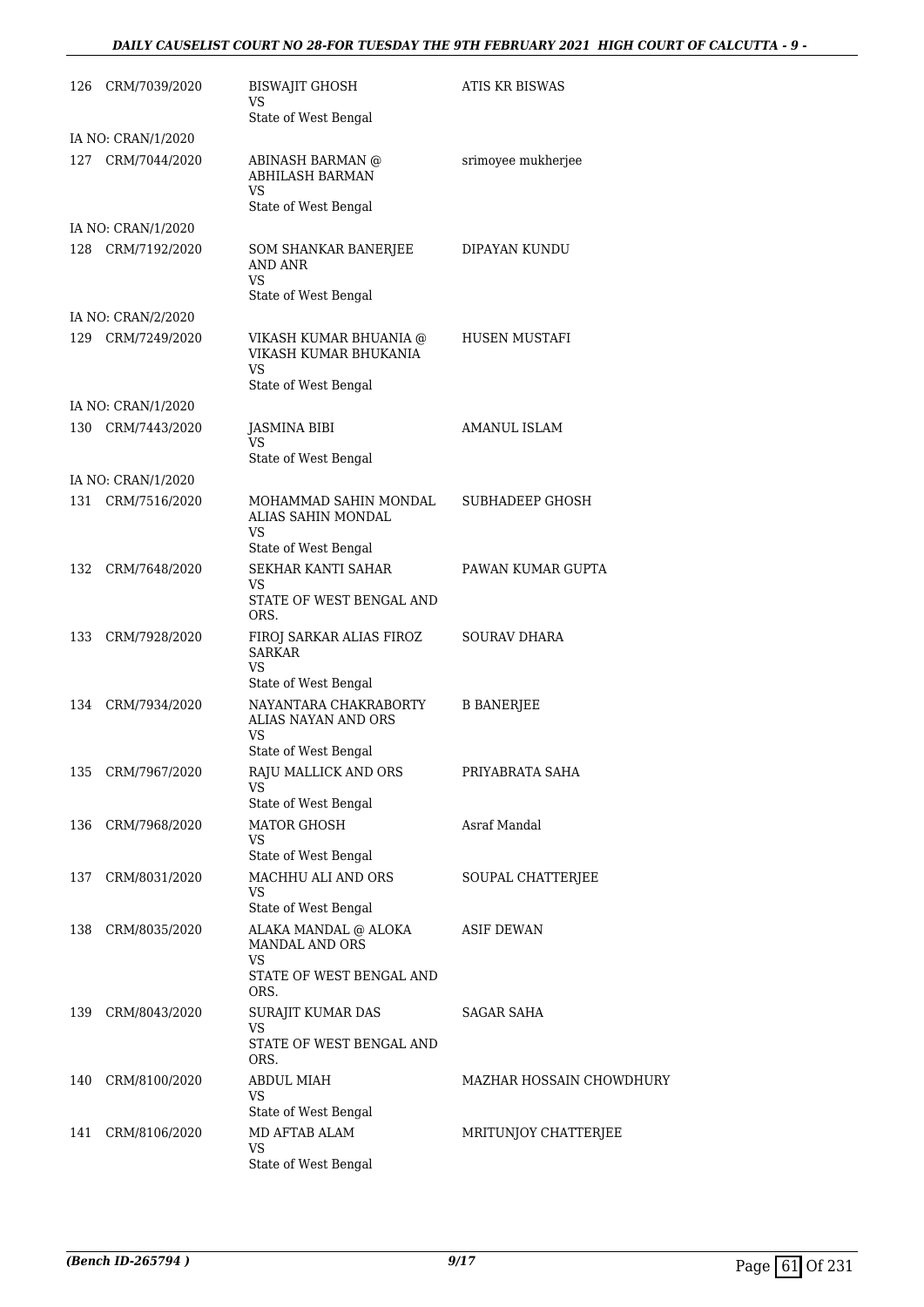| | | | |
|---|---|---|---|
| 126 | CRM/7039/2020 | BISWAJIT GHOSH<br>VS<br>State of West Bengal | ATIS KR BISWAS |
| | IA NO: CRAN/1/2020 | | |
| 127 | CRM/7044/2020 | ABINASH BARMAN @<br>ABHILASH BARMAN<br>VS<br>State of West Bengal | srimoyee mukherjee |
| | IA NO: CRAN/1/2020 | | |
| 128 | CRM/7192/2020 | SOM SHANKAR BANERJEE<br>AND ANR<br>VS<br>State of West Bengal | DIPAYAN KUNDU |
| | IA NO: CRAN/2/2020 | | |
| 129 | CRM/7249/2020 | VIKASH KUMAR BHUANIA @<br>VIKASH KUMAR BHUKANIA<br>VS<br>State of West Bengal | HUSEN MUSTAFI |
| | IA NO: CRAN/1/2020 | | |
| 130 | CRM/7443/2020 | JASMINA BIBI<br>VS<br>State of West Bengal | AMANUL ISLAM |
| | IA NO: CRAN/1/2020 | | |
| 131 | CRM/7516/2020 | MOHAMMAD SAHIN MONDAL<br>ALIAS SAHIN MONDAL<br>VS<br>State of West Bengal | SUBHADEEP GHOSH |
| 132 | CRM/7648/2020 | SEKHAR KANTI SAHAR<br>VS<br>STATE OF WEST BENGAL AND<br>ORS. | PAWAN KUMAR GUPTA |
| 133 | CRM/7928/2020 | FIROJ SARKAR ALIAS FIROZ<br>SARKAR<br>VS<br>State of West Bengal | SOURAV DHARA |
| 134 | CRM/7934/2020 | NAYANTARA CHAKRABORTY<br>ALIAS NAYAN AND ORS<br>VS<br>State of West Bengal | B BANERJEE |
| 135 | CRM/7967/2020 | RAJU MALLICK AND ORS<br>VS<br>State of West Bengal | PRIYABRATA SAHA |
| 136 | CRM/7968/2020 | MATOR GHOSH<br>VS<br>State of West Bengal | Asraf Mandal |
| 137 | CRM/8031/2020 | MACHHU ALI AND ORS<br>VS<br>State of West Bengal | SOUPAL CHATTERJEE |
| 138 | CRM/8035/2020 | ALAKA MANDAL @ ALOKA<br>MANDAL AND ORS<br>VS<br>STATE OF WEST BENGAL AND<br>ORS. | ASIF DEWAN |
| 139 | CRM/8043/2020 | SURAJIT KUMAR DAS<br>VS<br>STATE OF WEST BENGAL AND<br>ORS. | SAGAR SAHA |
| 140 | CRM/8100/2020 | ABDUL MIAH<br>VS<br>State of West Bengal | MAZHAR HOSSAIN CHOWDHURY |
| 141 | CRM/8106/2020 | MD AFTAB ALAM<br>VS<br>State of West Bengal | MRITUNJOY CHATTERJEE |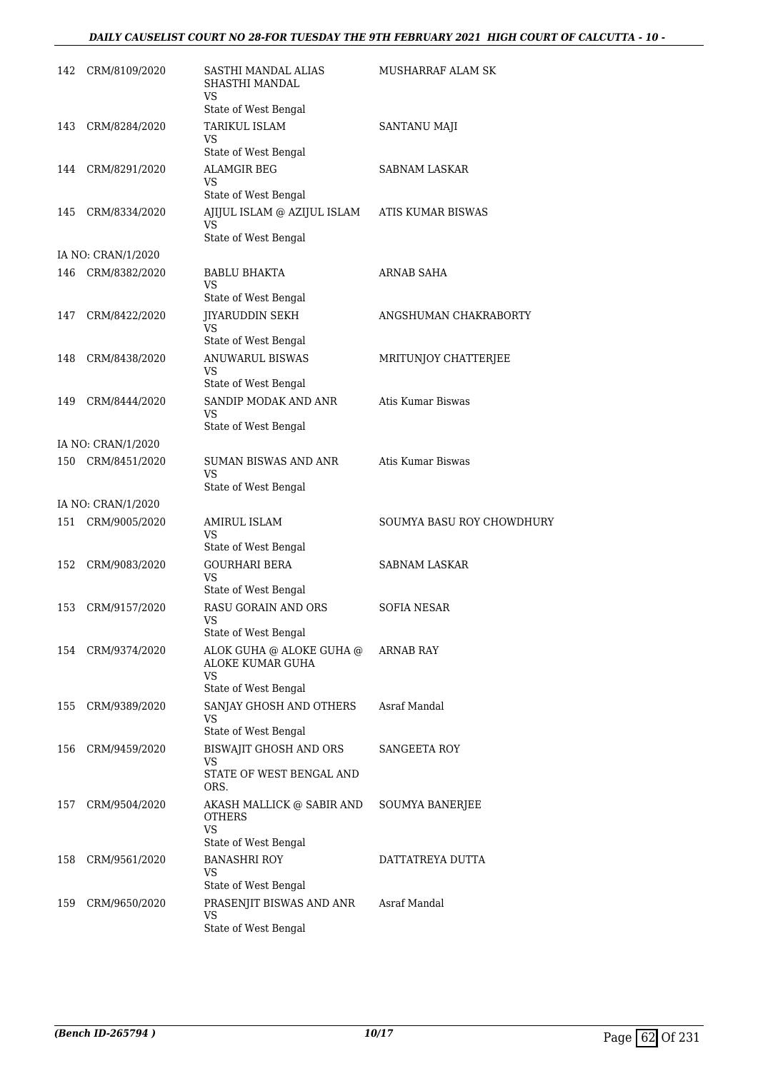| | | | |
|---|---|---|---|
| 142 | CRM/8109/2020 | SASTHI MANDAL ALIAS SHASTHI MANDAL<br>VS<br>State of West Bengal | MUSHARRAF ALAM SK |
| 143 | CRM/8284/2020 | TARIKUL ISLAM<br>VS<br>State of West Bengal | SANTANU MAJI |
| 144 | CRM/8291/2020 | ALAMGIR BEG<br>VS<br>State of West Bengal | SABNAM LASKAR |
| 145 | CRM/8334/2020 | AJIJUL ISLAM @ AZIJUL ISLAM<br>VS<br>State of West Bengal | ATIS KUMAR BISWAS |
| | IA NO: CRAN/1/2020 | | |
| 146 | CRM/8382/2020 | BABLU BHAKTA<br>VS<br>State of West Bengal | ARNAB SAHA |
| 147 | CRM/8422/2020 | JIYARUDDIN SEKH<br>VS<br>State of West Bengal | ANGSHUMAN CHAKRABORTY |
| 148 | CRM/8438/2020 | ANUWARUL BISWAS<br>VS<br>State of West Bengal | MRITUNJOY CHATTERJEE |
| 149 | CRM/8444/2020 | SANDIP MODAK AND ANR<br>VS<br>State of West Bengal | Atis Kumar Biswas |
| | IA NO: CRAN/1/2020 | | |
| 150 | CRM/8451/2020 | SUMAN BISWAS AND ANR<br>VS<br>State of West Bengal | Atis Kumar Biswas |
| | IA NO: CRAN/1/2020 | | |
| 151 | CRM/9005/2020 | AMIRUL ISLAM<br>VS<br>State of West Bengal | SOUMYA BASU ROY CHOWDHURY |
| 152 | CRM/9083/2020 | GOURHARI BERA<br>VS<br>State of West Bengal | SABNAM LASKAR |
| 153 | CRM/9157/2020 | RASU GORAIN AND ORS<br>VS<br>State of West Bengal | SOFIA NESAR |
| 154 | CRM/9374/2020 | ALOK GUHA @ ALOKE GUHA @ ALOKE KUMAR GUHA<br>VS<br>State of West Bengal | ARNAB RAY |
| 155 | CRM/9389/2020 | SANJAY GHOSH AND OTHERS<br>VS<br>State of West Bengal | Asraf Mandal |
| 156 | CRM/9459/2020 | BISWAJIT GHOSH AND ORS<br>VS<br>STATE OF WEST BENGAL AND ORS. | SANGEETA ROY |
| 157 | CRM/9504/2020 | AKASH MALLICK @ SABIR AND OTHERS<br>VS<br>State of West Bengal | SOUMYA BANERJEE |
| 158 | CRM/9561/2020 | BANASHRI ROY<br>VS<br>State of West Bengal | DATTATREYA DUTTA |
| 159 | CRM/9650/2020 | PRASENJIT BISWAS AND ANR<br>VS<br>State of West Bengal | Asraf Mandal |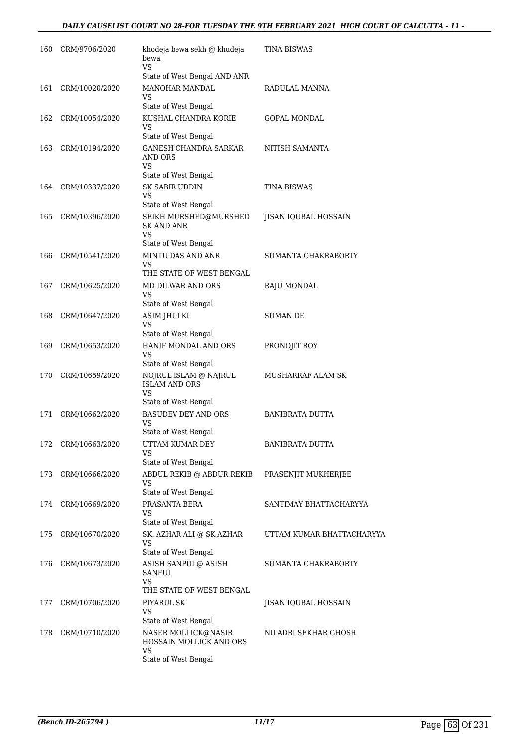| | | | |
|---|---|---|---|
| 160 | CRM/9706/2020 | khodeja bewa sekh @ khudeja bewa<br>VS<br>State of West Bengal AND ANR | TINA BISWAS |
| 161 | CRM/10020/2020 | MANOHAR MANDAL<br>VS<br>State of West Bengal | RADULAL MANNA |
| 162 | CRM/10054/2020 | KUSHAL CHANDRA KORIE<br>VS<br>State of West Bengal | GOPAL MONDAL |
| 163 | CRM/10194/2020 | GANESH CHANDRA SARKAR AND ORS<br>VS<br>State of West Bengal | NITISH SAMANTA |
| 164 | CRM/10337/2020 | SK SABIR UDDIN<br>VS<br>State of West Bengal | TINA BISWAS |
| 165 | CRM/10396/2020 | SEIKH MURSHED@MURSHED SK AND ANR<br>VS<br>State of West Bengal | JISAN IQUBAL HOSSAIN |
| 166 | CRM/10541/2020 | MINTU DAS AND ANR<br>VS<br>THE STATE OF WEST BENGAL | SUMANTA CHAKRABORTY |
| 167 | CRM/10625/2020 | MD DILWAR AND ORS<br>VS<br>State of West Bengal | RAJU MONDAL |
| 168 | CRM/10647/2020 | ASIM JHULKI<br>VS<br>State of West Bengal | SUMAN DE |
| 169 | CRM/10653/2020 | HANIF MONDAL AND ORS<br>VS<br>State of West Bengal | PRONOJIT ROY |
| 170 | CRM/10659/2020 | NOJRUL ISLAM @ NAJRUL ISLAM AND ORS<br>VS<br>State of West Bengal | MUSHARRAF ALAM SK |
| 171 | CRM/10662/2020 | BASUDEV DEY AND ORS<br>VS<br>State of West Bengal | BANIBRATA DUTTA |
| 172 | CRM/10663/2020 | UTTAM KUMAR DEY<br>VS<br>State of West Bengal | BANIBRATA DUTTA |
| 173 | CRM/10666/2020 | ABDUL REKIB @ ABDUR REKIB<br>VS<br>State of West Bengal | PRASENJIT MUKHERJEE |
| 174 | CRM/10669/2020 | PRASANTA BERA<br>VS<br>State of West Bengal | SANTIMAY BHATTACHARYYA |
| 175 | CRM/10670/2020 | SK. AZHAR ALI @ SK AZHAR<br>VS<br>State of West Bengal | UTTAM KUMAR BHATTACHARYYA |
| 176 | CRM/10673/2020 | ASISH SANPUI @ ASISH SANFUI<br>VS<br>THE STATE OF WEST BENGAL | SUMANTA CHAKRABORTY |
| 177 | CRM/10706/2020 | PIYARUL SK<br>VS<br>State of West Bengal | JISAN IQUBAL HOSSAIN |
| 178 | CRM/10710/2020 | NASER MOLLICK@NASIR HOSSAIN MOLLICK AND ORS<br>VS<br>State of West Bengal | NILADRI SEKHAR GHOSH |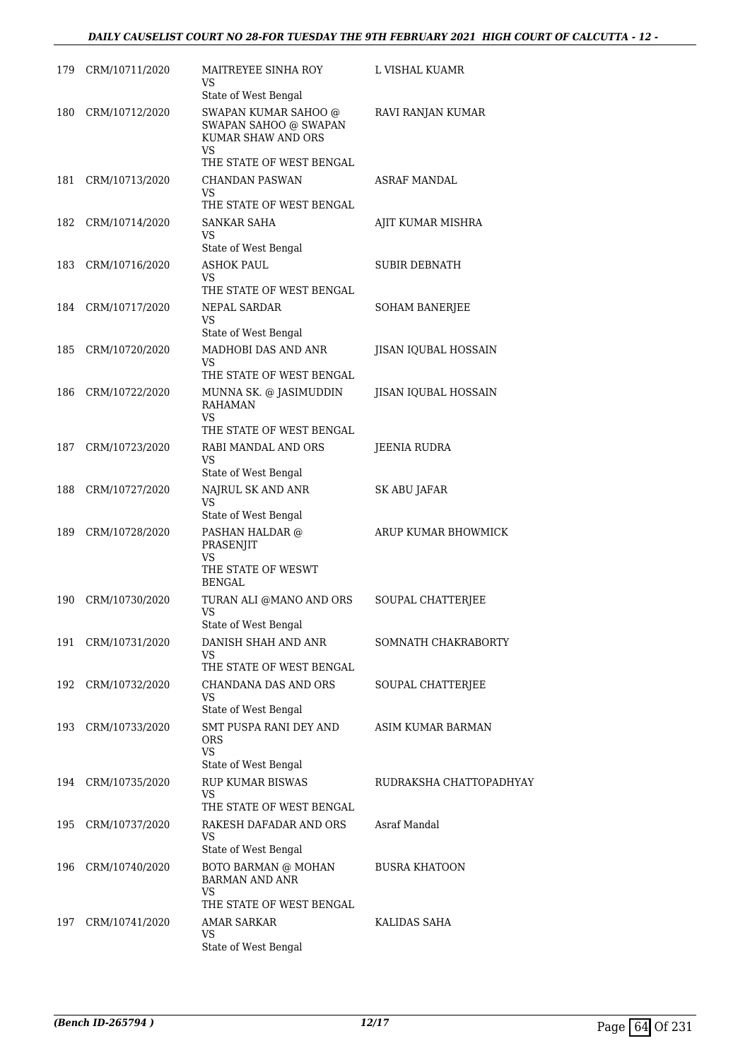| | | | |
|---|---|---|---|
| 179 | CRM/10711/2020 | MAITREYEE SINHA ROY<br>VS<br>State of West Bengal | L VISHAL KUAMR |
| 180 | CRM/10712/2020 | SWAPAN KUMAR SAHOO @ SWAPAN SAHOO @ SWAPAN KUMAR SHAW AND ORS<br>VS<br>THE STATE OF WEST BENGAL | RAVI RANJAN KUMAR |
| 181 | CRM/10713/2020 | CHANDAN PASWAN<br>VS<br>THE STATE OF WEST BENGAL | ASRAF MANDAL |
| 182 | CRM/10714/2020 | SANKAR SAHA<br>VS<br>State of West Bengal | AJIT KUMAR MISHRA |
| 183 | CRM/10716/2020 | ASHOK PAUL<br>VS<br>THE STATE OF WEST BENGAL | SUBIR DEBNATH |
| 184 | CRM/10717/2020 | NEPAL SARDAR<br>VS<br>State of West Bengal | SOHAM BANERJEE |
| 185 | CRM/10720/2020 | MADHOBI DAS AND ANR<br>VS<br>THE STATE OF WEST BENGAL | JISAN IQUBAL HOSSAIN |
| 186 | CRM/10722/2020 | MUNNA SK. @ JASIMUDDIN RAHAMAN<br>VS<br>THE STATE OF WEST BENGAL | JISAN IQUBAL HOSSAIN |
| 187 | CRM/10723/2020 | RABI MANDAL AND ORS<br>VS<br>State of West Bengal | JEENIA RUDRA |
| 188 | CRM/10727/2020 | NAJRUL SK AND ANR<br>VS<br>State of West Bengal | SK ABU JAFAR |
| 189 | CRM/10728/2020 | PASHAN HALDAR @ PRASENJIT<br>VS<br>THE STATE OF WESWT BENGAL | ARUP KUMAR BHOWMICK |
| 190 | CRM/10730/2020 | TURAN ALI @MANO AND ORS<br>VS<br>State of West Bengal | SOUPAL CHATTERJEE |
| 191 | CRM/10731/2020 | DANISH SHAH AND ANR<br>VS<br>THE STATE OF WEST BENGAL | SOMNATH CHAKRABORTY |
| 192 | CRM/10732/2020 | CHANDANA DAS AND ORS<br>VS<br>State of West Bengal | SOUPAL CHATTERJEE |
| 193 | CRM/10733/2020 | SMT PUSPA RANI DEY AND ORS<br>VS<br>State of West Bengal | ASIM KUMAR BARMAN |
| 194 | CRM/10735/2020 | RUP KUMAR BISWAS<br>VS<br>THE STATE OF WEST BENGAL | RUDRAKSHA CHATTOPADHYAY |
| 195 | CRM/10737/2020 | RAKESH DAFADAR AND ORS<br>VS<br>State of West Bengal | Asraf Mandal |
| 196 | CRM/10740/2020 | BOTO BARMAN @ MOHAN BARMAN AND ANR<br>VS<br>THE STATE OF WEST BENGAL | BUSRA KHATOON |
| 197 | CRM/10741/2020 | AMAR SARKAR<br>VS<br>State of West Bengal | KALIDAS SAHA |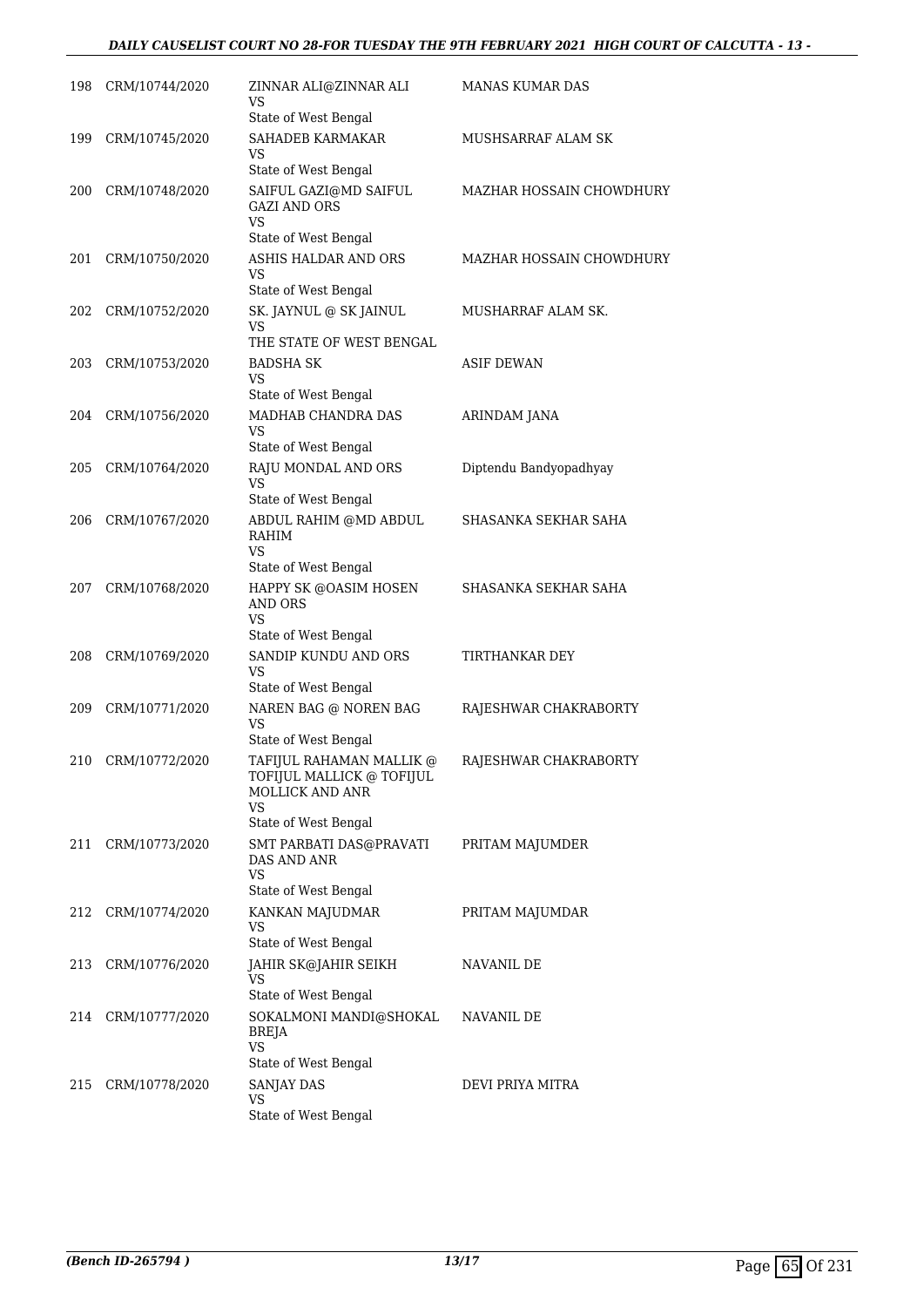| 198 | CRM/10744/2020 | ZINNAR ALI@ZINNAR ALI<br>VS<br>State of West Bengal | MANAS KUMAR DAS |
|---|---|---|---|
| 199 | CRM/10745/2020 | SAHADEB KARMAKAR<br>VS<br>State of West Bengal | MUSHSARRAF ALAM SK |
| 200 | CRM/10748/2020 | SAIFUL GAZI@MD SAIFUL GAZI AND ORS<br>VS<br>State of West Bengal | MAZHAR HOSSAIN CHOWDHURY |
| 201 | CRM/10750/2020 | ASHIS HALDAR AND ORS<br>VS<br>State of West Bengal | MAZHAR HOSSAIN CHOWDHURY |
| 202 | CRM/10752/2020 | SK. JAYNUL @ SK JAINUL<br>VS<br>THE STATE OF WEST BENGAL | MUSHARRAF ALAM SK. |
| 203 | CRM/10753/2020 | BADSHA SK<br>VS<br>State of West Bengal | ASIF DEWAN |
| 204 | CRM/10756/2020 | MADHAB CHANDRA DAS<br>VS<br>State of West Bengal | ARINDAM JANA |
| 205 | CRM/10764/2020 | RAJU MONDAL AND ORS<br>VS<br>State of West Bengal | Diptendu Bandyopadhyay |
| 206 | CRM/10767/2020 | ABDUL RAHIM @MD ABDUL RAHIM<br>VS<br>State of West Bengal | SHASANKA SEKHAR SAHA |
| 207 | CRM/10768/2020 | HAPPY SK @OASIM HOSEN AND ORS<br>VS<br>State of West Bengal | SHASANKA SEKHAR SAHA |
| 208 | CRM/10769/2020 | SANDIP KUNDU AND ORS<br>VS<br>State of West Bengal | TIRTHANKAR DEY |
| 209 | CRM/10771/2020 | NAREN BAG @ NOREN BAG<br>VS<br>State of West Bengal | RAJESHWAR CHAKRABORTY |
| 210 | CRM/10772/2020 | TAFIJUL RAHAMAN MALLIK @ TOFIJUL MALLICK @ TOFIJUL MOLLICK AND ANR<br>VS<br>State of West Bengal | RAJESHWAR CHAKRABORTY |
| 211 | CRM/10773/2020 | SMT PARBATI DAS@PRAVATI DAS AND ANR<br>VS<br>State of West Bengal | PRITAM MAJUMDER |
| 212 | CRM/10774/2020 | KANKAN MAJUDMAR<br>VS<br>State of West Bengal | PRITAM MAJUMDAR |
| 213 | CRM/10776/2020 | JAHIR SK@JAHIR SEIKH<br>VS<br>State of West Bengal | NAVANIL DE |
| 214 | CRM/10777/2020 | SOKALMONI MANDI@SHOKAL BREJA<br>VS<br>State of West Bengal | NAVANIL DE |
| 215 | CRM/10778/2020 | SANJAY DAS<br>VS<br>State of West Bengal | DEVI PRIYA MITRA |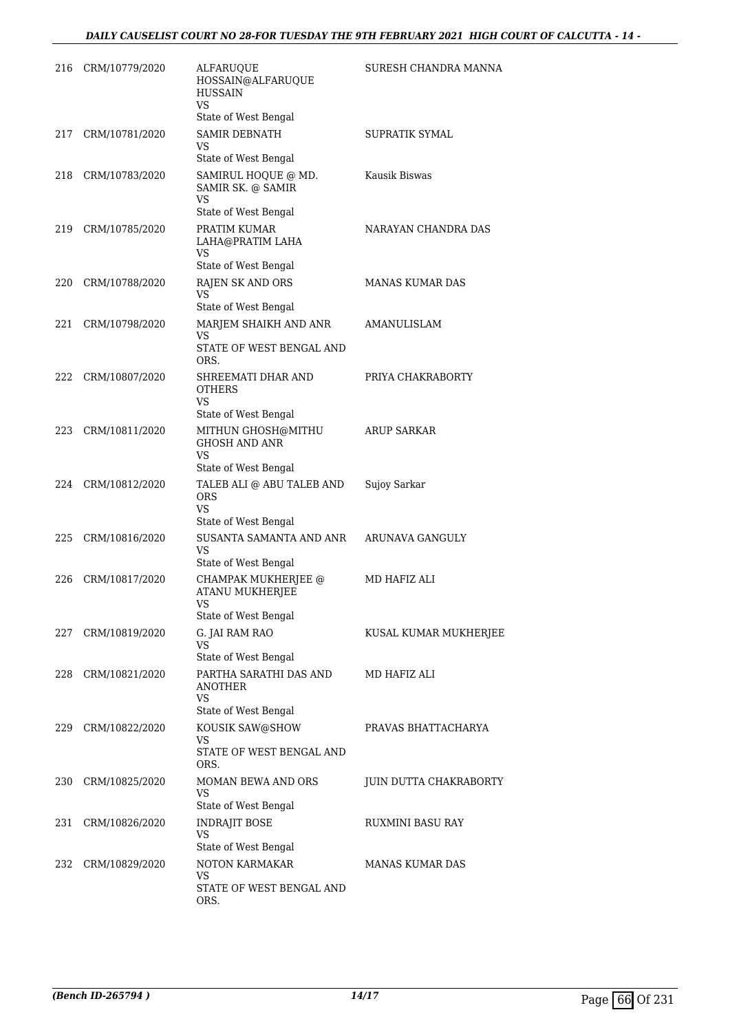| | | | |
|---|---|---|---|
| 216 | CRM/10779/2020 | ALFARUQUE HOSSAIN@ALFARUQUE HUSSAIN<br>VS<br>State of West Bengal | SURESH CHANDRA MANNA |
| 217 | CRM/10781/2020 | SAMIR DEBNATH<br>VS<br>State of West Bengal | SUPRATIK SYMAL |
| 218 | CRM/10783/2020 | SAMIRUL HOQUE @ MD. SAMIR SK. @ SAMIR<br>VS<br>State of West Bengal | Kausik Biswas |
| 219 | CRM/10785/2020 | PRATIM KUMAR LAHA@PRATIM LAHA<br>VS<br>State of West Bengal | NARAYAN CHANDRA DAS |
| 220 | CRM/10788/2020 | RAJEN SK AND ORS<br>VS<br>State of West Bengal | MANAS KUMAR DAS |
| 221 | CRM/10798/2020 | MARJEM SHAIKH AND ANR<br>VS<br>STATE OF WEST BENGAL AND ORS. | AMANULISLAM |
| 222 | CRM/10807/2020 | SHREEMATI DHAR AND OTHERS<br>VS<br>State of West Bengal | PRIYA CHAKRABORTY |
| 223 | CRM/10811/2020 | MITHUN GHOSH@MITHU GHOSH AND ANR<br>VS<br>State of West Bengal | ARUP SARKAR |
| 224 | CRM/10812/2020 | TALEB ALI @ ABU TALEB AND ORS<br>VS<br>State of West Bengal | Sujoy Sarkar |
| 225 | CRM/10816/2020 | SUSANTA SAMANTA AND ANR<br>VS<br>State of West Bengal | ARUNAVA GANGULY |
| 226 | CRM/10817/2020 | CHAMPAK MUKHERJEE @ ATANU MUKHERJEE<br>VS<br>State of West Bengal | MD HAFIZ ALI |
| 227 | CRM/10819/2020 | G. JAI RAM RAO<br>VS<br>State of West Bengal | KUSAL KUMAR MUKHERJEE |
| 228 | CRM/10821/2020 | PARTHA SARATHI DAS AND ANOTHER<br>VS<br>State of West Bengal | MD HAFIZ ALI |
| 229 | CRM/10822/2020 | KOUSIK SAW@SHOW<br>VS<br>STATE OF WEST BENGAL AND ORS. | PRAVAS BHATTACHARYA |
| 230 | CRM/10825/2020 | MOMAN BEWA AND ORS<br>VS<br>State of West Bengal | JUIN DUTTA CHAKRABORTY |
| 231 | CRM/10826/2020 | INDRAJIT BOSE<br>VS<br>State of West Bengal | RUXMINI BASU RAY |
| 232 | CRM/10829/2020 | NOTON KARMAKAR<br>VS<br>STATE OF WEST BENGAL AND ORS. | MANAS KUMAR DAS |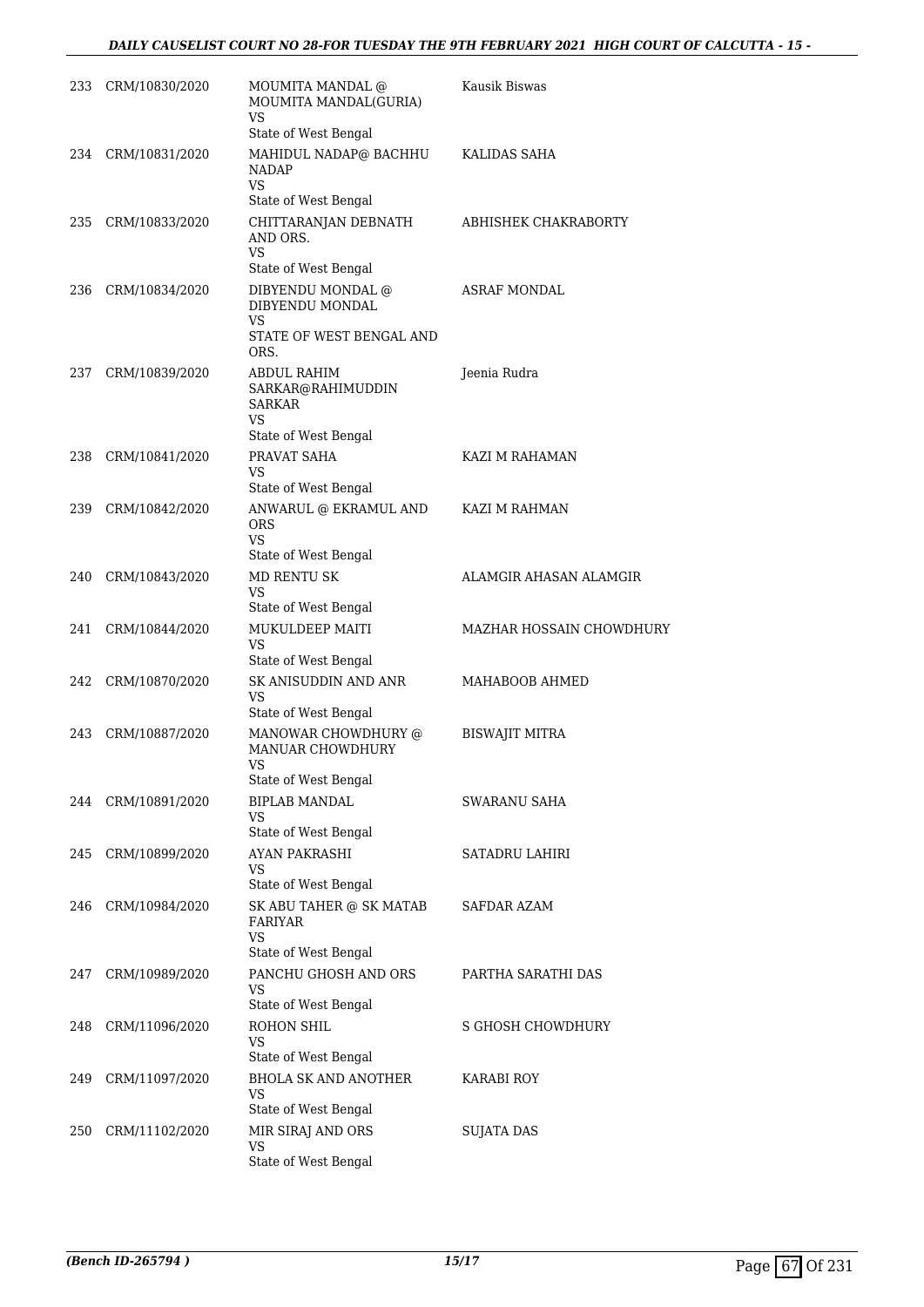| | | | |
|---|---|---|---|
| 233 | CRM/10830/2020 | MOUMITA MANDAL @ MOUMITA MANDAL(GURIA)<br>VS<br>State of West Bengal | Kausik Biswas |
| 234 | CRM/10831/2020 | MAHIDUL NADAP@ BACHHU NADAP<br>VS<br>State of West Bengal | KALIDAS SAHA |
| 235 | CRM/10833/2020 | CHITTARANJAN DEBNATH AND ORS.<br>VS<br>State of West Bengal | ABHISHEK CHAKRABORTY |
| 236 | CRM/10834/2020 | DIBYENDU MONDAL @ DIBYENDU MONDAL<br>VS<br>STATE OF WEST BENGAL AND ORS. | ASRAF MONDAL |
| 237 | CRM/10839/2020 | ABDUL RAHIM SARKAR@RAHIMUDDIN SARKAR<br>VS<br>State of West Bengal | Jeenia Rudra |
| 238 | CRM/10841/2020 | PRAVAT SAHA<br>VS<br>State of West Bengal | KAZI M RAHAMAN |
| 239 | CRM/10842/2020 | ANWARUL @ EKRAMUL AND ORS<br>VS<br>State of West Bengal | KAZI M RAHMAN |
| 240 | CRM/10843/2020 | MD RENTU SK<br>VS<br>State of West Bengal | ALAMGIR AHASAN ALAMGIR |
| 241 | CRM/10844/2020 | MUKULDEEP MAITI<br>VS<br>State of West Bengal | MAZHAR HOSSAIN CHOWDHURY |
| 242 | CRM/10870/2020 | SK ANISUDDIN AND ANR<br>VS<br>State of West Bengal | MAHABOOB AHMED |
| 243 | CRM/10887/2020 | MANOWAR CHOWDHURY @ MANUAR CHOWDHURY<br>VS<br>State of West Bengal | BISWAJIT MITRA |
| 244 | CRM/10891/2020 | BIPLAB MANDAL<br>VS<br>State of West Bengal | SWARANU SAHA |
| 245 | CRM/10899/2020 | AYAN PAKRASHI<br>VS<br>State of West Bengal | SATADRU LAHIRI |
| 246 | CRM/10984/2020 | SK ABU TAHER @ SK MATAB FARIYAR<br>VS<br>State of West Bengal | SAFDAR AZAM |
| 247 | CRM/10989/2020 | PANCHU GHOSH AND ORS<br>VS<br>State of West Bengal | PARTHA SARATHI DAS |
| 248 | CRM/11096/2020 | ROHON SHIL<br>VS<br>State of West Bengal | S GHOSH CHOWDHURY |
| 249 | CRM/11097/2020 | BHOLA SK AND ANOTHER<br>VS<br>State of West Bengal | KARABI ROY |
| 250 | CRM/11102/2020 | MIR SIRAJ AND ORS<br>VS<br>State of West Bengal | SUJATA DAS |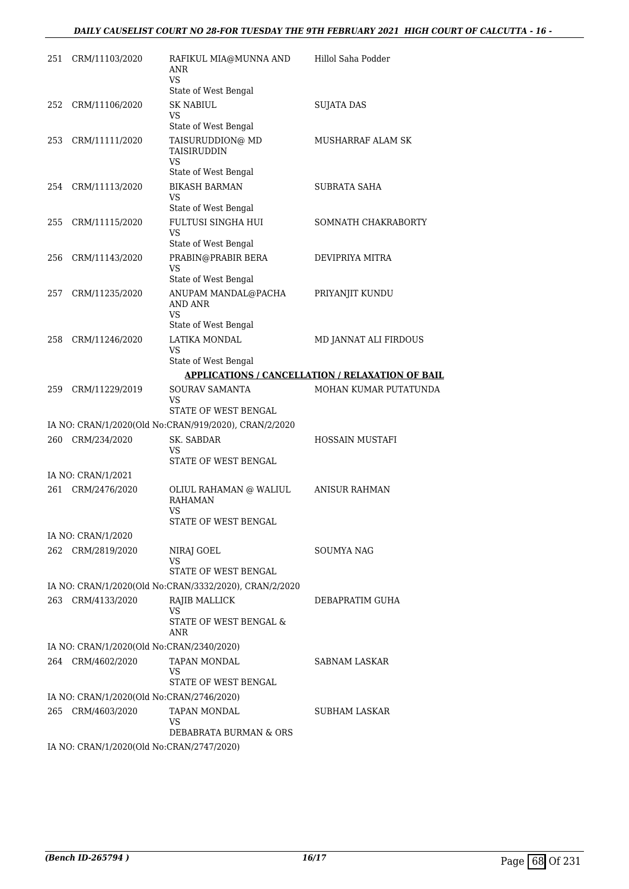| | | | |
|---|---|---|---|
| 251 | CRM/11103/2020 | RAFIKUL MIA@MUNNA AND ANR<br>VS<br>State of West Bengal | Hillol Saha Podder |
| 252 | CRM/11106/2020 | SK NABIUL<br>VS<br>State of West Bengal | SUJATA DAS |
| 253 | CRM/11111/2020 | TAISURUDDION@ MD TAISIRUDDIN<br>VS<br>State of West Bengal | MUSHARRAF ALAM SK |
| 254 | CRM/11113/2020 | BIKASH BARMAN<br>VS<br>State of West Bengal | SUBRATA SAHA |
| 255 | CRM/11115/2020 | FULTUSI SINGHA HUI<br>VS<br>State of West Bengal | SOMNATH CHAKRABORTY |
| 256 | CRM/11143/2020 | PRABIN@PRABIR BERA<br>VS<br>State of West Bengal | DEVIPRIYA MITRA |
| 257 | CRM/11235/2020 | ANUPAM MANDAL@PACHA AND ANR<br>VS<br>State of West Bengal | PRIYANJIT KUNDU |
| 258 | CRM/11246/2020 | LATIKA MONDAL<br>VS<br>State of West Bengal | MD JANNAT ALI FIRDOUS |

**APPLICATIONS / CANCELLATION / RELAXATION OF BAIL**

| | | | |
|---|---|---|---|
| 259 | CRM/11229/2019 | SOURAV SAMANTA<br>VS<br>STATE OF WEST BENGAL | MOHAN KUMAR PUTATUNDA |
| | IA NO: CRAN/1/2020(Old No:CRAN/919/2020), CRAN/2/2020 | | |
| 260 | CRM/234/2020 | SK. SABDAR<br>VS<br>STATE OF WEST BENGAL | HOSSAIN MUSTAFI |
| | IA NO: CRAN/1/2021 | | |
| 261 | CRM/2476/2020 | OLIUL RAHAMAN @ WALIUL RAHAMAN<br>VS<br>STATE OF WEST BENGAL | ANISUR RAHMAN |
| | IA NO: CRAN/1/2020 | | |
| 262 | CRM/2819/2020 | NIRAJ GOEL<br>VS<br>STATE OF WEST BENGAL | SOUMYA NAG |
| | IA NO: CRAN/1/2020(Old No:CRAN/3332/2020), CRAN/2/2020 | | |
| 263 | CRM/4133/2020 | RAJIB MALLICK<br>VS<br>STATE OF WEST BENGAL & ANR | DEBAPRATIM GUHA |
| | IA NO: CRAN/1/2020(Old No:CRAN/2340/2020) | | |
| 264 | CRM/4602/2020 | TAPAN MONDAL<br>VS<br>STATE OF WEST BENGAL | SABNAM LASKAR |
| | IA NO: CRAN/1/2020(Old No:CRAN/2746/2020) | | |
| 265 | CRM/4603/2020 | TAPAN MONDAL<br>VS<br>DEBABRATA BURMAN & ORS | SUBHAM LASKAR |
| | IA NO: CRAN/1/2020(Old No:CRAN/2747/2020) | | |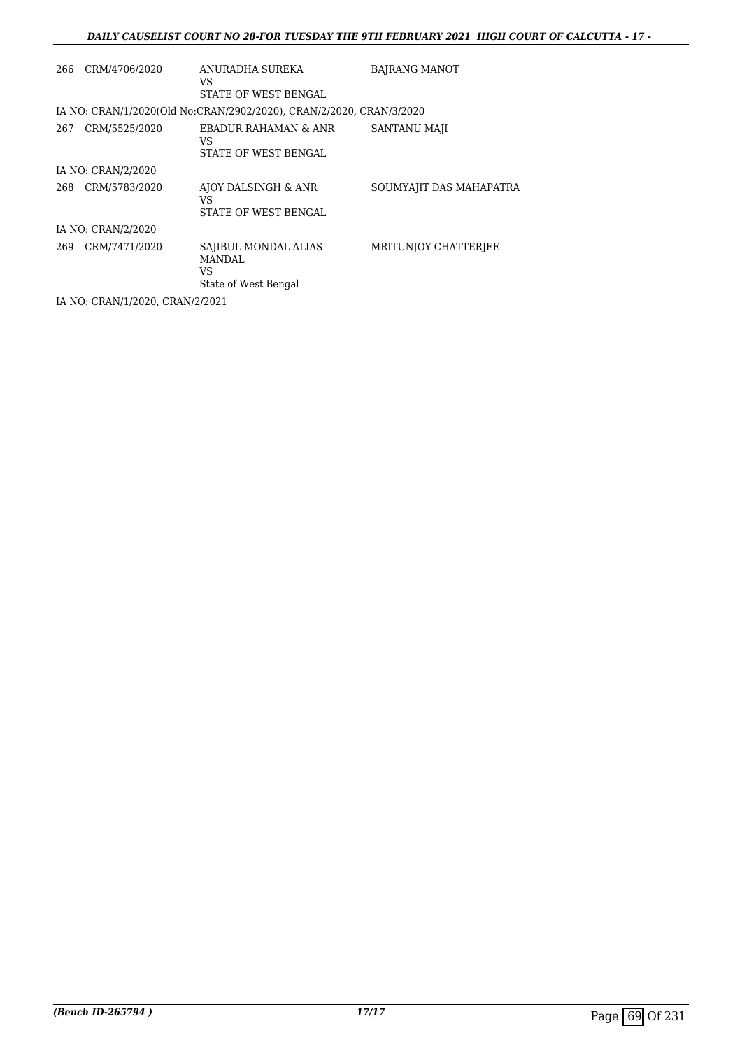| | | | |
|---|---|---|---|
| 266 | CRM/4706/2020 | ANURADHA SUREKA<br>VS<br>STATE OF WEST BENGAL | BAJRANG MANOT |

IA NO: CRAN/1/2020(Old No:CRAN/2902/2020), CRAN/2/2020, CRAN/3/2020

| | | | |
|---|---|---|---|
| 267 | CRM/5525/2020 | EBADUR RAHAMAN & ANR<br>VS<br>STATE OF WEST BENGAL | SANTANU MAJI |

IA NO: CRAN/2/2020

| | | | |
|---|---|---|---|
| 268 | CRM/5783/2020 | AJOY DALSINGH & ANR<br>VS<br>STATE OF WEST BENGAL | SOUMYAJIT DAS MAHAPATRA |

IA NO: CRAN/2/2020

| | | | |
|---|---|---|---|
| 269 | CRM/7471/2020 | SAJIBUL MONDAL ALIAS MANDAL<br>VS<br>State of West Bengal | MRITUNJOY CHATTERJEE |

IA NO: CRAN/1/2020, CRAN/2/2021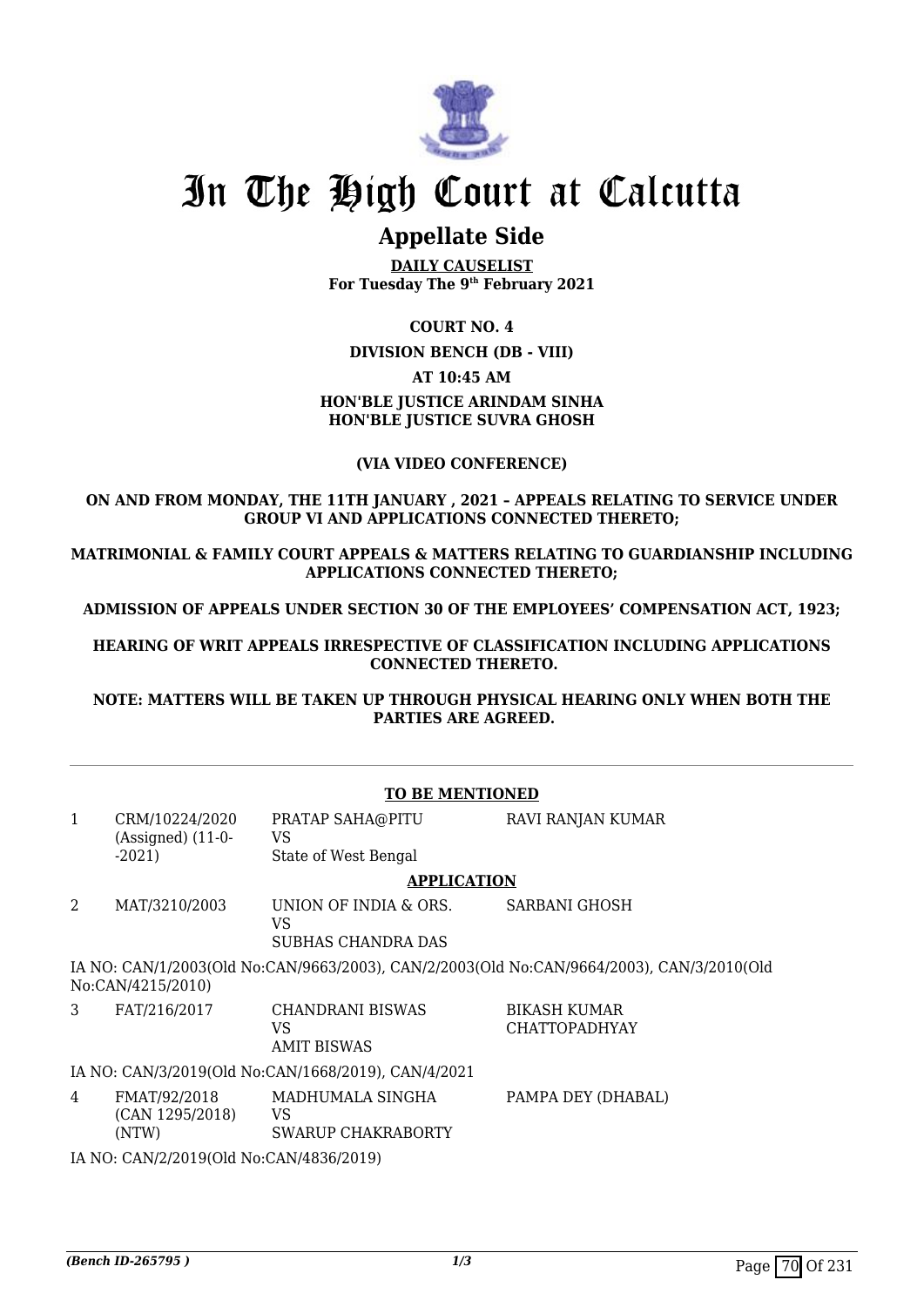# In The High Court at Calcutta

## Appellate Side

**DAILY CAUSELIST**
**For Tuesday The 9th February 2021**

**COURT NO. 4**

**DIVISION BENCH (DB - VIII)**

**AT 10:45 AM**

**HON'BLE JUSTICE ARINDAM SINHA**
**HON'BLE JUSTICE SUVRA GHOSH**

**(VIA VIDEO CONFERENCE)**

**ON AND FROM MONDAY, THE 11TH JANUARY , 2021 – APPEALS RELATING TO SERVICE UNDER GROUP VI AND APPLICATIONS CONNECTED THERETO;**

**MATRIMONIAL & FAMILY COURT APPEALS & MATTERS RELATING TO GUARDIANSHIP INCLUDING APPLICATIONS CONNECTED THERETO;**

**ADMISSION OF APPEALS UNDER SECTION 30 OF THE EMPLOYEES' COMPENSATION ACT, 1923;**

**HEARING OF WRIT APPEALS IRRESPECTIVE OF CLASSIFICATION INCLUDING APPLICATIONS CONNECTED THERETO.**

**NOTE: MATTERS WILL BE TAKEN UP THROUGH PHYSICAL HEARING ONLY WHEN BOTH THE PARTIES ARE AGREED.**

**TO BE MENTIONED**

| | | | |
|---|---|---|---|
| 1 | CRM/10224/2020 (Assigned) (11-0- -2021) | PRATAP SAHA@PITU VS State of West Bengal | RAVI RANJAN KUMAR |

**APPLICATION**

| | | | |
|---|---|---|---|
| 2 | MAT/3210/2003 | UNION OF INDIA & ORS. VS SUBHAS CHANDRA DAS | SARBANI GHOSH |

IA NO: CAN/1/2003(Old No:CAN/9663/2003), CAN/2/2003(Old No:CAN/9664/2003), CAN/3/2010(Old No:CAN/4215/2010)

| | | | |
|---|---|---|---|
| 3 | FAT/216/2017 | CHANDRANI BISWAS VS AMIT BISWAS | BIKASH KUMAR CHATTOPADHYAY |

IA NO: CAN/3/2019(Old No:CAN/1668/2019), CAN/4/2021

| | | | |
|---|---|---|---|
| 4 | FMAT/92/2018 (CAN 1295/2018) (NTW) | MADHUMALA SINGHA VS SWARUP CHAKRABORTY | PAMPA DEY (DHABAL) |

IA NO: CAN/2/2019(Old No:CAN/4836/2019)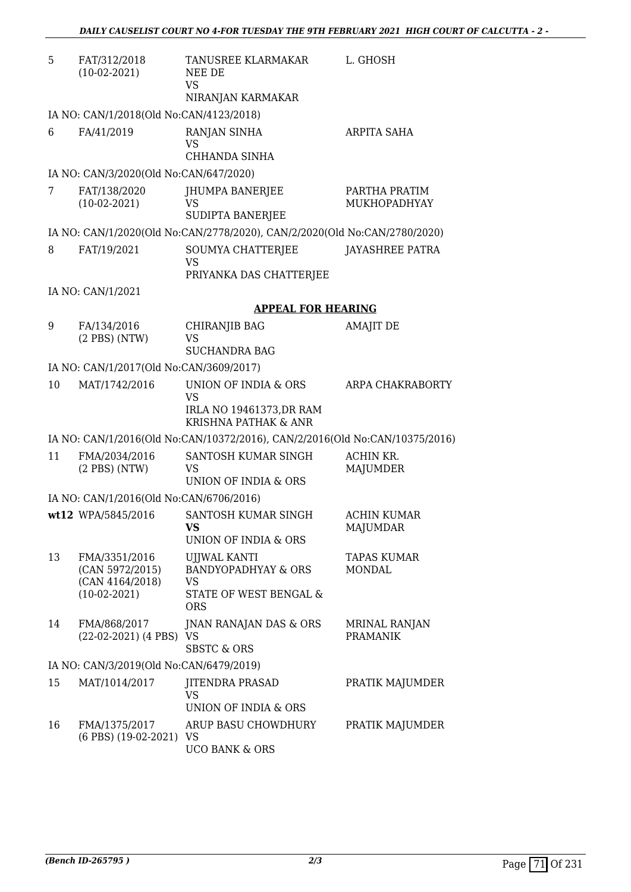| | | | |
|---|---|---|---|
| 5 | FAT/312/2018 (10-02-2021) | TANUSREE KLARMAKAR NEE DE VS NIRANJAN KARMAKAR | L. GHOSH |
| | IA NO: CAN/1/2018(Old No:CAN/4123/2018) | | |
| 6 | FA/41/2019 | RANJAN SINHA VS CHHANDA SINHA | ARPITA SAHA |
| | IA NO: CAN/3/2020(Old No:CAN/647/2020) | | |
| 7 | FAT/138/2020 (10-02-2021) | JHUMPA BANERJEE VS SUDIPTA BANERJEE | PARTHA PRATIM MUKHOPADHYAY |
| | IA NO: CAN/1/2020(Old No:CAN/2778/2020), CAN/2/2020(Old No:CAN/2780/2020) | | |
| 8 | FAT/19/2021 | SOUMYA CHATTERJEE VS PRIYANKA DAS CHATTERJEE | JAYASHREE PATRA |
| | IA NO: CAN/1/2021 | | |

### APPEAL FOR HEARING

| | | | |
|---|---|---|---|
| 9 | FA/134/2016 (2 PBS) (NTW) | CHIRANJIB BAG VS SUCHANDRA BAG | AMAJIT DE |
| | IA NO: CAN/1/2017(Old No:CAN/3609/2017) | | |
| 10 | MAT/1742/2016 | UNION OF INDIA & ORS VS IRLA NO 19461373,DR RAM KRISHNA PATHAK & ANR | ARPA CHAKRABORTY |
| | IA NO: CAN/1/2016(Old No:CAN/10372/2016), CAN/2/2016(Old No:CAN/10375/2016) | | |
| 11 | FMA/2034/2016 (2 PBS) (NTW) | SANTOSH KUMAR SINGH VS UNION OF INDIA & ORS | ACHIN KR. MAJUMDER |
| | IA NO: CAN/1/2016(Old No:CAN/6706/2016) | | |
| **wt**12 | WPA/5845/2016 | SANTOSH KUMAR SINGH **VS** UNION OF INDIA & ORS | ACHIN KUMAR MAJUMDAR |
| 13 | FMA/3351/2016 (CAN 5972/2015) (CAN 4164/2018) (10-02-2021) | UJJWAL KANTI BANDYOPADHYAY & ORS VS STATE OF WEST BENGAL & ORS | TAPAS KUMAR MONDAL |
| 14 | FMA/868/2017 (22-02-2021) (4 PBS) | JNAN RANAJAN DAS & ORS VS SBSTC & ORS | MRINAL RANJAN PRAMANIK |
| | IA NO: CAN/3/2019(Old No:CAN/6479/2019) | | |
| 15 | MAT/1014/2017 | JITENDRA PRASAD VS UNION OF INDIA & ORS | PRATIK MAJUMDER |
| 16 | FMA/1375/2017 (6 PBS) (19-02-2021) | ARUP BASU CHOWDHURY VS UCO BANK & ORS | PRATIK MAJUMDER |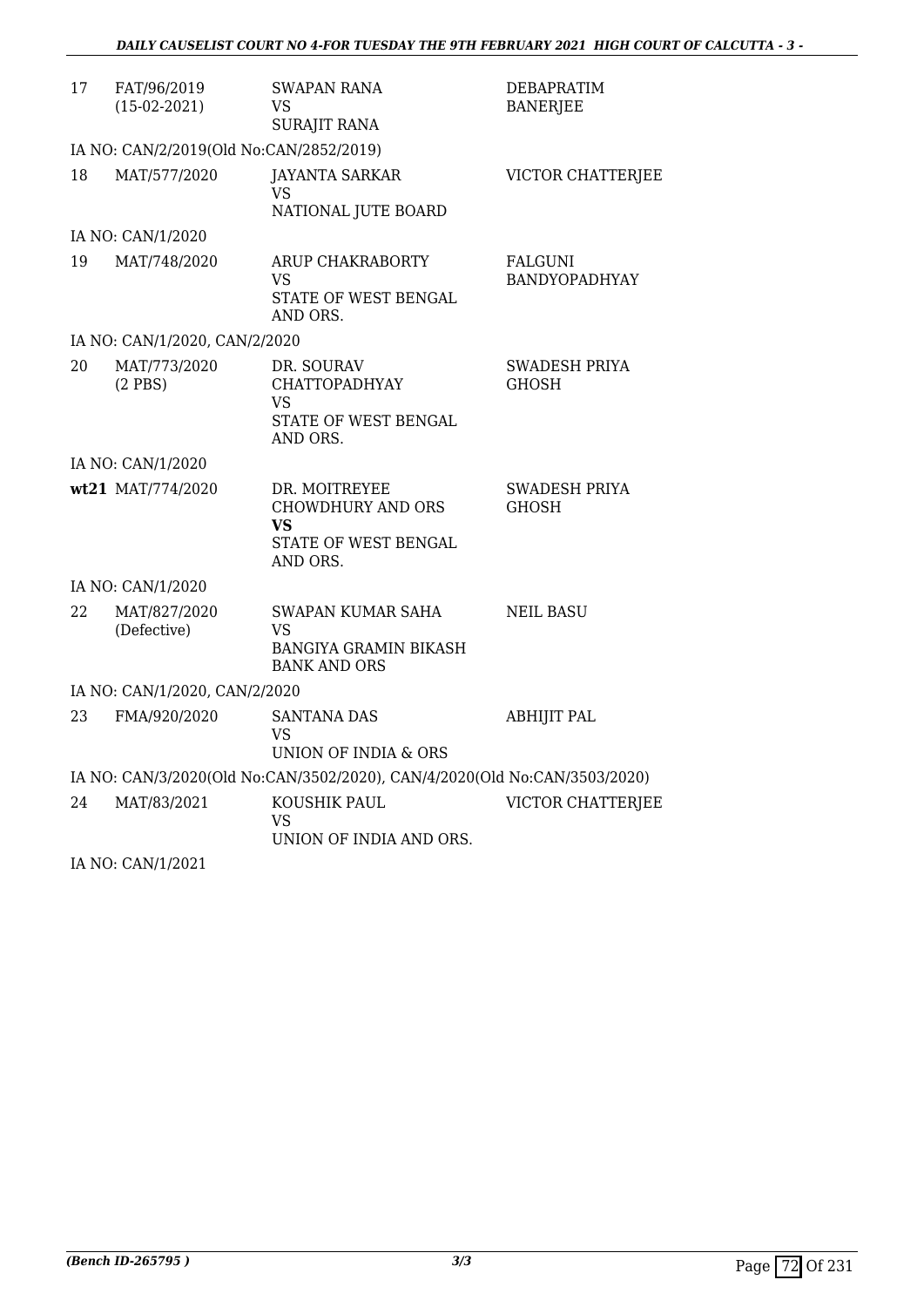| | | | |
|---|---|---|---|
| 17 | FAT/96/2019 (15-02-2021) | SWAPAN RANA VS SURAJIT RANA | DEBAPRATIM BANERJEE |
| | IA NO: CAN/2/2019(Old No:CAN/2852/2019) | | |
| 18 | MAT/577/2020 | JAYANTA SARKAR VS NATIONAL JUTE BOARD | VICTOR CHATTERJEE |
| | IA NO: CAN/1/2020 | | |
| 19 | MAT/748/2020 | ARUP CHAKRABORTY VS STATE OF WEST BENGAL AND ORS. | FALGUNI BANDYOPADHYAY |
| | IA NO: CAN/1/2020, CAN/2/2020 | | |
| 20 | MAT/773/2020 (2 PBS) | DR. SOURAV CHATTOPADHYAY VS STATE OF WEST BENGAL AND ORS. | SWADESH PRIYA GHOSH |
| | IA NO: CAN/1/2020 | | |
| **wt21** | MAT/774/2020 | DR. MOITREYEE CHOWDHURY AND ORS **VS** STATE OF WEST BENGAL AND ORS. | SWADESH PRIYA GHOSH |
| | IA NO: CAN/1/2020 | | |
| 22 | MAT/827/2020 (Defective) | SWAPAN KUMAR SAHA VS BANGIYA GRAMIN BIKASH BANK AND ORS | NEIL BASU |
| | IA NO: CAN/1/2020, CAN/2/2020 | | |
| 23 | FMA/920/2020 | SANTANA DAS VS UNION OF INDIA & ORS | ABHIJIT PAL |
| | IA NO: CAN/3/2020(Old No:CAN/3502/2020), CAN/4/2020(Old No:CAN/3503/2020) | | |
| 24 | MAT/83/2021 | KOUSHIK PAUL VS UNION OF INDIA AND ORS. | VICTOR CHATTERJEE |
| | IA NO: CAN/1/2021 | | |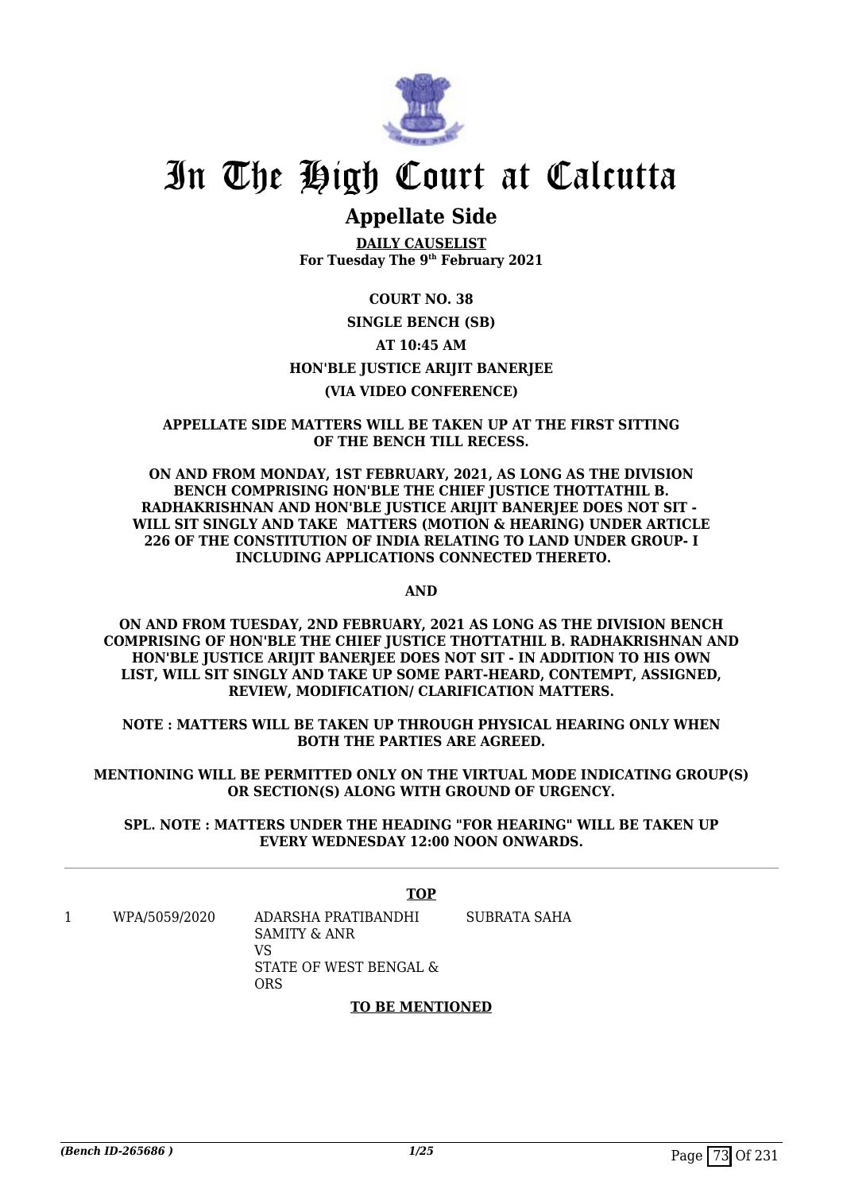# In The High Court at Calcutta

## Appellate Side

**DAILY CAUSELIST**
**For Tuesday The 9th February 2021**

**COURT NO. 38**

**SINGLE BENCH (SB)**

**AT 10:45 AM**

**HON'BLE JUSTICE ARIJIT BANERJEE**

**(VIA VIDEO CONFERENCE)**

**APPELLATE SIDE MATTERS WILL BE TAKEN UP AT THE FIRST SITTING OF THE BENCH TILL RECESS.**

**ON AND FROM MONDAY, 1ST FEBRUARY, 2021, AS LONG AS THE DIVISION BENCH COMPRISING HON'BLE THE CHIEF JUSTICE THOTTATHIL B. RADHAKRISHNAN AND HON'BLE JUSTICE ARIJIT BANERJEE DOES NOT SIT - WILL SIT SINGLY AND TAKE MATTERS (MOTION & HEARING) UNDER ARTICLE 226 OF THE CONSTITUTION OF INDIA RELATING TO LAND UNDER GROUP- I INCLUDING APPLICATIONS CONNECTED THERETO.**

**AND**

**ON AND FROM TUESDAY, 2ND FEBRUARY, 2021 AS LONG AS THE DIVISION BENCH COMPRISING OF HON'BLE THE CHIEF JUSTICE THOTTATHIL B. RADHAKRISHNAN AND HON'BLE JUSTICE ARIJIT BANERJEE DOES NOT SIT - IN ADDITION TO HIS OWN LIST, WILL SIT SINGLY AND TAKE UP SOME PART-HEARD, CONTEMPT, ASSIGNED, REVIEW, MODIFICATION/ CLARIFICATION MATTERS.**

**NOTE : MATTERS WILL BE TAKEN UP THROUGH PHYSICAL HEARING ONLY WHEN BOTH THE PARTIES ARE AGREED.**

**MENTIONING WILL BE PERMITTED ONLY ON THE VIRTUAL MODE INDICATING GROUP(S) OR SECTION(S) ALONG WITH GROUND OF URGENCY.**

**SPL. NOTE : MATTERS UNDER THE HEADING "FOR HEARING" WILL BE TAKEN UP EVERY WEDNESDAY 12:00 NOON ONWARDS.**

**TOP**

| | | | |
|---|---|---|---|
| 1 | WPA/5059/2020 | ADARSHA PRATIBANDHI SAMITY & ANR<br>VS<br>STATE OF WEST BENGAL & ORS | SUBRATA SAHA |

**TO BE MENTIONED**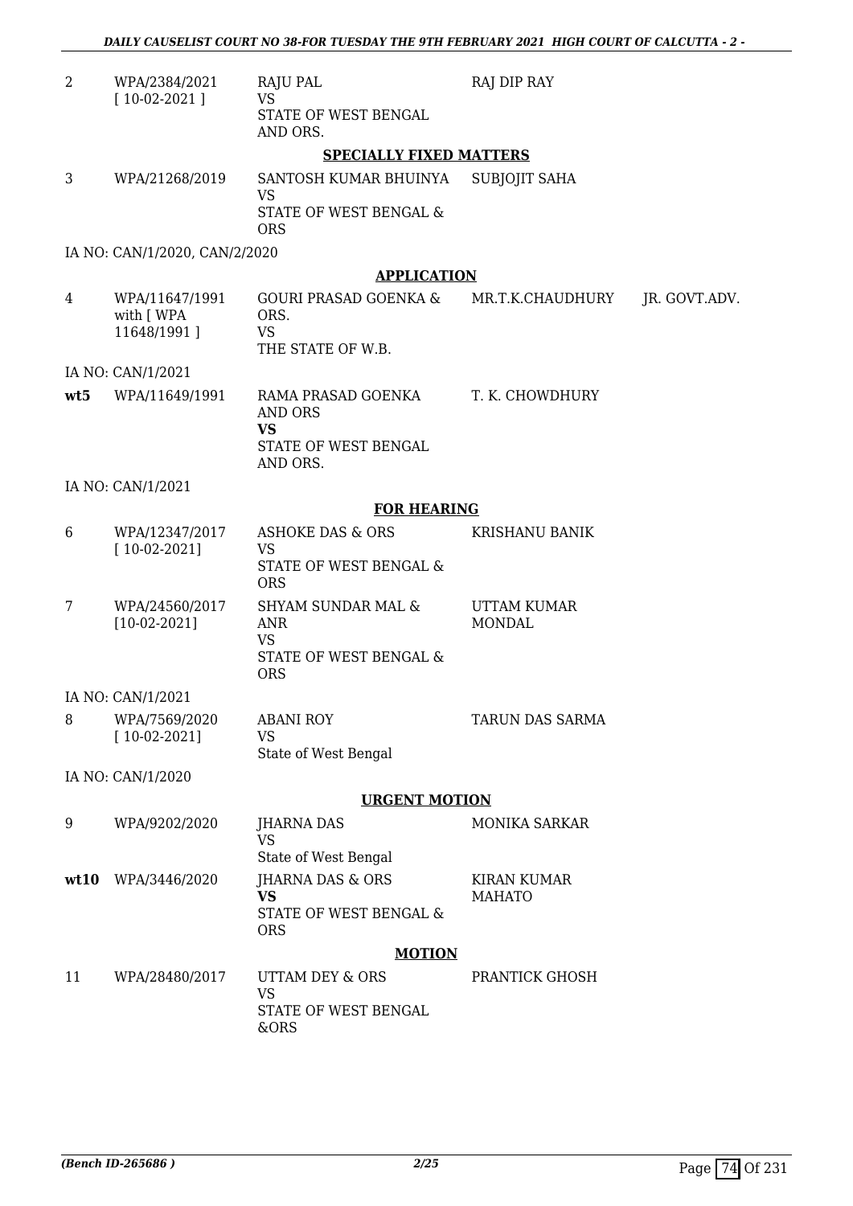| | | | | |
|---|---|---|---|---|
| 2 | WPA/2384/2021 [ 10-02-2021 ] | RAJU PAL VS STATE OF WEST BENGAL AND ORS. | RAJ DIP RAY | |

**SPECIALLY FIXED MATTERS**

| | | | | |
|---|---|---|---|---|
| 3 | WPA/21268/2019 | SANTOSH KUMAR BHUINYA VS STATE OF WEST BENGAL & ORS | SUBJOJIT SAHA | |

IA NO: CAN/1/2020, CAN/2/2020

**APPLICATION**

| | | | | |
|---|---|---|---|---|
| 4 | WPA/11647/1991 with [ WPA 11648/1991 ] | GOURI PRASAD GOENKA & ORS. VS THE STATE OF W.B. | MR.T.K.CHAUDHURY | JR. GOVT.ADV. |

IA NO: CAN/1/2021

| | | | | |
|---|---|---|---|---|
| **wt5** | WPA/11649/1991 | RAMA PRASAD GOENKA AND ORS **VS** STATE OF WEST BENGAL AND ORS. | T. K. CHOWDHURY | |

IA NO: CAN/1/2021

**FOR HEARING**

| | | | | |
|---|---|---|---|---|
| 6 | WPA/12347/2017 [ 10-02-2021] | ASHOKE DAS & ORS VS STATE OF WEST BENGAL & ORS | KRISHANU BANIK | |
| 7 | WPA/24560/2017 [10-02-2021] | SHYAM SUNDAR MAL & ANR VS STATE OF WEST BENGAL & ORS | UTTAM KUMAR MONDAL | |

IA NO: CAN/1/2021

| | | | | |
|---|---|---|---|---|
| 8 | WPA/7569/2020 [ 10-02-2021] | ABANI ROY VS State of West Bengal | TARUN DAS SARMA | |

IA NO: CAN/1/2020

**URGENT MOTION**

| | | | | |
|---|---|---|---|---|
| 9 | WPA/9202/2020 | JHARNA DAS VS State of West Bengal | MONIKA SARKAR | |
| **wt10** | WPA/3446/2020 | JHARNA DAS & ORS **VS** STATE OF WEST BENGAL & ORS | KIRAN KUMAR MAHATO | |

**MOTION**

| | | | | |
|---|---|---|---|---|
| 11 | WPA/28480/2017 | UTTAM DEY & ORS VS STATE OF WEST BENGAL &ORS | PRANTICK GHOSH | |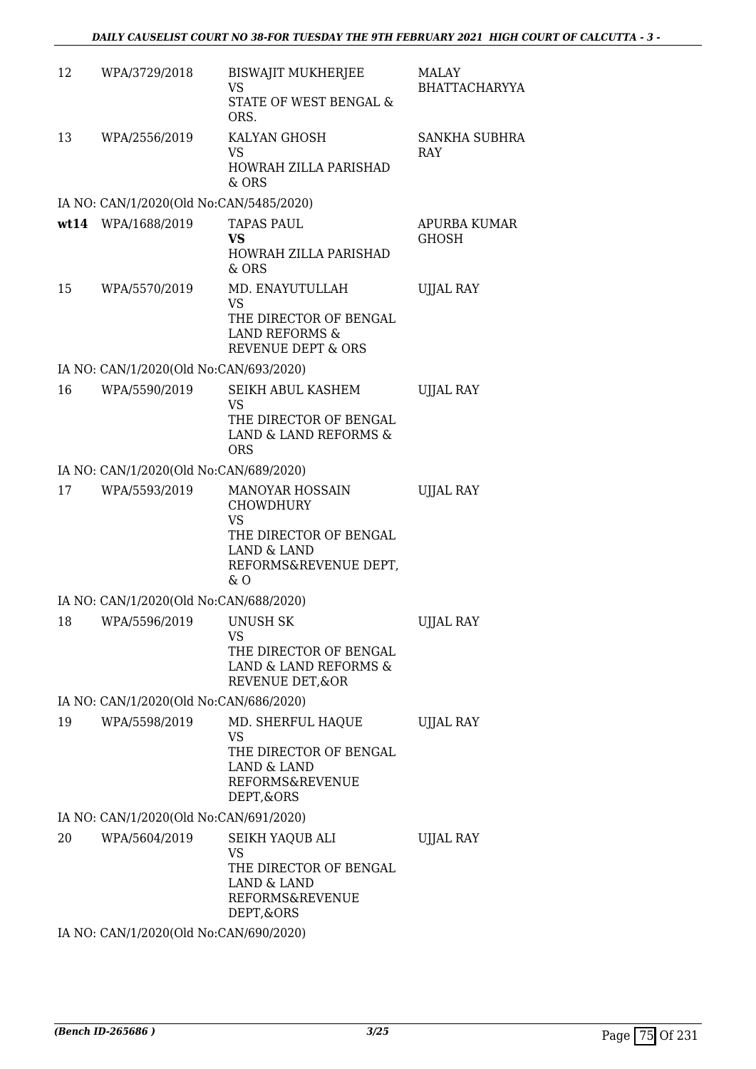| | | | |
|---|---|---|---|
| 12 | WPA/3729/2018 | BISWAJIT MUKHERJEE<br>VS<br>STATE OF WEST BENGAL & ORS. | MALAY BHATTACHARYYA |
| 13 | WPA/2556/2019 | KALYAN GHOSH<br>VS<br>HOWRAH ZILLA PARISHAD & ORS | SANKHA SUBHRA RAY |
| IA NO: CAN/1/2020(Old No:CAN/5485/2020) | | | |
| **wt14** | WPA/1688/2019 | TAPAS PAUL<br>**VS**<br>HOWRAH ZILLA PARISHAD & ORS | APURBA KUMAR GHOSH |
| 15 | WPA/5570/2019 | MD. ENAYUTULLAH<br>VS<br>THE DIRECTOR OF BENGAL LAND REFORMS & REVENUE DEPT & ORS | UJJAL RAY |
| IA NO: CAN/1/2020(Old No:CAN/693/2020) | | | |
| 16 | WPA/5590/2019 | SEIKH ABUL KASHEM<br>VS<br>THE DIRECTOR OF BENGAL LAND & LAND REFORMS & ORS | UJJAL RAY |
| IA NO: CAN/1/2020(Old No:CAN/689/2020) | | | |
| 17 | WPA/5593/2019 | MANOYAR HOSSAIN CHOWDHURY<br>VS<br>THE DIRECTOR OF BENGAL LAND & LAND REFORMS&REVENUE DEPT, & O | UJJAL RAY |
| IA NO: CAN/1/2020(Old No:CAN/688/2020) | | | |
| 18 | WPA/5596/2019 | UNUSH SK<br>VS<br>THE DIRECTOR OF BENGAL LAND & LAND REFORMS & REVENUE DET,&OR | UJJAL RAY |
| IA NO: CAN/1/2020(Old No:CAN/686/2020) | | | |
| 19 | WPA/5598/2019 | MD. SHERFUL HAQUE<br>VS<br>THE DIRECTOR OF BENGAL LAND & LAND REFORMS&REVENUE DEPT,&ORS | UJJAL RAY |
| IA NO: CAN/1/2020(Old No:CAN/691/2020) | | | |
| 20 | WPA/5604/2019 | SEIKH YAQUB ALI<br>VS<br>THE DIRECTOR OF BENGAL LAND & LAND REFORMS&REVENUE DEPT,&ORS | UJJAL RAY |
| IA NO: CAN/1/2020(Old No:CAN/690/2020) | | | |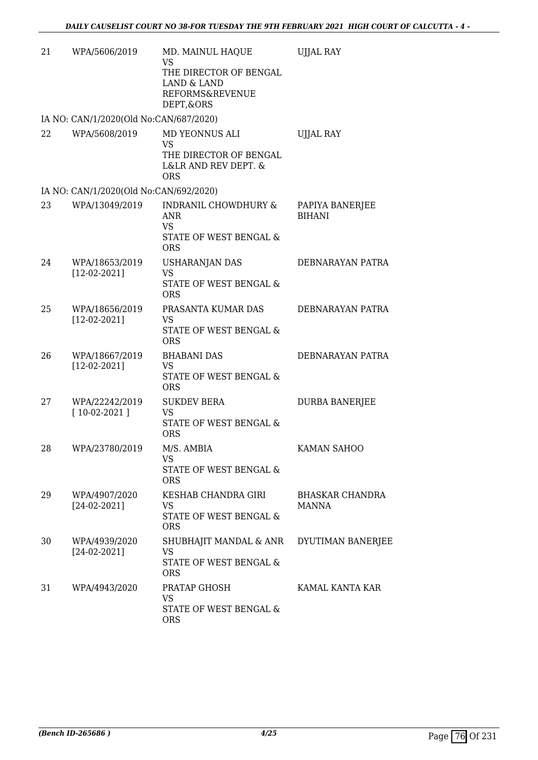| 21 | WPA/5606/2019 | MD. MAINUL HAQUE<br>VS<br>THE DIRECTOR OF BENGAL LAND & LAND REFORMS&REVENUE DEPT,&ORS | UJJAL RAY |
|---|---|---|---|
| IA NO: CAN/1/2020(Old No:CAN/687/2020) | | | |
| 22 | WPA/5608/2019 | MD YEONNUS ALI<br>VS<br>THE DIRECTOR OF BENGAL L&LR AND REV DEPT. & ORS | UJJAL RAY |
| IA NO: CAN/1/2020(Old No:CAN/692/2020) | | | |
| 23 | WPA/13049/2019 | INDRANIL CHOWDHURY & ANR<br>VS<br>STATE OF WEST BENGAL & ORS | PAPIYA BANERJEE BIHANI |
| 24 | WPA/18653/2019<br>[12-02-2021] | USHARANJAN DAS<br>VS<br>STATE OF WEST BENGAL & ORS | DEBNARAYAN PATRA |
| 25 | WPA/18656/2019<br>[12-02-2021] | PRASANTA KUMAR DAS<br>VS<br>STATE OF WEST BENGAL & ORS | DEBNARAYAN PATRA |
| 26 | WPA/18667/2019<br>[12-02-2021] | BHABANI DAS<br>VS<br>STATE OF WEST BENGAL & ORS | DEBNARAYAN PATRA |
| 27 | WPA/22242/2019<br>[ 10-02-2021 ] | SUKDEV BERA<br>VS<br>STATE OF WEST BENGAL & ORS | DURBA BANERJEE |
| 28 | WPA/23780/2019 | M/S. AMBIA<br>VS<br>STATE OF WEST BENGAL & ORS | KAMAN SAHOO |
| 29 | WPA/4907/2020<br>[24-02-2021] | KESHAB CHANDRA GIRI<br>VS<br>STATE OF WEST BENGAL & ORS | BHASKAR CHANDRA MANNA |
| 30 | WPA/4939/2020<br>[24-02-2021] | SHUBHAJIT MANDAL & ANR<br>VS<br>STATE OF WEST BENGAL & ORS | DYUTIMAN BANERJEE |
| 31 | WPA/4943/2020 | PRATAP GHOSH<br>VS<br>STATE OF WEST BENGAL & ORS | KAMAL KANTA KAR |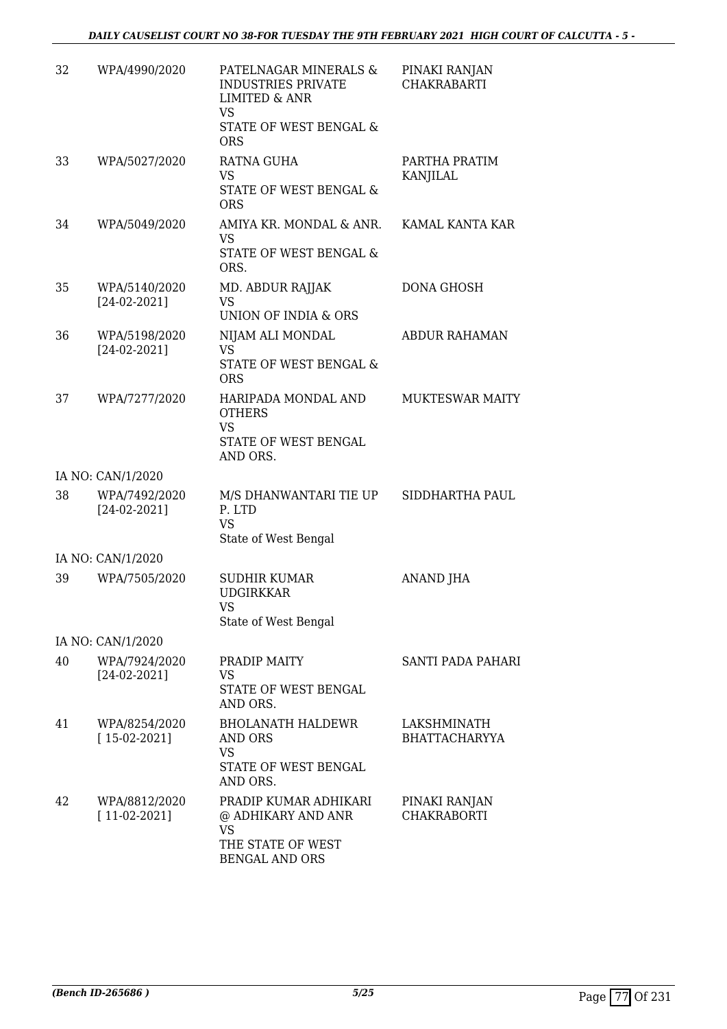| | | | |
|---|---|---|---|
| 32 | WPA/4990/2020 | PATELNAGAR MINERALS & INDUSTRIES PRIVATE LIMITED & ANR VS STATE OF WEST BENGAL & ORS | PINAKI RANJAN CHAKRABARTI |
| 33 | WPA/5027/2020 | RATNA GUHA VS STATE OF WEST BENGAL & ORS | PARTHA PRATIM KANJILAL |
| 34 | WPA/5049/2020 | AMIYA KR. MONDAL & ANR. VS STATE OF WEST BENGAL & ORS. | KAMAL KANTA KAR |
| 35 | WPA/5140/2020 [24-02-2021] | MD. ABDUR RAJJAK VS UNION OF INDIA & ORS | DONA GHOSH |
| 36 | WPA/5198/2020 [24-02-2021] | NIJAM ALI MONDAL VS STATE OF WEST BENGAL & ORS | ABDUR RAHAMAN |
| 37 | WPA/7277/2020 | HARIPADA MONDAL AND OTHERS VS STATE OF WEST BENGAL AND ORS. | MUKTESWAR MAITY |
| | IA NO: CAN/1/2020 | | |
| 38 | WPA/7492/2020 [24-02-2021] | M/S DHANWANTARI TIE UP P. LTD VS State of West Bengal | SIDDHARTHA PAUL |
| | IA NO: CAN/1/2020 | | |
| 39 | WPA/7505/2020 | SUDHIR KUMAR UDGIRKKAR VS State of West Bengal | ANAND JHA |
| | IA NO: CAN/1/2020 | | |
| 40 | WPA/7924/2020 [24-02-2021] | PRADIP MAITY VS STATE OF WEST BENGAL AND ORS. | SANTI PADA PAHARI |
| 41 | WPA/8254/2020 [ 15-02-2021] | BHOLANATH HALDEWR AND ORS VS STATE OF WEST BENGAL AND ORS. | LAKSHMINATH BHATTACHARYYA |
| 42 | WPA/8812/2020 [ 11-02-2021] | PRADIP KUMAR ADHIKARI @ ADHIKARY AND ANR VS THE STATE OF WEST BENGAL AND ORS | PINAKI RANJAN CHAKRABORTI |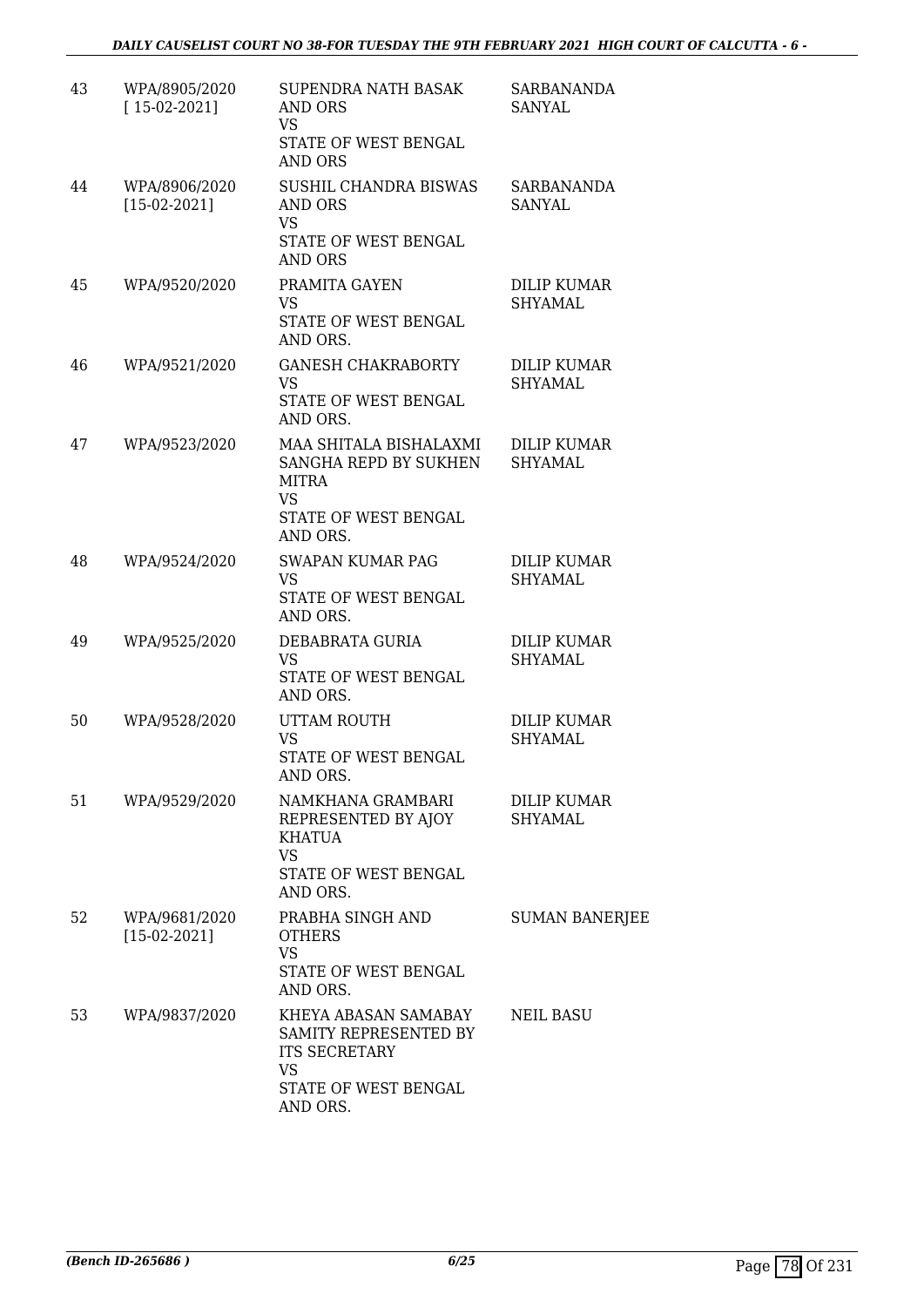| 43 | WPA/8905/2020 [ 15-02-2021] | SUPENDRA NATH BASAK AND ORS VS STATE OF WEST BENGAL AND ORS | SARBANANDA SANYAL |
|---|---|---|---|
| 44 | WPA/8906/2020 [15-02-2021] | SUSHIL CHANDRA BISWAS AND ORS VS STATE OF WEST BENGAL AND ORS | SARBANANDA SANYAL |
| 45 | WPA/9520/2020 | PRAMITA GAYEN VS STATE OF WEST BENGAL AND ORS. | DILIP KUMAR SHYAMAL |
| 46 | WPA/9521/2020 | GANESH CHAKRABORTY VS STATE OF WEST BENGAL AND ORS. | DILIP KUMAR SHYAMAL |
| 47 | WPA/9523/2020 | MAA SHITALA BISHALAXMI SANGHA REPD BY SUKHEN MITRA VS STATE OF WEST BENGAL AND ORS. | DILIP KUMAR SHYAMAL |
| 48 | WPA/9524/2020 | SWAPAN KUMAR PAG VS STATE OF WEST BENGAL AND ORS. | DILIP KUMAR SHYAMAL |
| 49 | WPA/9525/2020 | DEBABRATA GURIA VS STATE OF WEST BENGAL AND ORS. | DILIP KUMAR SHYAMAL |
| 50 | WPA/9528/2020 | UTTAM ROUTH VS STATE OF WEST BENGAL AND ORS. | DILIP KUMAR SHYAMAL |
| 51 | WPA/9529/2020 | NAMKHANA GRAMBARI REPRESENTED BY AJOY KHATUA VS STATE OF WEST BENGAL AND ORS. | DILIP KUMAR SHYAMAL |
| 52 | WPA/9681/2020 [15-02-2021] | PRABHA SINGH AND OTHERS VS STATE OF WEST BENGAL AND ORS. | SUMAN BANERJEE |
| 53 | WPA/9837/2020 | KHEYA ABASAN SAMABAY SAMITY REPRESENTED BY ITS SECRETARY VS STATE OF WEST BENGAL AND ORS. | NEIL BASU |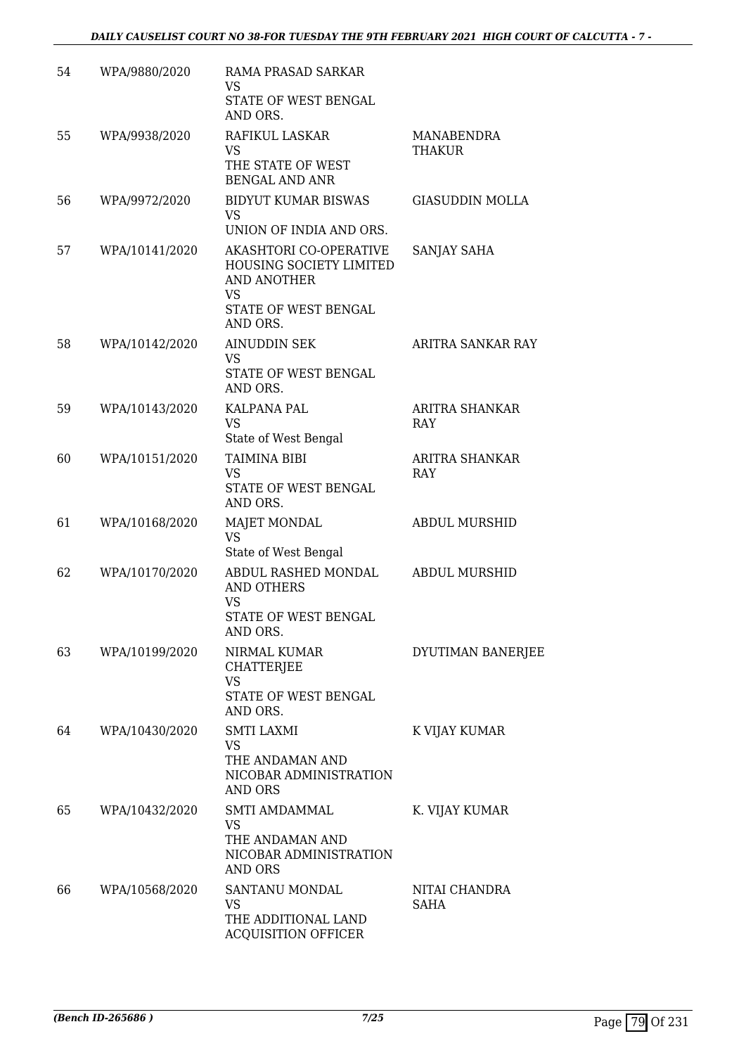| 54 | WPA/9880/2020 | RAMA PRASAD SARKAR<br>VS<br>STATE OF WEST BENGAL AND ORS. | |
|---|---|---|---|
| 55 | WPA/9938/2020 | RAFIKUL LASKAR<br>VS<br>THE STATE OF WEST BENGAL AND ANR | MANABENDRA THAKUR |
| 56 | WPA/9972/2020 | BIDYUT KUMAR BISWAS<br>VS<br>UNION OF INDIA AND ORS. | GIASUDDIN MOLLA |
| 57 | WPA/10141/2020 | AKASHTORI CO-OPERATIVE HOUSING SOCIETY LIMITED AND ANOTHER<br>VS<br>STATE OF WEST BENGAL AND ORS. | SANJAY SAHA |
| 58 | WPA/10142/2020 | AINUDDIN SEK<br>VS<br>STATE OF WEST BENGAL AND ORS. | ARITRA SANKAR RAY |
| 59 | WPA/10143/2020 | KALPANA PAL<br>VS<br>State of West Bengal | ARITRA SHANKAR RAY |
| 60 | WPA/10151/2020 | TAIMINA BIBI<br>VS<br>STATE OF WEST BENGAL AND ORS. | ARITRA SHANKAR RAY |
| 61 | WPA/10168/2020 | MAJET MONDAL<br>VS<br>State of West Bengal | ABDUL MURSHID |
| 62 | WPA/10170/2020 | ABDUL RASHED MONDAL AND OTHERS<br>VS<br>STATE OF WEST BENGAL AND ORS. | ABDUL MURSHID |
| 63 | WPA/10199/2020 | NIRMAL KUMAR CHATTERJEE<br>VS<br>STATE OF WEST BENGAL AND ORS. | DYUTIMAN BANERJEE |
| 64 | WPA/10430/2020 | SMTI LAXMI<br>VS<br>THE ANDAMAN AND NICOBAR ADMINISTRATION AND ORS | K VIJAY KUMAR |
| 65 | WPA/10432/2020 | SMTI AMDAMMAL<br>VS<br>THE ANDAMAN AND NICOBAR ADMINISTRATION AND ORS | K. VIJAY KUMAR |
| 66 | WPA/10568/2020 | SANTANU MONDAL<br>VS<br>THE ADDITIONAL LAND ACQUISITION OFFICER | NITAI CHANDRA SAHA |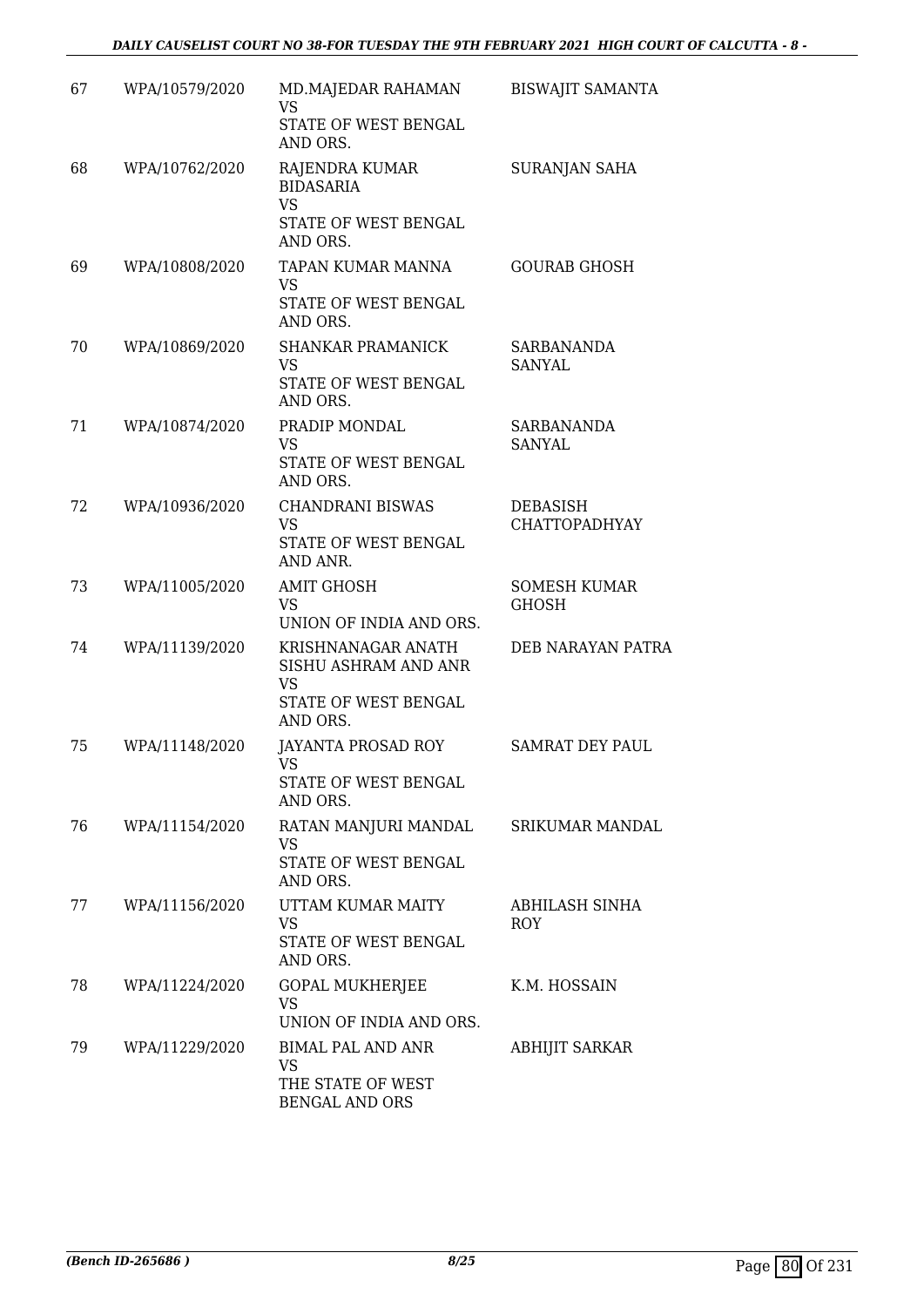| 67 | WPA/10579/2020 | MD.MAJEDAR RAHAMAN VS STATE OF WEST BENGAL AND ORS. | BISWAJIT SAMANTA |
|---|---|---|---|
| 68 | WPA/10762/2020 | RAJENDRA KUMAR BIDASARIA VS STATE OF WEST BENGAL AND ORS. | SURANJAN SAHA |
| 69 | WPA/10808/2020 | TAPAN KUMAR MANNA VS STATE OF WEST BENGAL AND ORS. | GOURAB GHOSH |
| 70 | WPA/10869/2020 | SHANKAR PRAMANICK VS STATE OF WEST BENGAL AND ORS. | SARBANANDA SANYAL |
| 71 | WPA/10874/2020 | PRADIP MONDAL VS STATE OF WEST BENGAL AND ORS. | SARBANANDA SANYAL |
| 72 | WPA/10936/2020 | CHANDRANI BISWAS VS STATE OF WEST BENGAL AND ANR. | DEBASISH CHATTOPADHYAY |
| 73 | WPA/11005/2020 | AMIT GHOSH VS UNION OF INDIA AND ORS. | SOMESH KUMAR GHOSH |
| 74 | WPA/11139/2020 | KRISHNANAGAR ANATH SISHU ASHRAM AND ANR VS STATE OF WEST BENGAL AND ORS. | DEB NARAYAN PATRA |
| 75 | WPA/11148/2020 | JAYANTA PROSAD ROY VS STATE OF WEST BENGAL AND ORS. | SAMRAT DEY PAUL |
| 76 | WPA/11154/2020 | RATAN MANJURI MANDAL VS STATE OF WEST BENGAL AND ORS. | SRIKUMAR MANDAL |
| 77 | WPA/11156/2020 | UTTAM KUMAR MAITY VS STATE OF WEST BENGAL AND ORS. | ABHILASH SINHA ROY |
| 78 | WPA/11224/2020 | GOPAL MUKHERJEE VS UNION OF INDIA AND ORS. | K.M. HOSSAIN |
| 79 | WPA/11229/2020 | BIMAL PAL AND ANR VS THE STATE OF WEST BENGAL AND ORS | ABHIJIT SARKAR |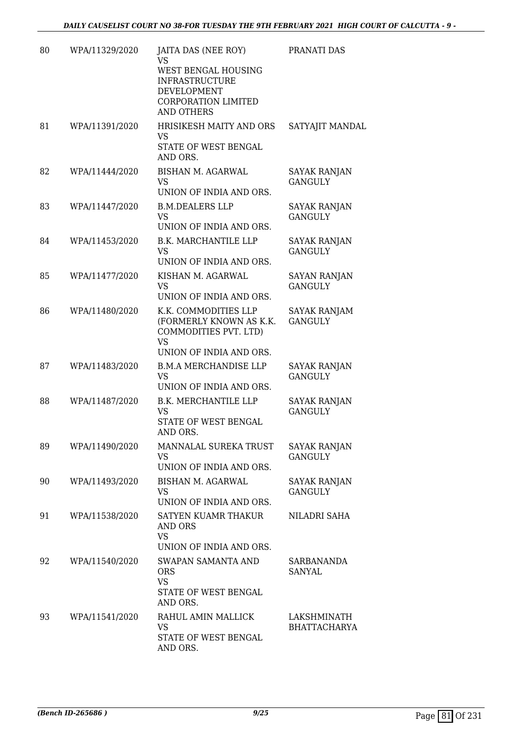| 80 | WPA/11329/2020 | JAITA DAS (NEE ROY)<br>VS<br>WEST BENGAL HOUSING INFRASTRUCTURE DEVELOPMENT CORPORATION LIMITED AND OTHERS | PRANATI DAS |
|---|---|---|---|
| 81 | WPA/11391/2020 | HRISIKESH MAITY AND ORS<br>VS<br>STATE OF WEST BENGAL AND ORS. | SATYAJIT MANDAL |
| 82 | WPA/11444/2020 | BISHAN M. AGARWAL<br>VS<br>UNION OF INDIA AND ORS. | SAYAK RANJAN GANGULY |
| 83 | WPA/11447/2020 | B.M.DEALERS LLP<br>VS<br>UNION OF INDIA AND ORS. | SAYAK RANJAN GANGULY |
| 84 | WPA/11453/2020 | B.K. MARCHANTILE LLP<br>VS<br>UNION OF INDIA AND ORS. | SAYAK RANJAN GANGULY |
| 85 | WPA/11477/2020 | KISHAN M. AGARWAL<br>VS<br>UNION OF INDIA AND ORS. | SAYAN RANJAN GANGULY |
| 86 | WPA/11480/2020 | K.K. COMMODITIES LLP (FORMERLY KNOWN AS K.K. COMMODITIES PVT. LTD)<br>VS<br>UNION OF INDIA AND ORS. | SAYAK RANJAM GANGULY |
| 87 | WPA/11483/2020 | B.M.A MERCHANDISE LLP<br>VS<br>UNION OF INDIA AND ORS. | SAYAK RANJAN GANGULY |
| 88 | WPA/11487/2020 | B.K. MERCHANTILE LLP<br>VS<br>STATE OF WEST BENGAL AND ORS. | SAYAK RANJAN GANGULY |
| 89 | WPA/11490/2020 | MANNALAL SUREKA TRUST<br>VS<br>UNION OF INDIA AND ORS. | SAYAK RANJAN GANGULY |
| 90 | WPA/11493/2020 | BISHAN M. AGARWAL<br>VS<br>UNION OF INDIA AND ORS. | SAYAK RANJAN GANGULY |
| 91 | WPA/11538/2020 | SATYEN KUAMR THAKUR AND ORS<br>VS<br>UNION OF INDIA AND ORS. | NILADRI SAHA |
| 92 | WPA/11540/2020 | SWAPAN SAMANTA AND ORS<br>VS<br>STATE OF WEST BENGAL AND ORS. | SARBANANDA SANYAL |
| 93 | WPA/11541/2020 | RAHUL AMIN MALLICK<br>VS<br>STATE OF WEST BENGAL AND ORS. | LAKSHMINATH BHATTACHARYA |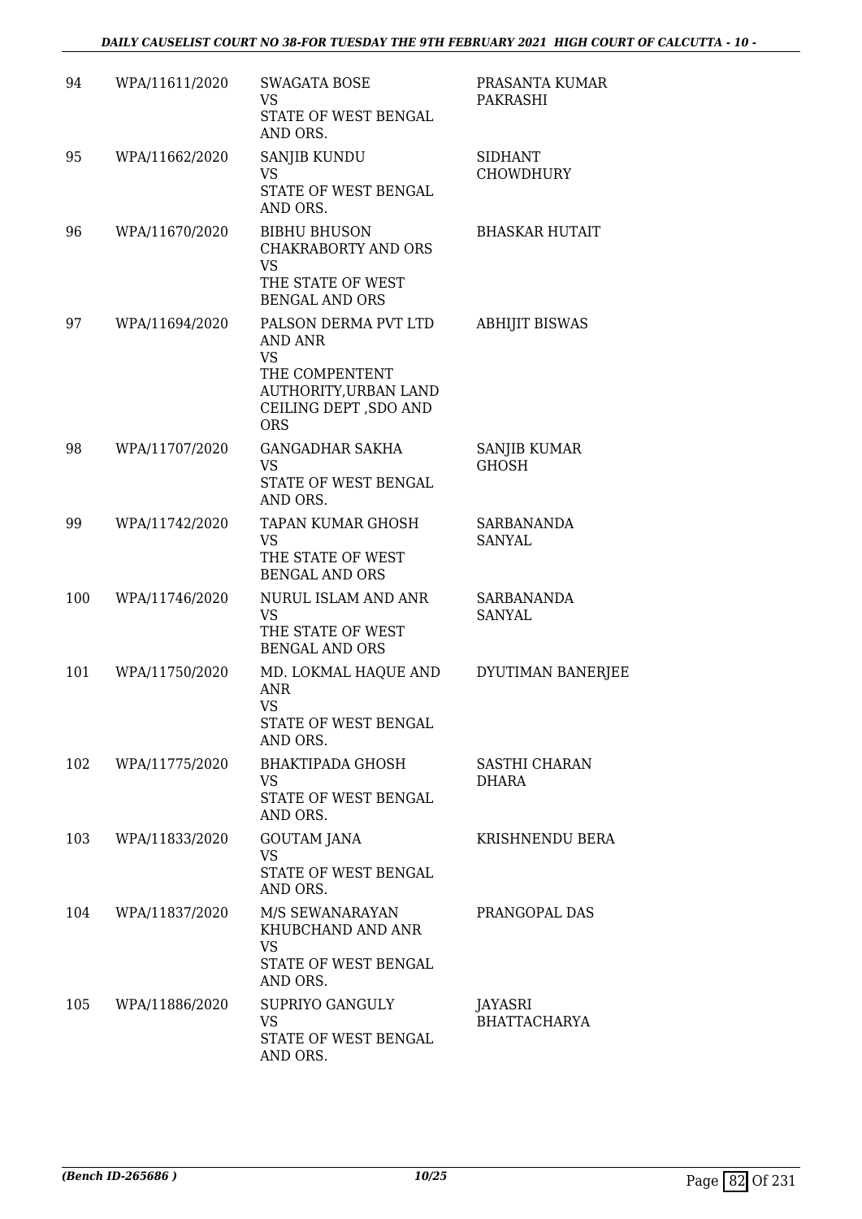| 94 | WPA/11611/2020 | SWAGATA BOSE<br>VS<br>STATE OF WEST BENGAL AND ORS. | PRASANTA KUMAR PAKRASHI |
|---|---|---|---|
| 95 | WPA/11662/2020 | SANJIB KUNDU<br>VS<br>STATE OF WEST BENGAL AND ORS. | SIDHANT CHOWDHURY |
| 96 | WPA/11670/2020 | BIBHU BHUSON CHAKRABORTY AND ORS<br>VS<br>THE STATE OF WEST BENGAL AND ORS | BHASKAR HUTAIT |
| 97 | WPA/11694/2020 | PALSON DERMA PVT LTD AND ANR<br>VS<br>THE COMPENTENT AUTHORITY,URBAN LAND CEILING DEPT ,SDO AND ORS | ABHIJIT BISWAS |
| 98 | WPA/11707/2020 | GANGADHAR SAKHA<br>VS<br>STATE OF WEST BENGAL AND ORS. | SANJIB KUMAR GHOSH |
| 99 | WPA/11742/2020 | TAPAN KUMAR GHOSH<br>VS<br>THE STATE OF WEST BENGAL AND ORS | SARBANANDA SANYAL |
| 100 | WPA/11746/2020 | NURUL ISLAM AND ANR<br>VS<br>THE STATE OF WEST BENGAL AND ORS | SARBANANDA SANYAL |
| 101 | WPA/11750/2020 | MD. LOKMAL HAQUE AND ANR<br>VS<br>STATE OF WEST BENGAL AND ORS. | DYUTIMAN BANERJEE |
| 102 | WPA/11775/2020 | BHAKTIPADA GHOSH<br>VS<br>STATE OF WEST BENGAL AND ORS. | SASTHI CHARAN DHARA |
| 103 | WPA/11833/2020 | GOUTAM JANA<br>VS<br>STATE OF WEST BENGAL AND ORS. | KRISHNENDU BERA |
| 104 | WPA/11837/2020 | M/S SEWANARAYAN KHUBCHAND AND ANR<br>VS<br>STATE OF WEST BENGAL AND ORS. | PRANGOPAL DAS |
| 105 | WPA/11886/2020 | SUPRIYO GANGULY<br>VS<br>STATE OF WEST BENGAL AND ORS. | JAYASRI BHATTACHARYA |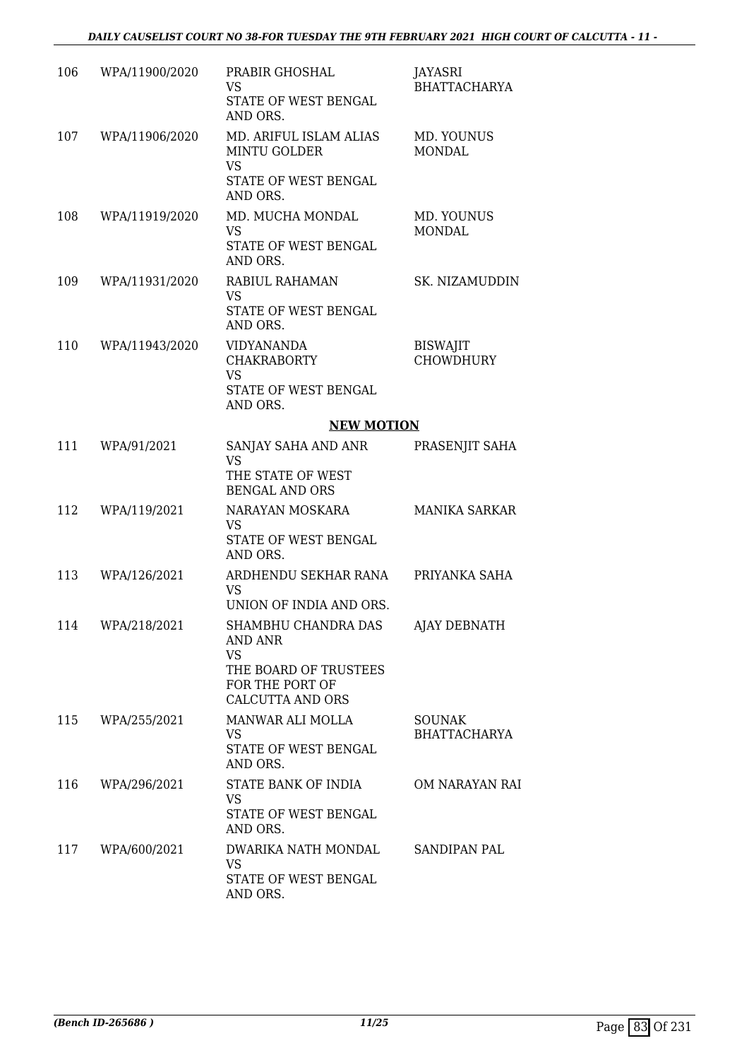| 106 | WPA/11900/2020 | PRABIR GHOSHAL<br>VS<br>STATE OF WEST BENGAL AND ORS. | JAYASRI BHATTACHARYA |
|---|---|---|---|
| 107 | WPA/11906/2020 | MD. ARIFUL ISLAM ALIAS MINTU GOLDER<br>VS<br>STATE OF WEST BENGAL AND ORS. | MD. YOUNUS MONDAL |
| 108 | WPA/11919/2020 | MD. MUCHA MONDAL<br>VS<br>STATE OF WEST BENGAL AND ORS. | MD. YOUNUS MONDAL |
| 109 | WPA/11931/2020 | RABIUL RAHAMAN<br>VS<br>STATE OF WEST BENGAL AND ORS. | SK. NIZAMUDDIN |
| 110 | WPA/11943/2020 | VIDYANANDA CHAKRABORTY<br>VS<br>STATE OF WEST BENGAL AND ORS. | BISWAJIT CHOWDHURY |

**NEW MOTION**

| 111 | WPA/91/2021 | SANJAY SAHA AND ANR<br>VS<br>THE STATE OF WEST BENGAL AND ORS | PRASENJIT SAHA |
|---|---|---|---|
| 112 | WPA/119/2021 | NARAYAN MOSKARA<br>VS<br>STATE OF WEST BENGAL AND ORS. | MANIKA SARKAR |
| 113 | WPA/126/2021 | ARDHENDU SEKHAR RANA<br>VS<br>UNION OF INDIA AND ORS. | PRIYANKA SAHA |
| 114 | WPA/218/2021 | SHAMBHU CHANDRA DAS AND ANR<br>VS<br>THE BOARD OF TRUSTEES FOR THE PORT OF CALCUTTA AND ORS | AJAY DEBNATH |
| 115 | WPA/255/2021 | MANWAR ALI MOLLA<br>VS<br>STATE OF WEST BENGAL AND ORS. | SOUNAK BHATTACHARYA |
| 116 | WPA/296/2021 | STATE BANK OF INDIA<br>VS<br>STATE OF WEST BENGAL AND ORS. | OM NARAYAN RAI |
| 117 | WPA/600/2021 | DWARIKA NATH MONDAL<br>VS<br>STATE OF WEST BENGAL AND ORS. | SANDIPAN PAL |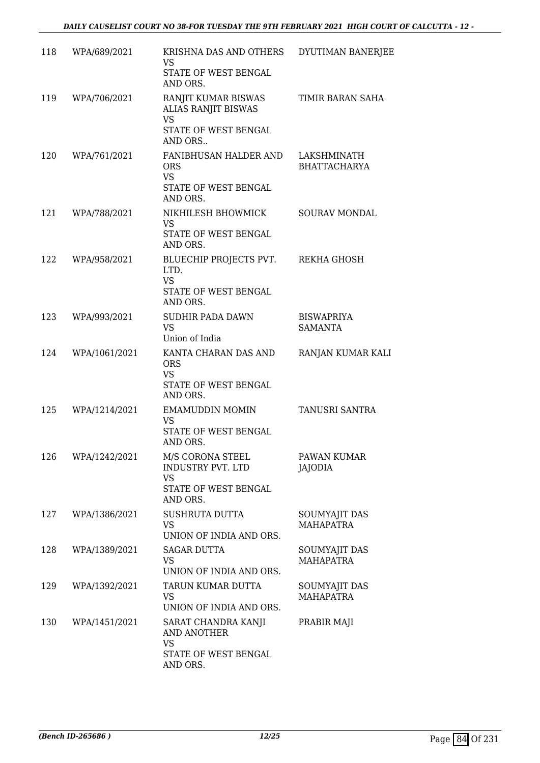| 118 | WPA/689/2021 | KRISHNA DAS AND OTHERS<br>VS<br>STATE OF WEST BENGAL AND ORS. | DYUTIMAN BANERJEE |
|---|---|---|---|
| 119 | WPA/706/2021 | RANJIT KUMAR BISWAS ALIAS RANJIT BISWAS<br>VS<br>STATE OF WEST BENGAL AND ORS.. | TIMIR BARAN SAHA |
| 120 | WPA/761/2021 | FANIBHUSAN HALDER AND ORS<br>VS<br>STATE OF WEST BENGAL AND ORS. | LAKSHMINATH BHATTACHARYA |
| 121 | WPA/788/2021 | NIKHILESH BHOWMICK<br>VS<br>STATE OF WEST BENGAL AND ORS. | SOURAV MONDAL |
| 122 | WPA/958/2021 | BLUECHIP PROJECTS PVT. LTD.<br>VS<br>STATE OF WEST BENGAL AND ORS. | REKHA GHOSH |
| 123 | WPA/993/2021 | SUDHIR PADA DAWN<br>VS<br>Union of India | BISWAPRIYA SAMANTA |
| 124 | WPA/1061/2021 | KANTA CHARAN DAS AND ORS<br>VS<br>STATE OF WEST BENGAL AND ORS. | RANJAN KUMAR KALI |
| 125 | WPA/1214/2021 | EMAMUDDIN MOMIN<br>VS<br>STATE OF WEST BENGAL AND ORS. | TANUSRI SANTRA |
| 126 | WPA/1242/2021 | M/S CORONA STEEL INDUSTRY PVT. LTD<br>VS<br>STATE OF WEST BENGAL AND ORS. | PAWAN KUMAR JAJODIA |
| 127 | WPA/1386/2021 | SUSHRUTA DUTTA<br>VS<br>UNION OF INDIA AND ORS. | SOUMYAJIT DAS MAHAPATRA |
| 128 | WPA/1389/2021 | SAGAR DUTTA<br>VS<br>UNION OF INDIA AND ORS. | SOUMYAJIT DAS MAHAPATRA |
| 129 | WPA/1392/2021 | TARUN KUMAR DUTTA<br>VS<br>UNION OF INDIA AND ORS. | SOUMYAJIT DAS MAHAPATRA |
| 130 | WPA/1451/2021 | SARAT CHANDRA KANJI AND ANOTHER<br>VS<br>STATE OF WEST BENGAL AND ORS. | PRABIR MAJI |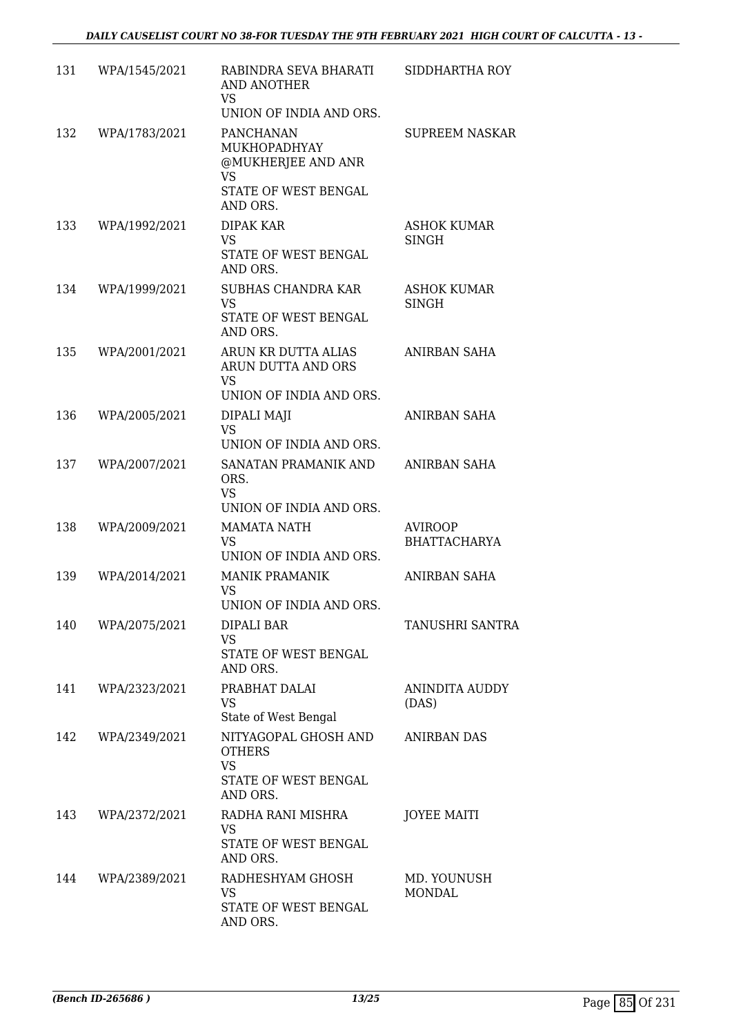| | | | |
|---|---|---|---|
| 131 | WPA/1545/2021 | RABINDRA SEVA BHARATI AND ANOTHER<br>VS<br>UNION OF INDIA AND ORS. | SIDDHARTHA ROY |
| 132 | WPA/1783/2021 | PANCHANAN MUKHOPADHYAY @MUKHERJEE AND ANR<br>VS<br>STATE OF WEST BENGAL AND ORS. | SUPREEM NASKAR |
| 133 | WPA/1992/2021 | DIPAK KAR<br>VS<br>STATE OF WEST BENGAL AND ORS. | ASHOK KUMAR SINGH |
| 134 | WPA/1999/2021 | SUBHAS CHANDRA KAR<br>VS<br>STATE OF WEST BENGAL AND ORS. | ASHOK KUMAR SINGH |
| 135 | WPA/2001/2021 | ARUN KR DUTTA ALIAS ARUN DUTTA AND ORS<br>VS<br>UNION OF INDIA AND ORS. | ANIRBAN SAHA |
| 136 | WPA/2005/2021 | DIPALI MAJI<br>VS<br>UNION OF INDIA AND ORS. | ANIRBAN SAHA |
| 137 | WPA/2007/2021 | SANATAN PRAMANIK AND ORS.<br>VS<br>UNION OF INDIA AND ORS. | ANIRBAN SAHA |
| 138 | WPA/2009/2021 | MAMATA NATH<br>VS<br>UNION OF INDIA AND ORS. | AVIROOP BHATTACHARYA |
| 139 | WPA/2014/2021 | MANIK PRAMANIK<br>VS<br>UNION OF INDIA AND ORS. | ANIRBAN SAHA |
| 140 | WPA/2075/2021 | DIPALI BAR<br>VS<br>STATE OF WEST BENGAL AND ORS. | TANUSHRI SANTRA |
| 141 | WPA/2323/2021 | PRABHAT DALAI<br>VS<br>State of West Bengal | ANINDITA AUDDY (DAS) |
| 142 | WPA/2349/2021 | NITYAGOPAL GHOSH AND OTHERS<br>VS<br>STATE OF WEST BENGAL AND ORS. | ANIRBAN DAS |
| 143 | WPA/2372/2021 | RADHA RANI MISHRA<br>VS<br>STATE OF WEST BENGAL AND ORS. | JOYEE MAITI |
| 144 | WPA/2389/2021 | RADHESHYAM GHOSH<br>VS<br>STATE OF WEST BENGAL AND ORS. | MD. YOUNUSH MONDAL |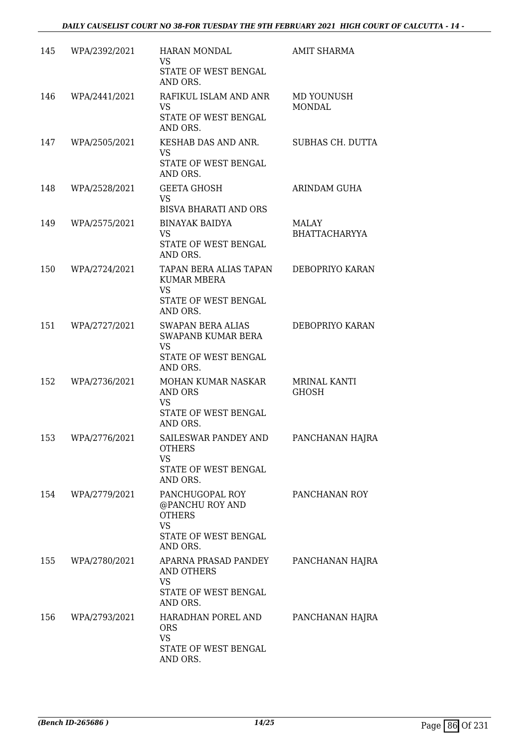| | | | |
|---|---|---|---|
| 145 | WPA/2392/2021 | HARAN MONDAL<br>VS<br>STATE OF WEST BENGAL AND ORS. | AMIT SHARMA |
| 146 | WPA/2441/2021 | RAFIKUL ISLAM AND ANR<br>VS<br>STATE OF WEST BENGAL AND ORS. | MD YOUNUSH MONDAL |
| 147 | WPA/2505/2021 | KESHAB DAS AND ANR.<br>VS<br>STATE OF WEST BENGAL AND ORS. | SUBHAS CH. DUTTA |
| 148 | WPA/2528/2021 | GEETA GHOSH<br>VS<br>BISVA BHARATI AND ORS | ARINDAM GUHA |
| 149 | WPA/2575/2021 | BINAYAK BAIDYA<br>VS<br>STATE OF WEST BENGAL AND ORS. | MALAY BHATTACHARYYA |
| 150 | WPA/2724/2021 | TAPAN BERA ALIAS TAPAN KUMAR MBERA<br>VS<br>STATE OF WEST BENGAL AND ORS. | DEBOPRIYO KARAN |
| 151 | WPA/2727/2021 | SWAPAN BERA ALIAS SWAPANB KUMAR BERA<br>VS<br>STATE OF WEST BENGAL AND ORS. | DEBOPRIYO KARAN |
| 152 | WPA/2736/2021 | MOHAN KUMAR NASKAR AND ORS<br>VS<br>STATE OF WEST BENGAL AND ORS. | MRINAL KANTI GHOSH |
| 153 | WPA/2776/2021 | SAILESWAR PANDEY AND OTHERS<br>VS<br>STATE OF WEST BENGAL AND ORS. | PANCHANAN HAJRA |
| 154 | WPA/2779/2021 | PANCHUGOPAL ROY @PANCHU ROY AND OTHERS<br>VS<br>STATE OF WEST BENGAL AND ORS. | PANCHANAN ROY |
| 155 | WPA/2780/2021 | APARNA PRASAD PANDEY AND OTHERS<br>VS<br>STATE OF WEST BENGAL AND ORS. | PANCHANAN HAJRA |
| 156 | WPA/2793/2021 | HARADHAN POREL AND ORS<br>VS<br>STATE OF WEST BENGAL AND ORS. | PANCHANAN HAJRA |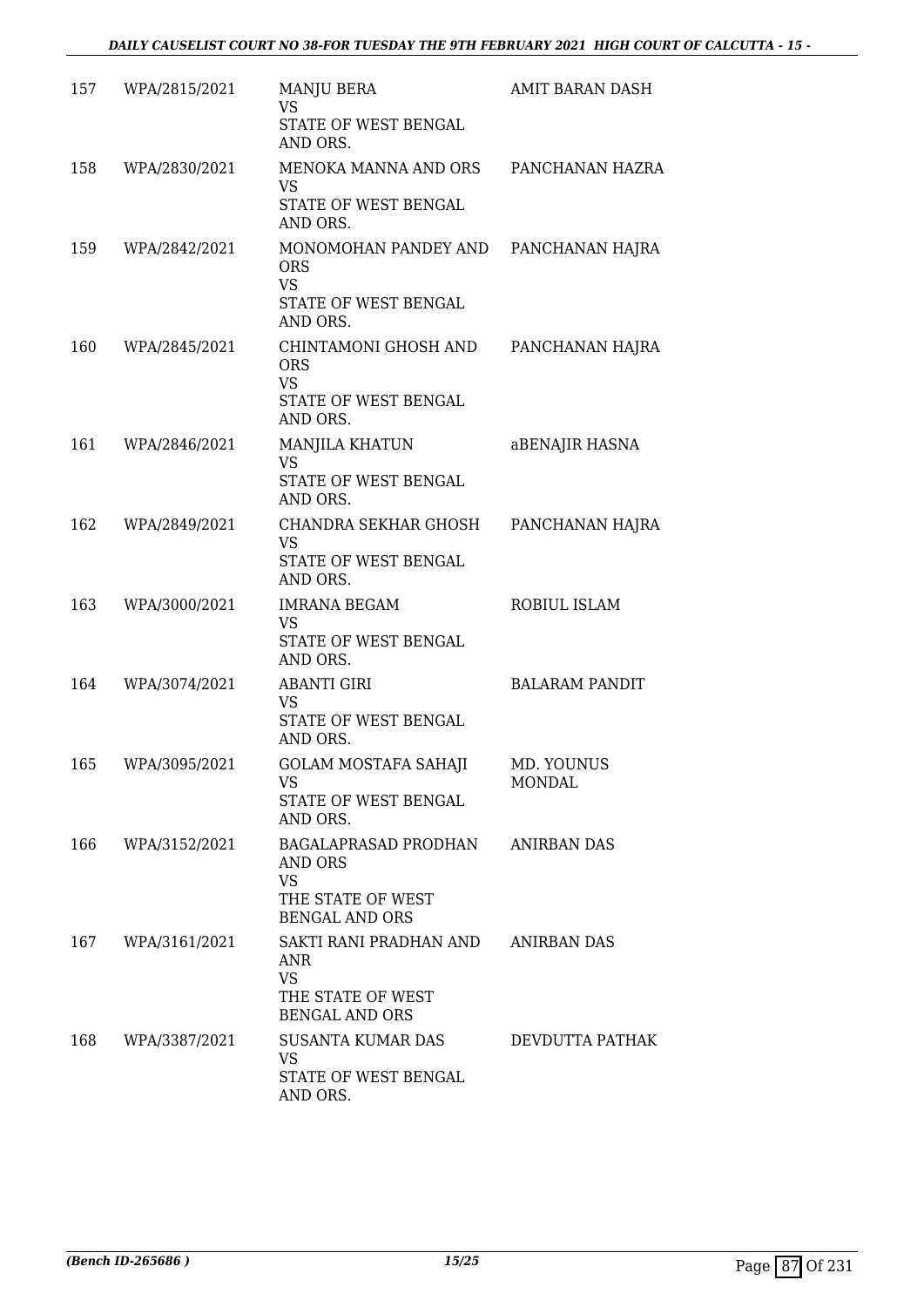| | | | |
|---|---|---|---|
| 157 | WPA/2815/2021 | MANJU BERA<br>VS<br>STATE OF WEST BENGAL AND ORS. | AMIT BARAN DASH |
| 158 | WPA/2830/2021 | MENOKA MANNA AND ORS<br>VS<br>STATE OF WEST BENGAL AND ORS. | PANCHANAN HAZRA |
| 159 | WPA/2842/2021 | MONOMOHAN PANDEY AND ORS<br>VS<br>STATE OF WEST BENGAL AND ORS. | PANCHANAN HAJRA |
| 160 | WPA/2845/2021 | CHINTAMONI GHOSH AND ORS<br>VS<br>STATE OF WEST BENGAL AND ORS. | PANCHANAN HAJRA |
| 161 | WPA/2846/2021 | MANJILA KHATUN<br>VS<br>STATE OF WEST BENGAL AND ORS. | aBENAJIR HASNA |
| 162 | WPA/2849/2021 | CHANDRA SEKHAR GHOSH<br>VS<br>STATE OF WEST BENGAL AND ORS. | PANCHANAN HAJRA |
| 163 | WPA/3000/2021 | IMRANA BEGAM<br>VS<br>STATE OF WEST BENGAL AND ORS. | ROBIUL ISLAM |
| 164 | WPA/3074/2021 | ABANTI GIRI<br>VS<br>STATE OF WEST BENGAL AND ORS. | BALARAM PANDIT |
| 165 | WPA/3095/2021 | GOLAM MOSTAFA SAHAJI<br>VS<br>STATE OF WEST BENGAL AND ORS. | MD. YOUNUS MONDAL |
| 166 | WPA/3152/2021 | BAGALAPRASAD PRODHAN AND ORS<br>VS<br>THE STATE OF WEST BENGAL AND ORS | ANIRBAN DAS |
| 167 | WPA/3161/2021 | SAKTI RANI PRADHAN AND ANR<br>VS<br>THE STATE OF WEST BENGAL AND ORS | ANIRBAN DAS |
| 168 | WPA/3387/2021 | SUSANTA KUMAR DAS<br>VS<br>STATE OF WEST BENGAL AND ORS. | DEVDUTTA PATHAK |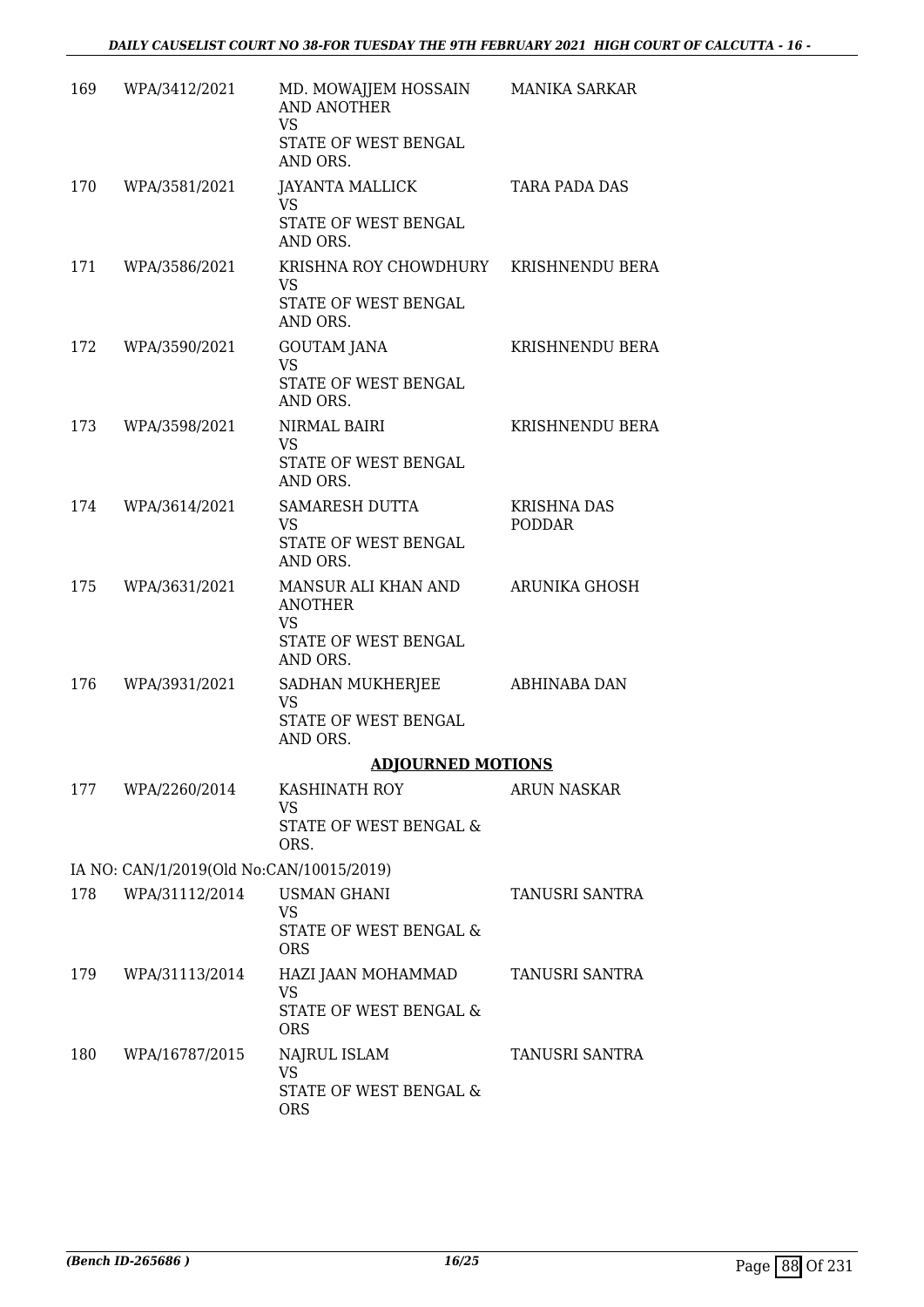| | | | |
|---|---|---|---|
| 169 | WPA/3412/2021 | MD. MOWAJJEM HOSSAIN AND ANOTHER<br>VS<br>STATE OF WEST BENGAL AND ORS. | MANIKA SARKAR |
| 170 | WPA/3581/2021 | JAYANTA MALLICK<br>VS<br>STATE OF WEST BENGAL AND ORS. | TARA PADA DAS |
| 171 | WPA/3586/2021 | KRISHNA ROY CHOWDHURY<br>VS<br>STATE OF WEST BENGAL AND ORS. | KRISHNENDU BERA |
| 172 | WPA/3590/2021 | GOUTAM JANA<br>VS<br>STATE OF WEST BENGAL AND ORS. | KRISHNENDU BERA |
| 173 | WPA/3598/2021 | NIRMAL BAIRI<br>VS<br>STATE OF WEST BENGAL AND ORS. | KRISHNENDU BERA |
| 174 | WPA/3614/2021 | SAMARESH DUTTA<br>VS<br>STATE OF WEST BENGAL AND ORS. | KRISHNA DAS PODDAR |
| 175 | WPA/3631/2021 | MANSUR ALI KHAN AND ANOTHER<br>VS<br>STATE OF WEST BENGAL AND ORS. | ARUNIKA GHOSH |
| 176 | WPA/3931/2021 | SADHAN MUKHERJEE<br>VS<br>STATE OF WEST BENGAL AND ORS. | ABHINABA DAN |

## ADJOURNED MOTIONS

| | | | |
|---|---|---|---|
| 177 | WPA/2260/2014 | KASHINATH ROY<br>VS<br>STATE OF WEST BENGAL & ORS. | ARUN NASKAR |
| | IA NO: CAN/1/2019(Old No:CAN/10015/2019) | | |
| 178 | WPA/31112/2014 | USMAN GHANI<br>VS<br>STATE OF WEST BENGAL & ORS | TANUSRI SANTRA |
| 179 | WPA/31113/2014 | HAZI JAAN MOHAMMAD<br>VS<br>STATE OF WEST BENGAL & ORS | TANUSRI SANTRA |
| 180 | WPA/16787/2015 | NAJRUL ISLAM<br>VS<br>STATE OF WEST BENGAL & ORS | TANUSRI SANTRA |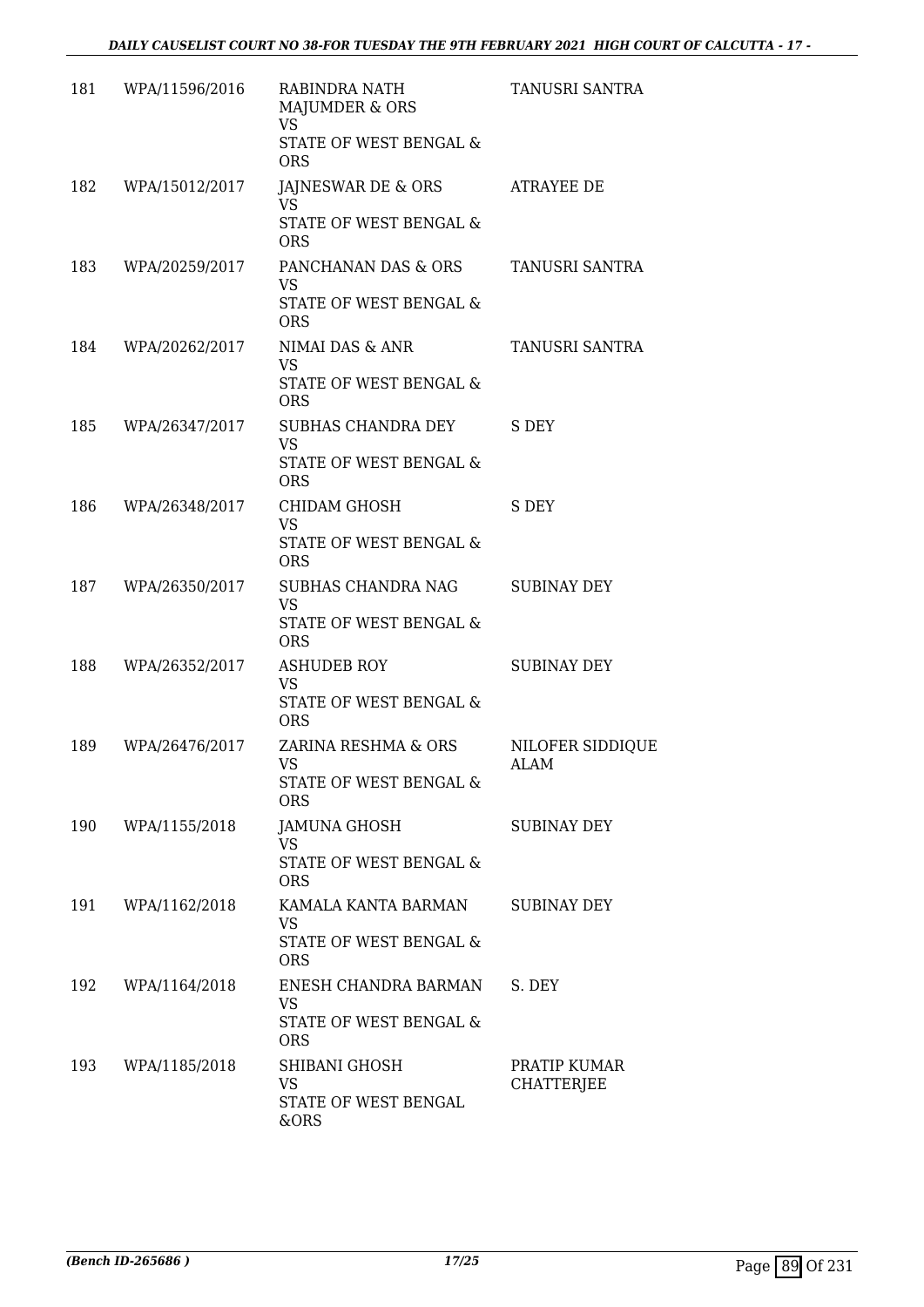| | | | |
|---|---|---|---|
| 181 | WPA/11596/2016 | RABINDRA NATH MAJUMDER & ORS<br>VS<br>STATE OF WEST BENGAL & ORS | TANUSRI SANTRA |
| 182 | WPA/15012/2017 | JAJNESWAR DE & ORS<br>VS<br>STATE OF WEST BENGAL & ORS | ATRAYEE DE |
| 183 | WPA/20259/2017 | PANCHANAN DAS & ORS<br>VS<br>STATE OF WEST BENGAL & ORS | TANUSRI SANTRA |
| 184 | WPA/20262/2017 | NIMAI DAS & ANR<br>VS<br>STATE OF WEST BENGAL & ORS | TANUSRI SANTRA |
| 185 | WPA/26347/2017 | SUBHAS CHANDRA DEY<br>VS<br>STATE OF WEST BENGAL & ORS | S DEY |
| 186 | WPA/26348/2017 | CHIDAM GHOSH<br>VS<br>STATE OF WEST BENGAL & ORS | S DEY |
| 187 | WPA/26350/2017 | SUBHAS CHANDRA NAG<br>VS<br>STATE OF WEST BENGAL & ORS | SUBINAY DEY |
| 188 | WPA/26352/2017 | ASHUDEB ROY<br>VS<br>STATE OF WEST BENGAL & ORS | SUBINAY DEY |
| 189 | WPA/26476/2017 | ZARINA RESHMA & ORS<br>VS<br>STATE OF WEST BENGAL & ORS | NILOFER SIDDIQUE ALAM |
| 190 | WPA/1155/2018 | JAMUNA GHOSH<br>VS<br>STATE OF WEST BENGAL & ORS | SUBINAY DEY |
| 191 | WPA/1162/2018 | KAMALA KANTA BARMAN<br>VS<br>STATE OF WEST BENGAL & ORS | SUBINAY DEY |
| 192 | WPA/1164/2018 | ENESH CHANDRA BARMAN<br>VS<br>STATE OF WEST BENGAL & ORS | S. DEY |
| 193 | WPA/1185/2018 | SHIBANI GHOSH<br>VS<br>STATE OF WEST BENGAL &ORS | PRATIP KUMAR CHATTERJEE |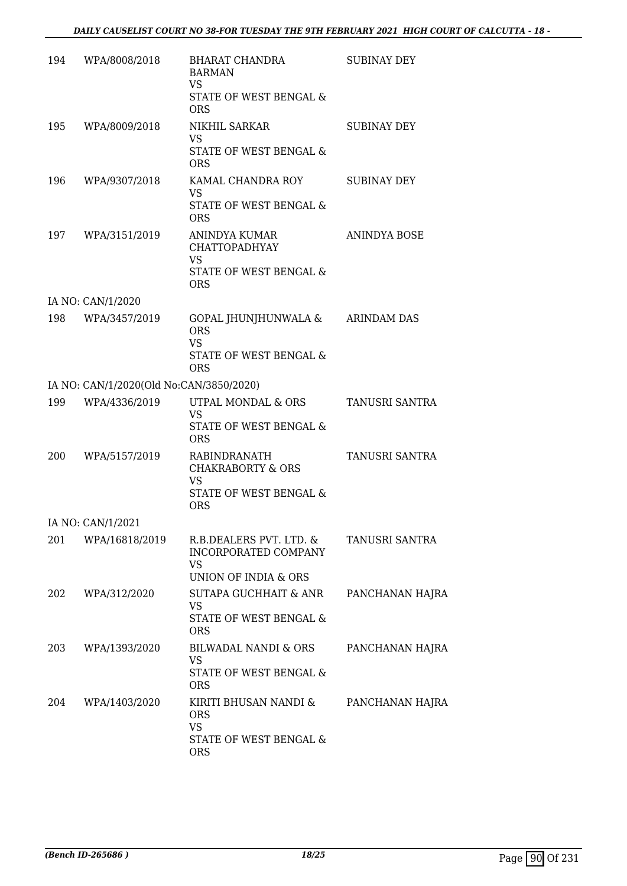| | | | |
|---|---|---|---|
| 194 | WPA/8008/2018 | BHARAT CHANDRA BARMAN<br>VS<br>STATE OF WEST BENGAL & ORS | SUBINAY DEY |
| 195 | WPA/8009/2018 | NIKHIL SARKAR<br>VS<br>STATE OF WEST BENGAL & ORS | SUBINAY DEY |
| 196 | WPA/9307/2018 | KAMAL CHANDRA ROY<br>VS<br>STATE OF WEST BENGAL & ORS | SUBINAY DEY |
| 197 | WPA/3151/2019 | ANINDYA KUMAR CHATTOPADHYAY<br>VS<br>STATE OF WEST BENGAL & ORS | ANINDYA BOSE |
| | IA NO: CAN/1/2020 | | |
| 198 | WPA/3457/2019 | GOPAL JHUNJHUNWALA & ORS<br>VS<br>STATE OF WEST BENGAL & ORS | ARINDAM DAS |
| | IA NO: CAN/1/2020(Old No:CAN/3850/2020) | | |
| 199 | WPA/4336/2019 | UTPAL MONDAL & ORS<br>VS<br>STATE OF WEST BENGAL & ORS | TANUSRI SANTRA |
| 200 | WPA/5157/2019 | RABINDRANATH CHAKRABORTY & ORS<br>VS<br>STATE OF WEST BENGAL & ORS | TANUSRI SANTRA |
| | IA NO: CAN/1/2021 | | |
| 201 | WPA/16818/2019 | R.B.DEALERS PVT. LTD. & INCORPORATED COMPANY<br>VS<br>UNION OF INDIA & ORS | TANUSRI SANTRA |
| 202 | WPA/312/2020 | SUTAPA GUCHHAIT & ANR<br>VS<br>STATE OF WEST BENGAL & ORS | PANCHANAN HAJRA |
| 203 | WPA/1393/2020 | BILWADAL NANDI & ORS<br>VS<br>STATE OF WEST BENGAL & ORS | PANCHANAN HAJRA |
| 204 | WPA/1403/2020 | KIRITI BHUSAN NANDI & ORS<br>VS<br>STATE OF WEST BENGAL & ORS | PANCHANAN HAJRA |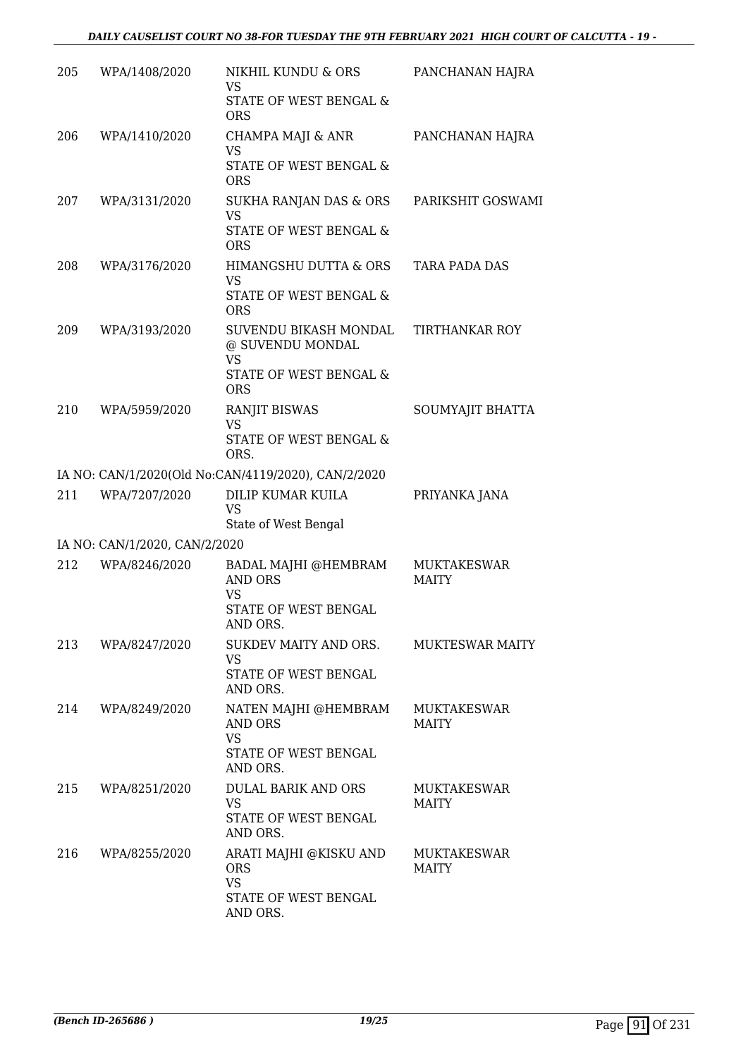| | | | |
|---|---|---|---|
| 205 | WPA/1408/2020 | NIKHIL KUNDU & ORS<br>VS<br>STATE OF WEST BENGAL & ORS | PANCHANAN HAJRA |
| 206 | WPA/1410/2020 | CHAMPA MAJI & ANR<br>VS<br>STATE OF WEST BENGAL & ORS | PANCHANAN HAJRA |
| 207 | WPA/3131/2020 | SUKHA RANJAN DAS & ORS<br>VS<br>STATE OF WEST BENGAL & ORS | PARIKSHIT GOSWAMI |
| 208 | WPA/3176/2020 | HIMANGSHU DUTTA & ORS<br>VS<br>STATE OF WEST BENGAL & ORS | TARA PADA DAS |
| 209 | WPA/3193/2020 | SUVENDU BIKASH MONDAL @ SUVENDU MONDAL<br>VS<br>STATE OF WEST BENGAL & ORS | TIRTHANKAR ROY |
| 210 | WPA/5959/2020 | RANJIT BISWAS<br>VS<br>STATE OF WEST BENGAL & ORS. | SOUMYAJIT BHATTA |
| | IA NO: CAN/1/2020(Old No:CAN/4119/2020), CAN/2/2020 | | |
| 211 | WPA/7207/2020 | DILIP KUMAR KUILA<br>VS<br>State of West Bengal | PRIYANKA JANA |
| | IA NO: CAN/1/2020, CAN/2/2020 | | |
| 212 | WPA/8246/2020 | BADAL MAJHI @HEMBRAM AND ORS<br>VS<br>STATE OF WEST BENGAL AND ORS. | MUKTAKESWAR MAITY |
| 213 | WPA/8247/2020 | SUKDEV MAITY AND ORS.<br>VS<br>STATE OF WEST BENGAL AND ORS. | MUKTESWAR MAITY |
| 214 | WPA/8249/2020 | NATEN MAJHI @HEMBRAM AND ORS<br>VS<br>STATE OF WEST BENGAL AND ORS. | MUKTAKESWAR MAITY |
| 215 | WPA/8251/2020 | DULAL BARIK AND ORS<br>VS<br>STATE OF WEST BENGAL AND ORS. | MUKTAKESWAR MAITY |
| 216 | WPA/8255/2020 | ARATI MAJHI @KISKU AND ORS<br>VS<br>STATE OF WEST BENGAL AND ORS. | MUKTAKESWAR MAITY |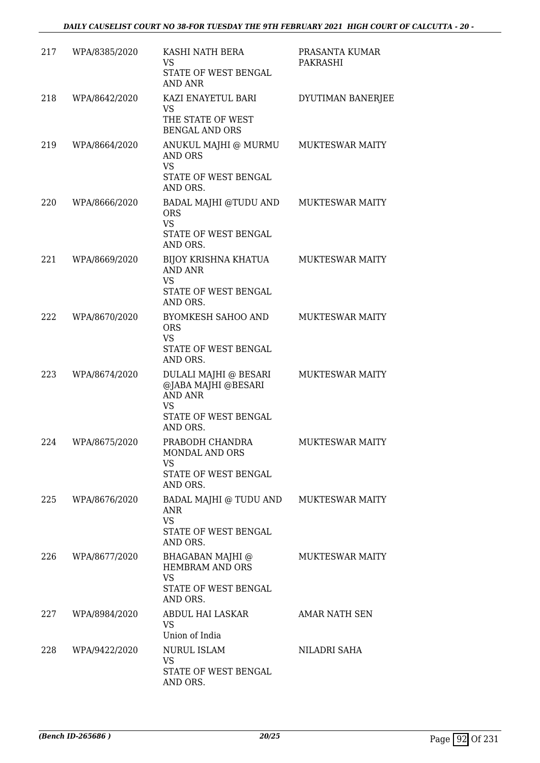| 217 | WPA/8385/2020 | KASHI NATH BERA<br>VS<br>STATE OF WEST BENGAL AND ANR | PRASANTA KUMAR PAKRASHI |
|---|---|---|---|
| 218 | WPA/8642/2020 | KAZI ENAYETUL BARI<br>VS<br>THE STATE OF WEST BENGAL AND ORS | DYUTIMAN BANERJEE |
| 219 | WPA/8664/2020 | ANUKUL MAJHI @ MURMU AND ORS<br>VS<br>STATE OF WEST BENGAL AND ORS. | MUKTESWAR MAITY |
| 220 | WPA/8666/2020 | BADAL MAJHI @TUDU AND ORS<br>VS<br>STATE OF WEST BENGAL AND ORS. | MUKTESWAR MAITY |
| 221 | WPA/8669/2020 | BIJOY KRISHNA KHATUA AND ANR<br>VS<br>STATE OF WEST BENGAL AND ORS. | MUKTESWAR MAITY |
| 222 | WPA/8670/2020 | BYOMKESH SAHOO AND ORS<br>VS<br>STATE OF WEST BENGAL AND ORS. | MUKTESWAR MAITY |
| 223 | WPA/8674/2020 | DULALI MAJHI @ BESARI @JABA MAJHI @BESARI AND ANR<br>VS<br>STATE OF WEST BENGAL AND ORS. | MUKTESWAR MAITY |
| 224 | WPA/8675/2020 | PRABODH CHANDRA MONDAL AND ORS<br>VS<br>STATE OF WEST BENGAL AND ORS. | MUKTESWAR MAITY |
| 225 | WPA/8676/2020 | BADAL MAJHI @ TUDU AND ANR<br>VS<br>STATE OF WEST BENGAL AND ORS. | MUKTESWAR MAITY |
| 226 | WPA/8677/2020 | BHAGABAN MAJHI @ HEMBRAM AND ORS<br>VS<br>STATE OF WEST BENGAL AND ORS. | MUKTESWAR MAITY |
| 227 | WPA/8984/2020 | ABDUL HAI LASKAR<br>VS<br>Union of India | AMAR NATH SEN |
| 228 | WPA/9422/2020 | NURUL ISLAM<br>VS<br>STATE OF WEST BENGAL AND ORS. | NILADRI SAHA |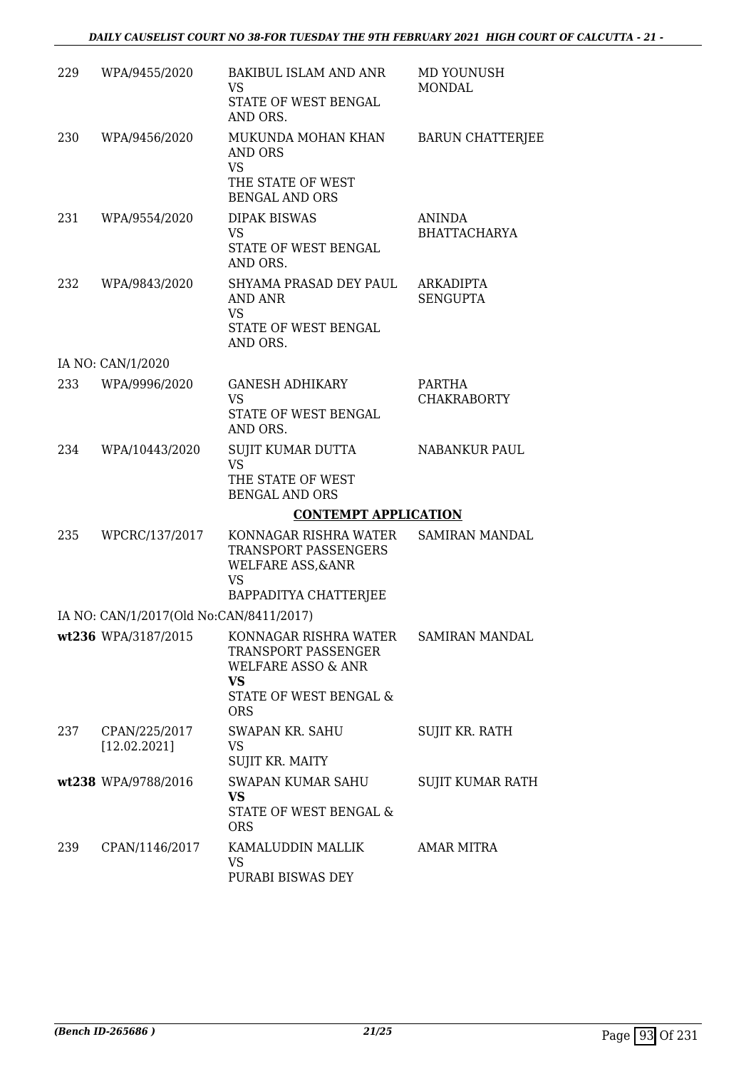| | | | |
|---|---|---|---|
| 229 | WPA/9455/2020 | BAKIBUL ISLAM AND ANR<br>VS<br>STATE OF WEST BENGAL AND ORS. | MD YOUNUSH MONDAL |
| 230 | WPA/9456/2020 | MUKUNDA MOHAN KHAN AND ORS<br>VS<br>THE STATE OF WEST BENGAL AND ORS | BARUN CHATTERJEE |
| 231 | WPA/9554/2020 | DIPAK BISWAS<br>VS<br>STATE OF WEST BENGAL AND ORS. | ANINDA BHATTACHARYA |
| 232 | WPA/9843/2020 | SHYAMA PRASAD DEY PAUL AND ANR<br>VS<br>STATE OF WEST BENGAL AND ORS. | ARKADIPTA SENGUPTA |
| | IA NO: CAN/1/2020 | | |
| 233 | WPA/9996/2020 | GANESH ADHIKARY<br>VS<br>STATE OF WEST BENGAL AND ORS. | PARTHA CHAKRABORTY |
| 234 | WPA/10443/2020 | SUJIT KUMAR DUTTA<br>VS<br>THE STATE OF WEST BENGAL AND ORS | NABANKUR PAUL |

**CONTEMPT APPLICATION**

| | | | |
|---|---|---|---|
| 235 | WPCRC/137/2017 | KONNAGAR RISHRA WATER TRANSPORT PASSENGERS WELFARE ASS,&ANR<br>VS<br>BAPPADITYA CHATTERJEE | SAMIRAN MANDAL |
| | IA NO: CAN/1/2017(Old No:CAN/8411/2017) | | |
| **wt236** | WPA/3187/2015 | KONNAGAR RISHRA WATER TRANSPORT PASSENGER WELFARE ASSO & ANR<br>**VS**<br>STATE OF WEST BENGAL & ORS | SAMIRAN MANDAL |
| 237 | CPAN/225/2017 [12.02.2021] | SWAPAN KR. SAHU<br>VS<br>SUJIT KR. MAITY | SUJIT KR. RATH |
| **wt238** | WPA/9788/2016 | SWAPAN KUMAR SAHU<br>**VS**<br>STATE OF WEST BENGAL & ORS | SUJIT KUMAR RATH |
| 239 | CPAN/1146/2017 | KAMALUDDIN MALLIK<br>VS<br>PURABI BISWAS DEY | AMAR MITRA |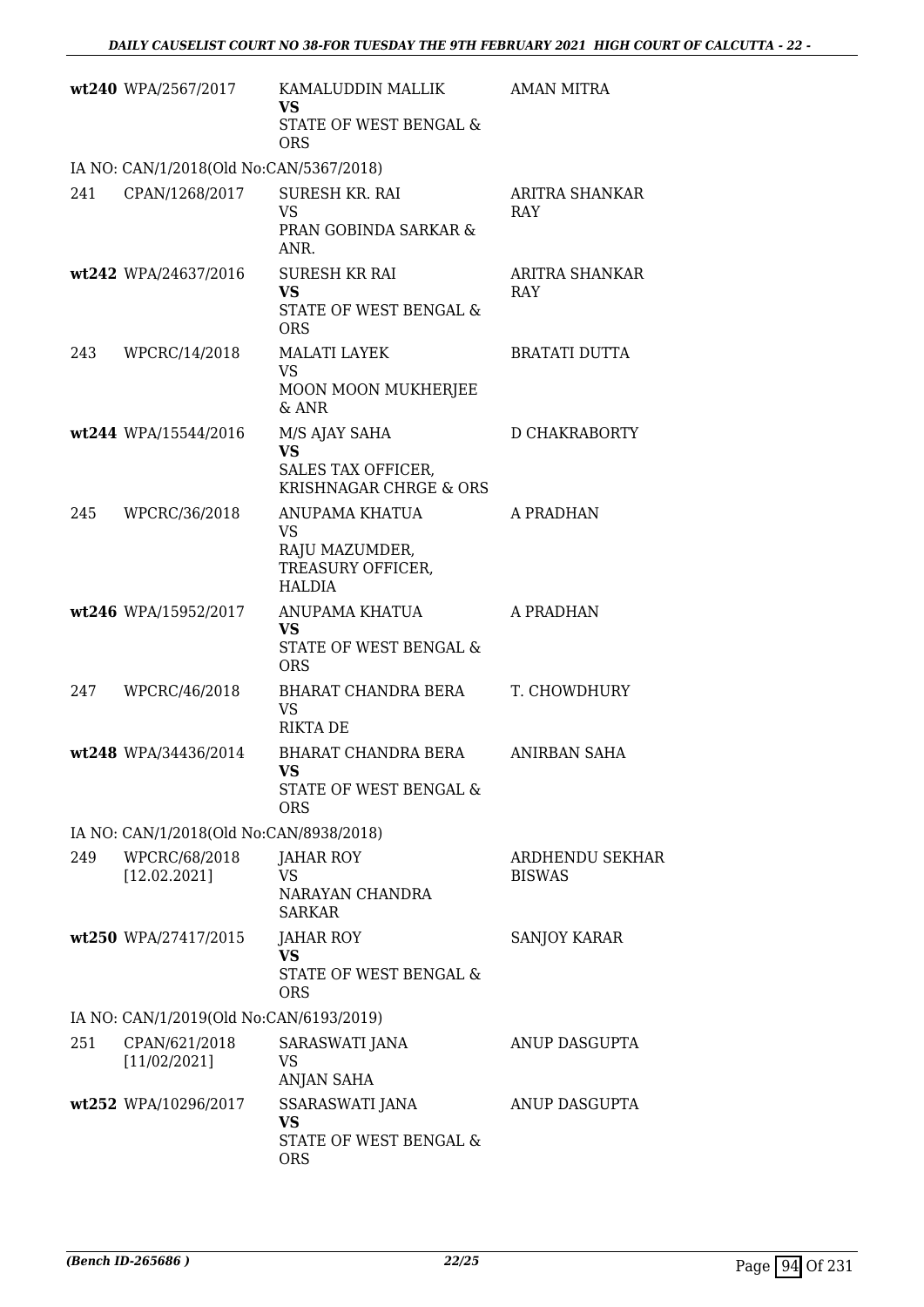| | | | |
|---|---|---|---|
| wt240 | WPA/2567/2017 | KAMALUDDIN MALLIK **VS** STATE OF WEST BENGAL & ORS | AMAN MITRA |
| IA NO: CAN/1/2018(Old No:CAN/5367/2018) | | | |
| 241 | CPAN/1268/2017 | SURESH KR. RAI VS PRAN GOBINDA SARKAR & ANR. | ARITRA SHANKAR RAY |
| wt242 | WPA/24637/2016 | SURESH KR RAI **VS** STATE OF WEST BENGAL & ORS | ARITRA SHANKAR RAY |
| 243 | WPCRC/14/2018 | MALATI LAYEK VS MOON MOON MUKHERJEE & ANR | BRATATI DUTTA |
| wt244 | WPA/15544/2016 | M/S AJAY SAHA **VS** SALES TAX OFFICER, KRISHNAGAR CHRGE & ORS | D CHAKRABORTY |
| 245 | WPCRC/36/2018 | ANUPAMA KHATUA VS RAJU MAZUMDER, TREASURY OFFICER, HALDIA | A PRADHAN |
| wt246 | WPA/15952/2017 | ANUPAMA KHATUA **VS** STATE OF WEST BENGAL & ORS | A PRADHAN |
| 247 | WPCRC/46/2018 | BHARAT CHANDRA BERA VS RIKTA DE | T. CHOWDHURY |
| wt248 | WPA/34436/2014 | BHARAT CHANDRA BERA **VS** STATE OF WEST BENGAL & ORS | ANIRBAN SAHA |
| IA NO: CAN/1/2018(Old No:CAN/8938/2018) | | | |
| 249 | WPCRC/68/2018 [12.02.2021] | JAHAR ROY VS NARAYAN CHANDRA SARKAR | ARDHENDU SEKHAR BISWAS |
| wt250 | WPA/27417/2015 | JAHAR ROY **VS** STATE OF WEST BENGAL & ORS | SANJOY KARAR |
| IA NO: CAN/1/2019(Old No:CAN/6193/2019) | | | |
| 251 | CPAN/621/2018 [11/02/2021] | SARASWATI JANA VS ANJAN SAHA | ANUP DASGUPTA |
| wt252 | WPA/10296/2017 | SSARASWATI JANA **VS** STATE OF WEST BENGAL & ORS | ANUP DASGUPTA |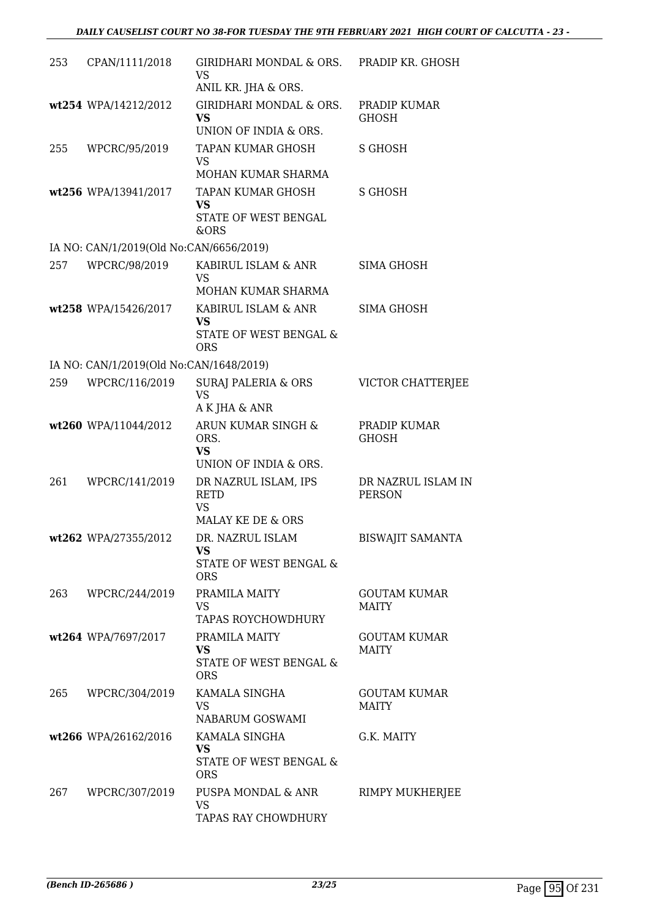| | | | |
|---|---|---|---|
| 253 | CPAN/1111/2018 | GIRIDHARI MONDAL & ORS.<br>VS<br>ANIL KR. JHA & ORS. | PRADIP KR. GHOSH |
| wt254 | WPA/14212/2012 | GIRIDHARI MONDAL & ORS.<br>**VS**<br>UNION OF INDIA & ORS. | PRADIP KUMAR GHOSH |
| 255 | WPCRC/95/2019 | TAPAN KUMAR GHOSH<br>VS<br>MOHAN KUMAR SHARMA | S GHOSH |
| wt256 | WPA/13941/2017 | TAPAN KUMAR GHOSH<br>**VS**<br>STATE OF WEST BENGAL &ORS | S GHOSH |
| IA NO: CAN/1/2019(Old No:CAN/6656/2019) | | | |
| 257 | WPCRC/98/2019 | KABIRUL ISLAM & ANR<br>VS<br>MOHAN KUMAR SHARMA | SIMA GHOSH |
| wt258 | WPA/15426/2017 | KABIRUL ISLAM & ANR<br>**VS**<br>STATE OF WEST BENGAL & ORS | SIMA GHOSH |
| IA NO: CAN/1/2019(Old No:CAN/1648/2019) | | | |
| 259 | WPCRC/116/2019 | SURAJ PALERIA & ORS<br>VS<br>A K JHA & ANR | VICTOR CHATTERJEE |
| wt260 | WPA/11044/2012 | ARUN KUMAR SINGH & ORS.<br>**VS**<br>UNION OF INDIA & ORS. | PRADIP KUMAR GHOSH |
| 261 | WPCRC/141/2019 | DR NAZRUL ISLAM, IPS RETD<br>VS<br>MALAY KE DE & ORS | DR NAZRUL ISLAM IN PERSON |
| wt262 | WPA/27355/2012 | DR. NAZRUL ISLAM<br>**VS**<br>STATE OF WEST BENGAL & ORS | BISWAJIT SAMANTA |
| 263 | WPCRC/244/2019 | PRAMILA MAITY<br>VS<br>TAPAS ROYCHOWDHURY | GOUTAM KUMAR MAITY |
| wt264 | WPA/7697/2017 | PRAMILA MAITY<br>**VS**<br>STATE OF WEST BENGAL & ORS | GOUTAM KUMAR MAITY |
| 265 | WPCRC/304/2019 | KAMALA SINGHA<br>VS<br>NABARUM GOSWAMI | GOUTAM KUMAR MAITY |
| wt266 | WPA/26162/2016 | KAMALA SINGHA<br>**VS**<br>STATE OF WEST BENGAL & ORS | G.K. MAITY |
| 267 | WPCRC/307/2019 | PUSPA MONDAL & ANR<br>VS<br>TAPAS RAY CHOWDHURY | RIMPY MUKHERJEE |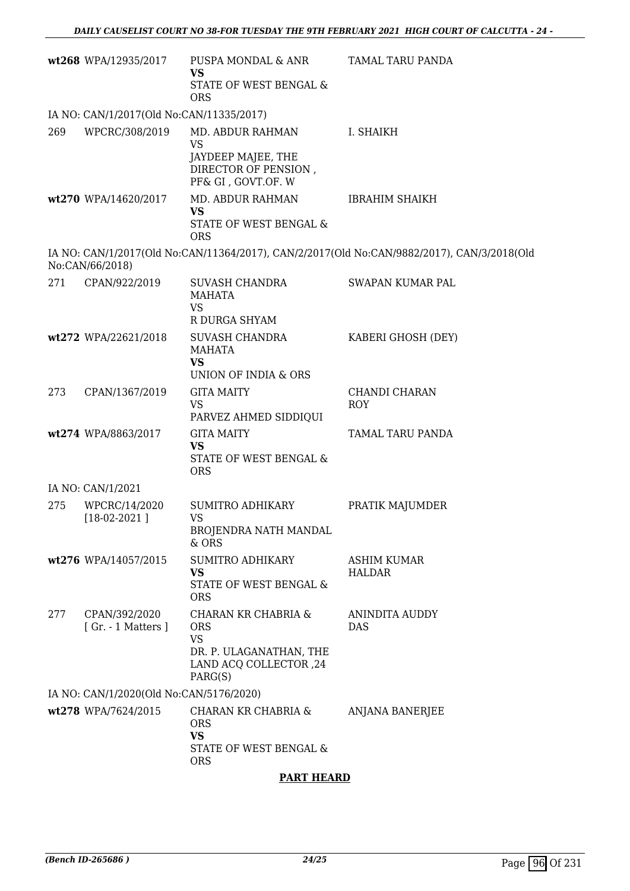| | | | |
|---|---|---|---|
| wt268 | WPA/12935/2017 | PUSPA MONDAL & ANR **VS** STATE OF WEST BENGAL & ORS | TAMAL TARU PANDA |

IA NO: CAN/1/2017(Old No:CAN/11335/2017)

| | | | |
|---|---|---|---|
| 269 | WPCRC/308/2019 | MD. ABDUR RAHMAN VS JAYDEEP MAJEE, THE DIRECTOR OF PENSION , PF& GI , GOVT.OF. W | I. SHAIKH |
| wt270 | WPA/14620/2017 | MD. ABDUR RAHMAN **VS** STATE OF WEST BENGAL & ORS | IBRAHIM SHAIKH |

IA NO: CAN/1/2017(Old No:CAN/11364/2017), CAN/2/2017(Old No:CAN/9882/2017), CAN/3/2018(Old No:CAN/66/2018)

| | | | |
|---|---|---|---|
| 271 | CPAN/922/2019 | SUVASH CHANDRA MAHATA VS R DURGA SHYAM | SWAPAN KUMAR PAL |
| wt272 | WPA/22621/2018 | SUVASH CHANDRA MAHATA **VS** UNION OF INDIA & ORS | KABERI GHOSH (DEY) |
| 273 | CPAN/1367/2019 | GITA MAITY VS PARVEZ AHMED SIDDIQUI | CHANDI CHARAN ROY |
| wt274 | WPA/8863/2017 | GITA MAITY **VS** STATE OF WEST BENGAL & ORS | TAMAL TARU PANDA |

IA NO: CAN/1/2021

| | | | |
|---|---|---|---|
| 275 | WPCRC/14/2020 [18-02-2021 ] | SUMITRO ADHIKARY VS BROJENDRA NATH MANDAL & ORS | PRATIK MAJUMDER |
| wt276 | WPA/14057/2015 | SUMITRO ADHIKARY **VS** STATE OF WEST BENGAL & ORS | ASHIM KUMAR HALDAR |
| 277 | CPAN/392/2020 [ Gr. - 1 Matters ] | CHARAN KR CHABRIA & ORS VS DR. P. ULAGANATHAN, THE LAND ACQ COLLECTOR ,24 PARG(S) | ANINDITA AUDDY DAS |

IA NO: CAN/1/2020(Old No:CAN/5176/2020)

| | | | |
|---|---|---|---|
| wt278 | WPA/7624/2015 | CHARAN KR CHABRIA & ORS **VS** STATE OF WEST BENGAL & ORS | ANJANA BANERJEE |

**PART HEARD**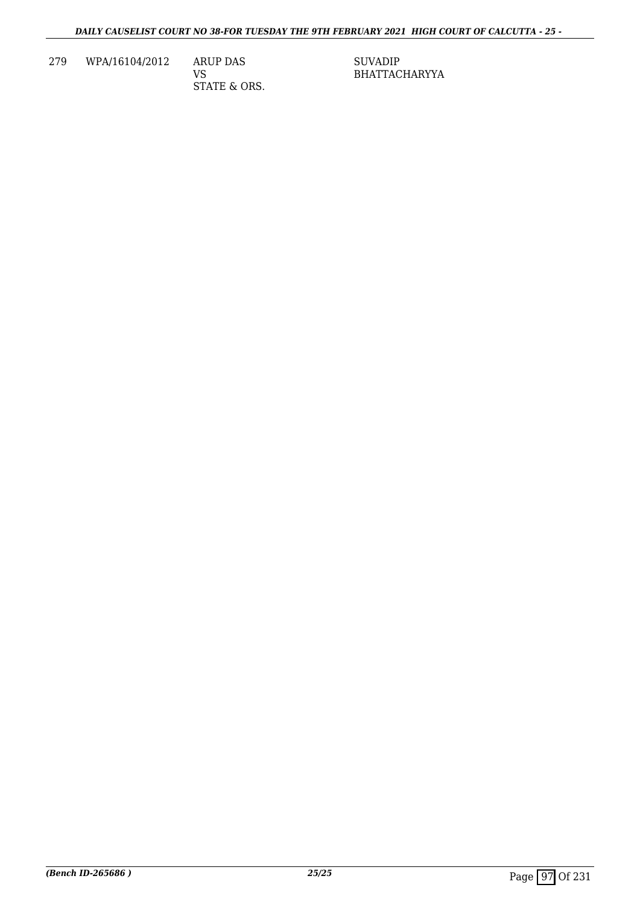| 279 | WPA/16104/2012 | ARUP DAS<br>VS<br>STATE & ORS. | SUVADIP<br>BHATTACHARYYA |
|---|---|---|---|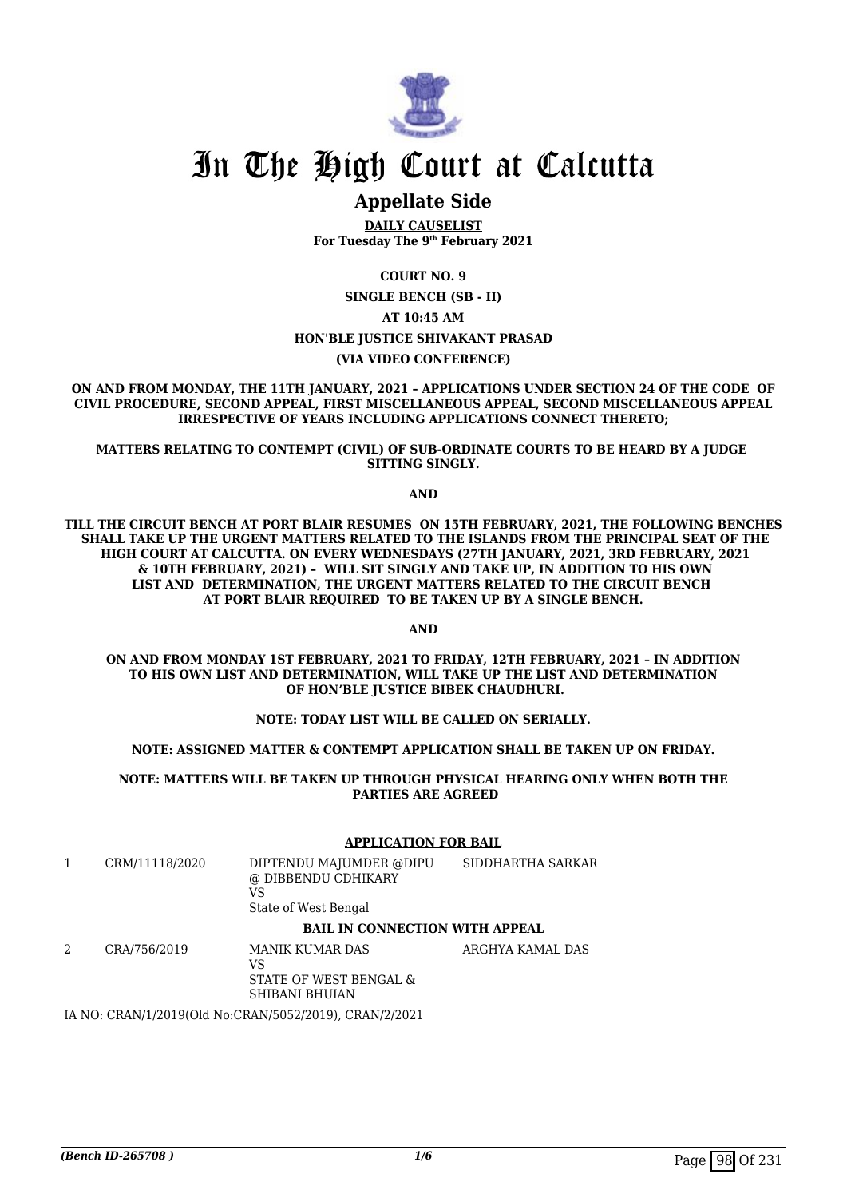# In The High Court at Calcutta

## Appellate Side

**DAILY CAUSELIST**
**For Tuesday The 9th February 2021**

**COURT NO. 9**

**SINGLE BENCH (SB - II)**

**AT 10:45 AM**

**HON'BLE JUSTICE SHIVAKANT PRASAD**

**(VIA VIDEO CONFERENCE)**

**ON AND FROM MONDAY, THE 11TH JANUARY, 2021 – APPLICATIONS UNDER SECTION 24 OF THE CODE OF CIVIL PROCEDURE, SECOND APPEAL, FIRST MISCELLANEOUS APPEAL, SECOND MISCELLANEOUS APPEAL IRRESPECTIVE OF YEARS INCLUDING APPLICATIONS CONNECT THERETO;**

**MATTERS RELATING TO CONTEMPT (CIVIL) OF SUB-ORDINATE COURTS TO BE HEARD BY A JUDGE SITTING SINGLY.**

**AND**

**TILL THE CIRCUIT BENCH AT PORT BLAIR RESUMES ON 15TH FEBRUARY, 2021, THE FOLLOWING BENCHES SHALL TAKE UP THE URGENT MATTERS RELATED TO THE ISLANDS FROM THE PRINCIPAL SEAT OF THE HIGH COURT AT CALCUTTA. ON EVERY WEDNESDAYS (27TH JANUARY, 2021, 3RD FEBRUARY, 2021 & 10TH FEBRUARY, 2021) – WILL SIT SINGLY AND TAKE UP, IN ADDITION TO HIS OWN LIST AND DETERMINATION, THE URGENT MATTERS RELATED TO THE CIRCUIT BENCH AT PORT BLAIR REQUIRED TO BE TAKEN UP BY A SINGLE BENCH.**

**AND**

**ON AND FROM MONDAY 1ST FEBRUARY, 2021 TO FRIDAY, 12TH FEBRUARY, 2021 – IN ADDITION TO HIS OWN LIST AND DETERMINATION, WILL TAKE UP THE LIST AND DETERMINATION OF HON'BLE JUSTICE BIBEK CHAUDHURI.**

**NOTE: TODAY LIST WILL BE CALLED ON SERIALLY.**

**NOTE: ASSIGNED MATTER & CONTEMPT APPLICATION SHALL BE TAKEN UP ON FRIDAY.**

**NOTE: MATTERS WILL BE TAKEN UP THROUGH PHYSICAL HEARING ONLY WHEN BOTH THE PARTIES ARE AGREED**

---

**APPLICATION FOR BAIL**

| | | | |
|---|---|---|---|
| 1 | CRM/11118/2020 | DIPTENDU MAJUMDER @DIPU @ DIBBENDU CDHIKARY<br>VS<br>State of West Bengal | SIDDHARTHA SARKAR |

**BAIL IN CONNECTION WITH APPEAL**

| | | | |
|---|---|---|---|
| 2 | CRA/756/2019 | MANIK KUMAR DAS<br>VS<br>STATE OF WEST BENGAL & SHIBANI BHUIAN | ARGHYA KAMAL DAS |

IA NO: CRAN/1/2019(Old No:CRAN/5052/2019), CRAN/2/2021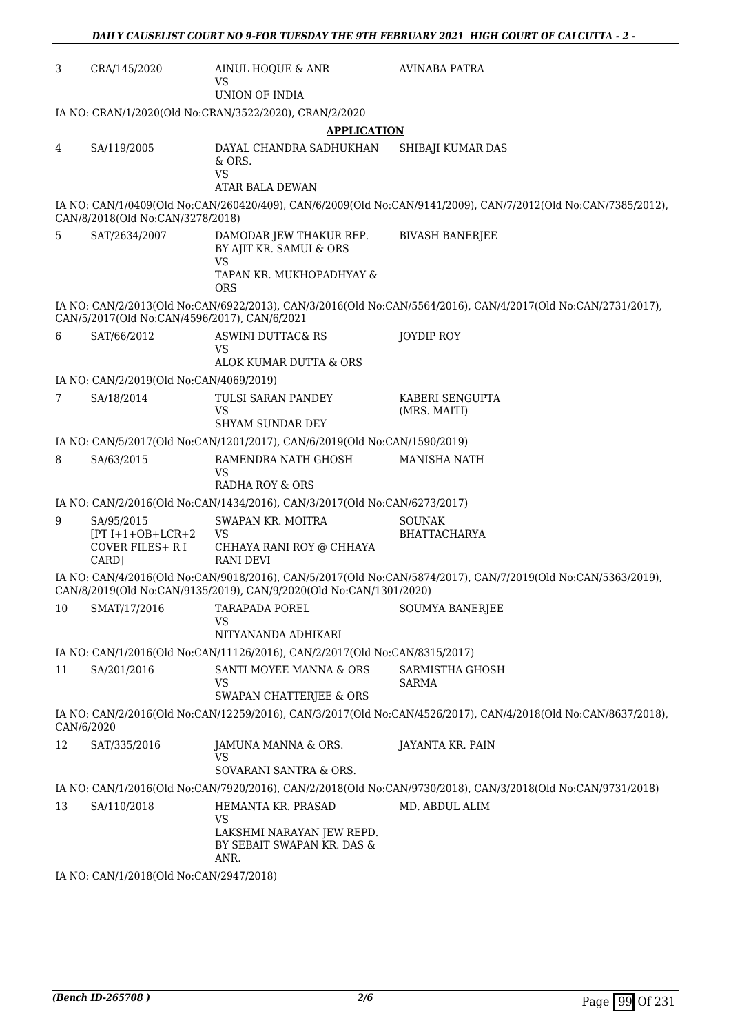| | | | |
|---|---|---|---|
| 3 | CRA/145/2020 | AINUL HOQUE & ANR<br>VS<br>UNION OF INDIA | AVINABA PATRA |

IA NO: CRAN/1/2020(Old No:CRAN/3522/2020), CRAN/2/2020

**APPLICATION**

| | | | |
|---|---|---|---|
| 4 | SA/119/2005 | DAYAL CHANDRA SADHUKHAN & ORS.<br>VS<br>ATAR BALA DEWAN | SHIBAJI KUMAR DAS |

IA NO: CAN/1/0409(Old No:CAN/260420/409), CAN/6/2009(Old No:CAN/9141/2009), CAN/7/2012(Old No:CAN/7385/2012), CAN/8/2018(Old No:CAN/3278/2018)

| | | | |
|---|---|---|---|
| 5 | SAT/2634/2007 | DAMODAR JEW THAKUR REP. BY AJIT KR. SAMUI & ORS<br>VS<br>TAPAN KR. MUKHOPADHYAY & ORS | BIVASH BANERJEE |

IA NO: CAN/2/2013(Old No:CAN/6922/2013), CAN/3/2016(Old No:CAN/5564/2016), CAN/4/2017(Old No:CAN/2731/2017), CAN/5/2017(Old No:CAN/4596/2017), CAN/6/2021

| | | | |
|---|---|---|---|
| 6 | SAT/66/2012 | ASWINI DUTTAC& RS<br>VS<br>ALOK KUMAR DUTTA & ORS | JOYDIP ROY |

IA NO: CAN/2/2019(Old No:CAN/4069/2019)

| | | | |
|---|---|---|---|
| 7 | SA/18/2014 | TULSI SARAN PANDEY<br>VS<br>SHYAM SUNDAR DEY | KABERI SENGUPTA (MRS. MAITI) |

IA NO: CAN/5/2017(Old No:CAN/1201/2017), CAN/6/2019(Old No:CAN/1590/2019)

| | | | |
|---|---|---|---|
| 8 | SA/63/2015 | RAMENDRA NATH GHOSH<br>VS<br>RADHA ROY & ORS | MANISHA NATH |

IA NO: CAN/2/2016(Old No:CAN/1434/2016), CAN/3/2017(Old No:CAN/6273/2017)

| | | | |
|---|---|---|---|
| 9 | SA/95/2015<br>[PT I+1+OB+LCR+2 COVER FILES+ R I CARD] | SWAPAN KR. MOITRA<br>VS<br>CHHAYA RANI ROY @ CHHAYA RANI DEVI | SOUNAK BHATTACHARYA |

IA NO: CAN/4/2016(Old No:CAN/9018/2016), CAN/5/2017(Old No:CAN/5874/2017), CAN/7/2019(Old No:CAN/5363/2019), CAN/8/2019(Old No:CAN/9135/2019), CAN/9/2020(Old No:CAN/1301/2020)

| | | | |
|---|---|---|---|
| 10 | SMAT/17/2016 | TARAPADA POREL<br>VS<br>NITYANANDA ADHIKARI | SOUMYA BANERJEE |

IA NO: CAN/1/2016(Old No:CAN/11126/2016), CAN/2/2017(Old No:CAN/8315/2017)

| | | | |
|---|---|---|---|
| 11 | SA/201/2016 | SANTI MOYEE MANNA & ORS<br>VS<br>SWAPAN CHATTERJEE & ORS | SARMISTHA GHOSH SARMA |

IA NO: CAN/2/2016(Old No:CAN/12259/2016), CAN/3/2017(Old No:CAN/4526/2017), CAN/4/2018(Old No:CAN/8637/2018), CAN/6/2020

| | | | |
|---|---|---|---|
| 12 | SAT/335/2016 | JAMUNA MANNA & ORS.<br>VS<br>SOVARANI SANTRA & ORS. | JAYANTA KR. PAIN |

IA NO: CAN/1/2016(Old No:CAN/7920/2016), CAN/2/2018(Old No:CAN/9730/2018), CAN/3/2018(Old No:CAN/9731/2018)

| | | | |
|---|---|---|---|
| 13 | SA/110/2018 | HEMANTA KR. PRASAD<br>VS<br>LAKSHMI NARAYAN JEW REPD. BY SEBAIT SWAPAN KR. DAS & ANR. | MD. ABDUL ALIM |

IA NO: CAN/1/2018(Old No:CAN/2947/2018)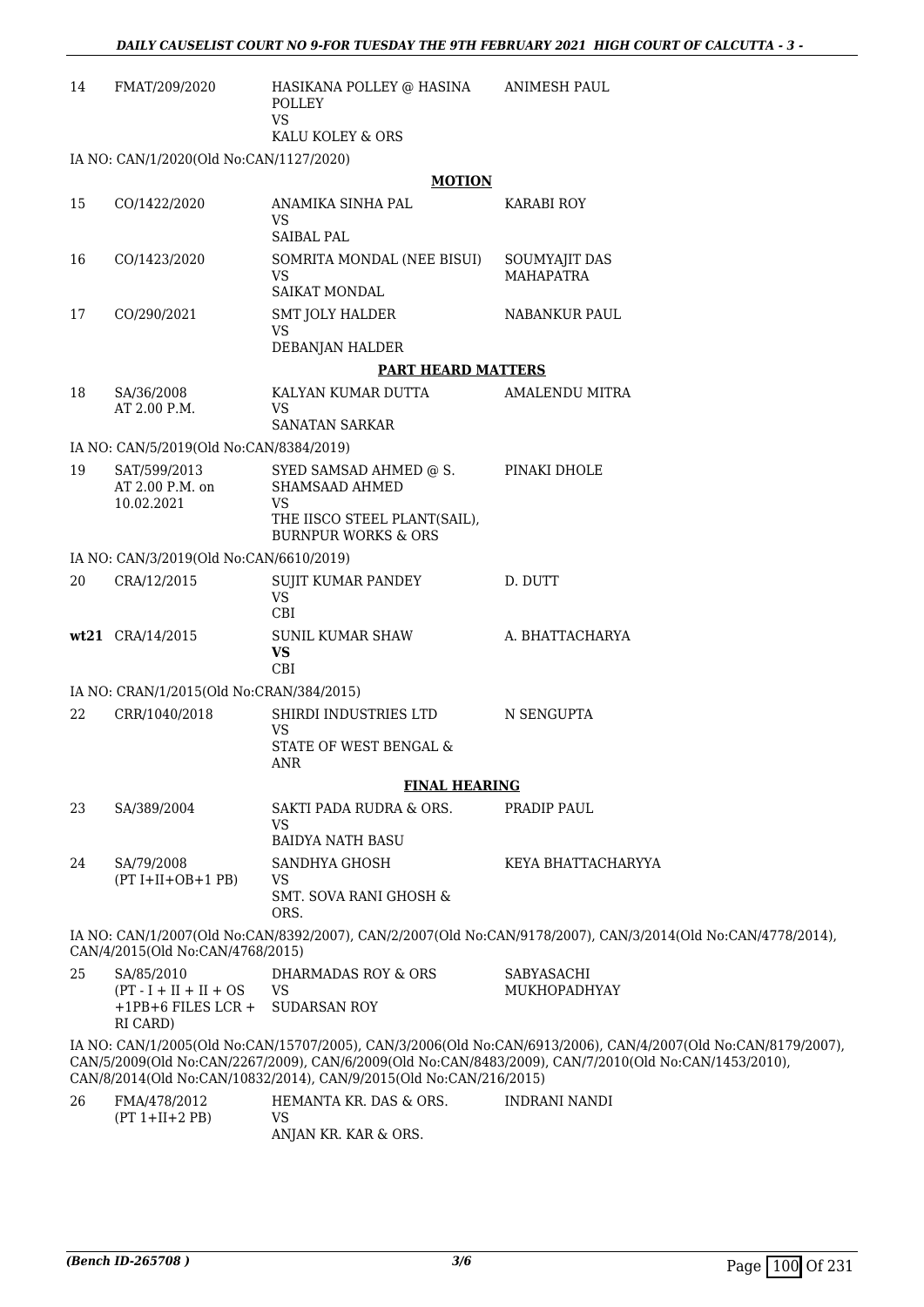| | | | |
|---|---|---|---|
| 14 | FMAT/209/2020 | HASIKANA POLLEY @ HASINA POLLEY<br>VS<br>KALU KOLEY & ORS | ANIMESH PAUL |

IA NO: CAN/1/2020(Old No:CAN/1127/2020)

**MOTION**

| | | | |
|---|---|---|---|
| 15 | CO/1422/2020 | ANAMIKA SINHA PAL<br>VS<br>SAIBAL PAL | KARABI ROY |
| 16 | CO/1423/2020 | SOMRITA MONDAL (NEE BISUI)<br>VS<br>SAIKAT MONDAL | SOUMYAJIT DAS MAHAPATRA |
| 17 | CO/290/2021 | SMT JOLY HALDER<br>VS<br>DEBANJAN HALDER | NABANKUR PAUL |

**PART HEARD MATTERS**

| | | | |
|---|---|---|---|
| 18 | SA/36/2008<br>AT 2.00 P.M. | KALYAN KUMAR DUTTA<br>VS<br>SANATAN SARKAR | AMALENDU MITRA |

IA NO: CAN/5/2019(Old No:CAN/8384/2019)

| | | | |
|---|---|---|---|
| 19 | SAT/599/2013<br>AT 2.00 P.M. on 10.02.2021 | SYED SAMSAD AHMED @ S. SHAMSAAD AHMED<br>VS<br>THE IISCO STEEL PLANT(SAIL), BURNPUR WORKS & ORS | PINAKI DHOLE |

IA NO: CAN/3/2019(Old No:CAN/6610/2019)

| | | | |
|---|---|---|---|
| 20 | CRA/12/2015 | SUJIT KUMAR PANDEY<br>VS<br>CBI | D. DUTT |
| **wt21** | CRA/14/2015 | SUNIL KUMAR SHAW<br>**VS**<br>CBI | A. BHATTACHARYA |

IA NO: CRAN/1/2015(Old No:CRAN/384/2015)

| | | | |
|---|---|---|---|
| 22 | CRR/1040/2018 | SHIRDI INDUSTRIES LTD<br>VS<br>STATE OF WEST BENGAL & ANR | N SENGUPTA |

**FINAL HEARING**

| | | | |
|---|---|---|---|
| 23 | SA/389/2004 | SAKTI PADA RUDRA & ORS.<br>VS<br>BAIDYA NATH BASU | PRADIP PAUL |
| 24 | SA/79/2008<br>(PT I+II+OB+1 PB) | SANDHYA GHOSH<br>VS<br>SMT. SOVA RANI GHOSH & ORS. | KEYA BHATTACHARYYA |

IA NO: CAN/1/2007(Old No:CAN/8392/2007), CAN/2/2007(Old No:CAN/9178/2007), CAN/3/2014(Old No:CAN/4778/2014), CAN/4/2015(Old No:CAN/4768/2015)

| | | | |
|---|---|---|---|
| 25 | SA/85/2010<br>(PT - I + II + II + OS +1PB+6 FILES LCR + RI CARD) | DHARMADAS ROY & ORS<br>VS<br>SUDARSAN ROY | SABYASACHI MUKHOPADHYAY |

IA NO: CAN/1/2005(Old No:CAN/15707/2005), CAN/3/2006(Old No:CAN/6913/2006), CAN/4/2007(Old No:CAN/8179/2007), CAN/5/2009(Old No:CAN/2267/2009), CAN/6/2009(Old No:CAN/8483/2009), CAN/7/2010(Old No:CAN/1453/2010), CAN/8/2014(Old No:CAN/10832/2014), CAN/9/2015(Old No:CAN/216/2015)

| | | | |
|---|---|---|---|
| 26 | FMA/478/2012<br>(PT 1+II+2 PB) | HEMANTA KR. DAS & ORS.<br>VS<br>ANJAN KR. KAR & ORS. | INDRANI NANDI |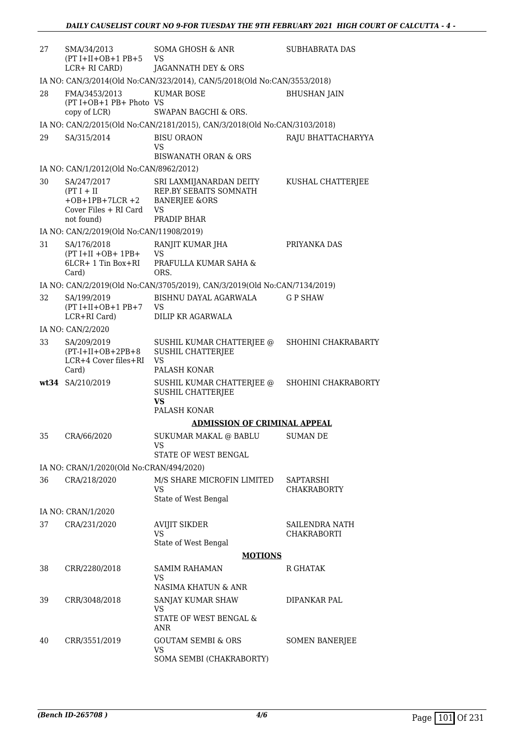| | | | |
|---|---|---|---|
| 27 | SMA/34/2013 (PT I+II+OB+1 PB+5 LCR+ RI CARD) | SOMA GHOSH & ANR VS JAGANNATH DEY & ORS | SUBHABRATA DAS |
| | IA NO: CAN/3/2014(Old No:CAN/323/2014), CAN/5/2018(Old No:CAN/3553/2018) | | |
| 28 | FMA/3453/2013 (PT I+OB+1 PB+ Photo copy of LCR) | KUMAR BOSE VS SWAPAN BAGCHI & ORS. | BHUSHAN JAIN |
| | IA NO: CAN/2/2015(Old No:CAN/2181/2015), CAN/3/2018(Old No:CAN/3103/2018) | | |
| 29 | SA/315/2014 | BISU ORAON VS BISWANATH ORAN & ORS | RAJU BHATTACHARYYA |
| | IA NO: CAN/1/2012(Old No:CAN/8962/2012) | | |
| 30 | SA/247/2017 (PT I + II +OB+1PB+7LCR +2 Cover Files + RI Card not found) | SRI LAXMIJANARDAN DEITY REP.BY SEBAITS SOMNATH BANERJEE &ORS VS PRADIP BHAR | KUSHAL CHATTERJEE |
| | IA NO: CAN/2/2019(Old No:CAN/11908/2019) | | |
| 31 | SA/176/2018 (PT I+II +OB+ 1PB+ 6LCR+ 1 Tin Box+RI Card) | RANJIT KUMAR JHA VS PRAFULLA KUMAR SAHA & ORS. | PRIYANKA DAS |
| | IA NO: CAN/2/2019(Old No:CAN/3705/2019), CAN/3/2019(Old No:CAN/7134/2019) | | |
| 32 | SA/199/2019 (PT I+II+OB+1 PB+7 LCR+RI Card) | BISHNU DAYAL AGARWALA VS DILIP KR AGARWALA | G P SHAW |
| | IA NO: CAN/2/2020 | | |
| 33 | SA/209/2019 (PT-I+II+OB+2PB+8 LCR+4 Cover files+RI Card) | SUSHIL KUMAR CHATTERJEE @ SUSHIL CHATTERJEE VS PALASH KONAR | SHOHINI CHAKRABARTY |
| **wt34** | SA/210/2019 | SUSHIL KUMAR CHATTERJEE @ SUSHIL CHATTERJEE **VS** PALASH KONAR | SHOHINI CHAKRABORTY |

**ADMISSION OF CRIMINAL APPEAL**

| | | | |
|---|---|---|---|
| 35 | CRA/66/2020 | SUKUMAR MAKAL @ BABLU VS STATE OF WEST BENGAL | SUMAN DE |
| | IA NO: CRAN/1/2020(Old No:CRAN/494/2020) | | |
| 36 | CRA/218/2020 | M/S SHARE MICROFIN LIMITED VS State of West Bengal | SAPTARSHI CHAKRABORTY |
| | IA NO: CRAN/1/2020 | | |
| 37 | CRA/231/2020 | AVIJIT SIKDER VS State of West Bengal | SAILENDRA NATH CHAKRABORTI |

**MOTIONS**

| | | | |
|---|---|---|---|
| 38 | CRR/2280/2018 | SAMIM RAHAMAN VS NASIMA KHATUN & ANR | R GHATAK |
| 39 | CRR/3048/2018 | SANJAY KUMAR SHAW VS STATE OF WEST BENGAL & ANR | DIPANKAR PAL |
| 40 | CRR/3551/2019 | GOUTAM SEMBI & ORS VS SOMA SEMBI (CHAKRABORTY) | SOMEN BANERJEE |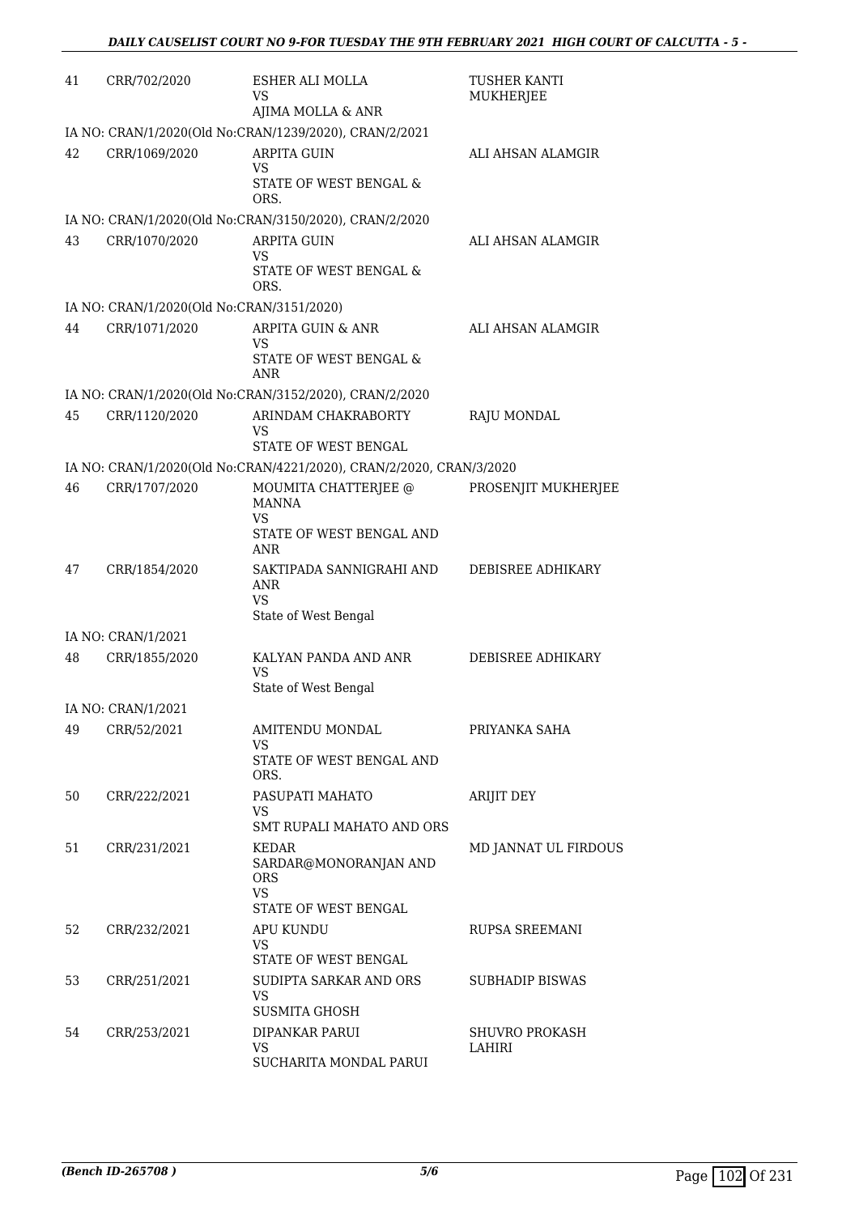| | | | |
|---|---|---|---|
| 41 | CRR/702/2020 | ESHER ALI MOLLA<br>VS<br>AJIMA MOLLA & ANR | TUSHER KANTI MUKHERJEE |
| | IA NO: CRAN/1/2020(Old No:CRAN/1239/2020), CRAN/2/2021 | | |
| 42 | CRR/1069/2020 | ARPITA GUIN<br>VS<br>STATE OF WEST BENGAL & ORS. | ALI AHSAN ALAMGIR |
| | IA NO: CRAN/1/2020(Old No:CRAN/3150/2020), CRAN/2/2020 | | |
| 43 | CRR/1070/2020 | ARPITA GUIN<br>VS<br>STATE OF WEST BENGAL & ORS. | ALI AHSAN ALAMGIR |
| | IA NO: CRAN/1/2020(Old No:CRAN/3151/2020) | | |
| 44 | CRR/1071/2020 | ARPITA GUIN & ANR<br>VS<br>STATE OF WEST BENGAL & ANR | ALI AHSAN ALAMGIR |
| | IA NO: CRAN/1/2020(Old No:CRAN/3152/2020), CRAN/2/2020 | | |
| 45 | CRR/1120/2020 | ARINDAM CHAKRABORTY<br>VS<br>STATE OF WEST BENGAL | RAJU MONDAL |
| | IA NO: CRAN/1/2020(Old No:CRAN/4221/2020), CRAN/2/2020, CRAN/3/2020 | | |
| 46 | CRR/1707/2020 | MOUMITA CHATTERJEE @ MANNA<br>VS<br>STATE OF WEST BENGAL AND ANR | PROSENJIT MUKHERJEE |
| 47 | CRR/1854/2020 | SAKTIPADA SANNIGRAHI AND ANR<br>VS<br>State of West Bengal | DEBISREE ADHIKARY |
| | IA NO: CRAN/1/2021 | | |
| 48 | CRR/1855/2020 | KALYAN PANDA AND ANR<br>VS<br>State of West Bengal | DEBISREE ADHIKARY |
| | IA NO: CRAN/1/2021 | | |
| 49 | CRR/52/2021 | AMITENDU MONDAL<br>VS<br>STATE OF WEST BENGAL AND ORS. | PRIYANKA SAHA |
| 50 | CRR/222/2021 | PASUPATI MAHATO<br>VS<br>SMT RUPALI MAHATO AND ORS | ARIJIT DEY |
| 51 | CRR/231/2021 | KEDAR SARDAR@MONORANJAN AND ORS<br>VS<br>STATE OF WEST BENGAL | MD JANNAT UL FIRDOUS |
| 52 | CRR/232/2021 | APU KUNDU<br>VS<br>STATE OF WEST BENGAL | RUPSA SREEMANI |
| 53 | CRR/251/2021 | SUDIPTA SARKAR AND ORS<br>VS<br>SUSMITA GHOSH | SUBHADIP BISWAS |
| 54 | CRR/253/2021 | DIPANKAR PARUI<br>VS<br>SUCHARITA MONDAL PARUI | SHUVRO PROKASH LAHIRI |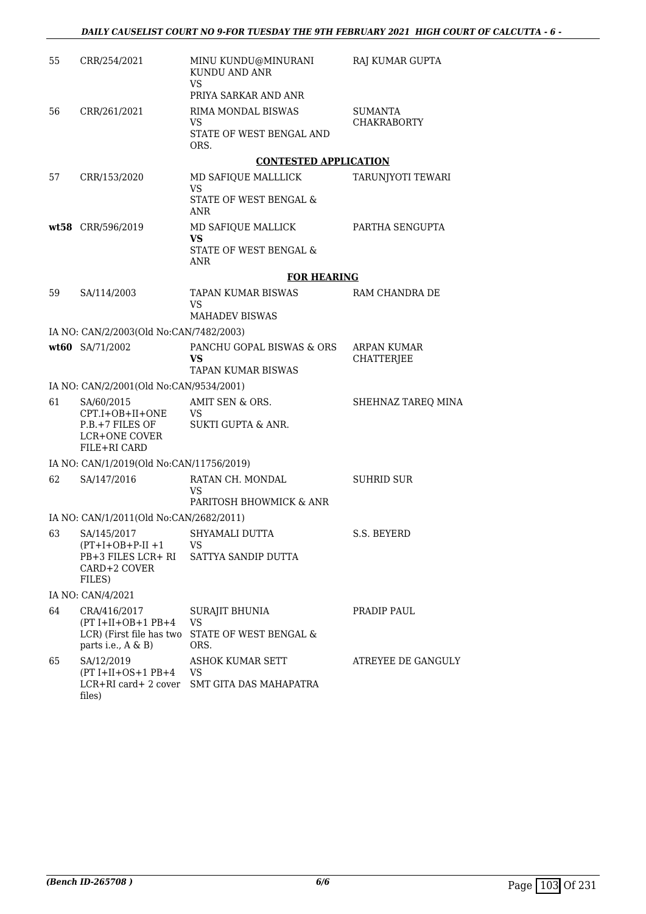| | | | |
|---|---|---|---|
| 55 | CRR/254/2021 | MINU KUNDU@MINURANI KUNDU AND ANR<br>VS<br>PRIYA SARKAR AND ANR | RAJ KUMAR GUPTA |
| 56 | CRR/261/2021 | RIMA MONDAL BISWAS<br>VS<br>STATE OF WEST BENGAL AND ORS. | SUMANTA CHAKRABORTY |

**CONTESTED APPLICATION**

| | | | |
|---|---|---|---|
| 57 | CRR/153/2020 | MD SAFIQUE MALLLICK<br>VS<br>STATE OF WEST BENGAL & ANR | TARUNJYOTI TEWARI |
| **wt58** | CRR/596/2019 | MD SAFIQUE MALLICK<br>**VS**<br>STATE OF WEST BENGAL & ANR | PARTHA SENGUPTA |

**FOR HEARING**

| | | | |
|---|---|---|---|
| 59 | SA/114/2003 | TAPAN KUMAR BISWAS<br>VS<br>MAHADEV BISWAS | RAM CHANDRA DE |
| | IA NO: CAN/2/2003(Old No:CAN/7482/2003) | | |
| **wt60** | SA/71/2002 | PANCHU GOPAL BISWAS & ORS<br>**VS**<br>TAPAN KUMAR BISWAS | ARPAN KUMAR CHATTERJEE |
| | IA NO: CAN/2/2001(Old No:CAN/9534/2001) | | |
| 61 | SA/60/2015<br>CPT.I+OB+II+ONE P.B.+7 FILES OF LCR+ONE COVER FILE+RI CARD | AMIT SEN & ORS.<br>VS<br>SUKTI GUPTA & ANR. | SHEHNAZ TAREQ MINA |
| | IA NO: CAN/1/2019(Old No:CAN/11756/2019) | | |
| 62 | SA/147/2016 | RATAN CH. MONDAL<br>VS<br>PARITOSH BHOWMICK & ANR | SUHRID SUR |
| | IA NO: CAN/1/2011(Old No:CAN/2682/2011) | | |
| 63 | SA/145/2017<br>(PT+I+OB+P-II +1 PB+3 FILES LCR+ RI CARD+2 COVER FILES) | SHYAMALI DUTTA<br>VS<br>SATTYA SANDIP DUTTA | S.S. BEYERD |
| | IA NO: CAN/4/2021 | | |
| 64 | CRA/416/2017<br>(PT I+II+OB+1 PB+4 LCR) (First file has two parts i.e., A & B) | SURAJIT BHUNIA<br>VS<br>STATE OF WEST BENGAL & ORS. | PRADIP PAUL |
| 65 | SA/12/2019<br>(PT I+II+OS+1 PB+4 LCR+RI card+ 2 cover files) | ASHOK KUMAR SETT<br>VS<br>SMT GITA DAS MAHAPATRA | ATREYEE DE GANGULY |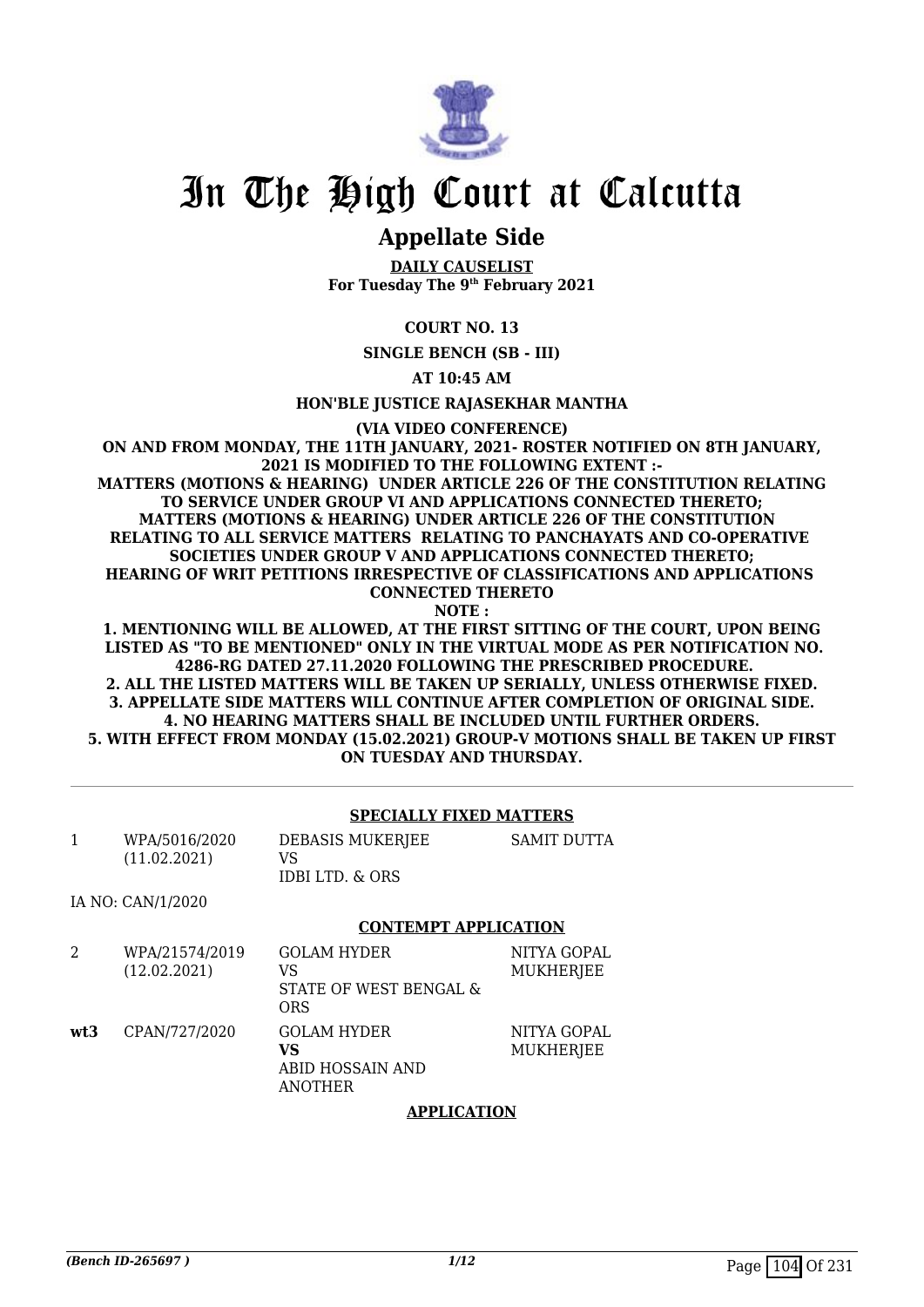# In The High Court at Calcutta

## Appellate Side

**DAILY CAUSELIST**
**For Tuesday The 9th February 2021**

**COURT NO. 13**

**SINGLE BENCH (SB - III)**

**AT 10:45 AM**

**HON'BLE JUSTICE RAJASEKHAR MANTHA**

**(VIA VIDEO CONFERENCE)**

**ON AND FROM MONDAY, THE 11TH JANUARY, 2021- ROSTER NOTIFIED ON 8TH JANUARY, 2021 IS MODIFIED TO THE FOLLOWING EXTENT :-**
**MATTERS (MOTIONS & HEARING) UNDER ARTICLE 226 OF THE CONSTITUTION RELATING TO SERVICE UNDER GROUP VI AND APPLICATIONS CONNECTED THERETO;**
**MATTERS (MOTIONS & HEARING) UNDER ARTICLE 226 OF THE CONSTITUTION RELATING TO ALL SERVICE MATTERS RELATING TO PANCHAYATS AND CO-OPERATIVE SOCIETIES UNDER GROUP V AND APPLICATIONS CONNECTED THERETO;**
**HEARING OF WRIT PETITIONS IRRESPECTIVE OF CLASSIFICATIONS AND APPLICATIONS CONNECTED THERETO**
**NOTE :**
**1. MENTIONING WILL BE ALLOWED, AT THE FIRST SITTING OF THE COURT, UPON BEING LISTED AS "TO BE MENTIONED" ONLY IN THE VIRTUAL MODE AS PER NOTIFICATION NO. 4286-RG DATED 27.11.2020 FOLLOWING THE PRESCRIBED PROCEDURE.**
**2. ALL THE LISTED MATTERS WILL BE TAKEN UP SERIALLY, UNLESS OTHERWISE FIXED.**
**3. APPELLATE SIDE MATTERS WILL CONTINUE AFTER COMPLETION OF ORIGINAL SIDE.**
**4. NO HEARING MATTERS SHALL BE INCLUDED UNTIL FURTHER ORDERS.**
**5. WITH EFFECT FROM MONDAY (15.02.2021) GROUP-V MOTIONS SHALL BE TAKEN UP FIRST ON TUESDAY AND THURSDAY.**

**SPECIALLY FIXED MATTERS**

| | | | |
|---|---|---|---|
| 1 | WPA/5016/2020 (11.02.2021) | DEBASIS MUKERJEE VS IDBI LTD. & ORS | SAMIT DUTTA |

IA NO: CAN/1/2020

**CONTEMPT APPLICATION**

| | | | |
|---|---|---|---|
| 2 | WPA/21574/2019 (12.02.2021) | GOLAM HYDER VS STATE OF WEST BENGAL & ORS | NITYA GOPAL MUKHERJEE |
| **wt3** | CPAN/727/2020 | GOLAM HYDER **VS** ABID HOSSAIN AND ANOTHER | NITYA GOPAL MUKHERJEE |

**APPLICATION**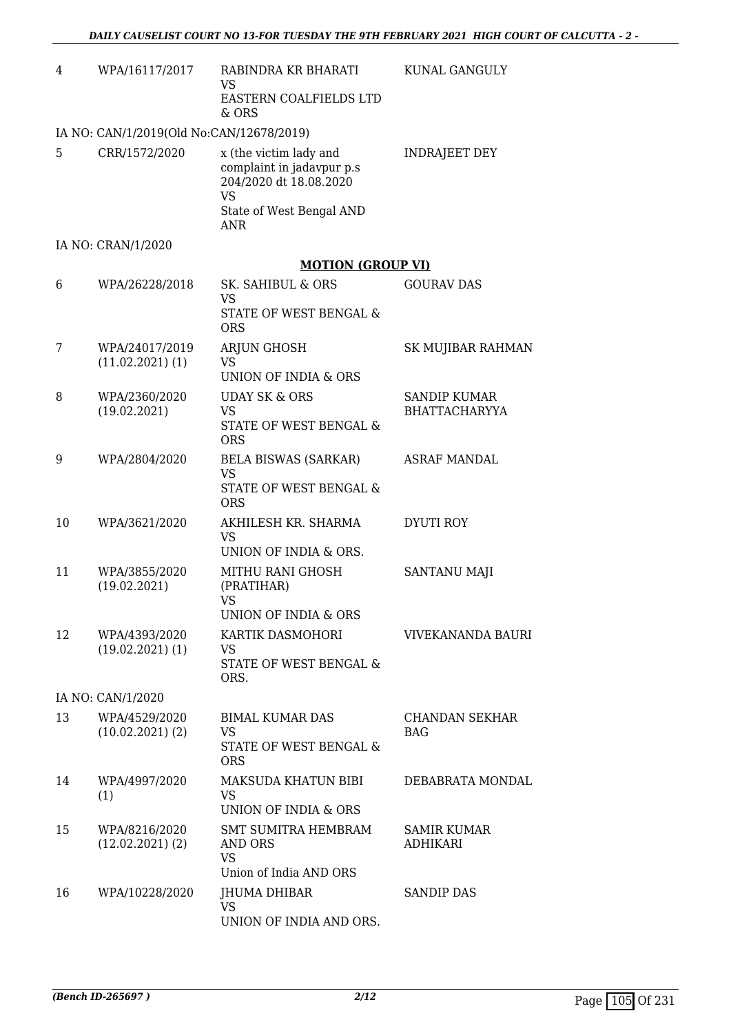| | | | |
|---|---|---|---|
| 4 | WPA/16117/2017 | RABINDRA KR BHARATI<br>VS<br>EASTERN COALFIELDS LTD & ORS | KUNAL GANGULY |
| IA NO: CAN/1/2019(Old No:CAN/12678/2019) | | | |
| 5 | CRR/1572/2020 | x (the victim lady and complaint in jadavpur p.s 204/2020 dt 18.08.2020<br>VS<br>State of West Bengal AND ANR | INDRAJEET DEY |
| IA NO: CRAN/1/2020 | | | |

**MOTION (GROUP VI)**

| | | | |
|---|---|---|---|
| 6 | WPA/26228/2018 | SK. SAHIBUL & ORS<br>VS<br>STATE OF WEST BENGAL & ORS | GOURAV DAS |
| 7 | WPA/24017/2019 (11.02.2021) (1) | ARJUN GHOSH<br>VS<br>UNION OF INDIA & ORS | SK MUJIBAR RAHMAN |
| 8 | WPA/2360/2020 (19.02.2021) | UDAY SK & ORS<br>VS<br>STATE OF WEST BENGAL & ORS | SANDIP KUMAR BHATTACHARYYA |
| 9 | WPA/2804/2020 | BELA BISWAS (SARKAR)<br>VS<br>STATE OF WEST BENGAL & ORS | ASRAF MANDAL |
| 10 | WPA/3621/2020 | AKHILESH KR. SHARMA<br>VS<br>UNION OF INDIA & ORS. | DYUTI ROY |
| 11 | WPA/3855/2020 (19.02.2021) | MITHU RANI GHOSH (PRATIHAR)<br>VS<br>UNION OF INDIA & ORS | SANTANU MAJI |
| 12 | WPA/4393/2020 (19.02.2021) (1) | KARTIK DASMOHORI<br>VS<br>STATE OF WEST BENGAL & ORS. | VIVEKANANDA BAURI |
| IA NO: CAN/1/2020 | | | |
| 13 | WPA/4529/2020 (10.02.2021) (2) | BIMAL KUMAR DAS<br>VS<br>STATE OF WEST BENGAL & ORS | CHANDAN SEKHAR BAG |
| 14 | WPA/4997/2020 (1) | MAKSUDA KHATUN BIBI<br>VS<br>UNION OF INDIA & ORS | DEBABRATA MONDAL |
| 15 | WPA/8216/2020 (12.02.2021) (2) | SMT SUMITRA HEMBRAM AND ORS<br>VS<br>Union of India AND ORS | SAMIR KUMAR ADHIKARI |
| 16 | WPA/10228/2020 | JHUMA DHIBAR<br>VS<br>UNION OF INDIA AND ORS. | SANDIP DAS |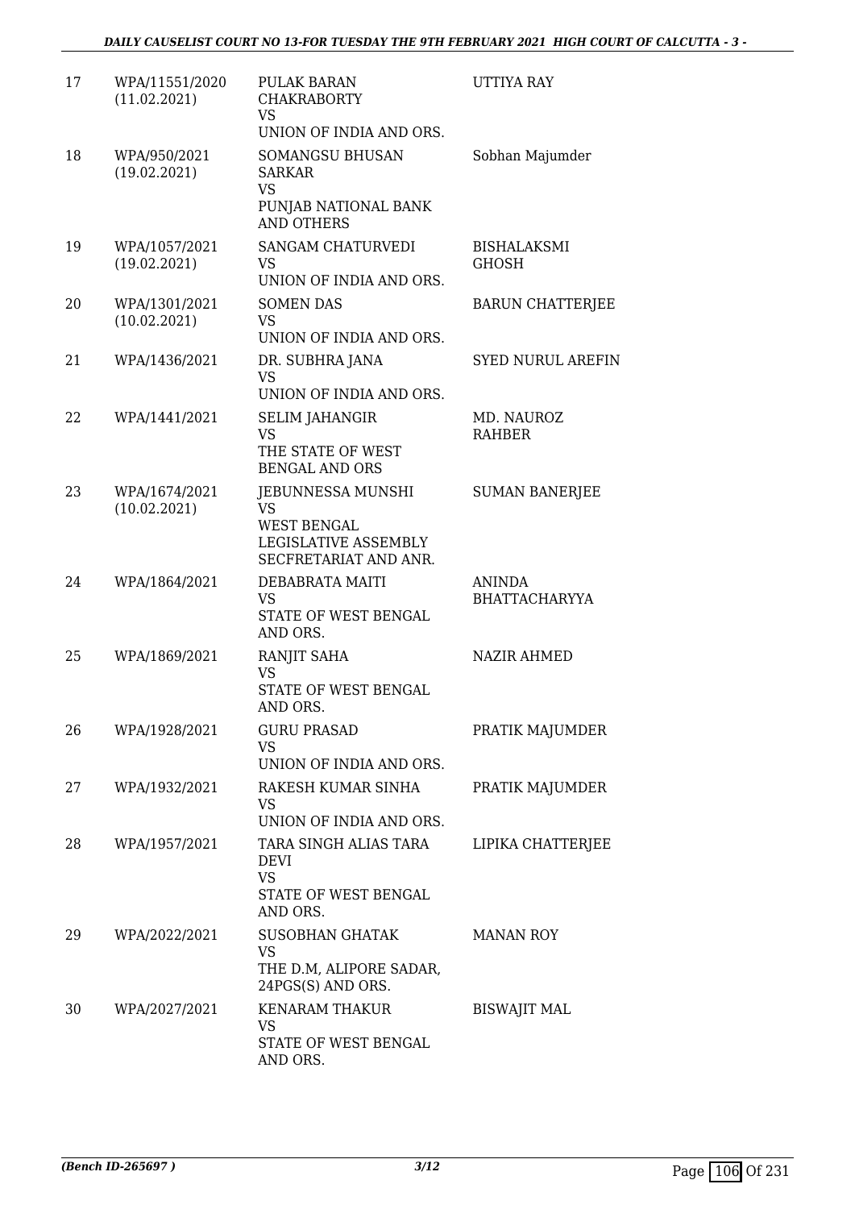| | | | |
|---|---|---|---|
| 17 | WPA/11551/2020 (11.02.2021) | PULAK BARAN CHAKRABORTY VS UNION OF INDIA AND ORS. | UTTIYA RAY |
| 18 | WPA/950/2021 (19.02.2021) | SOMANGSU BHUSAN SARKAR VS PUNJAB NATIONAL BANK AND OTHERS | Sobhan Majumder |
| 19 | WPA/1057/2021 (19.02.2021) | SANGAM CHATURVEDI VS UNION OF INDIA AND ORS. | BISHALAKSMI GHOSH |
| 20 | WPA/1301/2021 (10.02.2021) | SOMEN DAS VS UNION OF INDIA AND ORS. | BARUN CHATTERJEE |
| 21 | WPA/1436/2021 | DR. SUBHRA JANA VS UNION OF INDIA AND ORS. | SYED NURUL AREFIN |
| 22 | WPA/1441/2021 | SELIM JAHANGIR VS THE STATE OF WEST BENGAL AND ORS | MD. NAUROZ RAHBER |
| 23 | WPA/1674/2021 (10.02.2021) | JEBUNNESSA MUNSHI VS WEST BENGAL LEGISLATIVE ASSEMBLY SECFRETARIAT AND ANR. | SUMAN BANERJEE |
| 24 | WPA/1864/2021 | DEBABRATA MAITI VS STATE OF WEST BENGAL AND ORS. | ANINDA BHATTACHARYYA |
| 25 | WPA/1869/2021 | RANJIT SAHA VS STATE OF WEST BENGAL AND ORS. | NAZIR AHMED |
| 26 | WPA/1928/2021 | GURU PRASAD VS UNION OF INDIA AND ORS. | PRATIK MAJUMDER |
| 27 | WPA/1932/2021 | RAKESH KUMAR SINHA VS UNION OF INDIA AND ORS. | PRATIK MAJUMDER |
| 28 | WPA/1957/2021 | TARA SINGH ALIAS TARA DEVI VS STATE OF WEST BENGAL AND ORS. | LIPIKA CHATTERJEE |
| 29 | WPA/2022/2021 | SUSOBHAN GHATAK VS THE D.M, ALIPORE SADAR, 24PGS(S) AND ORS. | MANAN ROY |
| 30 | WPA/2027/2021 | KENARAM THAKUR VS STATE OF WEST BENGAL AND ORS. | BISWAJIT MAL |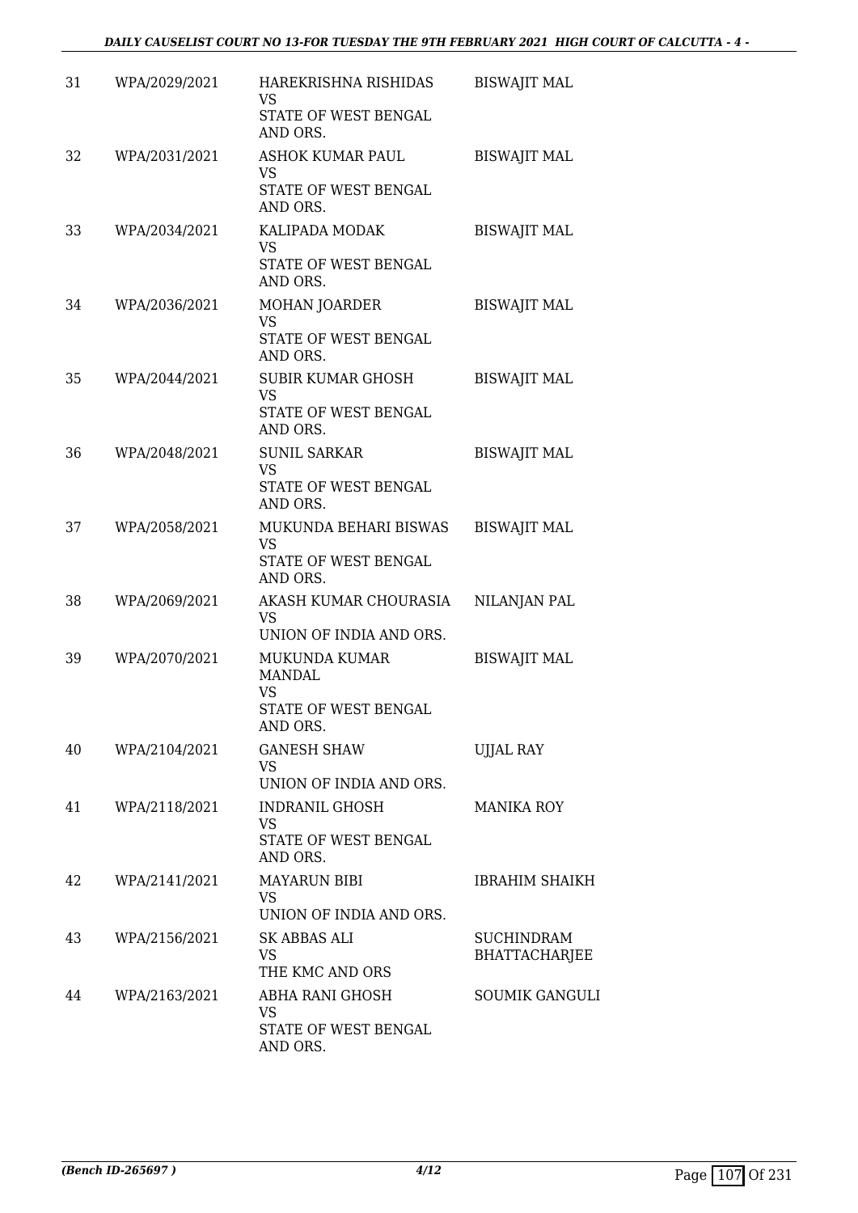| 31 | WPA/2029/2021 | HAREKRISHNA RISHIDAS VS STATE OF WEST BENGAL AND ORS. | BISWAJIT MAL |
|---|---|---|---|
| 32 | WPA/2031/2021 | ASHOK KUMAR PAUL VS STATE OF WEST BENGAL AND ORS. | BISWAJIT MAL |
| 33 | WPA/2034/2021 | KALIPADA MODAK VS STATE OF WEST BENGAL AND ORS. | BISWAJIT MAL |
| 34 | WPA/2036/2021 | MOHAN JOARDER VS STATE OF WEST BENGAL AND ORS. | BISWAJIT MAL |
| 35 | WPA/2044/2021 | SUBIR KUMAR GHOSH VS STATE OF WEST BENGAL AND ORS. | BISWAJIT MAL |
| 36 | WPA/2048/2021 | SUNIL SARKAR VS STATE OF WEST BENGAL AND ORS. | BISWAJIT MAL |
| 37 | WPA/2058/2021 | MUKUNDA BEHARI BISWAS VS STATE OF WEST BENGAL AND ORS. | BISWAJIT MAL |
| 38 | WPA/2069/2021 | AKASH KUMAR CHOURASIA VS UNION OF INDIA AND ORS. | NILANJAN PAL |
| 39 | WPA/2070/2021 | MUKUNDA KUMAR MANDAL VS STATE OF WEST BENGAL AND ORS. | BISWAJIT MAL |
| 40 | WPA/2104/2021 | GANESH SHAW VS UNION OF INDIA AND ORS. | UJJAL RAY |
| 41 | WPA/2118/2021 | INDRANIL GHOSH VS STATE OF WEST BENGAL AND ORS. | MANIKA ROY |
| 42 | WPA/2141/2021 | MAYARUN BIBI VS UNION OF INDIA AND ORS. | IBRAHIM SHAIKH |
| 43 | WPA/2156/2021 | SK ABBAS ALI VS THE KMC AND ORS | SUCHINDRAM BHATTACHARJEE |
| 44 | WPA/2163/2021 | ABHA RANI GHOSH VS STATE OF WEST BENGAL AND ORS. | SOUMIK GANGULI |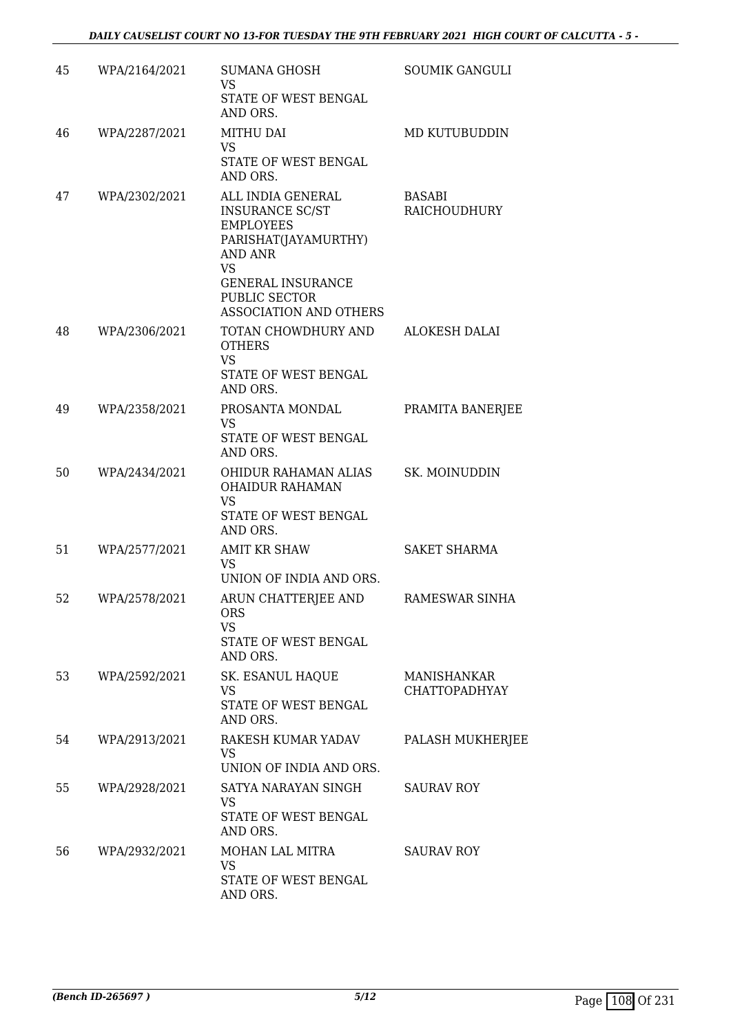| | | | |
|---|---|---|---|
| 45 | WPA/2164/2021 | SUMANA GHOSH<br>VS<br>STATE OF WEST BENGAL AND ORS. | SOUMIK GANGULI |
| 46 | WPA/2287/2021 | MITHU DAI<br>VS<br>STATE OF WEST BENGAL AND ORS. | MD KUTUBUDDIN |
| 47 | WPA/2302/2021 | ALL INDIA GENERAL INSURANCE SC/ST EMPLOYEES PARISHAT(JAYAMURTHY) AND ANR<br>VS<br>GENERAL INSURANCE PUBLIC SECTOR ASSOCIATION AND OTHERS | BASABI RAICHOUDHURY |
| 48 | WPA/2306/2021 | TOTAN CHOWDHURY AND OTHERS<br>VS<br>STATE OF WEST BENGAL AND ORS. | ALOKESH DALAI |
| 49 | WPA/2358/2021 | PROSANTA MONDAL<br>VS<br>STATE OF WEST BENGAL AND ORS. | PRAMITA BANERJEE |
| 50 | WPA/2434/2021 | OHIDUR RAHAMAN ALIAS OHAIDUR RAHAMAN<br>VS<br>STATE OF WEST BENGAL AND ORS. | SK. MOINUDDIN |
| 51 | WPA/2577/2021 | AMIT KR SHAW<br>VS<br>UNION OF INDIA AND ORS. | SAKET SHARMA |
| 52 | WPA/2578/2021 | ARUN CHATTERJEE AND ORS<br>VS<br>STATE OF WEST BENGAL AND ORS. | RAMESWAR SINHA |
| 53 | WPA/2592/2021 | SK. ESANUL HAQUE<br>VS<br>STATE OF WEST BENGAL AND ORS. | MANISHANKAR CHATTOPADHYAY |
| 54 | WPA/2913/2021 | RAKESH KUMAR YADAV<br>VS<br>UNION OF INDIA AND ORS. | PALASH MUKHERJEE |
| 55 | WPA/2928/2021 | SATYA NARAYAN SINGH<br>VS<br>STATE OF WEST BENGAL AND ORS. | SAURAV ROY |
| 56 | WPA/2932/2021 | MOHAN LAL MITRA<br>VS<br>STATE OF WEST BENGAL AND ORS. | SAURAV ROY |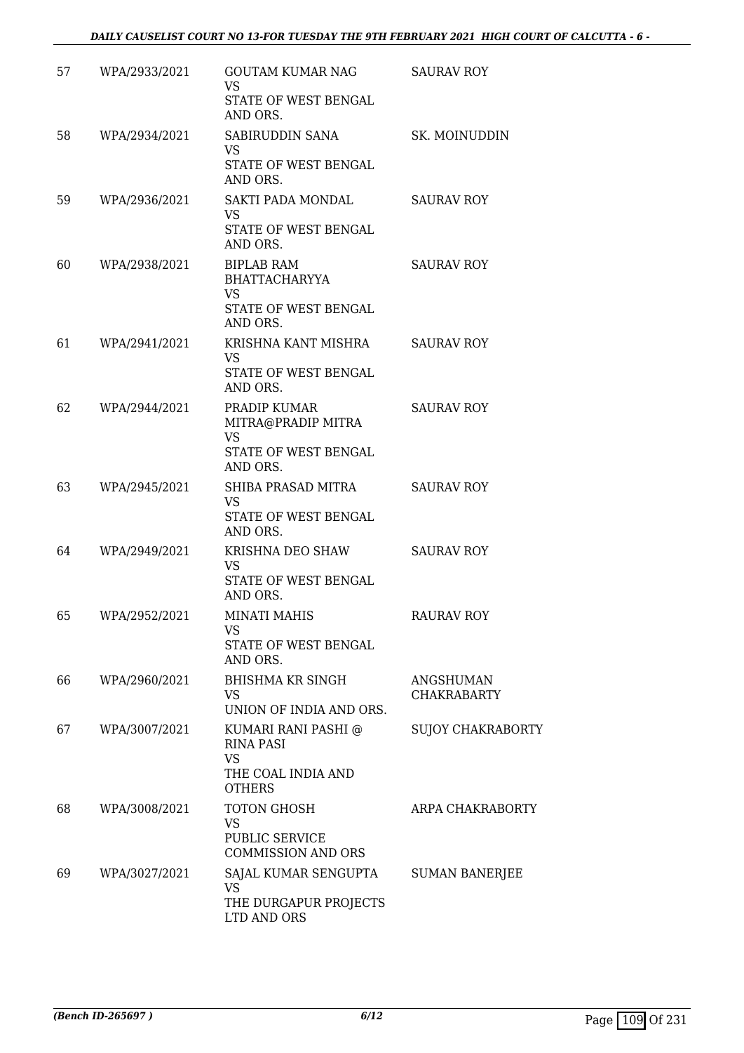| | | | |
|---|---|---|---|
| 57 | WPA/2933/2021 | GOUTAM KUMAR NAG<br>VS<br>STATE OF WEST BENGAL AND ORS. | SAURAV ROY |
| 58 | WPA/2934/2021 | SABIRUDDIN SANA<br>VS<br>STATE OF WEST BENGAL AND ORS. | SK. MOINUDDIN |
| 59 | WPA/2936/2021 | SAKTI PADA MONDAL<br>VS<br>STATE OF WEST BENGAL AND ORS. | SAURAV ROY |
| 60 | WPA/2938/2021 | BIPLAB RAM BHATTACHARYYA<br>VS<br>STATE OF WEST BENGAL AND ORS. | SAURAV ROY |
| 61 | WPA/2941/2021 | KRISHNA KANT MISHRA<br>VS<br>STATE OF WEST BENGAL AND ORS. | SAURAV ROY |
| 62 | WPA/2944/2021 | PRADIP KUMAR MITRA@PRADIP MITRA<br>VS<br>STATE OF WEST BENGAL AND ORS. | SAURAV ROY |
| 63 | WPA/2945/2021 | SHIBA PRASAD MITRA<br>VS<br>STATE OF WEST BENGAL AND ORS. | SAURAV ROY |
| 64 | WPA/2949/2021 | KRISHNA DEO SHAW<br>VS<br>STATE OF WEST BENGAL AND ORS. | SAURAV ROY |
| 65 | WPA/2952/2021 | MINATI MAHIS<br>VS<br>STATE OF WEST BENGAL AND ORS. | RAURAV ROY |
| 66 | WPA/2960/2021 | BHISHMA KR SINGH<br>VS<br>UNION OF INDIA AND ORS. | ANGSHUMAN CHAKRABARTY |
| 67 | WPA/3007/2021 | KUMARI RANI PASHI @ RINA PASI<br>VS<br>THE COAL INDIA AND OTHERS | SUJOY CHAKRABORTY |
| 68 | WPA/3008/2021 | TOTON GHOSH<br>VS<br>PUBLIC SERVICE COMMISSION AND ORS | ARPA CHAKRABORTY |
| 69 | WPA/3027/2021 | SAJAL KUMAR SENGUPTA<br>VS<br>THE DURGAPUR PROJECTS LTD AND ORS | SUMAN BANERJEE |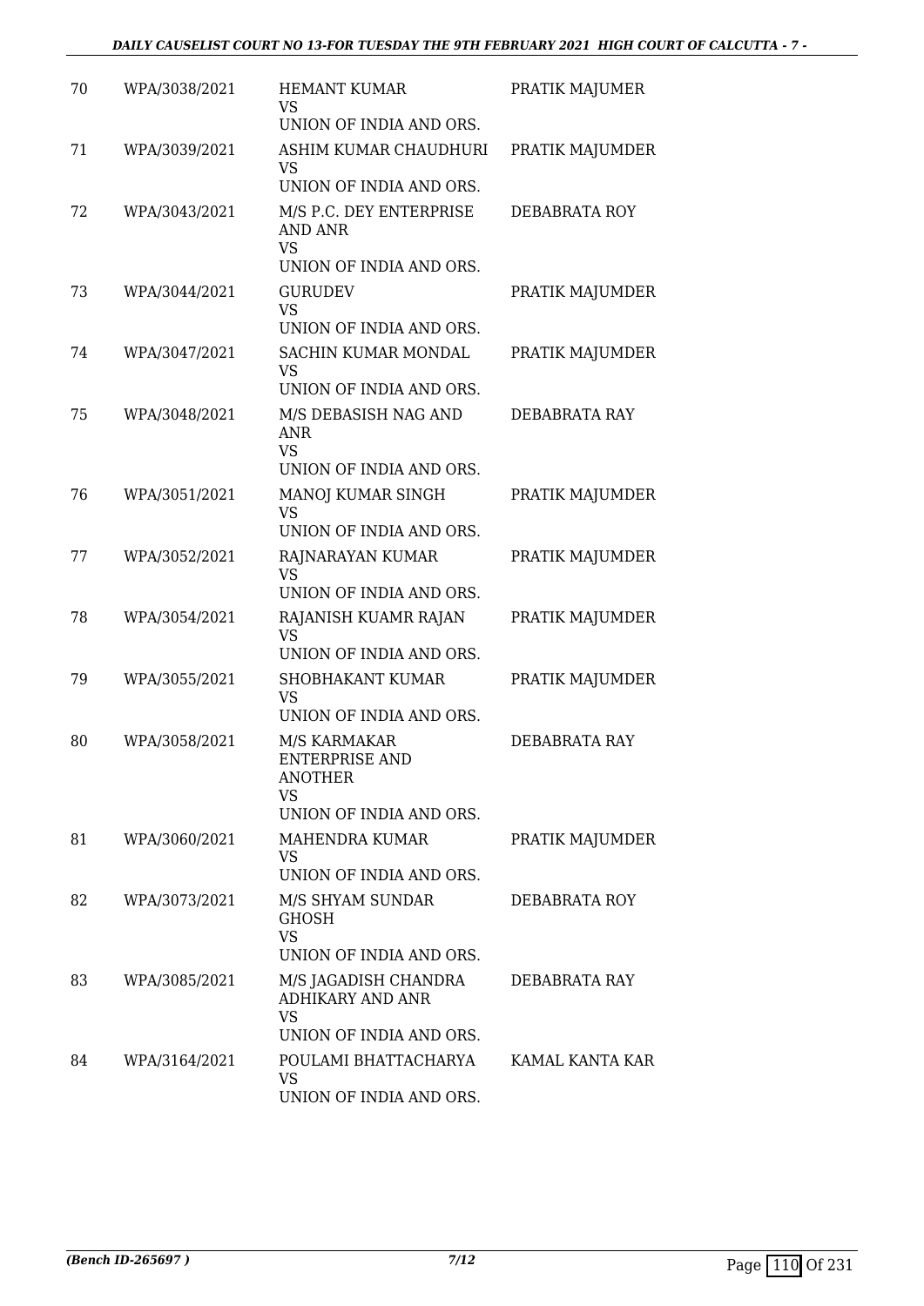| 70 | WPA/3038/2021 | HEMANT KUMAR<br>VS<br>UNION OF INDIA AND ORS. | PRATIK MAJUMER |
|---|---|---|---|
| 71 | WPA/3039/2021 | ASHIM KUMAR CHAUDHURI<br>VS<br>UNION OF INDIA AND ORS. | PRATIK MAJUMDER |
| 72 | WPA/3043/2021 | M/S P.C. DEY ENTERPRISE AND ANR<br>VS<br>UNION OF INDIA AND ORS. | DEBABRATA ROY |
| 73 | WPA/3044/2021 | GURUDEV<br>VS<br>UNION OF INDIA AND ORS. | PRATIK MAJUMDER |
| 74 | WPA/3047/2021 | SACHIN KUMAR MONDAL<br>VS<br>UNION OF INDIA AND ORS. | PRATIK MAJUMDER |
| 75 | WPA/3048/2021 | M/S DEBASISH NAG AND ANR<br>VS<br>UNION OF INDIA AND ORS. | DEBABRATA RAY |
| 76 | WPA/3051/2021 | MANOJ KUMAR SINGH<br>VS<br>UNION OF INDIA AND ORS. | PRATIK MAJUMDER |
| 77 | WPA/3052/2021 | RAJNARAYAN KUMAR<br>VS<br>UNION OF INDIA AND ORS. | PRATIK MAJUMDER |
| 78 | WPA/3054/2021 | RAJANISH KUAMR RAJAN<br>VS<br>UNION OF INDIA AND ORS. | PRATIK MAJUMDER |
| 79 | WPA/3055/2021 | SHOBHAKANT KUMAR<br>VS<br>UNION OF INDIA AND ORS. | PRATIK MAJUMDER |
| 80 | WPA/3058/2021 | M/S KARMAKAR ENTERPRISE AND ANOTHER<br>VS<br>UNION OF INDIA AND ORS. | DEBABRATA RAY |
| 81 | WPA/3060/2021 | MAHENDRA KUMAR<br>VS<br>UNION OF INDIA AND ORS. | PRATIK MAJUMDER |
| 82 | WPA/3073/2021 | M/S SHYAM SUNDAR GHOSH<br>VS<br>UNION OF INDIA AND ORS. | DEBABRATA ROY |
| 83 | WPA/3085/2021 | M/S JAGADISH CHANDRA ADHIKARY AND ANR<br>VS<br>UNION OF INDIA AND ORS. | DEBABRATA RAY |
| 84 | WPA/3164/2021 | POULAMI BHATTACHARYA<br>VS<br>UNION OF INDIA AND ORS. | KAMAL KANTA KAR |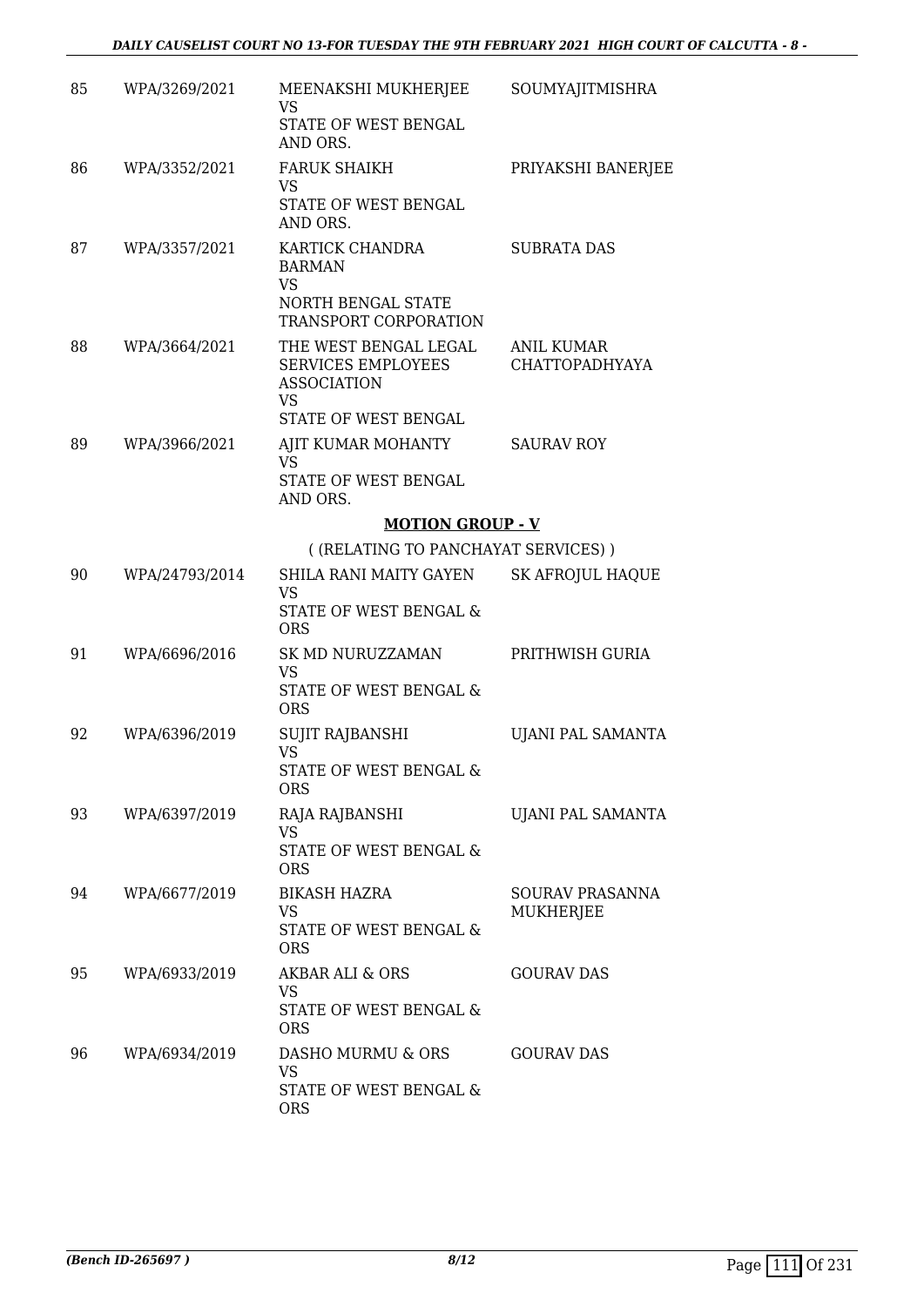| 85 | WPA/3269/2021 | MEENAKSHI MUKHERJEE<br>VS<br>STATE OF WEST BENGAL AND ORS. | SOUMYAJITMISHRA |
|---|---|---|---|
| 86 | WPA/3352/2021 | FARUK SHAIKH<br>VS<br>STATE OF WEST BENGAL AND ORS. | PRIYAKSHI BANERJEE |
| 87 | WPA/3357/2021 | KARTICK CHANDRA BARMAN<br>VS<br>NORTH BENGAL STATE TRANSPORT CORPORATION | SUBRATA DAS |
| 88 | WPA/3664/2021 | THE WEST BENGAL LEGAL SERVICES EMPLOYEES ASSOCIATION<br>VS<br>STATE OF WEST BENGAL | ANIL KUMAR CHATTOPADHYAYA |
| 89 | WPA/3966/2021 | AJIT KUMAR MOHANTY<br>VS<br>STATE OF WEST BENGAL AND ORS. | SAURAV ROY |

**MOTION GROUP - V**

( (RELATING TO PANCHAYAT SERVICES) )

| 90 | WPA/24793/2014 | SHILA RANI MAITY GAYEN<br>VS<br>STATE OF WEST BENGAL & ORS | SK AFROJUL HAQUE |
|---|---|---|---|
| 91 | WPA/6696/2016 | SK MD NURUZZAMAN<br>VS<br>STATE OF WEST BENGAL & ORS | PRITHWISH GURIA |
| 92 | WPA/6396/2019 | SUJIT RAJBANSHI<br>VS<br>STATE OF WEST BENGAL & ORS | UJANI PAL SAMANTA |
| 93 | WPA/6397/2019 | RAJA RAJBANSHI<br>VS<br>STATE OF WEST BENGAL & ORS | UJANI PAL SAMANTA |
| 94 | WPA/6677/2019 | BIKASH HAZRA<br>VS<br>STATE OF WEST BENGAL & ORS | SOURAV PRASANNA MUKHERJEE |
| 95 | WPA/6933/2019 | AKBAR ALI & ORS<br>VS<br>STATE OF WEST BENGAL & ORS | GOURAV DAS |
| 96 | WPA/6934/2019 | DASHO MURMU & ORS<br>VS<br>STATE OF WEST BENGAL & ORS | GOURAV DAS |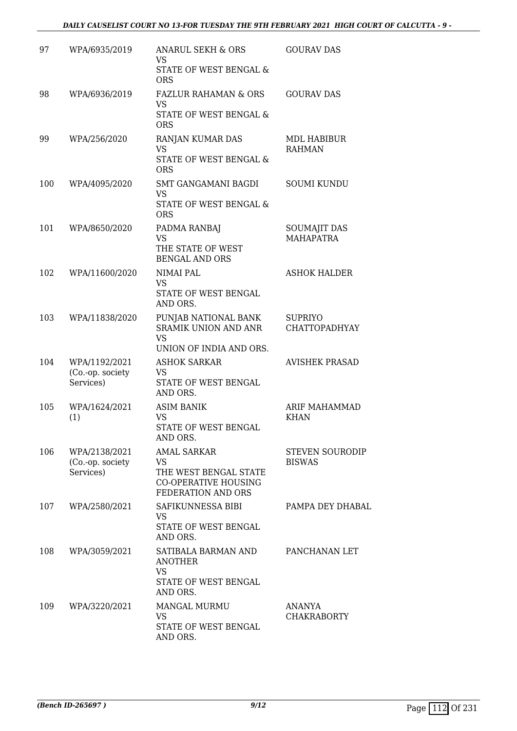| 97 | WPA/6935/2019 | ANARUL SEKH & ORS<br>VS<br>STATE OF WEST BENGAL & ORS | GOURAV DAS |
|---|---|---|---|
| 98 | WPA/6936/2019 | FAZLUR RAHAMAN & ORS<br>VS<br>STATE OF WEST BENGAL & ORS | GOURAV DAS |
| 99 | WPA/256/2020 | RANJAN KUMAR DAS<br>VS<br>STATE OF WEST BENGAL & ORS | MDL HABIBUR RAHMAN |
| 100 | WPA/4095/2020 | SMT GANGAMANI BAGDI<br>VS<br>STATE OF WEST BENGAL & ORS | SOUMI KUNDU |
| 101 | WPA/8650/2020 | PADMA RANBAJ<br>VS<br>THE STATE OF WEST BENGAL AND ORS | SOUMAJIT DAS MAHAPATRA |
| 102 | WPA/11600/2020 | NIMAI PAL<br>VS<br>STATE OF WEST BENGAL AND ORS. | ASHOK HALDER |
| 103 | WPA/11838/2020 | PUNJAB NATIONAL BANK SRAMIK UNION AND ANR<br>VS<br>UNION OF INDIA AND ORS. | SUPRIYO CHATTOPADHYAY |
| 104 | WPA/1192/2021 (Co.-op. society Services) | ASHOK SARKAR<br>VS<br>STATE OF WEST BENGAL AND ORS. | AVISHEK PRASAD |
| 105 | WPA/1624/2021 (1) | ASIM BANIK<br>VS<br>STATE OF WEST BENGAL AND ORS. | ARIF MAHAMMAD KHAN |
| 106 | WPA/2138/2021 (Co.-op. society Services) | AMAL SARKAR<br>VS<br>THE WEST BENGAL STATE CO-OPERATIVE HOUSING FEDERATION AND ORS | STEVEN SOURODIP BISWAS |
| 107 | WPA/2580/2021 | SAFIKUNNESSA BIBI<br>VS<br>STATE OF WEST BENGAL AND ORS. | PAMPA DEY DHABAL |
| 108 | WPA/3059/2021 | SATIBALA BARMAN AND ANOTHER<br>VS<br>STATE OF WEST BENGAL AND ORS. | PANCHANAN LET |
| 109 | WPA/3220/2021 | MANGAL MURMU<br>VS<br>STATE OF WEST BENGAL AND ORS. | ANANYA CHAKRABORTY |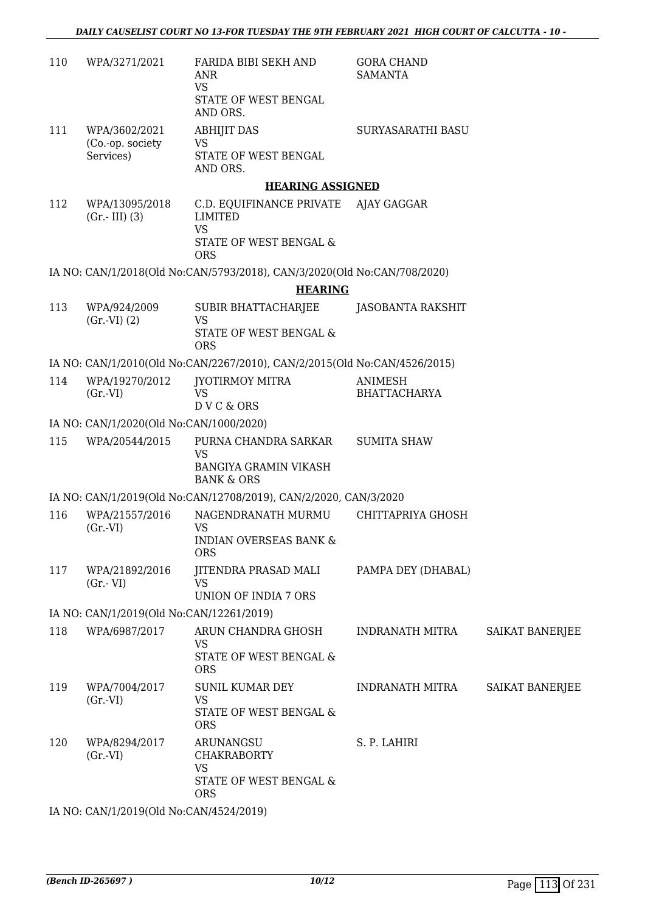| 110 | WPA/3271/2021 | FARIDA BIBI SEKH AND ANR<br>VS<br>STATE OF WEST BENGAL AND ORS. | GORA CHAND SAMANTA | |
|---|---|---|---|---|
| 111 | WPA/3602/2021<br>(Co.-op. society Services) | ABHIJIT DAS<br>VS<br>STATE OF WEST BENGAL AND ORS. | SURYASARATHI BASU | |

**HEARING ASSIGNED**

| 112 | WPA/13095/2018<br>(Gr.- III) (3) | C.D. EQUIFINANCE PRIVATE LIMITED<br>VS<br>STATE OF WEST BENGAL & ORS | AJAY GAGGAR | |
|---|---|---|---|---|

IA NO: CAN/1/2018(Old No:CAN/5793/2018), CAN/3/2020(Old No:CAN/708/2020)

**HEARING**

| 113 | WPA/924/2009<br>(Gr.-VI) (2) | SUBIR BHATTACHARJEE<br>VS<br>STATE OF WEST BENGAL & ORS | JASOBANTA RAKSHIT | |
|---|---|---|---|---|

IA NO: CAN/1/2010(Old No:CAN/2267/2010), CAN/2/2015(Old No:CAN/4526/2015)

| 114 | WPA/19270/2012<br>(Gr.-VI) | JYOTIRMOY MITRA<br>VS<br>D V C & ORS | ANIMESH BHATTACHARYA | |
|---|---|---|---|---|

IA NO: CAN/1/2020(Old No:CAN/1000/2020)

| 115 | WPA/20544/2015 | PURNA CHANDRA SARKAR<br>VS<br>BANGIYA GRAMIN VIKASH BANK & ORS | SUMITA SHAW | |
|---|---|---|---|---|

IA NO: CAN/1/2019(Old No:CAN/12708/2019), CAN/2/2020, CAN/3/2020

| 116 | WPA/21557/2016<br>(Gr.-VI) | NAGENDRANATH MURMU<br>VS<br>INDIAN OVERSEAS BANK & ORS | CHITTAPRIYA GHOSH | |
|---|---|---|---|---|
| 117 | WPA/21892/2016<br>(Gr.- VI) | JITENDRA PRASAD MALI<br>VS<br>UNION OF INDIA 7 ORS | PAMPA DEY (DHABAL) | |

IA NO: CAN/1/2019(Old No:CAN/12261/2019)

| 118 | WPA/6987/2017 | ARUN CHANDRA GHOSH<br>VS<br>STATE OF WEST BENGAL & ORS | INDRANATH MITRA | SAIKAT BANERJEE |
|---|---|---|---|---|
| 119 | WPA/7004/2017<br>(Gr.-VI) | SUNIL KUMAR DEY<br>VS<br>STATE OF WEST BENGAL & ORS | INDRANATH MITRA | SAIKAT BANERJEE |
| 120 | WPA/8294/2017<br>(Gr.-VI) | ARUNANGSU CHAKRABORTY<br>VS<br>STATE OF WEST BENGAL & ORS | S. P. LAHIRI | |

IA NO: CAN/1/2019(Old No:CAN/4524/2019)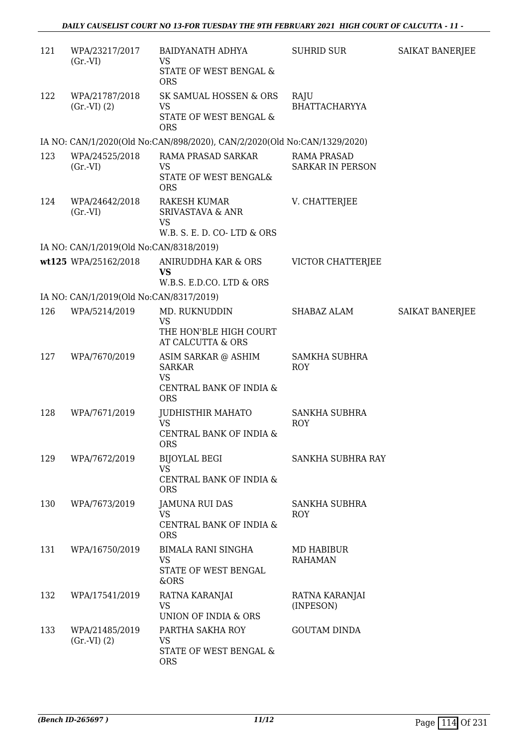| | | | | |
|---|---|---|---|---|
| 121 | WPA/23217/2017 (Gr.-VI) | BAIDYANATH ADHYA<br>VS<br>STATE OF WEST BENGAL & ORS | SUHRID SUR | SAIKAT BANERJEE |
| 122 | WPA/21787/2018 (Gr.-VI) (2) | SK SAMUAL HOSSEN & ORS<br>VS<br>STATE OF WEST BENGAL & ORS | RAJU BHATTACHARYYA | |
| IA NO: CAN/1/2020(Old No:CAN/898/2020), CAN/2/2020(Old No:CAN/1329/2020) | | | | |
| 123 | WPA/24525/2018 (Gr.-VI) | RAMA PRASAD SARKAR<br>VS<br>STATE OF WEST BENGAL& ORS | RAMA PRASAD SARKAR IN PERSON | |
| 124 | WPA/24642/2018 (Gr.-VI) | RAKESH KUMAR SRIVASTAVA & ANR<br>VS<br>W.B. S. E. D. CO- LTD & ORS | V. CHATTERJEE | |
| IA NO: CAN/1/2019(Old No:CAN/8318/2019) | | | | |
| wt125 | WPA/25162/2018 | ANIRUDDHA KAR & ORS<br>**VS**<br>W.B.S. E.D.CO. LTD & ORS | VICTOR CHATTERJEE | |
| IA NO: CAN/1/2019(Old No:CAN/8317/2019) | | | | |
| 126 | WPA/5214/2019 | MD. RUKNUDDIN<br>VS<br>THE HON'BLE HIGH COURT AT CALCUTTA & ORS | SHABAZ ALAM | SAIKAT BANERJEE |
| 127 | WPA/7670/2019 | ASIM SARKAR @ ASHIM SARKAR<br>VS<br>CENTRAL BANK OF INDIA & ORS | SAMKHA SUBHRA ROY | |
| 128 | WPA/7671/2019 | JUDHISTHIR MAHATO<br>VS<br>CENTRAL BANK OF INDIA & ORS | SANKHA SUBHRA ROY | |
| 129 | WPA/7672/2019 | BIJOYLAL BEGI<br>VS<br>CENTRAL BANK OF INDIA & ORS | SANKHA SUBHRA RAY | |
| 130 | WPA/7673/2019 | JAMUNA RUI DAS<br>VS<br>CENTRAL BANK OF INDIA & ORS | SANKHA SUBHRA ROY | |
| 131 | WPA/16750/2019 | BIMALA RANI SINGHA<br>VS<br>STATE OF WEST BENGAL &ORS | MD HABIBUR RAHAMAN | |
| 132 | WPA/17541/2019 | RATNA KARANJAI<br>VS<br>UNION OF INDIA & ORS | RATNA KARANJAI (INPESON) | |
| 133 | WPA/21485/2019 (Gr.-VI) (2) | PARTHA SAKHA ROY<br>VS<br>STATE OF WEST BENGAL & ORS | GOUTAM DINDA | |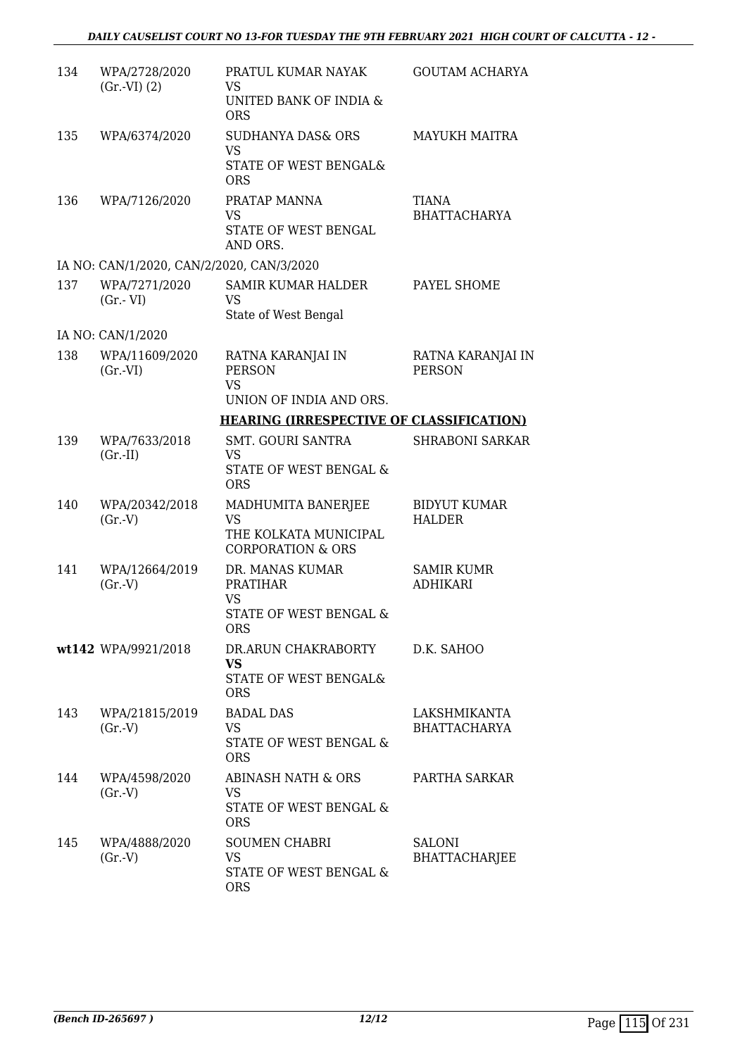| 134 | WPA/2728/2020 (Gr.-VI) (2) | PRATUL KUMAR NAYAK VS UNITED BANK OF INDIA & ORS | GOUTAM ACHARYA |
|---|---|---|---|
| 135 | WPA/6374/2020 | SUDHANYA DAS& ORS VS STATE OF WEST BENGAL& ORS | MAYUKH MAITRA |
| 136 | WPA/7126/2020 | PRATAP MANNA VS STATE OF WEST BENGAL AND ORS. | TIANA BHATTACHARYA |

IA NO: CAN/1/2020, CAN/2/2020, CAN/3/2020

| 137 | WPA/7271/2020 (Gr.- VI) | SAMIR KUMAR HALDER VS State of West Bengal | PAYEL SHOME |
|---|---|---|---|

IA NO: CAN/1/2020

| 138 | WPA/11609/2020 (Gr.-VI) | RATNA KARANJAI IN PERSON VS UNION OF INDIA AND ORS. | RATNA KARANJAI IN PERSON |
|---|---|---|---|

**HEARING (IRRESPECTIVE OF CLASSIFICATION)**

| 139 | WPA/7633/2018 (Gr.-II) | SMT. GOURI SANTRA VS STATE OF WEST BENGAL & ORS | SHRABONI SARKAR |
|---|---|---|---|
| 140 | WPA/20342/2018 (Gr.-V) | MADHUMITA BANERJEE VS THE KOLKATA MUNICIPAL CORPORATION & ORS | BIDYUT KUMAR HALDER |
| 141 | WPA/12664/2019 (Gr.-V) | DR. MANAS KUMAR PRATIHAR VS STATE OF WEST BENGAL & ORS | SAMIR KUMR ADHIKARI |
| **wt142** | WPA/9921/2018 | DR.ARUN CHAKRABORTY **VS** STATE OF WEST BENGAL& ORS | D.K. SAHOO |
| 143 | WPA/21815/2019 (Gr.-V) | BADAL DAS VS STATE OF WEST BENGAL & ORS | LAKSHMIKANTA BHATTACHARYA |
| 144 | WPA/4598/2020 (Gr.-V) | ABINASH NATH & ORS VS STATE OF WEST BENGAL & ORS | PARTHA SARKAR |
| 145 | WPA/4888/2020 (Gr.-V) | SOUMEN CHABRI VS STATE OF WEST BENGAL & ORS | SALONI BHATTACHARJEE |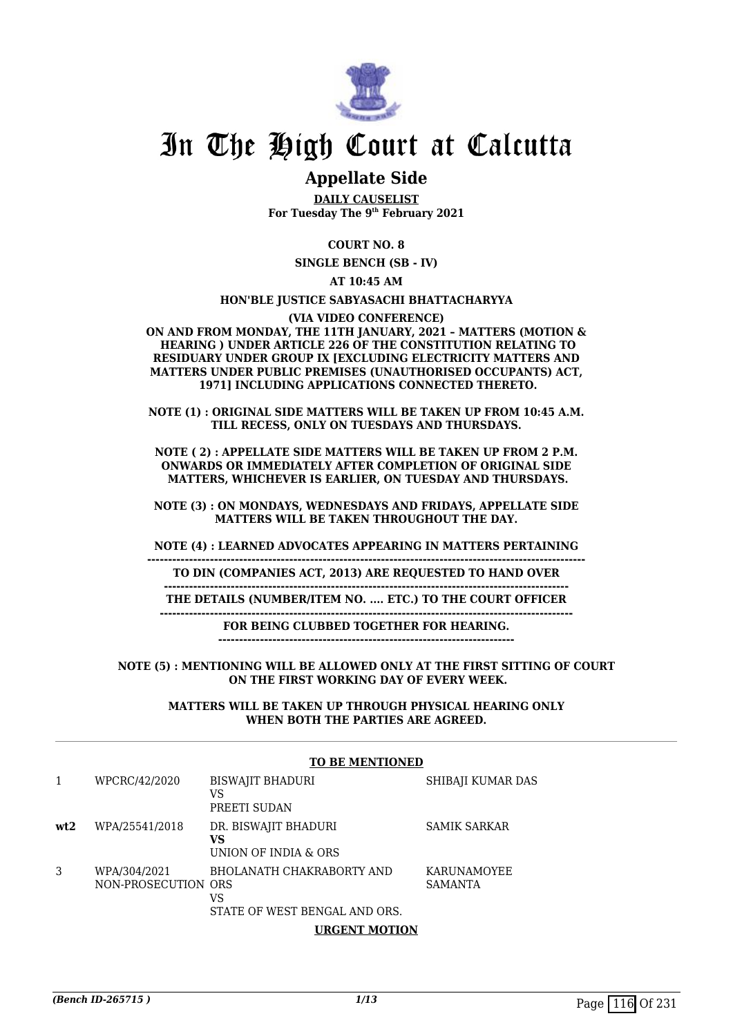# In The High Court at Calcutta

## Appellate Side

**DAILY CAUSELIST**
**For Tuesday The 9th February 2021**

**COURT NO. 8**

**SINGLE BENCH (SB - IV)**

**AT 10:45 AM**

**HON'BLE JUSTICE SABYASACHI BHATTACHARYYA**

**(VIA VIDEO CONFERENCE)**
**ON AND FROM MONDAY, THE 11TH JANUARY, 2021 – MATTERS (MOTION & HEARING ) UNDER ARTICLE 226 OF THE CONSTITUTION RELATING TO RESIDUARY UNDER GROUP IX [EXCLUDING ELECTRICITY MATTERS AND MATTERS UNDER PUBLIC PREMISES (UNAUTHORISED OCCUPANTS) ACT, 1971] INCLUDING APPLICATIONS CONNECTED THERETO.**

**NOTE (1) : ORIGINAL SIDE MATTERS WILL BE TAKEN UP FROM 10:45 A.M. TILL RECESS, ONLY ON TUESDAYS AND THURSDAYS.**

**NOTE ( 2) : APPELLATE SIDE MATTERS WILL BE TAKEN UP FROM 2 P.M. ONWARDS OR IMMEDIATELY AFTER COMPLETION OF ORIGINAL SIDE MATTERS, WHICHEVER IS EARLIER, ON TUESDAY AND THURSDAYS.**

**NOTE (3) : ON MONDAYS, WEDNESDAYS AND FRIDAYS, APPELLATE SIDE MATTERS WILL BE TAKEN THROUGHOUT THE DAY.**

**NOTE (4) : LEARNED ADVOCATES APPEARING IN MATTERS PERTAINING TO DIN (COMPANIES ACT, 2013) ARE REQUESTED TO HAND OVER THE DETAILS (NUMBER/ITEM NO. .... ETC.) TO THE COURT OFFICER FOR BEING CLUBBED TOGETHER FOR HEARING.**

**NOTE (5) : MENTIONING WILL BE ALLOWED ONLY AT THE FIRST SITTING OF COURT ON THE FIRST WORKING DAY OF EVERY WEEK.**

**MATTERS WILL BE TAKEN UP THROUGH PHYSICAL HEARING ONLY WHEN BOTH THE PARTIES ARE AGREED.**

**TO BE MENTIONED**

| | | | |
|---|---|---|---|
| 1 | WPCRC/42/2020 | BISWAJIT BHADURI<br>VS<br>PREETI SUDAN | SHIBAJI KUMAR DAS |
| **wt2** | WPA/25541/2018 | DR. BISWAJIT BHADURI<br>**VS**<br>UNION OF INDIA & ORS | SAMIK SARKAR |
| 3 | WPA/304/2021<br>NON-PROSECUTION | BHOLANATH CHAKRABORTY AND ORS<br>VS<br>STATE OF WEST BENGAL AND ORS. | KARUNAMOYEE SAMANTA |

**URGENT MOTION**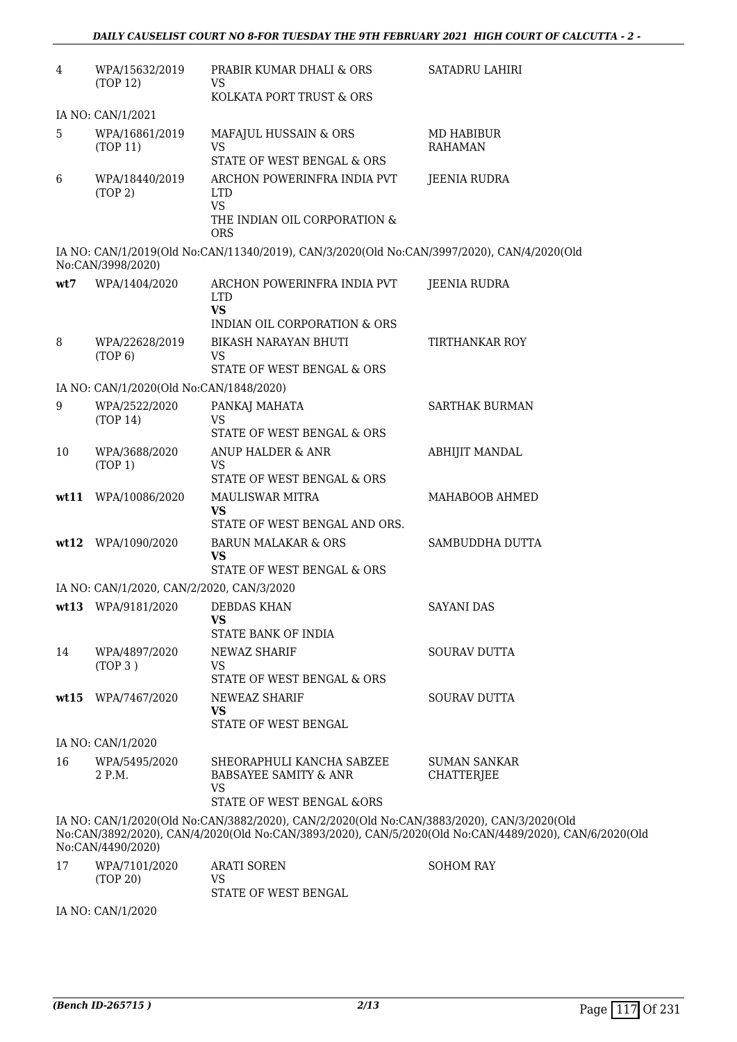| | | | |
|---|---|---|---|
| 4 | WPA/15632/2019 (TOP 12) | PRABIR KUMAR DHALI & ORS VS KOLKATA PORT TRUST & ORS | SATADRU LAHIRI |

IA NO: CAN/1/2021

| | | | |
|---|---|---|---|
| 5 | WPA/16861/2019 (TOP 11) | MAFAJUL HUSSAIN & ORS VS STATE OF WEST BENGAL & ORS | MD HABIBUR RAHAMAN |
| 6 | WPA/18440/2019 (TOP 2) | ARCHON POWERINFRA INDIA PVT LTD VS THE INDIAN OIL CORPORATION & ORS | JEENIA RUDRA |

IA NO: CAN/1/2019(Old No:CAN/11340/2019), CAN/3/2020(Old No:CAN/3997/2020), CAN/4/2020(Old No:CAN/3998/2020)

| | | | |
|---|---|---|---|
| wt7 | WPA/1404/2020 | ARCHON POWERINFRA INDIA PVT LTD **VS** INDIAN OIL CORPORATION & ORS | JEENIA RUDRA |
| 8 | WPA/22628/2019 (TOP 6) | BIKASH NARAYAN BHUTI VS STATE OF WEST BENGAL & ORS | TIRTHANKAR ROY |

IA NO: CAN/1/2020(Old No:CAN/1848/2020)

| | | | |
|---|---|---|---|
| 9 | WPA/2522/2020 (TOP 14) | PANKAJ MAHATA VS STATE OF WEST BENGAL & ORS | SARTHAK BURMAN |
| 10 | WPA/3688/2020 (TOP 1) | ANUP HALDER & ANR VS STATE OF WEST BENGAL & ORS | ABHIJIT MANDAL |
| wt11 | WPA/10086/2020 | MAULISWAR MITRA **VS** STATE OF WEST BENGAL AND ORS. | MAHABOOB AHMED |
| wt12 | WPA/1090/2020 | BARUN MALAKAR & ORS **VS** STATE OF WEST BENGAL & ORS | SAMBUDDHA DUTTA |

IA NO: CAN/1/2020, CAN/2/2020, CAN/3/2020

| | | | |
|---|---|---|---|
| wt13 | WPA/9181/2020 | DEBDAS KHAN **VS** STATE BANK OF INDIA | SAYANI DAS |
| 14 | WPA/4897/2020 (TOP 3 ) | NEWAZ SHARIF VS STATE OF WEST BENGAL & ORS | SOURAV DUTTA |
| wt15 | WPA/7467/2020 | NEWEAZ SHARIF **VS** STATE OF WEST BENGAL | SOURAV DUTTA |

IA NO: CAN/1/2020

| | | | |
|---|---|---|---|
| 16 | WPA/5495/2020 2 P.M. | SHEORAPHULI KANCHA SABZEE BABSAYEE SAMITY & ANR VS STATE OF WEST BENGAL &ORS | SUMAN SANKAR CHATTERJEE |

IA NO: CAN/1/2020(Old No:CAN/3882/2020), CAN/2/2020(Old No:CAN/3883/2020), CAN/3/2020(Old No:CAN/3892/2020), CAN/4/2020(Old No:CAN/3893/2020), CAN/5/2020(Old No:CAN/4489/2020), CAN/6/2020(Old No:CAN/4490/2020)

| | | | |
|---|---|---|---|
| 17 | WPA/7101/2020 (TOP 20) | ARATI SOREN VS STATE OF WEST BENGAL | SOHOM RAY |

IA NO: CAN/1/2020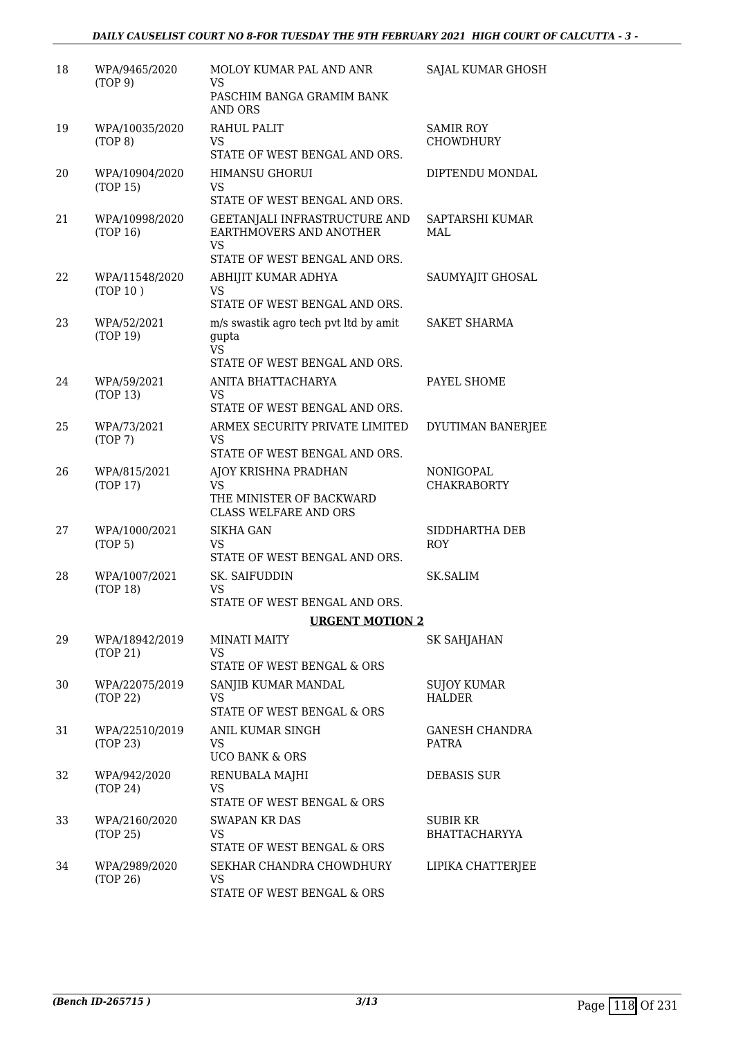| | | | |
|---|---|---|---|
| 18 | WPA/9465/2020 (TOP 9) | MOLOY KUMAR PAL AND ANR VS PASCHIM BANGA GRAMIM BANK AND ORS | SAJAL KUMAR GHOSH |
| 19 | WPA/10035/2020 (TOP 8) | RAHUL PALIT VS STATE OF WEST BENGAL AND ORS. | SAMIR ROY CHOWDHURY |
| 20 | WPA/10904/2020 (TOP 15) | HIMANSU GHORUI VS STATE OF WEST BENGAL AND ORS. | DIPTENDU MONDAL |
| 21 | WPA/10998/2020 (TOP 16) | GEETANJALI INFRASTRUCTURE AND EARTHMOVERS AND ANOTHER VS STATE OF WEST BENGAL AND ORS. | SAPTARSHI KUMAR MAL |
| 22 | WPA/11548/2020 (TOP 10 ) | ABHIJIT KUMAR ADHYA VS STATE OF WEST BENGAL AND ORS. | SAUMYAJIT GHOSAL |
| 23 | WPA/52/2021 (TOP 19) | m/s swastik agro tech pvt ltd by amit gupta VS STATE OF WEST BENGAL AND ORS. | SAKET SHARMA |
| 24 | WPA/59/2021 (TOP 13) | ANITA BHATTACHARYA VS STATE OF WEST BENGAL AND ORS. | PAYEL SHOME |
| 25 | WPA/73/2021 (TOP 7) | ARMEX SECURITY PRIVATE LIMITED VS STATE OF WEST BENGAL AND ORS. | DYUTIMAN BANERJEE |
| 26 | WPA/815/2021 (TOP 17) | AJOY KRISHNA PRADHAN VS THE MINISTER OF BACKWARD CLASS WELFARE AND ORS | NONIGOPAL CHAKRABORTY |
| 27 | WPA/1000/2021 (TOP 5) | SIKHA GAN VS STATE OF WEST BENGAL AND ORS. | SIDDHARTHA DEB ROY |
| 28 | WPA/1007/2021 (TOP 18) | SK. SAIFUDDIN VS STATE OF WEST BENGAL AND ORS. | SK.SALIM |

**URGENT MOTION 2**

| | | | |
|---|---|---|---|
| 29 | WPA/18942/2019 (TOP 21) | MINATI MAITY VS STATE OF WEST BENGAL & ORS | SK SAHJAHAN |
| 30 | WPA/22075/2019 (TOP 22) | SANJIB KUMAR MANDAL VS STATE OF WEST BENGAL & ORS | SUJOY KUMAR HALDER |
| 31 | WPA/22510/2019 (TOP 23) | ANIL KUMAR SINGH VS UCO BANK & ORS | GANESH CHANDRA PATRA |
| 32 | WPA/942/2020 (TOP 24) | RENUBALA MAJHI VS STATE OF WEST BENGAL & ORS | DEBASIS SUR |
| 33 | WPA/2160/2020 (TOP 25) | SWAPAN KR DAS VS STATE OF WEST BENGAL & ORS | SUBIR KR BHATTACHARYYA |
| 34 | WPA/2989/2020 (TOP 26) | SEKHAR CHANDRA CHOWDHURY VS STATE OF WEST BENGAL & ORS | LIPIKA CHATTERJEE |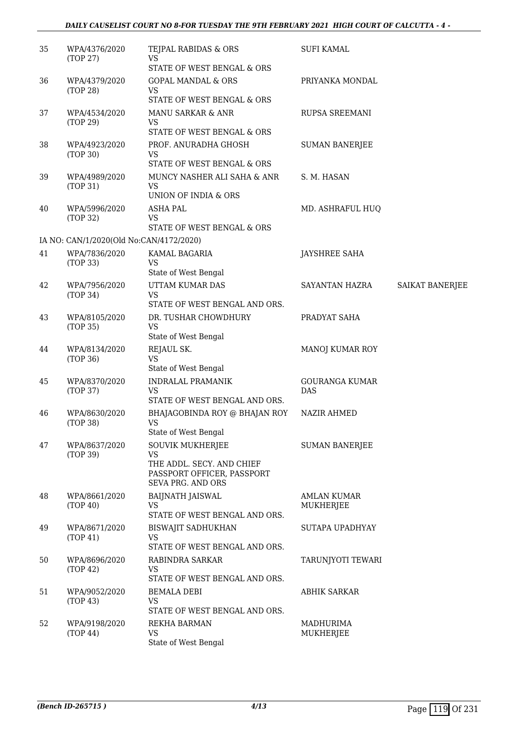| 35 | WPA/4376/2020 (TOP 27) | TEJPAL RABIDAS & ORS VS STATE OF WEST BENGAL & ORS | SUFI KAMAL | |
|---|---|---|---|---|
| 36 | WPA/4379/2020 (TOP 28) | GOPAL MANDAL & ORS VS STATE OF WEST BENGAL & ORS | PRIYANKA MONDAL | |
| 37 | WPA/4534/2020 (TOP 29) | MANU SARKAR & ANR VS STATE OF WEST BENGAL & ORS | RUPSA SREEMANI | |
| 38 | WPA/4923/2020 (TOP 30) | PROF. ANURADHA GHOSH VS STATE OF WEST BENGAL & ORS | SUMAN BANERJEE | |
| 39 | WPA/4989/2020 (TOP 31) | MUNCY NASHER ALI SAHA & ANR VS UNION OF INDIA & ORS | S. M. HASAN | |
| 40 | WPA/5996/2020 (TOP 32) | ASHA PAL VS STATE OF WEST BENGAL & ORS | MD. ASHRAFUL HUQ | |
| | IA NO: CAN/1/2020(Old No:CAN/4172/2020) | | | |
| 41 | WPA/7836/2020 (TOP 33) | KAMAL BAGARIA VS State of West Bengal | JAYSHREE SAHA | |
| 42 | WPA/7956/2020 (TOP 34) | UTTAM KUMAR DAS VS STATE OF WEST BENGAL AND ORS. | SAYANTAN HAZRA | SAIKAT BANERJEE |
| 43 | WPA/8105/2020 (TOP 35) | DR. TUSHAR CHOWDHURY VS State of West Bengal | PRADYAT SAHA | |
| 44 | WPA/8134/2020 (TOP 36) | REJAUL SK. VS State of West Bengal | MANOJ KUMAR ROY | |
| 45 | WPA/8370/2020 (TOP 37) | INDRALAL PRAMANIK VS STATE OF WEST BENGAL AND ORS. | GOURANGA KUMAR DAS | |
| 46 | WPA/8630/2020 (TOP 38) | BHAJAGOBINDA ROY @ BHAJAN ROY VS State of West Bengal | NAZIR AHMED | |
| 47 | WPA/8637/2020 (TOP 39) | SOUVIK MUKHERJEE VS THE ADDL. SECY. AND CHIEF PASSPORT OFFICER, PASSPORT SEVA PRG. AND ORS | SUMAN BANERJEE | |
| 48 | WPA/8661/2020 (TOP 40) | BAIJNATH JAISWAL VS STATE OF WEST BENGAL AND ORS. | AMLAN KUMAR MUKHERJEE | |
| 49 | WPA/8671/2020 (TOP 41) | BISWAJIT SADHUKHAN VS STATE OF WEST BENGAL AND ORS. | SUTAPA UPADHYAY | |
| 50 | WPA/8696/2020 (TOP 42) | RABINDRA SARKAR VS STATE OF WEST BENGAL AND ORS. | TARUNJYOTI TEWARI | |
| 51 | WPA/9052/2020 (TOP 43) | BEMALA DEBI VS STATE OF WEST BENGAL AND ORS. | ABHIK SARKAR | |
| 52 | WPA/9198/2020 (TOP 44) | REKHA BARMAN VS State of West Bengal | MADHURIMA MUKHERJEE | |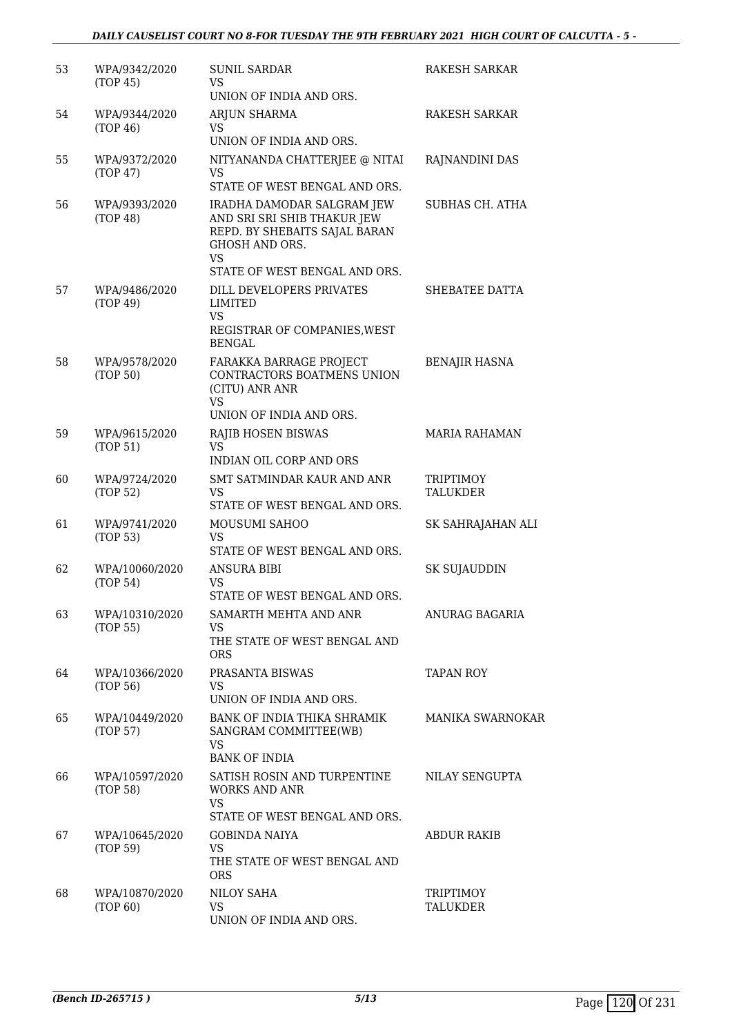| | | | |
|---|---|---|---|
| 53 | WPA/9342/2020 (TOP 45) | SUNIL SARDAR VS UNION OF INDIA AND ORS. | RAKESH SARKAR |
| 54 | WPA/9344/2020 (TOP 46) | ARJUN SHARMA VS UNION OF INDIA AND ORS. | RAKESH SARKAR |
| 55 | WPA/9372/2020 (TOP 47) | NITYANANDA CHATTERJEE @ NITAI VS STATE OF WEST BENGAL AND ORS. | RAJNANDINI DAS |
| 56 | WPA/9393/2020 (TOP 48) | IRADHA DAMODAR SALGRAM JEW AND SRI SRI SHIB THAKUR JEW REPD. BY SHEBAITS SAJAL BARAN GHOSH AND ORS. VS STATE OF WEST BENGAL AND ORS. | SUBHAS CH. ATHA |
| 57 | WPA/9486/2020 (TOP 49) | DILL DEVELOPERS PRIVATES LIMITED VS REGISTRAR OF COMPANIES,WEST BENGAL | SHEBATEE DATTA |
| 58 | WPA/9578/2020 (TOP 50) | FARAKKA BARRAGE PROJECT CONTRACTORS BOATMENS UNION (CITU) ANR ANR VS UNION OF INDIA AND ORS. | BENAJIR HASNA |
| 59 | WPA/9615/2020 (TOP 51) | RAJIB HOSEN BISWAS VS INDIAN OIL CORP AND ORS | MARIA RAHAMAN |
| 60 | WPA/9724/2020 (TOP 52) | SMT SATMINDAR KAUR AND ANR VS STATE OF WEST BENGAL AND ORS. | TRIPTIMOY TALUKDER |
| 61 | WPA/9741/2020 (TOP 53) | MOUSUMI SAHOO VS STATE OF WEST BENGAL AND ORS. | SK SAHRAJAHAN ALI |
| 62 | WPA/10060/2020 (TOP 54) | ANSURA BIBI VS STATE OF WEST BENGAL AND ORS. | SK SUJAUDDIN |
| 63 | WPA/10310/2020 (TOP 55) | SAMARTH MEHTA AND ANR VS THE STATE OF WEST BENGAL AND ORS | ANURAG BAGARIA |
| 64 | WPA/10366/2020 (TOP 56) | PRASANTA BISWAS VS UNION OF INDIA AND ORS. | TAPAN ROY |
| 65 | WPA/10449/2020 (TOP 57) | BANK OF INDIA THIKA SHRAMIK SANGRAM COMMITTEE(WB) VS BANK OF INDIA | MANIKA SWARNOKAR |
| 66 | WPA/10597/2020 (TOP 58) | SATISH ROSIN AND TURPENTINE WORKS AND ANR VS STATE OF WEST BENGAL AND ORS. | NILAY SENGUPTA |
| 67 | WPA/10645/2020 (TOP 59) | GOBINDA NAIYA VS THE STATE OF WEST BENGAL AND ORS | ABDUR RAKIB |
| 68 | WPA/10870/2020 (TOP 60) | NILOY SAHA VS UNION OF INDIA AND ORS. | TRIPTIMOY TALUKDER |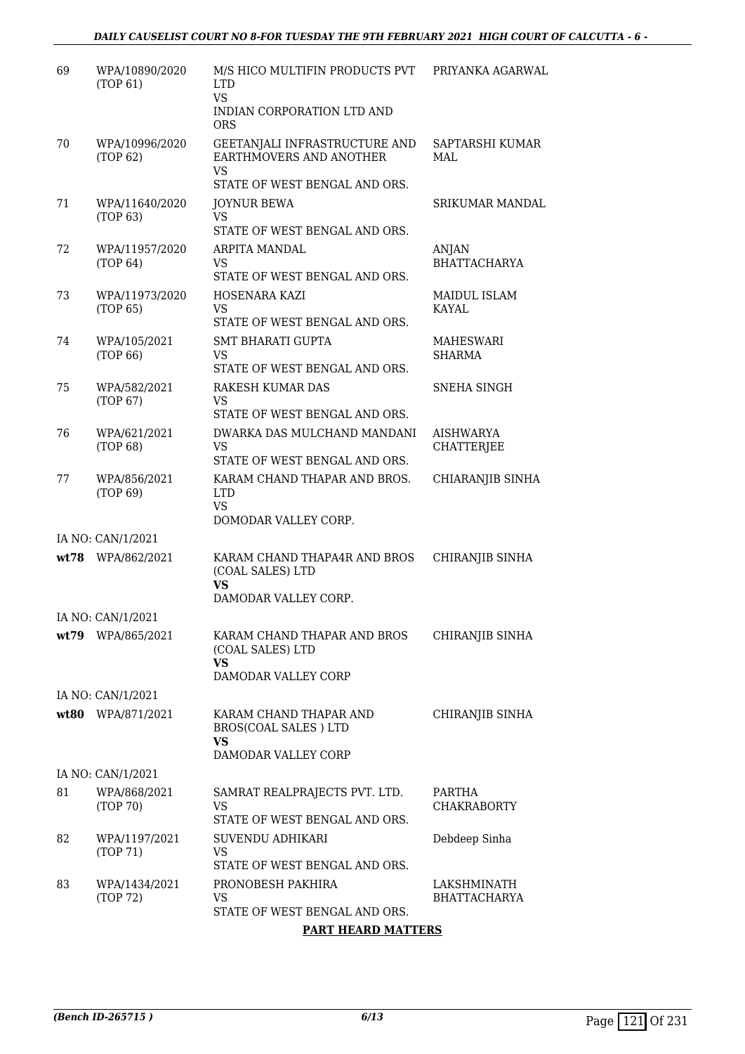| | | | |
|---|---|---|---|
| 69 | WPA/10890/2020 (TOP 61) | M/S HICO MULTIFIN PRODUCTS PVT LTD<br>VS<br>INDIAN CORPORATION LTD AND ORS | PRIYANKA AGARWAL |
| 70 | WPA/10996/2020 (TOP 62) | GEETANJALI INFRASTRUCTURE AND EARTHMOVERS AND ANOTHER<br>VS<br>STATE OF WEST BENGAL AND ORS. | SAPTARSHI KUMAR MAL |
| 71 | WPA/11640/2020 (TOP 63) | JOYNUR BEWA<br>VS<br>STATE OF WEST BENGAL AND ORS. | SRIKUMAR MANDAL |
| 72 | WPA/11957/2020 (TOP 64) | ARPITA MANDAL<br>VS<br>STATE OF WEST BENGAL AND ORS. | ANJAN BHATTACHARYA |
| 73 | WPA/11973/2020 (TOP 65) | HOSENARA KAZI<br>VS<br>STATE OF WEST BENGAL AND ORS. | MAIDUL ISLAM KAYAL |
| 74 | WPA/105/2021 (TOP 66) | SMT BHARATI GUPTA<br>VS<br>STATE OF WEST BENGAL AND ORS. | MAHESWARI SHARMA |
| 75 | WPA/582/2021 (TOP 67) | RAKESH KUMAR DAS<br>VS<br>STATE OF WEST BENGAL AND ORS. | SNEHA SINGH |
| 76 | WPA/621/2021 (TOP 68) | DWARKA DAS MULCHAND MANDANI<br>VS<br>STATE OF WEST BENGAL AND ORS. | AISHWARYA CHATTERJEE |
| 77 | WPA/856/2021 (TOP 69) | KARAM CHAND THAPAR AND BROS. LTD<br>VS<br>DOMODAR VALLEY CORP. | CHIARANJIB SINHA |
| | IA NO: CAN/1/2021 | | |
| **wt78** | WPA/862/2021 | KARAM CHAND THAPA4R AND BROS (COAL SALES) LTD<br>**VS**<br>DAMODAR VALLEY CORP. | CHIRANJIB SINHA |
| | IA NO: CAN/1/2021 | | |
| **wt79** | WPA/865/2021 | KARAM CHAND THAPAR AND BROS (COAL SALES) LTD<br>**VS**<br>DAMODAR VALLEY CORP | CHIRANJIB SINHA |
| | IA NO: CAN/1/2021 | | |
| **wt80** | WPA/871/2021 | KARAM CHAND THAPAR AND BROS(COAL SALES ) LTD<br>**VS**<br>DAMODAR VALLEY CORP | CHIRANJIB SINHA |
| | IA NO: CAN/1/2021 | | |
| 81 | WPA/868/2021 (TOP 70) | SAMRAT REALPRAJECTS PVT. LTD.<br>VS<br>STATE OF WEST BENGAL AND ORS. | PARTHA CHAKRABORTY |
| 82 | WPA/1197/2021 (TOP 71) | SUVENDU ADHIKARI<br>VS<br>STATE OF WEST BENGAL AND ORS. | Debdeep Sinha |
| 83 | WPA/1434/2021 (TOP 72) | PRONOBESH PAKHIRA<br>VS<br>STATE OF WEST BENGAL AND ORS. | LAKSHMINATH BHATTACHARYA |

**PART HEARD MATTERS**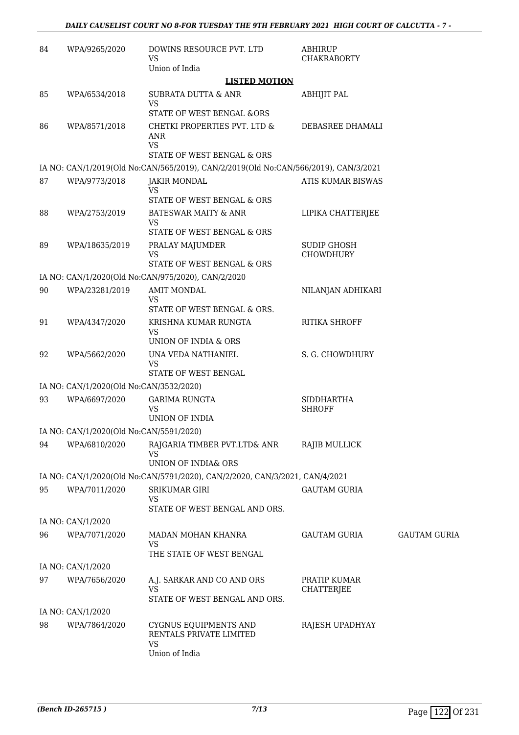| 84 | WPA/9265/2020 | DOWINS RESOURCE PVT. LTD<br>VS<br>Union of India | ABHIRUP CHAKRABORTY | |
|---|---|---|---|---|

**LISTED MOTION**

| 85 | WPA/6534/2018 | SUBRATA DUTTA & ANR<br>VS<br>STATE OF WEST BENGAL &ORS | ABHIJIT PAL | |
|---|---|---|---|---|
| 86 | WPA/8571/2018 | CHETKI PROPERTIES PVT. LTD & ANR<br>VS<br>STATE OF WEST BENGAL & ORS | DEBASREE DHAMALI | |
| | IA NO: CAN/1/2019(Old No:CAN/565/2019), CAN/2/2019(Old No:CAN/566/2019), CAN/3/2021 | | | |
| 87 | WPA/9773/2018 | JAKIR MONDAL<br>VS<br>STATE OF WEST BENGAL & ORS | ATIS KUMAR BISWAS | |
| 88 | WPA/2753/2019 | BATESWAR MAITY & ANR<br>VS<br>STATE OF WEST BENGAL & ORS | LIPIKA CHATTERJEE | |
| 89 | WPA/18635/2019 | PRALAY MAJUMDER<br>VS<br>STATE OF WEST BENGAL & ORS | SUDIP GHOSH CHOWDHURY | |
| | IA NO: CAN/1/2020(Old No:CAN/975/2020), CAN/2/2020 | | | |
| 90 | WPA/23281/2019 | AMIT MONDAL<br>VS<br>STATE OF WEST BENGAL & ORS. | NILANJAN ADHIKARI | |
| 91 | WPA/4347/2020 | KRISHNA KUMAR RUNGTA<br>VS<br>UNION OF INDIA & ORS | RITIKA SHROFF | |
| 92 | WPA/5662/2020 | UNA VEDA NATHANIEL<br>VS<br>STATE OF WEST BENGAL | S. G. CHOWDHURY | |
| | IA NO: CAN/1/2020(Old No:CAN/3532/2020) | | | |
| 93 | WPA/6697/2020 | GARIMA RUNGTA<br>VS<br>UNION OF INDIA | SIDDHARTHA SHROFF | |
| | IA NO: CAN/1/2020(Old No:CAN/5591/2020) | | | |
| 94 | WPA/6810/2020 | RAJGARIA TIMBER PVT.LTD& ANR<br>VS<br>UNION OF INDIA& ORS | RAJIB MULLICK | |
| | IA NO: CAN/1/2020(Old No:CAN/5791/2020), CAN/2/2020, CAN/3/2021, CAN/4/2021 | | | |
| 95 | WPA/7011/2020 | SRIKUMAR GIRI<br>VS<br>STATE OF WEST BENGAL AND ORS. | GAUTAM GURIA | |
| | IA NO: CAN/1/2020 | | | |
| 96 | WPA/7071/2020 | MADAN MOHAN KHANRA<br>VS<br>THE STATE OF WEST BENGAL | GAUTAM GURIA | GAUTAM GURIA |
| | IA NO: CAN/1/2020 | | | |
| 97 | WPA/7656/2020 | A.J. SARKAR AND CO AND ORS<br>VS<br>STATE OF WEST BENGAL AND ORS. | PRATIP KUMAR CHATTERJEE | |
| | IA NO: CAN/1/2020 | | | |
| 98 | WPA/7864/2020 | CYGNUS EQUIPMENTS AND RENTALS PRIVATE LIMITED<br>VS<br>Union of India | RAJESH UPADHYAY | |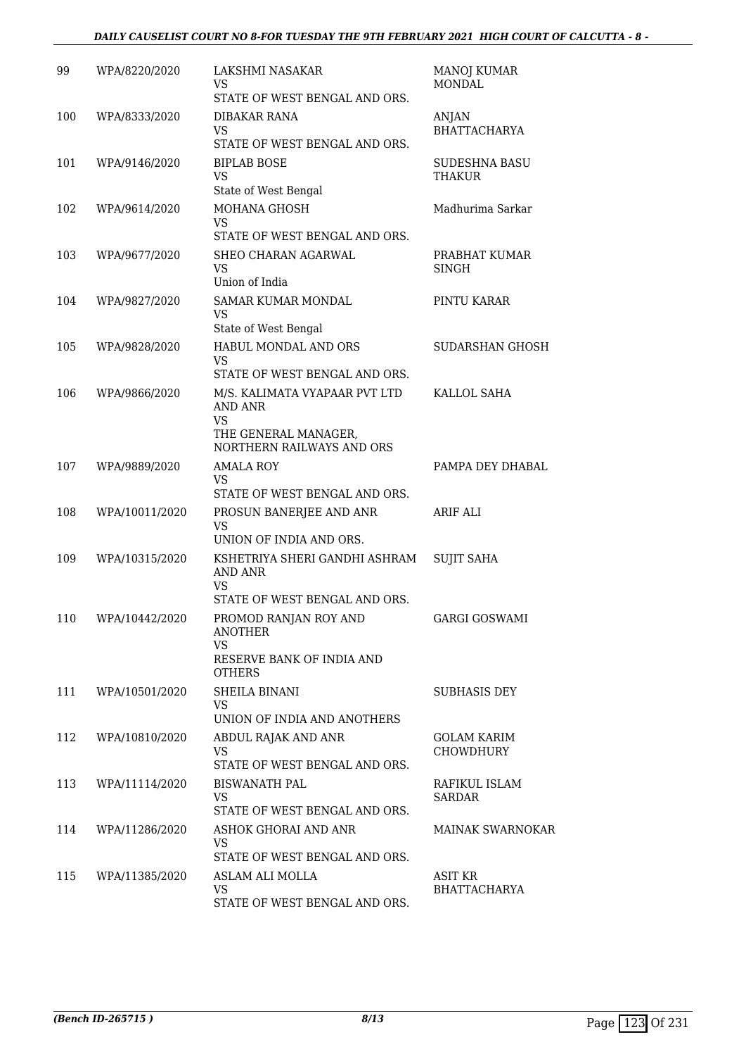| | | | |
|---|---|---|---|
| 99 | WPA/8220/2020 | LAKSHMI NASAKAR<br>VS<br>STATE OF WEST BENGAL AND ORS. | MANOJ KUMAR MONDAL |
| 100 | WPA/8333/2020 | DIBAKAR RANA<br>VS<br>STATE OF WEST BENGAL AND ORS. | ANJAN BHATTACHARYA |
| 101 | WPA/9146/2020 | BIPLAB BOSE<br>VS<br>State of West Bengal | SUDESHNA BASU THAKUR |
| 102 | WPA/9614/2020 | MOHANA GHOSH<br>VS<br>STATE OF WEST BENGAL AND ORS. | Madhurima Sarkar |
| 103 | WPA/9677/2020 | SHEO CHARAN AGARWAL<br>VS<br>Union of India | PRABHAT KUMAR SINGH |
| 104 | WPA/9827/2020 | SAMAR KUMAR MONDAL<br>VS<br>State of West Bengal | PINTU KARAR |
| 105 | WPA/9828/2020 | HABUL MONDAL AND ORS<br>VS<br>STATE OF WEST BENGAL AND ORS. | SUDARSHAN GHOSH |
| 106 | WPA/9866/2020 | M/S. KALIMATA VYAPAAR PVT LTD AND ANR<br>VS<br>THE GENERAL MANAGER, NORTHERN RAILWAYS AND ORS | KALLOL SAHA |
| 107 | WPA/9889/2020 | AMALA ROY<br>VS<br>STATE OF WEST BENGAL AND ORS. | PAMPA DEY DHABAL |
| 108 | WPA/10011/2020 | PROSUN BANERJEE AND ANR<br>VS<br>UNION OF INDIA AND ORS. | ARIF ALI |
| 109 | WPA/10315/2020 | KSHETRIYA SHERI GANDHI ASHRAM AND ANR<br>VS<br>STATE OF WEST BENGAL AND ORS. | SUJIT SAHA |
| 110 | WPA/10442/2020 | PROMOD RANJAN ROY AND ANOTHER<br>VS<br>RESERVE BANK OF INDIA AND OTHERS | GARGI GOSWAMI |
| 111 | WPA/10501/2020 | SHEILA BINANI<br>VS<br>UNION OF INDIA AND ANOTHERS | SUBHASIS DEY |
| 112 | WPA/10810/2020 | ABDUL RAJAK AND ANR<br>VS<br>STATE OF WEST BENGAL AND ORS. | GOLAM KARIM CHOWDHURY |
| 113 | WPA/11114/2020 | BISWANATH PAL<br>VS<br>STATE OF WEST BENGAL AND ORS. | RAFIKUL ISLAM SARDAR |
| 114 | WPA/11286/2020 | ASHOK GHORAI AND ANR<br>VS<br>STATE OF WEST BENGAL AND ORS. | MAINAK SWARNOKAR |
| 115 | WPA/11385/2020 | ASLAM ALI MOLLA<br>VS<br>STATE OF WEST BENGAL AND ORS. | ASIT KR BHATTACHARYA |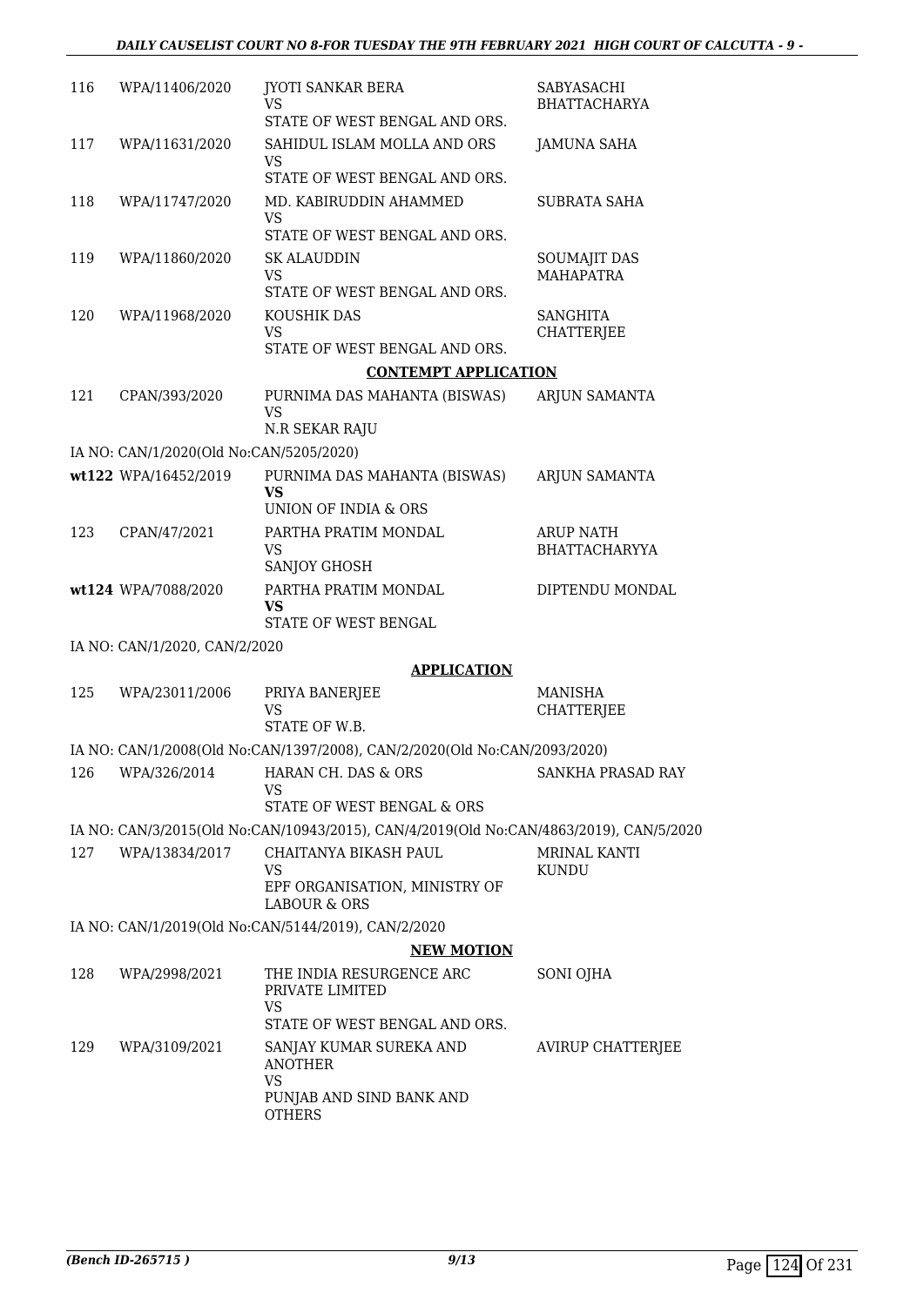| | | | |
|---|---|---|---|
| 116 | WPA/11406/2020 | JYOTI SANKAR BERA<br>VS<br>STATE OF WEST BENGAL AND ORS. | SABYASACHI BHATTACHARYA |
| 117 | WPA/11631/2020 | SAHIDUL ISLAM MOLLA AND ORS<br>VS<br>STATE OF WEST BENGAL AND ORS. | JAMUNA SAHA |
| 118 | WPA/11747/2020 | MD. KABIRUDDIN AHAMMED<br>VS<br>STATE OF WEST BENGAL AND ORS. | SUBRATA SAHA |
| 119 | WPA/11860/2020 | SK ALAUDDIN<br>VS<br>STATE OF WEST BENGAL AND ORS. | SOUMAJIT DAS MAHAPATRA |
| 120 | WPA/11968/2020 | KOUSHIK DAS<br>VS<br>STATE OF WEST BENGAL AND ORS. | SANGHITA CHATTERJEE |

**CONTEMPT APPLICATION**

| | | | |
|---|---|---|---|
| 121 | CPAN/393/2020 | PURNIMA DAS MAHANTA (BISWAS)<br>VS<br>N.R SEKAR RAJU | ARJUN SAMANTA |

IA NO: CAN/1/2020(Old No:CAN/5205/2020)

| | | | |
|---|---|---|---|
| **wt122** | **WPA/16452/2019** | PURNIMA DAS MAHANTA (BISWAS)<br>**VS**<br>UNION OF INDIA & ORS | ARJUN SAMANTA |
| 123 | CPAN/47/2021 | PARTHA PRATIM MONDAL<br>VS<br>SANJOY GHOSH | ARUP NATH BHATTACHARYYA |
| **wt124** | **WPA/7088/2020** | PARTHA PRATIM MONDAL<br>**VS**<br>STATE OF WEST BENGAL | DIPTENDU MONDAL |

IA NO: CAN/1/2020, CAN/2/2020

**APPLICATION**

| | | | |
|---|---|---|---|
| 125 | WPA/23011/2006 | PRIYA BANERJEE<br>VS<br>STATE OF W.B. | MANISHA CHATTERJEE |

IA NO: CAN/1/2008(Old No:CAN/1397/2008), CAN/2/2020(Old No:CAN/2093/2020)

| | | | |
|---|---|---|---|
| 126 | WPA/326/2014 | HARAN CH. DAS & ORS<br>VS<br>STATE OF WEST BENGAL & ORS | SANKHA PRASAD RAY |

IA NO: CAN/3/2015(Old No:CAN/10943/2015), CAN/4/2019(Old No:CAN/4863/2019), CAN/5/2020

| | | | |
|---|---|---|---|
| 127 | WPA/13834/2017 | CHAITANYA BIKASH PAUL<br>VS<br>EPF ORGANISATION, MINISTRY OF LABOUR & ORS | MRINAL KANTI KUNDU |

IA NO: CAN/1/2019(Old No:CAN/5144/2019), CAN/2/2020

**NEW MOTION**

| | | | |
|---|---|---|---|
| 128 | WPA/2998/2021 | THE INDIA RESURGENCE ARC PRIVATE LIMITED<br>VS<br>STATE OF WEST BENGAL AND ORS. | SONI OJHA |
| 129 | WPA/3109/2021 | SANJAY KUMAR SUREKA AND ANOTHER<br>VS<br>PUNJAB AND SIND BANK AND OTHERS | AVIRUP CHATTERJEE |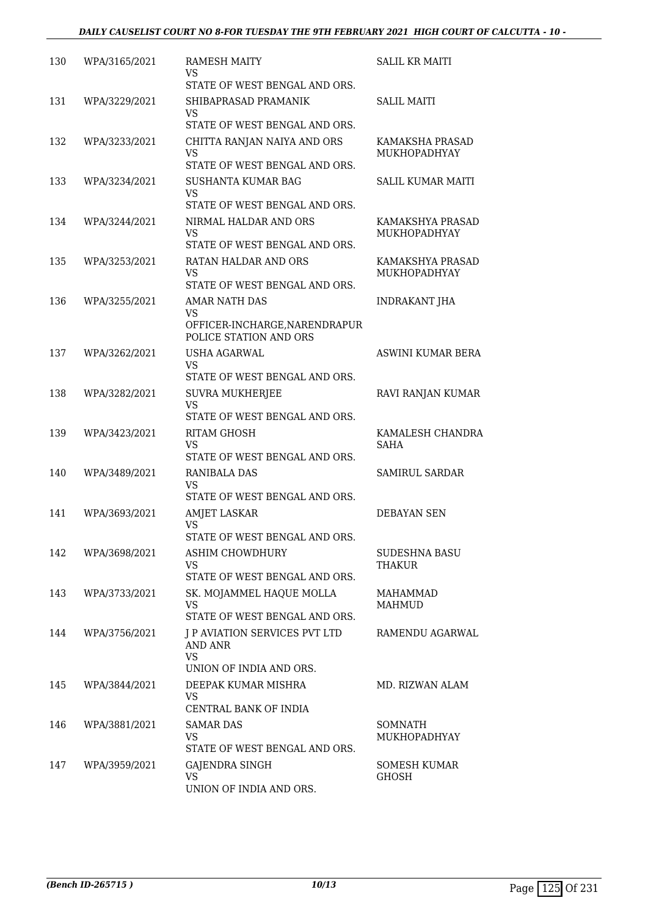| 130 | WPA/3165/2021 | RAMESH MAITY<br>VS<br>STATE OF WEST BENGAL AND ORS. | SALIL KR MAITI |
|---|---|---|---|
| 131 | WPA/3229/2021 | SHIBAPRASAD PRAMANIK<br>VS<br>STATE OF WEST BENGAL AND ORS. | SALIL MAITI |
| 132 | WPA/3233/2021 | CHITTA RANJAN NAIYA AND ORS<br>VS<br>STATE OF WEST BENGAL AND ORS. | KAMAKSHA PRASAD MUKHOPADHYAY |
| 133 | WPA/3234/2021 | SUSHANTA KUMAR BAG<br>VS<br>STATE OF WEST BENGAL AND ORS. | SALIL KUMAR MAITI |
| 134 | WPA/3244/2021 | NIRMAL HALDAR AND ORS<br>VS<br>STATE OF WEST BENGAL AND ORS. | KAMAKSHYA PRASAD MUKHOPADHYAY |
| 135 | WPA/3253/2021 | RATAN HALDAR AND ORS<br>VS<br>STATE OF WEST BENGAL AND ORS. | KAMAKSHYA PRASAD MUKHOPADHYAY |
| 136 | WPA/3255/2021 | AMAR NATH DAS<br>VS<br>OFFICER-INCHARGE,NARENDRAPUR POLICE STATION AND ORS | INDRAKANT JHA |
| 137 | WPA/3262/2021 | USHA AGARWAL<br>VS<br>STATE OF WEST BENGAL AND ORS. | ASWINI KUMAR BERA |
| 138 | WPA/3282/2021 | SUVRA MUKHERJEE<br>VS<br>STATE OF WEST BENGAL AND ORS. | RAVI RANJAN KUMAR |
| 139 | WPA/3423/2021 | RITAM GHOSH<br>VS<br>STATE OF WEST BENGAL AND ORS. | KAMALESH CHANDRA SAHA |
| 140 | WPA/3489/2021 | RANIBALA DAS<br>VS<br>STATE OF WEST BENGAL AND ORS. | SAMIRUL SARDAR |
| 141 | WPA/3693/2021 | AMJET LASKAR<br>VS<br>STATE OF WEST BENGAL AND ORS. | DEBAYAN SEN |
| 142 | WPA/3698/2021 | ASHIM CHOWDHURY<br>VS<br>STATE OF WEST BENGAL AND ORS. | SUDESHNA BASU THAKUR |
| 143 | WPA/3733/2021 | SK. MOJAMMEL HAQUE MOLLA<br>VS<br>STATE OF WEST BENGAL AND ORS. | MAHAMMAD MAHMUD |
| 144 | WPA/3756/2021 | J P AVIATION SERVICES PVT LTD AND ANR<br>VS<br>UNION OF INDIA AND ORS. | RAMENDU AGARWAL |
| 145 | WPA/3844/2021 | DEEPAK KUMAR MISHRA<br>VS<br>CENTRAL BANK OF INDIA | MD. RIZWAN ALAM |
| 146 | WPA/3881/2021 | SAMAR DAS<br>VS<br>STATE OF WEST BENGAL AND ORS. | SOMNATH MUKHOPADHYAY |
| 147 | WPA/3959/2021 | GAJENDRA SINGH<br>VS<br>UNION OF INDIA AND ORS. | SOMESH KUMAR GHOSH |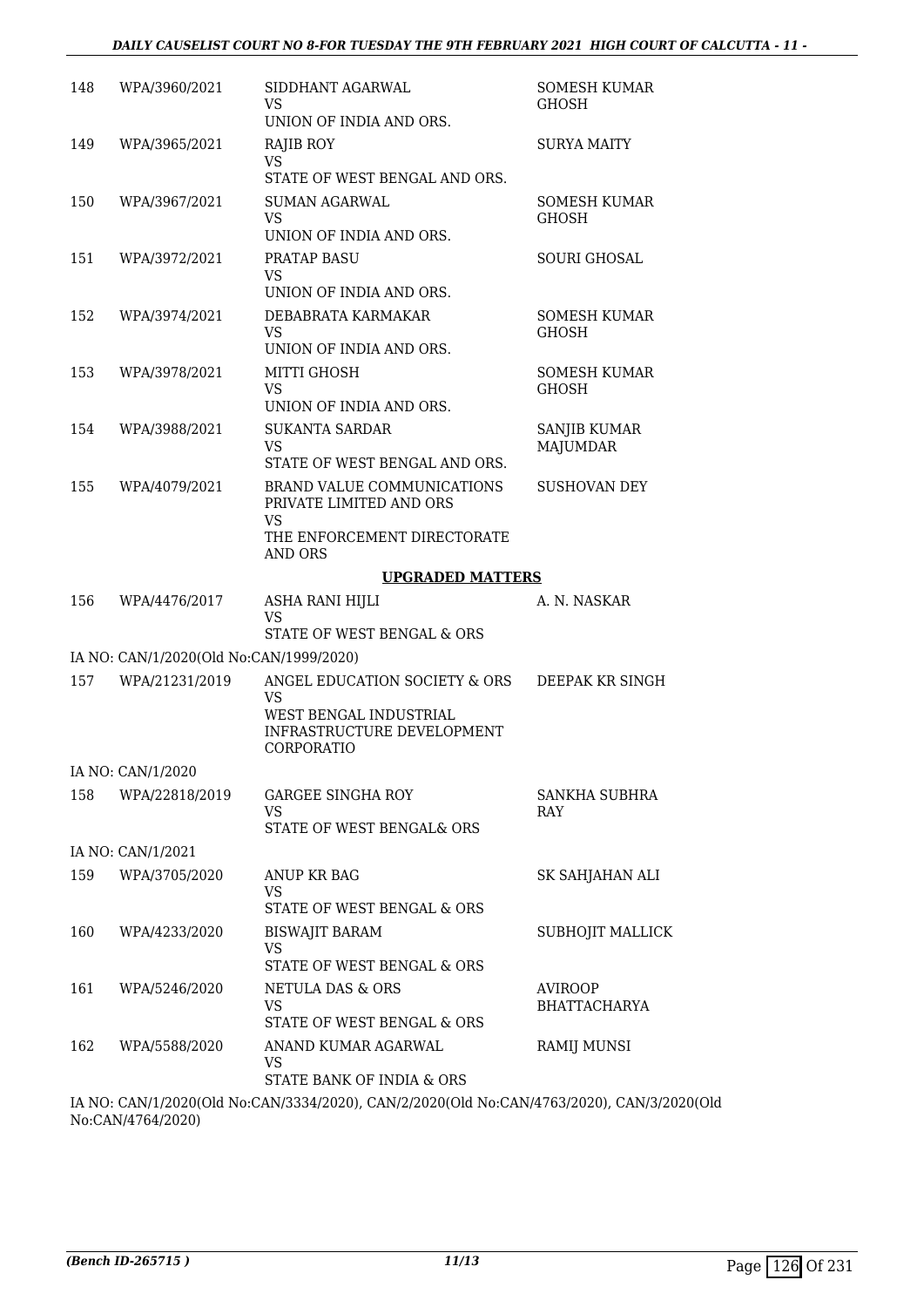| 148 | WPA/3960/2021 | SIDDHANT AGARWAL<br>VS<br>UNION OF INDIA AND ORS. | SOMESH KUMAR GHOSH |
|---|---|---|---|
| 149 | WPA/3965/2021 | RAJIB ROY<br>VS<br>STATE OF WEST BENGAL AND ORS. | SURYA MAITY |
| 150 | WPA/3967/2021 | SUMAN AGARWAL<br>VS<br>UNION OF INDIA AND ORS. | SOMESH KUMAR GHOSH |
| 151 | WPA/3972/2021 | PRATAP BASU<br>VS<br>UNION OF INDIA AND ORS. | SOURI GHOSAL |
| 152 | WPA/3974/2021 | DEBABRATA KARMAKAR<br>VS<br>UNION OF INDIA AND ORS. | SOMESH KUMAR GHOSH |
| 153 | WPA/3978/2021 | MITTI GHOSH<br>VS<br>UNION OF INDIA AND ORS. | SOMESH KUMAR GHOSH |
| 154 | WPA/3988/2021 | SUKANTA SARDAR<br>VS<br>STATE OF WEST BENGAL AND ORS. | SANJIB KUMAR MAJUMDAR |
| 155 | WPA/4079/2021 | BRAND VALUE COMMUNICATIONS PRIVATE LIMITED AND ORS<br>VS<br>THE ENFORCEMENT DIRECTORATE AND ORS | SUSHOVAN DEY |

**UPGRADED MATTERS**

| 156 | WPA/4476/2017 | ASHA RANI HIJLI<br>VS<br>STATE OF WEST BENGAL & ORS | A. N. NASKAR |
|---|---|---|---|

IA NO: CAN/1/2020(Old No:CAN/1999/2020)

| 157 | WPA/21231/2019 | ANGEL EDUCATION SOCIETY & ORS<br>VS<br>WEST BENGAL INDUSTRIAL INFRASTRUCTURE DEVELOPMENT CORPORATIO | DEEPAK KR SINGH |
|---|---|---|---|

IA NO: CAN/1/2020

| 158 | WPA/22818/2019 | GARGEE SINGHA ROY<br>VS<br>STATE OF WEST BENGAL& ORS | SANKHA SUBHRA RAY |
|---|---|---|---|

IA NO: CAN/1/2021

| 159 | WPA/3705/2020 | ANUP KR BAG<br>VS<br>STATE OF WEST BENGAL & ORS | SK SAHJAHAN ALI |
|---|---|---|---|
| 160 | WPA/4233/2020 | BISWAJIT BARAM<br>VS<br>STATE OF WEST BENGAL & ORS | SUBHOJIT MALLICK |
| 161 | WPA/5246/2020 | NETULA DAS & ORS<br>VS<br>STATE OF WEST BENGAL & ORS | AVIROOP BHATTACHARYA |
| 162 | WPA/5588/2020 | ANAND KUMAR AGARWAL<br>VS<br>STATE BANK OF INDIA & ORS | RAMIJ MUNSI |

IA NO: CAN/1/2020(Old No:CAN/3334/2020), CAN/2/2020(Old No:CAN/4763/2020), CAN/3/2020(Old No:CAN/4764/2020)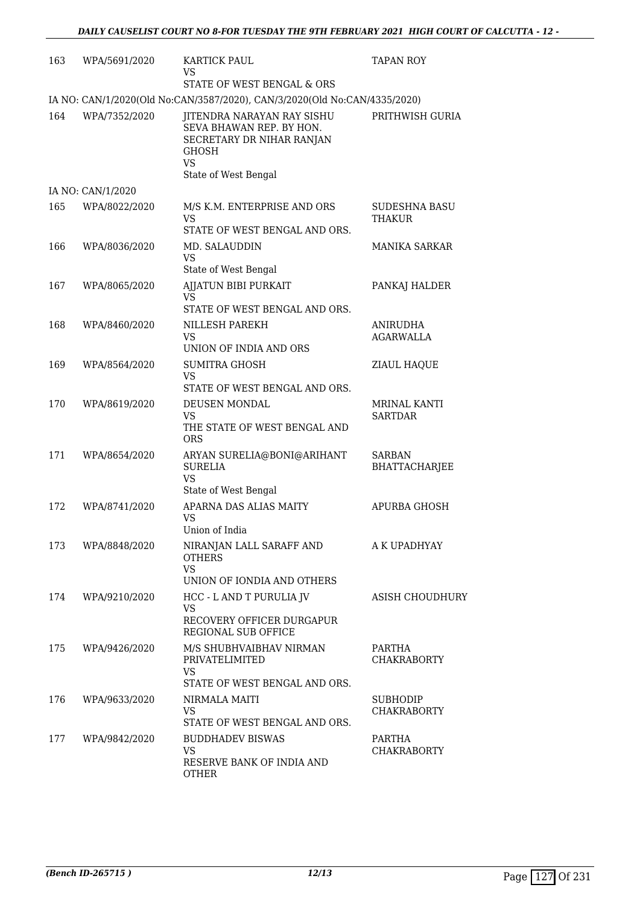| | | | |
|---|---|---|---|
| 163 | WPA/5691/2020 | KARTICK PAUL<br>VS<br>STATE OF WEST BENGAL & ORS | TAPAN ROY |
| IA NO: CAN/1/2020(Old No:CAN/3587/2020), CAN/3/2020(Old No:CAN/4335/2020) | | | |
| 164 | WPA/7352/2020 | JITENDRA NARAYAN RAY SISHU SEVA BHAWAN REP. BY HON. SECRETARY DR NIHAR RANJAN GHOSH<br>VS<br>State of West Bengal | PRITHWISH GURIA |
| IA NO: CAN/1/2020 | | | |
| 165 | WPA/8022/2020 | M/S K.M. ENTERPRISE AND ORS<br>VS<br>STATE OF WEST BENGAL AND ORS. | SUDESHNA BASU THAKUR |
| 166 | WPA/8036/2020 | MD. SALAUDDIN<br>VS<br>State of West Bengal | MANIKA SARKAR |
| 167 | WPA/8065/2020 | AJJATUN BIBI PURKAIT<br>VS<br>STATE OF WEST BENGAL AND ORS. | PANKAJ HALDER |
| 168 | WPA/8460/2020 | NILLESH PAREKH<br>VS<br>UNION OF INDIA AND ORS | ANIRUDHA AGARWALLA |
| 169 | WPA/8564/2020 | SUMITRA GHOSH<br>VS<br>STATE OF WEST BENGAL AND ORS. | ZIAUL HAQUE |
| 170 | WPA/8619/2020 | DEUSEN MONDAL<br>VS<br>THE STATE OF WEST BENGAL AND ORS | MRINAL KANTI SARTDAR |
| 171 | WPA/8654/2020 | ARYAN SURELIA@BONI@ARIHANT SURELIA<br>VS<br>State of West Bengal | SARBAN BHATTACHARJEE |
| 172 | WPA/8741/2020 | APARNA DAS ALIAS MAITY<br>VS<br>Union of India | APURBA GHOSH |
| 173 | WPA/8848/2020 | NIRANJAN LALL SARAFF AND OTHERS<br>VS<br>UNION OF IONDIA AND OTHERS | A K UPADHYAY |
| 174 | WPA/9210/2020 | HCC - L AND T PURULIA JV<br>VS<br>RECOVERY OFFICER DURGAPUR REGIONAL SUB OFFICE | ASISH CHOUDHURY |
| 175 | WPA/9426/2020 | M/S SHUBHVAIBHAV NIRMAN PRIVATELIMITED<br>VS<br>STATE OF WEST BENGAL AND ORS. | PARTHA CHAKRABORTY |
| 176 | WPA/9633/2020 | NIRMALA MAITI<br>VS<br>STATE OF WEST BENGAL AND ORS. | SUBHODIP CHAKRABORTY |
| 177 | WPA/9842/2020 | BUDDHADEV BISWAS<br>VS<br>RESERVE BANK OF INDIA AND OTHER | PARTHA CHAKRABORTY |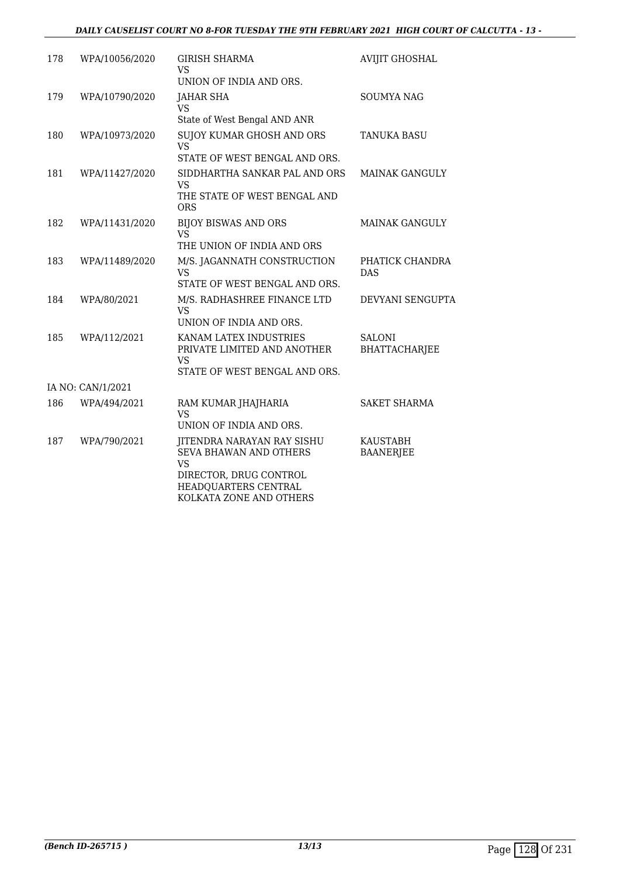| | | | |
|---|---|---|---|
| 178 | WPA/10056/2020 | GIRISH SHARMA<br>VS<br>UNION OF INDIA AND ORS. | AVIJIT GHOSHAL |
| 179 | WPA/10790/2020 | JAHAR SHA<br>VS<br>State of West Bengal AND ANR | SOUMYA NAG |
| 180 | WPA/10973/2020 | SUJOY KUMAR GHOSH AND ORS<br>VS<br>STATE OF WEST BENGAL AND ORS. | TANUKA BASU |
| 181 | WPA/11427/2020 | SIDDHARTHA SANKAR PAL AND ORS<br>VS<br>THE STATE OF WEST BENGAL AND ORS | MAINAK GANGULY |
| 182 | WPA/11431/2020 | BIJOY BISWAS AND ORS<br>VS<br>THE UNION OF INDIA AND ORS | MAINAK GANGULY |
| 183 | WPA/11489/2020 | M/S. JAGANNATH CONSTRUCTION<br>VS<br>STATE OF WEST BENGAL AND ORS. | PHATICK CHANDRA DAS |
| 184 | WPA/80/2021 | M/S. RADHASHREE FINANCE LTD<br>VS<br>UNION OF INDIA AND ORS. | DEVYANI SENGUPTA |
| 185 | WPA/112/2021 | KANAM LATEX INDUSTRIES PRIVATE LIMITED AND ANOTHER<br>VS<br>STATE OF WEST BENGAL AND ORS. | SALONI BHATTACHARJEE |
| IA NO: CAN/1/2021 | | | |
| 186 | WPA/494/2021 | RAM KUMAR JHAJHARIA<br>VS<br>UNION OF INDIA AND ORS. | SAKET SHARMA |
| 187 | WPA/790/2021 | JITENDRA NARAYAN RAY SISHU SEVA BHAWAN AND OTHERS<br>VS<br>DIRECTOR, DRUG CONTROL HEADQUARTERS CENTRAL KOLKATA ZONE AND OTHERS | KAUSTABH BAANERJEE |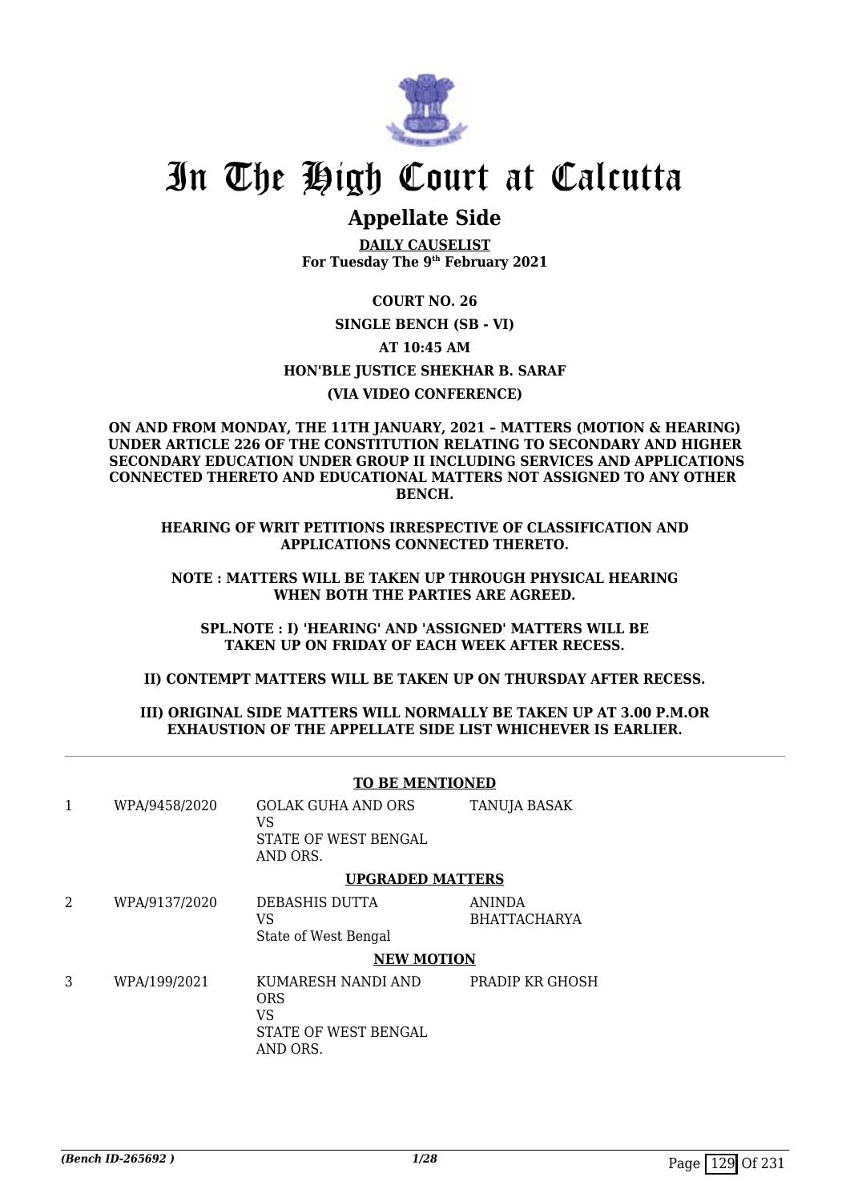# In The High Court at Calcutta

## Appellate Side

**DAILY CAUSELIST**
**For Tuesday The 9th February 2021**

**COURT NO. 26**

**SINGLE BENCH (SB - VI)**

**AT 10:45 AM**

**HON'BLE JUSTICE SHEKHAR B. SARAF**

**(VIA VIDEO CONFERENCE)**

**ON AND FROM MONDAY, THE 11TH JANUARY, 2021 – MATTERS (MOTION & HEARING) UNDER ARTICLE 226 OF THE CONSTITUTION RELATING TO SECONDARY AND HIGHER SECONDARY EDUCATION UNDER GROUP II INCLUDING SERVICES AND APPLICATIONS CONNECTED THERETO AND EDUCATIONAL MATTERS NOT ASSIGNED TO ANY OTHER BENCH.**

**HEARING OF WRIT PETITIONS IRRESPECTIVE OF CLASSIFICATION AND APPLICATIONS CONNECTED THERETO.**

**NOTE : MATTERS WILL BE TAKEN UP THROUGH PHYSICAL HEARING WHEN BOTH THE PARTIES ARE AGREED.**

**SPL.NOTE : I) 'HEARING' AND 'ASSIGNED' MATTERS WILL BE TAKEN UP ON FRIDAY OF EACH WEEK AFTER RECESS.**

**II) CONTEMPT MATTERS WILL BE TAKEN UP ON THURSDAY AFTER RECESS.**

**III) ORIGINAL SIDE MATTERS WILL NORMALLY BE TAKEN UP AT 3.00 P.M.OR EXHAUSTION OF THE APPELLATE SIDE LIST WHICHEVER IS EARLIER.**

---

**TO BE MENTIONED**

| | | | |
|---|---|---|---|
| 1 | WPA/9458/2020 | GOLAK GUHA AND ORS<br>VS<br>STATE OF WEST BENGAL AND ORS. | TANUJA BASAK |

**UPGRADED MATTERS**

| | | | |
|---|---|---|---|
| 2 | WPA/9137/2020 | DEBASHIS DUTTA<br>VS<br>State of West Bengal | ANINDA BHATTACHARYA |

**NEW MOTION**

| | | | |
|---|---|---|---|
| 3 | WPA/199/2021 | KUMARESH NANDI AND ORS<br>VS<br>STATE OF WEST BENGAL AND ORS. | PRADIP KR GHOSH |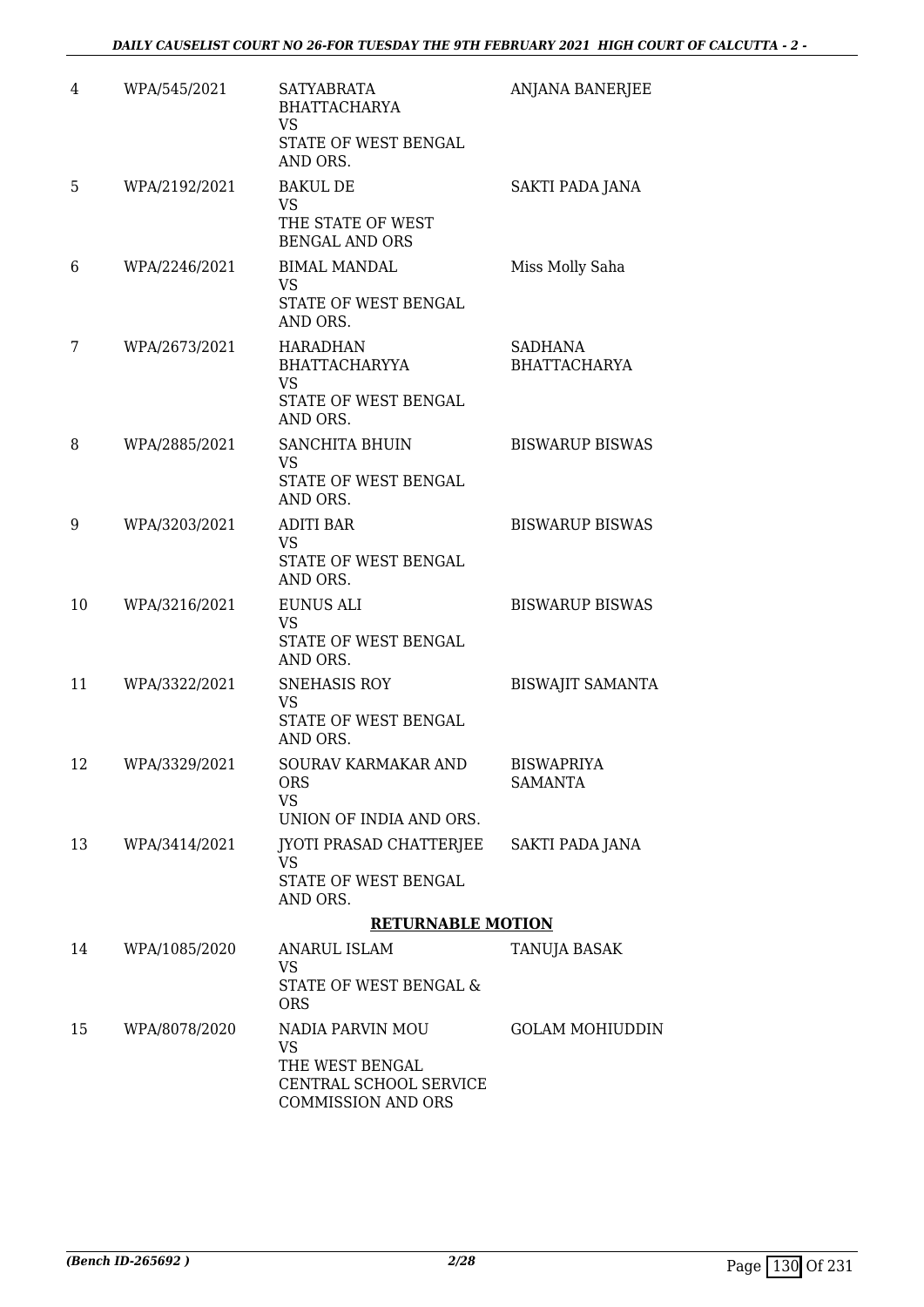| | | | |
|---|---|---|---|
| 4 | WPA/545/2021 | SATYABRATA BHATTACHARYA<br>VS<br>STATE OF WEST BENGAL AND ORS. | ANJANA BANERJEE |
| 5 | WPA/2192/2021 | BAKUL DE<br>VS<br>THE STATE OF WEST BENGAL AND ORS | SAKTI PADA JANA |
| 6 | WPA/2246/2021 | BIMAL MANDAL<br>VS<br>STATE OF WEST BENGAL AND ORS. | Miss Molly Saha |
| 7 | WPA/2673/2021 | HARADHAN BHATTACHARYYA<br>VS<br>STATE OF WEST BENGAL AND ORS. | SADHANA BHATTACHARYA |
| 8 | WPA/2885/2021 | SANCHITA BHUIN<br>VS<br>STATE OF WEST BENGAL AND ORS. | BISWARUP BISWAS |
| 9 | WPA/3203/2021 | ADITI BAR<br>VS<br>STATE OF WEST BENGAL AND ORS. | BISWARUP BISWAS |
| 10 | WPA/3216/2021 | EUNUS ALI<br>VS<br>STATE OF WEST BENGAL AND ORS. | BISWARUP BISWAS |
| 11 | WPA/3322/2021 | SNEHASIS ROY<br>VS<br>STATE OF WEST BENGAL AND ORS. | BISWAJIT SAMANTA |
| 12 | WPA/3329/2021 | SOURAV KARMAKAR AND ORS<br>VS<br>UNION OF INDIA AND ORS. | BISWAPRIYA SAMANTA |
| 13 | WPA/3414/2021 | JYOTI PRASAD CHATTERJEE<br>VS<br>STATE OF WEST BENGAL AND ORS. | SAKTI PADA JANA |

**RETURNABLE MOTION**

| | | | |
|---|---|---|---|
| 14 | WPA/1085/2020 | ANARUL ISLAM<br>VS<br>STATE OF WEST BENGAL & ORS | TANUJA BASAK |
| 15 | WPA/8078/2020 | NADIA PARVIN MOU<br>VS<br>THE WEST BENGAL CENTRAL SCHOOL SERVICE COMMISSION AND ORS | GOLAM MOHIUDDIN |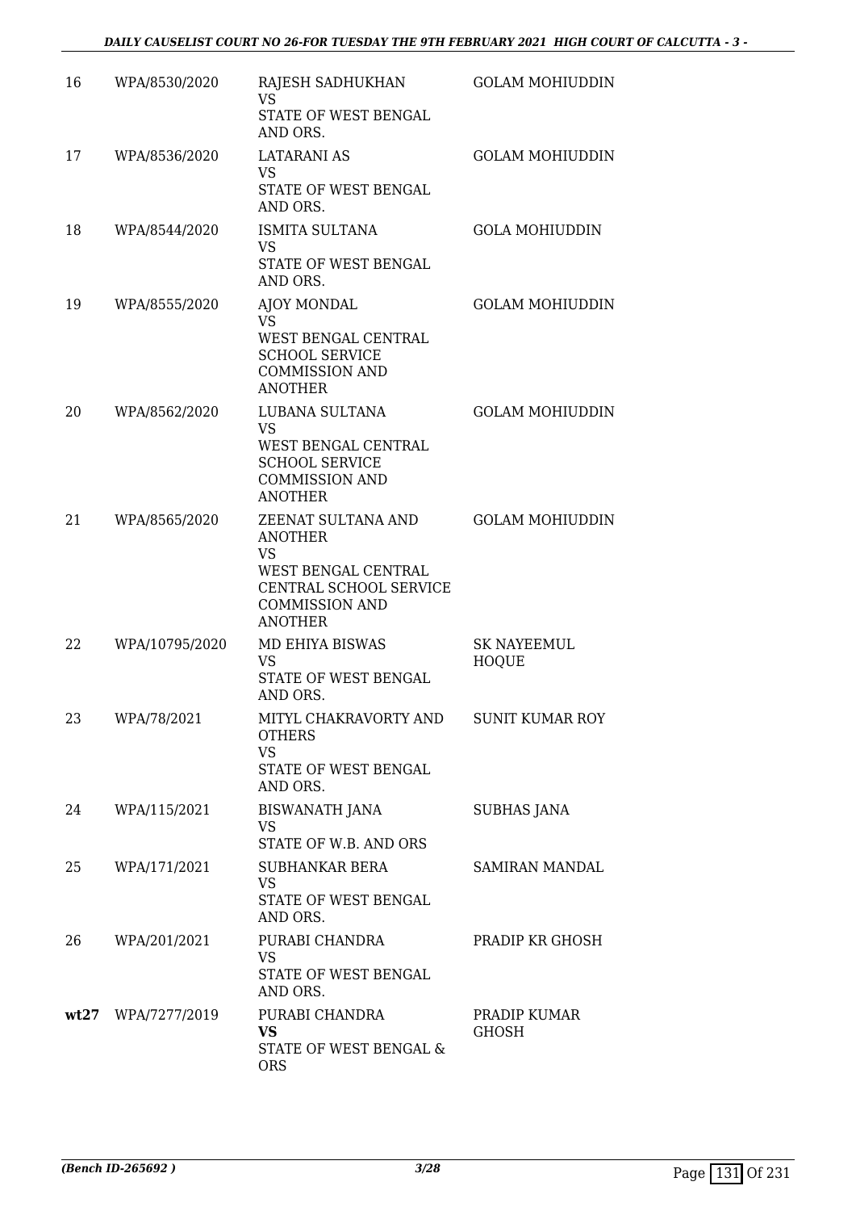| | | | |
|---|---|---|---|
| 16 | WPA/8530/2020 | RAJESH SADHUKHAN<br>VS<br>STATE OF WEST BENGAL AND ORS. | GOLAM MOHIUDDIN |
| 17 | WPA/8536/2020 | LATARANI AS<br>VS<br>STATE OF WEST BENGAL AND ORS. | GOLAM MOHIUDDIN |
| 18 | WPA/8544/2020 | ISMITA SULTANA<br>VS<br>STATE OF WEST BENGAL AND ORS. | GOLA MOHIUDDIN |
| 19 | WPA/8555/2020 | AJOY MONDAL<br>VS<br>WEST BENGAL CENTRAL SCHOOL SERVICE COMMISSION AND ANOTHER | GOLAM MOHIUDDIN |
| 20 | WPA/8562/2020 | LUBANA SULTANA<br>VS<br>WEST BENGAL CENTRAL SCHOOL SERVICE COMMISSION AND ANOTHER | GOLAM MOHIUDDIN |
| 21 | WPA/8565/2020 | ZEENAT SULTANA AND ANOTHER<br>VS<br>WEST BENGAL CENTRAL CENTRAL SCHOOL SERVICE COMMISSION AND ANOTHER | GOLAM MOHIUDDIN |
| 22 | WPA/10795/2020 | MD EHIYA BISWAS<br>VS<br>STATE OF WEST BENGAL AND ORS. | SK NAYEEMUL HOQUE |
| 23 | WPA/78/2021 | MITYL CHAKRAVORTY AND OTHERS<br>VS<br>STATE OF WEST BENGAL AND ORS. | SUNIT KUMAR ROY |
| 24 | WPA/115/2021 | BISWANATH JANA<br>VS<br>STATE OF W.B. AND ORS | SUBHAS JANA |
| 25 | WPA/171/2021 | SUBHANKAR BERA<br>VS<br>STATE OF WEST BENGAL AND ORS. | SAMIRAN MANDAL |
| 26 | WPA/201/2021 | PURABI CHANDRA<br>VS<br>STATE OF WEST BENGAL AND ORS. | PRADIP KR GHOSH |
| **wt27** | WPA/7277/2019 | PURABI CHANDRA<br>**VS**<br>STATE OF WEST BENGAL & ORS | PRADIP KUMAR GHOSH |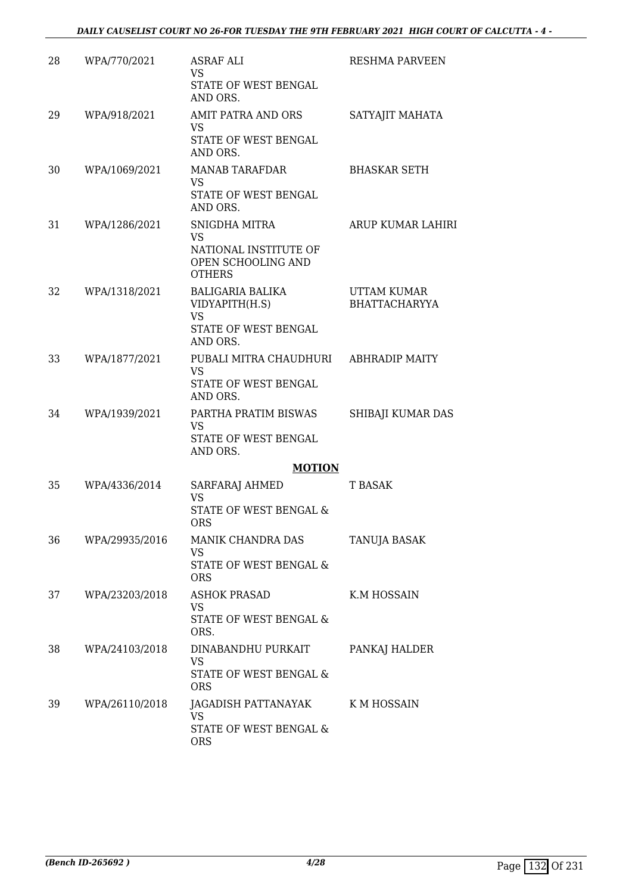| 28 | WPA/770/2021 | ASRAF ALI<br>VS<br>STATE OF WEST BENGAL AND ORS. | RESHMA PARVEEN |
|---|---|---|---|
| 29 | WPA/918/2021 | AMIT PATRA AND ORS<br>VS<br>STATE OF WEST BENGAL AND ORS. | SATYAJIT MAHATA |
| 30 | WPA/1069/2021 | MANAB TARAFDAR<br>VS<br>STATE OF WEST BENGAL AND ORS. | BHASKAR SETH |
| 31 | WPA/1286/2021 | SNIGDHA MITRA<br>VS<br>NATIONAL INSTITUTE OF OPEN SCHOOLING AND OTHERS | ARUP KUMAR LAHIRI |
| 32 | WPA/1318/2021 | BALIGARIA BALIKA VIDYAPITH(H.S)<br>VS<br>STATE OF WEST BENGAL AND ORS. | UTTAM KUMAR BHATTACHARYYA |
| 33 | WPA/1877/2021 | PUBALI MITRA CHAUDHURI<br>VS<br>STATE OF WEST BENGAL AND ORS. | ABHRADIP MAITY |
| 34 | WPA/1939/2021 | PARTHA PRATIM BISWAS<br>VS<br>STATE OF WEST BENGAL AND ORS. | SHIBAJI KUMAR DAS |

**MOTION**

| 35 | WPA/4336/2014 | SARFARAJ AHMED<br>VS<br>STATE OF WEST BENGAL & ORS | T BASAK |
|---|---|---|---|
| 36 | WPA/29935/2016 | MANIK CHANDRA DAS<br>VS<br>STATE OF WEST BENGAL & ORS | TANUJA BASAK |
| 37 | WPA/23203/2018 | ASHOK PRASAD<br>VS<br>STATE OF WEST BENGAL & ORS. | K.M HOSSAIN |
| 38 | WPA/24103/2018 | DINABANDHU PURKAIT<br>VS<br>STATE OF WEST BENGAL & ORS | PANKAJ HALDER |
| 39 | WPA/26110/2018 | JAGADISH PATTANAYAK<br>VS<br>STATE OF WEST BENGAL & ORS | K M HOSSAIN |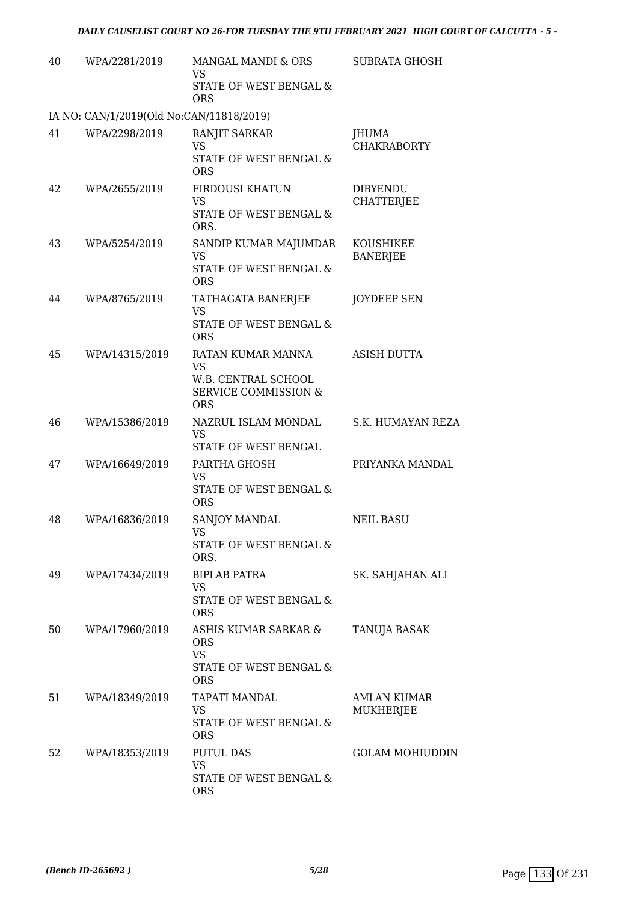| | | | |
|---|---|---|---|
| 40 | WPA/2281/2019 | MANGAL MANDI & ORS<br>VS<br>STATE OF WEST BENGAL & ORS | SUBRATA GHOSH |
| IA NO: CAN/1/2019(Old No:CAN/11818/2019) | | | |
| 41 | WPA/2298/2019 | RANJIT SARKAR<br>VS<br>STATE OF WEST BENGAL & ORS | JHUMA CHAKRABORTY |
| 42 | WPA/2655/2019 | FIRDOUSI KHATUN<br>VS<br>STATE OF WEST BENGAL & ORS. | DIBYENDU CHATTERJEE |
| 43 | WPA/5254/2019 | SANDIP KUMAR MAJUMDAR<br>VS<br>STATE OF WEST BENGAL & ORS | KOUSHIKEE BANERJEE |
| 44 | WPA/8765/2019 | TATHAGATA BANERJEE<br>VS<br>STATE OF WEST BENGAL & ORS | JOYDEEP SEN |
| 45 | WPA/14315/2019 | RATAN KUMAR MANNA<br>VS<br>W.B. CENTRAL SCHOOL SERVICE COMMISSION & ORS | ASISH DUTTA |
| 46 | WPA/15386/2019 | NAZRUL ISLAM MONDAL<br>VS<br>STATE OF WEST BENGAL | S.K. HUMAYAN REZA |
| 47 | WPA/16649/2019 | PARTHA GHOSH<br>VS<br>STATE OF WEST BENGAL & ORS | PRIYANKA MANDAL |
| 48 | WPA/16836/2019 | SANJOY MANDAL<br>VS<br>STATE OF WEST BENGAL & ORS. | NEIL BASU |
| 49 | WPA/17434/2019 | BIPLAB PATRA<br>VS<br>STATE OF WEST BENGAL & ORS | SK. SAHJAHAN ALI |
| 50 | WPA/17960/2019 | ASHIS KUMAR SARKAR & ORS<br>VS<br>STATE OF WEST BENGAL & ORS | TANUJA BASAK |
| 51 | WPA/18349/2019 | TAPATI MANDAL<br>VS<br>STATE OF WEST BENGAL & ORS | AMLAN KUMAR MUKHERJEE |
| 52 | WPA/18353/2019 | PUTUL DAS<br>VS<br>STATE OF WEST BENGAL & ORS | GOLAM MOHIUDDIN |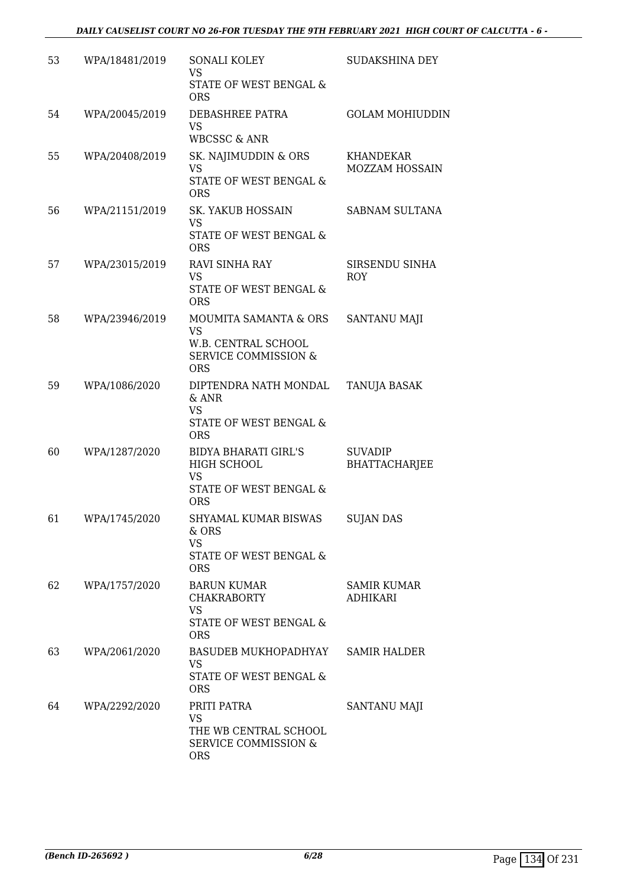| 53 | WPA/18481/2019 | SONALI KOLEY<br>VS<br>STATE OF WEST BENGAL & ORS | SUDAKSHINA DEY |
|---|---|---|---|
| 54 | WPA/20045/2019 | DEBASHREE PATRA<br>VS<br>WBCSSC & ANR | GOLAM MOHIUDDIN |
| 55 | WPA/20408/2019 | SK. NAJIMUDDIN & ORS<br>VS<br>STATE OF WEST BENGAL & ORS | KHANDEKAR MOZZAM HOSSAIN |
| 56 | WPA/21151/2019 | SK. YAKUB HOSSAIN<br>VS<br>STATE OF WEST BENGAL & ORS | SABNAM SULTANA |
| 57 | WPA/23015/2019 | RAVI SINHA RAY<br>VS<br>STATE OF WEST BENGAL & ORS | SIRSENDU SINHA ROY |
| 58 | WPA/23946/2019 | MOUMITA SAMANTA & ORS<br>VS<br>W.B. CENTRAL SCHOOL SERVICE COMMISSION & ORS | SANTANU MAJI |
| 59 | WPA/1086/2020 | DIPTENDRA NATH MONDAL & ANR<br>VS<br>STATE OF WEST BENGAL & ORS | TANUJA BASAK |
| 60 | WPA/1287/2020 | BIDYA BHARATI GIRL'S HIGH SCHOOL<br>VS<br>STATE OF WEST BENGAL & ORS | SUVADIP BHATTACHARJEE |
| 61 | WPA/1745/2020 | SHYAMAL KUMAR BISWAS & ORS<br>VS<br>STATE OF WEST BENGAL & ORS | SUJAN DAS |
| 62 | WPA/1757/2020 | BARUN KUMAR CHAKRABORTY<br>VS<br>STATE OF WEST BENGAL & ORS | SAMIR KUMAR ADHIKARI |
| 63 | WPA/2061/2020 | BASUDEB MUKHOPADHYAY<br>VS<br>STATE OF WEST BENGAL & ORS | SAMIR HALDER |
| 64 | WPA/2292/2020 | PRITI PATRA<br>VS<br>THE WB CENTRAL SCHOOL SERVICE COMMISSION & ORS | SANTANU MAJI |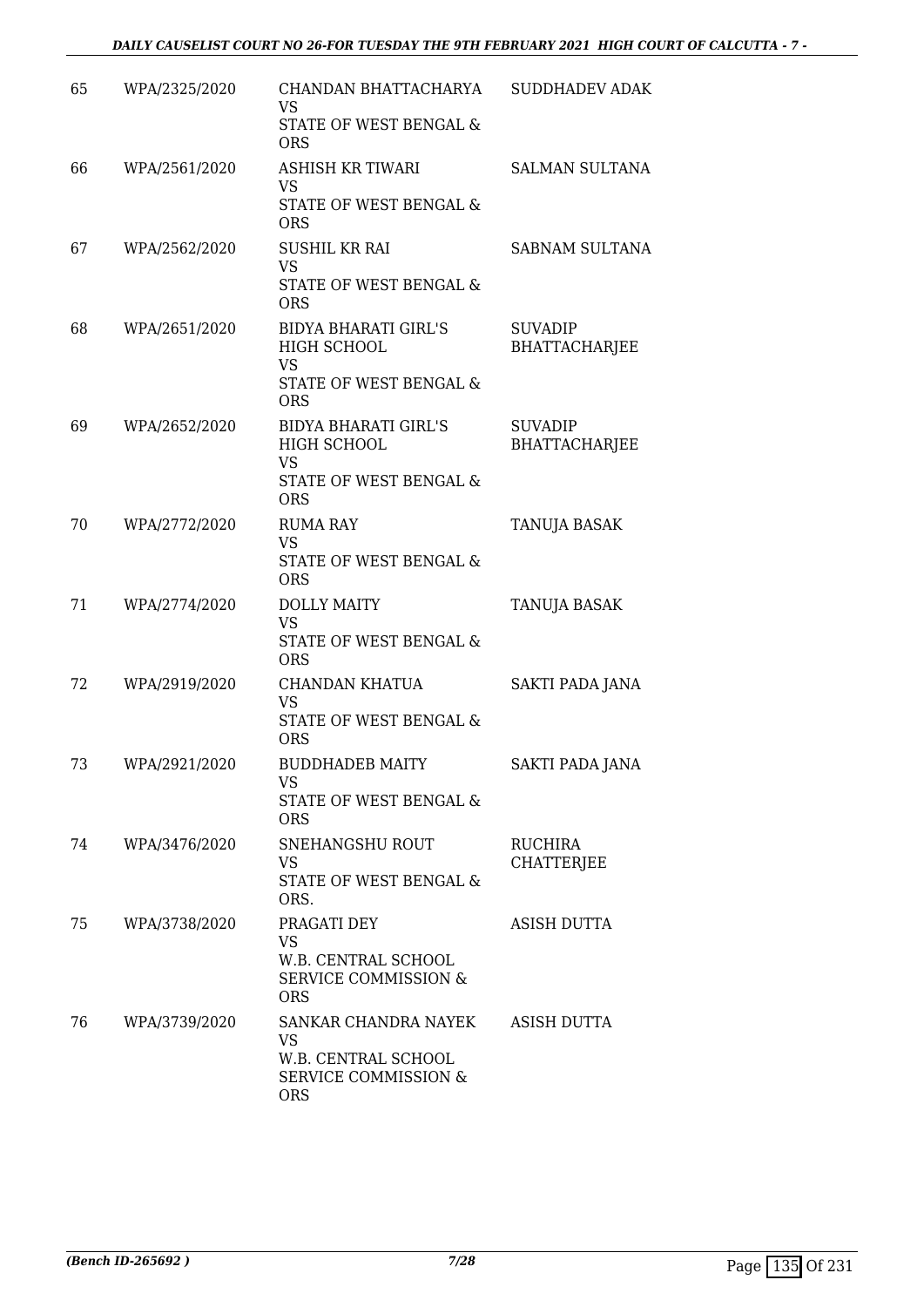| | | | |
|---|---|---|---|
| 65 | WPA/2325/2020 | CHANDAN BHATTACHARYA<br>VS<br>STATE OF WEST BENGAL & ORS | SUDDHADEV ADAK |
| 66 | WPA/2561/2020 | ASHISH KR TIWARI<br>VS<br>STATE OF WEST BENGAL & ORS | SALMAN SULTANA |
| 67 | WPA/2562/2020 | SUSHIL KR RAI<br>VS<br>STATE OF WEST BENGAL & ORS | SABNAM SULTANA |
| 68 | WPA/2651/2020 | BIDYA BHARATI GIRL'S HIGH SCHOOL<br>VS<br>STATE OF WEST BENGAL & ORS | SUVADIP BHATTACHARJEE |
| 69 | WPA/2652/2020 | BIDYA BHARATI GIRL'S HIGH SCHOOL<br>VS<br>STATE OF WEST BENGAL & ORS | SUVADIP BHATTACHARJEE |
| 70 | WPA/2772/2020 | RUMA RAY<br>VS<br>STATE OF WEST BENGAL & ORS | TANUJA BASAK |
| 71 | WPA/2774/2020 | DOLLY MAITY<br>VS<br>STATE OF WEST BENGAL & ORS | TANUJA BASAK |
| 72 | WPA/2919/2020 | CHANDAN KHATUA<br>VS<br>STATE OF WEST BENGAL & ORS | SAKTI PADA JANA |
| 73 | WPA/2921/2020 | BUDDHADEB MAITY<br>VS<br>STATE OF WEST BENGAL & ORS | SAKTI PADA JANA |
| 74 | WPA/3476/2020 | SNEHANGSHU ROUT<br>VS<br>STATE OF WEST BENGAL & ORS. | RUCHIRA CHATTERJEE |
| 75 | WPA/3738/2020 | PRAGATI DEY<br>VS<br>W.B. CENTRAL SCHOOL SERVICE COMMISSION & ORS | ASISH DUTTA |
| 76 | WPA/3739/2020 | SANKAR CHANDRA NAYEK<br>VS<br>W.B. CENTRAL SCHOOL SERVICE COMMISSION & ORS | ASISH DUTTA |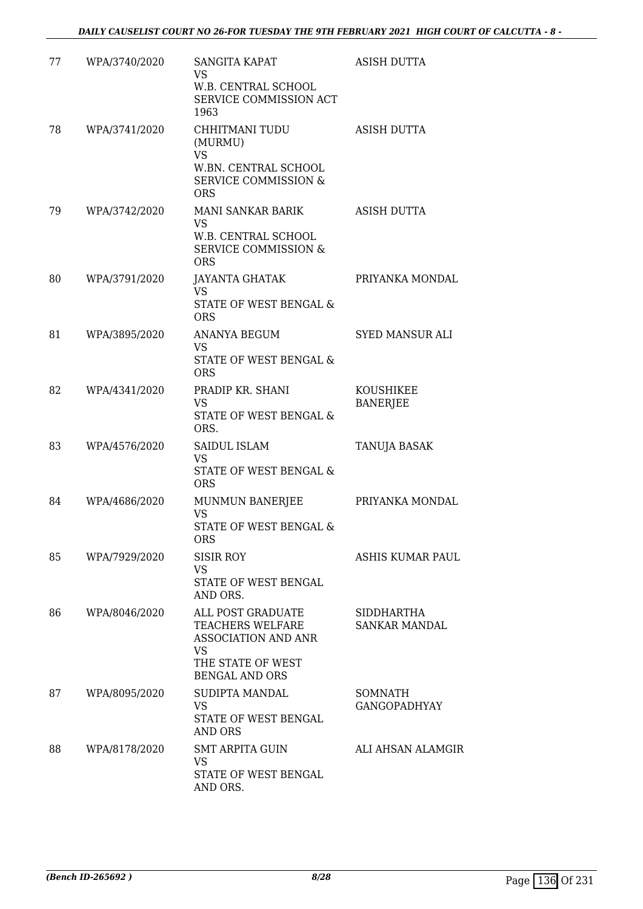| 77 | WPA/3740/2020 | SANGITA KAPAT<br>VS<br>W.B. CENTRAL SCHOOL SERVICE COMMISSION ACT 1963 | ASISH DUTTA |
|---|---|---|---|
| 78 | WPA/3741/2020 | CHHITMANI TUDU (MURMU)<br>VS<br>W.BN. CENTRAL SCHOOL SERVICE COMMISSION & ORS | ASISH DUTTA |
| 79 | WPA/3742/2020 | MANI SANKAR BARIK<br>VS<br>W.B. CENTRAL SCHOOL SERVICE COMMISSION & ORS | ASISH DUTTA |
| 80 | WPA/3791/2020 | JAYANTA GHATAK<br>VS<br>STATE OF WEST BENGAL & ORS | PRIYANKA MONDAL |
| 81 | WPA/3895/2020 | ANANYA BEGUM<br>VS<br>STATE OF WEST BENGAL & ORS | SYED MANSUR ALI |
| 82 | WPA/4341/2020 | PRADIP KR. SHANI<br>VS<br>STATE OF WEST BENGAL & ORS. | KOUSHIKEE BANERJEE |
| 83 | WPA/4576/2020 | SAIDUL ISLAM<br>VS<br>STATE OF WEST BENGAL & ORS | TANUJA BASAK |
| 84 | WPA/4686/2020 | MUNMUN BANERJEE<br>VS<br>STATE OF WEST BENGAL & ORS | PRIYANKA MONDAL |
| 85 | WPA/7929/2020 | SISIR ROY<br>VS<br>STATE OF WEST BENGAL AND ORS. | ASHIS KUMAR PAUL |
| 86 | WPA/8046/2020 | ALL POST GRADUATE TEACHERS WELFARE ASSOCIATION AND ANR<br>VS<br>THE STATE OF WEST BENGAL AND ORS | SIDDHARTHA SANKAR MANDAL |
| 87 | WPA/8095/2020 | SUDIPTA MANDAL<br>VS<br>STATE OF WEST BENGAL AND ORS | SOMNATH GANGOPADHYAY |
| 88 | WPA/8178/2020 | SMT ARPITA GUIN<br>VS<br>STATE OF WEST BENGAL AND ORS. | ALI AHSAN ALAMGIR |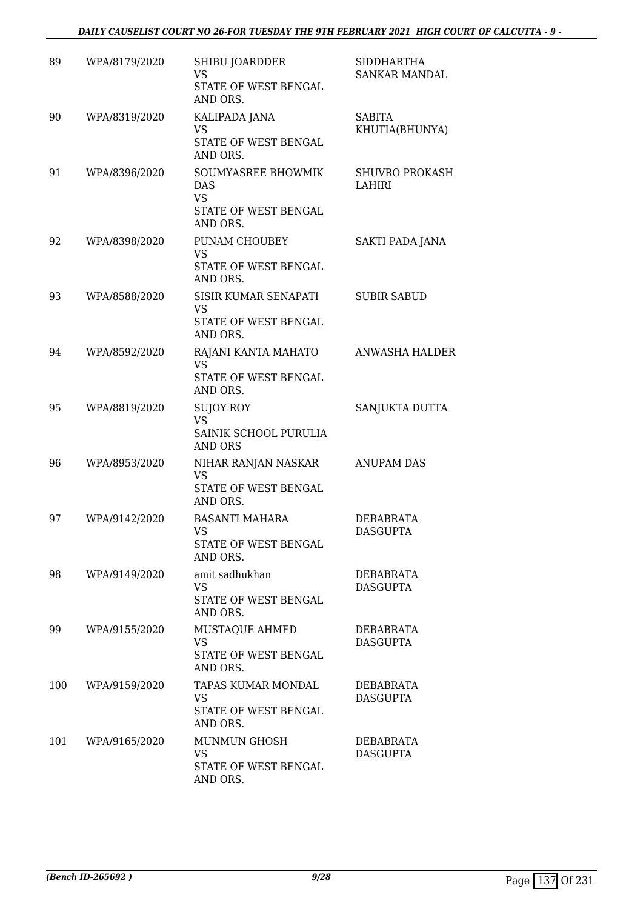| 89 | WPA/8179/2020 | SHIBU JOARDDER<br>VS<br>STATE OF WEST BENGAL AND ORS. | SIDDHARTHA SANKAR MANDAL |
|---|---|---|---|
| 90 | WPA/8319/2020 | KALIPADA JANA<br>VS<br>STATE OF WEST BENGAL AND ORS. | SABITA KHUTIA(BHUNYA) |
| 91 | WPA/8396/2020 | SOUMYASREE BHOWMIK DAS<br>VS<br>STATE OF WEST BENGAL AND ORS. | SHUVRO PROKASH LAHIRI |
| 92 | WPA/8398/2020 | PUNAM CHOUBEY<br>VS<br>STATE OF WEST BENGAL AND ORS. | SAKTI PADA JANA |
| 93 | WPA/8588/2020 | SISIR KUMAR SENAPATI<br>VS<br>STATE OF WEST BENGAL AND ORS. | SUBIR SABUD |
| 94 | WPA/8592/2020 | RAJANI KANTA MAHATO<br>VS<br>STATE OF WEST BENGAL AND ORS. | ANWASHA HALDER |
| 95 | WPA/8819/2020 | SUJOY ROY<br>VS<br>SAINIK SCHOOL PURULIA AND ORS | SANJUKTA DUTTA |
| 96 | WPA/8953/2020 | NIHAR RANJAN NASKAR<br>VS<br>STATE OF WEST BENGAL AND ORS. | ANUPAM DAS |
| 97 | WPA/9142/2020 | BASANTI MAHARA<br>VS<br>STATE OF WEST BENGAL AND ORS. | DEBABRATA DASGUPTA |
| 98 | WPA/9149/2020 | amit sadhukhan<br>VS<br>STATE OF WEST BENGAL AND ORS. | DEBABRATA DASGUPTA |
| 99 | WPA/9155/2020 | MUSTAQUE AHMED<br>VS<br>STATE OF WEST BENGAL AND ORS. | DEBABRATA DASGUPTA |
| 100 | WPA/9159/2020 | TAPAS KUMAR MONDAL<br>VS<br>STATE OF WEST BENGAL AND ORS. | DEBABRATA DASGUPTA |
| 101 | WPA/9165/2020 | MUNMUN GHOSH<br>VS<br>STATE OF WEST BENGAL AND ORS. | DEBABRATA DASGUPTA |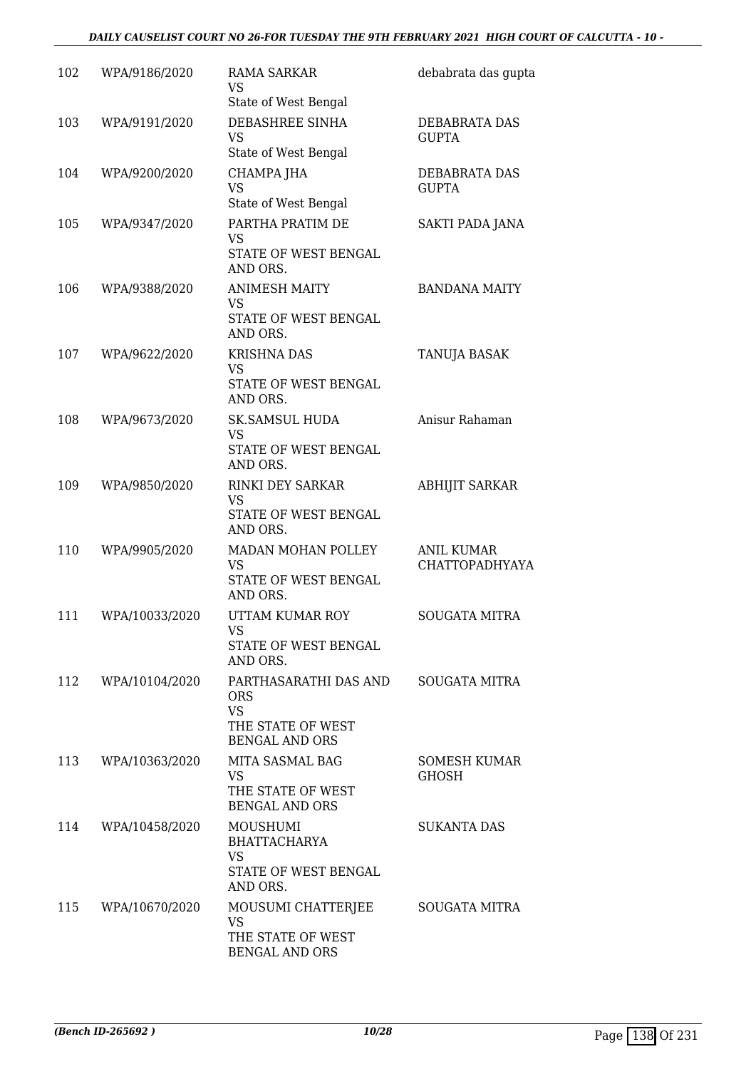| 102 | WPA/9186/2020 | RAMA SARKAR<br>VS<br>State of West Bengal | debabrata das gupta |
|---|---|---|---|
| 103 | WPA/9191/2020 | DEBASHREE SINHA<br>VS<br>State of West Bengal | DEBABRATA DAS GUPTA |
| 104 | WPA/9200/2020 | CHAMPA JHA<br>VS<br>State of West Bengal | DEBABRATA DAS GUPTA |
| 105 | WPA/9347/2020 | PARTHA PRATIM DE<br>VS<br>STATE OF WEST BENGAL AND ORS. | SAKTI PADA JANA |
| 106 | WPA/9388/2020 | ANIMESH MAITY<br>VS<br>STATE OF WEST BENGAL AND ORS. | BANDANA MAITY |
| 107 | WPA/9622/2020 | KRISHNA DAS<br>VS<br>STATE OF WEST BENGAL AND ORS. | TANUJA BASAK |
| 108 | WPA/9673/2020 | SK.SAMSUL HUDA<br>VS<br>STATE OF WEST BENGAL AND ORS. | Anisur Rahaman |
| 109 | WPA/9850/2020 | RINKI DEY SARKAR<br>VS<br>STATE OF WEST BENGAL AND ORS. | ABHIJIT SARKAR |
| 110 | WPA/9905/2020 | MADAN MOHAN POLLEY<br>VS<br>STATE OF WEST BENGAL AND ORS. | ANIL KUMAR CHATTOPADHYAYA |
| 111 | WPA/10033/2020 | UTTAM KUMAR ROY<br>VS<br>STATE OF WEST BENGAL AND ORS. | SOUGATA MITRA |
| 112 | WPA/10104/2020 | PARTHASARATHI DAS AND ORS<br>VS<br>THE STATE OF WEST BENGAL AND ORS | SOUGATA MITRA |
| 113 | WPA/10363/2020 | MITA SASMAL BAG<br>VS<br>THE STATE OF WEST BENGAL AND ORS | SOMESH KUMAR GHOSH |
| 114 | WPA/10458/2020 | MOUSHUMI BHATTACHARYA<br>VS<br>STATE OF WEST BENGAL AND ORS. | SUKANTA DAS |
| 115 | WPA/10670/2020 | MOUSUMI CHATTERJEE<br>VS<br>THE STATE OF WEST BENGAL AND ORS | SOUGATA MITRA |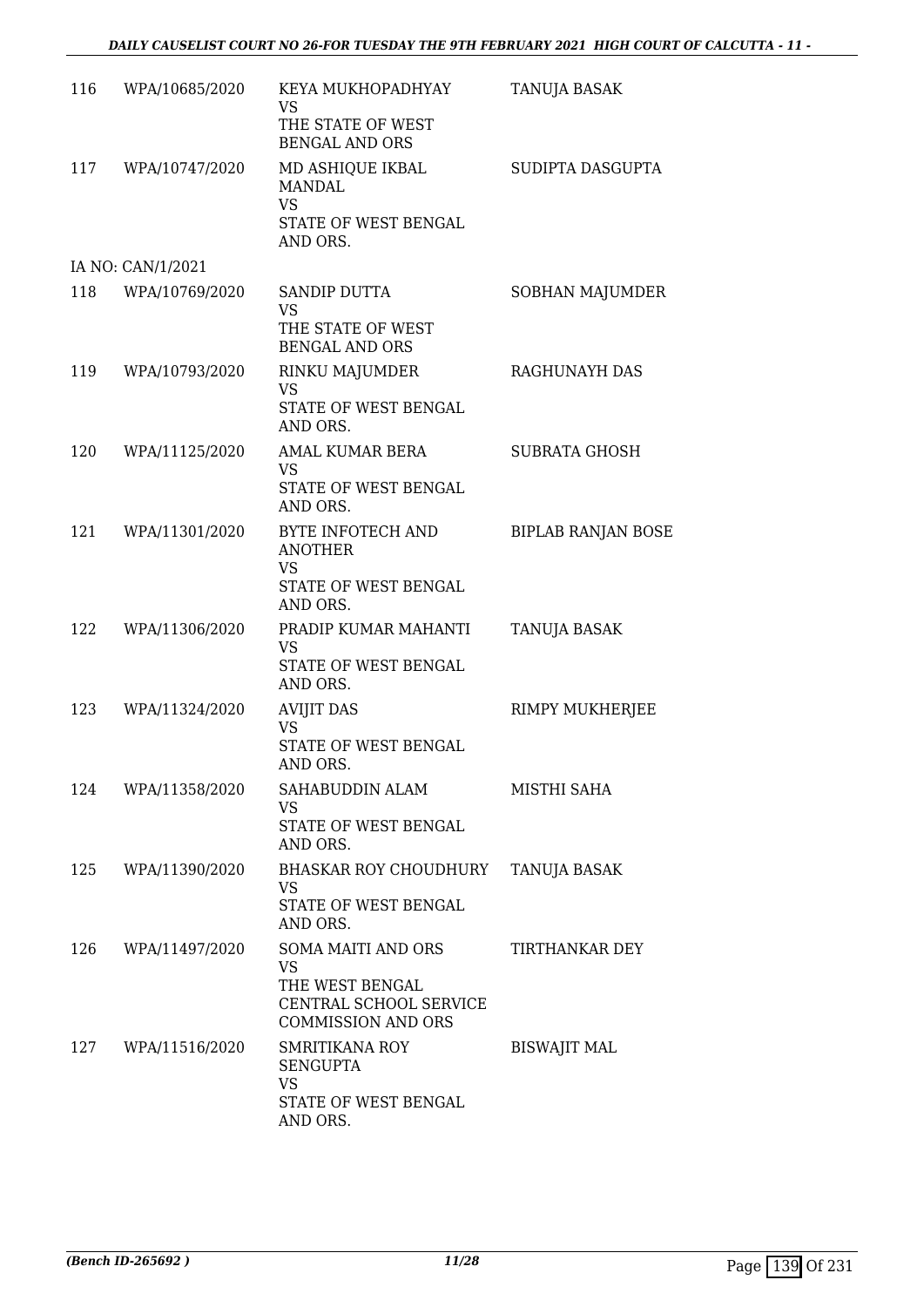| | | | |
|---|---|---|---|
| 116 | WPA/10685/2020 | KEYA MUKHOPADHYAY<br>VS<br>THE STATE OF WEST BENGAL AND ORS | TANUJA BASAK |
| 117 | WPA/10747/2020 | MD ASHIQUE IKBAL MANDAL<br>VS<br>STATE OF WEST BENGAL AND ORS. | SUDIPTA DASGUPTA |
| | IA NO: CAN/1/2021 | | |
| 118 | WPA/10769/2020 | SANDIP DUTTA<br>VS<br>THE STATE OF WEST BENGAL AND ORS | SOBHAN MAJUMDER |
| 119 | WPA/10793/2020 | RINKU MAJUMDER<br>VS<br>STATE OF WEST BENGAL AND ORS. | RAGHUNAYH DAS |
| 120 | WPA/11125/2020 | AMAL KUMAR BERA<br>VS<br>STATE OF WEST BENGAL AND ORS. | SUBRATA GHOSH |
| 121 | WPA/11301/2020 | BYTE INFOTECH AND ANOTHER<br>VS<br>STATE OF WEST BENGAL AND ORS. | BIPLAB RANJAN BOSE |
| 122 | WPA/11306/2020 | PRADIP KUMAR MAHANTI<br>VS<br>STATE OF WEST BENGAL AND ORS. | TANUJA BASAK |
| 123 | WPA/11324/2020 | AVIJIT DAS<br>VS<br>STATE OF WEST BENGAL AND ORS. | RIMPY MUKHERJEE |
| 124 | WPA/11358/2020 | SAHABUDDIN ALAM<br>VS<br>STATE OF WEST BENGAL AND ORS. | MISTHI SAHA |
| 125 | WPA/11390/2020 | BHASKAR ROY CHOUDHURY<br>VS<br>STATE OF WEST BENGAL AND ORS. | TANUJA BASAK |
| 126 | WPA/11497/2020 | SOMA MAITI AND ORS<br>VS<br>THE WEST BENGAL CENTRAL SCHOOL SERVICE COMMISSION AND ORS | TIRTHANKAR DEY |
| 127 | WPA/11516/2020 | SMRITIKANA ROY SENGUPTA<br>VS<br>STATE OF WEST BENGAL AND ORS. | BISWAJIT MAL |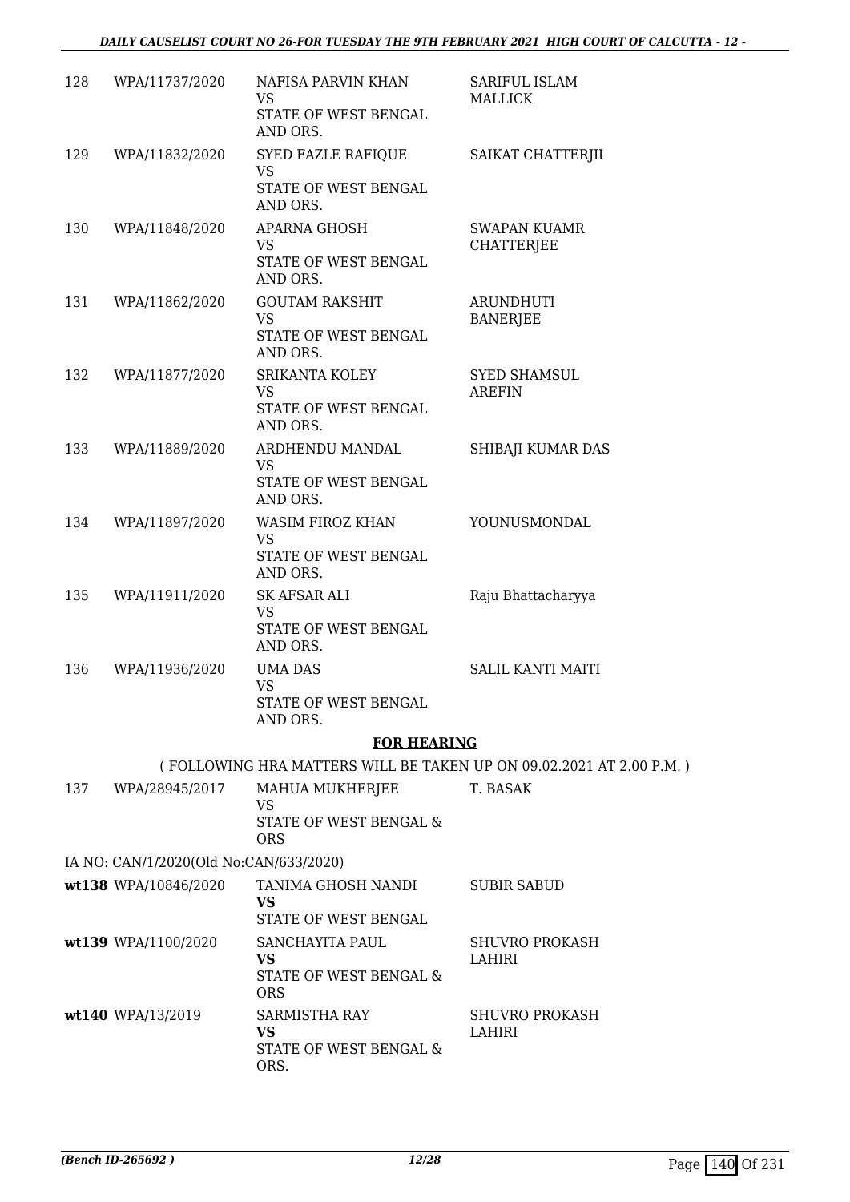| | | | |
|---|---|---|---|
| 128 | WPA/11737/2020 | NAFISA PARVIN KHAN<br>VS<br>STATE OF WEST BENGAL AND ORS. | SARIFUL ISLAM MALLICK |
| 129 | WPA/11832/2020 | SYED FAZLE RAFIQUE<br>VS<br>STATE OF WEST BENGAL AND ORS. | SAIKAT CHATTERJII |
| 130 | WPA/11848/2020 | APARNA GHOSH<br>VS<br>STATE OF WEST BENGAL AND ORS. | SWAPAN KUAMR CHATTERJEE |
| 131 | WPA/11862/2020 | GOUTAM RAKSHIT<br>VS<br>STATE OF WEST BENGAL AND ORS. | ARUNDHUTI BANERJEE |
| 132 | WPA/11877/2020 | SRIKANTA KOLEY<br>VS<br>STATE OF WEST BENGAL AND ORS. | SYED SHAMSUL AREFIN |
| 133 | WPA/11889/2020 | ARDHENDU MANDAL<br>VS<br>STATE OF WEST BENGAL AND ORS. | SHIBAJI KUMAR DAS |
| 134 | WPA/11897/2020 | WASIM FIROZ KHAN<br>VS<br>STATE OF WEST BENGAL AND ORS. | YOUNUSMONDAL |
| 135 | WPA/11911/2020 | SK AFSAR ALI<br>VS<br>STATE OF WEST BENGAL AND ORS. | Raju Bhattacharyya |
| 136 | WPA/11936/2020 | UMA DAS<br>VS<br>STATE OF WEST BENGAL AND ORS. | SALIL KANTI MAITI |

## FOR HEARING

( FOLLOWING HRA MATTERS WILL BE TAKEN UP ON 09.02.2021 AT 2.00 P.M. )

| | | | |
|---|---|---|---|
| 137 | WPA/28945/2017 | MAHUA MUKHERJEE<br>VS<br>STATE OF WEST BENGAL & ORS | T. BASAK |

IA NO: CAN/1/2020(Old No:CAN/633/2020)

| | | | |
|---|---|---|---|
| wt138 | WPA/10846/2020 | TANIMA GHOSH NANDI<br>**VS**<br>STATE OF WEST BENGAL | SUBIR SABUD |
| wt139 | WPA/1100/2020 | SANCHAYITA PAUL<br>**VS**<br>STATE OF WEST BENGAL & ORS | SHUVRO PROKASH LAHIRI |
| wt140 | WPA/13/2019 | SARMISTHA RAY<br>**VS**<br>STATE OF WEST BENGAL & ORS. | SHUVRO PROKASH LAHIRI |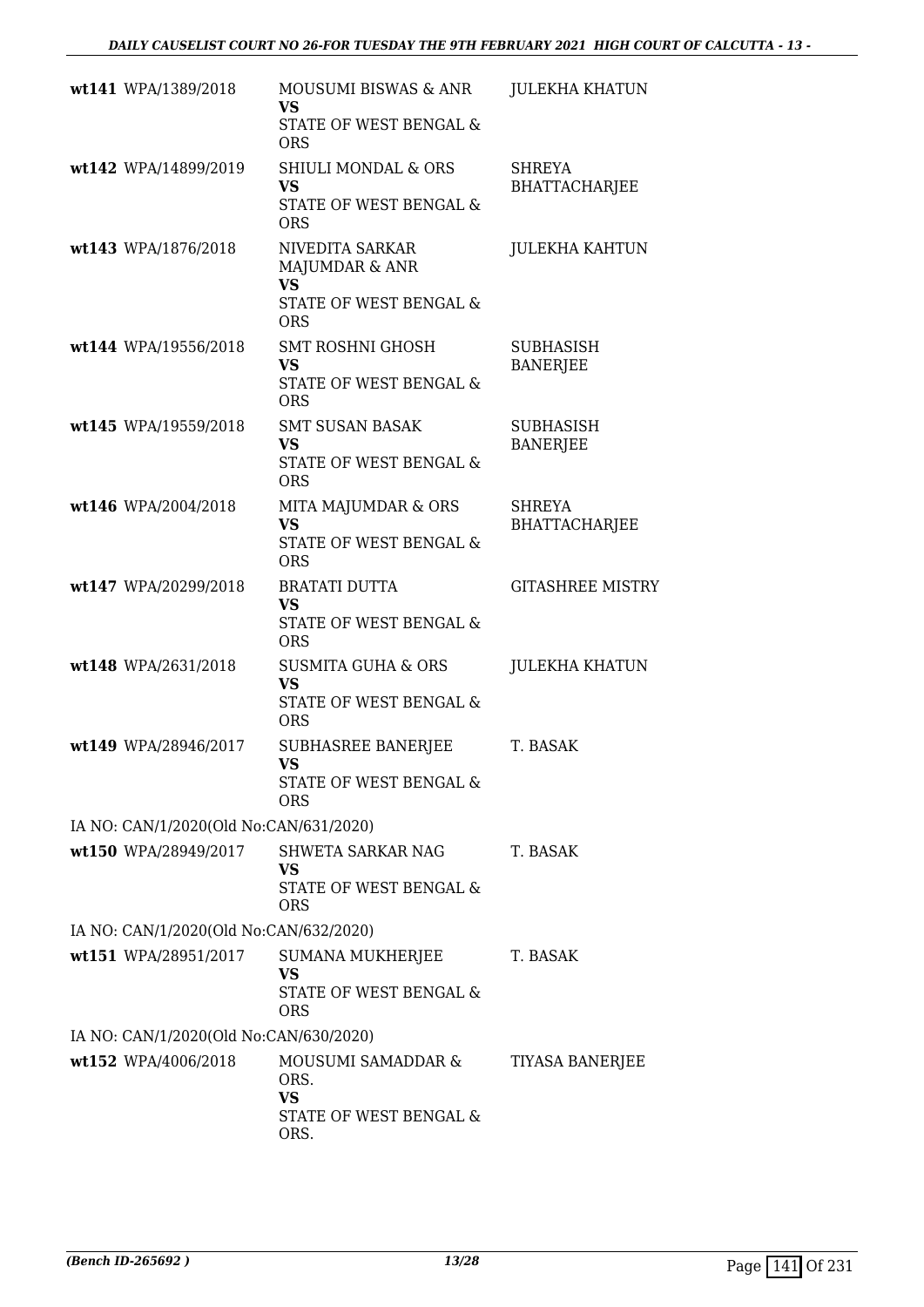| | | | |
|---|---|---|---|
| wt141 | WPA/1389/2018 | MOUSUMI BISWAS & ANR **VS** STATE OF WEST BENGAL & ORS | JULEKHA KHATUN |
| wt142 | WPA/14899/2019 | SHIULI MONDAL & ORS **VS** STATE OF WEST BENGAL & ORS | SHREYA BHATTACHARJEE |
| wt143 | WPA/1876/2018 | NIVEDITA SARKAR MAJUMDAR & ANR **VS** STATE OF WEST BENGAL & ORS | JULEKHA KAHTUN |
| wt144 | WPA/19556/2018 | SMT ROSHNI GHOSH **VS** STATE OF WEST BENGAL & ORS | SUBHASISH BANERJEE |
| wt145 | WPA/19559/2018 | SMT SUSAN BASAK **VS** STATE OF WEST BENGAL & ORS | SUBHASISH BANERJEE |
| wt146 | WPA/2004/2018 | MITA MAJUMDAR & ORS **VS** STATE OF WEST BENGAL & ORS | SHREYA BHATTACHARJEE |
| wt147 | WPA/20299/2018 | BRATATI DUTTA **VS** STATE OF WEST BENGAL & ORS | GITASHREE MISTRY |
| wt148 | WPA/2631/2018 | SUSMITA GUHA & ORS **VS** STATE OF WEST BENGAL & ORS | JULEKHA KHATUN |
| wt149 | WPA/28946/2017 | SUBHASREE BANERJEE **VS** STATE OF WEST BENGAL & ORS | T. BASAK |

IA NO: CAN/1/2020(Old No:CAN/631/2020)

| | | | |
|---|---|---|---|
| wt150 | WPA/28949/2017 | SHWETA SARKAR NAG **VS** STATE OF WEST BENGAL & ORS | T. BASAK |

IA NO: CAN/1/2020(Old No:CAN/632/2020)

| | | | |
|---|---|---|---|
| wt151 | WPA/28951/2017 | SUMANA MUKHERJEE **VS** STATE OF WEST BENGAL & ORS | T. BASAK |

IA NO: CAN/1/2020(Old No:CAN/630/2020)

| | | | |
|---|---|---|---|
| wt152 | WPA/4006/2018 | MOUSUMI SAMADDAR & ORS. **VS** STATE OF WEST BENGAL & ORS. | TIYASA BANERJEE |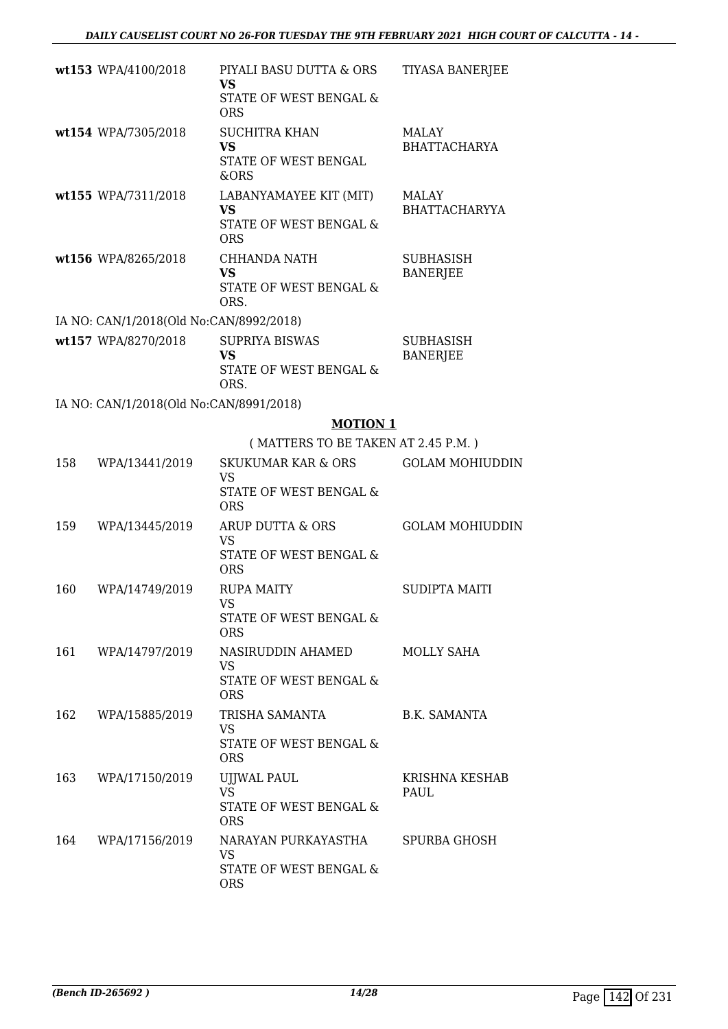| | | | |
|---|---|---|---|
| **wt153** | WPA/4100/2018 | PIYALI BASU DUTTA & ORS<br>**VS**<br>STATE OF WEST BENGAL & ORS | TIYASA BANERJEE |
| **wt154** | WPA/7305/2018 | SUCHITRA KHAN<br>**VS**<br>STATE OF WEST BENGAL &ORS | MALAY BHATTACHARYA |
| **wt155** | WPA/7311/2018 | LABANYAMAYEE KIT (MIT)<br>**VS**<br>STATE OF WEST BENGAL & ORS | MALAY BHATTACHARYYA |
| **wt156** | WPA/8265/2018 | CHHANDA NATH<br>**VS**<br>STATE OF WEST BENGAL & ORS. | SUBHASISH BANERJEE |

IA NO: CAN/1/2018(Old No:CAN/8992/2018)

| | | | |
|---|---|---|---|
| **wt157** | WPA/8270/2018 | SUPRIYA BISWAS<br>**VS**<br>STATE OF WEST BENGAL & ORS. | SUBHASISH BANERJEE |

IA NO: CAN/1/2018(Old No:CAN/8991/2018)

## MOTION 1

( MATTERS TO BE TAKEN AT 2.45 P.M. )

| | | | |
|---|---|---|---|
| 158 | WPA/13441/2019 | SKUKUMAR KAR & ORS<br>VS<br>STATE OF WEST BENGAL & ORS | GOLAM MOHIUDDIN |
| 159 | WPA/13445/2019 | ARUP DUTTA & ORS<br>VS<br>STATE OF WEST BENGAL & ORS | GOLAM MOHIUDDIN |
| 160 | WPA/14749/2019 | RUPA MAITY<br>VS<br>STATE OF WEST BENGAL & ORS | SUDIPTA MAITI |
| 161 | WPA/14797/2019 | NASIRUDDIN AHAMED<br>VS<br>STATE OF WEST BENGAL & ORS | MOLLY SAHA |
| 162 | WPA/15885/2019 | TRISHA SAMANTA<br>VS<br>STATE OF WEST BENGAL & ORS | B.K. SAMANTA |
| 163 | WPA/17150/2019 | UJJWAL PAUL<br>VS<br>STATE OF WEST BENGAL & ORS | KRISHNA KESHAB PAUL |
| 164 | WPA/17156/2019 | NARAYAN PURKAYASTHA<br>VS<br>STATE OF WEST BENGAL & ORS | SPURBA GHOSH |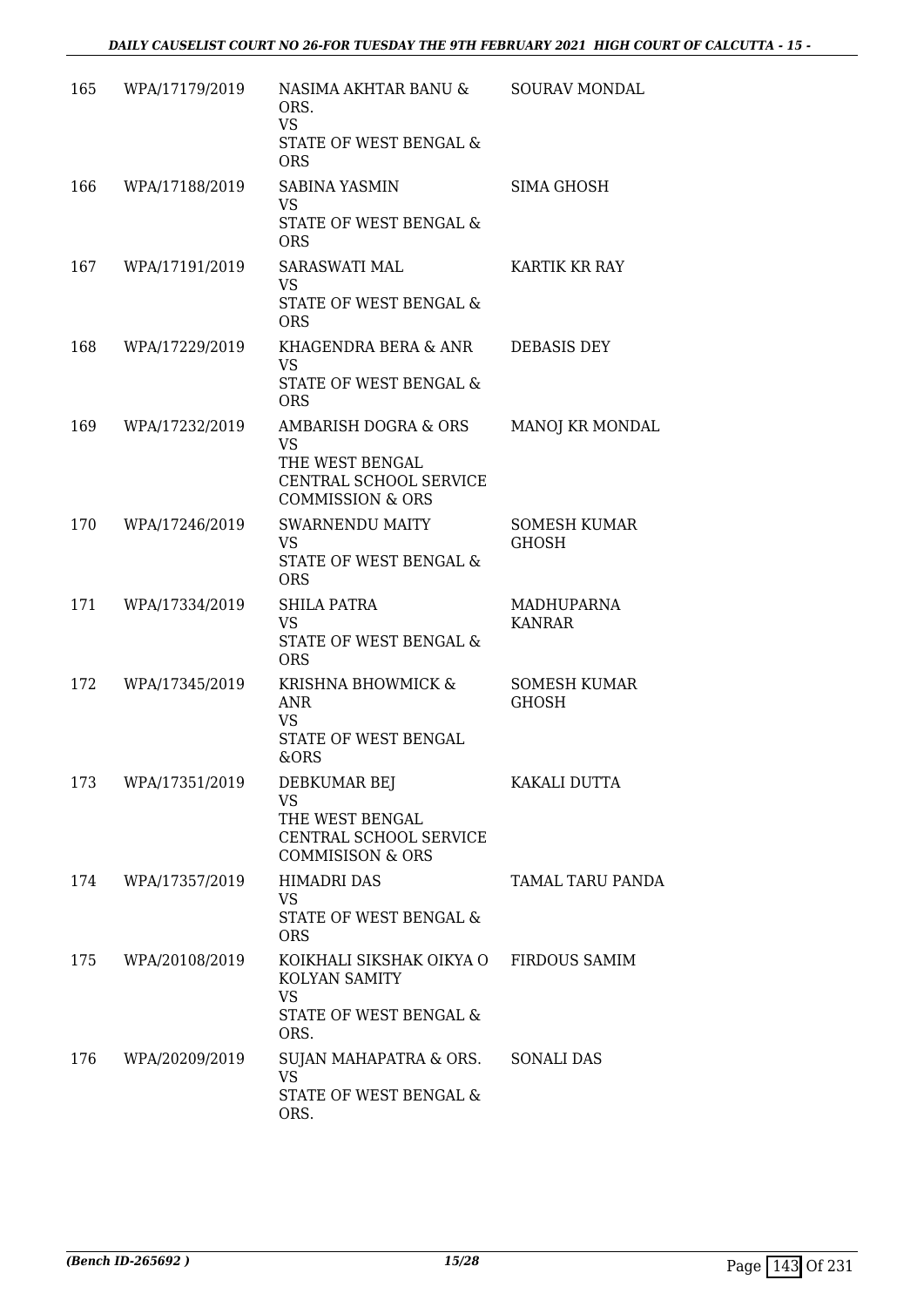| | | | |
|---|---|---|---|
| 165 | WPA/17179/2019 | NASIMA AKHTAR BANU & ORS.<br>VS<br>STATE OF WEST BENGAL & ORS | SOURAV MONDAL |
| 166 | WPA/17188/2019 | SABINA YASMIN<br>VS<br>STATE OF WEST BENGAL & ORS | SIMA GHOSH |
| 167 | WPA/17191/2019 | SARASWATI MAL<br>VS<br>STATE OF WEST BENGAL & ORS | KARTIK KR RAY |
| 168 | WPA/17229/2019 | KHAGENDRA BERA & ANR<br>VS<br>STATE OF WEST BENGAL & ORS | DEBASIS DEY |
| 169 | WPA/17232/2019 | AMBARISH DOGRA & ORS<br>VS<br>THE WEST BENGAL CENTRAL SCHOOL SERVICE COMMISSION & ORS | MANOJ KR MONDAL |
| 170 | WPA/17246/2019 | SWARNENDU MAITY<br>VS<br>STATE OF WEST BENGAL & ORS | SOMESH KUMAR GHOSH |
| 171 | WPA/17334/2019 | SHILA PATRA<br>VS<br>STATE OF WEST BENGAL & ORS | MADHUPARNA KANRAR |
| 172 | WPA/17345/2019 | KRISHNA BHOWMICK & ANR<br>VS<br>STATE OF WEST BENGAL &ORS | SOMESH KUMAR GHOSH |
| 173 | WPA/17351/2019 | DEBKUMAR BEJ<br>VS<br>THE WEST BENGAL CENTRAL SCHOOL SERVICE COMMISISON & ORS | KAKALI DUTTA |
| 174 | WPA/17357/2019 | HIMADRI DAS<br>VS<br>STATE OF WEST BENGAL & ORS | TAMAL TARU PANDA |
| 175 | WPA/20108/2019 | KOIKHALI SIKSHAK OIKYA O KOLYAN SAMITY<br>VS<br>STATE OF WEST BENGAL & ORS. | FIRDOUS SAMIM |
| 176 | WPA/20209/2019 | SUJAN MAHAPATRA & ORS.<br>VS<br>STATE OF WEST BENGAL & ORS. | SONALI DAS |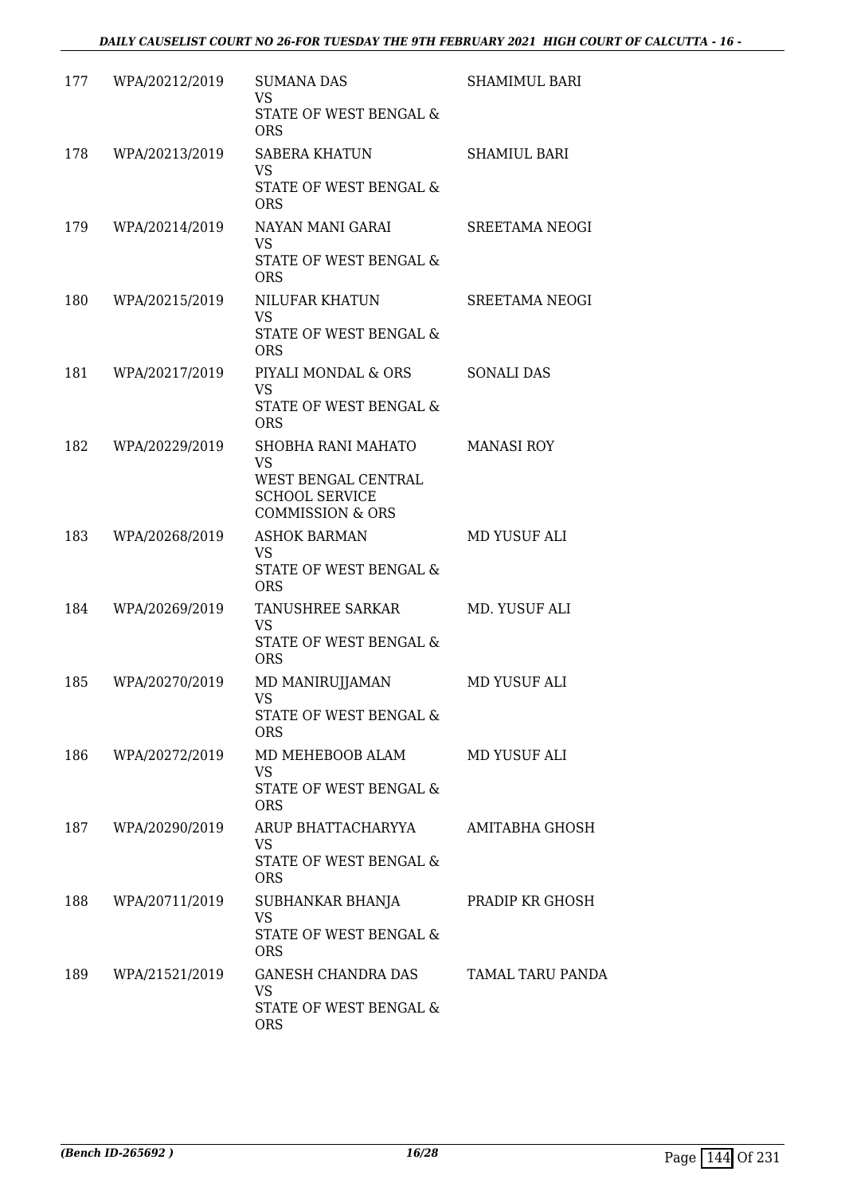| 177 | WPA/20212/2019 | SUMANA DAS<br>VS<br>STATE OF WEST BENGAL & ORS | SHAMIMUL BARI |
|---|---|---|---|
| 178 | WPA/20213/2019 | SABERA KHATUN<br>VS<br>STATE OF WEST BENGAL & ORS | SHAMIUL BARI |
| 179 | WPA/20214/2019 | NAYAN MANI GARAI<br>VS<br>STATE OF WEST BENGAL & ORS | SREETAMA NEOGI |
| 180 | WPA/20215/2019 | NILUFAR KHATUN<br>VS<br>STATE OF WEST BENGAL & ORS | SREETAMA NEOGI |
| 181 | WPA/20217/2019 | PIYALI MONDAL & ORS<br>VS<br>STATE OF WEST BENGAL & ORS | SONALI DAS |
| 182 | WPA/20229/2019 | SHOBHA RANI MAHATO<br>VS<br>WEST BENGAL CENTRAL SCHOOL SERVICE COMMISSION & ORS | MANASI ROY |
| 183 | WPA/20268/2019 | ASHOK BARMAN<br>VS<br>STATE OF WEST BENGAL & ORS | MD YUSUF ALI |
| 184 | WPA/20269/2019 | TANUSHREE SARKAR<br>VS<br>STATE OF WEST BENGAL & ORS | MD. YUSUF ALI |
| 185 | WPA/20270/2019 | MD MANIRUJJAMAN<br>VS<br>STATE OF WEST BENGAL & ORS | MD YUSUF ALI |
| 186 | WPA/20272/2019 | MD MEHEBOOB ALAM<br>VS<br>STATE OF WEST BENGAL & ORS | MD YUSUF ALI |
| 187 | WPA/20290/2019 | ARUP BHATTACHARYYA<br>VS<br>STATE OF WEST BENGAL & ORS | AMITABHA GHOSH |
| 188 | WPA/20711/2019 | SUBHANKAR BHANJA<br>VS<br>STATE OF WEST BENGAL & ORS | PRADIP KR GHOSH |
| 189 | WPA/21521/2019 | GANESH CHANDRA DAS<br>VS<br>STATE OF WEST BENGAL & ORS | TAMAL TARU PANDA |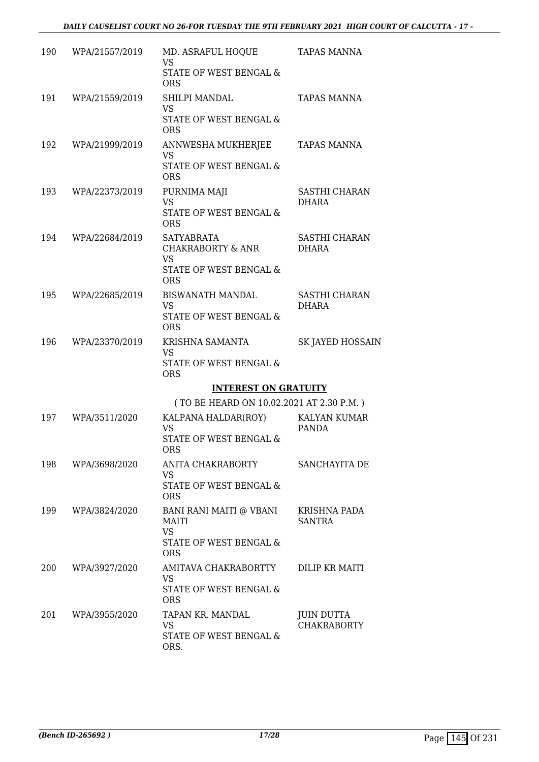| 190 | WPA/21557/2019 | MD. ASRAFUL HOQUE<br>VS<br>STATE OF WEST BENGAL & ORS | TAPAS MANNA |
|---|---|---|---|
| 191 | WPA/21559/2019 | SHILPI MANDAL<br>VS<br>STATE OF WEST BENGAL & ORS | TAPAS MANNA |
| 192 | WPA/21999/2019 | ANNWESHA MUKHERJEE<br>VS<br>STATE OF WEST BENGAL & ORS | TAPAS MANNA |
| 193 | WPA/22373/2019 | PURNIMA MAJI<br>VS<br>STATE OF WEST BENGAL & ORS | SASTHI CHARAN DHARA |
| 194 | WPA/22684/2019 | SATYABRATA CHAKRABORTY & ANR<br>VS<br>STATE OF WEST BENGAL & ORS | SASTHI CHARAN DHARA |
| 195 | WPA/22685/2019 | BISWANATH MANDAL<br>VS<br>STATE OF WEST BENGAL & ORS | SASTHI CHARAN DHARA |
| 196 | WPA/23370/2019 | KRISHNA SAMANTA<br>VS<br>STATE OF WEST BENGAL & ORS | SK JAYED HOSSAIN |

**INTEREST ON GRATUITY**

( TO BE HEARD ON 10.02.2021 AT 2.30 P.M. )

| 197 | WPA/3511/2020 | KALPANA HALDAR(ROY)<br>VS<br>STATE OF WEST BENGAL & ORS | KALYAN KUMAR PANDA |
|---|---|---|---|
| 198 | WPA/3698/2020 | ANITA CHAKRABORTY<br>VS<br>STATE OF WEST BENGAL & ORS | SANCHAYITA DE |
| 199 | WPA/3824/2020 | BANI RANI MAITI @ VBANI MAITI<br>VS<br>STATE OF WEST BENGAL & ORS | KRISHNA PADA SANTRA |
| 200 | WPA/3927/2020 | AMITAVA CHAKRABORTTY<br>VS<br>STATE OF WEST BENGAL & ORS | DILIP KR MAITI |
| 201 | WPA/3955/2020 | TAPAN KR. MANDAL<br>VS<br>STATE OF WEST BENGAL & ORS. | JUIN DUTTA CHAKRABORTY |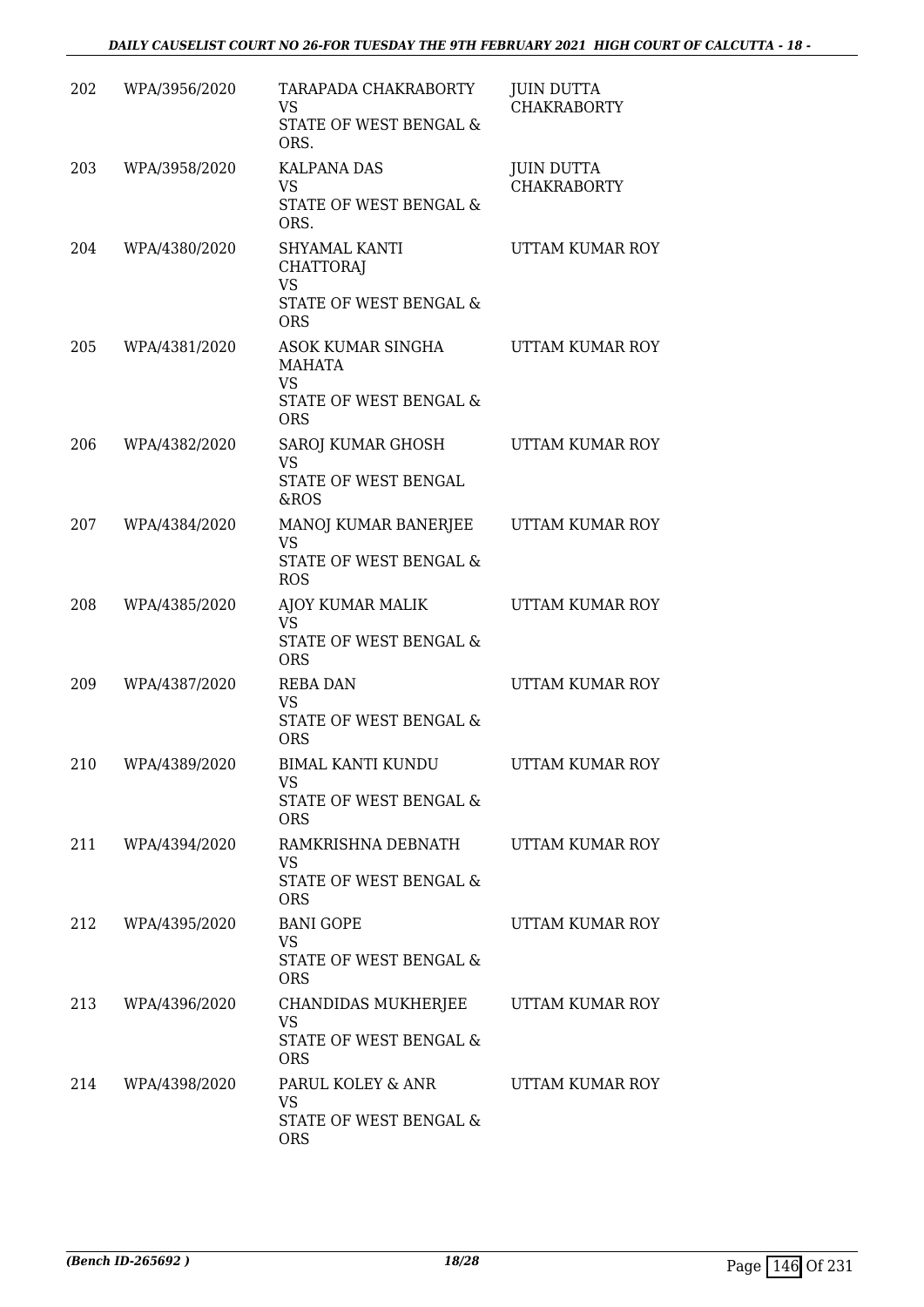| | | | |
|---|---|---|---|
| 202 | WPA/3956/2020 | TARAPADA CHAKRABORTY<br>VS<br>STATE OF WEST BENGAL & ORS. | JUIN DUTTA CHAKRABORTY |
| 203 | WPA/3958/2020 | KALPANA DAS<br>VS<br>STATE OF WEST BENGAL & ORS. | JUIN DUTTA CHAKRABORTY |
| 204 | WPA/4380/2020 | SHYAMAL KANTI CHATTORAJ<br>VS<br>STATE OF WEST BENGAL & ORS | UTTAM KUMAR ROY |
| 205 | WPA/4381/2020 | ASOK KUMAR SINGHA MAHATA<br>VS<br>STATE OF WEST BENGAL & ORS | UTTAM KUMAR ROY |
| 206 | WPA/4382/2020 | SAROJ KUMAR GHOSH<br>VS<br>STATE OF WEST BENGAL &ROS | UTTAM KUMAR ROY |
| 207 | WPA/4384/2020 | MANOJ KUMAR BANERJEE<br>VS<br>STATE OF WEST BENGAL & ROS | UTTAM KUMAR ROY |
| 208 | WPA/4385/2020 | AJOY KUMAR MALIK<br>VS<br>STATE OF WEST BENGAL & ORS | UTTAM KUMAR ROY |
| 209 | WPA/4387/2020 | REBA DAN<br>VS<br>STATE OF WEST BENGAL & ORS | UTTAM KUMAR ROY |
| 210 | WPA/4389/2020 | BIMAL KANTI KUNDU<br>VS<br>STATE OF WEST BENGAL & ORS | UTTAM KUMAR ROY |
| 211 | WPA/4394/2020 | RAMKRISHNA DEBNATH<br>VS<br>STATE OF WEST BENGAL & ORS | UTTAM KUMAR ROY |
| 212 | WPA/4395/2020 | BANI GOPE<br>VS<br>STATE OF WEST BENGAL & ORS | UTTAM KUMAR ROY |
| 213 | WPA/4396/2020 | CHANDIDAS MUKHERJEE<br>VS<br>STATE OF WEST BENGAL & ORS | UTTAM KUMAR ROY |
| 214 | WPA/4398/2020 | PARUL KOLEY & ANR<br>VS<br>STATE OF WEST BENGAL & ORS | UTTAM KUMAR ROY |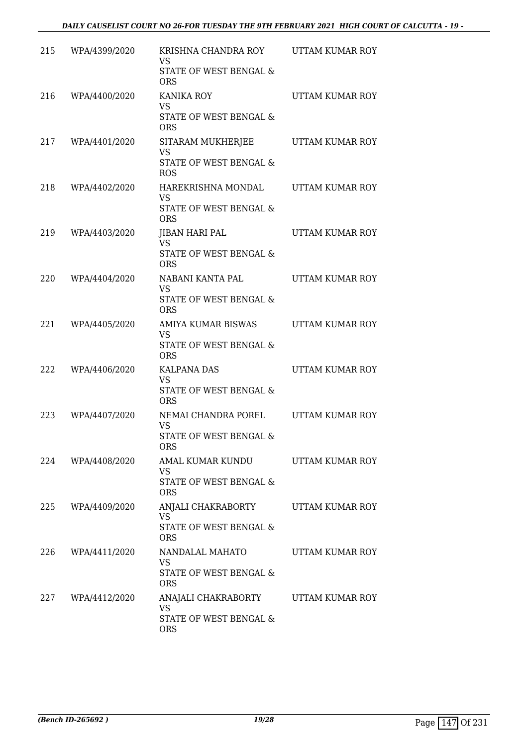| 215 | WPA/4399/2020 | KRISHNA CHANDRA ROY<br>VS<br>STATE OF WEST BENGAL & ORS | UTTAM KUMAR ROY |
|---|---|---|---|
| 216 | WPA/4400/2020 | KANIKA ROY<br>VS<br>STATE OF WEST BENGAL & ORS | UTTAM KUMAR ROY |
| 217 | WPA/4401/2020 | SITARAM MUKHERJEE<br>VS<br>STATE OF WEST BENGAL & ROS | UTTAM KUMAR ROY |
| 218 | WPA/4402/2020 | HAREKRISHNA MONDAL<br>VS<br>STATE OF WEST BENGAL & ORS | UTTAM KUMAR ROY |
| 219 | WPA/4403/2020 | JIBAN HARI PAL<br>VS<br>STATE OF WEST BENGAL & ORS | UTTAM KUMAR ROY |
| 220 | WPA/4404/2020 | NABANI KANTA PAL<br>VS<br>STATE OF WEST BENGAL & ORS | UTTAM KUMAR ROY |
| 221 | WPA/4405/2020 | AMIYA KUMAR BISWAS<br>VS<br>STATE OF WEST BENGAL & ORS | UTTAM KUMAR ROY |
| 222 | WPA/4406/2020 | KALPANA DAS<br>VS<br>STATE OF WEST BENGAL & ORS | UTTAM KUMAR ROY |
| 223 | WPA/4407/2020 | NEMAI CHANDRA POREL<br>VS<br>STATE OF WEST BENGAL & ORS | UTTAM KUMAR ROY |
| 224 | WPA/4408/2020 | AMAL KUMAR KUNDU<br>VS<br>STATE OF WEST BENGAL & ORS | UTTAM KUMAR ROY |
| 225 | WPA/4409/2020 | ANJALI CHAKRABORTY<br>VS<br>STATE OF WEST BENGAL & ORS | UTTAM KUMAR ROY |
| 226 | WPA/4411/2020 | NANDALAL MAHATO<br>VS<br>STATE OF WEST BENGAL & ORS | UTTAM KUMAR ROY |
| 227 | WPA/4412/2020 | ANAJALI CHAKRABORTY<br>VS<br>STATE OF WEST BENGAL & ORS | UTTAM KUMAR ROY |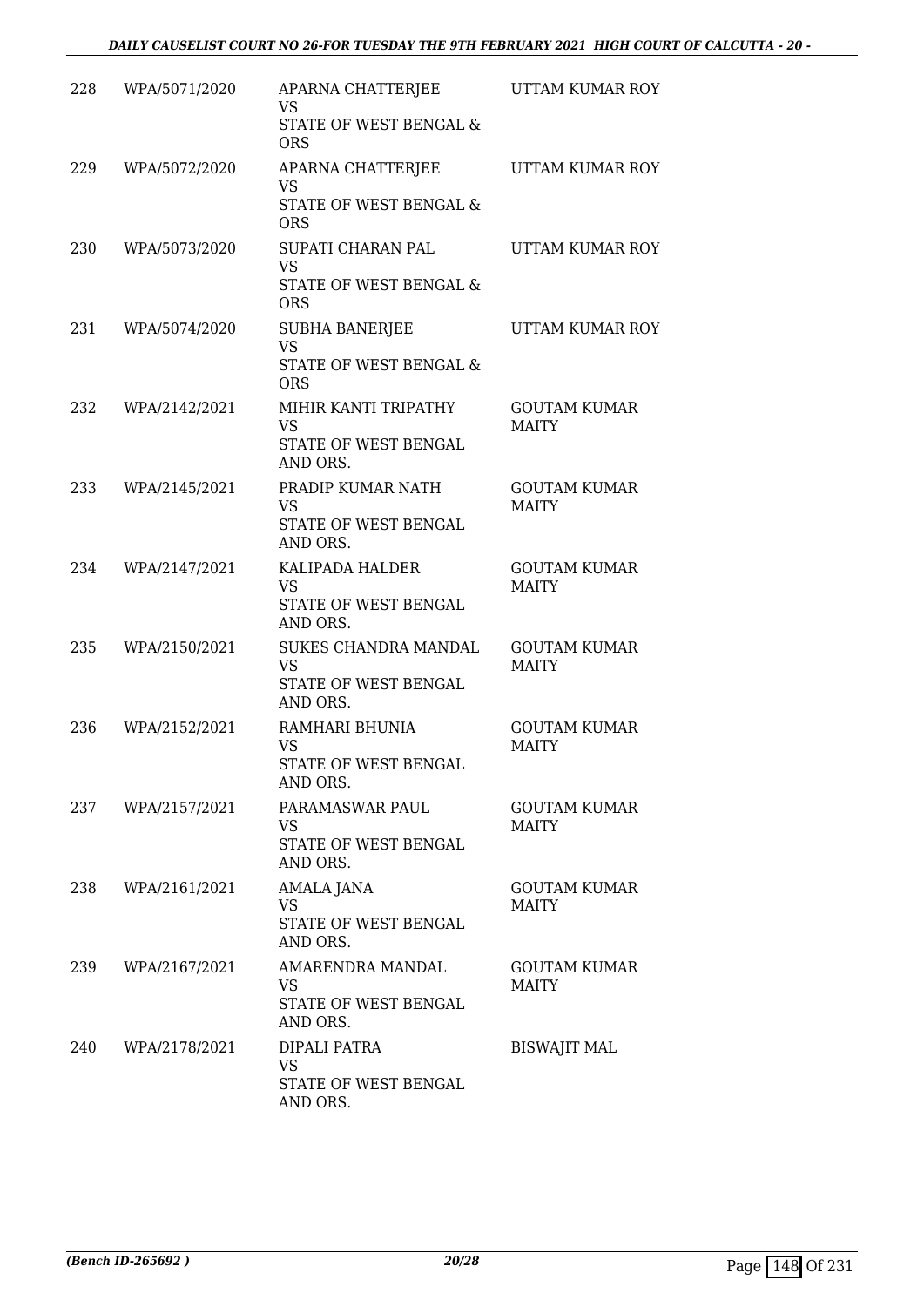| 228 | WPA/5071/2020 | APARNA CHATTERJEE<br>VS<br>STATE OF WEST BENGAL & ORS | UTTAM KUMAR ROY |
|---|---|---|---|
| 229 | WPA/5072/2020 | APARNA CHATTERJEE<br>VS<br>STATE OF WEST BENGAL & ORS | UTTAM KUMAR ROY |
| 230 | WPA/5073/2020 | SUPATI CHARAN PAL<br>VS<br>STATE OF WEST BENGAL & ORS | UTTAM KUMAR ROY |
| 231 | WPA/5074/2020 | SUBHA BANERJEE<br>VS<br>STATE OF WEST BENGAL & ORS | UTTAM KUMAR ROY |
| 232 | WPA/2142/2021 | MIHIR KANTI TRIPATHY<br>VS<br>STATE OF WEST BENGAL AND ORS. | GOUTAM KUMAR MAITY |
| 233 | WPA/2145/2021 | PRADIP KUMAR NATH<br>VS<br>STATE OF WEST BENGAL AND ORS. | GOUTAM KUMAR MAITY |
| 234 | WPA/2147/2021 | KALIPADA HALDER<br>VS<br>STATE OF WEST BENGAL AND ORS. | GOUTAM KUMAR MAITY |
| 235 | WPA/2150/2021 | SUKES CHANDRA MANDAL<br>VS<br>STATE OF WEST BENGAL AND ORS. | GOUTAM KUMAR MAITY |
| 236 | WPA/2152/2021 | RAMHARI BHUNIA<br>VS<br>STATE OF WEST BENGAL AND ORS. | GOUTAM KUMAR MAITY |
| 237 | WPA/2157/2021 | PARAMASWAR PAUL<br>VS<br>STATE OF WEST BENGAL AND ORS. | GOUTAM KUMAR MAITY |
| 238 | WPA/2161/2021 | AMALA JANA<br>VS<br>STATE OF WEST BENGAL AND ORS. | GOUTAM KUMAR MAITY |
| 239 | WPA/2167/2021 | AMARENDRA MANDAL<br>VS<br>STATE OF WEST BENGAL AND ORS. | GOUTAM KUMAR MAITY |
| 240 | WPA/2178/2021 | DIPALI PATRA<br>VS<br>STATE OF WEST BENGAL AND ORS. | BISWAJIT MAL |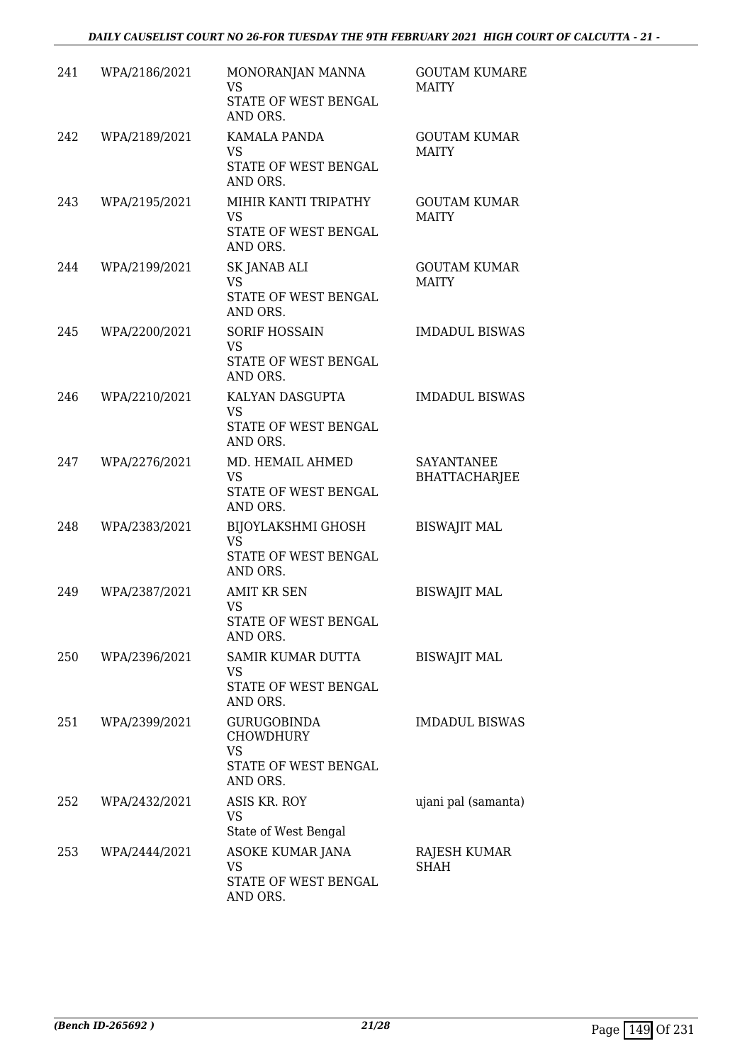| 241 | WPA/2186/2021 | MONORANJAN MANNA VS STATE OF WEST BENGAL AND ORS. | GOUTAM KUMARE MAITY |
|---|---|---|---|
| 242 | WPA/2189/2021 | KAMALA PANDA VS STATE OF WEST BENGAL AND ORS. | GOUTAM KUMAR MAITY |
| 243 | WPA/2195/2021 | MIHIR KANTI TRIPATHY VS STATE OF WEST BENGAL AND ORS. | GOUTAM KUMAR MAITY |
| 244 | WPA/2199/2021 | SK JANAB ALI VS STATE OF WEST BENGAL AND ORS. | GOUTAM KUMAR MAITY |
| 245 | WPA/2200/2021 | SORIF HOSSAIN VS STATE OF WEST BENGAL AND ORS. | IMDADUL BISWAS |
| 246 | WPA/2210/2021 | KALYAN DASGUPTA VS STATE OF WEST BENGAL AND ORS. | IMDADUL BISWAS |
| 247 | WPA/2276/2021 | MD. HEMAIL AHMED VS STATE OF WEST BENGAL AND ORS. | SAYANTANEE BHATTACHARJEE |
| 248 | WPA/2383/2021 | BIJOYLAKSHMI GHOSH VS STATE OF WEST BENGAL AND ORS. | BISWAJIT MAL |
| 249 | WPA/2387/2021 | AMIT KR SEN VS STATE OF WEST BENGAL AND ORS. | BISWAJIT MAL |
| 250 | WPA/2396/2021 | SAMIR KUMAR DUTTA VS STATE OF WEST BENGAL AND ORS. | BISWAJIT MAL |
| 251 | WPA/2399/2021 | GURUGOBINDA CHOWDHURY VS STATE OF WEST BENGAL AND ORS. | IMDADUL BISWAS |
| 252 | WPA/2432/2021 | ASIS KR. ROY VS State of West Bengal | ujani pal (samanta) |
| 253 | WPA/2444/2021 | ASOKE KUMAR JANA VS STATE OF WEST BENGAL AND ORS. | RAJESH KUMAR SHAH |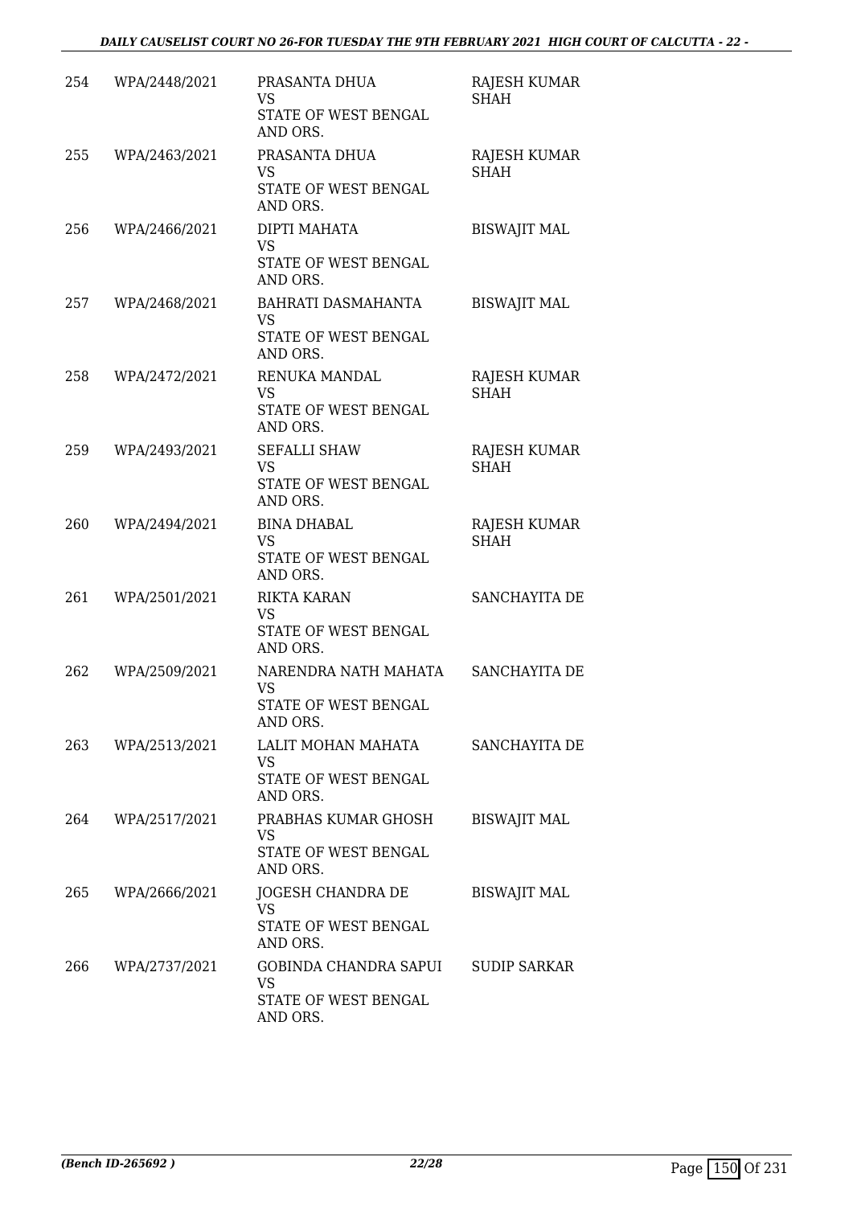| 254 | WPA/2448/2021 | PRASANTA DHUA VS STATE OF WEST BENGAL AND ORS. | RAJESH KUMAR SHAH |
|---|---|---|---|
| 255 | WPA/2463/2021 | PRASANTA DHUA VS STATE OF WEST BENGAL AND ORS. | RAJESH KUMAR SHAH |
| 256 | WPA/2466/2021 | DIPTI MAHATA VS STATE OF WEST BENGAL AND ORS. | BISWAJIT MAL |
| 257 | WPA/2468/2021 | BAHRATI DASMAHANTA VS STATE OF WEST BENGAL AND ORS. | BISWAJIT MAL |
| 258 | WPA/2472/2021 | RENUKA MANDAL VS STATE OF WEST BENGAL AND ORS. | RAJESH KUMAR SHAH |
| 259 | WPA/2493/2021 | SEFALLI SHAW VS STATE OF WEST BENGAL AND ORS. | RAJESH KUMAR SHAH |
| 260 | WPA/2494/2021 | BINA DHABAL VS STATE OF WEST BENGAL AND ORS. | RAJESH KUMAR SHAH |
| 261 | WPA/2501/2021 | RIKTA KARAN VS STATE OF WEST BENGAL AND ORS. | SANCHAYITA DE |
| 262 | WPA/2509/2021 | NARENDRA NATH MAHATA VS STATE OF WEST BENGAL AND ORS. | SANCHAYITA DE |
| 263 | WPA/2513/2021 | LALIT MOHAN MAHATA VS STATE OF WEST BENGAL AND ORS. | SANCHAYITA DE |
| 264 | WPA/2517/2021 | PRABHAS KUMAR GHOSH VS STATE OF WEST BENGAL AND ORS. | BISWAJIT MAL |
| 265 | WPA/2666/2021 | JOGESH CHANDRA DE VS STATE OF WEST BENGAL AND ORS. | BISWAJIT MAL |
| 266 | WPA/2737/2021 | GOBINDA CHANDRA SAPUI VS STATE OF WEST BENGAL AND ORS. | SUDIP SARKAR |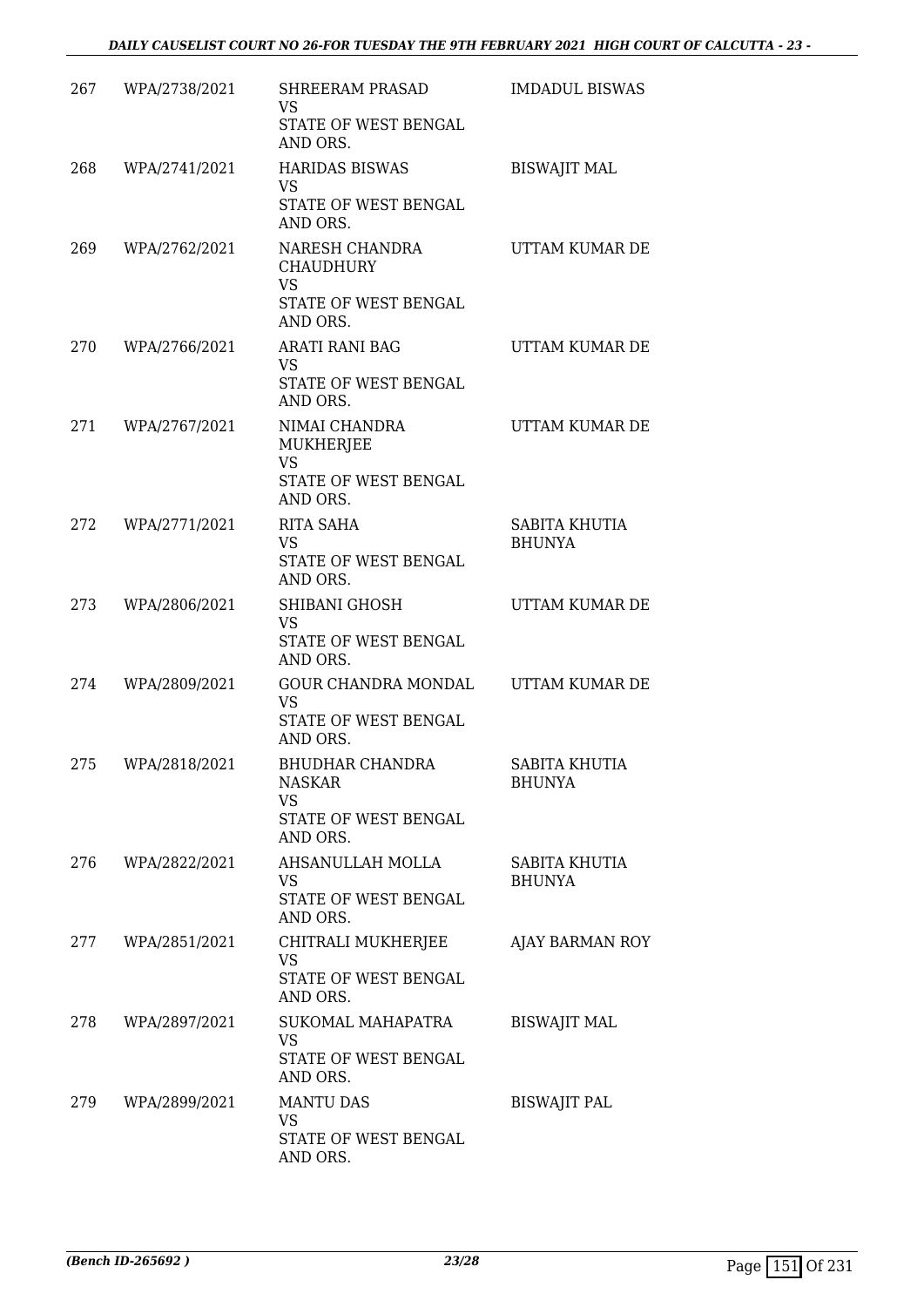| 267 | WPA/2738/2021 | SHREERAM PRASAD<br>VS<br>STATE OF WEST BENGAL AND ORS. | IMDADUL BISWAS |
|---|---|---|---|
| 268 | WPA/2741/2021 | HARIDAS BISWAS<br>VS<br>STATE OF WEST BENGAL AND ORS. | BISWAJIT MAL |
| 269 | WPA/2762/2021 | NARESH CHANDRA CHAUDHURY<br>VS<br>STATE OF WEST BENGAL AND ORS. | UTTAM KUMAR DE |
| 270 | WPA/2766/2021 | ARATI RANI BAG<br>VS<br>STATE OF WEST BENGAL AND ORS. | UTTAM KUMAR DE |
| 271 | WPA/2767/2021 | NIMAI CHANDRA MUKHERJEE<br>VS<br>STATE OF WEST BENGAL AND ORS. | UTTAM KUMAR DE |
| 272 | WPA/2771/2021 | RITA SAHA<br>VS<br>STATE OF WEST BENGAL AND ORS. | SABITA KHUTIA BHUNYA |
| 273 | WPA/2806/2021 | SHIBANI GHOSH<br>VS<br>STATE OF WEST BENGAL AND ORS. | UTTAM KUMAR DE |
| 274 | WPA/2809/2021 | GOUR CHANDRA MONDAL<br>VS<br>STATE OF WEST BENGAL AND ORS. | UTTAM KUMAR DE |
| 275 | WPA/2818/2021 | BHUDHAR CHANDRA NASKAR<br>VS<br>STATE OF WEST BENGAL AND ORS. | SABITA KHUTIA BHUNYA |
| 276 | WPA/2822/2021 | AHSANULLAH MOLLA<br>VS<br>STATE OF WEST BENGAL AND ORS. | SABITA KHUTIA BHUNYA |
| 277 | WPA/2851/2021 | CHITRALI MUKHERJEE<br>VS<br>STATE OF WEST BENGAL AND ORS. | AJAY BARMAN ROY |
| 278 | WPA/2897/2021 | SUKOMAL MAHAPATRA<br>VS<br>STATE OF WEST BENGAL AND ORS. | BISWAJIT MAL |
| 279 | WPA/2899/2021 | MANTU DAS<br>VS<br>STATE OF WEST BENGAL AND ORS. | BISWAJIT PAL |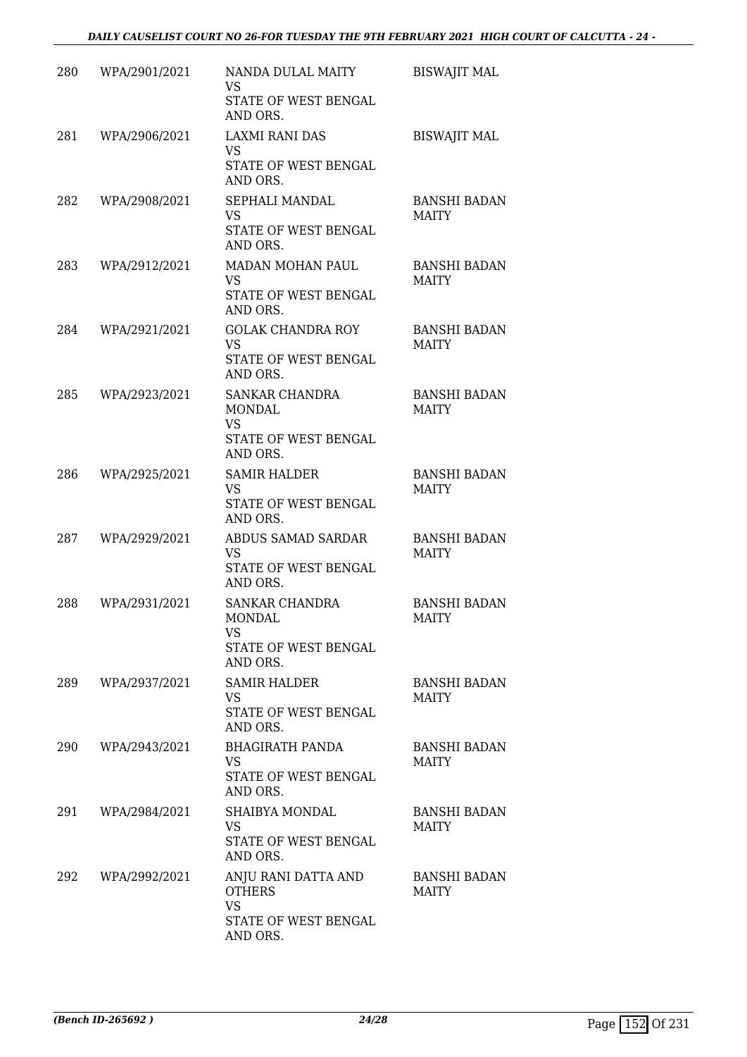| | | | |
|---|---|---|---|
| 280 | WPA/2901/2021 | NANDA DULAL MAITY<br>VS<br>STATE OF WEST BENGAL AND ORS. | BISWAJIT MAL |
| 281 | WPA/2906/2021 | LAXMI RANI DAS<br>VS<br>STATE OF WEST BENGAL AND ORS. | BISWAJIT MAL |
| 282 | WPA/2908/2021 | SEPHALI MANDAL<br>VS<br>STATE OF WEST BENGAL AND ORS. | BANSHI BADAN MAITY |
| 283 | WPA/2912/2021 | MADAN MOHAN PAUL<br>VS<br>STATE OF WEST BENGAL AND ORS. | BANSHI BADAN MAITY |
| 284 | WPA/2921/2021 | GOLAK CHANDRA ROY<br>VS<br>STATE OF WEST BENGAL AND ORS. | BANSHI BADAN MAITY |
| 285 | WPA/2923/2021 | SANKAR CHANDRA MONDAL<br>VS<br>STATE OF WEST BENGAL AND ORS. | BANSHI BADAN MAITY |
| 286 | WPA/2925/2021 | SAMIR HALDER<br>VS<br>STATE OF WEST BENGAL AND ORS. | BANSHI BADAN MAITY |
| 287 | WPA/2929/2021 | ABDUS SAMAD SARDAR<br>VS<br>STATE OF WEST BENGAL AND ORS. | BANSHI BADAN MAITY |
| 288 | WPA/2931/2021 | SANKAR CHANDRA MONDAL<br>VS<br>STATE OF WEST BENGAL AND ORS. | BANSHI BADAN MAITY |
| 289 | WPA/2937/2021 | SAMIR HALDER<br>VS<br>STATE OF WEST BENGAL AND ORS. | BANSHI BADAN MAITY |
| 290 | WPA/2943/2021 | BHAGIRATH PANDA<br>VS<br>STATE OF WEST BENGAL AND ORS. | BANSHI BADAN MAITY |
| 291 | WPA/2984/2021 | SHAIBYA MONDAL<br>VS<br>STATE OF WEST BENGAL AND ORS. | BANSHI BADAN MAITY |
| 292 | WPA/2992/2021 | ANJU RANI DATTA AND OTHERS<br>VS<br>STATE OF WEST BENGAL AND ORS. | BANSHI BADAN MAITY |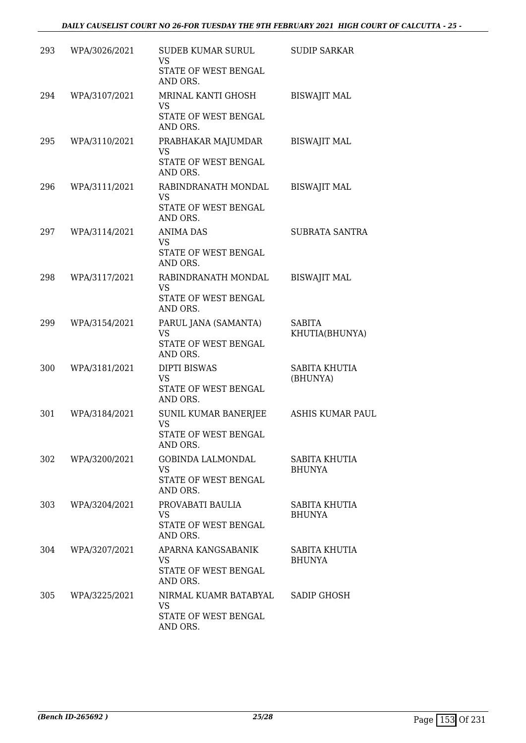| | | | |
|---|---|---|---|
| 293 | WPA/3026/2021 | SUDEB KUMAR SURUL<br>VS<br>STATE OF WEST BENGAL AND ORS. | SUDIP SARKAR |
| 294 | WPA/3107/2021 | MRINAL KANTI GHOSH<br>VS<br>STATE OF WEST BENGAL AND ORS. | BISWAJIT MAL |
| 295 | WPA/3110/2021 | PRABHAKAR MAJUMDAR<br>VS<br>STATE OF WEST BENGAL AND ORS. | BISWAJIT MAL |
| 296 | WPA/3111/2021 | RABINDRANATH MONDAL<br>VS<br>STATE OF WEST BENGAL AND ORS. | BISWAJIT MAL |
| 297 | WPA/3114/2021 | ANIMA DAS<br>VS<br>STATE OF WEST BENGAL AND ORS. | SUBRATA SANTRA |
| 298 | WPA/3117/2021 | RABINDRANATH MONDAL<br>VS<br>STATE OF WEST BENGAL AND ORS. | BISWAJIT MAL |
| 299 | WPA/3154/2021 | PARUL JANA (SAMANTA)<br>VS<br>STATE OF WEST BENGAL AND ORS. | SABITA KHUTIA(BHUNYA) |
| 300 | WPA/3181/2021 | DIPTI BISWAS<br>VS<br>STATE OF WEST BENGAL AND ORS. | SABITA KHUTIA (BHUNYA) |
| 301 | WPA/3184/2021 | SUNIL KUMAR BANERJEE<br>VS<br>STATE OF WEST BENGAL AND ORS. | ASHIS KUMAR PAUL |
| 302 | WPA/3200/2021 | GOBINDA LALMONDAL<br>VS<br>STATE OF WEST BENGAL AND ORS. | SABITA KHUTIA BHUNYA |
| 303 | WPA/3204/2021 | PROVABATI BAULIA<br>VS<br>STATE OF WEST BENGAL AND ORS. | SABITA KHUTIA BHUNYA |
| 304 | WPA/3207/2021 | APARNA KANGSABANIK<br>VS<br>STATE OF WEST BENGAL AND ORS. | SABITA KHUTIA BHUNYA |
| 305 | WPA/3225/2021 | NIRMAL KUAMR BATABYAL<br>VS<br>STATE OF WEST BENGAL AND ORS. | SADIP GHOSH |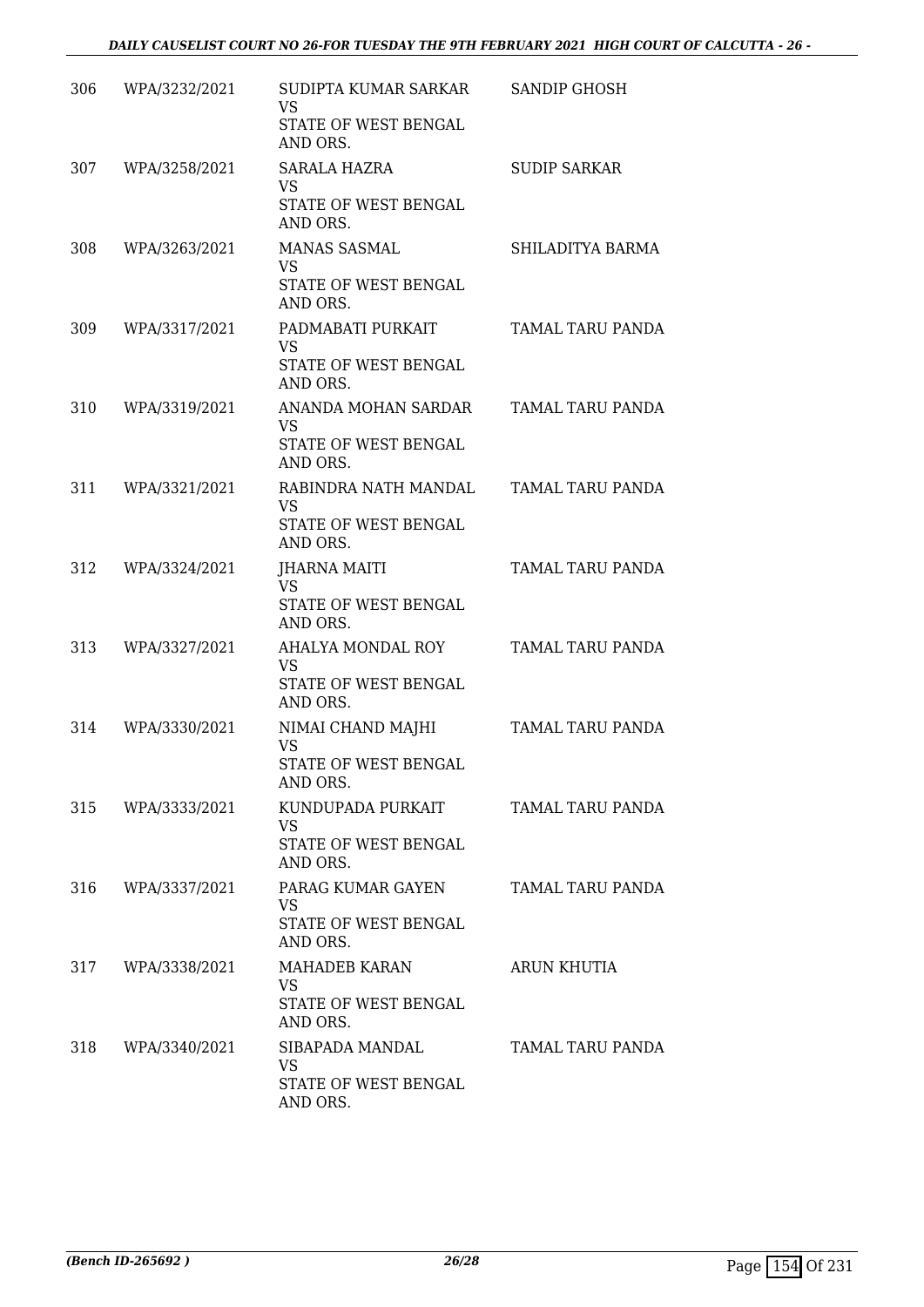| | | | |
|---|---|---|---|
| 306 | WPA/3232/2021 | SUDIPTA KUMAR SARKAR VS STATE OF WEST BENGAL AND ORS. | SANDIP GHOSH |
| 307 | WPA/3258/2021 | SARALA HAZRA VS STATE OF WEST BENGAL AND ORS. | SUDIP SARKAR |
| 308 | WPA/3263/2021 | MANAS SASMAL VS STATE OF WEST BENGAL AND ORS. | SHILADITYA BARMA |
| 309 | WPA/3317/2021 | PADMABATI PURKAIT VS STATE OF WEST BENGAL AND ORS. | TAMAL TARU PANDA |
| 310 | WPA/3319/2021 | ANANDA MOHAN SARDAR VS STATE OF WEST BENGAL AND ORS. | TAMAL TARU PANDA |
| 311 | WPA/3321/2021 | RABINDRA NATH MANDAL VS STATE OF WEST BENGAL AND ORS. | TAMAL TARU PANDA |
| 312 | WPA/3324/2021 | JHARNA MAITI VS STATE OF WEST BENGAL AND ORS. | TAMAL TARU PANDA |
| 313 | WPA/3327/2021 | AHALYA MONDAL ROY VS STATE OF WEST BENGAL AND ORS. | TAMAL TARU PANDA |
| 314 | WPA/3330/2021 | NIMAI CHAND MAJHI VS STATE OF WEST BENGAL AND ORS. | TAMAL TARU PANDA |
| 315 | WPA/3333/2021 | KUNDUPADA PURKAIT VS STATE OF WEST BENGAL AND ORS. | TAMAL TARU PANDA |
| 316 | WPA/3337/2021 | PARAG KUMAR GAYEN VS STATE OF WEST BENGAL AND ORS. | TAMAL TARU PANDA |
| 317 | WPA/3338/2021 | MAHADEB KARAN VS STATE OF WEST BENGAL AND ORS. | ARUN KHUTIA |
| 318 | WPA/3340/2021 | SIBAPADA MANDAL VS STATE OF WEST BENGAL AND ORS. | TAMAL TARU PANDA |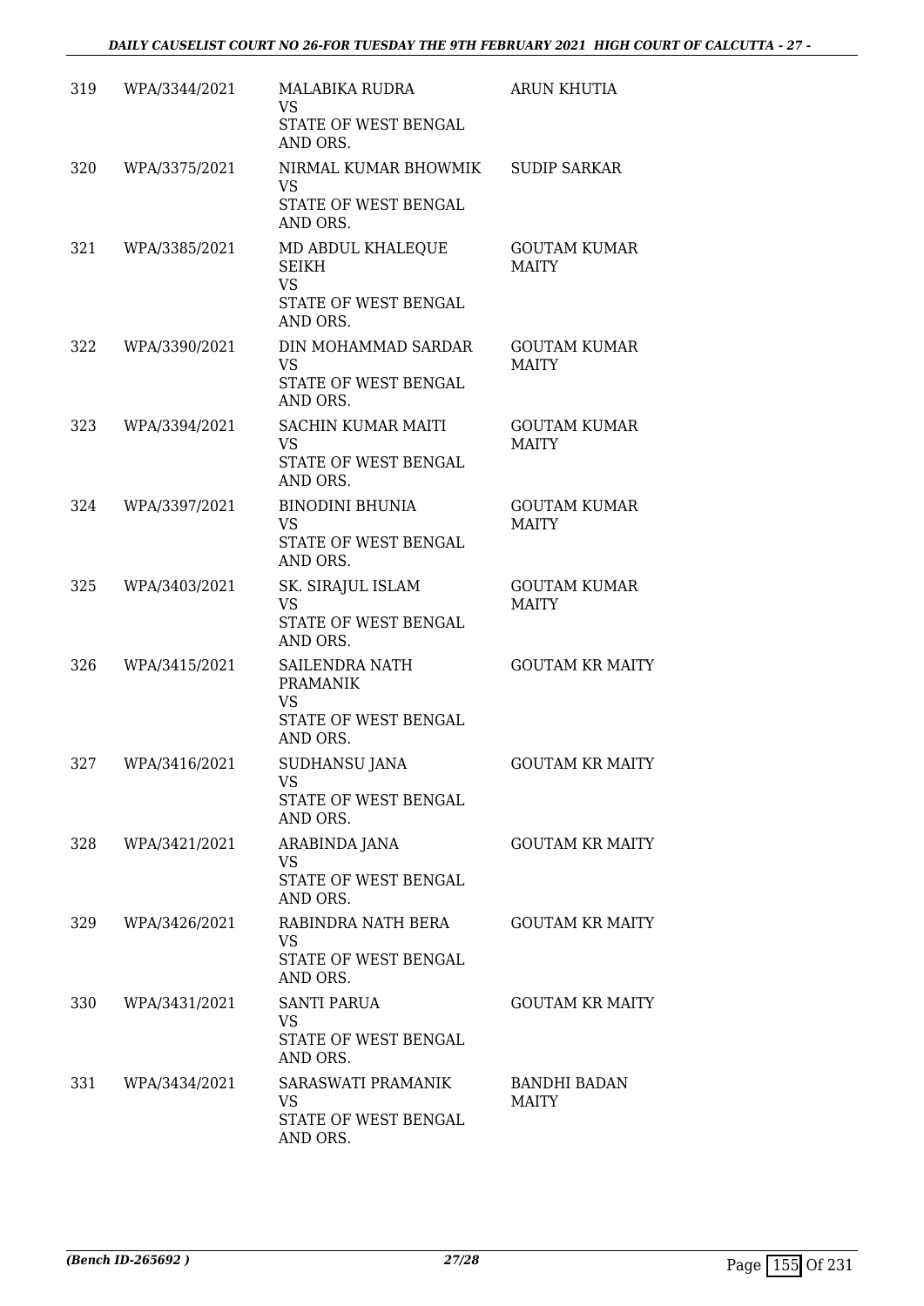| 319 | WPA/3344/2021 | MALABIKA RUDRA<br>VS<br>STATE OF WEST BENGAL AND ORS. | ARUN KHUTIA |
|---|---|---|---|
| 320 | WPA/3375/2021 | NIRMAL KUMAR BHOWMIK<br>VS<br>STATE OF WEST BENGAL AND ORS. | SUDIP SARKAR |
| 321 | WPA/3385/2021 | MD ABDUL KHALEQUE SEIKH<br>VS<br>STATE OF WEST BENGAL AND ORS. | GOUTAM KUMAR MAITY |
| 322 | WPA/3390/2021 | DIN MOHAMMAD SARDAR<br>VS<br>STATE OF WEST BENGAL AND ORS. | GOUTAM KUMAR MAITY |
| 323 | WPA/3394/2021 | SACHIN KUMAR MAITI<br>VS<br>STATE OF WEST BENGAL AND ORS. | GOUTAM KUMAR MAITY |
| 324 | WPA/3397/2021 | BINODINI BHUNIA<br>VS<br>STATE OF WEST BENGAL AND ORS. | GOUTAM KUMAR MAITY |
| 325 | WPA/3403/2021 | SK. SIRAJUL ISLAM<br>VS<br>STATE OF WEST BENGAL AND ORS. | GOUTAM KUMAR MAITY |
| 326 | WPA/3415/2021 | SAILENDRA NATH PRAMANIK<br>VS<br>STATE OF WEST BENGAL AND ORS. | GOUTAM KR MAITY |
| 327 | WPA/3416/2021 | SUDHANSU JANA<br>VS<br>STATE OF WEST BENGAL AND ORS. | GOUTAM KR MAITY |
| 328 | WPA/3421/2021 | ARABINDA JANA<br>VS<br>STATE OF WEST BENGAL AND ORS. | GOUTAM KR MAITY |
| 329 | WPA/3426/2021 | RABINDRA NATH BERA<br>VS<br>STATE OF WEST BENGAL AND ORS. | GOUTAM KR MAITY |
| 330 | WPA/3431/2021 | SANTI PARUA<br>VS<br>STATE OF WEST BENGAL AND ORS. | GOUTAM KR MAITY |
| 331 | WPA/3434/2021 | SARASWATI PRAMANIK<br>VS<br>STATE OF WEST BENGAL AND ORS. | BANDHI BADAN MAITY |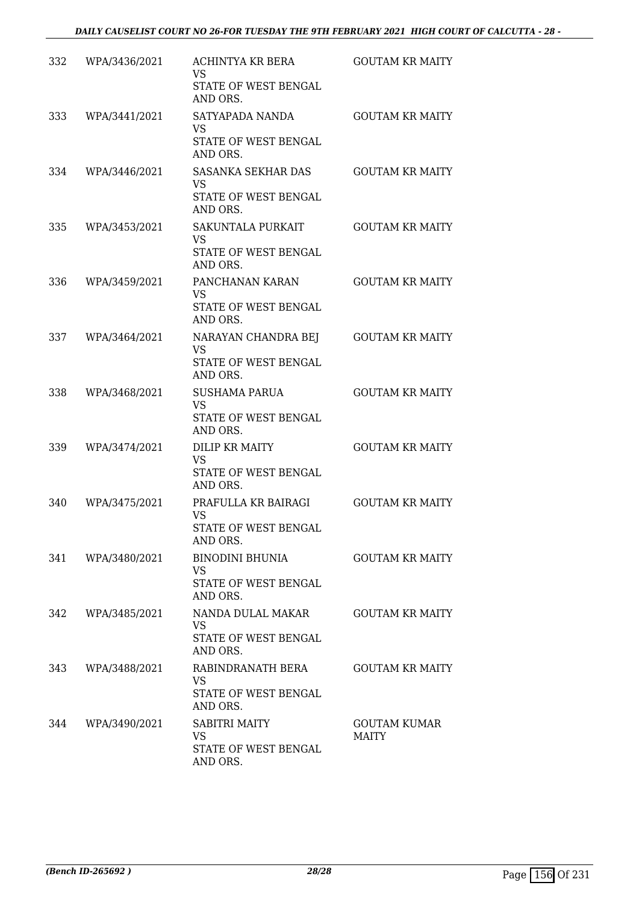| 332 | WPA/3436/2021 | ACHINTYA KR BERA<br>VS<br>STATE OF WEST BENGAL AND ORS. | GOUTAM KR MAITY |
|---|---|---|---|
| 333 | WPA/3441/2021 | SATYAPADA NANDA<br>VS<br>STATE OF WEST BENGAL AND ORS. | GOUTAM KR MAITY |
| 334 | WPA/3446/2021 | SASANKA SEKHAR DAS<br>VS<br>STATE OF WEST BENGAL AND ORS. | GOUTAM KR MAITY |
| 335 | WPA/3453/2021 | SAKUNTALA PURKAIT<br>VS<br>STATE OF WEST BENGAL AND ORS. | GOUTAM KR MAITY |
| 336 | WPA/3459/2021 | PANCHANAN KARAN<br>VS<br>STATE OF WEST BENGAL AND ORS. | GOUTAM KR MAITY |
| 337 | WPA/3464/2021 | NARAYAN CHANDRA BEJ<br>VS<br>STATE OF WEST BENGAL AND ORS. | GOUTAM KR MAITY |
| 338 | WPA/3468/2021 | SUSHAMA PARUA<br>VS<br>STATE OF WEST BENGAL AND ORS. | GOUTAM KR MAITY |
| 339 | WPA/3474/2021 | DILIP KR MAITY<br>VS<br>STATE OF WEST BENGAL AND ORS. | GOUTAM KR MAITY |
| 340 | WPA/3475/2021 | PRAFULLA KR BAIRAGI<br>VS<br>STATE OF WEST BENGAL AND ORS. | GOUTAM KR MAITY |
| 341 | WPA/3480/2021 | BINODINI BHUNIA<br>VS<br>STATE OF WEST BENGAL AND ORS. | GOUTAM KR MAITY |
| 342 | WPA/3485/2021 | NANDA DULAL MAKAR<br>VS<br>STATE OF WEST BENGAL AND ORS. | GOUTAM KR MAITY |
| 343 | WPA/3488/2021 | RABINDRANATH BERA<br>VS<br>STATE OF WEST BENGAL AND ORS. | GOUTAM KR MAITY |
| 344 | WPA/3490/2021 | SABITRI MAITY<br>VS<br>STATE OF WEST BENGAL AND ORS. | GOUTAM KUMAR MAITY |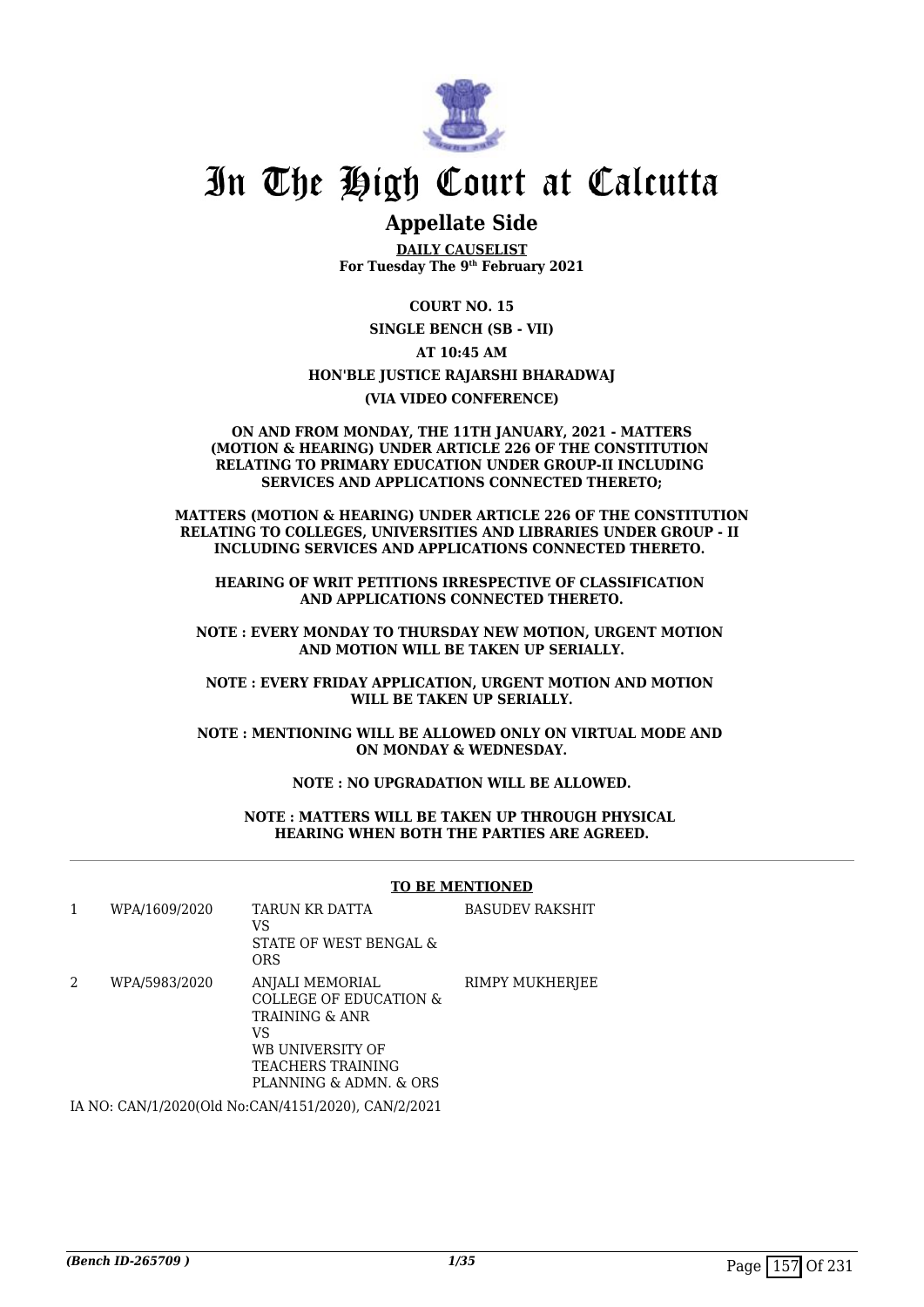# In The High Court at Calcutta

## Appellate Side

**DAILY CAUSELIST**
**For Tuesday The 9th February 2021**

**COURT NO. 15**

**SINGLE BENCH (SB - VII)**

**AT 10:45 AM**

**HON'BLE JUSTICE RAJARSHI BHARADWAJ**

**(VIA VIDEO CONFERENCE)**

**ON AND FROM MONDAY, THE 11TH JANUARY, 2021 - MATTERS (MOTION & HEARING) UNDER ARTICLE 226 OF THE CONSTITUTION RELATING TO PRIMARY EDUCATION UNDER GROUP-II INCLUDING SERVICES AND APPLICATIONS CONNECTED THERETO;**

**MATTERS (MOTION & HEARING) UNDER ARTICLE 226 OF THE CONSTITUTION RELATING TO COLLEGES, UNIVERSITIES AND LIBRARIES UNDER GROUP - II INCLUDING SERVICES AND APPLICATIONS CONNECTED THERETO.**

**HEARING OF WRIT PETITIONS IRRESPECTIVE OF CLASSIFICATION AND APPLICATIONS CONNECTED THERETO.**

**NOTE : EVERY MONDAY TO THURSDAY NEW MOTION, URGENT MOTION AND MOTION WILL BE TAKEN UP SERIALLY.**

**NOTE : EVERY FRIDAY APPLICATION, URGENT MOTION AND MOTION WILL BE TAKEN UP SERIALLY.**

**NOTE : MENTIONING WILL BE ALLOWED ONLY ON VIRTUAL MODE AND ON MONDAY & WEDNESDAY.**

**NOTE : NO UPGRADATION WILL BE ALLOWED.**

**NOTE : MATTERS WILL BE TAKEN UP THROUGH PHYSICAL HEARING WHEN BOTH THE PARTIES ARE AGREED.**

**TO BE MENTIONED**

| | | | |
|---|---|---|---|
| 1 | WPA/1609/2020 | TARUN KR DATTA<br>VS<br>STATE OF WEST BENGAL & ORS | BASUDEV RAKSHIT |
| 2 | WPA/5983/2020 | ANJALI MEMORIAL COLLEGE OF EDUCATION & TRAINING & ANR<br>VS<br>WB UNIVERSITY OF TEACHERS TRAINING PLANNING & ADMN. & ORS | RIMPY MUKHERJEE |

IA NO: CAN/1/2020(Old No:CAN/4151/2020), CAN/2/2021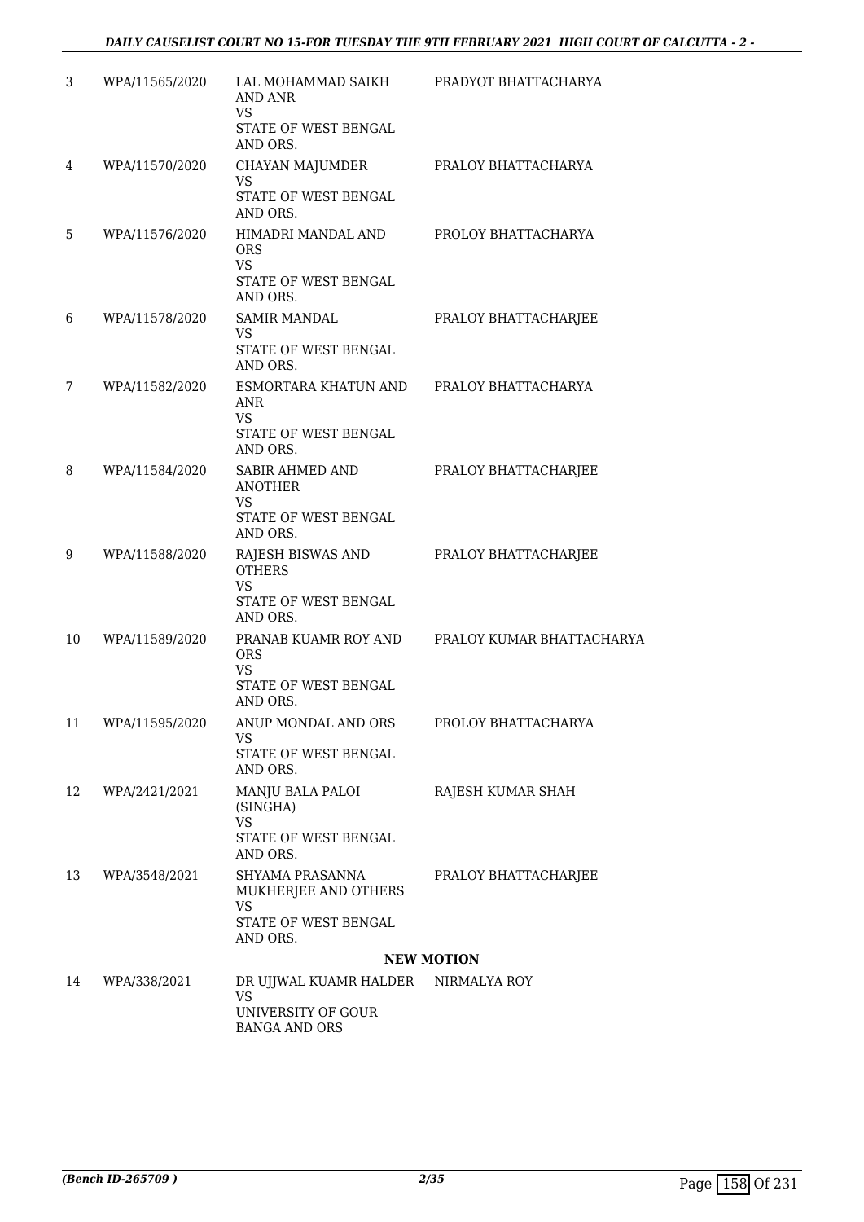| | | | |
|---|---|---|---|
| 3 | WPA/11565/2020 | LAL MOHAMMAD SAIKH AND ANR<br>VS<br>STATE OF WEST BENGAL AND ORS. | PRADYOT BHATTACHARYA |
| 4 | WPA/11570/2020 | CHAYAN MAJUMDER<br>VS<br>STATE OF WEST BENGAL AND ORS. | PRALOY BHATTACHARYA |
| 5 | WPA/11576/2020 | HIMADRI MANDAL AND ORS<br>VS<br>STATE OF WEST BENGAL AND ORS. | PROLOY BHATTACHARYA |
| 6 | WPA/11578/2020 | SAMIR MANDAL<br>VS<br>STATE OF WEST BENGAL AND ORS. | PRALOY BHATTACHARJEE |
| 7 | WPA/11582/2020 | ESMORTARA KHATUN AND ANR<br>VS<br>STATE OF WEST BENGAL AND ORS. | PRALOY BHATTACHARYA |
| 8 | WPA/11584/2020 | SABIR AHMED AND ANOTHER<br>VS<br>STATE OF WEST BENGAL AND ORS. | PRALOY BHATTACHARJEE |
| 9 | WPA/11588/2020 | RAJESH BISWAS AND OTHERS<br>VS<br>STATE OF WEST BENGAL AND ORS. | PRALOY BHATTACHARJEE |
| 10 | WPA/11589/2020 | PRANAB KUAMR ROY AND ORS<br>VS<br>STATE OF WEST BENGAL AND ORS. | PRALOY KUMAR BHATTACHARYA |
| 11 | WPA/11595/2020 | ANUP MONDAL AND ORS<br>VS<br>STATE OF WEST BENGAL AND ORS. | PROLOY BHATTACHARYA |
| 12 | WPA/2421/2021 | MANJU BALA PALOI (SINGHA)<br>VS<br>STATE OF WEST BENGAL AND ORS. | RAJESH KUMAR SHAH |
| 13 | WPA/3548/2021 | SHYAMA PRASANNA MUKHERJEE AND OTHERS<br>VS<br>STATE OF WEST BENGAL AND ORS. | PRALOY BHATTACHARJEE |

**NEW MOTION**

| | | | |
|---|---|---|---|
| 14 | WPA/338/2021 | DR UJJWAL KUAMR HALDER<br>VS<br>UNIVERSITY OF GOUR BANGA AND ORS | NIRMALYA ROY |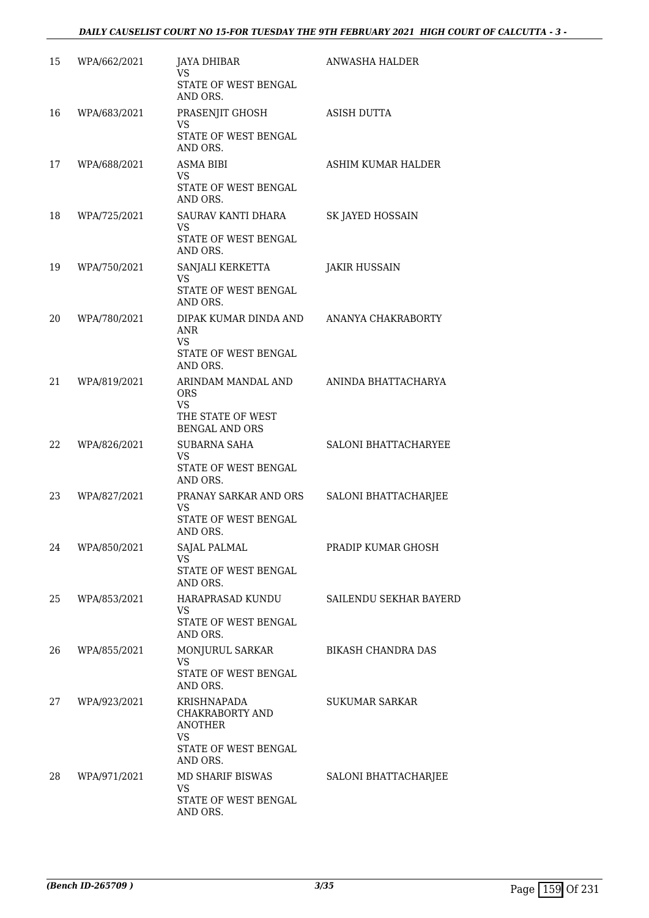| | | | |
|---|---|---|---|
| 15 | WPA/662/2021 | JAYA DHIBAR<br>VS<br>STATE OF WEST BENGAL AND ORS. | ANWASHA HALDER |
| 16 | WPA/683/2021 | PRASENJIT GHOSH<br>VS<br>STATE OF WEST BENGAL AND ORS. | ASISH DUTTA |
| 17 | WPA/688/2021 | ASMA BIBI<br>VS<br>STATE OF WEST BENGAL AND ORS. | ASHIM KUMAR HALDER |
| 18 | WPA/725/2021 | SAURAV KANTI DHARA<br>VS<br>STATE OF WEST BENGAL AND ORS. | SK JAYED HOSSAIN |
| 19 | WPA/750/2021 | SANJALI KERKETTA<br>VS<br>STATE OF WEST BENGAL AND ORS. | JAKIR HUSSAIN |
| 20 | WPA/780/2021 | DIPAK KUMAR DINDA AND ANR<br>VS<br>STATE OF WEST BENGAL AND ORS. | ANANYA CHAKRABORTY |
| 21 | WPA/819/2021 | ARINDAM MANDAL AND ORS<br>VS<br>THE STATE OF WEST BENGAL AND ORS | ANINDA BHATTACHARYA |
| 22 | WPA/826/2021 | SUBARNA SAHA<br>VS<br>STATE OF WEST BENGAL AND ORS. | SALONI BHATTACHARYEE |
| 23 | WPA/827/2021 | PRANAY SARKAR AND ORS<br>VS<br>STATE OF WEST BENGAL AND ORS. | SALONI BHATTACHARJEE |
| 24 | WPA/850/2021 | SAJAL PALMAL<br>VS<br>STATE OF WEST BENGAL AND ORS. | PRADIP KUMAR GHOSH |
| 25 | WPA/853/2021 | HARAPRASAD KUNDU<br>VS<br>STATE OF WEST BENGAL AND ORS. | SAILENDU SEKHAR BAYERD |
| 26 | WPA/855/2021 | MONJURUL SARKAR<br>VS<br>STATE OF WEST BENGAL AND ORS. | BIKASH CHANDRA DAS |
| 27 | WPA/923/2021 | KRISHNAPADA CHAKRABORTY AND ANOTHER<br>VS<br>STATE OF WEST BENGAL AND ORS. | SUKUMAR SARKAR |
| 28 | WPA/971/2021 | MD SHARIF BISWAS<br>VS<br>STATE OF WEST BENGAL AND ORS. | SALONI BHATTACHARJEE |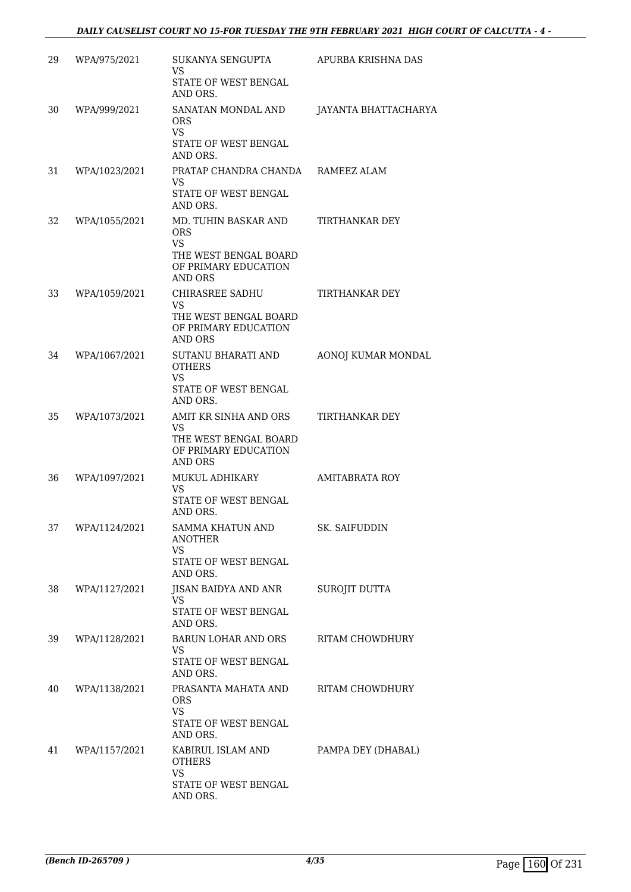| | | | |
|---|---|---|---|
| 29 | WPA/975/2021 | SUKANYA SENGUPTA<br>VS<br>STATE OF WEST BENGAL AND ORS. | APURBA KRISHNA DAS |
| 30 | WPA/999/2021 | SANATAN MONDAL AND ORS<br>VS<br>STATE OF WEST BENGAL AND ORS. | JAYANTA BHATTACHARYA |
| 31 | WPA/1023/2021 | PRATAP CHANDRA CHANDA<br>VS<br>STATE OF WEST BENGAL AND ORS. | RAMEEZ ALAM |
| 32 | WPA/1055/2021 | MD. TUHIN BASKAR AND ORS<br>VS<br>THE WEST BENGAL BOARD OF PRIMARY EDUCATION AND ORS | TIRTHANKAR DEY |
| 33 | WPA/1059/2021 | CHIRASREE SADHU<br>VS<br>THE WEST BENGAL BOARD OF PRIMARY EDUCATION AND ORS | TIRTHANKAR DEY |
| 34 | WPA/1067/2021 | SUTANU BHARATI AND OTHERS<br>VS<br>STATE OF WEST BENGAL AND ORS. | AONOJ KUMAR MONDAL |
| 35 | WPA/1073/2021 | AMIT KR SINHA AND ORS<br>VS<br>THE WEST BENGAL BOARD OF PRIMARY EDUCATION AND ORS | TIRTHANKAR DEY |
| 36 | WPA/1097/2021 | MUKUL ADHIKARY<br>VS<br>STATE OF WEST BENGAL AND ORS. | AMITABRATA ROY |
| 37 | WPA/1124/2021 | SAMMA KHATUN AND ANOTHER<br>VS<br>STATE OF WEST BENGAL AND ORS. | SK. SAIFUDDIN |
| 38 | WPA/1127/2021 | JISAN BAIDYA AND ANR<br>VS<br>STATE OF WEST BENGAL AND ORS. | SUROJIT DUTTA |
| 39 | WPA/1128/2021 | BARUN LOHAR AND ORS<br>VS<br>STATE OF WEST BENGAL AND ORS. | RITAM CHOWDHURY |
| 40 | WPA/1138/2021 | PRASANTA MAHATA AND ORS<br>VS<br>STATE OF WEST BENGAL AND ORS. | RITAM CHOWDHURY |
| 41 | WPA/1157/2021 | KABIRUL ISLAM AND OTHERS<br>VS<br>STATE OF WEST BENGAL AND ORS. | PAMPA DEY (DHABAL) |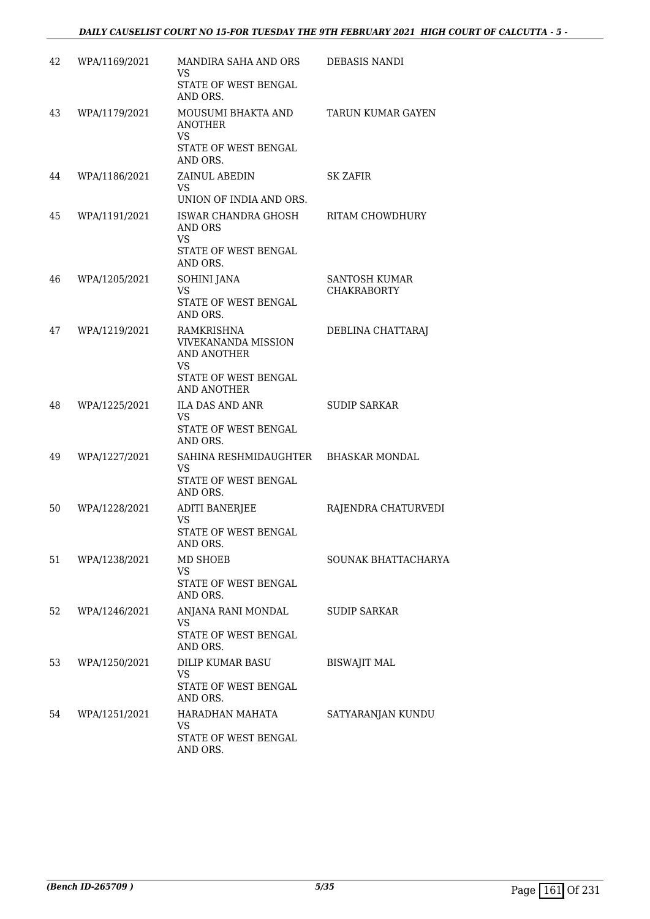| 42 | WPA/1169/2021 | MANDIRA SAHA AND ORS<br>VS<br>STATE OF WEST BENGAL AND ORS. | DEBASIS NANDI |
|---|---|---|---|
| 43 | WPA/1179/2021 | MOUSUMI BHAKTA AND ANOTHER<br>VS<br>STATE OF WEST BENGAL AND ORS. | TARUN KUMAR GAYEN |
| 44 | WPA/1186/2021 | ZAINUL ABEDIN<br>VS<br>UNION OF INDIA AND ORS. | SK ZAFIR |
| 45 | WPA/1191/2021 | ISWAR CHANDRA GHOSH AND ORS<br>VS<br>STATE OF WEST BENGAL AND ORS. | RITAM CHOWDHURY |
| 46 | WPA/1205/2021 | SOHINI JANA<br>VS<br>STATE OF WEST BENGAL AND ORS. | SANTOSH KUMAR CHAKRABORTY |
| 47 | WPA/1219/2021 | RAMKRISHNA VIVEKANANDA MISSION AND ANOTHER<br>VS<br>STATE OF WEST BENGAL AND ANOTHER | DEBLINA CHATTARAJ |
| 48 | WPA/1225/2021 | ILA DAS AND ANR<br>VS<br>STATE OF WEST BENGAL AND ORS. | SUDIP SARKAR |
| 49 | WPA/1227/2021 | SAHINA RESHMIDAUGHTER<br>VS<br>STATE OF WEST BENGAL AND ORS. | BHASKAR MONDAL |
| 50 | WPA/1228/2021 | ADITI BANERJEE<br>VS<br>STATE OF WEST BENGAL AND ORS. | RAJENDRA CHATURVEDI |
| 51 | WPA/1238/2021 | MD SHOEB<br>VS<br>STATE OF WEST BENGAL AND ORS. | SOUNAK BHATTACHARYA |
| 52 | WPA/1246/2021 | ANJANA RANI MONDAL<br>VS<br>STATE OF WEST BENGAL AND ORS. | SUDIP SARKAR |
| 53 | WPA/1250/2021 | DILIP KUMAR BASU<br>VS<br>STATE OF WEST BENGAL AND ORS. | BISWAJIT MAL |
| 54 | WPA/1251/2021 | HARADHAN MAHATA<br>VS<br>STATE OF WEST BENGAL AND ORS. | SATYARANJAN KUNDU |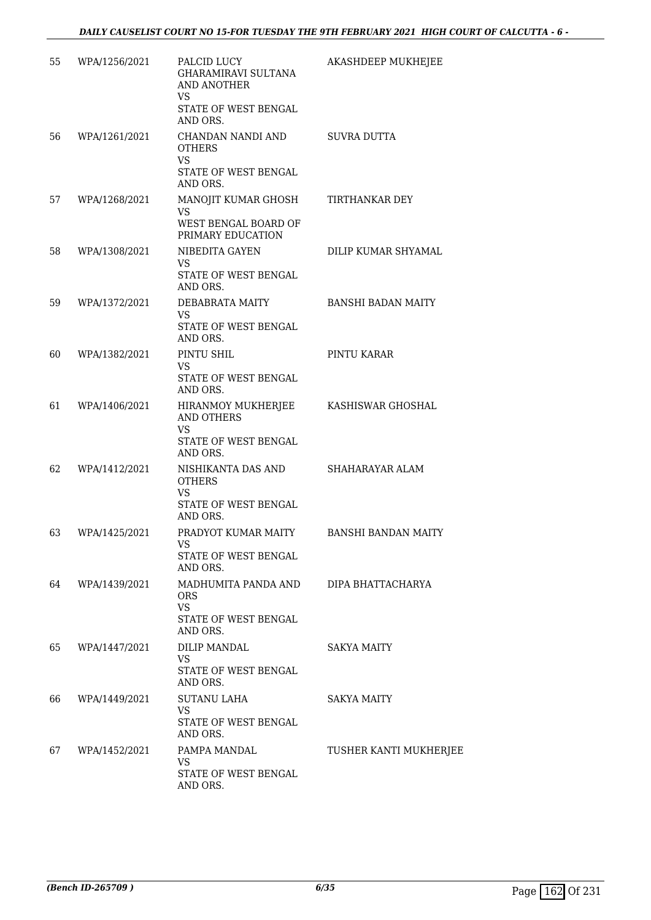| 55 | WPA/1256/2021 | PALCID LUCY GHARAMIRAVI SULTANA AND ANOTHER VS STATE OF WEST BENGAL AND ORS. | AKASHDEEP MUKHEJEE |
|---|---|---|---|
| 56 | WPA/1261/2021 | CHANDAN NANDI AND OTHERS VS STATE OF WEST BENGAL AND ORS. | SUVRA DUTTA |
| 57 | WPA/1268/2021 | MANOJIT KUMAR GHOSH VS WEST BENGAL BOARD OF PRIMARY EDUCATION | TIRTHANKAR DEY |
| 58 | WPA/1308/2021 | NIBEDITA GAYEN VS STATE OF WEST BENGAL AND ORS. | DILIP KUMAR SHYAMAL |
| 59 | WPA/1372/2021 | DEBABRATA MAITY VS STATE OF WEST BENGAL AND ORS. | BANSHI BADAN MAITY |
| 60 | WPA/1382/2021 | PINTU SHIL VS STATE OF WEST BENGAL AND ORS. | PINTU KARAR |
| 61 | WPA/1406/2021 | HIRANMOY MUKHERJEE AND OTHERS VS STATE OF WEST BENGAL AND ORS. | KASHISWAR GHOSHAL |
| 62 | WPA/1412/2021 | NISHIKANTA DAS AND OTHERS VS STATE OF WEST BENGAL AND ORS. | SHAHARAYAR ALAM |
| 63 | WPA/1425/2021 | PRADYOT KUMAR MAITY VS STATE OF WEST BENGAL AND ORS. | BANSHI BANDAN MAITY |
| 64 | WPA/1439/2021 | MADHUMITA PANDA AND ORS VS STATE OF WEST BENGAL AND ORS. | DIPA BHATTACHARYA |
| 65 | WPA/1447/2021 | DILIP MANDAL VS STATE OF WEST BENGAL AND ORS. | SAKYA MAITY |
| 66 | WPA/1449/2021 | SUTANU LAHA VS STATE OF WEST BENGAL AND ORS. | SAKYA MAITY |
| 67 | WPA/1452/2021 | PAMPA MANDAL VS STATE OF WEST BENGAL AND ORS. | TUSHER KANTI MUKHERJEE |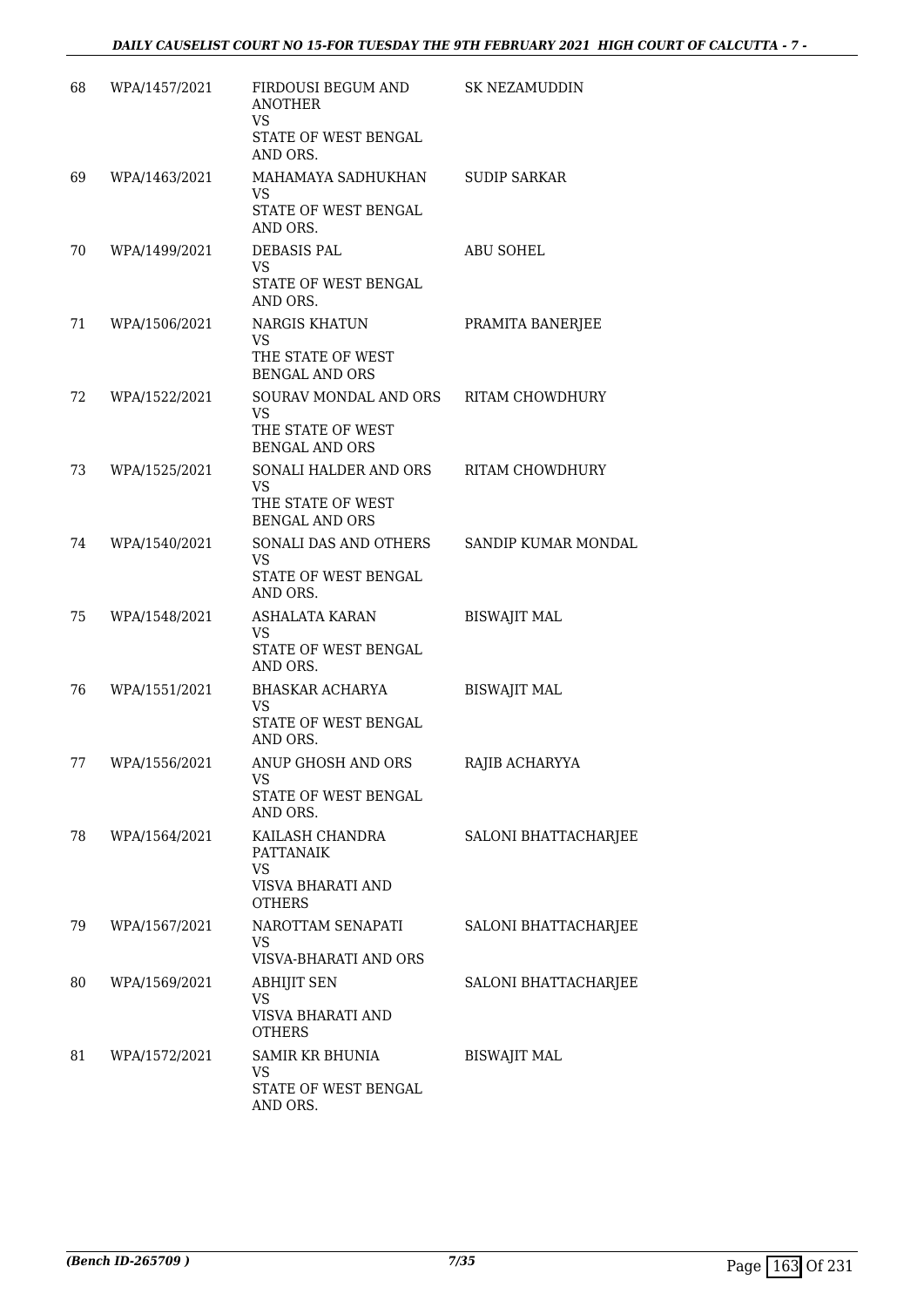| | | | |
|---|---|---|---|
| 68 | WPA/1457/2021 | FIRDOUSI BEGUM AND ANOTHER<br>VS<br>STATE OF WEST BENGAL AND ORS. | SK NEZAMUDDIN |
| 69 | WPA/1463/2021 | MAHAMAYA SADHUKHAN<br>VS<br>STATE OF WEST BENGAL AND ORS. | SUDIP SARKAR |
| 70 | WPA/1499/2021 | DEBASIS PAL<br>VS<br>STATE OF WEST BENGAL AND ORS. | ABU SOHEL |
| 71 | WPA/1506/2021 | NARGIS KHATUN<br>VS<br>THE STATE OF WEST BENGAL AND ORS | PRAMITA BANERJEE |
| 72 | WPA/1522/2021 | SOURAV MONDAL AND ORS<br>VS<br>THE STATE OF WEST BENGAL AND ORS | RITAM CHOWDHURY |
| 73 | WPA/1525/2021 | SONALI HALDER AND ORS<br>VS<br>THE STATE OF WEST BENGAL AND ORS | RITAM CHOWDHURY |
| 74 | WPA/1540/2021 | SONALI DAS AND OTHERS<br>VS<br>STATE OF WEST BENGAL AND ORS. | SANDIP KUMAR MONDAL |
| 75 | WPA/1548/2021 | ASHALATA KARAN<br>VS<br>STATE OF WEST BENGAL AND ORS. | BISWAJIT MAL |
| 76 | WPA/1551/2021 | BHASKAR ACHARYA<br>VS<br>STATE OF WEST BENGAL AND ORS. | BISWAJIT MAL |
| 77 | WPA/1556/2021 | ANUP GHOSH AND ORS<br>VS<br>STATE OF WEST BENGAL AND ORS. | RAJIB ACHARYYA |
| 78 | WPA/1564/2021 | KAILASH CHANDRA PATTANAIK<br>VS<br>VISVA BHARATI AND OTHERS | SALONI BHATTACHARJEE |
| 79 | WPA/1567/2021 | NAROTTAM SENAPATI<br>VS<br>VISVA-BHARATI AND ORS | SALONI BHATTACHARJEE |
| 80 | WPA/1569/2021 | ABHIJIT SEN<br>VS<br>VISVA BHARATI AND OTHERS | SALONI BHATTACHARJEE |
| 81 | WPA/1572/2021 | SAMIR KR BHUNIA<br>VS<br>STATE OF WEST BENGAL AND ORS. | BISWAJIT MAL |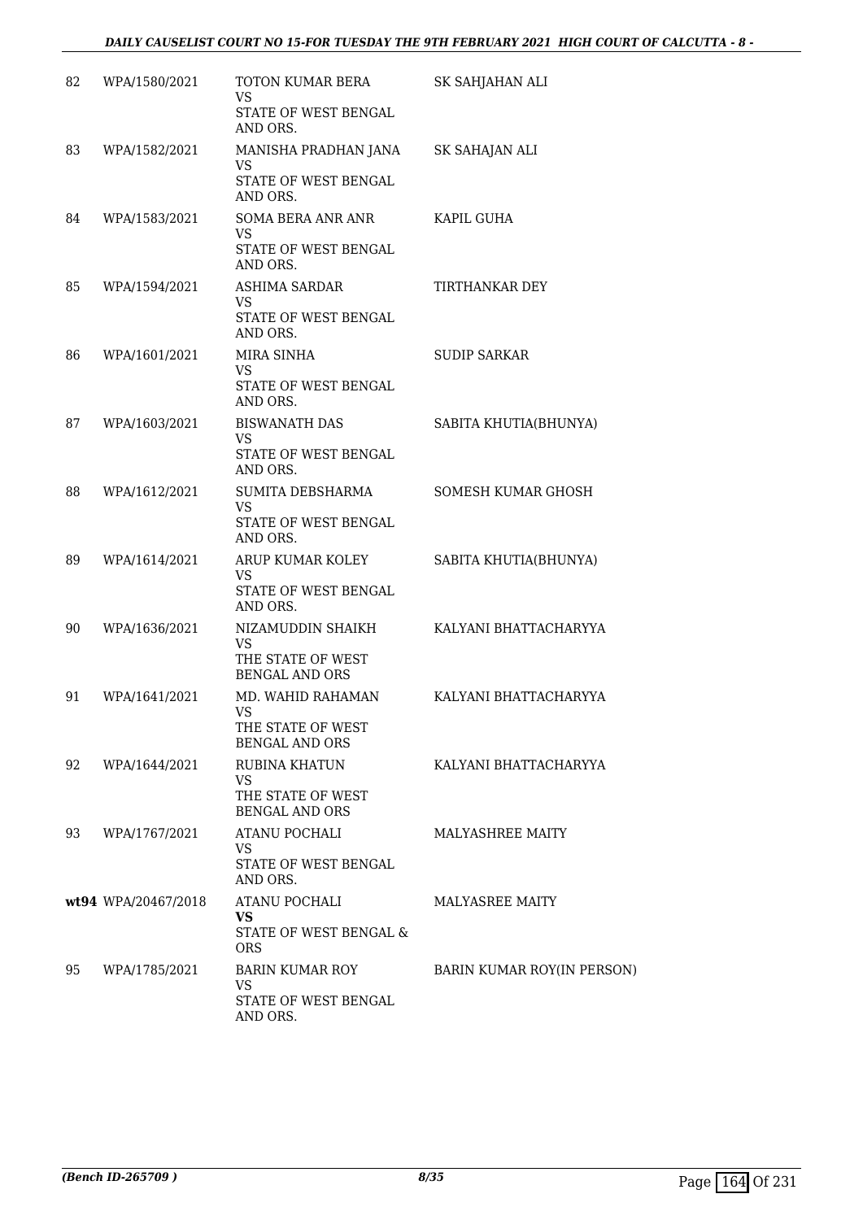| | | | |
|---|---|---|---|
| 82 | WPA/1580/2021 | TOTON KUMAR BERA<br>VS<br>STATE OF WEST BENGAL AND ORS. | SK SAHJAHAN ALI |
| 83 | WPA/1582/2021 | MANISHA PRADHAN JANA<br>VS<br>STATE OF WEST BENGAL AND ORS. | SK SAHAJAN ALI |
| 84 | WPA/1583/2021 | SOMA BERA ANR ANR<br>VS<br>STATE OF WEST BENGAL AND ORS. | KAPIL GUHA |
| 85 | WPA/1594/2021 | ASHIMA SARDAR<br>VS<br>STATE OF WEST BENGAL AND ORS. | TIRTHANKAR DEY |
| 86 | WPA/1601/2021 | MIRA SINHA<br>VS<br>STATE OF WEST BENGAL AND ORS. | SUDIP SARKAR |
| 87 | WPA/1603/2021 | BISWANATH DAS<br>VS<br>STATE OF WEST BENGAL AND ORS. | SABITA KHUTIA(BHUNYA) |
| 88 | WPA/1612/2021 | SUMITA DEBSHARMA<br>VS<br>STATE OF WEST BENGAL AND ORS. | SOMESH KUMAR GHOSH |
| 89 | WPA/1614/2021 | ARUP KUMAR KOLEY<br>VS<br>STATE OF WEST BENGAL AND ORS. | SABITA KHUTIA(BHUNYA) |
| 90 | WPA/1636/2021 | NIZAMUDDIN SHAIKH<br>VS<br>THE STATE OF WEST BENGAL AND ORS | KALYANI BHATTACHARYYA |
| 91 | WPA/1641/2021 | MD. WAHID RAHAMAN<br>VS<br>THE STATE OF WEST BENGAL AND ORS | KALYANI BHATTACHARYYA |
| 92 | WPA/1644/2021 | RUBINA KHATUN<br>VS<br>THE STATE OF WEST BENGAL AND ORS | KALYANI BHATTACHARYYA |
| 93 | WPA/1767/2021 | ATANU POCHALI<br>VS<br>STATE OF WEST BENGAL AND ORS. | MALYASHREE MAITY |
| **wt94** | WPA/20467/2018 | ATANU POCHALI<br>**VS**<br>STATE OF WEST BENGAL & ORS | MALYASREE MAITY |
| 95 | WPA/1785/2021 | BARIN KUMAR ROY<br>VS<br>STATE OF WEST BENGAL AND ORS. | BARIN KUMAR ROY(IN PERSON) |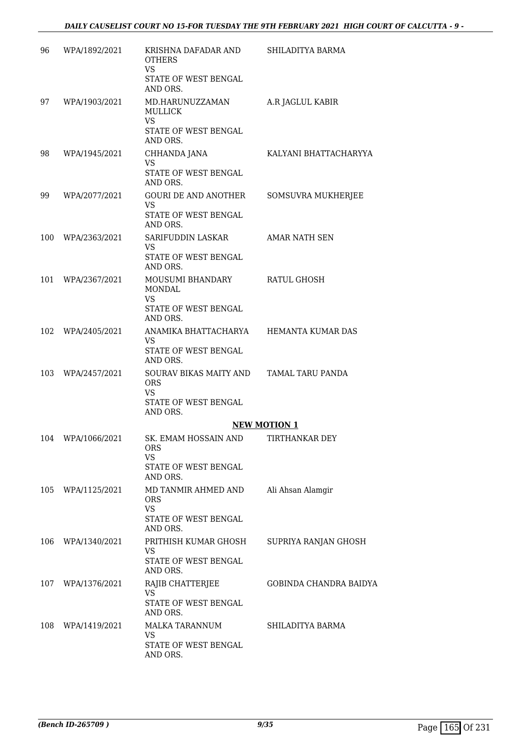| | | | |
|---|---|---|---|
| 96 | WPA/1892/2021 | KRISHNA DAFADAR AND OTHERS<br>VS<br>STATE OF WEST BENGAL AND ORS. | SHILADITYA BARMA |
| 97 | WPA/1903/2021 | MD.HARUNUZZAMAN MULLICK<br>VS<br>STATE OF WEST BENGAL AND ORS. | A.R JAGLUL KABIR |
| 98 | WPA/1945/2021 | CHHANDA JANA<br>VS<br>STATE OF WEST BENGAL AND ORS. | KALYANI BHATTACHARYYA |
| 99 | WPA/2077/2021 | GOURI DE AND ANOTHER<br>VS<br>STATE OF WEST BENGAL AND ORS. | SOMSUVRA MUKHERJEE |
| 100 | WPA/2363/2021 | SARIFUDDIN LASKAR<br>VS<br>STATE OF WEST BENGAL AND ORS. | AMAR NATH SEN |
| 101 | WPA/2367/2021 | MOUSUMI BHANDARY MONDAL<br>VS<br>STATE OF WEST BENGAL AND ORS. | RATUL GHOSH |
| 102 | WPA/2405/2021 | ANAMIKA BHATTACHARYA<br>VS<br>STATE OF WEST BENGAL AND ORS. | HEMANTA KUMAR DAS |
| 103 | WPA/2457/2021 | SOURAV BIKAS MAITY AND ORS<br>VS<br>STATE OF WEST BENGAL AND ORS. | TAMAL TARU PANDA |

**NEW MOTION 1**

| | | | |
|---|---|---|---|
| 104 | WPA/1066/2021 | SK. EMAM HOSSAIN AND ORS<br>VS<br>STATE OF WEST BENGAL AND ORS. | TIRTHANKAR DEY |
| 105 | WPA/1125/2021 | MD TANMIR AHMED AND ORS<br>VS<br>STATE OF WEST BENGAL AND ORS. | Ali Ahsan Alamgir |
| 106 | WPA/1340/2021 | PRITHISH KUMAR GHOSH<br>VS<br>STATE OF WEST BENGAL AND ORS. | SUPRIYA RANJAN GHOSH |
| 107 | WPA/1376/2021 | RAJIB CHATTERJEE<br>VS<br>STATE OF WEST BENGAL AND ORS. | GOBINDA CHANDRA BAIDYA |
| 108 | WPA/1419/2021 | MALKA TARANNUM<br>VS<br>STATE OF WEST BENGAL AND ORS. | SHILADITYA BARMA |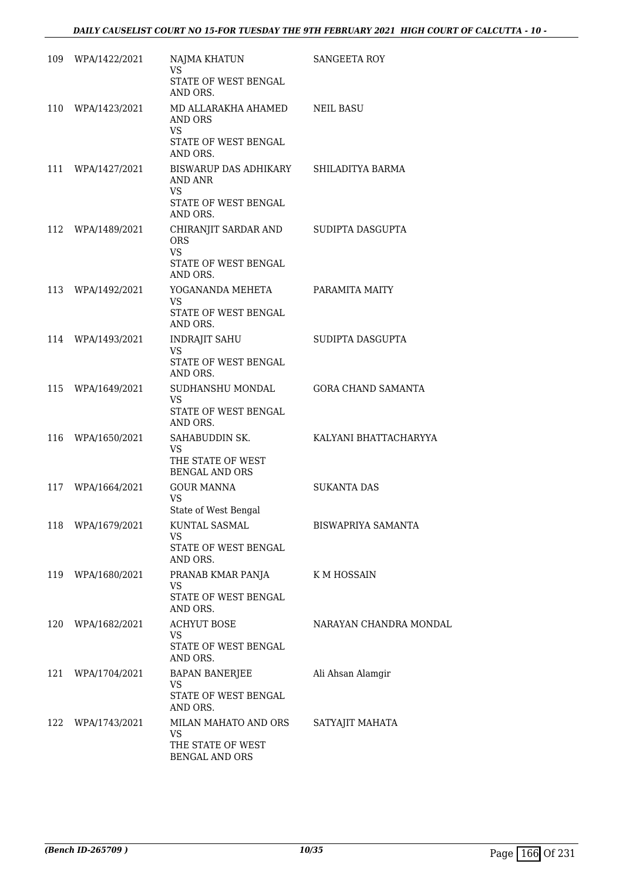| | | | |
|---|---|---|---|
| 109 | WPA/1422/2021 | NAJMA KHATUN<br>VS<br>STATE OF WEST BENGAL AND ORS. | SANGEETA ROY |
| 110 | WPA/1423/2021 | MD ALLARAKHA AHAMED AND ORS<br>VS<br>STATE OF WEST BENGAL AND ORS. | NEIL BASU |
| 111 | WPA/1427/2021 | BISWARUP DAS ADHIKARY AND ANR<br>VS<br>STATE OF WEST BENGAL AND ORS. | SHILADITYA BARMA |
| 112 | WPA/1489/2021 | CHIRANJIT SARDAR AND ORS<br>VS<br>STATE OF WEST BENGAL AND ORS. | SUDIPTA DASGUPTA |
| 113 | WPA/1492/2021 | YOGANANDA MEHETA<br>VS<br>STATE OF WEST BENGAL AND ORS. | PARAMITA MAITY |
| 114 | WPA/1493/2021 | INDRAJIT SAHU<br>VS<br>STATE OF WEST BENGAL AND ORS. | SUDIPTA DASGUPTA |
| 115 | WPA/1649/2021 | SUDHANSHU MONDAL<br>VS<br>STATE OF WEST BENGAL AND ORS. | GORA CHAND SAMANTA |
| 116 | WPA/1650/2021 | SAHABUDDIN SK.<br>VS<br>THE STATE OF WEST BENGAL AND ORS | KALYANI BHATTACHARYYA |
| 117 | WPA/1664/2021 | GOUR MANNA<br>VS<br>State of West Bengal | SUKANTA DAS |
| 118 | WPA/1679/2021 | KUNTAL SASMAL<br>VS<br>STATE OF WEST BENGAL AND ORS. | BISWAPRIYA SAMANTA |
| 119 | WPA/1680/2021 | PRANAB KMAR PANJA<br>VS<br>STATE OF WEST BENGAL AND ORS. | K M HOSSAIN |
| 120 | WPA/1682/2021 | ACHYUT BOSE<br>VS<br>STATE OF WEST BENGAL AND ORS. | NARAYAN CHANDRA MONDAL |
| 121 | WPA/1704/2021 | BAPAN BANERJEE<br>VS<br>STATE OF WEST BENGAL AND ORS. | Ali Ahsan Alamgir |
| 122 | WPA/1743/2021 | MILAN MAHATO AND ORS<br>VS<br>THE STATE OF WEST BENGAL AND ORS | SATYAJIT MAHATA |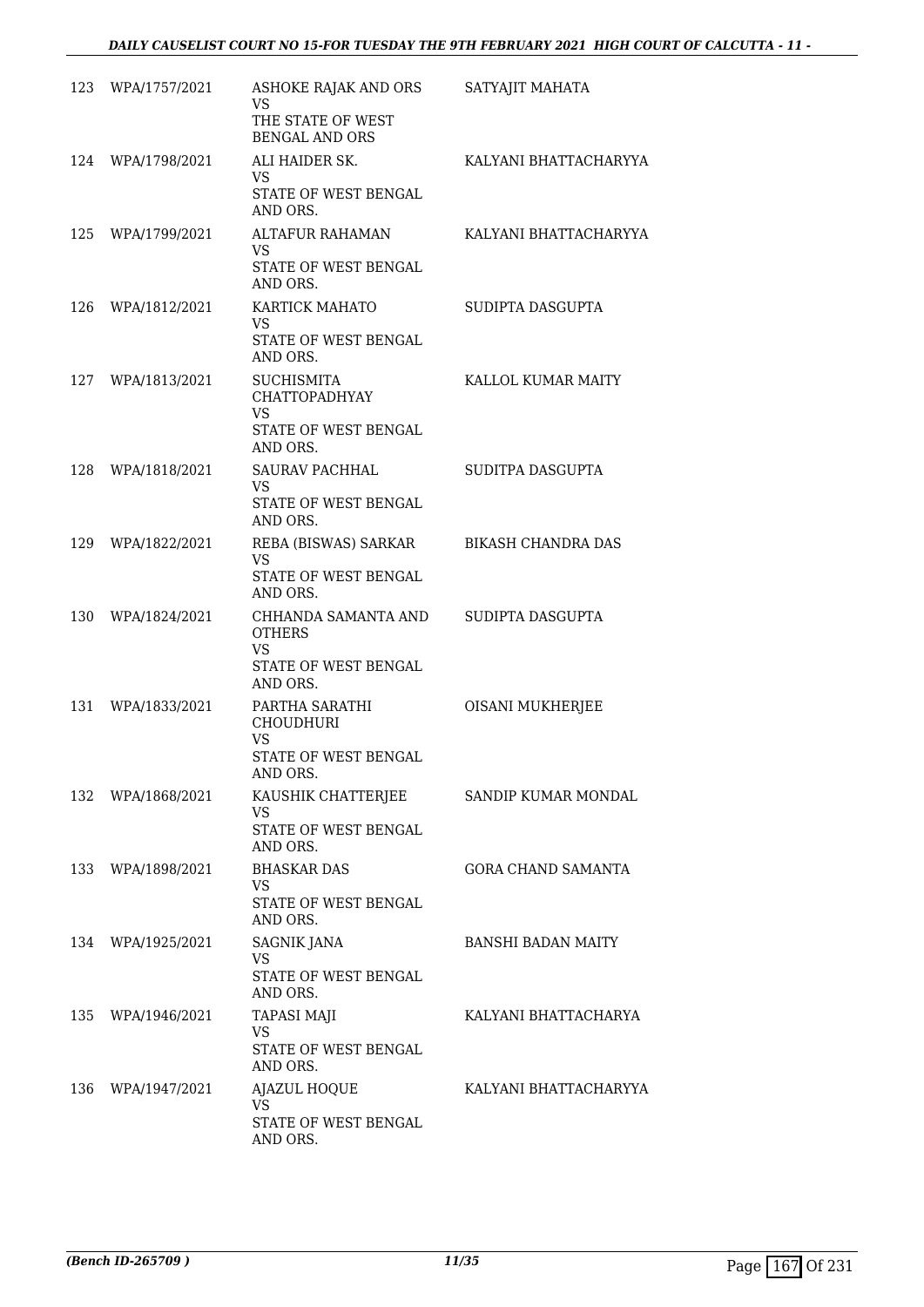| 123 | WPA/1757/2021 | ASHOKE RAJAK AND ORS<br>VS<br>THE STATE OF WEST BENGAL AND ORS | SATYAJIT MAHATA |
|---|---|---|---|
| 124 | WPA/1798/2021 | ALI HAIDER SK.<br>VS<br>STATE OF WEST BENGAL AND ORS. | KALYANI BHATTACHARYYA |
| 125 | WPA/1799/2021 | ALTAFUR RAHAMAN<br>VS<br>STATE OF WEST BENGAL AND ORS. | KALYANI BHATTACHARYYA |
| 126 | WPA/1812/2021 | KARTICK MAHATO<br>VS<br>STATE OF WEST BENGAL AND ORS. | SUDIPTA DASGUPTA |
| 127 | WPA/1813/2021 | SUCHISMITA CHATTOPADHYAY<br>VS<br>STATE OF WEST BENGAL AND ORS. | KALLOL KUMAR MAITY |
| 128 | WPA/1818/2021 | SAURAV PACHHAL<br>VS<br>STATE OF WEST BENGAL AND ORS. | SUDITPA DASGUPTA |
| 129 | WPA/1822/2021 | REBA (BISWAS) SARKAR<br>VS<br>STATE OF WEST BENGAL AND ORS. | BIKASH CHANDRA DAS |
| 130 | WPA/1824/2021 | CHHANDA SAMANTA AND OTHERS<br>VS<br>STATE OF WEST BENGAL AND ORS. | SUDIPTA DASGUPTA |
| 131 | WPA/1833/2021 | PARTHA SARATHI CHOUDHURI<br>VS<br>STATE OF WEST BENGAL AND ORS. | OISANI MUKHERJEE |
| 132 | WPA/1868/2021 | KAUSHIK CHATTERJEE<br>VS<br>STATE OF WEST BENGAL AND ORS. | SANDIP KUMAR MONDAL |
| 133 | WPA/1898/2021 | BHASKAR DAS<br>VS<br>STATE OF WEST BENGAL AND ORS. | GORA CHAND SAMANTA |
| 134 | WPA/1925/2021 | SAGNIK JANA<br>VS<br>STATE OF WEST BENGAL AND ORS. | BANSHI BADAN MAITY |
| 135 | WPA/1946/2021 | TAPASI MAJI<br>VS<br>STATE OF WEST BENGAL AND ORS. | KALYANI BHATTACHARYA |
| 136 | WPA/1947/2021 | AJAZUL HOQUE<br>VS<br>STATE OF WEST BENGAL AND ORS. | KALYANI BHATTACHARYYA |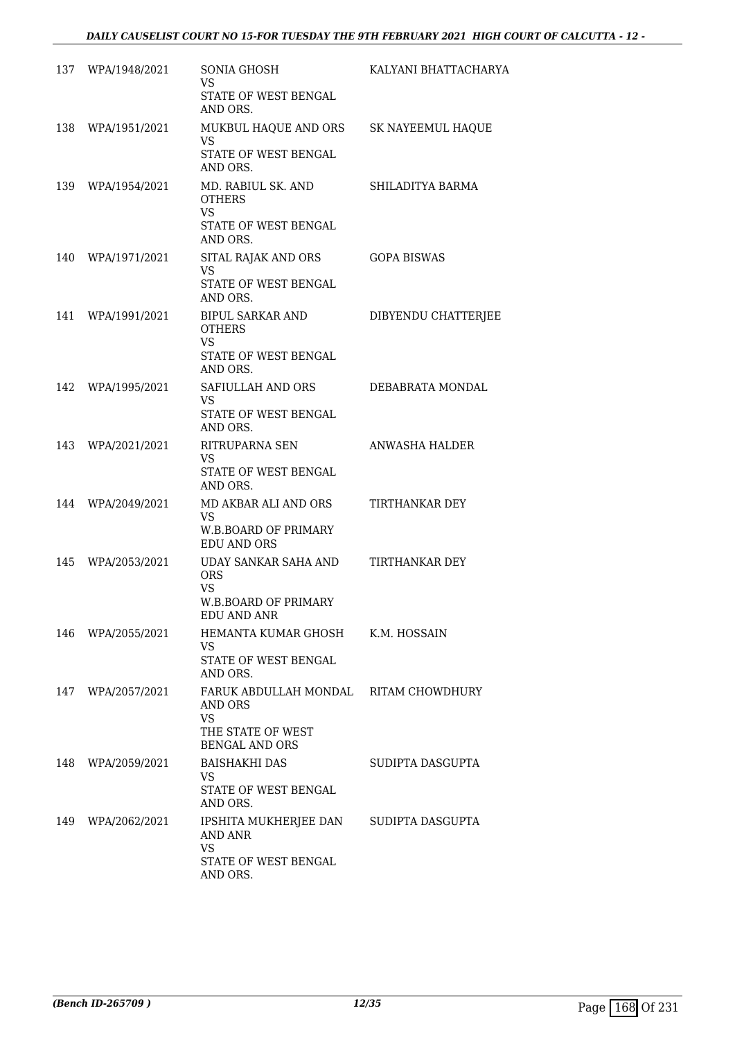| | | | |
|---|---|---|---|
| 137 | WPA/1948/2021 | SONIA GHOSH<br>VS<br>STATE OF WEST BENGAL AND ORS. | KALYANI BHATTACHARYA |
| 138 | WPA/1951/2021 | MUKBUL HAQUE AND ORS<br>VS<br>STATE OF WEST BENGAL AND ORS. | SK NAYEEMUL HAQUE |
| 139 | WPA/1954/2021 | MD. RABIUL SK. AND OTHERS<br>VS<br>STATE OF WEST BENGAL AND ORS. | SHILADITYA BARMA |
| 140 | WPA/1971/2021 | SITAL RAJAK AND ORS<br>VS<br>STATE OF WEST BENGAL AND ORS. | GOPA BISWAS |
| 141 | WPA/1991/2021 | BIPUL SARKAR AND OTHERS<br>VS<br>STATE OF WEST BENGAL AND ORS. | DIBYENDU CHATTERJEE |
| 142 | WPA/1995/2021 | SAFIULLAH AND ORS<br>VS<br>STATE OF WEST BENGAL AND ORS. | DEBABRATA MONDAL |
| 143 | WPA/2021/2021 | RITRUPARNA SEN<br>VS<br>STATE OF WEST BENGAL AND ORS. | ANWASHA HALDER |
| 144 | WPA/2049/2021 | MD AKBAR ALI AND ORS<br>VS<br>W.B.BOARD OF PRIMARY EDU AND ORS | TIRTHANKAR DEY |
| 145 | WPA/2053/2021 | UDAY SANKAR SAHA AND ORS<br>VS<br>W.B.BOARD OF PRIMARY EDU AND ANR | TIRTHANKAR DEY |
| 146 | WPA/2055/2021 | HEMANTA KUMAR GHOSH<br>VS<br>STATE OF WEST BENGAL AND ORS. | K.M. HOSSAIN |
| 147 | WPA/2057/2021 | FARUK ABDULLAH MONDAL AND ORS<br>VS<br>THE STATE OF WEST BENGAL AND ORS | RITAM CHOWDHURY |
| 148 | WPA/2059/2021 | BAISHAKHI DAS<br>VS<br>STATE OF WEST BENGAL AND ORS. | SUDIPTA DASGUPTA |
| 149 | WPA/2062/2021 | IPSHITA MUKHERJEE DAN AND ANR<br>VS<br>STATE OF WEST BENGAL AND ORS. | SUDIPTA DASGUPTA |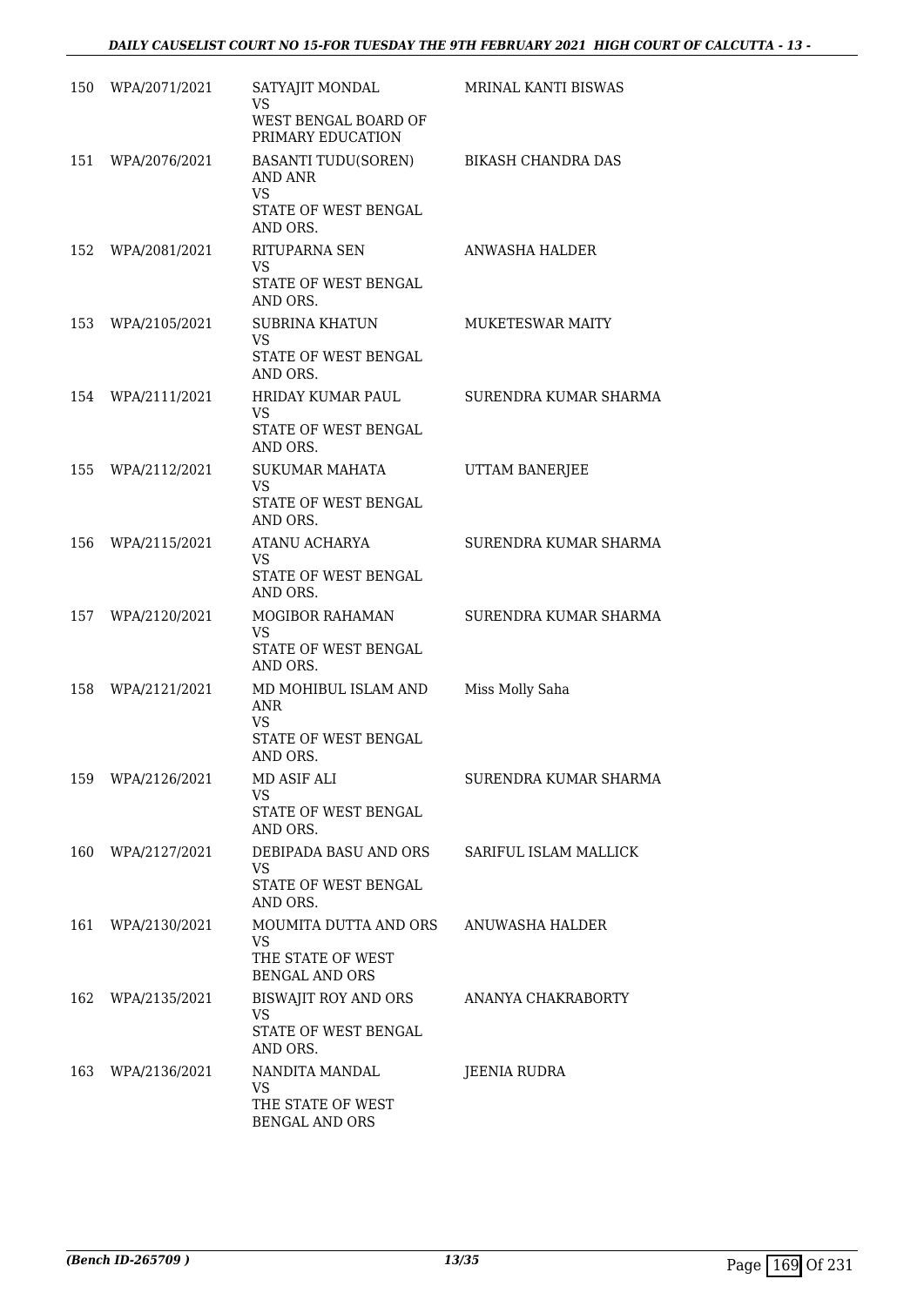| | | | |
|---|---|---|---|
| 150 | WPA/2071/2021 | SATYAJIT MONDAL<br>VS<br>WEST BENGAL BOARD OF PRIMARY EDUCATION | MRINAL KANTI BISWAS |
| 151 | WPA/2076/2021 | BASANTI TUDU(SOREN) AND ANR<br>VS<br>STATE OF WEST BENGAL AND ORS. | BIKASH CHANDRA DAS |
| 152 | WPA/2081/2021 | RITUPARNA SEN<br>VS<br>STATE OF WEST BENGAL AND ORS. | ANWASHA HALDER |
| 153 | WPA/2105/2021 | SUBRINA KHATUN<br>VS<br>STATE OF WEST BENGAL AND ORS. | MUKETESWAR MAITY |
| 154 | WPA/2111/2021 | HRIDAY KUMAR PAUL<br>VS<br>STATE OF WEST BENGAL AND ORS. | SURENDRA KUMAR SHARMA |
| 155 | WPA/2112/2021 | SUKUMAR MAHATA<br>VS<br>STATE OF WEST BENGAL AND ORS. | UTTAM BANERJEE |
| 156 | WPA/2115/2021 | ATANU ACHARYA<br>VS<br>STATE OF WEST BENGAL AND ORS. | SURENDRA KUMAR SHARMA |
| 157 | WPA/2120/2021 | MOGIBOR RAHAMAN<br>VS<br>STATE OF WEST BENGAL AND ORS. | SURENDRA KUMAR SHARMA |
| 158 | WPA/2121/2021 | MD MOHIBUL ISLAM AND ANR<br>VS<br>STATE OF WEST BENGAL AND ORS. | Miss Molly Saha |
| 159 | WPA/2126/2021 | MD ASIF ALI<br>VS<br>STATE OF WEST BENGAL AND ORS. | SURENDRA KUMAR SHARMA |
| 160 | WPA/2127/2021 | DEBIPADA BASU AND ORS<br>VS<br>STATE OF WEST BENGAL AND ORS. | SARIFUL ISLAM MALLICK |
| 161 | WPA/2130/2021 | MOUMITA DUTTA AND ORS<br>VS<br>THE STATE OF WEST BENGAL AND ORS | ANUWASHA HALDER |
| 162 | WPA/2135/2021 | BISWAJIT ROY AND ORS<br>VS<br>STATE OF WEST BENGAL AND ORS. | ANANYA CHAKRABORTY |
| 163 | WPA/2136/2021 | NANDITA MANDAL<br>VS<br>THE STATE OF WEST BENGAL AND ORS | JEENIA RUDRA |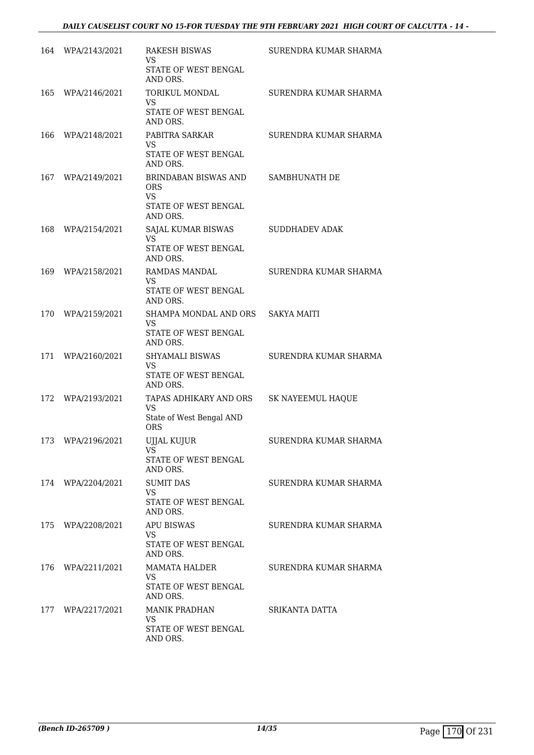| | | | |
|---|---|---|---|
| 164 | WPA/2143/2021 | RAKESH BISWAS<br>VS<br>STATE OF WEST BENGAL AND ORS. | SURENDRA KUMAR SHARMA |
| 165 | WPA/2146/2021 | TORIKUL MONDAL<br>VS<br>STATE OF WEST BENGAL AND ORS. | SURENDRA KUMAR SHARMA |
| 166 | WPA/2148/2021 | PABITRA SARKAR<br>VS<br>STATE OF WEST BENGAL AND ORS. | SURENDRA KUMAR SHARMA |
| 167 | WPA/2149/2021 | BRINDABAN BISWAS AND ORS<br>VS<br>STATE OF WEST BENGAL AND ORS. | SAMBHUNATH DE |
| 168 | WPA/2154/2021 | SAJAL KUMAR BISWAS<br>VS<br>STATE OF WEST BENGAL AND ORS. | SUDDHADEV ADAK |
| 169 | WPA/2158/2021 | RAMDAS MANDAL<br>VS<br>STATE OF WEST BENGAL AND ORS. | SURENDRA KUMAR SHARMA |
| 170 | WPA/2159/2021 | SHAMPA MONDAL AND ORS<br>VS<br>STATE OF WEST BENGAL AND ORS. | SAKYA MAITI |
| 171 | WPA/2160/2021 | SHYAMALI BISWAS<br>VS<br>STATE OF WEST BENGAL AND ORS. | SURENDRA KUMAR SHARMA |
| 172 | WPA/2193/2021 | TAPAS ADHIKARY AND ORS<br>VS<br>State of West Bengal AND ORS | SK NAYEEMUL HAQUE |
| 173 | WPA/2196/2021 | UJJAL KUJUR<br>VS<br>STATE OF WEST BENGAL AND ORS. | SURENDRA KUMAR SHARMA |
| 174 | WPA/2204/2021 | SUMIT DAS<br>VS<br>STATE OF WEST BENGAL AND ORS. | SURENDRA KUMAR SHARMA |
| 175 | WPA/2208/2021 | APU BISWAS<br>VS<br>STATE OF WEST BENGAL AND ORS. | SURENDRA KUMAR SHARMA |
| 176 | WPA/2211/2021 | MAMATA HALDER<br>VS<br>STATE OF WEST BENGAL AND ORS. | SURENDRA KUMAR SHARMA |
| 177 | WPA/2217/2021 | MANIK PRADHAN<br>VS<br>STATE OF WEST BENGAL AND ORS. | SRIKANTA DATTA |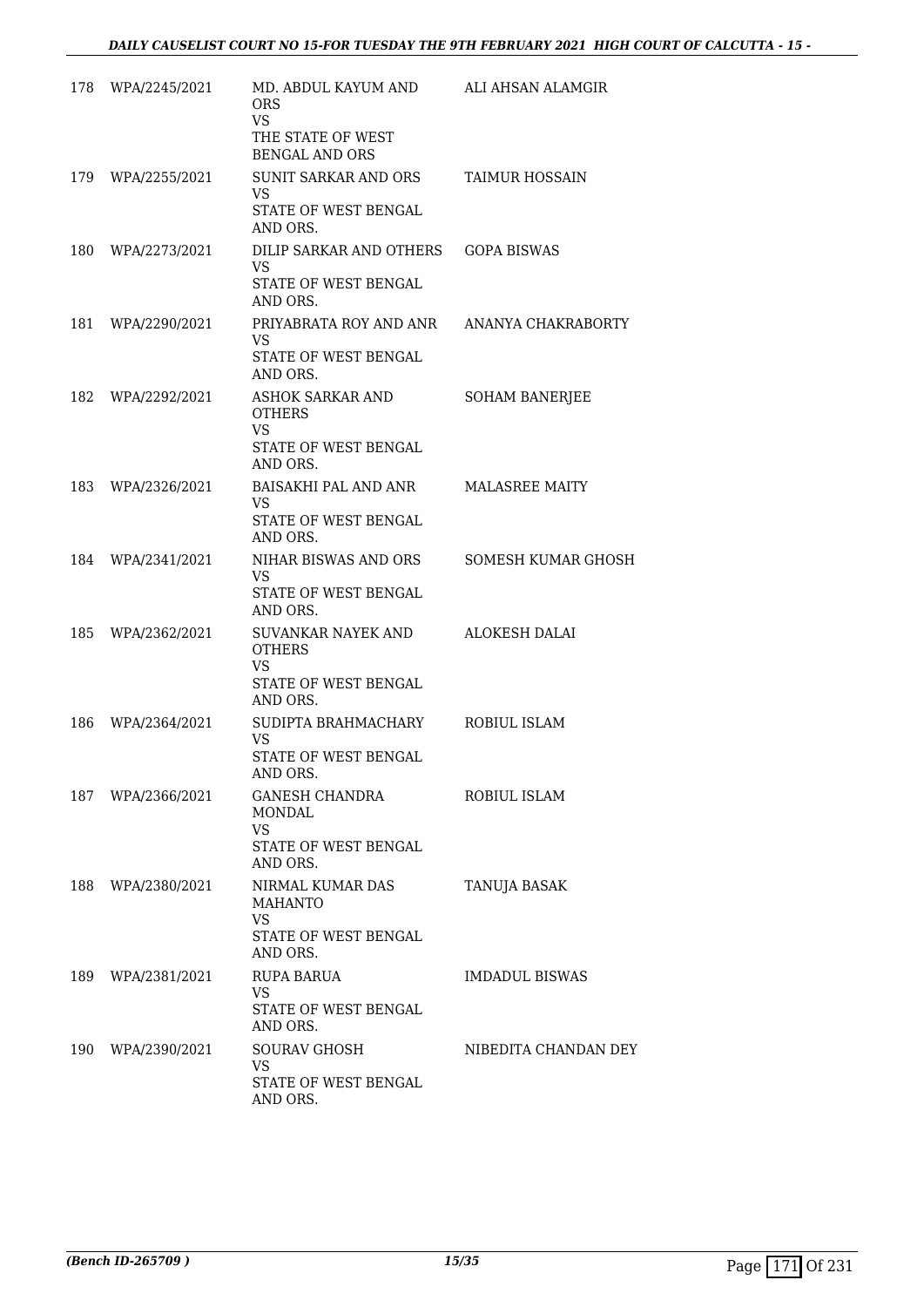| 178 | WPA/2245/2021 | MD. ABDUL KAYUM AND ORS VS THE STATE OF WEST BENGAL AND ORS | ALI AHSAN ALAMGIR |
|---|---|---|---|
| 179 | WPA/2255/2021 | SUNIT SARKAR AND ORS VS STATE OF WEST BENGAL AND ORS. | TAIMUR HOSSAIN |
| 180 | WPA/2273/2021 | DILIP SARKAR AND OTHERS VS STATE OF WEST BENGAL AND ORS. | GOPA BISWAS |
| 181 | WPA/2290/2021 | PRIYABRATA ROY AND ANR VS STATE OF WEST BENGAL AND ORS. | ANANYA CHAKRABORTY |
| 182 | WPA/2292/2021 | ASHOK SARKAR AND OTHERS VS STATE OF WEST BENGAL AND ORS. | SOHAM BANERJEE |
| 183 | WPA/2326/2021 | BAISAKHI PAL AND ANR VS STATE OF WEST BENGAL AND ORS. | MALASREE MAITY |
| 184 | WPA/2341/2021 | NIHAR BISWAS AND ORS VS STATE OF WEST BENGAL AND ORS. | SOMESH KUMAR GHOSH |
| 185 | WPA/2362/2021 | SUVANKAR NAYEK AND OTHERS VS STATE OF WEST BENGAL AND ORS. | ALOKESH DALAI |
| 186 | WPA/2364/2021 | SUDIPTA BRAHMACHARY VS STATE OF WEST BENGAL AND ORS. | ROBIUL ISLAM |
| 187 | WPA/2366/2021 | GANESH CHANDRA MONDAL VS STATE OF WEST BENGAL AND ORS. | ROBIUL ISLAM |
| 188 | WPA/2380/2021 | NIRMAL KUMAR DAS MAHANTO VS STATE OF WEST BENGAL AND ORS. | TANUJA BASAK |
| 189 | WPA/2381/2021 | RUPA BARUA VS STATE OF WEST BENGAL AND ORS. | IMDADUL BISWAS |
| 190 | WPA/2390/2021 | SOURAV GHOSH VS STATE OF WEST BENGAL AND ORS. | NIBEDITA CHANDAN DEY |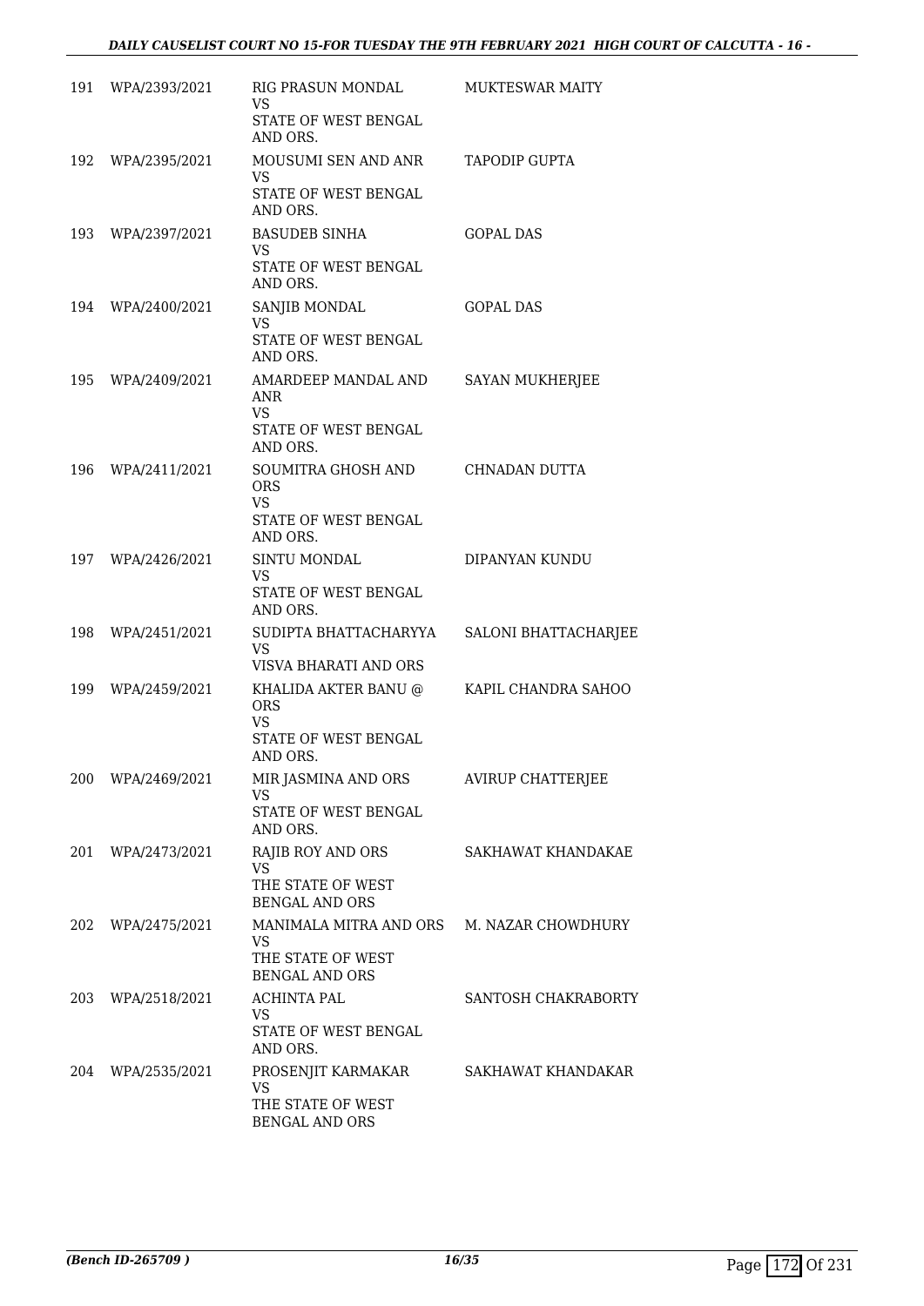| | | | |
|---|---|---|---|
| 191 | WPA/2393/2021 | RIG PRASUN MONDAL<br>VS<br>STATE OF WEST BENGAL AND ORS. | MUKTESWAR MAITY |
| 192 | WPA/2395/2021 | MOUSUMI SEN AND ANR<br>VS<br>STATE OF WEST BENGAL AND ORS. | TAPODIP GUPTA |
| 193 | WPA/2397/2021 | BASUDEB SINHA<br>VS<br>STATE OF WEST BENGAL AND ORS. | GOPAL DAS |
| 194 | WPA/2400/2021 | SANJIB MONDAL<br>VS<br>STATE OF WEST BENGAL AND ORS. | GOPAL DAS |
| 195 | WPA/2409/2021 | AMARDEEP MANDAL AND ANR<br>VS<br>STATE OF WEST BENGAL AND ORS. | SAYAN MUKHERJEE |
| 196 | WPA/2411/2021 | SOUMITRA GHOSH AND ORS<br>VS<br>STATE OF WEST BENGAL AND ORS. | CHNADAN DUTTA |
| 197 | WPA/2426/2021 | SINTU MONDAL<br>VS<br>STATE OF WEST BENGAL AND ORS. | DIPANYAN KUNDU |
| 198 | WPA/2451/2021 | SUDIPTA BHATTACHARYYA<br>VS<br>VISVA BHARATI AND ORS | SALONI BHATTACHARJEE |
| 199 | WPA/2459/2021 | KHALIDA AKTER BANU @ ORS<br>VS<br>STATE OF WEST BENGAL AND ORS. | KAPIL CHANDRA SAHOO |
| 200 | WPA/2469/2021 | MIR JASMINA AND ORS<br>VS<br>STATE OF WEST BENGAL AND ORS. | AVIRUP CHATTERJEE |
| 201 | WPA/2473/2021 | RAJIB ROY AND ORS<br>VS<br>THE STATE OF WEST BENGAL AND ORS | SAKHAWAT KHANDAKAE |
| 202 | WPA/2475/2021 | MANIMALA MITRA AND ORS<br>VS<br>THE STATE OF WEST BENGAL AND ORS | M. NAZAR CHOWDHURY |
| 203 | WPA/2518/2021 | ACHINTA PAL<br>VS<br>STATE OF WEST BENGAL AND ORS. | SANTOSH CHAKRABORTY |
| 204 | WPA/2535/2021 | PROSENJIT KARMAKAR<br>VS<br>THE STATE OF WEST BENGAL AND ORS | SAKHAWAT KHANDAKAR |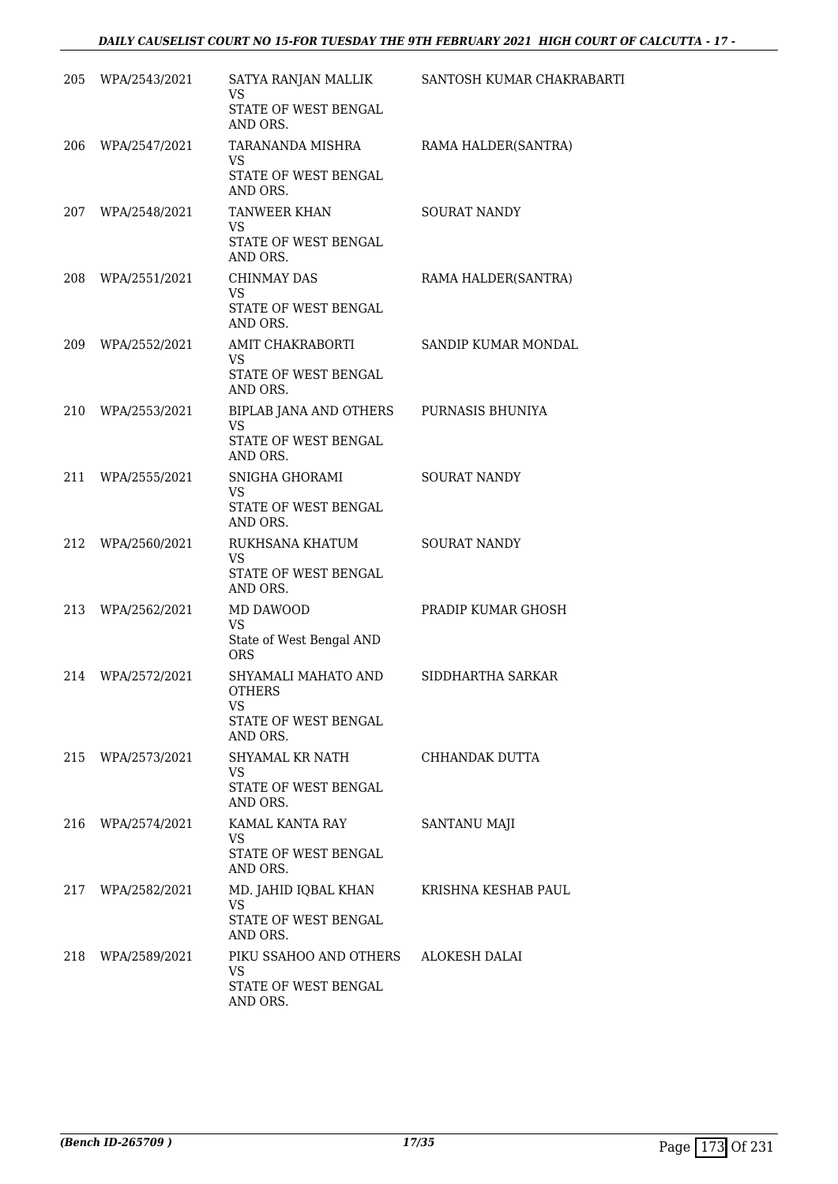| | | | |
|---|---|---|---|
| 205 | WPA/2543/2021 | SATYA RANJAN MALLIK<br>VS<br>STATE OF WEST BENGAL AND ORS. | SANTOSH KUMAR CHAKRABARTI |
| 206 | WPA/2547/2021 | TARANANDA MISHRA<br>VS<br>STATE OF WEST BENGAL AND ORS. | RAMA HALDER(SANTRA) |
| 207 | WPA/2548/2021 | TANWEER KHAN<br>VS<br>STATE OF WEST BENGAL AND ORS. | SOURAT NANDY |
| 208 | WPA/2551/2021 | CHINMAY DAS<br>VS<br>STATE OF WEST BENGAL AND ORS. | RAMA HALDER(SANTRA) |
| 209 | WPA/2552/2021 | AMIT CHAKRABORTI<br>VS<br>STATE OF WEST BENGAL AND ORS. | SANDIP KUMAR MONDAL |
| 210 | WPA/2553/2021 | BIPLAB JANA AND OTHERS<br>VS<br>STATE OF WEST BENGAL AND ORS. | PURNASIS BHUNIYA |
| 211 | WPA/2555/2021 | SNIGHA GHORAMI<br>VS<br>STATE OF WEST BENGAL AND ORS. | SOURAT NANDY |
| 212 | WPA/2560/2021 | RUKHSANA KHATUM<br>VS<br>STATE OF WEST BENGAL AND ORS. | SOURAT NANDY |
| 213 | WPA/2562/2021 | MD DAWOOD<br>VS<br>State of West Bengal AND ORS | PRADIP KUMAR GHOSH |
| 214 | WPA/2572/2021 | SHYAMALI MAHATO AND OTHERS<br>VS<br>STATE OF WEST BENGAL AND ORS. | SIDDHARTHA SARKAR |
| 215 | WPA/2573/2021 | SHYAMAL KR NATH<br>VS<br>STATE OF WEST BENGAL AND ORS. | CHHANDAK DUTTA |
| 216 | WPA/2574/2021 | KAMAL KANTA RAY<br>VS<br>STATE OF WEST BENGAL AND ORS. | SANTANU MAJI |
| 217 | WPA/2582/2021 | MD. JAHID IQBAL KHAN<br>VS<br>STATE OF WEST BENGAL AND ORS. | KRISHNA KESHAB PAUL |
| 218 | WPA/2589/2021 | PIKU SSAHOO AND OTHERS<br>VS<br>STATE OF WEST BENGAL AND ORS. | ALOKESH DALAI |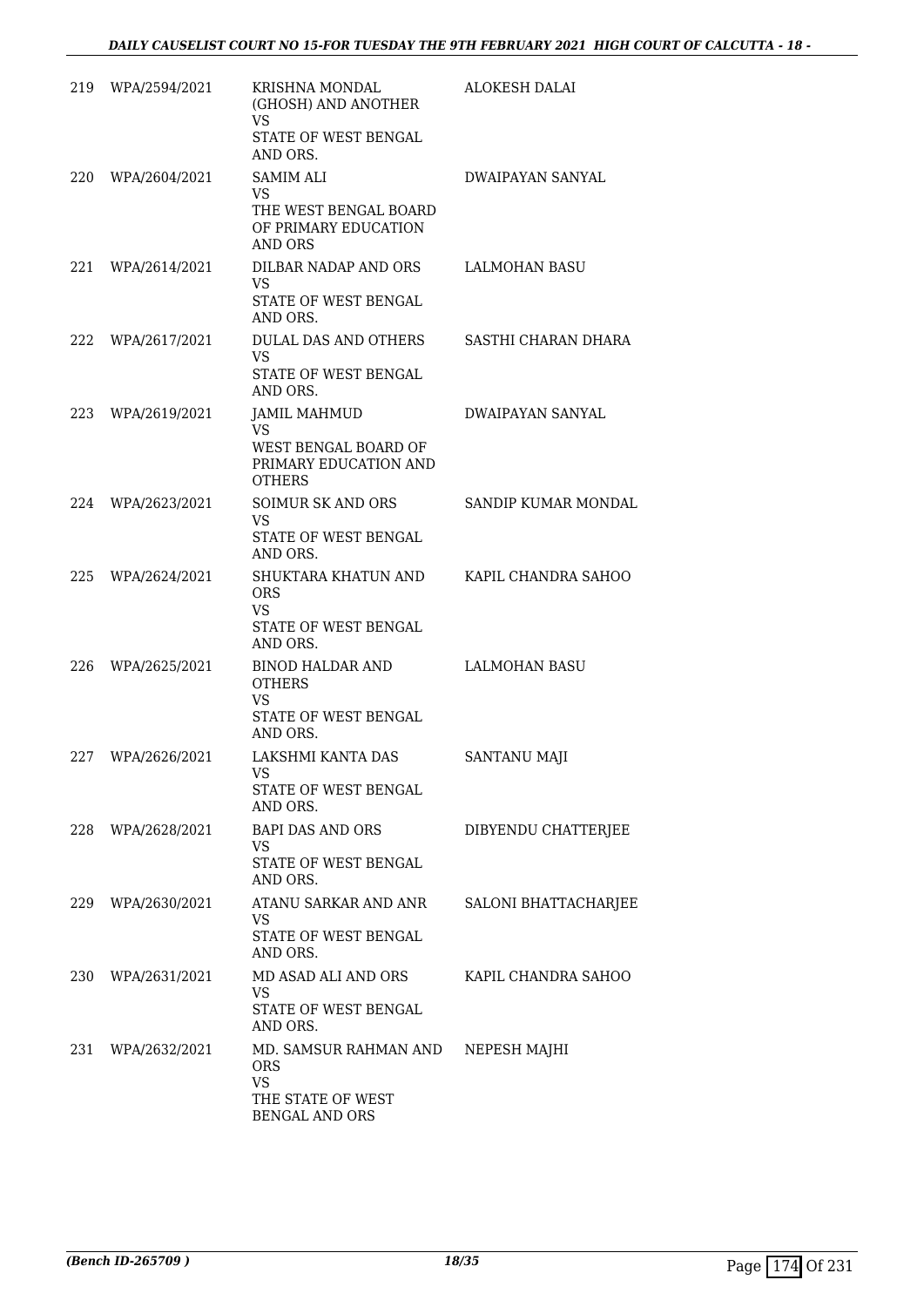| | | | |
|---|---|---|---|
| 219 | WPA/2594/2021 | KRISHNA MONDAL (GHOSH) AND ANOTHER<br>VS<br>STATE OF WEST BENGAL AND ORS. | ALOKESH DALAI |
| 220 | WPA/2604/2021 | SAMIM ALI<br>VS<br>THE WEST BENGAL BOARD OF PRIMARY EDUCATION AND ORS | DWAIPAYAN SANYAL |
| 221 | WPA/2614/2021 | DILBAR NADAP AND ORS<br>VS<br>STATE OF WEST BENGAL AND ORS. | LALMOHAN BASU |
| 222 | WPA/2617/2021 | DULAL DAS AND OTHERS<br>VS<br>STATE OF WEST BENGAL AND ORS. | SASTHI CHARAN DHARA |
| 223 | WPA/2619/2021 | JAMIL MAHMUD<br>VS<br>WEST BENGAL BOARD OF PRIMARY EDUCATION AND OTHERS | DWAIPAYAN SANYAL |
| 224 | WPA/2623/2021 | SOIMUR SK AND ORS<br>VS<br>STATE OF WEST BENGAL AND ORS. | SANDIP KUMAR MONDAL |
| 225 | WPA/2624/2021 | SHUKTARA KHATUN AND ORS<br>VS<br>STATE OF WEST BENGAL AND ORS. | KAPIL CHANDRA SAHOO |
| 226 | WPA/2625/2021 | BINOD HALDAR AND OTHERS<br>VS<br>STATE OF WEST BENGAL AND ORS. | LALMOHAN BASU |
| 227 | WPA/2626/2021 | LAKSHMI KANTA DAS<br>VS<br>STATE OF WEST BENGAL AND ORS. | SANTANU MAJI |
| 228 | WPA/2628/2021 | BAPI DAS AND ORS<br>VS<br>STATE OF WEST BENGAL AND ORS. | DIBYENDU CHATTERJEE |
| 229 | WPA/2630/2021 | ATANU SARKAR AND ANR<br>VS<br>STATE OF WEST BENGAL AND ORS. | SALONI BHATTACHARJEE |
| 230 | WPA/2631/2021 | MD ASAD ALI AND ORS<br>VS<br>STATE OF WEST BENGAL AND ORS. | KAPIL CHANDRA SAHOO |
| 231 | WPA/2632/2021 | MD. SAMSUR RAHMAN AND ORS<br>VS<br>THE STATE OF WEST BENGAL AND ORS | NEPESH MAJHI |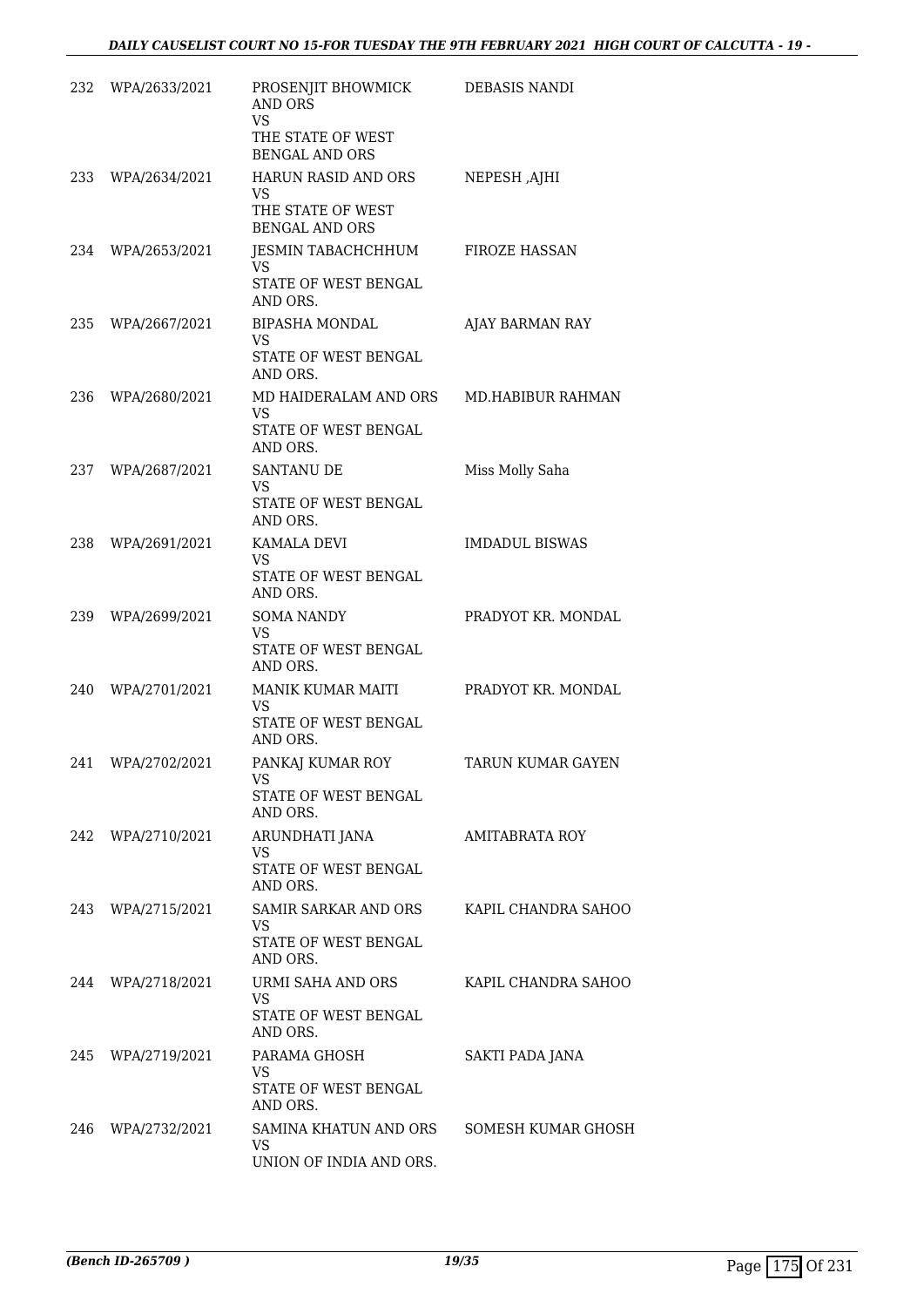| | | | |
|---|---|---|---|
| 232 | WPA/2633/2021 | PROSENJIT BHOWMICK AND ORS<br>VS<br>THE STATE OF WEST BENGAL AND ORS | DEBASIS NANDI |
| 233 | WPA/2634/2021 | HARUN RASID AND ORS<br>VS<br>THE STATE OF WEST BENGAL AND ORS | NEPESH ,AJHI |
| 234 | WPA/2653/2021 | JESMIN TABACHCHHUM<br>VS<br>STATE OF WEST BENGAL AND ORS. | FIROZE HASSAN |
| 235 | WPA/2667/2021 | BIPASHA MONDAL<br>VS<br>STATE OF WEST BENGAL AND ORS. | AJAY BARMAN RAY |
| 236 | WPA/2680/2021 | MD HAIDERALAM AND ORS<br>VS<br>STATE OF WEST BENGAL AND ORS. | MD.HABIBUR RAHMAN |
| 237 | WPA/2687/2021 | SANTANU DE<br>VS<br>STATE OF WEST BENGAL AND ORS. | Miss Molly Saha |
| 238 | WPA/2691/2021 | KAMALA DEVI<br>VS<br>STATE OF WEST BENGAL AND ORS. | IMDADUL BISWAS |
| 239 | WPA/2699/2021 | SOMA NANDY<br>VS<br>STATE OF WEST BENGAL AND ORS. | PRADYOT KR. MONDAL |
| 240 | WPA/2701/2021 | MANIK KUMAR MAITI<br>VS<br>STATE OF WEST BENGAL AND ORS. | PRADYOT KR. MONDAL |
| 241 | WPA/2702/2021 | PANKAJ KUMAR ROY<br>VS<br>STATE OF WEST BENGAL AND ORS. | TARUN KUMAR GAYEN |
| 242 | WPA/2710/2021 | ARUNDHATI JANA<br>VS<br>STATE OF WEST BENGAL AND ORS. | AMITABRATA ROY |
| 243 | WPA/2715/2021 | SAMIR SARKAR AND ORS<br>VS<br>STATE OF WEST BENGAL AND ORS. | KAPIL CHANDRA SAHOO |
| 244 | WPA/2718/2021 | URMI SAHA AND ORS<br>VS<br>STATE OF WEST BENGAL AND ORS. | KAPIL CHANDRA SAHOO |
| 245 | WPA/2719/2021 | PARAMA GHOSH<br>VS<br>STATE OF WEST BENGAL AND ORS. | SAKTI PADA JANA |
| 246 | WPA/2732/2021 | SAMINA KHATUN AND ORS<br>VS<br>UNION OF INDIA AND ORS. | SOMESH KUMAR GHOSH |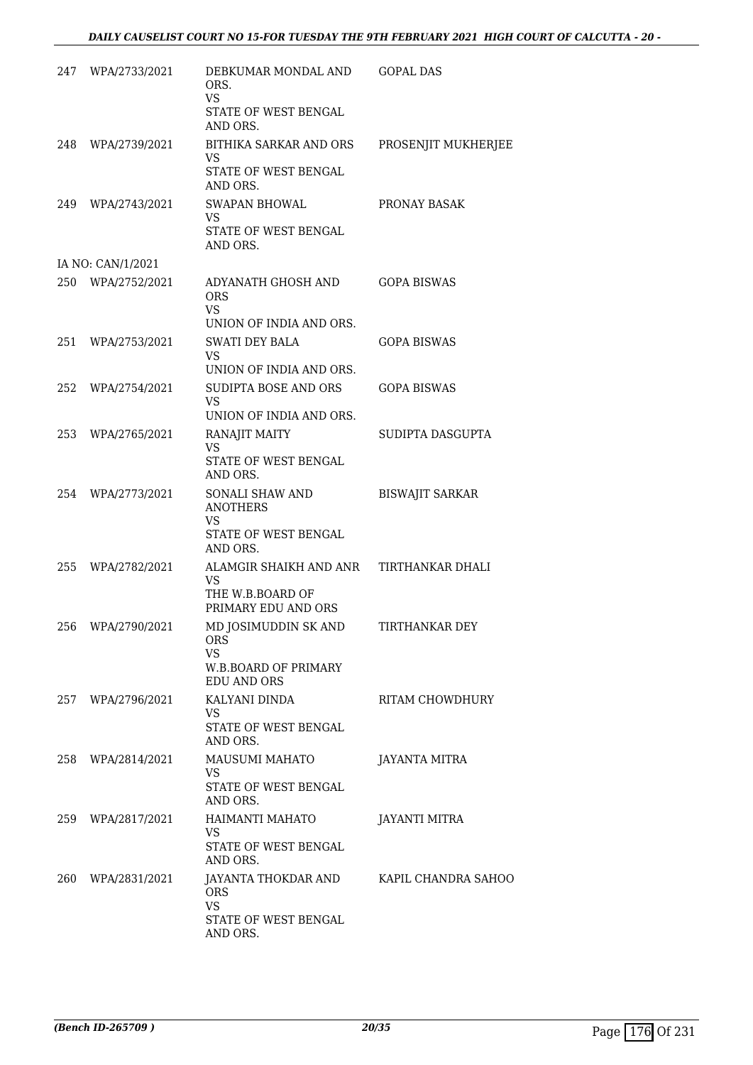| | | | |
|---|---|---|---|
| 247 | WPA/2733/2021 | DEBKUMAR MONDAL AND ORS.<br>VS<br>STATE OF WEST BENGAL AND ORS. | GOPAL DAS |
| 248 | WPA/2739/2021 | BITHIKA SARKAR AND ORS<br>VS<br>STATE OF WEST BENGAL AND ORS. | PROSENJIT MUKHERJEE |
| 249 | WPA/2743/2021 | SWAPAN BHOWAL<br>VS<br>STATE OF WEST BENGAL AND ORS. | PRONAY BASAK |
| | IA NO: CAN/1/2021 | | |
| 250 | WPA/2752/2021 | ADYANATH GHOSH AND ORS<br>VS<br>UNION OF INDIA AND ORS. | GOPA BISWAS |
| 251 | WPA/2753/2021 | SWATI DEY BALA<br>VS<br>UNION OF INDIA AND ORS. | GOPA BISWAS |
| 252 | WPA/2754/2021 | SUDIPTA BOSE AND ORS<br>VS<br>UNION OF INDIA AND ORS. | GOPA BISWAS |
| 253 | WPA/2765/2021 | RANAJIT MAITY<br>VS<br>STATE OF WEST BENGAL AND ORS. | SUDIPTA DASGUPTA |
| 254 | WPA/2773/2021 | SONALI SHAW AND ANOTHERS<br>VS<br>STATE OF WEST BENGAL AND ORS. | BISWAJIT SARKAR |
| 255 | WPA/2782/2021 | ALAMGIR SHAIKH AND ANR<br>VS<br>THE W.B.BOARD OF PRIMARY EDU AND ORS | TIRTHANKAR DHALI |
| 256 | WPA/2790/2021 | MD JOSIMUDDIN SK AND ORS<br>VS<br>W.B.BOARD OF PRIMARY EDU AND ORS | TIRTHANKAR DEY |
| 257 | WPA/2796/2021 | KALYANI DINDA<br>VS<br>STATE OF WEST BENGAL AND ORS. | RITAM CHOWDHURY |
| 258 | WPA/2814/2021 | MAUSUMI MAHATO<br>VS<br>STATE OF WEST BENGAL AND ORS. | JAYANTA MITRA |
| 259 | WPA/2817/2021 | HAIMANTI MAHATO<br>VS<br>STATE OF WEST BENGAL AND ORS. | JAYANTI MITRA |
| 260 | WPA/2831/2021 | JAYANTA THOKDAR AND ORS<br>VS<br>STATE OF WEST BENGAL AND ORS. | KAPIL CHANDRA SAHOO |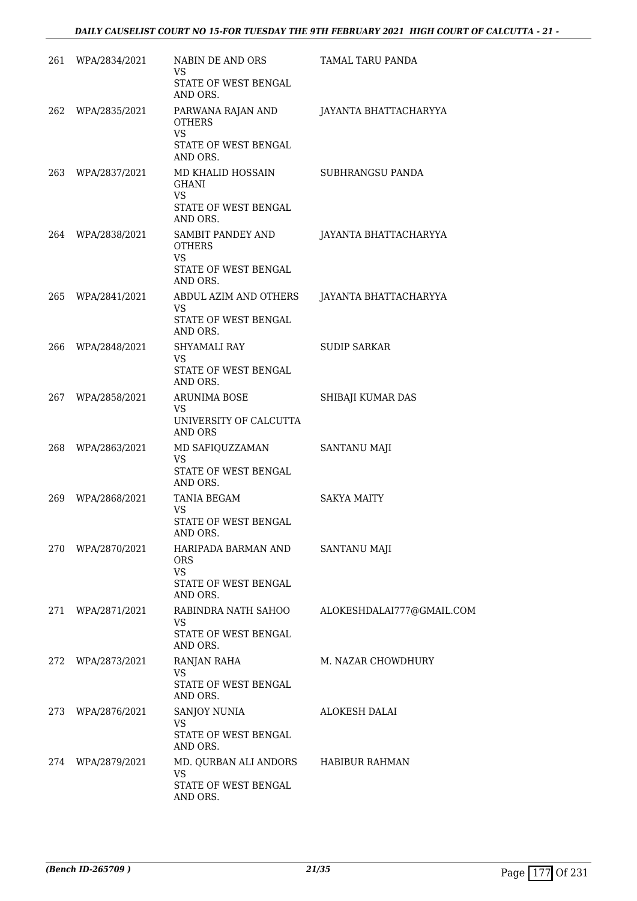| | | | |
|---|---|---|---|
| 261 | WPA/2834/2021 | NABIN DE AND ORS<br>VS<br>STATE OF WEST BENGAL AND ORS. | TAMAL TARU PANDA |
| 262 | WPA/2835/2021 | PARWANA RAJAN AND OTHERS<br>VS<br>STATE OF WEST BENGAL AND ORS. | JAYANTA BHATTACHARYYA |
| 263 | WPA/2837/2021 | MD KHALID HOSSAIN GHANI<br>VS<br>STATE OF WEST BENGAL AND ORS. | SUBHRANGSU PANDA |
| 264 | WPA/2838/2021 | SAMBIT PANDEY AND OTHERS<br>VS<br>STATE OF WEST BENGAL AND ORS. | JAYANTA BHATTACHARYYA |
| 265 | WPA/2841/2021 | ABDUL AZIM AND OTHERS<br>VS<br>STATE OF WEST BENGAL AND ORS. | JAYANTA BHATTACHARYYA |
| 266 | WPA/2848/2021 | SHYAMALI RAY<br>VS<br>STATE OF WEST BENGAL AND ORS. | SUDIP SARKAR |
| 267 | WPA/2858/2021 | ARUNIMA BOSE<br>VS<br>UNIVERSITY OF CALCUTTA AND ORS | SHIBAJI KUMAR DAS |
| 268 | WPA/2863/2021 | MD SAFIQUZZAMAN<br>VS<br>STATE OF WEST BENGAL AND ORS. | SANTANU MAJI |
| 269 | WPA/2868/2021 | TANIA BEGAM<br>VS<br>STATE OF WEST BENGAL AND ORS. | SAKYA MAITY |
| 270 | WPA/2870/2021 | HARIPADA BARMAN AND ORS<br>VS<br>STATE OF WEST BENGAL AND ORS. | SANTANU MAJI |
| 271 | WPA/2871/2021 | RABINDRA NATH SAHOO<br>VS<br>STATE OF WEST BENGAL AND ORS. | ALOKESHDALAI777@GMAIL.COM |
| 272 | WPA/2873/2021 | RANJAN RAHA<br>VS<br>STATE OF WEST BENGAL AND ORS. | M. NAZAR CHOWDHURY |
| 273 | WPA/2876/2021 | SANJOY NUNIA<br>VS<br>STATE OF WEST BENGAL AND ORS. | ALOKESH DALAI |
| 274 | WPA/2879/2021 | MD. QURBAN ALI ANDORS<br>VS<br>STATE OF WEST BENGAL AND ORS. | HABIBUR RAHMAN |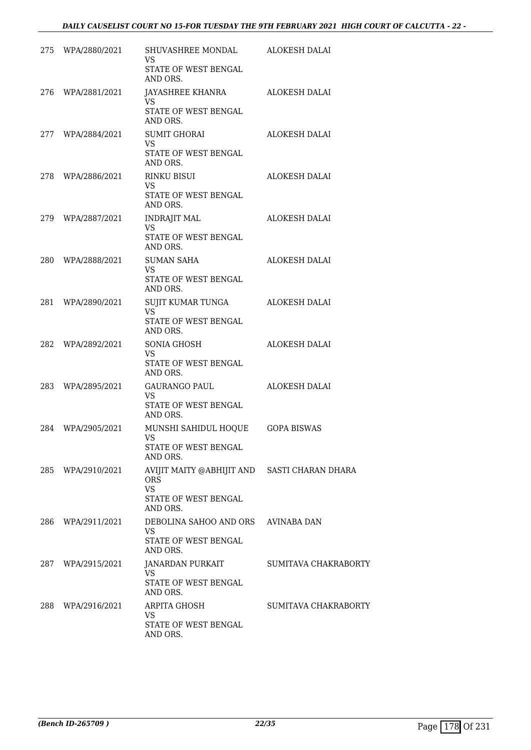| | | | |
|---|---|---|---|
| 275 | WPA/2880/2021 | SHUVASHREE MONDAL<br>VS<br>STATE OF WEST BENGAL AND ORS. | ALOKESH DALAI |
| 276 | WPA/2881/2021 | JAYASHREE KHANRA<br>VS<br>STATE OF WEST BENGAL AND ORS. | ALOKESH DALAI |
| 277 | WPA/2884/2021 | SUMIT GHORAI<br>VS<br>STATE OF WEST BENGAL AND ORS. | ALOKESH DALAI |
| 278 | WPA/2886/2021 | RINKU BISUI<br>VS<br>STATE OF WEST BENGAL AND ORS. | ALOKESH DALAI |
| 279 | WPA/2887/2021 | INDRAJIT MAL<br>VS<br>STATE OF WEST BENGAL AND ORS. | ALOKESH DALAI |
| 280 | WPA/2888/2021 | SUMAN SAHA<br>VS<br>STATE OF WEST BENGAL AND ORS. | ALOKESH DALAI |
| 281 | WPA/2890/2021 | SUJIT KUMAR TUNGA<br>VS<br>STATE OF WEST BENGAL AND ORS. | ALOKESH DALAI |
| 282 | WPA/2892/2021 | SONIA GHOSH<br>VS<br>STATE OF WEST BENGAL AND ORS. | ALOKESH DALAI |
| 283 | WPA/2895/2021 | GAURANGO PAUL<br>VS<br>STATE OF WEST BENGAL AND ORS. | ALOKESH DALAI |
| 284 | WPA/2905/2021 | MUNSHI SAHIDUL HOQUE<br>VS<br>STATE OF WEST BENGAL AND ORS. | GOPA BISWAS |
| 285 | WPA/2910/2021 | AVIJIT MAITY @ABHIJIT AND ORS<br>VS<br>STATE OF WEST BENGAL AND ORS. | SASTI CHARAN DHARA |
| 286 | WPA/2911/2021 | DEBOLINA SAHOO AND ORS<br>VS<br>STATE OF WEST BENGAL AND ORS. | AVINABA DAN |
| 287 | WPA/2915/2021 | JANARDAN PURKAIT<br>VS<br>STATE OF WEST BENGAL AND ORS. | SUMITAVA CHAKRABORTY |
| 288 | WPA/2916/2021 | ARPITA GHOSH<br>VS<br>STATE OF WEST BENGAL AND ORS. | SUMITAVA CHAKRABORTY |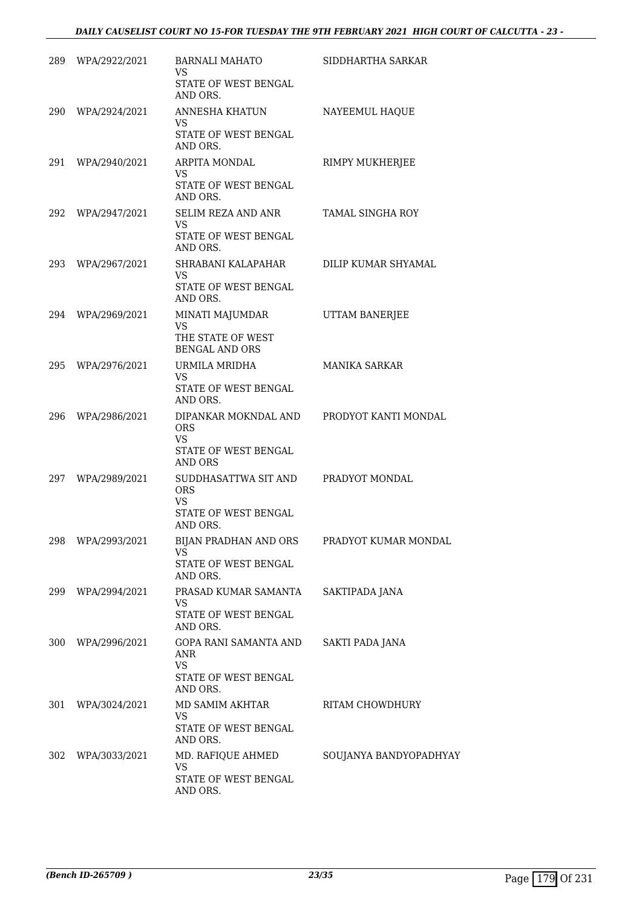| 289 | WPA/2922/2021 | BARNALI MAHATO<br>VS<br>STATE OF WEST BENGAL AND ORS. | SIDDHARTHA SARKAR |
|---|---|---|---|
| 290 | WPA/2924/2021 | ANNESHA KHATUN<br>VS<br>STATE OF WEST BENGAL AND ORS. | NAYEEMUL HAQUE |
| 291 | WPA/2940/2021 | ARPITA MONDAL<br>VS<br>STATE OF WEST BENGAL AND ORS. | RIMPY MUKHERJEE |
| 292 | WPA/2947/2021 | SELIM REZA AND ANR<br>VS<br>STATE OF WEST BENGAL AND ORS. | TAMAL SINGHA ROY |
| 293 | WPA/2967/2021 | SHRABANI KALAPAHAR<br>VS<br>STATE OF WEST BENGAL AND ORS. | DILIP KUMAR SHYAMAL |
| 294 | WPA/2969/2021 | MINATI MAJUMDAR<br>VS<br>THE STATE OF WEST BENGAL AND ORS | UTTAM BANERJEE |
| 295 | WPA/2976/2021 | URMILA MRIDHA<br>VS<br>STATE OF WEST BENGAL AND ORS. | MANIKA SARKAR |
| 296 | WPA/2986/2021 | DIPANKAR MOKNDAL AND ORS<br>VS<br>STATE OF WEST BENGAL AND ORS | PRODYOT KANTI MONDAL |
| 297 | WPA/2989/2021 | SUDDHASATTWA SIT AND ORS<br>VS<br>STATE OF WEST BENGAL AND ORS. | PRADYOT MONDAL |
| 298 | WPA/2993/2021 | BIJAN PRADHAN AND ORS<br>VS<br>STATE OF WEST BENGAL AND ORS. | PRADYOT KUMAR MONDAL |
| 299 | WPA/2994/2021 | PRASAD KUMAR SAMANTA<br>VS<br>STATE OF WEST BENGAL AND ORS. | SAKTIPADA JANA |
| 300 | WPA/2996/2021 | GOPA RANI SAMANTA AND ANR<br>VS<br>STATE OF WEST BENGAL AND ORS. | SAKTI PADA JANA |
| 301 | WPA/3024/2021 | MD SAMIM AKHTAR<br>VS<br>STATE OF WEST BENGAL AND ORS. | RITAM CHOWDHURY |
| 302 | WPA/3033/2021 | MD. RAFIQUE AHMED<br>VS<br>STATE OF WEST BENGAL AND ORS. | SOUJANYA BANDYOPADHYAY |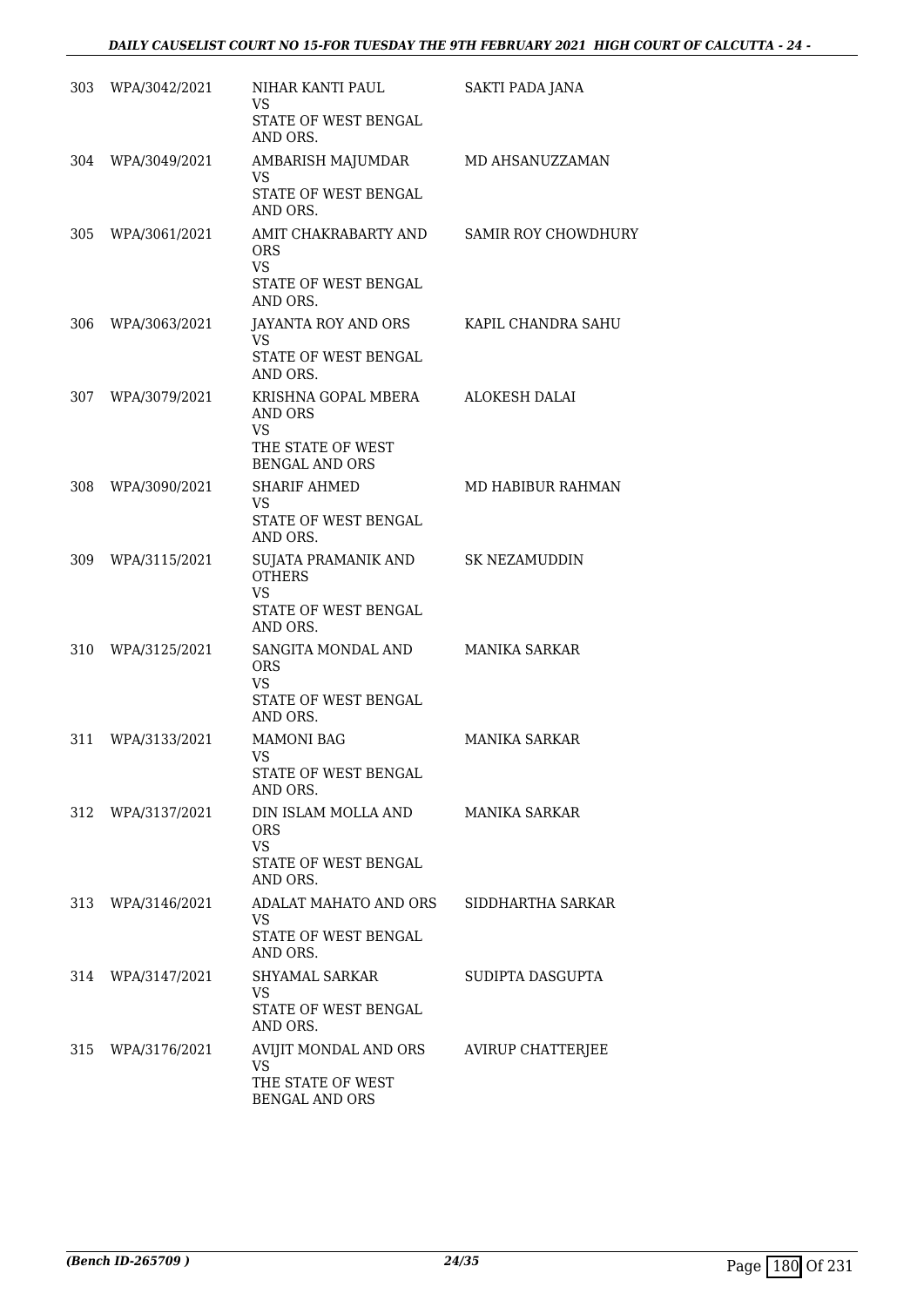| | | | |
|---|---|---|---|
| 303 | WPA/3042/2021 | NIHAR KANTI PAUL<br>VS<br>STATE OF WEST BENGAL AND ORS. | SAKTI PADA JANA |
| 304 | WPA/3049/2021 | AMBARISH MAJUMDAR<br>VS<br>STATE OF WEST BENGAL AND ORS. | MD AHSANUZZAMAN |
| 305 | WPA/3061/2021 | AMIT CHAKRABARTY AND ORS<br>VS<br>STATE OF WEST BENGAL AND ORS. | SAMIR ROY CHOWDHURY |
| 306 | WPA/3063/2021 | JAYANTA ROY AND ORS<br>VS<br>STATE OF WEST BENGAL AND ORS. | KAPIL CHANDRA SAHU |
| 307 | WPA/3079/2021 | KRISHNA GOPAL MBERA AND ORS<br>VS<br>THE STATE OF WEST BENGAL AND ORS | ALOKESH DALAI |
| 308 | WPA/3090/2021 | SHARIF AHMED<br>VS<br>STATE OF WEST BENGAL AND ORS. | MD HABIBUR RAHMAN |
| 309 | WPA/3115/2021 | SUJATA PRAMANIK AND OTHERS<br>VS<br>STATE OF WEST BENGAL AND ORS. | SK NEZAMUDDIN |
| 310 | WPA/3125/2021 | SANGITA MONDAL AND ORS<br>VS<br>STATE OF WEST BENGAL AND ORS. | MANIKA SARKAR |
| 311 | WPA/3133/2021 | MAMONI BAG<br>VS<br>STATE OF WEST BENGAL AND ORS. | MANIKA SARKAR |
| 312 | WPA/3137/2021 | DIN ISLAM MOLLA AND ORS<br>VS<br>STATE OF WEST BENGAL AND ORS. | MANIKA SARKAR |
| 313 | WPA/3146/2021 | ADALAT MAHATO AND ORS<br>VS<br>STATE OF WEST BENGAL AND ORS. | SIDDHARTHA SARKAR |
| 314 | WPA/3147/2021 | SHYAMAL SARKAR<br>VS<br>STATE OF WEST BENGAL AND ORS. | SUDIPTA DASGUPTA |
| 315 | WPA/3176/2021 | AVIJIT MONDAL AND ORS<br>VS<br>THE STATE OF WEST BENGAL AND ORS | AVIRUP CHATTERJEE |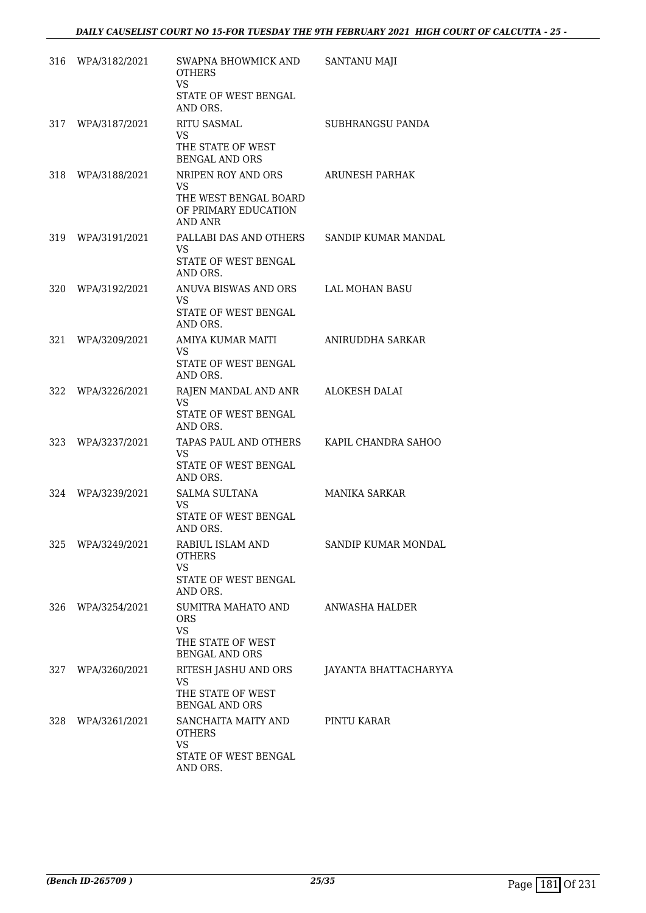| | | | |
|---|---|---|---|
| 316 | WPA/3182/2021 | SWAPNA BHOWMICK AND OTHERS<br>VS<br>STATE OF WEST BENGAL AND ORS. | SANTANU MAJI |
| 317 | WPA/3187/2021 | RITU SASMAL<br>VS<br>THE STATE OF WEST BENGAL AND ORS | SUBHRANGSU PANDA |
| 318 | WPA/3188/2021 | NRIPEN ROY AND ORS<br>VS<br>THE WEST BENGAL BOARD OF PRIMARY EDUCATION AND ANR | ARUNESH PARHAK |
| 319 | WPA/3191/2021 | PALLABI DAS AND OTHERS<br>VS<br>STATE OF WEST BENGAL AND ORS. | SANDIP KUMAR MANDAL |
| 320 | WPA/3192/2021 | ANUVA BISWAS AND ORS<br>VS<br>STATE OF WEST BENGAL AND ORS. | LAL MOHAN BASU |
| 321 | WPA/3209/2021 | AMIYA KUMAR MAITI<br>VS<br>STATE OF WEST BENGAL AND ORS. | ANIRUDDHA SARKAR |
| 322 | WPA/3226/2021 | RAJEN MANDAL AND ANR<br>VS<br>STATE OF WEST BENGAL AND ORS. | ALOKESH DALAI |
| 323 | WPA/3237/2021 | TAPAS PAUL AND OTHERS<br>VS<br>STATE OF WEST BENGAL AND ORS. | KAPIL CHANDRA SAHOO |
| 324 | WPA/3239/2021 | SALMA SULTANA<br>VS<br>STATE OF WEST BENGAL AND ORS. | MANIKA SARKAR |
| 325 | WPA/3249/2021 | RABIUL ISLAM AND OTHERS<br>VS<br>STATE OF WEST BENGAL AND ORS. | SANDIP KUMAR MONDAL |
| 326 | WPA/3254/2021 | SUMITRA MAHATO AND ORS<br>VS<br>THE STATE OF WEST BENGAL AND ORS | ANWASHA HALDER |
| 327 | WPA/3260/2021 | RITESH JASHU AND ORS<br>VS<br>THE STATE OF WEST BENGAL AND ORS | JAYANTA BHATTACHARYYA |
| 328 | WPA/3261/2021 | SANCHAITA MAITY AND OTHERS<br>VS<br>STATE OF WEST BENGAL AND ORS. | PINTU KARAR |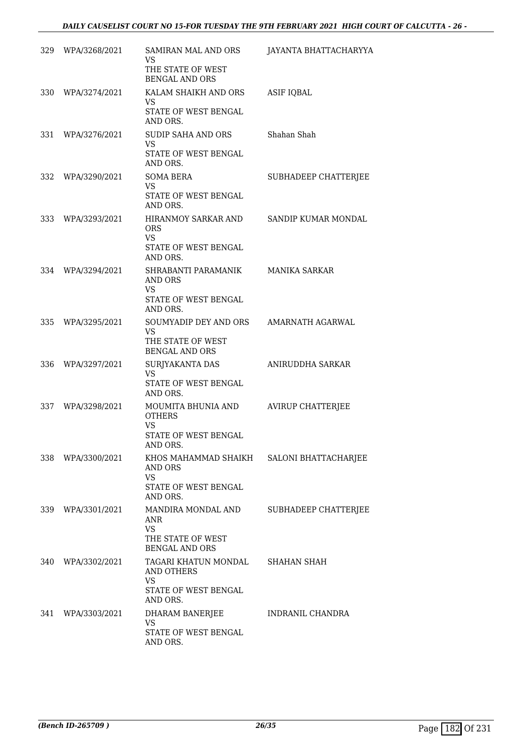| | | | |
|---|---|---|---|
| 329 | WPA/3268/2021 | SAMIRAN MAL AND ORS<br>VS<br>THE STATE OF WEST BENGAL AND ORS | JAYANTA BHATTACHARYYA |
| 330 | WPA/3274/2021 | KALAM SHAIKH AND ORS<br>VS<br>STATE OF WEST BENGAL AND ORS. | ASIF IQBAL |
| 331 | WPA/3276/2021 | SUDIP SAHA AND ORS<br>VS<br>STATE OF WEST BENGAL AND ORS. | Shahan Shah |
| 332 | WPA/3290/2021 | SOMA BERA<br>VS<br>STATE OF WEST BENGAL AND ORS. | SUBHADEEP CHATTERJEE |
| 333 | WPA/3293/2021 | HIRANMOY SARKAR AND ORS<br>VS<br>STATE OF WEST BENGAL AND ORS. | SANDIP KUMAR MONDAL |
| 334 | WPA/3294/2021 | SHRABANTI PARAMANIK AND ORS<br>VS<br>STATE OF WEST BENGAL AND ORS. | MANIKA SARKAR |
| 335 | WPA/3295/2021 | SOUMYADIP DEY AND ORS<br>VS<br>THE STATE OF WEST BENGAL AND ORS | AMARNATH AGARWAL |
| 336 | WPA/3297/2021 | SURJYAKANTA DAS<br>VS<br>STATE OF WEST BENGAL AND ORS. | ANIRUDDHA SARKAR |
| 337 | WPA/3298/2021 | MOUMITA BHUNIA AND OTHERS<br>VS<br>STATE OF WEST BENGAL AND ORS. | AVIRUP CHATTERJEE |
| 338 | WPA/3300/2021 | KHOS MAHAMMAD SHAIKH AND ORS<br>VS<br>STATE OF WEST BENGAL AND ORS. | SALONI BHATTACHARJEE |
| 339 | WPA/3301/2021 | MANDIRA MONDAL AND ANR<br>VS<br>THE STATE OF WEST BENGAL AND ORS | SUBHADEEP CHATTERJEE |
| 340 | WPA/3302/2021 | TAGARI KHATUN MONDAL AND OTHERS<br>VS<br>STATE OF WEST BENGAL AND ORS. | SHAHAN SHAH |
| 341 | WPA/3303/2021 | DHARAM BANERJEE<br>VS<br>STATE OF WEST BENGAL AND ORS. | INDRANIL CHANDRA |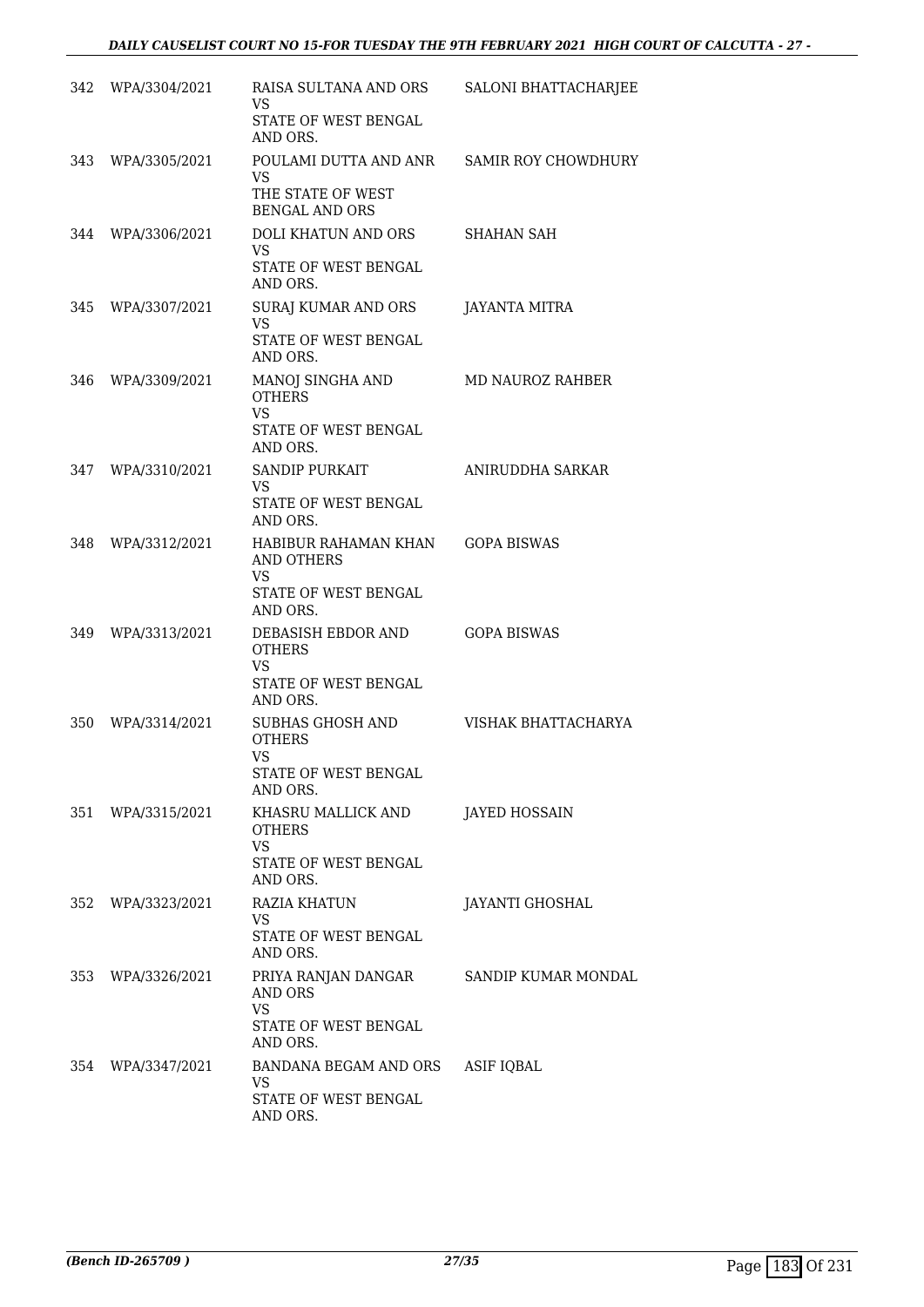| | | | |
|---|---|---|---|
| 342 | WPA/3304/2021 | RAISA SULTANA AND ORS<br>VS<br>STATE OF WEST BENGAL AND ORS. | SALONI BHATTACHARJEE |
| 343 | WPA/3305/2021 | POULAMI DUTTA AND ANR<br>VS<br>THE STATE OF WEST BENGAL AND ORS | SAMIR ROY CHOWDHURY |
| 344 | WPA/3306/2021 | DOLI KHATUN AND ORS<br>VS<br>STATE OF WEST BENGAL AND ORS. | SHAHAN SAH |
| 345 | WPA/3307/2021 | SURAJ KUMAR AND ORS<br>VS<br>STATE OF WEST BENGAL AND ORS. | JAYANTA MITRA |
| 346 | WPA/3309/2021 | MANOJ SINGHA AND OTHERS<br>VS<br>STATE OF WEST BENGAL AND ORS. | MD NAUROZ RAHBER |
| 347 | WPA/3310/2021 | SANDIP PURKAIT<br>VS<br>STATE OF WEST BENGAL AND ORS. | ANIRUDDHA SARKAR |
| 348 | WPA/3312/2021 | HABIBUR RAHAMAN KHAN AND OTHERS<br>VS<br>STATE OF WEST BENGAL AND ORS. | GOPA BISWAS |
| 349 | WPA/3313/2021 | DEBASISH EBDOR AND OTHERS<br>VS<br>STATE OF WEST BENGAL AND ORS. | GOPA BISWAS |
| 350 | WPA/3314/2021 | SUBHAS GHOSH AND OTHERS<br>VS<br>STATE OF WEST BENGAL AND ORS. | VISHAK BHATTACHARYA |
| 351 | WPA/3315/2021 | KHASRU MALLICK AND OTHERS<br>VS<br>STATE OF WEST BENGAL AND ORS. | JAYED HOSSAIN |
| 352 | WPA/3323/2021 | RAZIA KHATUN<br>VS<br>STATE OF WEST BENGAL AND ORS. | JAYANTI GHOSHAL |
| 353 | WPA/3326/2021 | PRIYA RANJAN DANGAR AND ORS<br>VS<br>STATE OF WEST BENGAL AND ORS. | SANDIP KUMAR MONDAL |
| 354 | WPA/3347/2021 | BANDANA BEGAM AND ORS<br>VS<br>STATE OF WEST BENGAL AND ORS. | ASIF IQBAL |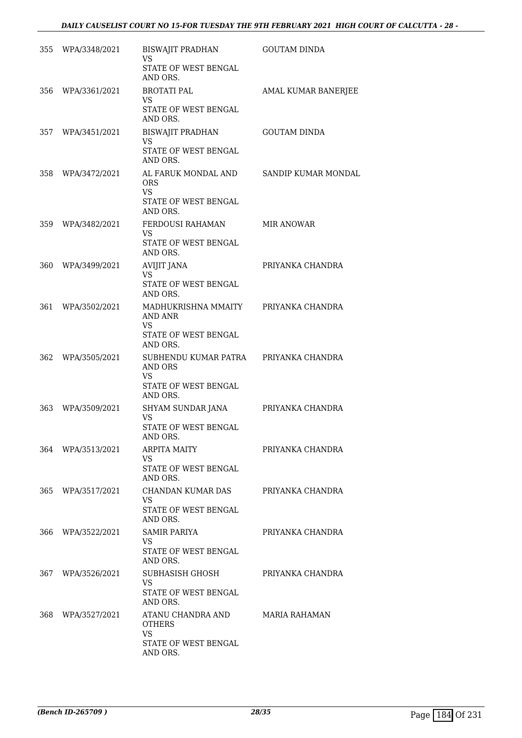| | | | |
|---|---|---|---|
| 355 | WPA/3348/2021 | BISWAJIT PRADHAN<br>VS<br>STATE OF WEST BENGAL AND ORS. | GOUTAM DINDA |
| 356 | WPA/3361/2021 | BROTATI PAL<br>VS<br>STATE OF WEST BENGAL AND ORS. | AMAL KUMAR BANERJEE |
| 357 | WPA/3451/2021 | BISWAJIT PRADHAN<br>VS<br>STATE OF WEST BENGAL AND ORS. | GOUTAM DINDA |
| 358 | WPA/3472/2021 | AL FARUK MONDAL AND ORS<br>VS<br>STATE OF WEST BENGAL AND ORS. | SANDIP KUMAR MONDAL |
| 359 | WPA/3482/2021 | FERDOUSI RAHAMAN<br>VS<br>STATE OF WEST BENGAL AND ORS. | MIR ANOWAR |
| 360 | WPA/3499/2021 | AVIJIT JANA<br>VS<br>STATE OF WEST BENGAL AND ORS. | PRIYANKA CHANDRA |
| 361 | WPA/3502/2021 | MADHUKRISHNA MMAITY AND ANR<br>VS<br>STATE OF WEST BENGAL AND ORS. | PRIYANKA CHANDRA |
| 362 | WPA/3505/2021 | SUBHENDU KUMAR PATRA AND ORS<br>VS<br>STATE OF WEST BENGAL AND ORS. | PRIYANKA CHANDRA |
| 363 | WPA/3509/2021 | SHYAM SUNDAR JANA<br>VS<br>STATE OF WEST BENGAL AND ORS. | PRIYANKA CHANDRA |
| 364 | WPA/3513/2021 | ARPITA MAITY<br>VS<br>STATE OF WEST BENGAL AND ORS. | PRIYANKA CHANDRA |
| 365 | WPA/3517/2021 | CHANDAN KUMAR DAS<br>VS<br>STATE OF WEST BENGAL AND ORS. | PRIYANKA CHANDRA |
| 366 | WPA/3522/2021 | SAMIR PARIYA<br>VS<br>STATE OF WEST BENGAL AND ORS. | PRIYANKA CHANDRA |
| 367 | WPA/3526/2021 | SUBHASISH GHOSH<br>VS<br>STATE OF WEST BENGAL AND ORS. | PRIYANKA CHANDRA |
| 368 | WPA/3527/2021 | ATANU CHANDRA AND OTHERS<br>VS<br>STATE OF WEST BENGAL AND ORS. | MARIA RAHAMAN |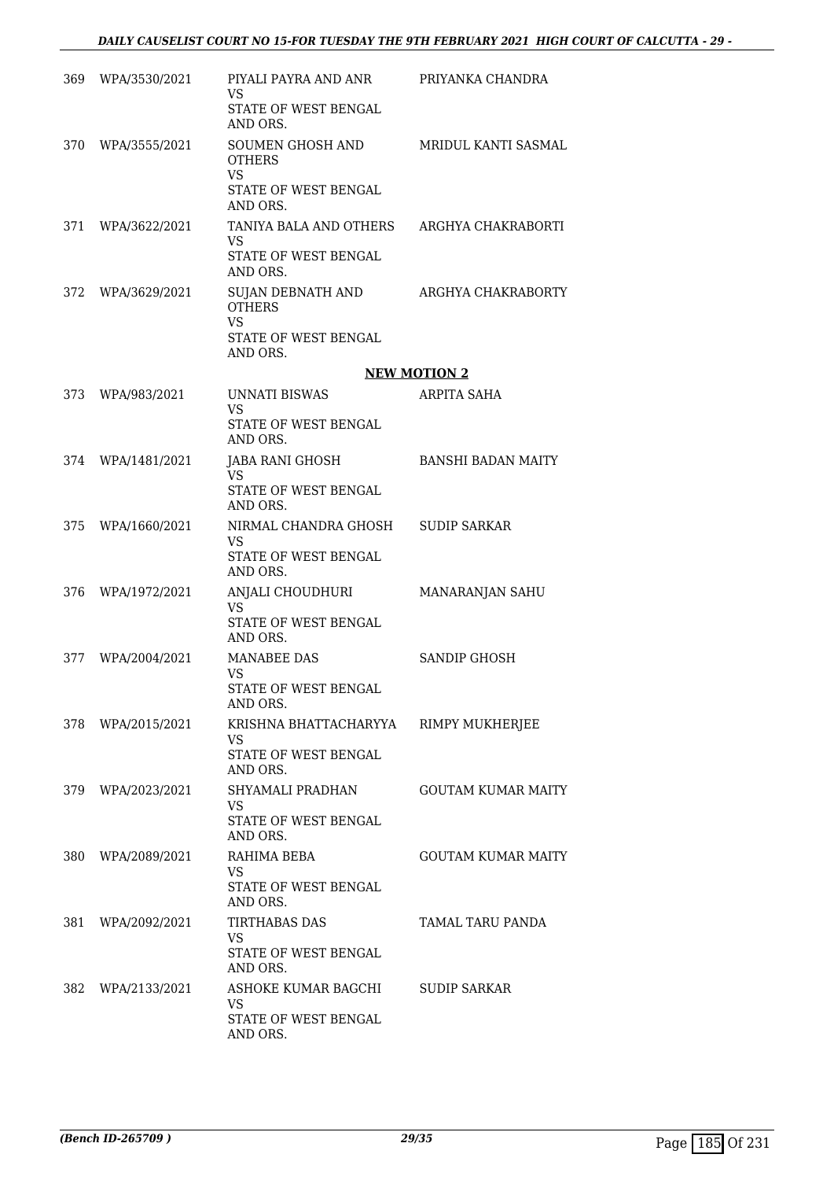| | | | |
|---|---|---|---|
| 369 | WPA/3530/2021 | PIYALI PAYRA AND ANR<br>VS<br>STATE OF WEST BENGAL AND ORS. | PRIYANKA CHANDRA |
| 370 | WPA/3555/2021 | SOUMEN GHOSH AND OTHERS<br>VS<br>STATE OF WEST BENGAL AND ORS. | MRIDUL KANTI SASMAL |
| 371 | WPA/3622/2021 | TANIYA BALA AND OTHERS<br>VS<br>STATE OF WEST BENGAL AND ORS. | ARGHYA CHAKRABORTI |
| 372 | WPA/3629/2021 | SUJAN DEBNATH AND OTHERS<br>VS<br>STATE OF WEST BENGAL AND ORS. | ARGHYA CHAKRABORTY |

**NEW MOTION 2**

| | | | |
|---|---|---|---|
| 373 | WPA/983/2021 | UNNATI BISWAS<br>VS<br>STATE OF WEST BENGAL AND ORS. | ARPITA SAHA |
| 374 | WPA/1481/2021 | JABA RANI GHOSH<br>VS<br>STATE OF WEST BENGAL AND ORS. | BANSHI BADAN MAITY |
| 375 | WPA/1660/2021 | NIRMAL CHANDRA GHOSH<br>VS<br>STATE OF WEST BENGAL AND ORS. | SUDIP SARKAR |
| 376 | WPA/1972/2021 | ANJALI CHOUDHURI<br>VS<br>STATE OF WEST BENGAL AND ORS. | MANARANJAN SAHU |
| 377 | WPA/2004/2021 | MANABEE DAS<br>VS<br>STATE OF WEST BENGAL AND ORS. | SANDIP GHOSH |
| 378 | WPA/2015/2021 | KRISHNA BHATTACHARYYA<br>VS<br>STATE OF WEST BENGAL AND ORS. | RIMPY MUKHERJEE |
| 379 | WPA/2023/2021 | SHYAMALI PRADHAN<br>VS<br>STATE OF WEST BENGAL AND ORS. | GOUTAM KUMAR MAITY |
| 380 | WPA/2089/2021 | RAHIMA BEBA<br>VS<br>STATE OF WEST BENGAL AND ORS. | GOUTAM KUMAR MAITY |
| 381 | WPA/2092/2021 | TIRTHABAS DAS<br>VS<br>STATE OF WEST BENGAL AND ORS. | TAMAL TARU PANDA |
| 382 | WPA/2133/2021 | ASHOKE KUMAR BAGCHI<br>VS<br>STATE OF WEST BENGAL AND ORS. | SUDIP SARKAR |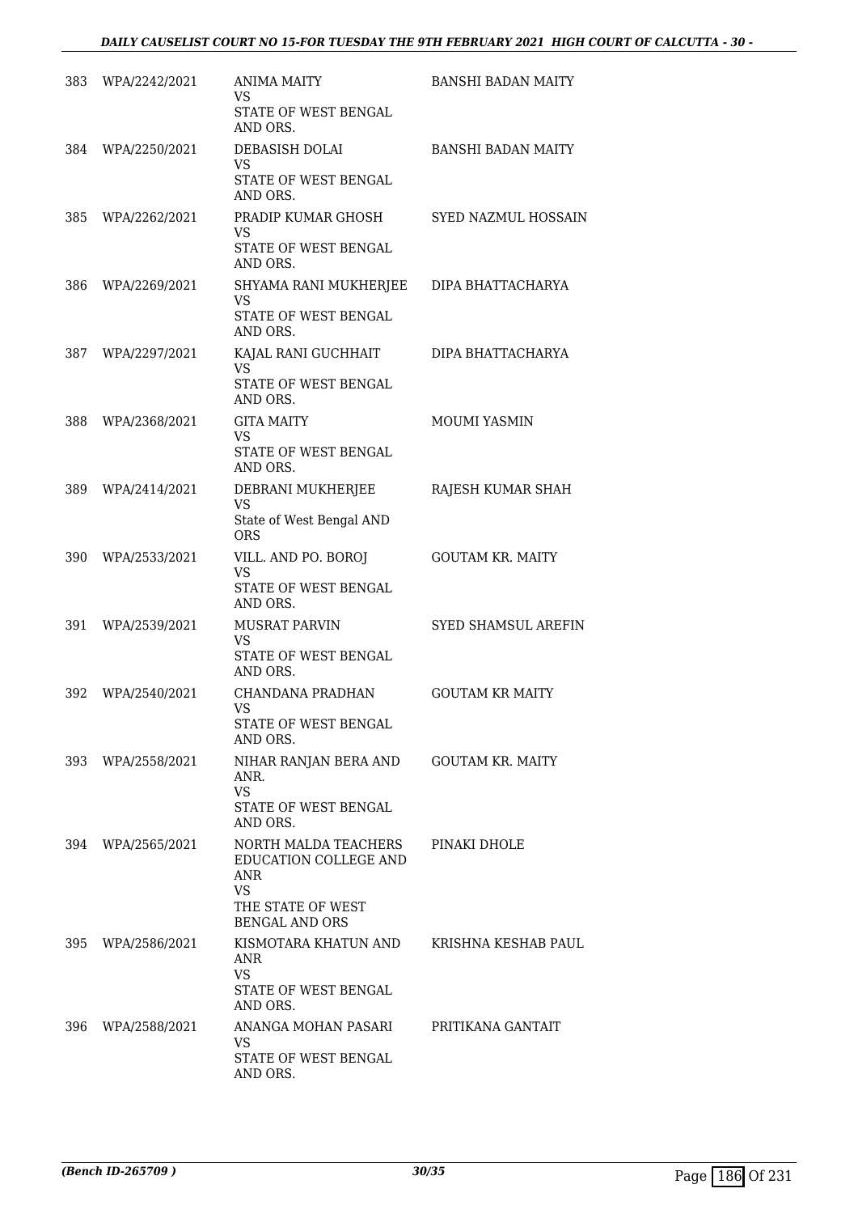| | | | |
|---|---|---|---|
| 383 | WPA/2242/2021 | ANIMA MAITY<br>VS<br>STATE OF WEST BENGAL AND ORS. | BANSHI BADAN MAITY |
| 384 | WPA/2250/2021 | DEBASISH DOLAI<br>VS<br>STATE OF WEST BENGAL AND ORS. | BANSHI BADAN MAITY |
| 385 | WPA/2262/2021 | PRADIP KUMAR GHOSH<br>VS<br>STATE OF WEST BENGAL AND ORS. | SYED NAZMUL HOSSAIN |
| 386 | WPA/2269/2021 | SHYAMA RANI MUKHERJEE<br>VS<br>STATE OF WEST BENGAL AND ORS. | DIPA BHATTACHARYA |
| 387 | WPA/2297/2021 | KAJAL RANI GUCHHAIT<br>VS<br>STATE OF WEST BENGAL AND ORS. | DIPA BHATTACHARYA |
| 388 | WPA/2368/2021 | GITA MAITY<br>VS<br>STATE OF WEST BENGAL AND ORS. | MOUMI YASMIN |
| 389 | WPA/2414/2021 | DEBRANI MUKHERJEE<br>VS<br>State of West Bengal AND ORS | RAJESH KUMAR SHAH |
| 390 | WPA/2533/2021 | VILL. AND PO. BOROJ<br>VS<br>STATE OF WEST BENGAL AND ORS. | GOUTAM KR. MAITY |
| 391 | WPA/2539/2021 | MUSRAT PARVIN<br>VS<br>STATE OF WEST BENGAL AND ORS. | SYED SHAMSUL AREFIN |
| 392 | WPA/2540/2021 | CHANDANA PRADHAN<br>VS<br>STATE OF WEST BENGAL AND ORS. | GOUTAM KR MAITY |
| 393 | WPA/2558/2021 | NIHAR RANJAN BERA AND ANR.<br>VS<br>STATE OF WEST BENGAL AND ORS. | GOUTAM KR. MAITY |
| 394 | WPA/2565/2021 | NORTH MALDA TEACHERS EDUCATION COLLEGE AND ANR<br>VS<br>THE STATE OF WEST BENGAL AND ORS | PINAKI DHOLE |
| 395 | WPA/2586/2021 | KISMOTARA KHATUN AND ANR<br>VS<br>STATE OF WEST BENGAL AND ORS. | KRISHNA KESHAB PAUL |
| 396 | WPA/2588/2021 | ANANGA MOHAN PASARI<br>VS<br>STATE OF WEST BENGAL AND ORS. | PRITIKANA GANTAIT |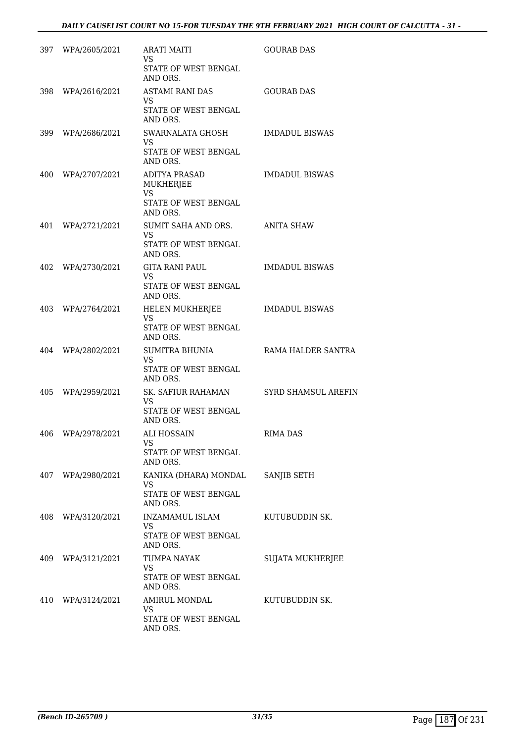| | | | |
|---|---|---|---|
| 397 | WPA/2605/2021 | ARATI MAITI<br>VS<br>STATE OF WEST BENGAL AND ORS. | GOURAB DAS |
| 398 | WPA/2616/2021 | ASTAMI RANI DAS<br>VS<br>STATE OF WEST BENGAL AND ORS. | GOURAB DAS |
| 399 | WPA/2686/2021 | SWARNALATA GHOSH<br>VS<br>STATE OF WEST BENGAL AND ORS. | IMDADUL BISWAS |
| 400 | WPA/2707/2021 | ADITYA PRASAD MUKHERJEE<br>VS<br>STATE OF WEST BENGAL AND ORS. | IMDADUL BISWAS |
| 401 | WPA/2721/2021 | SUMIT SAHA AND ORS.<br>VS<br>STATE OF WEST BENGAL AND ORS. | ANITA SHAW |
| 402 | WPA/2730/2021 | GITA RANI PAUL<br>VS<br>STATE OF WEST BENGAL AND ORS. | IMDADUL BISWAS |
| 403 | WPA/2764/2021 | HELEN MUKHERJEE<br>VS<br>STATE OF WEST BENGAL AND ORS. | IMDADUL BISWAS |
| 404 | WPA/2802/2021 | SUMITRA BHUNIA<br>VS<br>STATE OF WEST BENGAL AND ORS. | RAMA HALDER SANTRA |
| 405 | WPA/2959/2021 | SK. SAFIUR RAHAMAN<br>VS<br>STATE OF WEST BENGAL AND ORS. | SYRD SHAMSUL AREFIN |
| 406 | WPA/2978/2021 | ALI HOSSAIN<br>VS<br>STATE OF WEST BENGAL AND ORS. | RIMA DAS |
| 407 | WPA/2980/2021 | KANIKA (DHARA) MONDAL<br>VS<br>STATE OF WEST BENGAL AND ORS. | SANJIB SETH |
| 408 | WPA/3120/2021 | INZAMAMUL ISLAM<br>VS<br>STATE OF WEST BENGAL AND ORS. | KUTUBUDDIN SK. |
| 409 | WPA/3121/2021 | TUMPA NAYAK<br>VS<br>STATE OF WEST BENGAL AND ORS. | SUJATA MUKHERJEE |
| 410 | WPA/3124/2021 | AMIRUL MONDAL<br>VS<br>STATE OF WEST BENGAL AND ORS. | KUTUBUDDIN SK. |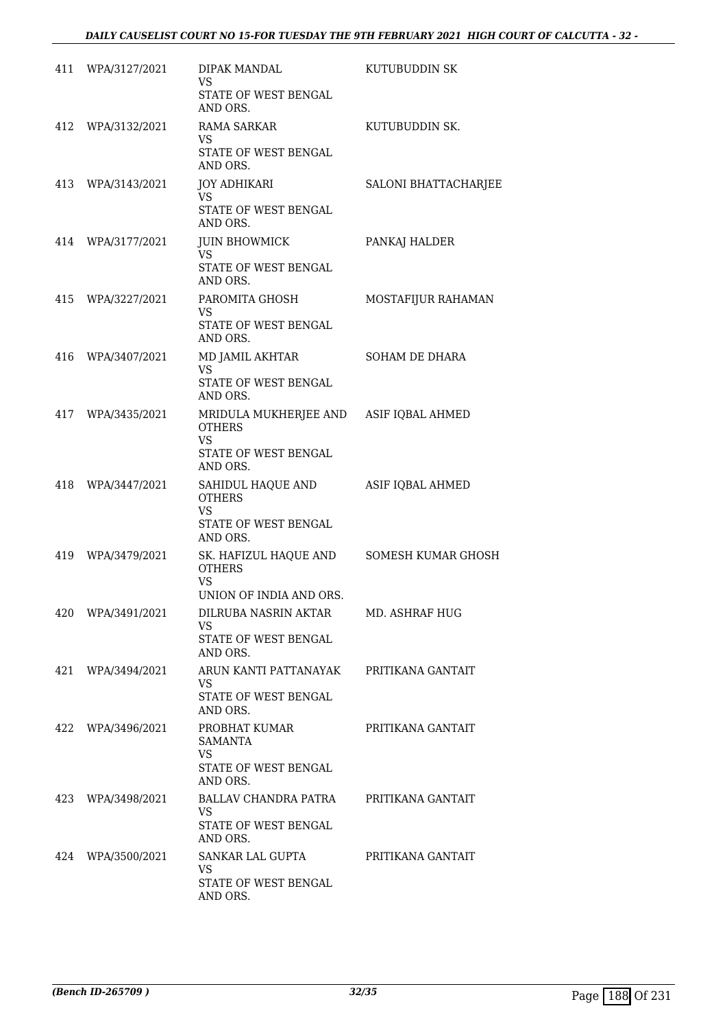| | | | |
|---|---|---|---|
| 411 | WPA/3127/2021 | DIPAK MANDAL<br>VS<br>STATE OF WEST BENGAL AND ORS. | KUTUBUDDIN SK |
| 412 | WPA/3132/2021 | RAMA SARKAR<br>VS<br>STATE OF WEST BENGAL AND ORS. | KUTUBUDDIN SK. |
| 413 | WPA/3143/2021 | JOY ADHIKARI<br>VS<br>STATE OF WEST BENGAL AND ORS. | SALONI BHATTACHARJEE |
| 414 | WPA/3177/2021 | JUIN BHOWMICK<br>VS<br>STATE OF WEST BENGAL AND ORS. | PANKAJ HALDER |
| 415 | WPA/3227/2021 | PAROMITA GHOSH<br>VS<br>STATE OF WEST BENGAL AND ORS. | MOSTAFIJUR RAHAMAN |
| 416 | WPA/3407/2021 | MD JAMIL AKHTAR<br>VS<br>STATE OF WEST BENGAL AND ORS. | SOHAM DE DHARA |
| 417 | WPA/3435/2021 | MRIDULA MUKHERJEE AND OTHERS<br>VS<br>STATE OF WEST BENGAL AND ORS. | ASIF IQBAL AHMED |
| 418 | WPA/3447/2021 | SAHIDUL HAQUE AND OTHERS<br>VS<br>STATE OF WEST BENGAL AND ORS. | ASIF IQBAL AHMED |
| 419 | WPA/3479/2021 | SK. HAFIZUL HAQUE AND OTHERS<br>VS<br>UNION OF INDIA AND ORS. | SOMESH KUMAR GHOSH |
| 420 | WPA/3491/2021 | DILRUBA NASRIN AKTAR<br>VS<br>STATE OF WEST BENGAL AND ORS. | MD. ASHRAF HUG |
| 421 | WPA/3494/2021 | ARUN KANTI PATTANAYAK<br>VS<br>STATE OF WEST BENGAL AND ORS. | PRITIKANA GANTAIT |
| 422 | WPA/3496/2021 | PROBHAT KUMAR SAMANTA<br>VS<br>STATE OF WEST BENGAL AND ORS. | PRITIKANA GANTAIT |
| 423 | WPA/3498/2021 | BALLAV CHANDRA PATRA<br>VS<br>STATE OF WEST BENGAL AND ORS. | PRITIKANA GANTAIT |
| 424 | WPA/3500/2021 | SANKAR LAL GUPTA<br>VS<br>STATE OF WEST BENGAL AND ORS. | PRITIKANA GANTAIT |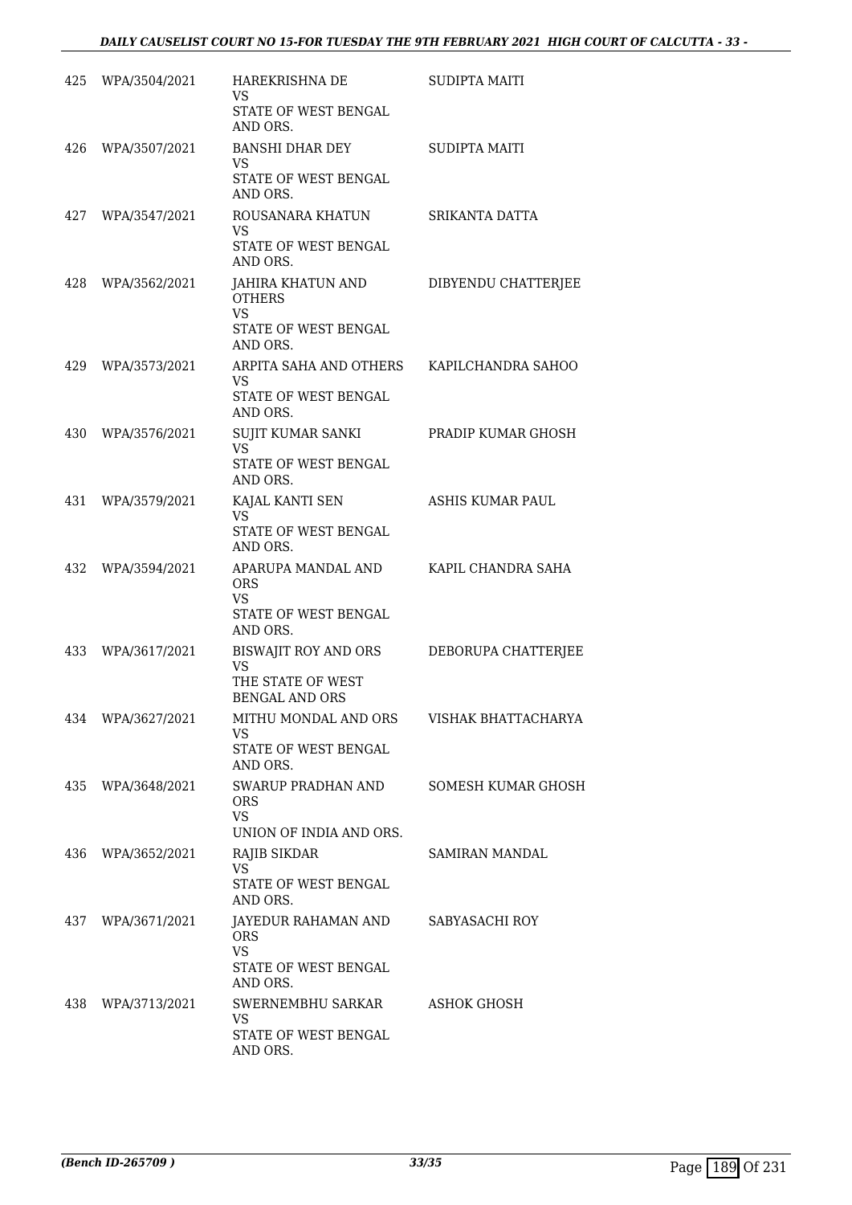| | | | |
|---|---|---|---|
| 425 | WPA/3504/2021 | HAREKRISHNA DE<br>VS<br>STATE OF WEST BENGAL AND ORS. | SUDIPTA MAITI |
| 426 | WPA/3507/2021 | BANSHI DHAR DEY<br>VS<br>STATE OF WEST BENGAL AND ORS. | SUDIPTA MAITI |
| 427 | WPA/3547/2021 | ROUSANARA KHATUN<br>VS<br>STATE OF WEST BENGAL AND ORS. | SRIKANTA DATTA |
| 428 | WPA/3562/2021 | JAHIRA KHATUN AND OTHERS<br>VS<br>STATE OF WEST BENGAL AND ORS. | DIBYENDU CHATTERJEE |
| 429 | WPA/3573/2021 | ARPITA SAHA AND OTHERS<br>VS<br>STATE OF WEST BENGAL AND ORS. | KAPILCHANDRA SAHOO |
| 430 | WPA/3576/2021 | SUJIT KUMAR SANKI<br>VS<br>STATE OF WEST BENGAL AND ORS. | PRADIP KUMAR GHOSH |
| 431 | WPA/3579/2021 | KAJAL KANTI SEN<br>VS<br>STATE OF WEST BENGAL AND ORS. | ASHIS KUMAR PAUL |
| 432 | WPA/3594/2021 | APARUPA MANDAL AND ORS<br>VS<br>STATE OF WEST BENGAL AND ORS. | KAPIL CHANDRA SAHA |
| 433 | WPA/3617/2021 | BISWAJIT ROY AND ORS<br>VS<br>THE STATE OF WEST BENGAL AND ORS | DEBORUPA CHATTERJEE |
| 434 | WPA/3627/2021 | MITHU MONDAL AND ORS<br>VS<br>STATE OF WEST BENGAL AND ORS. | VISHAK BHATTACHARYA |
| 435 | WPA/3648/2021 | SWARUP PRADHAN AND ORS<br>VS<br>UNION OF INDIA AND ORS. | SOMESH KUMAR GHOSH |
| 436 | WPA/3652/2021 | RAJIB SIKDAR<br>VS<br>STATE OF WEST BENGAL AND ORS. | SAMIRAN MANDAL |
| 437 | WPA/3671/2021 | JAYEDUR RAHAMAN AND ORS<br>VS<br>STATE OF WEST BENGAL AND ORS. | SABYASACHI ROY |
| 438 | WPA/3713/2021 | SWERNEMBHU SARKAR<br>VS<br>STATE OF WEST BENGAL AND ORS. | ASHOK GHOSH |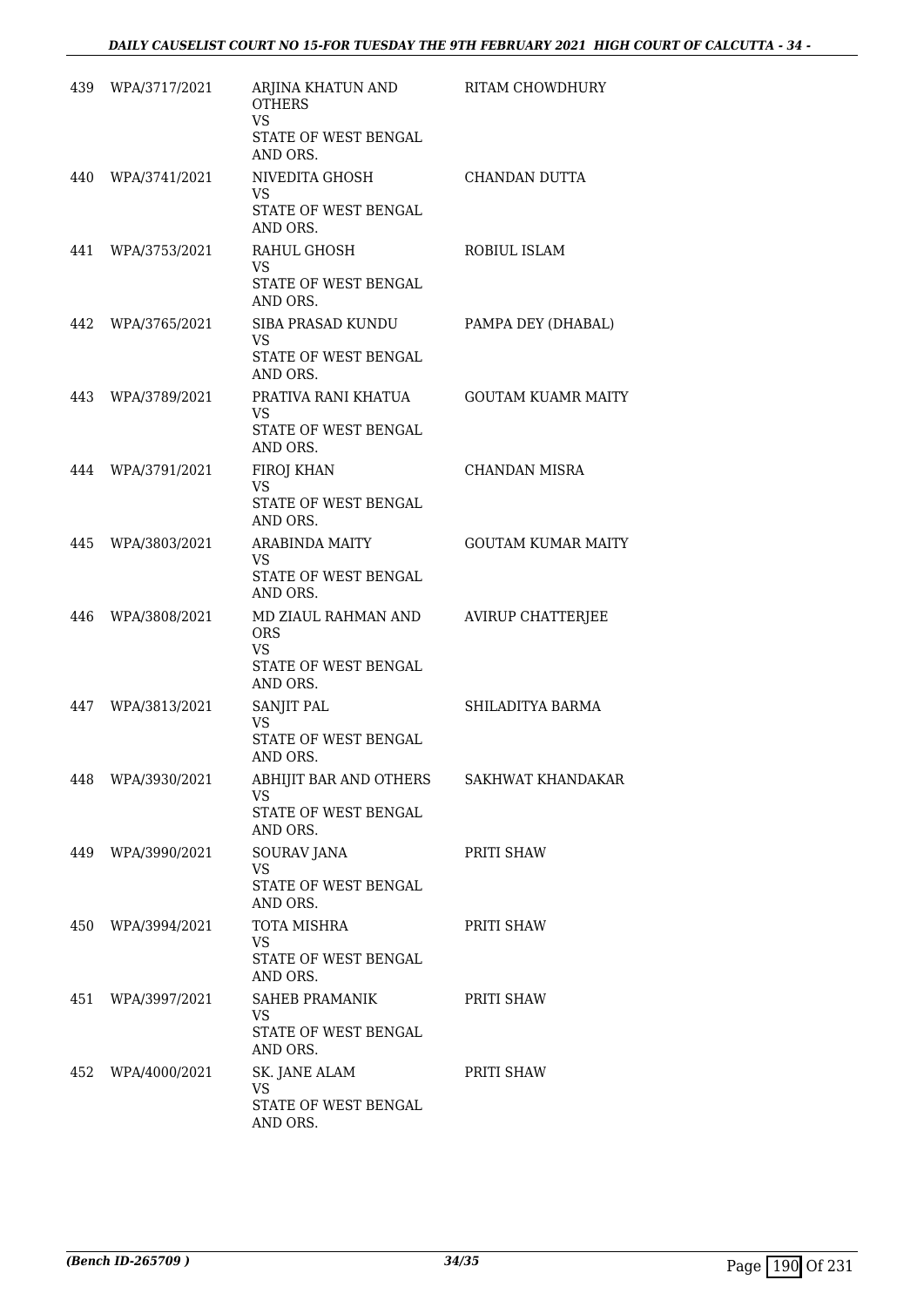| | | | |
|---|---|---|---|
| 439 | WPA/3717/2021 | ARJINA KHATUN AND OTHERS<br>VS<br>STATE OF WEST BENGAL AND ORS. | RITAM CHOWDHURY |
| 440 | WPA/3741/2021 | NIVEDITA GHOSH<br>VS<br>STATE OF WEST BENGAL AND ORS. | CHANDAN DUTTA |
| 441 | WPA/3753/2021 | RAHUL GHOSH<br>VS<br>STATE OF WEST BENGAL AND ORS. | ROBIUL ISLAM |
| 442 | WPA/3765/2021 | SIBA PRASAD KUNDU<br>VS<br>STATE OF WEST BENGAL AND ORS. | PAMPA DEY (DHABAL) |
| 443 | WPA/3789/2021 | PRATIVA RANI KHATUA<br>VS<br>STATE OF WEST BENGAL AND ORS. | GOUTAM KUAMR MAITY |
| 444 | WPA/3791/2021 | FIROJ KHAN<br>VS<br>STATE OF WEST BENGAL AND ORS. | CHANDAN MISRA |
| 445 | WPA/3803/2021 | ARABINDA MAITY<br>VS<br>STATE OF WEST BENGAL AND ORS. | GOUTAM KUMAR MAITY |
| 446 | WPA/3808/2021 | MD ZIAUL RAHMAN AND ORS<br>VS<br>STATE OF WEST BENGAL AND ORS. | AVIRUP CHATTERJEE |
| 447 | WPA/3813/2021 | SANJIT PAL<br>VS<br>STATE OF WEST BENGAL AND ORS. | SHILADITYA BARMA |
| 448 | WPA/3930/2021 | ABHIJIT BAR AND OTHERS<br>VS<br>STATE OF WEST BENGAL AND ORS. | SAKHWAT KHANDAKAR |
| 449 | WPA/3990/2021 | SOURAV JANA<br>VS<br>STATE OF WEST BENGAL AND ORS. | PRITI SHAW |
| 450 | WPA/3994/2021 | TOTA MISHRA<br>VS<br>STATE OF WEST BENGAL AND ORS. | PRITI SHAW |
| 451 | WPA/3997/2021 | SAHEB PRAMANIK<br>VS<br>STATE OF WEST BENGAL AND ORS. | PRITI SHAW |
| 452 | WPA/4000/2021 | SK. JANE ALAM<br>VS<br>STATE OF WEST BENGAL AND ORS. | PRITI SHAW |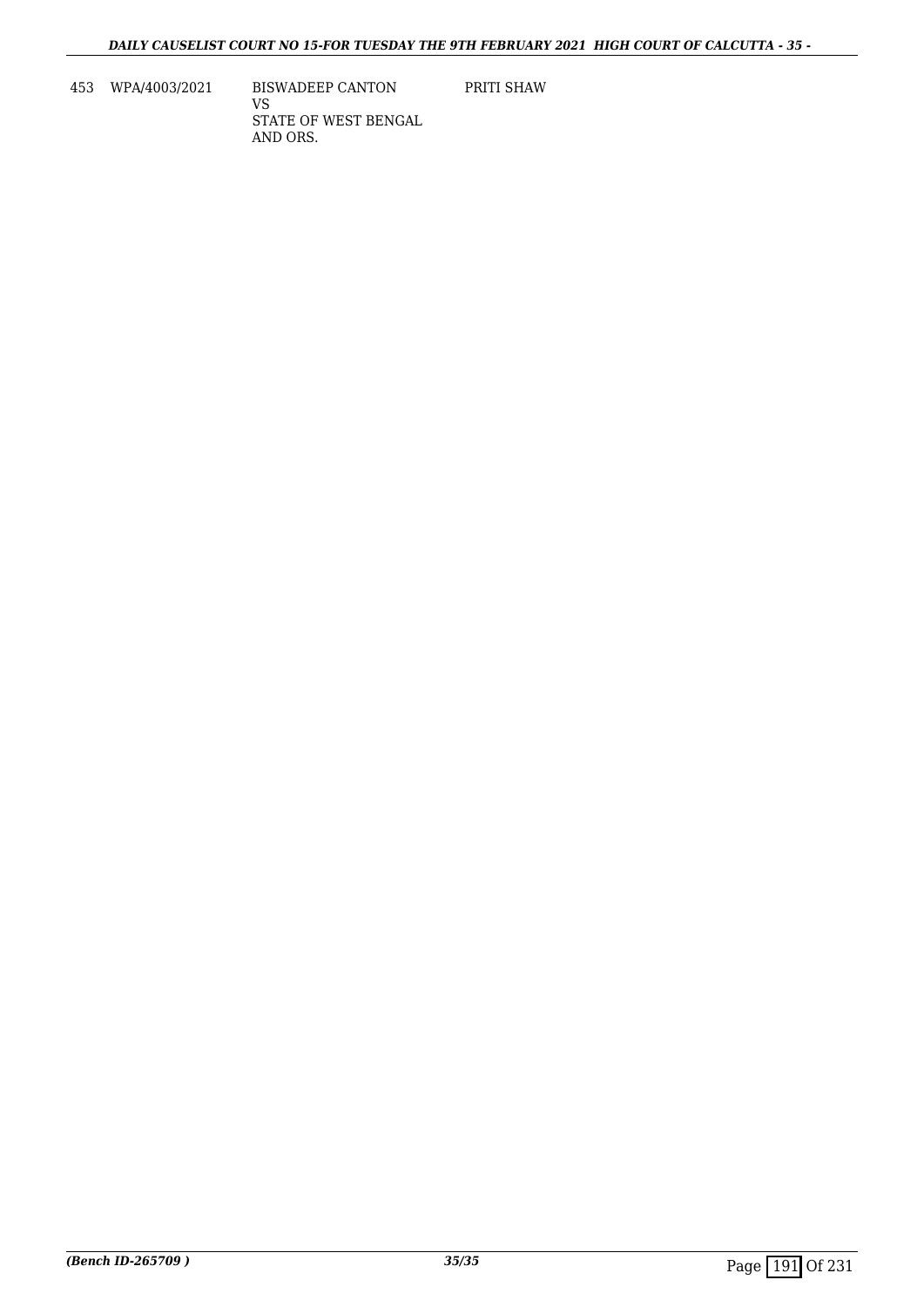| | | | |
|---|---|---|---|
| 453 | WPA/4003/2021 | BISWADEEP CANTON<br>VS<br>STATE OF WEST BENGAL<br>AND ORS. | PRITI SHAW |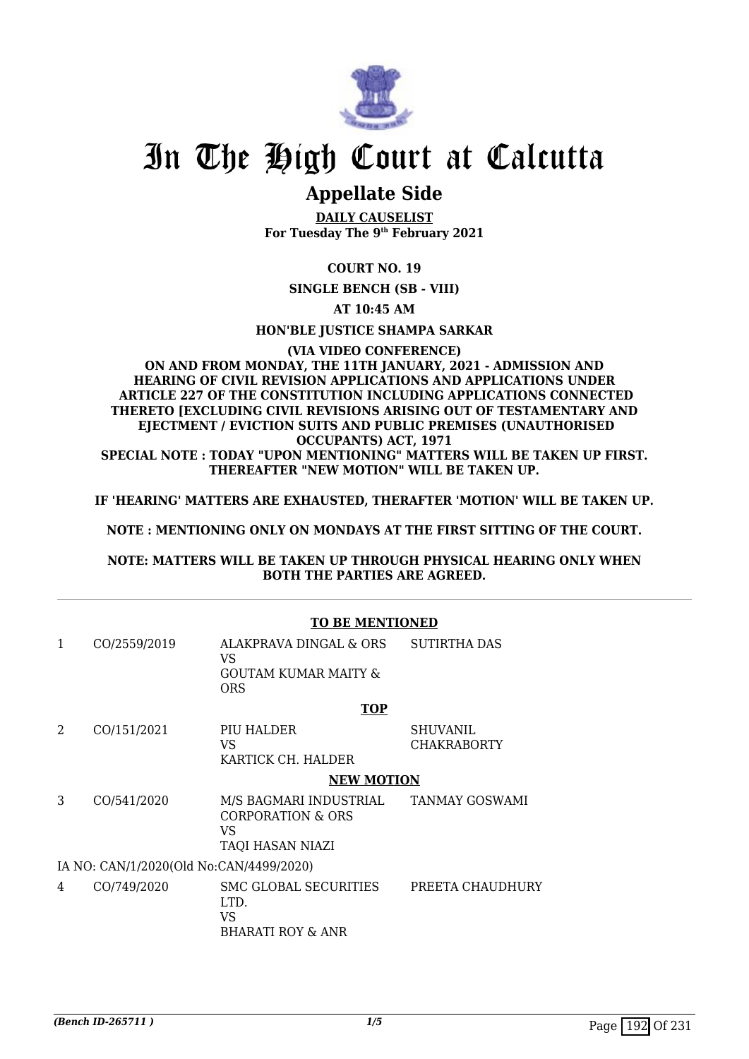# In The High Court at Calcutta

## Appellate Side

**DAILY CAUSELIST**
**For Tuesday The 9th February 2021**

**COURT NO. 19**

**SINGLE BENCH (SB - VIII)**

**AT 10:45 AM**

**HON'BLE JUSTICE SHAMPA SARKAR**

**(VIA VIDEO CONFERENCE)**
**ON AND FROM MONDAY, THE 11TH JANUARY, 2021 - ADMISSION AND HEARING OF CIVIL REVISION APPLICATIONS AND APPLICATIONS UNDER ARTICLE 227 OF THE CONSTITUTION INCLUDING APPLICATIONS CONNECTED THERETO [EXCLUDING CIVIL REVISIONS ARISING OUT OF TESTAMENTARY AND EJECTMENT / EVICTION SUITS AND PUBLIC PREMISES (UNAUTHORISED OCCUPANTS) ACT, 1971**
**SPECIAL NOTE : TODAY "UPON MENTIONING" MATTERS WILL BE TAKEN UP FIRST. THEREAFTER "NEW MOTION" WILL BE TAKEN UP.**

**IF 'HEARING' MATTERS ARE EXHAUSTED, THERAFTER 'MOTION' WILL BE TAKEN UP.**

**NOTE : MENTIONING ONLY ON MONDAYS AT THE FIRST SITTING OF THE COURT.**

**NOTE: MATTERS WILL BE TAKEN UP THROUGH PHYSICAL HEARING ONLY WHEN BOTH THE PARTIES ARE AGREED.**

**TO BE MENTIONED**

| | | | |
|---|---|---|---|
| 1 | CO/2559/2019 | ALAKPRAVA DINGAL & ORS<br>VS<br>GOUTAM KUMAR MAITY & ORS | SUTIRTHA DAS |

**TOP**

| | | | |
|---|---|---|---|
| 2 | CO/151/2021 | PIU HALDER<br>VS<br>KARTICK CH. HALDER | SHUVANIL CHAKRABORTY |

**NEW MOTION**

| | | | |
|---|---|---|---|
| 3 | CO/541/2020 | M/S BAGMARI INDUSTRIAL CORPORATION & ORS<br>VS<br>TAQI HASAN NIAZI | TANMAY GOSWAMI |
| | IA NO: CAN/1/2020(Old No:CAN/4499/2020) | | |
| 4 | CO/749/2020 | SMC GLOBAL SECURITIES LTD.<br>VS<br>BHARATI ROY & ANR | PREETA CHAUDHURY |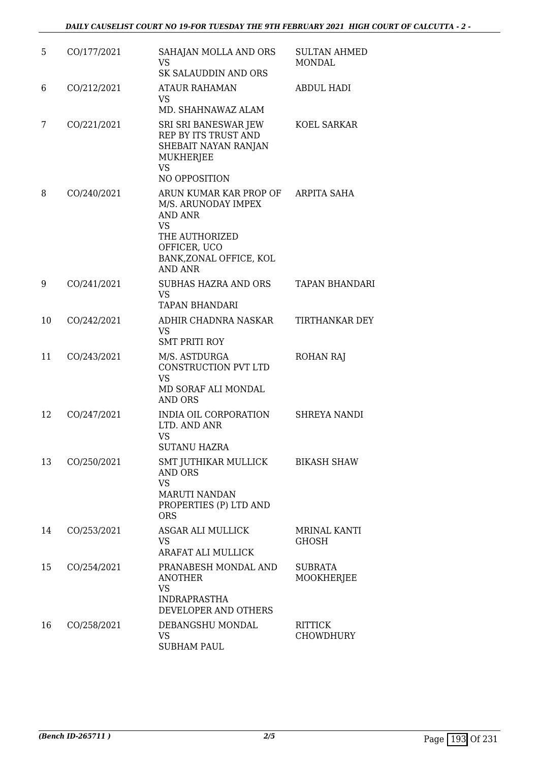| 5 | CO/177/2021 | SAHAJAN MOLLA AND ORS<br>VS<br>SK SALAUDDIN AND ORS | SULTAN AHMED MONDAL |
|---|---|---|---|
| 6 | CO/212/2021 | ATAUR RAHAMAN<br>VS<br>MD. SHAHNAWAZ ALAM | ABDUL HADI |
| 7 | CO/221/2021 | SRI SRI BANESWAR JEW REP BY ITS TRUST AND SHEBAIT NAYAN RANJAN MUKHERJEE<br>VS<br>NO OPPOSITION | KOEL SARKAR |
| 8 | CO/240/2021 | ARUN KUMAR KAR PROP OF M/S. ARUNODAY IMPEX AND ANR<br>VS<br>THE AUTHORIZED OFFICER, UCO BANK,ZONAL OFFICE, KOL AND ANR | ARPITA SAHA |
| 9 | CO/241/2021 | SUBHAS HAZRA AND ORS<br>VS<br>TAPAN BHANDARI | TAPAN BHANDARI |
| 10 | CO/242/2021 | ADHIR CHADNRA NASKAR<br>VS<br>SMT PRITI ROY | TIRTHANKAR DEY |
| 11 | CO/243/2021 | M/S. ASTDURGA CONSTRUCTION PVT LTD<br>VS<br>MD SORAF ALI MONDAL AND ORS | ROHAN RAJ |
| 12 | CO/247/2021 | INDIA OIL CORPORATION LTD. AND ANR<br>VS<br>SUTANU HAZRA | SHREYA NANDI |
| 13 | CO/250/2021 | SMT JUTHIKAR MULLICK AND ORS<br>VS<br>MARUTI NANDAN PROPERTIES (P) LTD AND ORS | BIKASH SHAW |
| 14 | CO/253/2021 | ASGAR ALI MULLICK<br>VS<br>ARAFAT ALI MULLICK | MRINAL KANTI GHOSH |
| 15 | CO/254/2021 | PRANABESH MONDAL AND ANOTHER<br>VS<br>INDRAPRASTHA DEVELOPER AND OTHERS | SUBRATA MOOKHERJEE |
| 16 | CO/258/2021 | DEBANGSHU MONDAL<br>VS<br>SUBHAM PAUL | RITTICK CHOWDHURY |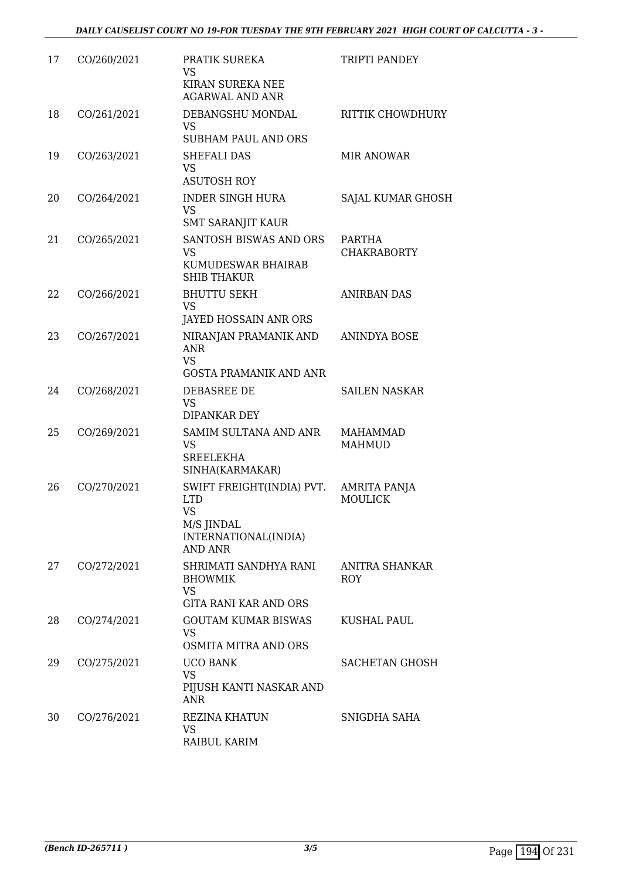| 17 | CO/260/2021 | PRATIK SUREKA<br>VS<br>KIRAN SUREKA NEE AGARWAL AND ANR | TRIPTI PANDEY |
|---|---|---|---|
| 18 | CO/261/2021 | DEBANGSHU MONDAL<br>VS<br>SUBHAM PAUL AND ORS | RITTIK CHOWDHURY |
| 19 | CO/263/2021 | SHEFALI DAS<br>VS<br>ASUTOSH ROY | MIR ANOWAR |
| 20 | CO/264/2021 | INDER SINGH HURA<br>VS<br>SMT SARANJIT KAUR | SAJAL KUMAR GHOSH |
| 21 | CO/265/2021 | SANTOSH BISWAS AND ORS<br>VS<br>KUMUDESWAR BHAIRAB SHIB THAKUR | PARTHA CHAKRABORTY |
| 22 | CO/266/2021 | BHUTTU SEKH<br>VS<br>JAYED HOSSAIN ANR ORS | ANIRBAN DAS |
| 23 | CO/267/2021 | NIRANJAN PRAMANIK AND ANR<br>VS<br>GOSTA PRAMANIK AND ANR | ANINDYA BOSE |
| 24 | CO/268/2021 | DEBASREE DE<br>VS<br>DIPANKAR DEY | SAILEN NASKAR |
| 25 | CO/269/2021 | SAMIM SULTANA AND ANR<br>VS<br>SREELEKHA SINHA(KARMAKAR) | MAHAMMAD MAHMUD |
| 26 | CO/270/2021 | SWIFT FREIGHT(INDIA) PVT. LTD<br>VS<br>M/S JINDAL INTERNATIONAL(INDIA) AND ANR | AMRITA PANJA MOULICK |
| 27 | CO/272/2021 | SHRIMATI SANDHYA RANI BHOWMIK<br>VS<br>GITA RANI KAR AND ORS | ANITRA SHANKAR ROY |
| 28 | CO/274/2021 | GOUTAM KUMAR BISWAS<br>VS<br>OSMITA MITRA AND ORS | KUSHAL PAUL |
| 29 | CO/275/2021 | UCO BANK<br>VS<br>PIJUSH KANTI NASKAR AND ANR | SACHETAN GHOSH |
| 30 | CO/276/2021 | REZINA KHATUN<br>VS<br>RAIBUL KARIM | SNIGDHA SAHA |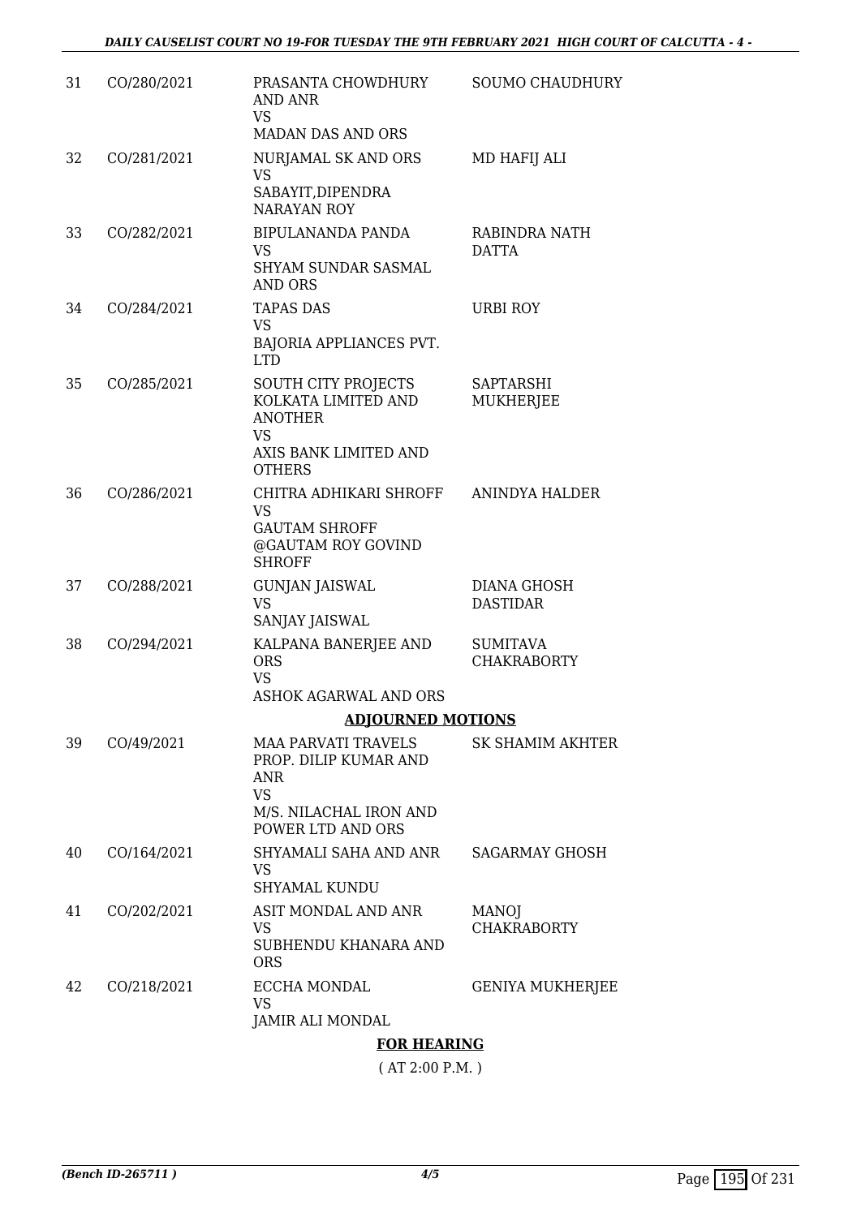| 31 | CO/280/2021 | PRASANTA CHOWDHURY AND ANR<br>VS<br>MADAN DAS AND ORS | SOUMO CHAUDHURY |
|---|---|---|---|
| 32 | CO/281/2021 | NURJAMAL SK AND ORS<br>VS<br>SABAYIT,DIPENDRA NARAYAN ROY | MD HAFIJ ALI |
| 33 | CO/282/2021 | BIPULANANDA PANDA<br>VS<br>SHYAM SUNDAR SASMAL AND ORS | RABINDRA NATH DATTA |
| 34 | CO/284/2021 | TAPAS DAS<br>VS<br>BAJORIA APPLIANCES PVT. LTD | URBI ROY |
| 35 | CO/285/2021 | SOUTH CITY PROJECTS KOLKATA LIMITED AND ANOTHER<br>VS<br>AXIS BANK LIMITED AND OTHERS | SAPTARSHI MUKHERJEE |
| 36 | CO/286/2021 | CHITRA ADHIKARI SHROFF<br>VS<br>GAUTAM SHROFF @GAUTAM ROY GOVIND SHROFF | ANINDYA HALDER |
| 37 | CO/288/2021 | GUNJAN JAISWAL<br>VS<br>SANJAY JAISWAL | DIANA GHOSH DASTIDAR |
| 38 | CO/294/2021 | KALPANA BANERJEE AND ORS<br>VS<br>ASHOK AGARWAL AND ORS | SUMITAVA CHAKRABORTY |

**ADJOURNED MOTIONS**

| 39 | CO/49/2021 | MAA PARVATI TRAVELS PROP. DILIP KUMAR AND ANR<br>VS<br>M/S. NILACHAL IRON AND POWER LTD AND ORS | SK SHAMIM AKHTER |
|---|---|---|---|
| 40 | CO/164/2021 | SHYAMALI SAHA AND ANR<br>VS<br>SHYAMAL KUNDU | SAGARMAY GHOSH |
| 41 | CO/202/2021 | ASIT MONDAL AND ANR<br>VS<br>SUBHENDU KHANARA AND ORS | MANOJ CHAKRABORTY |
| 42 | CO/218/2021 | ECCHA MONDAL<br>VS<br>JAMIR ALI MONDAL | GENIYA MUKHERJEE |

**FOR HEARING**

( AT 2:00 P.M. )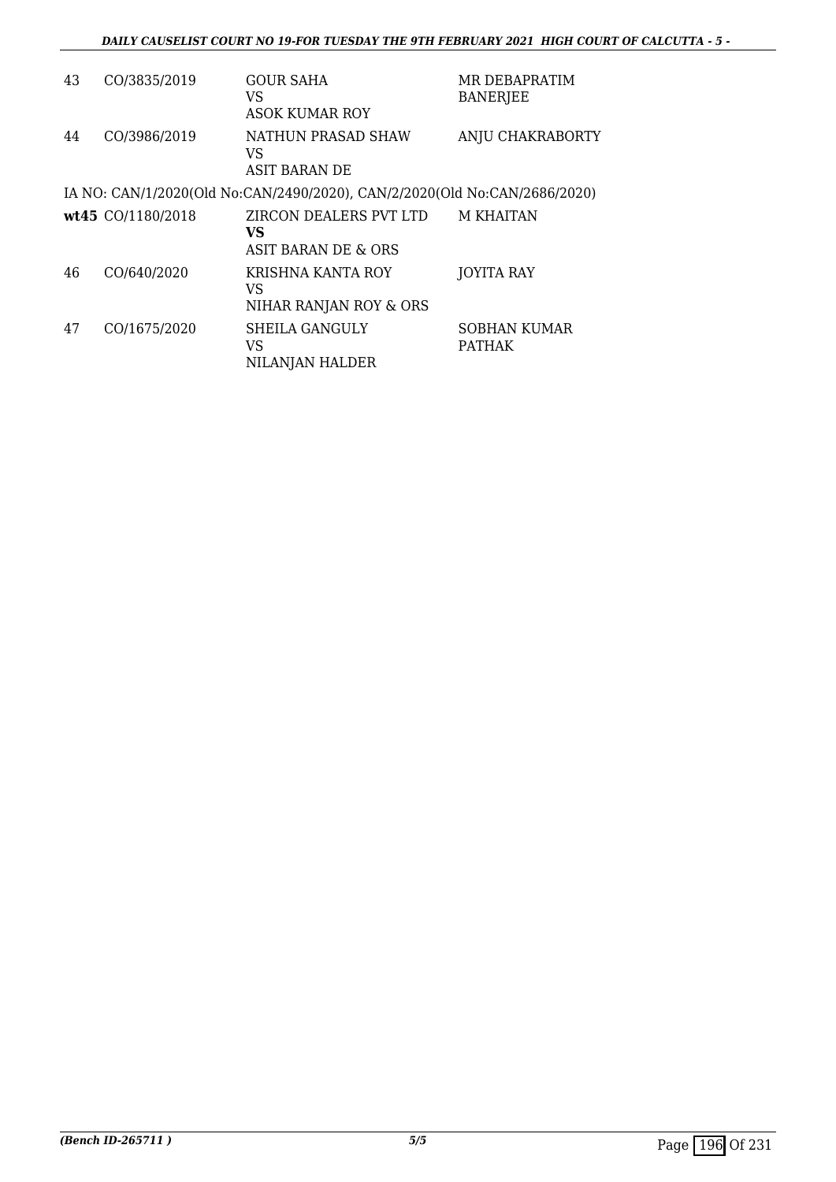| | | | |
|---|---|---|---|
| 43 | CO/3835/2019 | GOUR SAHA<br>VS<br>ASOK KUMAR ROY | MR DEBAPRATIM BANERJEE |
| 44 | CO/3986/2019 | NATHUN PRASAD SHAW<br>VS<br>ASIT BARAN DE | ANJU CHAKRABORTY |

IA NO: CAN/1/2020(Old No:CAN/2490/2020), CAN/2/2020(Old No:CAN/2686/2020)

| | | | |
|---|---|---|---|
| **wt45** | CO/1180/2018 | ZIRCON DEALERS PVT LTD<br>**VS**<br>ASIT BARAN DE & ORS | M KHAITAN |
| 46 | CO/640/2020 | KRISHNA KANTA ROY<br>VS<br>NIHAR RANJAN ROY & ORS | JOYITA RAY |
| 47 | CO/1675/2020 | SHEILA GANGULY<br>VS<br>NILANJAN HALDER | SOBHAN KUMAR PATHAK |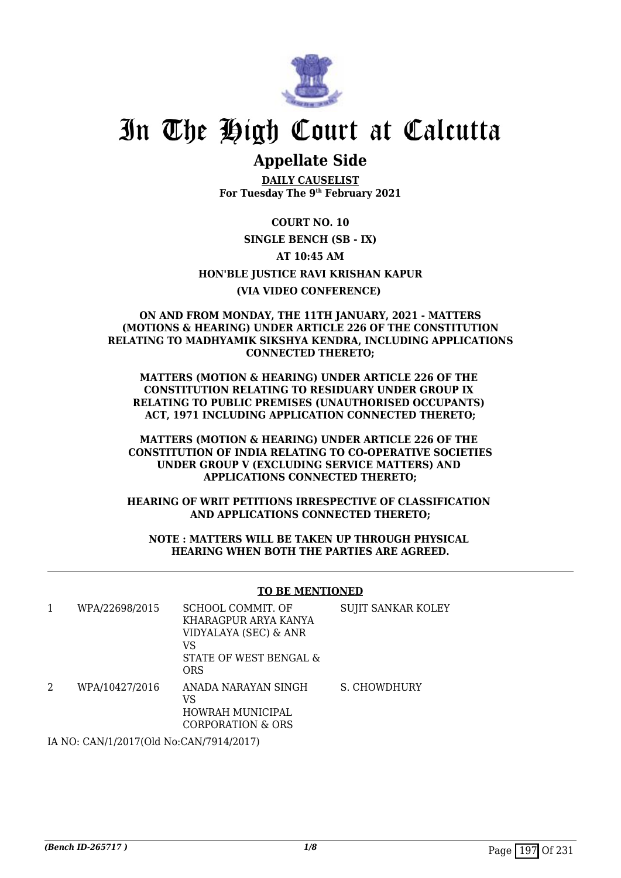# In The High Court at Calcutta

## Appellate Side

**DAILY CAUSELIST**
**For Tuesday The 9th February 2021**

**COURT NO. 10**

**SINGLE BENCH (SB - IX)**

**AT 10:45 AM**

**HON'BLE JUSTICE RAVI KRISHAN KAPUR**

**(VIA VIDEO CONFERENCE)**

**ON AND FROM MONDAY, THE 11TH JANUARY, 2021 - MATTERS (MOTIONS & HEARING) UNDER ARTICLE 226 OF THE CONSTITUTION RELATING TO MADHYAMIK SIKSHYA KENDRA, INCLUDING APPLICATIONS CONNECTED THERETO;**

**MATTERS (MOTION & HEARING) UNDER ARTICLE 226 OF THE CONSTITUTION RELATING TO RESIDUARY UNDER GROUP IX RELATING TO PUBLIC PREMISES (UNAUTHORISED OCCUPANTS) ACT, 1971 INCLUDING APPLICATION CONNECTED THERETO;**

**MATTERS (MOTION & HEARING) UNDER ARTICLE 226 OF THE CONSTITUTION OF INDIA RELATING TO CO-OPERATIVE SOCIETIES UNDER GROUP V (EXCLUDING SERVICE MATTERS) AND APPLICATIONS CONNECTED THERETO;**

**HEARING OF WRIT PETITIONS IRRESPECTIVE OF CLASSIFICATION AND APPLICATIONS CONNECTED THERETO;**

**NOTE : MATTERS WILL BE TAKEN UP THROUGH PHYSICAL HEARING WHEN BOTH THE PARTIES ARE AGREED.**

**TO BE MENTIONED**

| | | | |
|---|---|---|---|
| 1 | WPA/22698/2015 | SCHOOL COMMIT. OF KHARAGPUR ARYA KANYA VIDYALAYA (SEC) & ANR<br>VS<br>STATE OF WEST BENGAL & ORS | SUJIT SANKAR KOLEY |
| 2 | WPA/10427/2016 | ANADA NARAYAN SINGH<br>VS<br>HOWRAH MUNICIPAL CORPORATION & ORS | S. CHOWDHURY |

IA NO: CAN/1/2017(Old No:CAN/7914/2017)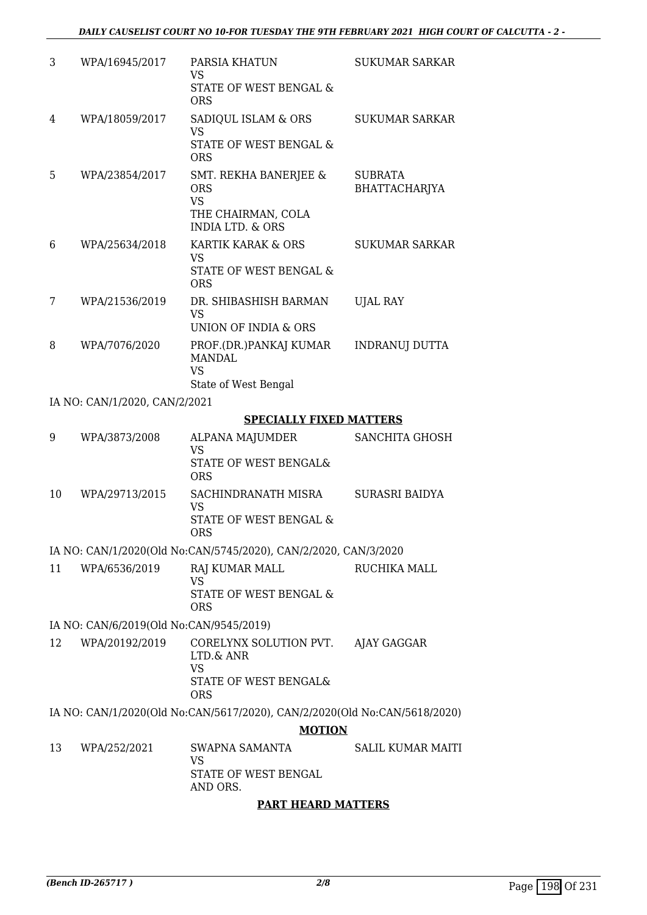| | | | |
|---|---|---|---|
| 3 | WPA/16945/2017 | PARSIA KHATUN<br>VS<br>STATE OF WEST BENGAL & ORS | SUKUMAR SARKAR |
| 4 | WPA/18059/2017 | SADIQUL ISLAM & ORS<br>VS<br>STATE OF WEST BENGAL & ORS | SUKUMAR SARKAR |
| 5 | WPA/23854/2017 | SMT. REKHA BANERJEE & ORS<br>VS<br>THE CHAIRMAN, COLA INDIA LTD. & ORS | SUBRATA BHATTACHARJYA |
| 6 | WPA/25634/2018 | KARTIK KARAK & ORS<br>VS<br>STATE OF WEST BENGAL & ORS | SUKUMAR SARKAR |
| 7 | WPA/21536/2019 | DR. SHIBASHISH BARMAN<br>VS<br>UNION OF INDIA & ORS | UJAL RAY |
| 8 | WPA/7076/2020 | PROF.(DR.)PANKAJ KUMAR MANDAL<br>VS<br>State of West Bengal | INDRANUJ DUTTA |

IA NO: CAN/1/2020, CAN/2/2021

**SPECIALLY FIXED MATTERS**

| | | | |
|---|---|---|---|
| 9 | WPA/3873/2008 | ALPANA MAJUMDER<br>VS<br>STATE OF WEST BENGAL& ORS | SANCHITA GHOSH |
| 10 | WPA/29713/2015 | SACHINDRANATH MISRA<br>VS<br>STATE OF WEST BENGAL & ORS | SURASRI BAIDYA |

IA NO: CAN/1/2020(Old No:CAN/5745/2020), CAN/2/2020, CAN/3/2020

| | | | |
|---|---|---|---|
| 11 | WPA/6536/2019 | RAJ KUMAR MALL<br>VS<br>STATE OF WEST BENGAL & ORS | RUCHIKA MALL |

IA NO: CAN/6/2019(Old No:CAN/9545/2019)

| | | | |
|---|---|---|---|
| 12 | WPA/20192/2019 | CORELYNX SOLUTION PVT. LTD.& ANR<br>VS<br>STATE OF WEST BENGAL& ORS | AJAY GAGGAR |

IA NO: CAN/1/2020(Old No:CAN/5617/2020), CAN/2/2020(Old No:CAN/5618/2020)

**MOTION**

| | | | |
|---|---|---|---|
| 13 | WPA/252/2021 | SWAPNA SAMANTA<br>VS<br>STATE OF WEST BENGAL AND ORS. | SALIL KUMAR MAITI |

**PART HEARD MATTERS**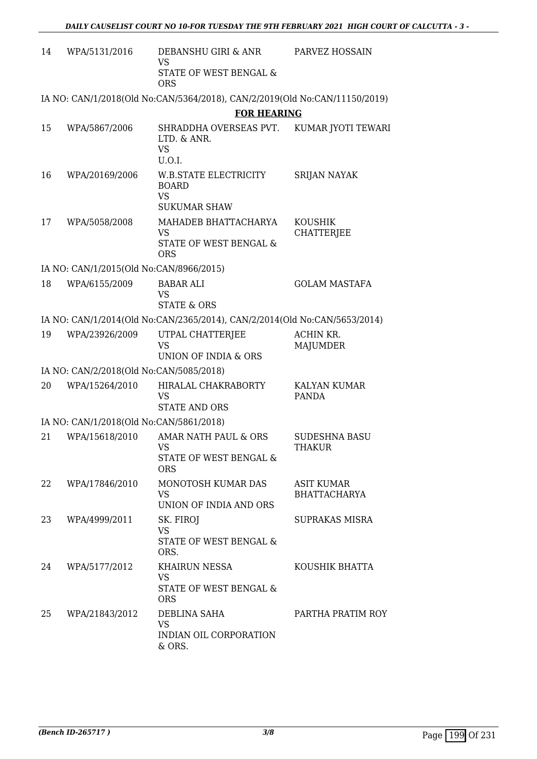| | | | |
|---|---|---|---|
| 14 | WPA/5131/2016 | DEBANSHU GIRI & ANR<br>VS<br>STATE OF WEST BENGAL & ORS | PARVEZ HOSSAIN |

IA NO: CAN/1/2018(Old No:CAN/5364/2018), CAN/2/2019(Old No:CAN/11150/2019)

**FOR HEARING**

| | | | |
|---|---|---|---|
| 15 | WPA/5867/2006 | SHRADDHA OVERSEAS PVT. LTD. & ANR.<br>VS<br>U.O.I. | KUMAR JYOTI TEWARI |
| 16 | WPA/20169/2006 | W.B.STATE ELECTRICITY BOARD<br>VS<br>SUKUMAR SHAW | SRIJAN NAYAK |
| 17 | WPA/5058/2008 | MAHADEB BHATTACHARYA<br>VS<br>STATE OF WEST BENGAL & ORS | KOUSHIK CHATTERJEE |

IA NO: CAN/1/2015(Old No:CAN/8966/2015)

| | | | |
|---|---|---|---|
| 18 | WPA/6155/2009 | BABAR ALI<br>VS<br>STATE & ORS | GOLAM MASTAFA |

IA NO: CAN/1/2014(Old No:CAN/2365/2014), CAN/2/2014(Old No:CAN/5653/2014)

| | | | |
|---|---|---|---|
| 19 | WPA/23926/2009 | UTPAL CHATTERJEE<br>VS<br>UNION OF INDIA & ORS | ACHIN KR. MAJUMDER |

IA NO: CAN/2/2018(Old No:CAN/5085/2018)

| | | | |
|---|---|---|---|
| 20 | WPA/15264/2010 | HIRALAL CHAKRABORTY<br>VS<br>STATE AND ORS | KALYAN KUMAR PANDA |

IA NO: CAN/1/2018(Old No:CAN/5861/2018)

| | | | |
|---|---|---|---|
| 21 | WPA/15618/2010 | AMAR NATH PAUL & ORS<br>VS<br>STATE OF WEST BENGAL & ORS | SUDESHNA BASU THAKUR |
| 22 | WPA/17846/2010 | MONOTOSH KUMAR DAS<br>VS<br>UNION OF INDIA AND ORS | ASIT KUMAR BHATTACHARYA |
| 23 | WPA/4999/2011 | SK. FIROJ<br>VS<br>STATE OF WEST BENGAL & ORS. | SUPRAKAS MISRA |
| 24 | WPA/5177/2012 | KHAIRUN NESSA<br>VS<br>STATE OF WEST BENGAL & ORS | KOUSHIK BHATTA |
| 25 | WPA/21843/2012 | DEBLINA SAHA<br>VS<br>INDIAN OIL CORPORATION & ORS. | PARTHA PRATIM ROY |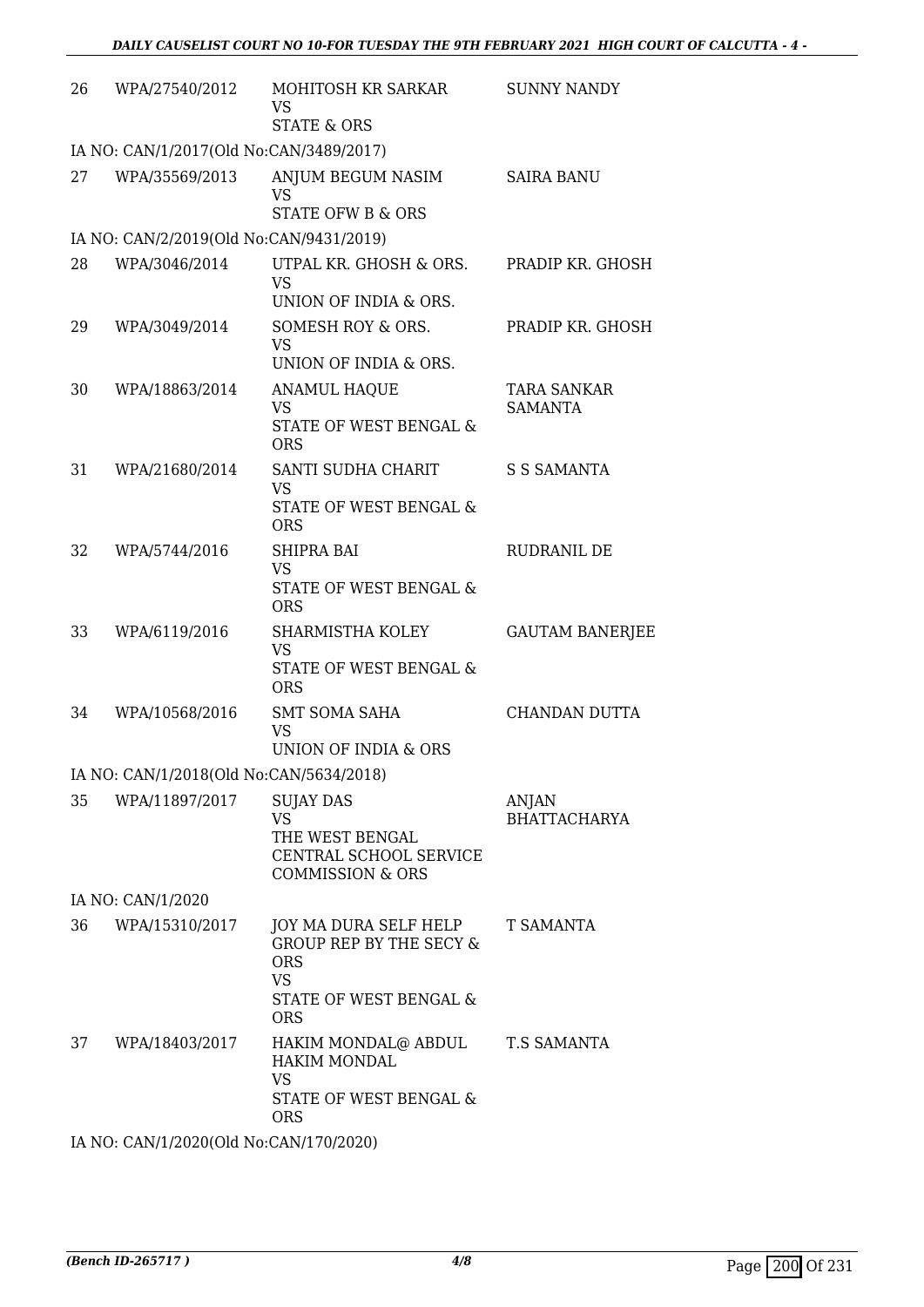| | | | |
|---|---|---|---|
| 26 | WPA/27540/2012 | MOHITOSH KR SARKAR<br>VS<br>STATE & ORS | SUNNY NANDY |

IA NO: CAN/1/2017(Old No:CAN/3489/2017)

| | | | |
|---|---|---|---|
| 27 | WPA/35569/2013 | ANJUM BEGUM NASIM<br>VS<br>STATE OFW B & ORS | SAIRA BANU |

IA NO: CAN/2/2019(Old No:CAN/9431/2019)

| | | | |
|---|---|---|---|
| 28 | WPA/3046/2014 | UTPAL KR. GHOSH & ORS.<br>VS<br>UNION OF INDIA & ORS. | PRADIP KR. GHOSH |
| 29 | WPA/3049/2014 | SOMESH ROY & ORS.<br>VS<br>UNION OF INDIA & ORS. | PRADIP KR. GHOSH |
| 30 | WPA/18863/2014 | ANAMUL HAQUE<br>VS<br>STATE OF WEST BENGAL & ORS | TARA SANKAR SAMANTA |
| 31 | WPA/21680/2014 | SANTI SUDHA CHARIT<br>VS<br>STATE OF WEST BENGAL & ORS | S S SAMANTA |
| 32 | WPA/5744/2016 | SHIPRA BAI<br>VS<br>STATE OF WEST BENGAL & ORS | RUDRANIL DE |
| 33 | WPA/6119/2016 | SHARMISTHA KOLEY<br>VS<br>STATE OF WEST BENGAL & ORS | GAUTAM BANERJEE |
| 34 | WPA/10568/2016 | SMT SOMA SAHA<br>VS<br>UNION OF INDIA & ORS | CHANDAN DUTTA |

IA NO: CAN/1/2018(Old No:CAN/5634/2018)

| | | | |
|---|---|---|---|
| 35 | WPA/11897/2017 | SUJAY DAS<br>VS<br>THE WEST BENGAL CENTRAL SCHOOL SERVICE COMMISSION & ORS | ANJAN BHATTACHARYA |

IA NO: CAN/1/2020

| | | | |
|---|---|---|---|
| 36 | WPA/15310/2017 | JOY MA DURA SELF HELP GROUP REP BY THE SECY & ORS<br>VS<br>STATE OF WEST BENGAL & ORS | T SAMANTA |
| 37 | WPA/18403/2017 | HAKIM MONDAL@ ABDUL HAKIM MONDAL<br>VS<br>STATE OF WEST BENGAL & ORS | T.S SAMANTA |

IA NO: CAN/1/2020(Old No:CAN/170/2020)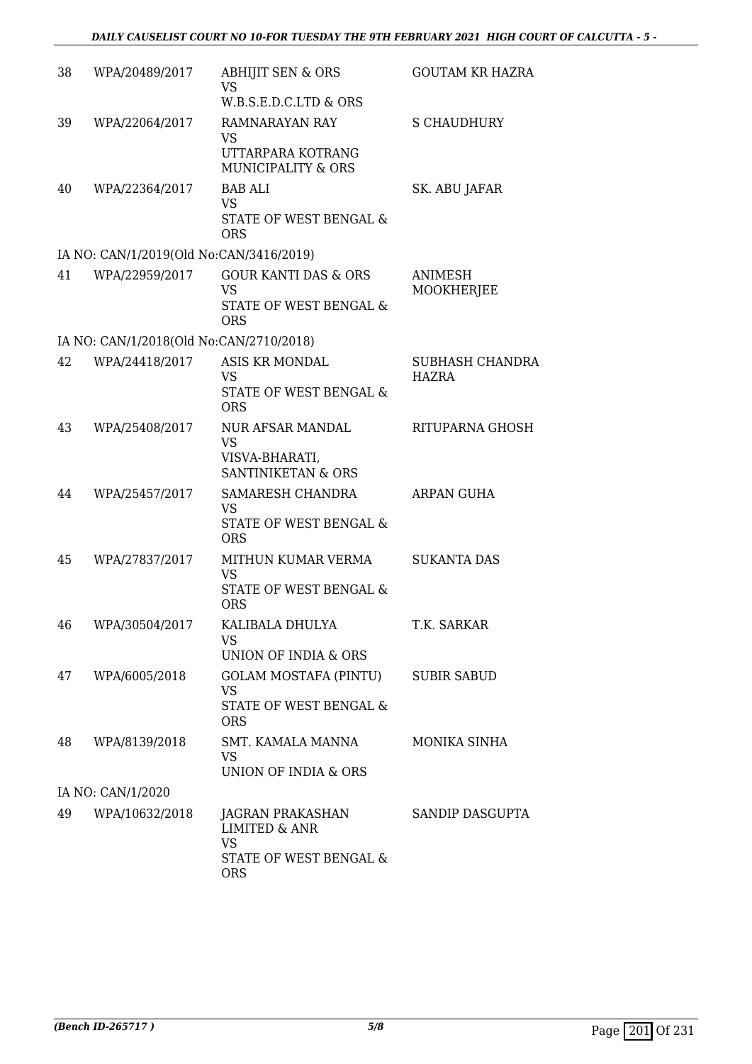| | | | |
|---|---|---|---|
| 38 | WPA/20489/2017 | ABHIJIT SEN & ORS<br>VS<br>W.B.S.E.D.C.LTD & ORS | GOUTAM KR HAZRA |
| 39 | WPA/22064/2017 | RAMNARAYAN RAY<br>VS<br>UTTARPARA KOTRANG MUNICIPALITY & ORS | S CHAUDHURY |
| 40 | WPA/22364/2017 | BAB ALI<br>VS<br>STATE OF WEST BENGAL & ORS | SK. ABU JAFAR |
| IA NO: CAN/1/2019(Old No:CAN/3416/2019) | | | |
| 41 | WPA/22959/2017 | GOUR KANTI DAS & ORS<br>VS<br>STATE OF WEST BENGAL & ORS | ANIMESH MOOKHERJEE |
| IA NO: CAN/1/2018(Old No:CAN/2710/2018) | | | |
| 42 | WPA/24418/2017 | ASIS KR MONDAL<br>VS<br>STATE OF WEST BENGAL & ORS | SUBHASH CHANDRA HAZRA |
| 43 | WPA/25408/2017 | NUR AFSAR MANDAL<br>VS<br>VISVA-BHARATI, SANTINIKETAN & ORS | RITUPARNA GHOSH |
| 44 | WPA/25457/2017 | SAMARESH CHANDRA<br>VS<br>STATE OF WEST BENGAL & ORS | ARPAN GUHA |
| 45 | WPA/27837/2017 | MITHUN KUMAR VERMA<br>VS<br>STATE OF WEST BENGAL & ORS | SUKANTA DAS |
| 46 | WPA/30504/2017 | KALIBALA DHULYA<br>VS<br>UNION OF INDIA & ORS | T.K. SARKAR |
| 47 | WPA/6005/2018 | GOLAM MOSTAFA (PINTU)<br>VS<br>STATE OF WEST BENGAL & ORS | SUBIR SABUD |
| 48 | WPA/8139/2018 | SMT. KAMALA MANNA<br>VS<br>UNION OF INDIA & ORS | MONIKA SINHA |
| IA NO: CAN/1/2020 | | | |
| 49 | WPA/10632/2018 | JAGRAN PRAKASHAN LIMITED & ANR<br>VS<br>STATE OF WEST BENGAL & ORS | SANDIP DASGUPTA |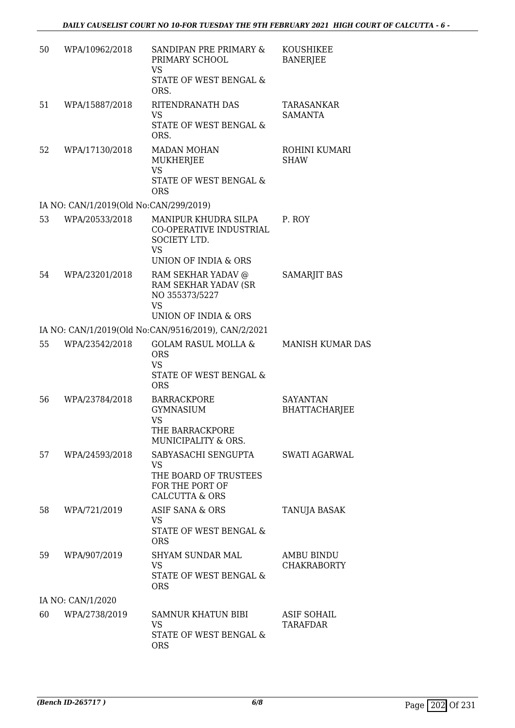| | | | |
|---|---|---|---|
| 50 | WPA/10962/2018 | SANDIPAN PRE PRIMARY & PRIMARY SCHOOL<br>VS<br>STATE OF WEST BENGAL & ORS. | KOUSHIKEE BANERJEE |
| 51 | WPA/15887/2018 | RITENDRANATH DAS<br>VS<br>STATE OF WEST BENGAL & ORS. | TARASANKAR SAMANTA |
| 52 | WPA/17130/2018 | MADAN MOHAN MUKHERJEE<br>VS<br>STATE OF WEST BENGAL & ORS | ROHINI KUMARI SHAW |
| | IA NO: CAN/1/2019(Old No:CAN/299/2019) | | |
| 53 | WPA/20533/2018 | MANIPUR KHUDRA SILPA CO-OPERATIVE INDUSTRIAL SOCIETY LTD.<br>VS<br>UNION OF INDIA & ORS | P. ROY |
| 54 | WPA/23201/2018 | RAM SEKHAR YADAV @ RAM SEKHAR YADAV (SR NO 355373/5227<br>VS<br>UNION OF INDIA & ORS | SAMARJIT BAS |
| | IA NO: CAN/1/2019(Old No:CAN/9516/2019), CAN/2/2021 | | |
| 55 | WPA/23542/2018 | GOLAM RASUL MOLLA & ORS<br>VS<br>STATE OF WEST BENGAL & ORS | MANISH KUMAR DAS |
| 56 | WPA/23784/2018 | BARRACKPORE GYMNASIUM<br>VS<br>THE BARRACKPORE MUNICIPALITY & ORS. | SAYANTAN BHATTACHARJEE |
| 57 | WPA/24593/2018 | SABYASACHI SENGUPTA<br>VS<br>THE BOARD OF TRUSTEES FOR THE PORT OF CALCUTTA & ORS | SWATI AGARWAL |
| 58 | WPA/721/2019 | ASIF SANA & ORS<br>VS<br>STATE OF WEST BENGAL & ORS | TANUJA BASAK |
| 59 | WPA/907/2019 | SHYAM SUNDAR MAL<br>VS<br>STATE OF WEST BENGAL & ORS | AMBU BINDU CHAKRABORTY |
| | IA NO: CAN/1/2020 | | |
| 60 | WPA/2738/2019 | SAMNUR KHATUN BIBI<br>VS<br>STATE OF WEST BENGAL & ORS | ASIF SOHAIL TARAFDAR |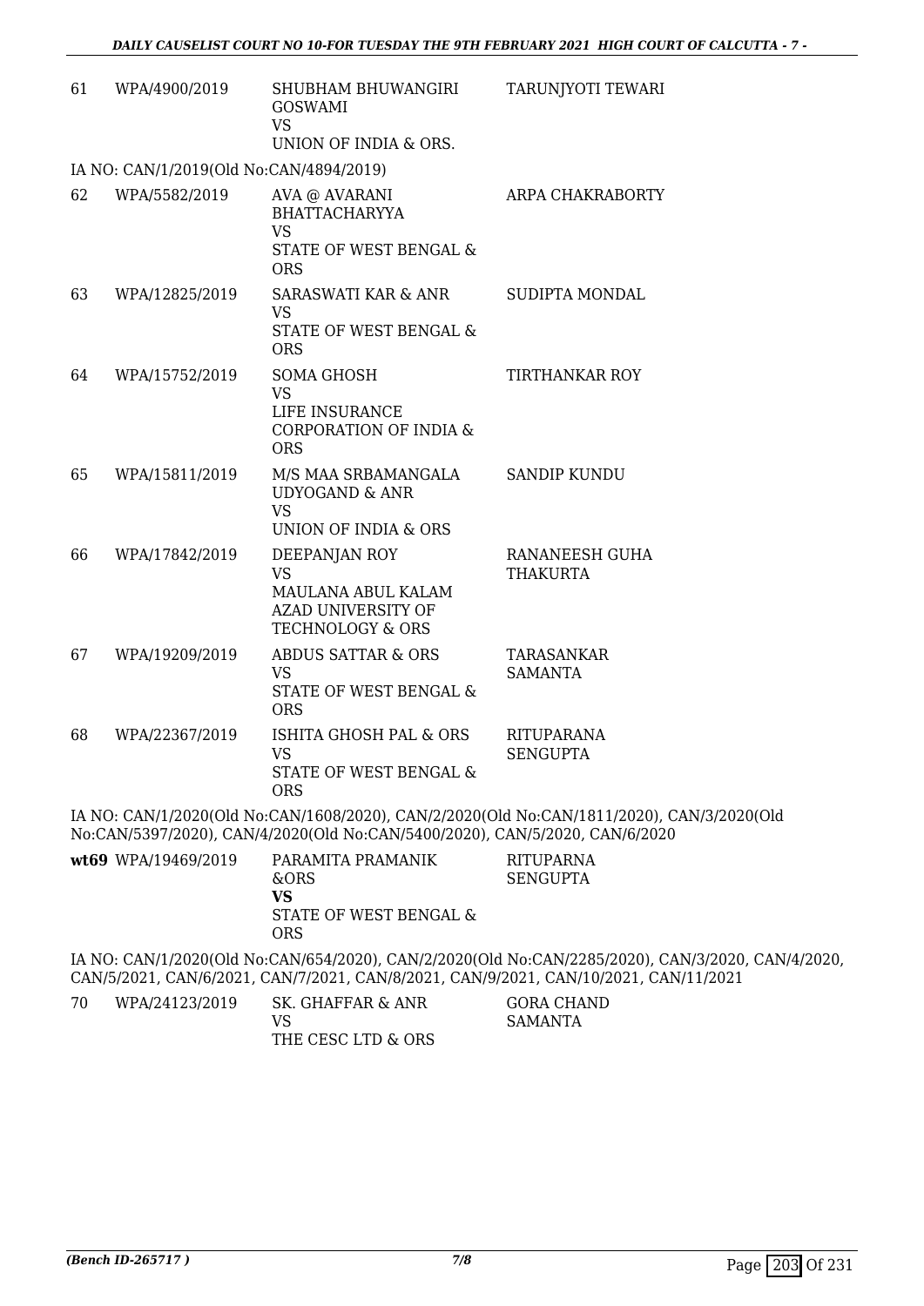| 61 | WPA/4900/2019 | SHUBHAM BHUWANGIRI GOSWAMI<br>VS<br>UNION OF INDIA & ORS. | TARUNJYOTI TEWARI |
|---|---|---|---|

IA NO: CAN/1/2019(Old No:CAN/4894/2019)

| 62 | WPA/5582/2019 | AVA @ AVARANI BHATTACHARYYA<br>VS<br>STATE OF WEST BENGAL & ORS | ARPA CHAKRABORTY |
|---|---|---|---|
| 63 | WPA/12825/2019 | SARASWATI KAR & ANR<br>VS<br>STATE OF WEST BENGAL & ORS | SUDIPTA MONDAL |
| 64 | WPA/15752/2019 | SOMA GHOSH<br>VS<br>LIFE INSURANCE CORPORATION OF INDIA & ORS | TIRTHANKAR ROY |
| 65 | WPA/15811/2019 | M/S MAA SRBAMANGALA UDYOGAND & ANR<br>VS<br>UNION OF INDIA & ORS | SANDIP KUNDU |
| 66 | WPA/17842/2019 | DEEPANJAN ROY<br>VS<br>MAULANA ABUL KALAM AZAD UNIVERSITY OF TECHNOLOGY & ORS | RANANEESH GUHA THAKURTA |
| 67 | WPA/19209/2019 | ABDUS SATTAR & ORS<br>VS<br>STATE OF WEST BENGAL & ORS | TARASANKAR SAMANTA |
| 68 | WPA/22367/2019 | ISHITA GHOSH PAL & ORS<br>VS<br>STATE OF WEST BENGAL & ORS | RITUPARANA SENGUPTA |

IA NO: CAN/1/2020(Old No:CAN/1608/2020), CAN/2/2020(Old No:CAN/1811/2020), CAN/3/2020(Old No:CAN/5397/2020), CAN/4/2020(Old No:CAN/5400/2020), CAN/5/2020, CAN/6/2020

| **wt69** | WPA/19469/2019 | PARAMITA PRAMANIK &ORS<br>**VS**<br>STATE OF WEST BENGAL & ORS | RITUPARNA SENGUPTA |
|---|---|---|---|

IA NO: CAN/1/2020(Old No:CAN/654/2020), CAN/2/2020(Old No:CAN/2285/2020), CAN/3/2020, CAN/4/2020, CAN/5/2021, CAN/6/2021, CAN/7/2021, CAN/8/2021, CAN/9/2021, CAN/10/2021, CAN/11/2021

| 70 | WPA/24123/2019 | SK. GHAFFAR & ANR<br>VS<br>THE CESC LTD & ORS | GORA CHAND SAMANTA |
|---|---|---|---|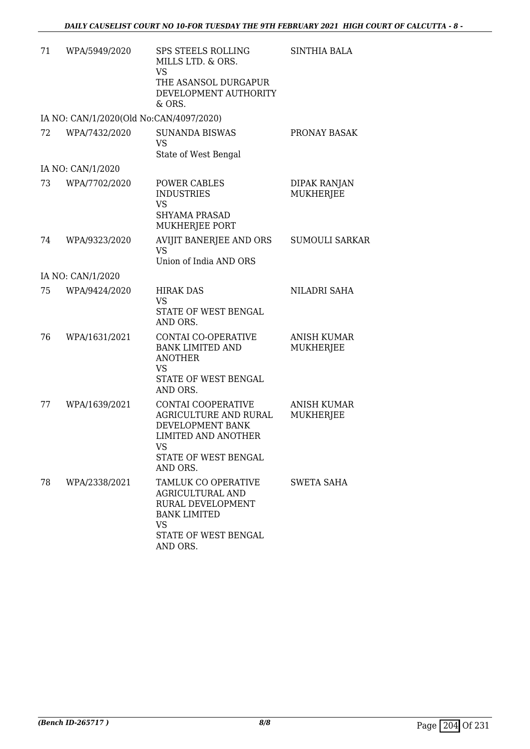| | | | |
|---|---|---|---|
| 71 | WPA/5949/2020 | SPS STEELS ROLLING MILLS LTD. & ORS.<br>VS<br>THE ASANSOL DURGAPUR DEVELOPMENT AUTHORITY & ORS. | SINTHIA BALA |
| IA NO: CAN/1/2020(Old No:CAN/4097/2020) | | | |
| 72 | WPA/7432/2020 | SUNANDA BISWAS<br>VS<br>State of West Bengal | PRONAY BASAK |
| IA NO: CAN/1/2020 | | | |
| 73 | WPA/7702/2020 | POWER CABLES INDUSTRIES<br>VS<br>SHYAMA PRASAD MUKHERJEE PORT | DIPAK RANJAN MUKHERJEE |
| 74 | WPA/9323/2020 | AVIJIT BANERJEE AND ORS<br>VS<br>Union of India AND ORS | SUMOULI SARKAR |
| IA NO: CAN/1/2020 | | | |
| 75 | WPA/9424/2020 | HIRAK DAS<br>VS<br>STATE OF WEST BENGAL AND ORS. | NILADRI SAHA |
| 76 | WPA/1631/2021 | CONTAI CO-OPERATIVE BANK LIMITED AND ANOTHER<br>VS<br>STATE OF WEST BENGAL AND ORS. | ANISH KUMAR MUKHERJEE |
| 77 | WPA/1639/2021 | CONTAI COOPERATIVE AGRICULTURE AND RURAL DEVELOPMENT BANK LIMITED AND ANOTHER<br>VS<br>STATE OF WEST BENGAL AND ORS. | ANISH KUMAR MUKHERJEE |
| 78 | WPA/2338/2021 | TAMLUK CO OPERATIVE AGRICULTURAL AND RURAL DEVELOPMENT BANK LIMITED<br>VS<br>STATE OF WEST BENGAL AND ORS. | SWETA SAHA |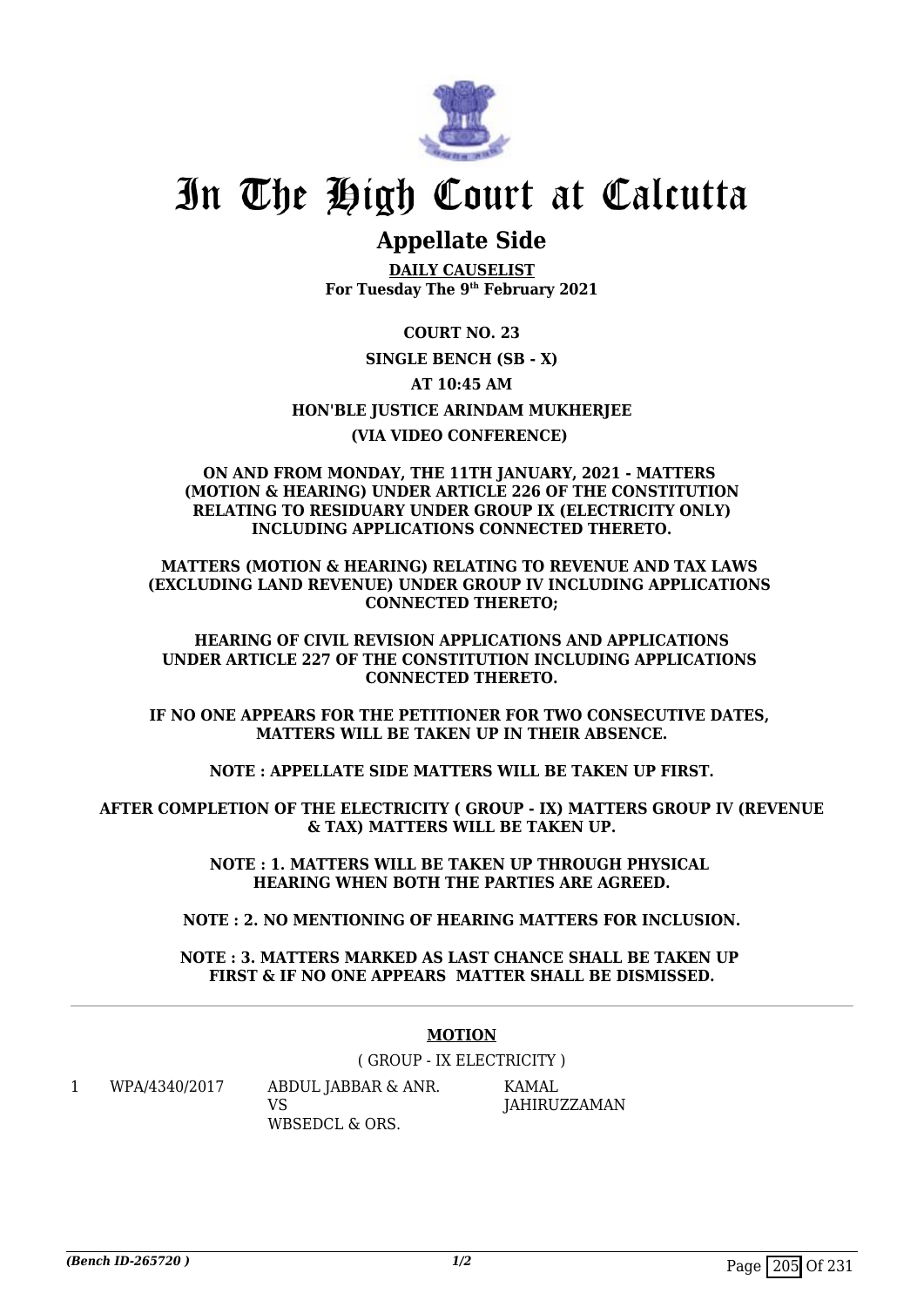# In The High Court at Calcutta

## Appellate Side

**DAILY CAUSELIST**
**For Tuesday The 9th February 2021**

**COURT NO. 23**

**SINGLE BENCH (SB - X)**

**AT 10:45 AM**

**HON'BLE JUSTICE ARINDAM MUKHERJEE**

**(VIA VIDEO CONFERENCE)**

**ON AND FROM MONDAY, THE 11TH JANUARY, 2021 - MATTERS (MOTION & HEARING) UNDER ARTICLE 226 OF THE CONSTITUTION RELATING TO RESIDUARY UNDER GROUP IX (ELECTRICITY ONLY) INCLUDING APPLICATIONS CONNECTED THERETO.**

**MATTERS (MOTION & HEARING) RELATING TO REVENUE AND TAX LAWS (EXCLUDING LAND REVENUE) UNDER GROUP IV INCLUDING APPLICATIONS CONNECTED THERETO;**

**HEARING OF CIVIL REVISION APPLICATIONS AND APPLICATIONS UNDER ARTICLE 227 OF THE CONSTITUTION INCLUDING APPLICATIONS CONNECTED THERETO.**

**IF NO ONE APPEARS FOR THE PETITIONER FOR TWO CONSECUTIVE DATES, MATTERS WILL BE TAKEN UP IN THEIR ABSENCE.**

**NOTE : APPELLATE SIDE MATTERS WILL BE TAKEN UP FIRST.**

**AFTER COMPLETION OF THE ELECTRICITY ( GROUP - IX) MATTERS GROUP IV (REVENUE & TAX) MATTERS WILL BE TAKEN UP.**

**NOTE : 1. MATTERS WILL BE TAKEN UP THROUGH PHYSICAL HEARING WHEN BOTH THE PARTIES ARE AGREED.**

**NOTE : 2. NO MENTIONING OF HEARING MATTERS FOR INCLUSION.**

**NOTE : 3. MATTERS MARKED AS LAST CHANCE SHALL BE TAKEN UP FIRST & IF NO ONE APPEARS MATTER SHALL BE DISMISSED.**

---

**MOTION**

( GROUP - IX ELECTRICITY )

| | | | |
|---|---|---|---|
| 1 | WPA/4340/2017 | ABDUL JABBAR & ANR.<br>VS<br>WBSEDCL & ORS. | KAMAL<br>JAHIRUZZAMAN |

*(Bench ID-265720 )*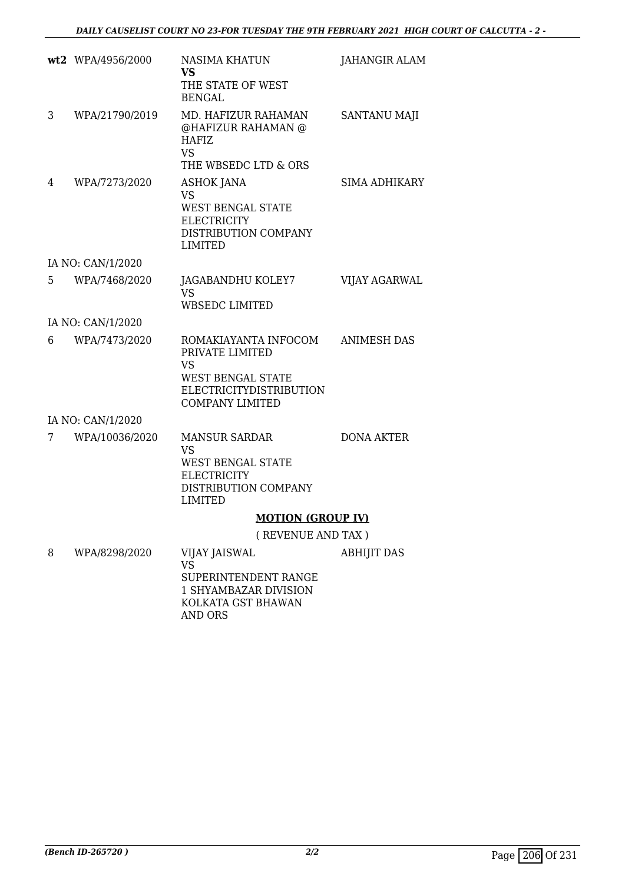| | | | |
|---|---|---|---|
| **wt2** | WPA/4956/2000 | NASIMA KHATUN<br>**VS**<br>THE STATE OF WEST BENGAL | JAHANGIR ALAM |
| 3 | WPA/21790/2019 | MD. HAFIZUR RAHAMAN @HAFIZUR RAHAMAN @ HAFIZ<br>VS<br>THE WBSEDC LTD & ORS | SANTANU MAJI |
| 4 | WPA/7273/2020 | ASHOK JANA<br>VS<br>WEST BENGAL STATE ELECTRICITY DISTRIBUTION COMPANY LIMITED | SIMA ADHIKARY |
| | IA NO: CAN/1/2020 | | |
| 5 | WPA/7468/2020 | JAGABANDHU KOLEY7<br>VS<br>WBSEDC LIMITED | VIJAY AGARWAL |
| | IA NO: CAN/1/2020 | | |
| 6 | WPA/7473/2020 | ROMAKIAYANTA INFOCOM PRIVATE LIMITED<br>VS<br>WEST BENGAL STATE ELECTRICITYDISTRIBUTION COMPANY LIMITED | ANIMESH DAS |
| | IA NO: CAN/1/2020 | | |
| 7 | WPA/10036/2020 | MANSUR SARDAR<br>VS<br>WEST BENGAL STATE ELECTRICITY DISTRIBUTION COMPANY LIMITED | DONA AKTER |

**MOTION (GROUP IV)**

( REVENUE AND TAX )

| | | | |
|---|---|---|---|
| 8 | WPA/8298/2020 | VIJAY JAISWAL<br>VS<br>SUPERINTENDENT RANGE 1 SHYAMBAZAR DIVISION KOLKATA GST BHAWAN AND ORS | ABHIJIT DAS |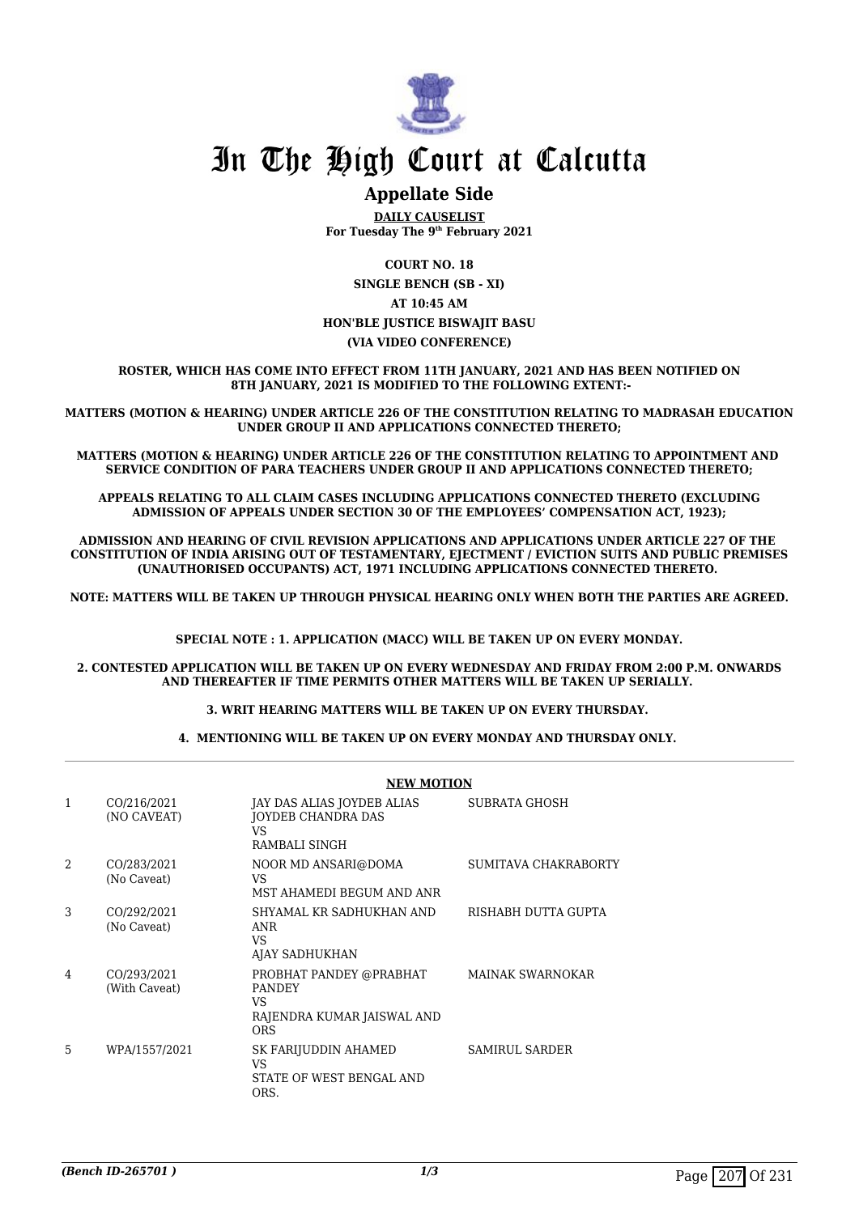# In The High Court at Calcutta

## Appellate Side

**DAILY CAUSELIST**
**For Tuesday The 9th February 2021**

**COURT NO. 18**
**SINGLE BENCH (SB - XI)**
**AT 10:45 AM**
**HON'BLE JUSTICE BISWAJIT BASU**
**(VIA VIDEO CONFERENCE)**

**ROSTER, WHICH HAS COME INTO EFFECT FROM 11TH JANUARY, 2021 AND HAS BEEN NOTIFIED ON 8TH JANUARY, 2021 IS MODIFIED TO THE FOLLOWING EXTENT:-**

**MATTERS (MOTION & HEARING) UNDER ARTICLE 226 OF THE CONSTITUTION RELATING TO MADRASAH EDUCATION UNDER GROUP II AND APPLICATIONS CONNECTED THERETO;**

**MATTERS (MOTION & HEARING) UNDER ARTICLE 226 OF THE CONSTITUTION RELATING TO APPOINTMENT AND SERVICE CONDITION OF PARA TEACHERS UNDER GROUP II AND APPLICATIONS CONNECTED THERETO;**

**APPEALS RELATING TO ALL CLAIM CASES INCLUDING APPLICATIONS CONNECTED THERETO (EXCLUDING ADMISSION OF APPEALS UNDER SECTION 30 OF THE EMPLOYEES' COMPENSATION ACT, 1923);**

**ADMISSION AND HEARING OF CIVIL REVISION APPLICATIONS AND APPLICATIONS UNDER ARTICLE 227 OF THE CONSTITUTION OF INDIA ARISING OUT OF TESTAMENTARY, EJECTMENT / EVICTION SUITS AND PUBLIC PREMISES (UNAUTHORISED OCCUPANTS) ACT, 1971 INCLUDING APPLICATIONS CONNECTED THERETO.**

**NOTE: MATTERS WILL BE TAKEN UP THROUGH PHYSICAL HEARING ONLY WHEN BOTH THE PARTIES ARE AGREED.**

**SPECIAL NOTE : 1. APPLICATION (MACC) WILL BE TAKEN UP ON EVERY MONDAY.**

**2. CONTESTED APPLICATION WILL BE TAKEN UP ON EVERY WEDNESDAY AND FRIDAY FROM 2:00 P.M. ONWARDS AND THEREAFTER IF TIME PERMITS OTHER MATTERS WILL BE TAKEN UP SERIALLY.**

**3. WRIT HEARING MATTERS WILL BE TAKEN UP ON EVERY THURSDAY.**

**4. MENTIONING WILL BE TAKEN UP ON EVERY MONDAY AND THURSDAY ONLY.**

**NEW MOTION**

| | | | |
|---|---|---|---|
| 1 | CO/216/2021 (NO CAVEAT) | JAY DAS ALIAS JOYDEB ALIAS JOYDEB CHANDRA DAS VS RAMBALI SINGH | SUBRATA GHOSH |
| 2 | CO/283/2021 (No Caveat) | NOOR MD ANSARI@DOMA VS MST AHAMEDI BEGUM AND ANR | SUMITAVA CHAKRABORTY |
| 3 | CO/292/2021 (No Caveat) | SHYAMAL KR SADHUKHAN AND ANR VS AJAY SADHUKHAN | RISHABH DUTTA GUPTA |
| 4 | CO/293/2021 (With Caveat) | PROBHAT PANDEY @PRABHAT PANDEY VS RAJENDRA KUMAR JAISWAL AND ORS | MAINAK SWARNOKAR |
| 5 | WPA/1557/2021 | SK FARIJUDDIN AHAMED VS STATE OF WEST BENGAL AND ORS. | SAMIRUL SARDER |

*(Bench ID-265701 )*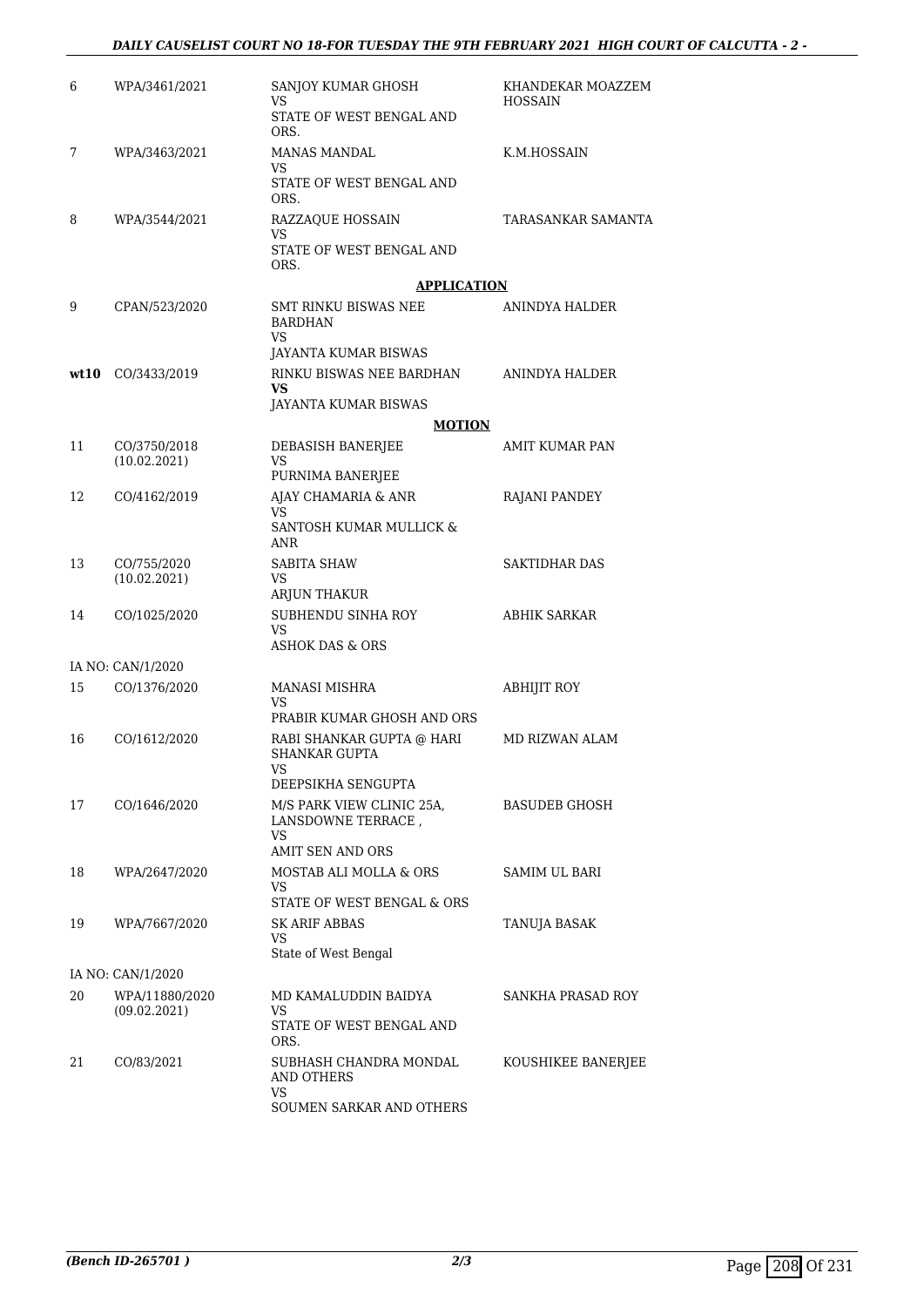| | | | |
|---|---|---|---|
| 6 | WPA/3461/2021 | SANJOY KUMAR GHOSH<br>VS<br>STATE OF WEST BENGAL AND ORS. | KHANDEKAR MOAZZEM HOSSAIN |
| 7 | WPA/3463/2021 | MANAS MANDAL<br>VS<br>STATE OF WEST BENGAL AND ORS. | K.M.HOSSAIN |
| 8 | WPA/3544/2021 | RAZZAQUE HOSSAIN<br>VS<br>STATE OF WEST BENGAL AND ORS. | TARASANKAR SAMANTA |

**APPLICATION**

| | | | |
|---|---|---|---|
| 9 | CPAN/523/2020 | SMT RINKU BISWAS NEE BARDHAN<br>VS<br>JAYANTA KUMAR BISWAS | ANINDYA HALDER |
| **wt10** | CO/3433/2019 | RINKU BISWAS NEE BARDHAN<br>**VS**<br>JAYANTA KUMAR BISWAS | ANINDYA HALDER |

**MOTION**

| | | | |
|---|---|---|---|
| 11 | CO/3750/2018<br>(10.02.2021) | DEBASISH BANERJEE<br>VS<br>PURNIMA BANERJEE | AMIT KUMAR PAN |
| 12 | CO/4162/2019 | AJAY CHAMARIA & ANR<br>VS<br>SANTOSH KUMAR MULLICK & ANR | RAJANI PANDEY |
| 13 | CO/755/2020<br>(10.02.2021) | SABITA SHAW<br>VS<br>ARJUN THAKUR | SAKTIDHAR DAS |
| 14 | CO/1025/2020 | SUBHENDU SINHA ROY<br>VS<br>ASHOK DAS & ORS | ABHIK SARKAR |
| | IA NO: CAN/1/2020 | | |
| 15 | CO/1376/2020 | MANASI MISHRA<br>VS<br>PRABIR KUMAR GHOSH AND ORS | ABHIJIT ROY |
| 16 | CO/1612/2020 | RABI SHANKAR GUPTA @ HARI SHANKAR GUPTA<br>VS<br>DEEPSIKHA SENGUPTA | MD RIZWAN ALAM |
| 17 | CO/1646/2020 | M/S PARK VIEW CLINIC 25A, LANSDOWNE TERRACE ,<br>VS<br>AMIT SEN AND ORS | BASUDEB GHOSH |
| 18 | WPA/2647/2020 | MOSTAB ALI MOLLA & ORS<br>VS<br>STATE OF WEST BENGAL & ORS | SAMIM UL BARI |
| 19 | WPA/7667/2020 | SK ARIF ABBAS<br>VS<br>State of West Bengal | TANUJA BASAK |
| | IA NO: CAN/1/2020 | | |
| 20 | WPA/11880/2020<br>(09.02.2021) | MD KAMALUDDIN BAIDYA<br>VS<br>STATE OF WEST BENGAL AND ORS. | SANKHA PRASAD ROY |
| 21 | CO/83/2021 | SUBHASH CHANDRA MONDAL AND OTHERS<br>VS<br>SOUMEN SARKAR AND OTHERS | KOUSHIKEE BANERJEE |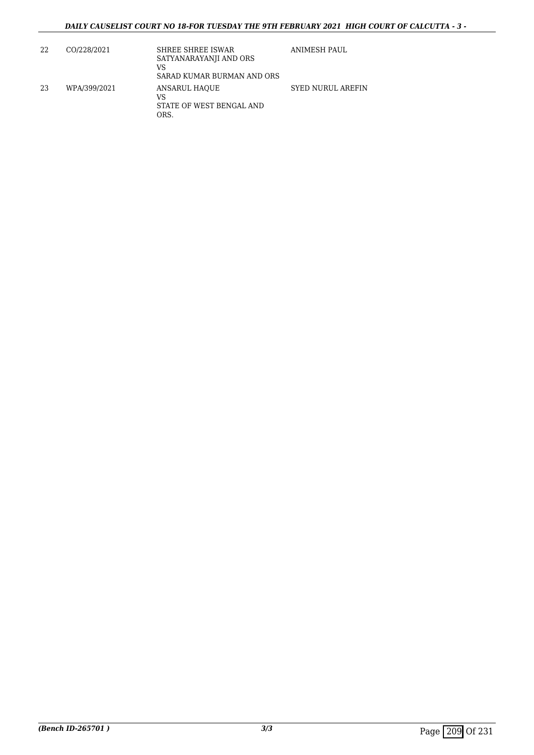| | | | |
|---|---|---|---|
| 22 | CO/228/2021 | SHREE SHREE ISWAR SATYANARAYANJI AND ORS<br>VS<br>SARAD KUMAR BURMAN AND ORS | ANIMESH PAUL |
| 23 | WPA/399/2021 | ANSARUL HAQUE<br>VS<br>STATE OF WEST BENGAL AND ORS. | SYED NURUL AREFIN |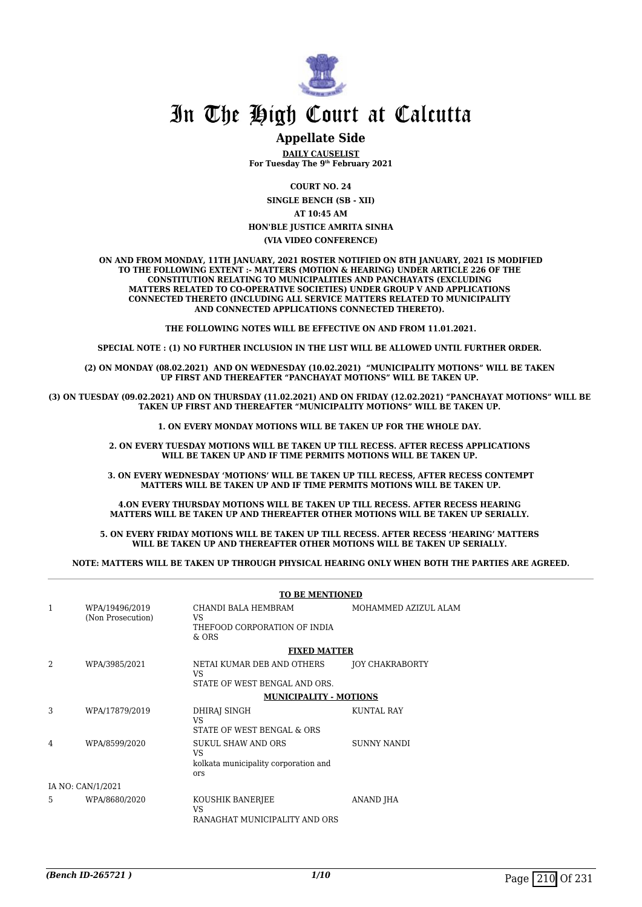# In The High Court at Calcutta

## Appellate Side

**DAILY CAUSELIST**
**For Tuesday The 9th February 2021**

**COURT NO. 24**

**SINGLE BENCH (SB - XII)**

**AT 10:45 AM**

**HON'BLE JUSTICE AMRITA SINHA**

**(VIA VIDEO CONFERENCE)**

**ON AND FROM MONDAY, 11TH JANUARY, 2021 ROSTER NOTIFIED ON 8TH JANUARY, 2021 IS MODIFIED TO THE FOLLOWING EXTENT :- MATTERS (MOTION & HEARING) UNDER ARTICLE 226 OF THE CONSTITUTION RELATING TO MUNICIPALITIES AND PANCHAYATS (EXCLUDING MATTERS RELATED TO CO-OPERATIVE SOCIETIES) UNDER GROUP V AND APPLICATIONS CONNECTED THERETO (INCLUDING ALL SERVICE MATTERS RELATED TO MUNICIPALITY AND CONNECTED APPLICATIONS CONNECTED THERETO).**

**THE FOLLOWING NOTES WILL BE EFFECTIVE ON AND FROM 11.01.2021.**

**SPECIAL NOTE : (1) NO FURTHER INCLUSION IN THE LIST WILL BE ALLOWED UNTIL FURTHER ORDER.**

**(2) ON MONDAY (08.02.2021) AND ON WEDNESDAY (10.02.2021) "MUNICIPALITY MOTIONS" WILL BE TAKEN UP FIRST AND THEREAFTER "PANCHAYAT MOTIONS" WILL BE TAKEN UP.**

**(3) ON TUESDAY (09.02.2021) AND ON THURSDAY (11.02.2021) AND ON FRIDAY (12.02.2021) "PANCHAYAT MOTIONS" WILL BE TAKEN UP FIRST AND THEREAFTER "MUNICIPALITY MOTIONS" WILL BE TAKEN UP.**

**1. ON EVERY MONDAY MOTIONS WILL BE TAKEN UP FOR THE WHOLE DAY.**

**2. ON EVERY TUESDAY MOTIONS WILL BE TAKEN UP TILL RECESS. AFTER RECESS APPLICATIONS WILL BE TAKEN UP AND IF TIME PERMITS MOTIONS WILL BE TAKEN UP.**

**3. ON EVERY WEDNESDAY 'MOTIONS' WILL BE TAKEN UP TILL RECESS, AFTER RECESS CONTEMPT MATTERS WILL BE TAKEN UP AND IF TIME PERMITS MOTIONS WILL BE TAKEN UP.**

**4.ON EVERY THURSDAY MOTIONS WILL BE TAKEN UP TILL RECESS. AFTER RECESS HEARING MATTERS WILL BE TAKEN UP AND THEREAFTER OTHER MOTIONS WILL BE TAKEN UP SERIALLY.**

**5. ON EVERY FRIDAY MOTIONS WILL BE TAKEN UP TILL RECESS. AFTER RECESS 'HEARING' MATTERS WILL BE TAKEN UP AND THEREAFTER OTHER MOTIONS WILL BE TAKEN UP SERIALLY.**

**NOTE: MATTERS WILL BE TAKEN UP THROUGH PHYSICAL HEARING ONLY WHEN BOTH THE PARTIES ARE AGREED.**

**TO BE MENTIONED**

| | | | |
|---|---|---|---|
| 1 | WPA/19496/2019 (Non Prosecution) | CHANDI BALA HEMBRAM VS THEFOOD CORPORATION OF INDIA & ORS | MOHAMMED AZIZUL ALAM |

**FIXED MATTER**

| | | | |
|---|---|---|---|
| 2 | WPA/3985/2021 | NETAI KUMAR DEB AND OTHERS VS STATE OF WEST BENGAL AND ORS. | JOY CHAKRABORTY |

**MUNICIPALITY - MOTIONS**

| | | | |
|---|---|---|---|
| 3 | WPA/17879/2019 | DHIRAJ SINGH VS STATE OF WEST BENGAL & ORS | KUNTAL RAY |
| 4 | WPA/8599/2020 | SUKUL SHAW AND ORS VS kolkata municipality corporation and ors | SUNNY NANDI |
| | IA NO: CAN/1/2021 | | |
| 5 | WPA/8680/2020 | KOUSHIK BANERJEE VS RANAGHAT MUNICIPALITY AND ORS | ANAND JHA |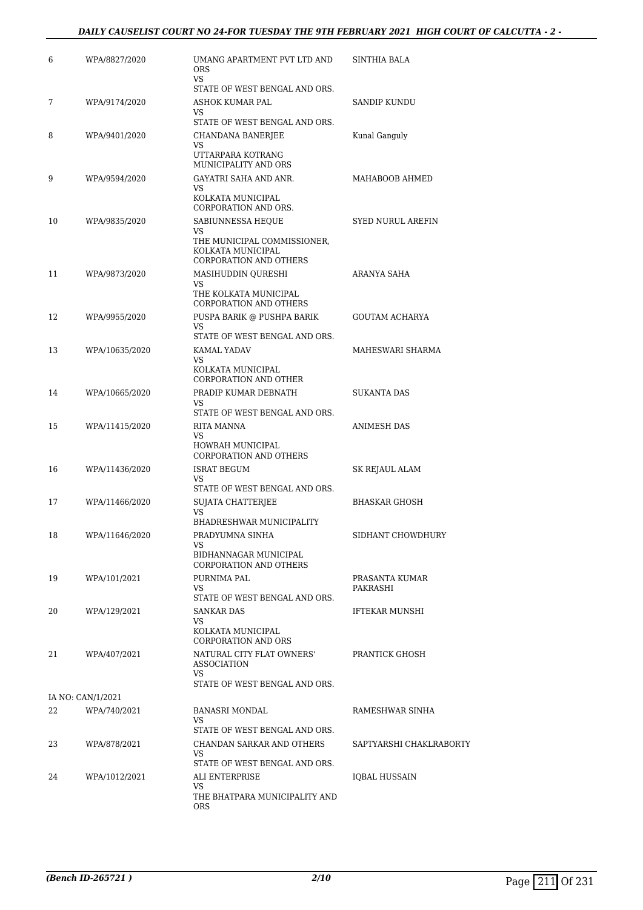| | | | |
|---|---|---|---|
| 6 | WPA/8827/2020 | UMANG APARTMENT PVT LTD AND ORS<br>VS<br>STATE OF WEST BENGAL AND ORS. | SINTHIA BALA |
| 7 | WPA/9174/2020 | ASHOK KUMAR PAL<br>VS<br>STATE OF WEST BENGAL AND ORS. | SANDIP KUNDU |
| 8 | WPA/9401/2020 | CHANDANA BANERJEE<br>VS<br>UTTARPARA KOTRANG MUNICIPALITY AND ORS | Kunal Ganguly |
| 9 | WPA/9594/2020 | GAYATRI SAHA AND ANR.<br>VS<br>KOLKATA MUNICIPAL CORPORATION AND ORS. | MAHABOOB AHMED |
| 10 | WPA/9835/2020 | SABIUNNESSA HEQUE<br>VS<br>THE MUNICIPAL COMMISSIONER, KOLKATA MUNICIPAL CORPORATION AND OTHERS | SYED NURUL AREFIN |
| 11 | WPA/9873/2020 | MASIHUDDIN QURESHI<br>VS<br>THE KOLKATA MUNICIPAL CORPORATION AND OTHERS | ARANYA SAHA |
| 12 | WPA/9955/2020 | PUSPA BARIK @ PUSHPA BARIK<br>VS<br>STATE OF WEST BENGAL AND ORS. | GOUTAM ACHARYA |
| 13 | WPA/10635/2020 | KAMAL YADAV<br>VS<br>KOLKATA MUNICIPAL CORPORATION AND OTHER | MAHESWARI SHARMA |
| 14 | WPA/10665/2020 | PRADIP KUMAR DEBNATH<br>VS<br>STATE OF WEST BENGAL AND ORS. | SUKANTA DAS |
| 15 | WPA/11415/2020 | RITA MANNA<br>VS<br>HOWRAH MUNICIPAL CORPORATION AND OTHERS | ANIMESH DAS |
| 16 | WPA/11436/2020 | ISRAT BEGUM<br>VS<br>STATE OF WEST BENGAL AND ORS. | SK REJAUL ALAM |
| 17 | WPA/11466/2020 | SUJATA CHATTERJEE<br>VS<br>BHADRESHWAR MUNICIPALITY | BHASKAR GHOSH |
| 18 | WPA/11646/2020 | PRADYUMNA SINHA<br>VS<br>BIDHANNAGAR MUNICIPAL CORPORATION AND OTHERS | SIDHANT CHOWDHURY |
| 19 | WPA/101/2021 | PURNIMA PAL<br>VS<br>STATE OF WEST BENGAL AND ORS. | PRASANTA KUMAR PAKRASHI |
| 20 | WPA/129/2021 | SANKAR DAS<br>VS<br>KOLKATA MUNICIPAL CORPORATION AND ORS | IFTEKAR MUNSHI |
| 21 | WPA/407/2021 | NATURAL CITY FLAT OWNERS' ASSOCIATION<br>VS<br>STATE OF WEST BENGAL AND ORS. | PRANTICK GHOSH |
| IA NO: CAN/1/2021 | | | |
| 22 | WPA/740/2021 | BANASRI MONDAL<br>VS<br>STATE OF WEST BENGAL AND ORS. | RAMESHWAR SINHA |
| 23 | WPA/878/2021 | CHANDAN SARKAR AND OTHERS<br>VS<br>STATE OF WEST BENGAL AND ORS. | SAPTYARSHI CHAKLRABORTY |
| 24 | WPA/1012/2021 | ALI ENTERPRISE<br>VS<br>THE BHATPARA MUNICIPALITY AND ORS | IQBAL HUSSAIN |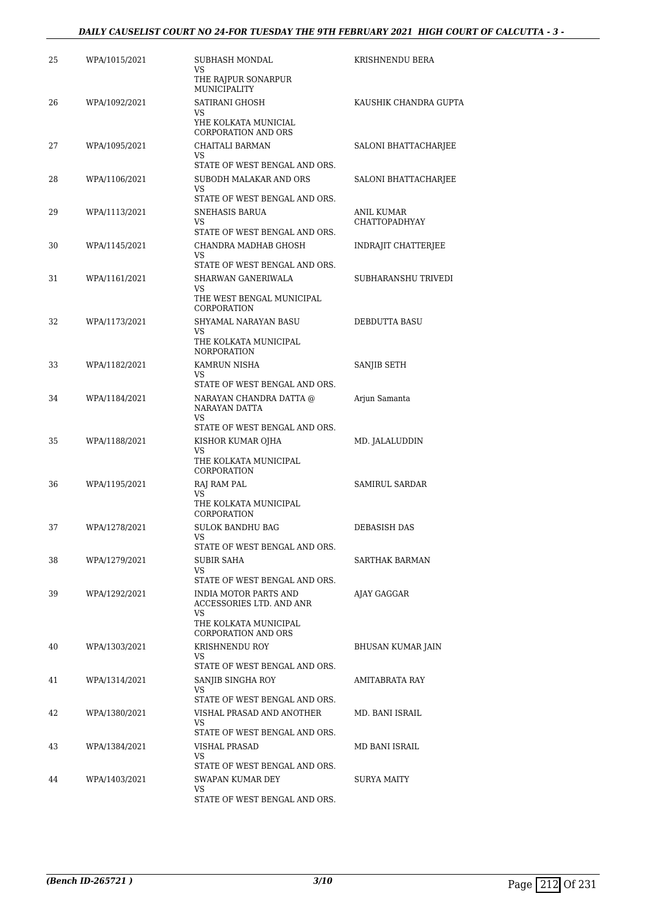| 25 | WPA/1015/2021 | SUBHASH MONDAL<br>VS<br>THE RAJPUR SONARPUR MUNICIPALITY | KRISHNENDU BERA |
|---|---|---|---|
| 26 | WPA/1092/2021 | SATIRANI GHOSH<br>VS<br>YHE KOLKATA MUNICIAL CORPORATION AND ORS | KAUSHIK CHANDRA GUPTA |
| 27 | WPA/1095/2021 | CHAITALI BARMAN<br>VS<br>STATE OF WEST BENGAL AND ORS. | SALONI BHATTACHARJEE |
| 28 | WPA/1106/2021 | SUBODH MALAKAR AND ORS<br>VS<br>STATE OF WEST BENGAL AND ORS. | SALONI BHATTACHARJEE |
| 29 | WPA/1113/2021 | SNEHASIS BARUA<br>VS<br>STATE OF WEST BENGAL AND ORS. | ANIL KUMAR CHATTOPADHYAY |
| 30 | WPA/1145/2021 | CHANDRA MADHAB GHOSH<br>VS<br>STATE OF WEST BENGAL AND ORS. | INDRAJIT CHATTERJEE |
| 31 | WPA/1161/2021 | SHARWAN GANERIWALA<br>VS<br>THE WEST BENGAL MUNICIPAL CORPORATION | SUBHARANSHU TRIVEDI |
| 32 | WPA/1173/2021 | SHYAMAL NARAYAN BASU<br>VS<br>THE KOLKATA MUNICIPAL NORPORATION | DEBDUTTA BASU |
| 33 | WPA/1182/2021 | KAMRUN NISHA<br>VS<br>STATE OF WEST BENGAL AND ORS. | SANJIB SETH |
| 34 | WPA/1184/2021 | NARAYAN CHANDRA DATTA @ NARAYAN DATTA<br>VS<br>STATE OF WEST BENGAL AND ORS. | Arjun Samanta |
| 35 | WPA/1188/2021 | KISHOR KUMAR OJHA<br>VS<br>THE KOLKATA MUNICIPAL CORPORATION | MD. JALALUDDIN |
| 36 | WPA/1195/2021 | RAJ RAM PAL<br>VS<br>THE KOLKATA MUNICIPAL CORPORATION | SAMIRUL SARDAR |
| 37 | WPA/1278/2021 | SULOK BANDHU BAG<br>VS<br>STATE OF WEST BENGAL AND ORS. | DEBASISH DAS |
| 38 | WPA/1279/2021 | SUBIR SAHA<br>VS<br>STATE OF WEST BENGAL AND ORS. | SARTHAK BARMAN |
| 39 | WPA/1292/2021 | INDIA MOTOR PARTS AND ACCESSORIES LTD. AND ANR<br>VS<br>THE KOLKATA MUNICIPAL CORPORATION AND ORS | AJAY GAGGAR |
| 40 | WPA/1303/2021 | KRISHNENDU ROY<br>VS<br>STATE OF WEST BENGAL AND ORS. | BHUSAN KUMAR JAIN |
| 41 | WPA/1314/2021 | SANJIB SINGHA ROY<br>VS<br>STATE OF WEST BENGAL AND ORS. | AMITABRATA RAY |
| 42 | WPA/1380/2021 | VISHAL PRASAD AND ANOTHER<br>VS<br>STATE OF WEST BENGAL AND ORS. | MD. BANI ISRAIL |
| 43 | WPA/1384/2021 | VISHAL PRASAD<br>VS<br>STATE OF WEST BENGAL AND ORS. | MD BANI ISRAIL |
| 44 | WPA/1403/2021 | SWAPAN KUMAR DEY<br>VS<br>STATE OF WEST BENGAL AND ORS. | SURYA MAITY |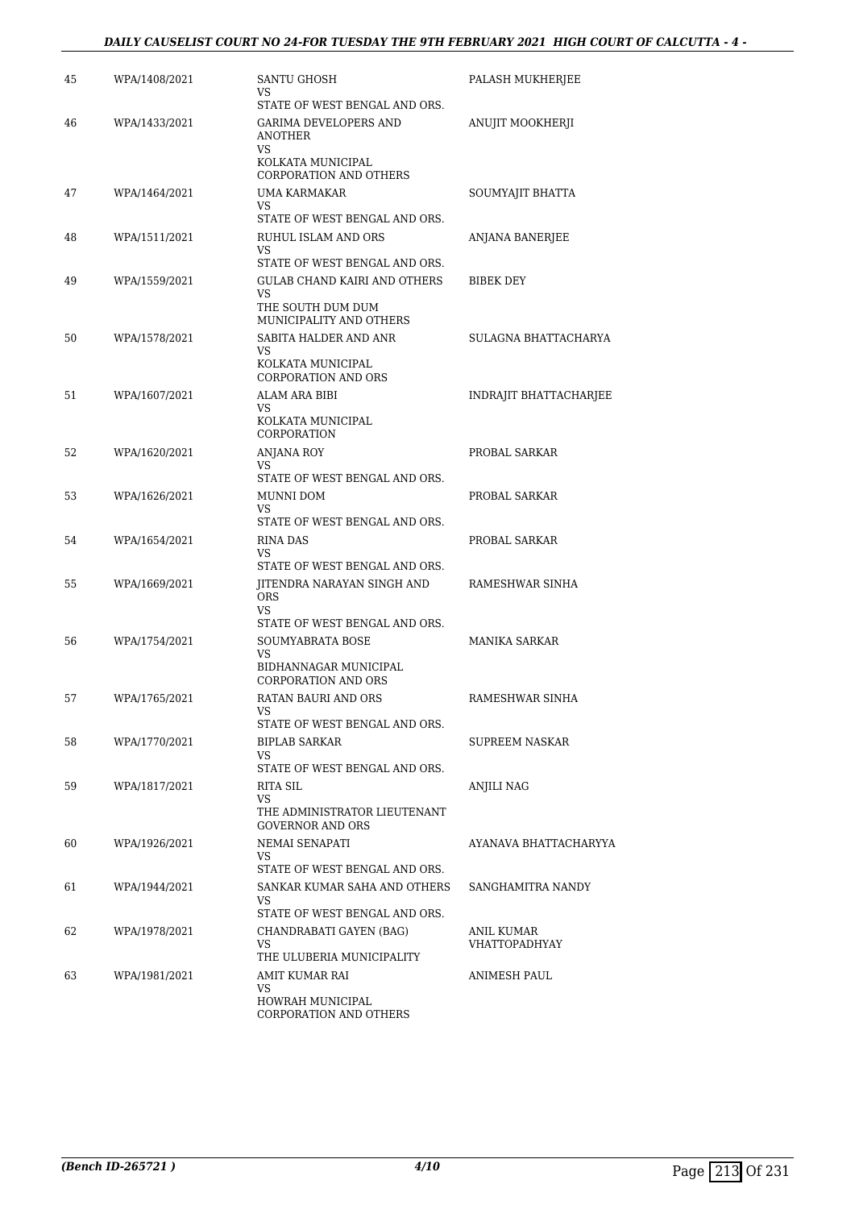| | | | |
|---|---|---|---|
| 45 | WPA/1408/2021 | SANTU GHOSH<br>VS<br>STATE OF WEST BENGAL AND ORS. | PALASH MUKHERJEE |
| 46 | WPA/1433/2021 | GARIMA DEVELOPERS AND ANOTHER<br>VS<br>KOLKATA MUNICIPAL CORPORATION AND OTHERS | ANUJIT MOOKHERJI |
| 47 | WPA/1464/2021 | UMA KARMAKAR<br>VS<br>STATE OF WEST BENGAL AND ORS. | SOUMYAJIT BHATTA |
| 48 | WPA/1511/2021 | RUHUL ISLAM AND ORS<br>VS<br>STATE OF WEST BENGAL AND ORS. | ANJANA BANERJEE |
| 49 | WPA/1559/2021 | GULAB CHAND KAIRI AND OTHERS<br>VS<br>THE SOUTH DUM DUM MUNICIPALITY AND OTHERS | BIBEK DEY |
| 50 | WPA/1578/2021 | SABITA HALDER AND ANR<br>VS<br>KOLKATA MUNICIPAL CORPORATION AND ORS | SULAGNA BHATTACHARYA |
| 51 | WPA/1607/2021 | ALAM ARA BIBI<br>VS<br>KOLKATA MUNICIPAL CORPORATION | INDRAJIT BHATTACHARJEE |
| 52 | WPA/1620/2021 | ANJANA ROY<br>VS<br>STATE OF WEST BENGAL AND ORS. | PROBAL SARKAR |
| 53 | WPA/1626/2021 | MUNNI DOM<br>VS<br>STATE OF WEST BENGAL AND ORS. | PROBAL SARKAR |
| 54 | WPA/1654/2021 | RINA DAS<br>VS<br>STATE OF WEST BENGAL AND ORS. | PROBAL SARKAR |
| 55 | WPA/1669/2021 | JITENDRA NARAYAN SINGH AND ORS<br>VS<br>STATE OF WEST BENGAL AND ORS. | RAMESHWAR SINHA |
| 56 | WPA/1754/2021 | SOUMYABRATA BOSE<br>VS<br>BIDHANNAGAR MUNICIPAL CORPORATION AND ORS | MANIKA SARKAR |
| 57 | WPA/1765/2021 | RATAN BAURI AND ORS<br>VS<br>STATE OF WEST BENGAL AND ORS. | RAMESHWAR SINHA |
| 58 | WPA/1770/2021 | BIPLAB SARKAR<br>VS<br>STATE OF WEST BENGAL AND ORS. | SUPREEM NASKAR |
| 59 | WPA/1817/2021 | RITA SIL<br>VS<br>THE ADMINISTRATOR LIEUTENANT GOVERNOR AND ORS | ANJILI NAG |
| 60 | WPA/1926/2021 | NEMAI SENAPATI<br>VS<br>STATE OF WEST BENGAL AND ORS. | AYANAVA BHATTACHARYYA |
| 61 | WPA/1944/2021 | SANKAR KUMAR SAHA AND OTHERS<br>VS<br>STATE OF WEST BENGAL AND ORS. | SANGHAMITRA NANDY |
| 62 | WPA/1978/2021 | CHANDRABATI GAYEN (BAG)<br>VS<br>THE ULUBERIA MUNICIPALITY | ANIL KUMAR VHATTOPADHYAY |
| 63 | WPA/1981/2021 | AMIT KUMAR RAI<br>VS<br>HOWRAH MUNICIPAL CORPORATION AND OTHERS | ANIMESH PAUL |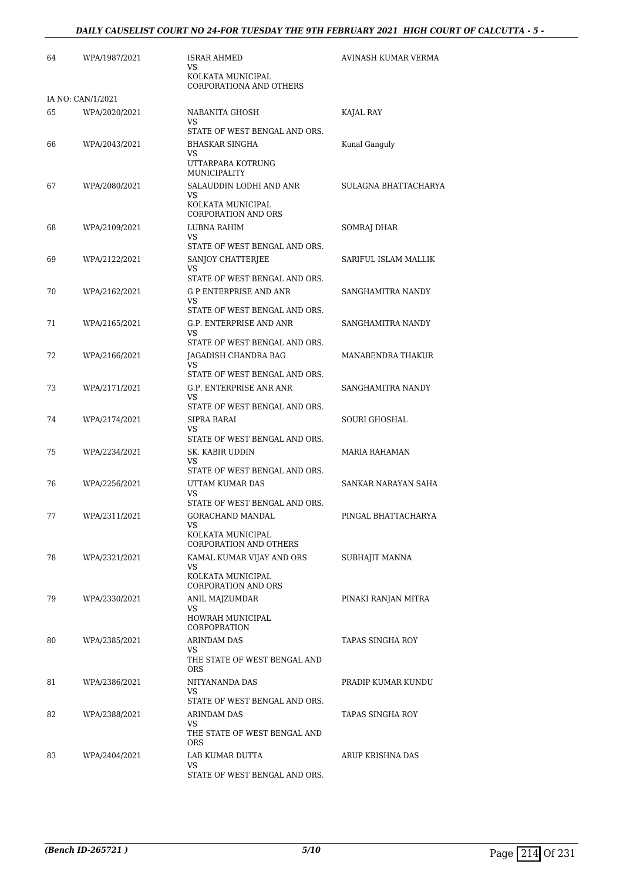| | | | |
|---|---|---|---|
| 64 | WPA/1987/2021 | ISRAR AHMED<br>VS<br>KOLKATA MUNICIPAL CORPORATIONA AND OTHERS | AVINASH KUMAR VERMA |
| IA NO: CAN/1/2021 | | | |
| 65 | WPA/2020/2021 | NABANITA GHOSH<br>VS<br>STATE OF WEST BENGAL AND ORS. | KAJAL RAY |
| 66 | WPA/2043/2021 | BHASKAR SINGHA<br>VS<br>UTTARPARA KOTRUNG MUNICIPALITY | Kunal Ganguly |
| 67 | WPA/2080/2021 | SALAUDDIN LODHI AND ANR<br>VS<br>KOLKATA MUNICIPAL CORPORATION AND ORS | SULAGNA BHATTACHARYA |
| 68 | WPA/2109/2021 | LUBNA RAHIM<br>VS<br>STATE OF WEST BENGAL AND ORS. | SOMRAJ DHAR |
| 69 | WPA/2122/2021 | SANJOY CHATTERJEE<br>VS<br>STATE OF WEST BENGAL AND ORS. | SARIFUL ISLAM MALLIK |
| 70 | WPA/2162/2021 | G P ENTERPRISE AND ANR<br>VS<br>STATE OF WEST BENGAL AND ORS. | SANGHAMITRA NANDY |
| 71 | WPA/2165/2021 | G.P. ENTERPRISE AND ANR<br>VS<br>STATE OF WEST BENGAL AND ORS. | SANGHAMITRA NANDY |
| 72 | WPA/2166/2021 | JAGADISH CHANDRA BAG<br>VS<br>STATE OF WEST BENGAL AND ORS. | MANABENDRA THAKUR |
| 73 | WPA/2171/2021 | G.P. ENTERPRISE ANR ANR<br>VS<br>STATE OF WEST BENGAL AND ORS. | SANGHAMITRA NANDY |
| 74 | WPA/2174/2021 | SIPRA BARAI<br>VS<br>STATE OF WEST BENGAL AND ORS. | SOURI GHOSHAL |
| 75 | WPA/2234/2021 | SK. KABIR UDDIN<br>VS<br>STATE OF WEST BENGAL AND ORS. | MARIA RAHAMAN |
| 76 | WPA/2256/2021 | UTTAM KUMAR DAS<br>VS<br>STATE OF WEST BENGAL AND ORS. | SANKAR NARAYAN SAHA |
| 77 | WPA/2311/2021 | GORACHAND MANDAL<br>VS<br>KOLKATA MUNICIPAL CORPORATION AND OTHERS | PINGAL BHATTACHARYA |
| 78 | WPA/2321/2021 | KAMAL KUMAR VIJAY AND ORS<br>VS<br>KOLKATA MUNICIPAL CORPORATION AND ORS | SUBHAJIT MANNA |
| 79 | WPA/2330/2021 | ANIL MAJZUMDAR<br>VS<br>HOWRAH MUNICIPAL CORPOPRATION | PINAKI RANJAN MITRA |
| 80 | WPA/2385/2021 | ARINDAM DAS<br>VS<br>THE STATE OF WEST BENGAL AND ORS | TAPAS SINGHA ROY |
| 81 | WPA/2386/2021 | NITYANANDA DAS<br>VS<br>STATE OF WEST BENGAL AND ORS. | PRADIP KUMAR KUNDU |
| 82 | WPA/2388/2021 | ARINDAM DAS<br>VS<br>THE STATE OF WEST BENGAL AND ORS | TAPAS SINGHA ROY |
| 83 | WPA/2404/2021 | LAB KUMAR DUTTA<br>VS<br>STATE OF WEST BENGAL AND ORS. | ARUP KRISHNA DAS |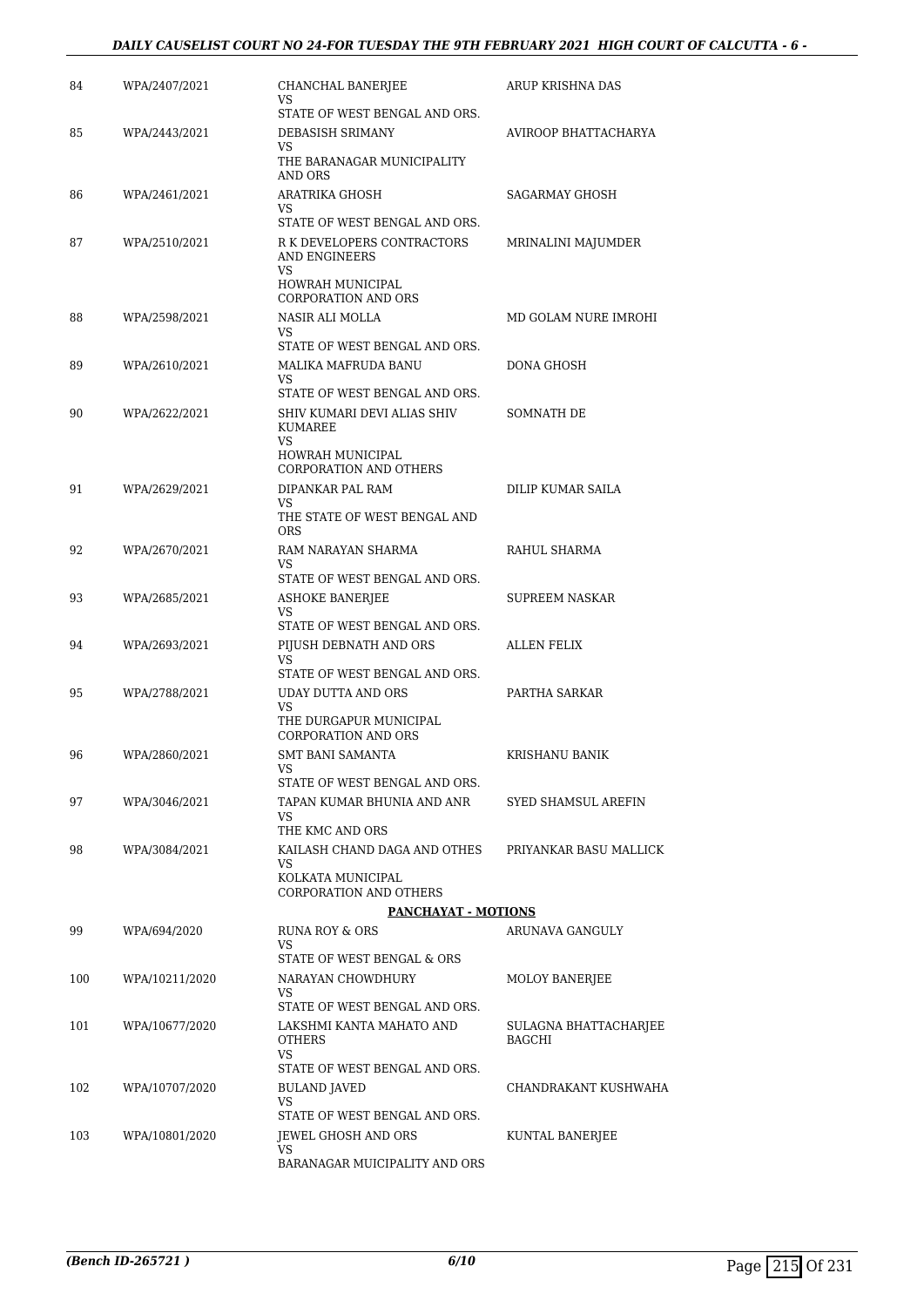| | | | |
|---|---|---|---|
| 84 | WPA/2407/2021 | CHANCHAL BANERJEE<br>VS<br>STATE OF WEST BENGAL AND ORS. | ARUP KRISHNA DAS |
| 85 | WPA/2443/2021 | DEBASISH SRIMANY<br>VS<br>THE BARANAGAR MUNICIPALITY AND ORS | AVIROOP BHATTACHARYA |
| 86 | WPA/2461/2021 | ARATRIKA GHOSH<br>VS<br>STATE OF WEST BENGAL AND ORS. | SAGARMAY GHOSH |
| 87 | WPA/2510/2021 | R K DEVELOPERS CONTRACTORS AND ENGINEERS<br>VS<br>HOWRAH MUNICIPAL CORPORATION AND ORS | MRINALINI MAJUMDER |
| 88 | WPA/2598/2021 | NASIR ALI MOLLA<br>VS<br>STATE OF WEST BENGAL AND ORS. | MD GOLAM NURE IMROHI |
| 89 | WPA/2610/2021 | MALIKA MAFRUDA BANU<br>VS<br>STATE OF WEST BENGAL AND ORS. | DONA GHOSH |
| 90 | WPA/2622/2021 | SHIV KUMARI DEVI ALIAS SHIV KUMAREE<br>VS<br>HOWRAH MUNICIPAL CORPORATION AND OTHERS | SOMNATH DE |
| 91 | WPA/2629/2021 | DIPANKAR PAL RAM<br>VS<br>THE STATE OF WEST BENGAL AND ORS | DILIP KUMAR SAILA |
| 92 | WPA/2670/2021 | RAM NARAYAN SHARMA<br>VS<br>STATE OF WEST BENGAL AND ORS. | RAHUL SHARMA |
| 93 | WPA/2685/2021 | ASHOKE BANERJEE<br>VS<br>STATE OF WEST BENGAL AND ORS. | SUPREEM NASKAR |
| 94 | WPA/2693/2021 | PIJUSH DEBNATH AND ORS<br>VS<br>STATE OF WEST BENGAL AND ORS. | ALLEN FELIX |
| 95 | WPA/2788/2021 | UDAY DUTTA AND ORS<br>VS<br>THE DURGAPUR MUNICIPAL CORPORATION AND ORS | PARTHA SARKAR |
| 96 | WPA/2860/2021 | SMT BANI SAMANTA<br>VS<br>STATE OF WEST BENGAL AND ORS. | KRISHANU BANIK |
| 97 | WPA/3046/2021 | TAPAN KUMAR BHUNIA AND ANR<br>VS<br>THE KMC AND ORS | SYED SHAMSUL AREFIN |
| 98 | WPA/3084/2021 | KAILASH CHAND DAGA AND OTHES<br>VS<br>KOLKATA MUNICIPAL CORPORATION AND OTHERS | PRIYANKAR BASU MALLICK |
| | | **PANCHAYAT - MOTIONS** | |
| 99 | WPA/694/2020 | RUNA ROY & ORS<br>VS<br>STATE OF WEST BENGAL & ORS | ARUNAVA GANGULY |
| 100 | WPA/10211/2020 | NARAYAN CHOWDHURY<br>VS<br>STATE OF WEST BENGAL AND ORS. | MOLOY BANERJEE |
| 101 | WPA/10677/2020 | LAKSHMI KANTA MAHATO AND OTHERS<br>VS<br>STATE OF WEST BENGAL AND ORS. | SULAGNA BHATTACHARJEE BAGCHI |
| 102 | WPA/10707/2020 | BULAND JAVED<br>VS<br>STATE OF WEST BENGAL AND ORS. | CHANDRAKANT KUSHWAHA |
| 103 | WPA/10801/2020 | JEWEL GHOSH AND ORS<br>VS<br>BARANAGAR MUICIPALITY AND ORS | KUNTAL BANERJEE |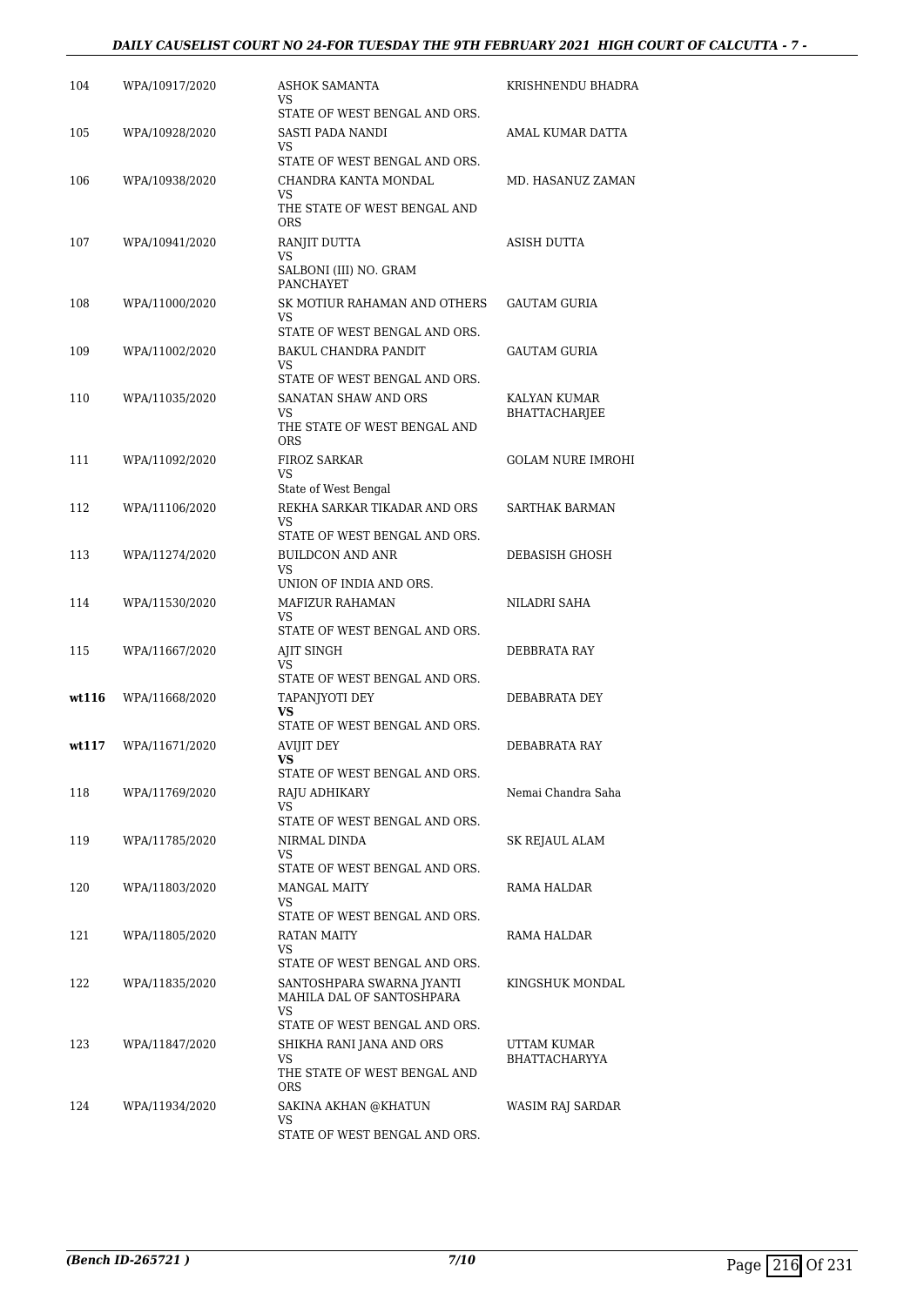| 104 | WPA/10917/2020 | ASHOK SAMANTA<br>VS<br>STATE OF WEST BENGAL AND ORS. | KRISHNENDU BHADRA |
|---|---|---|---|
| 105 | WPA/10928/2020 | SASTI PADA NANDI<br>VS<br>STATE OF WEST BENGAL AND ORS. | AMAL KUMAR DATTA |
| 106 | WPA/10938/2020 | CHANDRA KANTA MONDAL<br>VS<br>THE STATE OF WEST BENGAL AND ORS | MD. HASANUZ ZAMAN |
| 107 | WPA/10941/2020 | RANJIT DUTTA<br>VS<br>SALBONI (III) NO. GRAM PANCHAYET | ASISH DUTTA |
| 108 | WPA/11000/2020 | SK MOTIUR RAHAMAN AND OTHERS<br>VS<br>STATE OF WEST BENGAL AND ORS. | GAUTAM GURIA |
| 109 | WPA/11002/2020 | BAKUL CHANDRA PANDIT<br>VS<br>STATE OF WEST BENGAL AND ORS. | GAUTAM GURIA |
| 110 | WPA/11035/2020 | SANATAN SHAW AND ORS<br>VS<br>THE STATE OF WEST BENGAL AND ORS | KALYAN KUMAR BHATTACHARJEE |
| 111 | WPA/11092/2020 | FIROZ SARKAR<br>VS<br>State of West Bengal | GOLAM NURE IMROHI |
| 112 | WPA/11106/2020 | REKHA SARKAR TIKADAR AND ORS<br>VS<br>STATE OF WEST BENGAL AND ORS. | SARTHAK BARMAN |
| 113 | WPA/11274/2020 | BUILDCON AND ANR<br>VS<br>UNION OF INDIA AND ORS. | DEBASISH GHOSH |
| 114 | WPA/11530/2020 | MAFIZUR RAHAMAN<br>VS<br>STATE OF WEST BENGAL AND ORS. | NILADRI SAHA |
| 115 | WPA/11667/2020 | AJIT SINGH<br>VS<br>STATE OF WEST BENGAL AND ORS. | DEBBRATA RAY |
| **wt116** | WPA/11668/2020 | TAPANJYOTI DEY<br>**VS**<br>STATE OF WEST BENGAL AND ORS. | DEBABRATA DEY |
| **wt117** | WPA/11671/2020 | AVIJIT DEY<br>**VS**<br>STATE OF WEST BENGAL AND ORS. | DEBABRATA RAY |
| 118 | WPA/11769/2020 | RAJU ADHIKARY<br>VS<br>STATE OF WEST BENGAL AND ORS. | Nemai Chandra Saha |
| 119 | WPA/11785/2020 | NIRMAL DINDA<br>VS<br>STATE OF WEST BENGAL AND ORS. | SK REJAUL ALAM |
| 120 | WPA/11803/2020 | MANGAL MAITY<br>VS<br>STATE OF WEST BENGAL AND ORS. | RAMA HALDAR |
| 121 | WPA/11805/2020 | RATAN MAITY<br>VS<br>STATE OF WEST BENGAL AND ORS. | RAMA HALDAR |
| 122 | WPA/11835/2020 | SANTOSHPARA SWARNA JYANTI MAHILA DAL OF SANTOSHPARA<br>VS<br>STATE OF WEST BENGAL AND ORS. | KINGSHUK MONDAL |
| 123 | WPA/11847/2020 | SHIKHA RANI JANA AND ORS<br>VS<br>THE STATE OF WEST BENGAL AND ORS | UTTAM KUMAR BHATTACHARYYA |
| 124 | WPA/11934/2020 | SAKINA AKHAN @KHATUN<br>VS<br>STATE OF WEST BENGAL AND ORS. | WASIM RAJ SARDAR |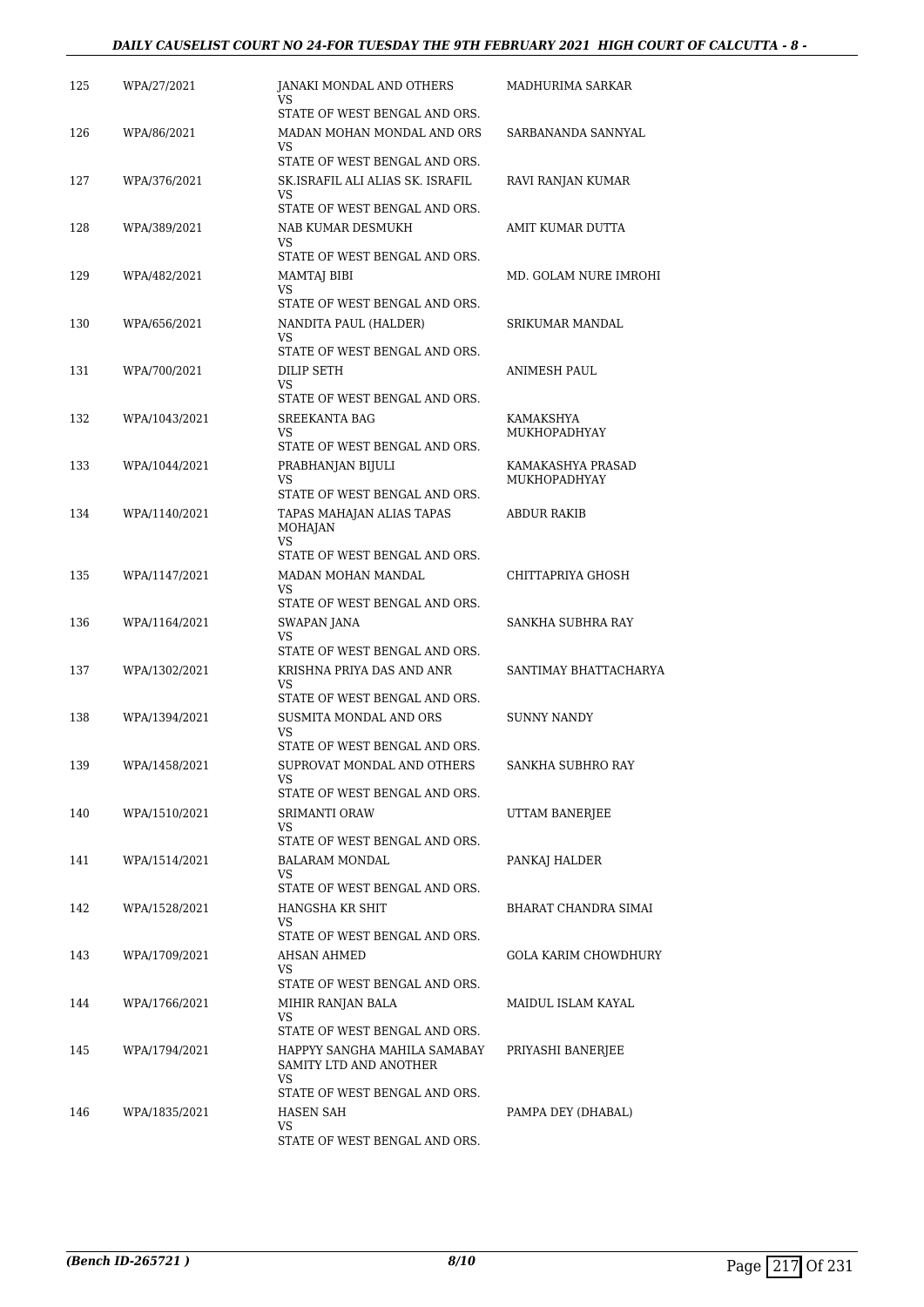| | | | |
|---|---|---|---|
| 125 | WPA/27/2021 | JANAKI MONDAL AND OTHERS<br>VS<br>STATE OF WEST BENGAL AND ORS. | MADHURIMA SARKAR |
| 126 | WPA/86/2021 | MADAN MOHAN MONDAL AND ORS<br>VS<br>STATE OF WEST BENGAL AND ORS. | SARBANANDA SANNYAL |
| 127 | WPA/376/2021 | SK.ISRAFIL ALI ALIAS SK. ISRAFIL<br>VS<br>STATE OF WEST BENGAL AND ORS. | RAVI RANJAN KUMAR |
| 128 | WPA/389/2021 | NAB KUMAR DESMUKH<br>VS<br>STATE OF WEST BENGAL AND ORS. | AMIT KUMAR DUTTA |
| 129 | WPA/482/2021 | MAMTAJ BIBI<br>VS<br>STATE OF WEST BENGAL AND ORS. | MD. GOLAM NURE IMROHI |
| 130 | WPA/656/2021 | NANDITA PAUL (HALDER)<br>VS<br>STATE OF WEST BENGAL AND ORS. | SRIKUMAR MANDAL |
| 131 | WPA/700/2021 | DILIP SETH<br>VS<br>STATE OF WEST BENGAL AND ORS. | ANIMESH PAUL |
| 132 | WPA/1043/2021 | SREEKANTA BAG<br>VS<br>STATE OF WEST BENGAL AND ORS. | KAMAKSHYA MUKHOPADHYAY |
| 133 | WPA/1044/2021 | PRABHANJAN BIJULI<br>VS<br>STATE OF WEST BENGAL AND ORS. | KAMAKASHYA PRASAD MUKHOPADHYAY |
| 134 | WPA/1140/2021 | TAPAS MAHAJAN ALIAS TAPAS MOHAJAN<br>VS<br>STATE OF WEST BENGAL AND ORS. | ABDUR RAKIB |
| 135 | WPA/1147/2021 | MADAN MOHAN MANDAL<br>VS<br>STATE OF WEST BENGAL AND ORS. | CHITTAPRIYA GHOSH |
| 136 | WPA/1164/2021 | SWAPAN JANA<br>VS<br>STATE OF WEST BENGAL AND ORS. | SANKHA SUBHRA RAY |
| 137 | WPA/1302/2021 | KRISHNA PRIYA DAS AND ANR<br>VS<br>STATE OF WEST BENGAL AND ORS. | SANTIMAY BHATTACHARYA |
| 138 | WPA/1394/2021 | SUSMITA MONDAL AND ORS<br>VS<br>STATE OF WEST BENGAL AND ORS. | SUNNY NANDY |
| 139 | WPA/1458/2021 | SUPROVAT MONDAL AND OTHERS<br>VS<br>STATE OF WEST BENGAL AND ORS. | SANKHA SUBHRO RAY |
| 140 | WPA/1510/2021 | SRIMANTI ORAW<br>VS<br>STATE OF WEST BENGAL AND ORS. | UTTAM BANERJEE |
| 141 | WPA/1514/2021 | BALARAM MONDAL<br>VS<br>STATE OF WEST BENGAL AND ORS. | PANKAJ HALDER |
| 142 | WPA/1528/2021 | HANGSHA KR SHIT<br>VS<br>STATE OF WEST BENGAL AND ORS. | BHARAT CHANDRA SIMAI |
| 143 | WPA/1709/2021 | AHSAN AHMED<br>VS<br>STATE OF WEST BENGAL AND ORS. | GOLA KARIM CHOWDHURY |
| 144 | WPA/1766/2021 | MIHIR RANJAN BALA<br>VS<br>STATE OF WEST BENGAL AND ORS. | MAIDUL ISLAM KAYAL |
| 145 | WPA/1794/2021 | HAPPYY SANGHA MAHILA SAMABAY SAMITY LTD AND ANOTHER<br>VS<br>STATE OF WEST BENGAL AND ORS. | PRIYASHI BANERJEE |
| 146 | WPA/1835/2021 | HASEN SAH<br>VS<br>STATE OF WEST BENGAL AND ORS. | PAMPA DEY (DHABAL) |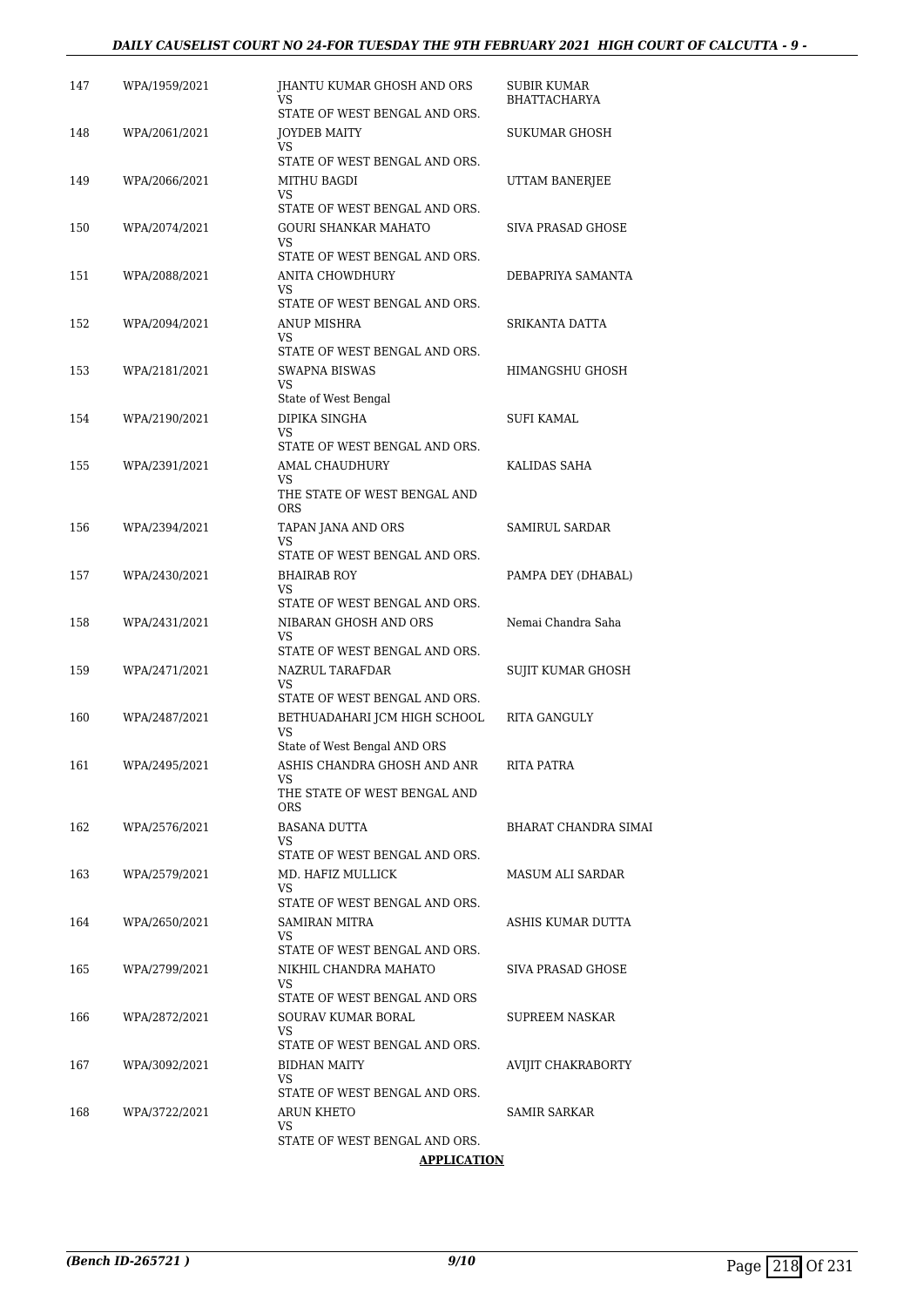| | | | |
|---|---|---|---|
| 147 | WPA/1959/2021 | JHANTU KUMAR GHOSH AND ORS<br>VS<br>STATE OF WEST BENGAL AND ORS. | SUBIR KUMAR BHATTACHARYA |
| 148 | WPA/2061/2021 | JOYDEB MAITY<br>VS<br>STATE OF WEST BENGAL AND ORS. | SUKUMAR GHOSH |
| 149 | WPA/2066/2021 | MITHU BAGDI<br>VS<br>STATE OF WEST BENGAL AND ORS. | UTTAM BANERJEE |
| 150 | WPA/2074/2021 | GOURI SHANKAR MAHATO<br>VS<br>STATE OF WEST BENGAL AND ORS. | SIVA PRASAD GHOSE |
| 151 | WPA/2088/2021 | ANITA CHOWDHURY<br>VS<br>STATE OF WEST BENGAL AND ORS. | DEBAPRIYA SAMANTA |
| 152 | WPA/2094/2021 | ANUP MISHRA<br>VS<br>STATE OF WEST BENGAL AND ORS. | SRIKANTA DATTA |
| 153 | WPA/2181/2021 | SWAPNA BISWAS<br>VS<br>State of West Bengal | HIMANGSHU GHOSH |
| 154 | WPA/2190/2021 | DIPIKA SINGHA<br>VS<br>STATE OF WEST BENGAL AND ORS. | SUFI KAMAL |
| 155 | WPA/2391/2021 | AMAL CHAUDHURY<br>VS<br>THE STATE OF WEST BENGAL AND ORS | KALIDAS SAHA |
| 156 | WPA/2394/2021 | TAPAN JANA AND ORS<br>VS<br>STATE OF WEST BENGAL AND ORS. | SAMIRUL SARDAR |
| 157 | WPA/2430/2021 | BHAIRAB ROY<br>VS<br>STATE OF WEST BENGAL AND ORS. | PAMPA DEY (DHABAL) |
| 158 | WPA/2431/2021 | NIBARAN GHOSH AND ORS<br>VS<br>STATE OF WEST BENGAL AND ORS. | Nemai Chandra Saha |
| 159 | WPA/2471/2021 | NAZRUL TARAFDAR<br>VS<br>STATE OF WEST BENGAL AND ORS. | SUJIT KUMAR GHOSH |
| 160 | WPA/2487/2021 | BETHUADAHARI JCM HIGH SCHOOL<br>VS<br>State of West Bengal AND ORS | RITA GANGULY |
| 161 | WPA/2495/2021 | ASHIS CHANDRA GHOSH AND ANR<br>VS<br>THE STATE OF WEST BENGAL AND ORS | RITA PATRA |
| 162 | WPA/2576/2021 | BASANA DUTTA<br>VS<br>STATE OF WEST BENGAL AND ORS. | BHARAT CHANDRA SIMAI |
| 163 | WPA/2579/2021 | MD. HAFIZ MULLICK<br>VS<br>STATE OF WEST BENGAL AND ORS. | MASUM ALI SARDAR |
| 164 | WPA/2650/2021 | SAMIRAN MITRA<br>VS<br>STATE OF WEST BENGAL AND ORS. | ASHIS KUMAR DUTTA |
| 165 | WPA/2799/2021 | NIKHIL CHANDRA MAHATO<br>VS<br>STATE OF WEST BENGAL AND ORS | SIVA PRASAD GHOSE |
| 166 | WPA/2872/2021 | SOURAV KUMAR BORAL<br>VS<br>STATE OF WEST BENGAL AND ORS. | SUPREEM NASKAR |
| 167 | WPA/3092/2021 | BIDHAN MAITY<br>VS<br>STATE OF WEST BENGAL AND ORS. | AVIJIT CHAKRABORTY |
| 168 | WPA/3722/2021 | ARUN KHETO<br>VS<br>STATE OF WEST BENGAL AND ORS. | SAMIR SARKAR |

**APPLICATION**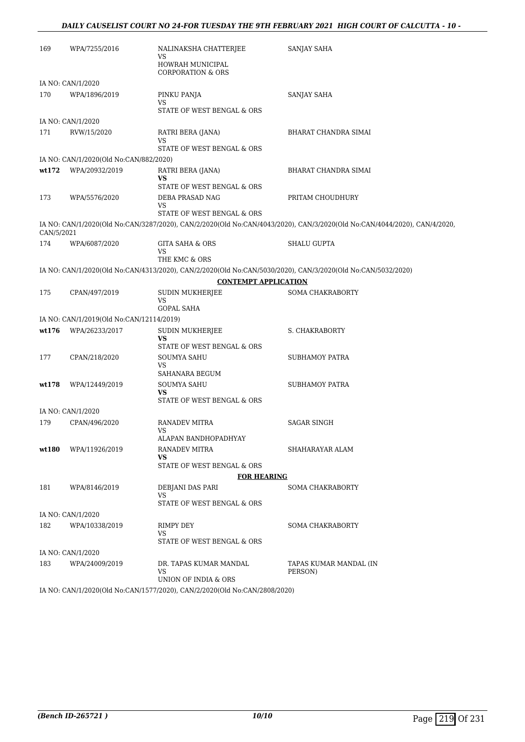| | | | |
|---|---|---|---|
| 169 | WPA/7255/2016 | NALINAKSHA CHATTERJEE<br>VS<br>HOWRAH MUNICIPAL CORPORATION & ORS | SANJAY SAHA |

IA NO: CAN/1/2020

| | | | |
|---|---|---|---|
| 170 | WPA/1896/2019 | PINKU PANJA<br>VS<br>STATE OF WEST BENGAL & ORS | SANJAY SAHA |

IA NO: CAN/1/2020

| | | | |
|---|---|---|---|
| 171 | RVW/15/2020 | RATRI BERA (JANA)<br>VS<br>STATE OF WEST BENGAL & ORS | BHARAT CHANDRA SIMAI |

IA NO: CAN/1/2020(Old No:CAN/882/2020)

| | | | |
|---|---|---|---|
| **wt172** | WPA/20932/2019 | RATRI BERA (JANA)<br>**VS**<br>STATE OF WEST BENGAL & ORS | BHARAT CHANDRA SIMAI |
| 173 | WPA/5576/2020 | DEBA PRASAD NAG<br>VS<br>STATE OF WEST BENGAL & ORS | PRITAM CHOUDHURY |

IA NO: CAN/1/2020(Old No:CAN/3287/2020), CAN/2/2020(Old No:CAN/4043/2020), CAN/3/2020(Old No:CAN/4044/2020), CAN/4/2020, CAN/5/2021

| | | | |
|---|---|---|---|
| 174 | WPA/6087/2020 | GITA SAHA & ORS<br>VS<br>THE KMC & ORS | SHALU GUPTA |

IA NO: CAN/1/2020(Old No:CAN/4313/2020), CAN/2/2020(Old No:CAN/5030/2020), CAN/3/2020(Old No:CAN/5032/2020)

**CONTEMPT APPLICATION**

| | | | |
|---|---|---|---|
| 175 | CPAN/497/2019 | SUDIN MUKHERJEE<br>VS<br>GOPAL SAHA | SOMA CHAKRABORTY |

IA NO: CAN/1/2019(Old No:CAN/12114/2019)

| | | | |
|---|---|---|---|
| **wt176** | WPA/26233/2017 | SUDIN MUKHERJEE<br>**VS**<br>STATE OF WEST BENGAL & ORS | S. CHAKRABORTY |
| 177 | CPAN/218/2020 | SOUMYA SAHU<br>VS<br>SAHANARA BEGUM | SUBHAMOY PATRA |
| **wt178** | WPA/12449/2019 | SOUMYA SAHU<br>**VS**<br>STATE OF WEST BENGAL & ORS | SUBHAMOY PATRA |

IA NO: CAN/1/2020

| | | | |
|---|---|---|---|
| 179 | CPAN/496/2020 | RANADEV MITRA<br>VS<br>ALAPAN BANDHOPADHYAY | SAGAR SINGH |
| **wt180** | WPA/11926/2019 | RANADEV MITRA<br>**VS**<br>STATE OF WEST BENGAL & ORS | SHAHARAYAR ALAM |

**FOR HEARING**

| | | | |
|---|---|---|---|
| 181 | WPA/8146/2019 | DEBJANI DAS PARI<br>VS<br>STATE OF WEST BENGAL & ORS | SOMA CHAKRABORTY |

IA NO: CAN/1/2020

| | | | |
|---|---|---|---|
| 182 | WPA/10338/2019 | RIMPY DEY<br>VS<br>STATE OF WEST BENGAL & ORS | SOMA CHAKRABORTY |

IA NO: CAN/1/2020

| | | | |
|---|---|---|---|
| 183 | WPA/24009/2019 | DR. TAPAS KUMAR MANDAL<br>VS<br>UNION OF INDIA & ORS | TAPAS KUMAR MANDAL (IN PERSON) |

IA NO: CAN/1/2020(Old No:CAN/1577/2020), CAN/2/2020(Old No:CAN/2808/2020)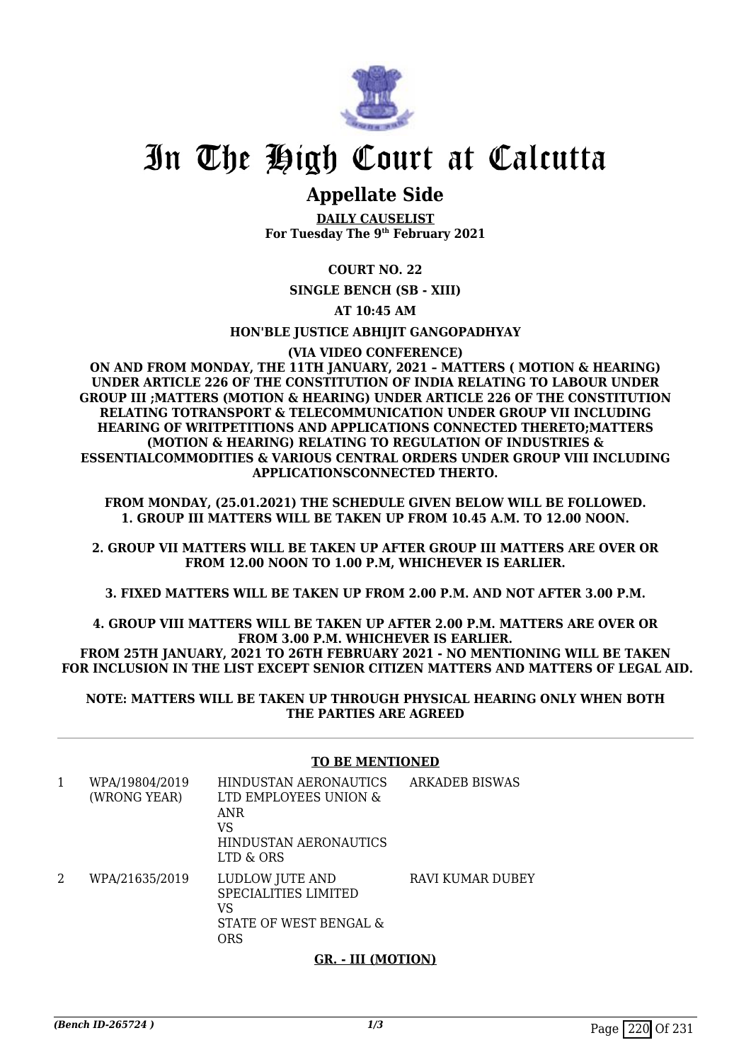# In The High Court at Calcutta

## Appellate Side

**DAILY CAUSELIST**
**For Tuesday The 9th February 2021**

**COURT NO. 22**

**SINGLE BENCH (SB - XIII)**

**AT 10:45 AM**

**HON'BLE JUSTICE ABHIJIT GANGOPADHYAY**

**(VIA VIDEO CONFERENCE)**

**ON AND FROM MONDAY, THE 11TH JANUARY, 2021 – MATTERS ( MOTION & HEARING) UNDER ARTICLE 226 OF THE CONSTITUTION OF INDIA RELATING TO LABOUR UNDER GROUP III ;MATTERS (MOTION & HEARING) UNDER ARTICLE 226 OF THE CONSTITUTION RELATING TOTRANSPORT & TELECOMMUNICATION UNDER GROUP VII INCLUDING HEARING OF WRITPETITIONS AND APPLICATIONS CONNECTED THERETO;MATTERS (MOTION & HEARING) RELATING TO REGULATION OF INDUSTRIES & ESSENTIALCOMMODITIES & VARIOUS CENTRAL ORDERS UNDER GROUP VIII INCLUDING APPLICATIONSCONNECTED THERTO.**

**FROM MONDAY, (25.01.2021) THE SCHEDULE GIVEN BELOW WILL BE FOLLOWED.**
**1. GROUP III MATTERS WILL BE TAKEN UP FROM 10.45 A.M. TO 12.00 NOON.**

**2. GROUP VII MATTERS WILL BE TAKEN UP AFTER GROUP III MATTERS ARE OVER OR FROM 12.00 NOON TO 1.00 P.M, WHICHEVER IS EARLIER.**

**3. FIXED MATTERS WILL BE TAKEN UP FROM 2.00 P.M. AND NOT AFTER 3.00 P.M.**

**4. GROUP VIII MATTERS WILL BE TAKEN UP AFTER 2.00 P.M. MATTERS ARE OVER OR FROM 3.00 P.M. WHICHEVER IS EARLIER.**
**FROM 25TH JANUARY, 2021 TO 26TH FEBRUARY 2021 - NO MENTIONING WILL BE TAKEN FOR INCLUSION IN THE LIST EXCEPT SENIOR CITIZEN MATTERS AND MATTERS OF LEGAL AID.**

**NOTE: MATTERS WILL BE TAKEN UP THROUGH PHYSICAL HEARING ONLY WHEN BOTH THE PARTIES ARE AGREED**

**TO BE MENTIONED**

| | | | |
|---|---|---|---|
| 1 | WPA/19804/2019 (WRONG YEAR) | HINDUSTAN AERONAUTICS LTD EMPLOYEES UNION & ANR VS HINDUSTAN AERONAUTICS LTD & ORS | ARKADEB BISWAS |
| 2 | WPA/21635/2019 | LUDLOW JUTE AND SPECIALITIES LIMITED VS STATE OF WEST BENGAL & ORS | RAVI KUMAR DUBEY |

**GR. - III (MOTION)**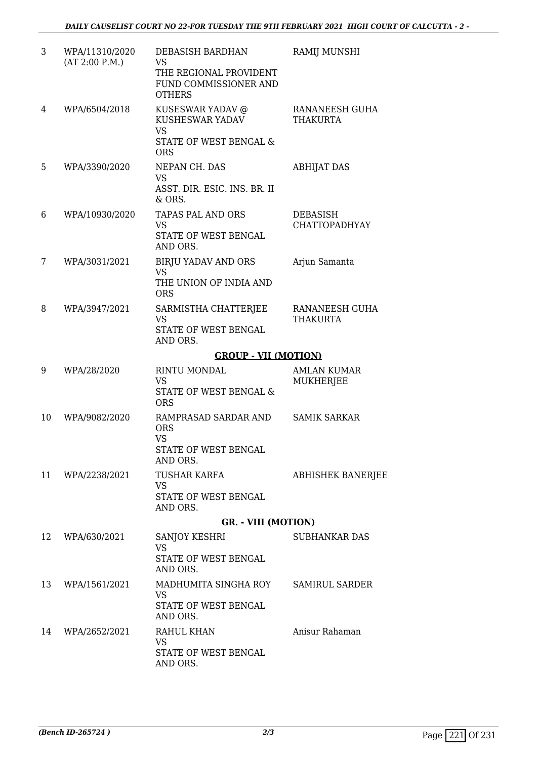| | | | |
|---|---|---|---|
| 3 | WPA/11310/2020 (AT 2:00 P.M.) | DEBASISH BARDHAN VS THE REGIONAL PROVIDENT FUND COMMISSIONER AND OTHERS | RAMIJ MUNSHI |
| 4 | WPA/6504/2018 | KUSESWAR YADAV @ KUSHESWAR YADAV VS STATE OF WEST BENGAL & ORS | RANANEESH GUHA THAKURTA |
| 5 | WPA/3390/2020 | NEPAN CH. DAS VS ASST. DIR. ESIC. INS. BR. II & ORS. | ABHIJAT DAS |
| 6 | WPA/10930/2020 | TAPAS PAL AND ORS VS STATE OF WEST BENGAL AND ORS. | DEBASISH CHATTOPADHYAY |
| 7 | WPA/3031/2021 | BIRJU YADAV AND ORS VS THE UNION OF INDIA AND ORS | Arjun Samanta |
| 8 | WPA/3947/2021 | SARMISTHA CHATTERJEE VS STATE OF WEST BENGAL AND ORS. | RANANEESH GUHA THAKURTA |

**GROUP - VII (MOTION)**

| | | | |
|---|---|---|---|
| 9 | WPA/28/2020 | RINTU MONDAL VS STATE OF WEST BENGAL & ORS | AMLAN KUMAR MUKHERJEE |
| 10 | WPA/9082/2020 | RAMPRASAD SARDAR AND ORS VS STATE OF WEST BENGAL AND ORS. | SAMIK SARKAR |
| 11 | WPA/2238/2021 | TUSHAR KARFA VS STATE OF WEST BENGAL AND ORS. | ABHISHEK BANERJEE |

**GR. - VIII (MOTION)**

| | | | |
|---|---|---|---|
| 12 | WPA/630/2021 | SANJOY KESHRI VS STATE OF WEST BENGAL AND ORS. | SUBHANKAR DAS |
| 13 | WPA/1561/2021 | MADHUMITA SINGHA ROY VS STATE OF WEST BENGAL AND ORS. | SAMIRUL SARDER |
| 14 | WPA/2652/2021 | RAHUL KHAN VS STATE OF WEST BENGAL AND ORS. | Anisur Rahaman |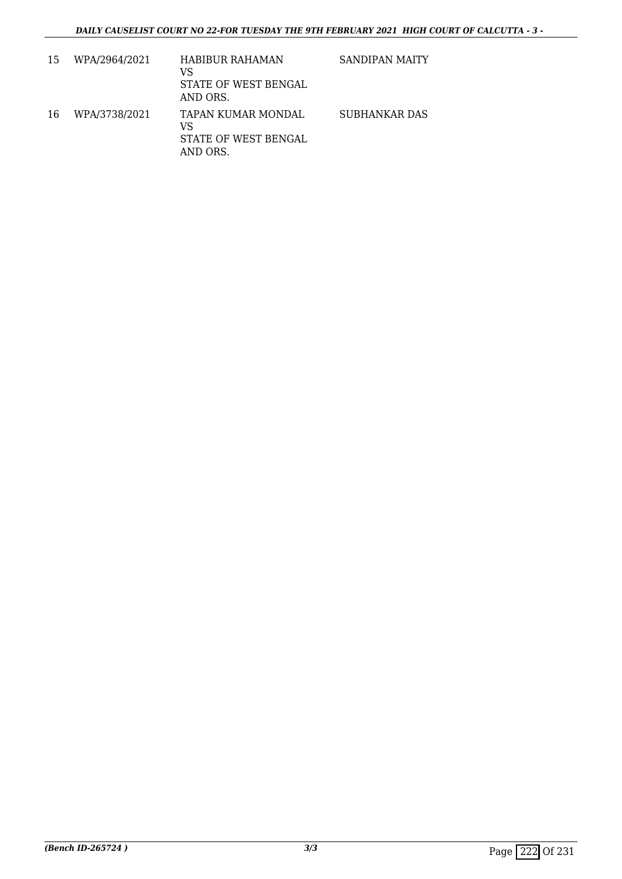| 15 | WPA/2964/2021 | HABIBUR RAHAMAN<br>VS<br>STATE OF WEST BENGAL<br>AND ORS. | SANDIPAN MAITY |
|---|---|---|---|
| 16 | WPA/3738/2021 | TAPAN KUMAR MONDAL<br>VS<br>STATE OF WEST BENGAL<br>AND ORS. | SUBHANKAR DAS |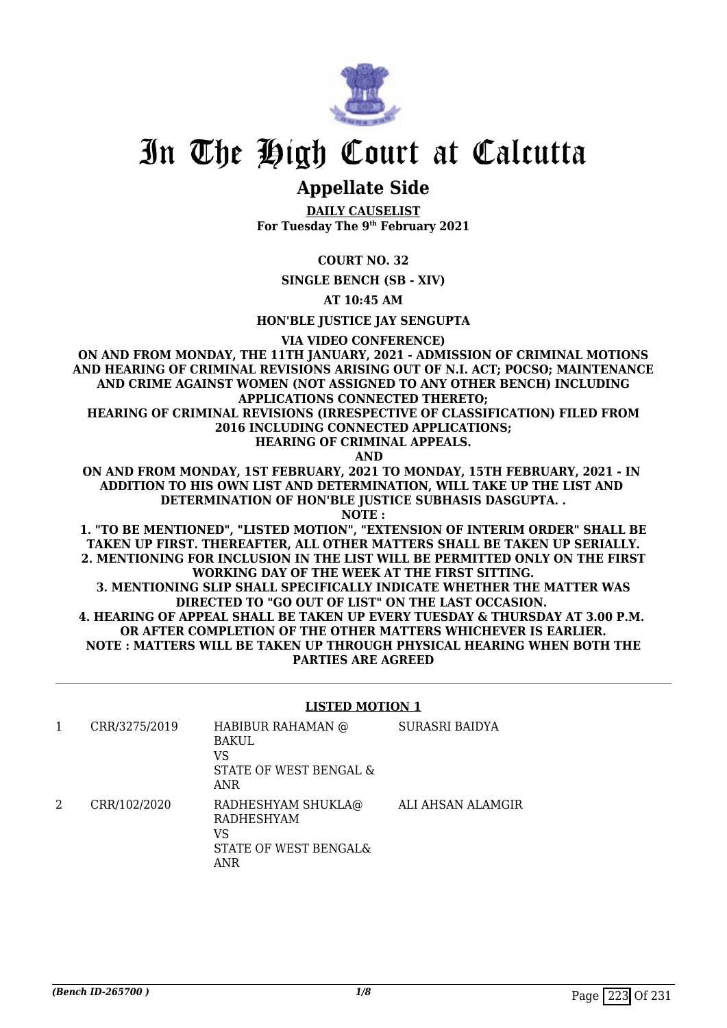# In The High Court at Calcutta

## Appellate Side

**DAILY CAUSELIST**
**For Tuesday The 9th February 2021**

**COURT NO. 32**

**SINGLE BENCH (SB - XIV)**

**AT 10:45 AM**

**HON'BLE JUSTICE JAY SENGUPTA**

**VIA VIDEO CONFERENCE)**

**ON AND FROM MONDAY, THE 11TH JANUARY, 2021 - ADMISSION OF CRIMINAL MOTIONS AND HEARING OF CRIMINAL REVISIONS ARISING OUT OF N.I. ACT; POCSO; MAINTENANCE AND CRIME AGAINST WOMEN (NOT ASSIGNED TO ANY OTHER BENCH) INCLUDING APPLICATIONS CONNECTED THERETO;**
**HEARING OF CRIMINAL REVISIONS (IRRESPECTIVE OF CLASSIFICATION) FILED FROM 2016 INCLUDING CONNECTED APPLICATIONS;**
**HEARING OF CRIMINAL APPEALS.**

**AND**

**ON AND FROM MONDAY, 1ST FEBRUARY, 2021 TO MONDAY, 15TH FEBRUARY, 2021 - IN ADDITION TO HIS OWN LIST AND DETERMINATION, WILL TAKE UP THE LIST AND DETERMINATION OF HON'BLE JUSTICE SUBHASIS DASGUPTA. .**

**NOTE :**

**1. "TO BE MENTIONED", "LISTED MOTION", "EXTENSION OF INTERIM ORDER" SHALL BE TAKEN UP FIRST. THEREAFTER, ALL OTHER MATTERS SHALL BE TAKEN UP SERIALLY.**
**2. MENTIONING FOR INCLUSION IN THE LIST WILL BE PERMITTED ONLY ON THE FIRST WORKING DAY OF THE WEEK AT THE FIRST SITTING.**
**3. MENTIONING SLIP SHALL SPECIFICALLY INDICATE WHETHER THE MATTER WAS DIRECTED TO "GO OUT OF LIST" ON THE LAST OCCASION.**
**4. HEARING OF APPEAL SHALL BE TAKEN UP EVERY TUESDAY & THURSDAY AT 3.00 P.M. OR AFTER COMPLETION OF THE OTHER MATTERS WHICHEVER IS EARLIER.**
**NOTE : MATTERS WILL BE TAKEN UP THROUGH PHYSICAL HEARING WHEN BOTH THE PARTIES ARE AGREED**

### LISTED MOTION 1

| | | | |
|---|---|---|---|
| 1 | CRR/3275/2019 | HABIBUR RAHAMAN @ BAKUL<br>VS<br>STATE OF WEST BENGAL & ANR | SURASRI BAIDYA |
| 2 | CRR/102/2020 | RADHESHYAM SHUKLA@ RADHESHYAM<br>VS<br>STATE OF WEST BENGAL& ANR | ALI AHSAN ALAMGIR |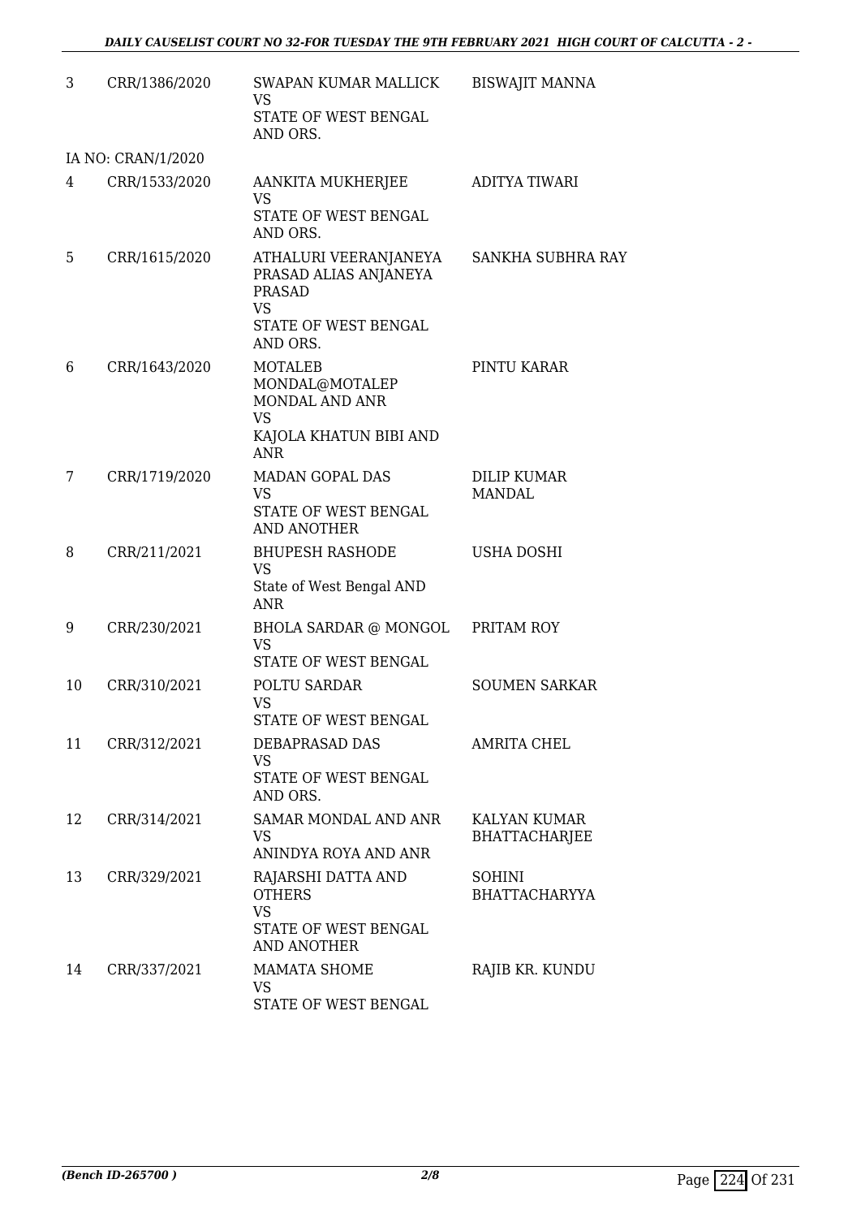| | | | |
|---|---|---|---|
| 3 | CRR/1386/2020 | SWAPAN KUMAR MALLICK<br>VS<br>STATE OF WEST BENGAL AND ORS. | BISWAJIT MANNA |
| | IA NO: CRAN/1/2020 | | |
| 4 | CRR/1533/2020 | AANKITA MUKHERJEE<br>VS<br>STATE OF WEST BENGAL AND ORS. | ADITYA TIWARI |
| 5 | CRR/1615/2020 | ATHALURI VEERANJANEYA PRASAD ALIAS ANJANEYA PRASAD<br>VS<br>STATE OF WEST BENGAL AND ORS. | SANKHA SUBHRA RAY |
| 6 | CRR/1643/2020 | MOTALEB MONDAL@MOTALEP MONDAL AND ANR<br>VS<br>KAJOLA KHATUN BIBI AND ANR | PINTU KARAR |
| 7 | CRR/1719/2020 | MADAN GOPAL DAS<br>VS<br>STATE OF WEST BENGAL AND ANOTHER | DILIP KUMAR MANDAL |
| 8 | CRR/211/2021 | BHUPESH RASHODE<br>VS<br>State of West Bengal AND ANR | USHA DOSHI |
| 9 | CRR/230/2021 | BHOLA SARDAR @ MONGOL<br>VS<br>STATE OF WEST BENGAL | PRITAM ROY |
| 10 | CRR/310/2021 | POLTU SARDAR<br>VS<br>STATE OF WEST BENGAL | SOUMEN SARKAR |
| 11 | CRR/312/2021 | DEBAPRASAD DAS<br>VS<br>STATE OF WEST BENGAL AND ORS. | AMRITA CHEL |
| 12 | CRR/314/2021 | SAMAR MONDAL AND ANR<br>VS<br>ANINDYA ROYA AND ANR | KALYAN KUMAR BHATTACHARJEE |
| 13 | CRR/329/2021 | RAJARSHI DATTA AND OTHERS<br>VS<br>STATE OF WEST BENGAL AND ANOTHER | SOHINI BHATTACHARYYA |
| 14 | CRR/337/2021 | MAMATA SHOME<br>VS<br>STATE OF WEST BENGAL | RAJIB KR. KUNDU |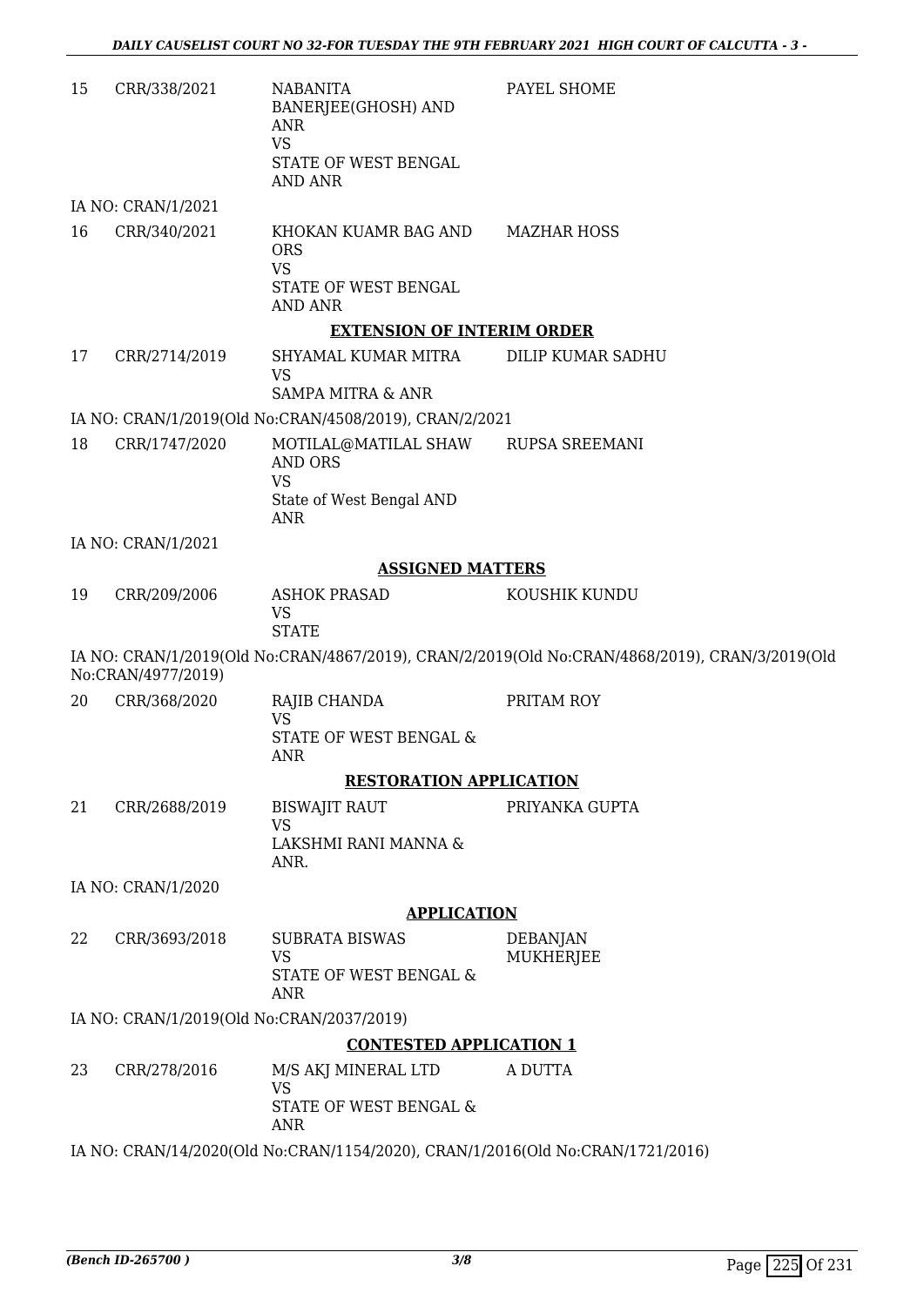| 15 | CRR/338/2021 | NABANITA BANERJEE(GHOSH) AND ANR VS STATE OF WEST BENGAL AND ANR | PAYEL SHOME |
|---|---|---|---|

IA NO: CRAN/1/2021

| 16 | CRR/340/2021 | KHOKAN KUAMR BAG AND ORS VS STATE OF WEST BENGAL AND ANR | MAZHAR HOSS |
|---|---|---|---|

**EXTENSION OF INTERIM ORDER**

| 17 | CRR/2714/2019 | SHYAMAL KUMAR MITRA VS SAMPA MITRA & ANR | DILIP KUMAR SADHU |
|---|---|---|---|

IA NO: CRAN/1/2019(Old No:CRAN/4508/2019), CRAN/2/2021

| 18 | CRR/1747/2020 | MOTILAL@MATILAL SHAW AND ORS VS State of West Bengal AND ANR | RUPSA SREEMANI |
|---|---|---|---|

IA NO: CRAN/1/2021

**ASSIGNED MATTERS**

| 19 | CRR/209/2006 | ASHOK PRASAD VS STATE | KOUSHIK KUNDU |
|---|---|---|---|

IA NO: CRAN/1/2019(Old No:CRAN/4867/2019), CRAN/2/2019(Old No:CRAN/4868/2019), CRAN/3/2019(Old No:CRAN/4977/2019)

| 20 | CRR/368/2020 | RAJIB CHANDA VS STATE OF WEST BENGAL & ANR | PRITAM ROY |
|---|---|---|---|

**RESTORATION APPLICATION**

| 21 | CRR/2688/2019 | BISWAJIT RAUT VS LAKSHMI RANI MANNA & ANR. | PRIYANKA GUPTA |
|---|---|---|---|

IA NO: CRAN/1/2020

**APPLICATION**

| 22 | CRR/3693/2018 | SUBRATA BISWAS VS STATE OF WEST BENGAL & ANR | DEBANJAN MUKHERJEE |
|---|---|---|---|

IA NO: CRAN/1/2019(Old No:CRAN/2037/2019)

**CONTESTED APPLICATION 1**

| 23 | CRR/278/2016 | M/S AKJ MINERAL LTD VS STATE OF WEST BENGAL & ANR | A DUTTA |
|---|---|---|---|

IA NO: CRAN/14/2020(Old No:CRAN/1154/2020), CRAN/1/2016(Old No:CRAN/1721/2016)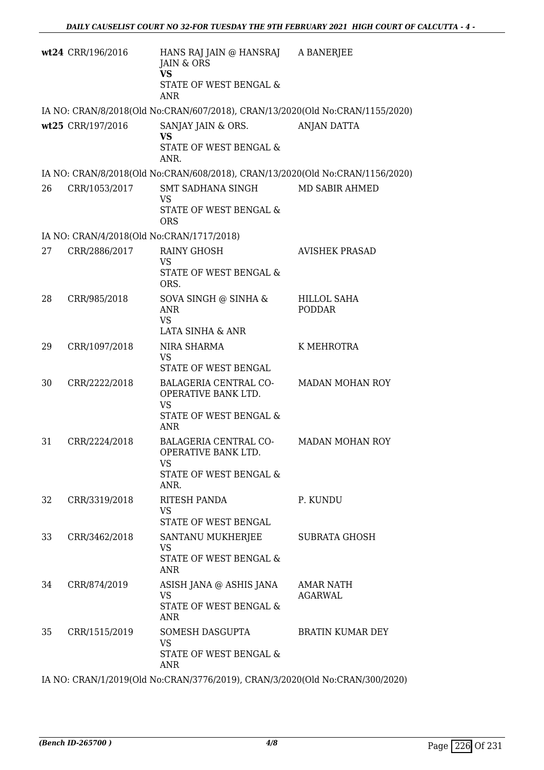| | | | |
|---|---|---|---|
| **wt24** | CRR/196/2016 | HANS RAJ JAIN @ HANSRAJ JAIN & ORS **VS** STATE OF WEST BENGAL & ANR | A BANERJEE |

IA NO: CRAN/8/2018(Old No:CRAN/607/2018), CRAN/13/2020(Old No:CRAN/1155/2020)

| | | | |
|---|---|---|---|
| **wt25** | CRR/197/2016 | SANJAY JAIN & ORS. **VS** STATE OF WEST BENGAL & ANR. | ANJAN DATTA |

IA NO: CRAN/8/2018(Old No:CRAN/608/2018), CRAN/13/2020(Old No:CRAN/1156/2020)

| | | | |
|---|---|---|---|
| 26 | CRR/1053/2017 | SMT SADHANA SINGH VS STATE OF WEST BENGAL & ORS | MD SABIR AHMED |

IA NO: CRAN/4/2018(Old No:CRAN/1717/2018)

| | | | |
|---|---|---|---|
| 27 | CRR/2886/2017 | RAINY GHOSH VS STATE OF WEST BENGAL & ORS. | AVISHEK PRASAD |
| 28 | CRR/985/2018 | SOVA SINGH @ SINHA & ANR VS LATA SINHA & ANR | HILLOL SAHA PODDAR |
| 29 | CRR/1097/2018 | NIRA SHARMA VS STATE OF WEST BENGAL | K MEHROTRA |
| 30 | CRR/2222/2018 | BALAGERIA CENTRAL CO-OPERATIVE BANK LTD. VS STATE OF WEST BENGAL & ANR | MADAN MOHAN ROY |
| 31 | CRR/2224/2018 | BALAGERIA CENTRAL CO-OPERATIVE BANK LTD. VS STATE OF WEST BENGAL & ANR. | MADAN MOHAN ROY |
| 32 | CRR/3319/2018 | RITESH PANDA VS STATE OF WEST BENGAL | P. KUNDU |
| 33 | CRR/3462/2018 | SANTANU MUKHERJEE VS STATE OF WEST BENGAL & ANR | SUBRATA GHOSH |
| 34 | CRR/874/2019 | ASISH JANA @ ASHIS JANA VS STATE OF WEST BENGAL & ANR | AMAR NATH AGARWAL |
| 35 | CRR/1515/2019 | SOMESH DASGUPTA VS STATE OF WEST BENGAL & ANR | BRATIN KUMAR DEY |

IA NO: CRAN/1/2019(Old No:CRAN/3776/2019), CRAN/3/2020(Old No:CRAN/300/2020)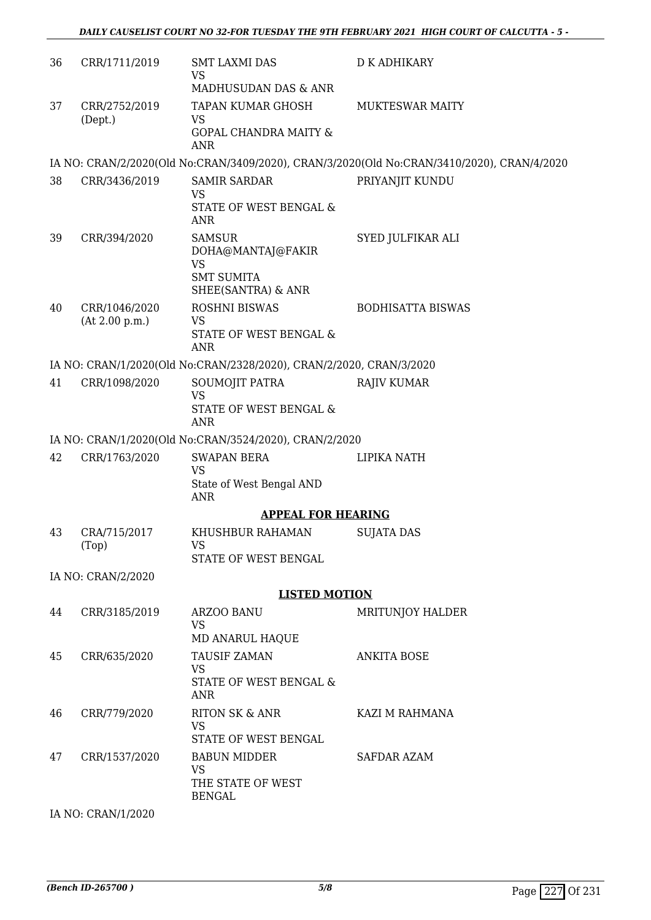| | | | |
|---|---|---|---|
| 36 | CRR/1711/2019 | SMT LAXMI DAS<br>VS<br>MADHUSUDAN DAS & ANR | D K ADHIKARY |
| 37 | CRR/2752/2019<br>(Dept.) | TAPAN KUMAR GHOSH<br>VS<br>GOPAL CHANDRA MAITY & ANR | MUKTESWAR MAITY |

IA NO: CRAN/2/2020(Old No:CRAN/3409/2020), CRAN/3/2020(Old No:CRAN/3410/2020), CRAN/4/2020

| | | | |
|---|---|---|---|
| 38 | CRR/3436/2019 | SAMIR SARDAR<br>VS<br>STATE OF WEST BENGAL & ANR | PRIYANJIT KUNDU |
| 39 | CRR/394/2020 | SAMSUR DOHA@MANTAJ@FAKIR<br>VS<br>SMT SUMITA SHEE(SANTRA) & ANR | SYED JULFIKAR ALI |
| 40 | CRR/1046/2020<br>(At 2.00 p.m.) | ROSHNI BISWAS<br>VS<br>STATE OF WEST BENGAL & ANR | BODHISATTA BISWAS |

IA NO: CRAN/1/2020(Old No:CRAN/2328/2020), CRAN/2/2020, CRAN/3/2020

| | | | |
|---|---|---|---|
| 41 | CRR/1098/2020 | SOUMOJIT PATRA<br>VS<br>STATE OF WEST BENGAL & ANR | RAJIV KUMAR |

IA NO: CRAN/1/2020(Old No:CRAN/3524/2020), CRAN/2/2020

| | | | |
|---|---|---|---|
| 42 | CRR/1763/2020 | SWAPAN BERA<br>VS<br>State of West Bengal AND ANR | LIPIKA NATH |

**APPEAL FOR HEARING**

| | | | |
|---|---|---|---|
| 43 | CRA/715/2017<br>(Top) | KHUSHBUR RAHAMAN<br>VS<br>STATE OF WEST BENGAL | SUJATA DAS |

IA NO: CRAN/2/2020

**LISTED MOTION**

| | | | |
|---|---|---|---|
| 44 | CRR/3185/2019 | ARZOO BANU<br>VS<br>MD ANARUL HAQUE | MRITUNJOY HALDER |
| 45 | CRR/635/2020 | TAUSIF ZAMAN<br>VS<br>STATE OF WEST BENGAL & ANR | ANKITA BOSE |
| 46 | CRR/779/2020 | RITON SK & ANR<br>VS<br>STATE OF WEST BENGAL | KAZI M RAHMANA |
| 47 | CRR/1537/2020 | BABUN MIDDER<br>VS<br>THE STATE OF WEST BENGAL | SAFDAR AZAM |

IA NO: CRAN/1/2020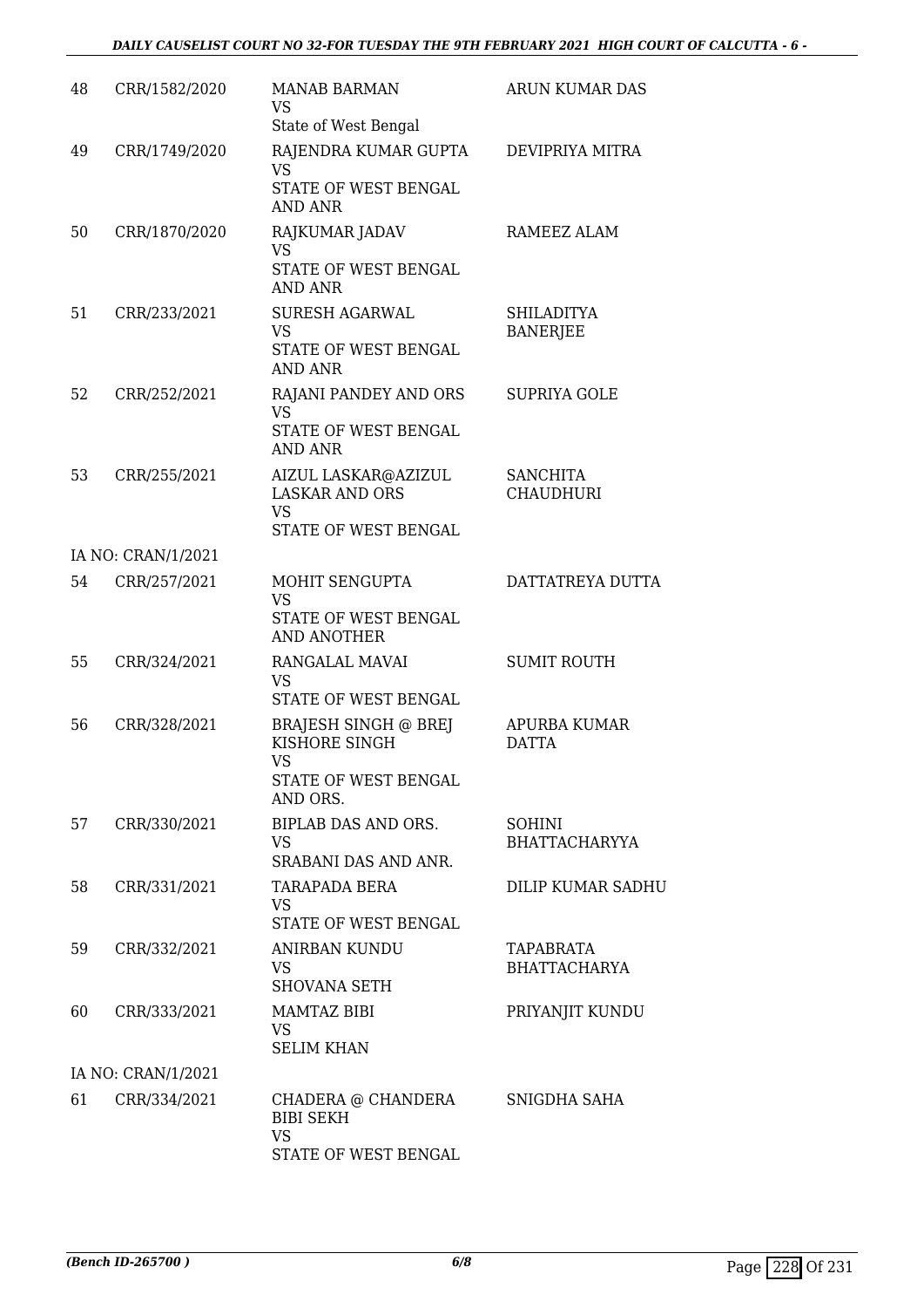| | | | |
|---|---|---|---|
| 48 | CRR/1582/2020 | MANAB BARMAN<br>VS<br>State of West Bengal | ARUN KUMAR DAS |
| 49 | CRR/1749/2020 | RAJENDRA KUMAR GUPTA<br>VS<br>STATE OF WEST BENGAL AND ANR | DEVIPRIYA MITRA |
| 50 | CRR/1870/2020 | RAJKUMAR JADAV<br>VS<br>STATE OF WEST BENGAL AND ANR | RAMEEZ ALAM |
| 51 | CRR/233/2021 | SURESH AGARWAL<br>VS<br>STATE OF WEST BENGAL AND ANR | SHILADITYA BANERJEE |
| 52 | CRR/252/2021 | RAJANI PANDEY AND ORS<br>VS<br>STATE OF WEST BENGAL AND ANR | SUPRIYA GOLE |
| 53 | CRR/255/2021 | AIZUL LASKAR@AZIZUL LASKAR AND ORS<br>VS<br>STATE OF WEST BENGAL | SANCHITA CHAUDHURI |
| | IA NO: CRAN/1/2021 | | |
| 54 | CRR/257/2021 | MOHIT SENGUPTA<br>VS<br>STATE OF WEST BENGAL AND ANOTHER | DATTATREYA DUTTA |
| 55 | CRR/324/2021 | RANGALAL MAVAI<br>VS<br>STATE OF WEST BENGAL | SUMIT ROUTH |
| 56 | CRR/328/2021 | BRAJESH SINGH @ BREJ KISHORE SINGH<br>VS<br>STATE OF WEST BENGAL AND ORS. | APURBA KUMAR DATTA |
| 57 | CRR/330/2021 | BIPLAB DAS AND ORS.<br>VS<br>SRABANI DAS AND ANR. | SOHINI BHATTACHARYYA |
| 58 | CRR/331/2021 | TARAPADA BERA<br>VS<br>STATE OF WEST BENGAL | DILIP KUMAR SADHU |
| 59 | CRR/332/2021 | ANIRBAN KUNDU<br>VS<br>SHOVANA SETH | TAPABRATA BHATTACHARYA |
| 60 | CRR/333/2021 | MAMTAZ BIBI<br>VS<br>SELIM KHAN | PRIYANJIT KUNDU |
| | IA NO: CRAN/1/2021 | | |
| 61 | CRR/334/2021 | CHADERA @ CHANDERA BIBI SEKH<br>VS<br>STATE OF WEST BENGAL | SNIGDHA SAHA |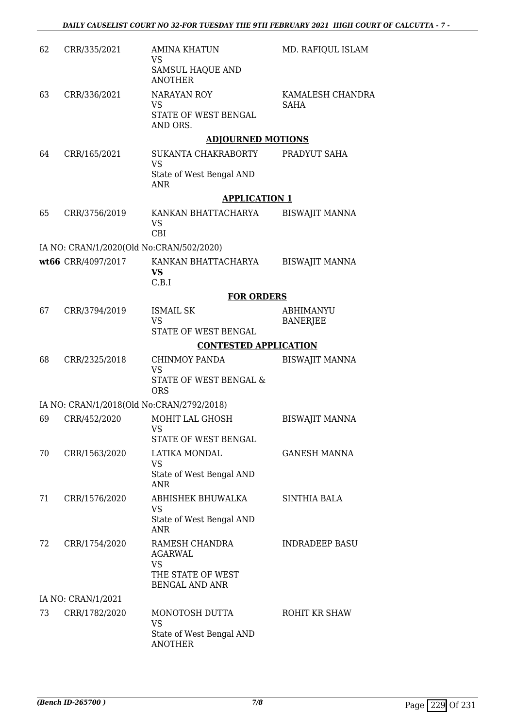| | | | |
|---|---|---|---|
| 62 | CRR/335/2021 | AMINA KHATUN<br>VS<br>SAMSUL HAQUE AND ANOTHER | MD. RAFIQUL ISLAM |
| 63 | CRR/336/2021 | NARAYAN ROY<br>VS<br>STATE OF WEST BENGAL AND ORS. | KAMALESH CHANDRA SAHA |

**ADJOURNED MOTIONS**

| | | | |
|---|---|---|---|
| 64 | CRR/165/2021 | SUKANTA CHAKRABORTY<br>VS<br>State of West Bengal AND ANR | PRADYUT SAHA |

**APPLICATION 1**

| | | | |
|---|---|---|---|
| 65 | CRR/3756/2019 | KANKAN BHATTACHARYA<br>VS<br>CBI | BISWAJIT MANNA |

IA NO: CRAN/1/2020(Old No:CRAN/502/2020)

| | | | |
|---|---|---|---|
| **wt66** | CRR/4097/2017 | KANKAN BHATTACHARYA<br>**VS**<br>C.B.I | BISWAJIT MANNA |

**FOR ORDERS**

| | | | |
|---|---|---|---|
| 67 | CRR/3794/2019 | ISMAIL SK<br>VS<br>STATE OF WEST BENGAL | ABHIMANYU BANERJEE |

**CONTESTED APPLICATION**

| | | | |
|---|---|---|---|
| 68 | CRR/2325/2018 | CHINMOY PANDA<br>VS<br>STATE OF WEST BENGAL & ORS | BISWAJIT MANNA |

IA NO: CRAN/1/2018(Old No:CRAN/2792/2018)

| | | | |
|---|---|---|---|
| 69 | CRR/452/2020 | MOHIT LAL GHOSH<br>VS<br>STATE OF WEST BENGAL | BISWAJIT MANNA |
| 70 | CRR/1563/2020 | LATIKA MONDAL<br>VS<br>State of West Bengal AND ANR | GANESH MANNA |
| 71 | CRR/1576/2020 | ABHISHEK BHUWALKA<br>VS<br>State of West Bengal AND ANR | SINTHIA BALA |
| 72 | CRR/1754/2020 | RAMESH CHANDRA AGARWAL<br>VS<br>THE STATE OF WEST BENGAL AND ANR | INDRADEEP BASU |

IA NO: CRAN/1/2021

| | | | |
|---|---|---|---|
| 73 | CRR/1782/2020 | MONOTOSH DUTTA<br>VS<br>State of West Bengal AND ANOTHER | ROHIT KR SHAW |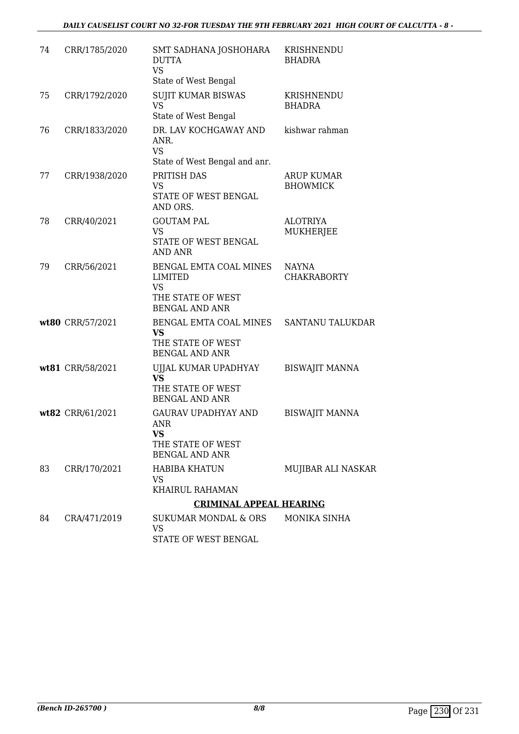| | | | |
|---|---|---|---|
| 74 | CRR/1785/2020 | SMT SADHANA JOSHOHARA DUTTA<br>VS<br>State of West Bengal | KRISHNENDU BHADRA |
| 75 | CRR/1792/2020 | SUJIT KUMAR BISWAS<br>VS<br>State of West Bengal | KRISHNENDU BHADRA |
| 76 | CRR/1833/2020 | DR. LAV KOCHGAWAY AND ANR.<br>VS<br>State of West Bengal and anr. | kishwar rahman |
| 77 | CRR/1938/2020 | PRITISH DAS<br>VS<br>STATE OF WEST BENGAL AND ORS. | ARUP KUMAR BHOWMICK |
| 78 | CRR/40/2021 | GOUTAM PAL<br>VS<br>STATE OF WEST BENGAL AND ANR | ALOTRIYA MUKHERJEE |
| 79 | CRR/56/2021 | BENGAL EMTA COAL MINES LIMITED<br>VS<br>THE STATE OF WEST BENGAL AND ANR | NAYNA CHAKRABORTY |
| **wt80** | CRR/57/2021 | BENGAL EMTA COAL MINES<br>**VS**<br>THE STATE OF WEST BENGAL AND ANR | SANTANU TALUKDAR |
| **wt81** | CRR/58/2021 | UJJAL KUMAR UPADHYAY<br>**VS**<br>THE STATE OF WEST BENGAL AND ANR | BISWAJIT MANNA |
| **wt82** | CRR/61/2021 | GAURAV UPADHYAY AND ANR<br>**VS**<br>THE STATE OF WEST BENGAL AND ANR | BISWAJIT MANNA |
| 83 | CRR/170/2021 | HABIBA KHATUN<br>VS<br>KHAIRUL RAHAMAN | MUJIBAR ALI NASKAR |

**CRIMINAL APPEAL HEARING**

| | | | |
|---|---|---|---|
| 84 | CRA/471/2019 | SUKUMAR MONDAL & ORS<br>VS<br>STATE OF WEST BENGAL | MONIKA SINHA |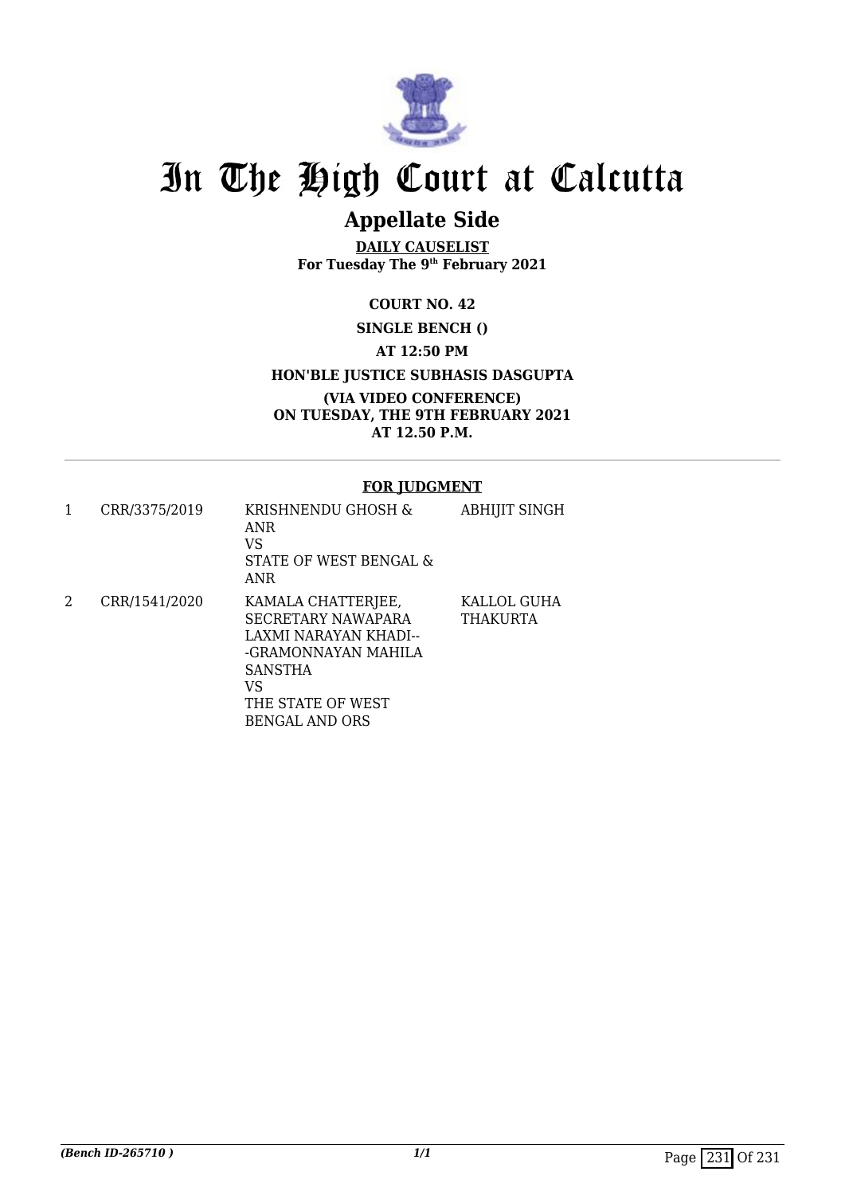# In The High Court at Calcutta

## Appellate Side

**DAILY CAUSELIST**
**For Tuesday The 9th February 2021**

**COURT NO. 42**

**SINGLE BENCH ()**

**AT 12:50 PM**

**HON'BLE JUSTICE SUBHASIS DASGUPTA**

**(VIA VIDEO CONFERENCE)**
**ON TUESDAY, THE 9TH FEBRUARY 2021**
**AT 12.50 P.M.**

**FOR JUDGMENT**

| | | | |
|---|---|---|---|
| 1 | CRR/3375/2019 | KRISHNENDU GHOSH & ANR<br>VS<br>STATE OF WEST BENGAL & ANR | ABHIJIT SINGH |
| 2 | CRR/1541/2020 | KAMALA CHATTERJEE, SECRETARY NAWAPARA LAXMI NARAYAN KHADI---GRAMONNAYAN MAHILA SANSTHA<br>VS<br>THE STATE OF WEST BENGAL AND ORS | KALLOL GUHA THAKURTA |

*(Bench ID-265710 )*